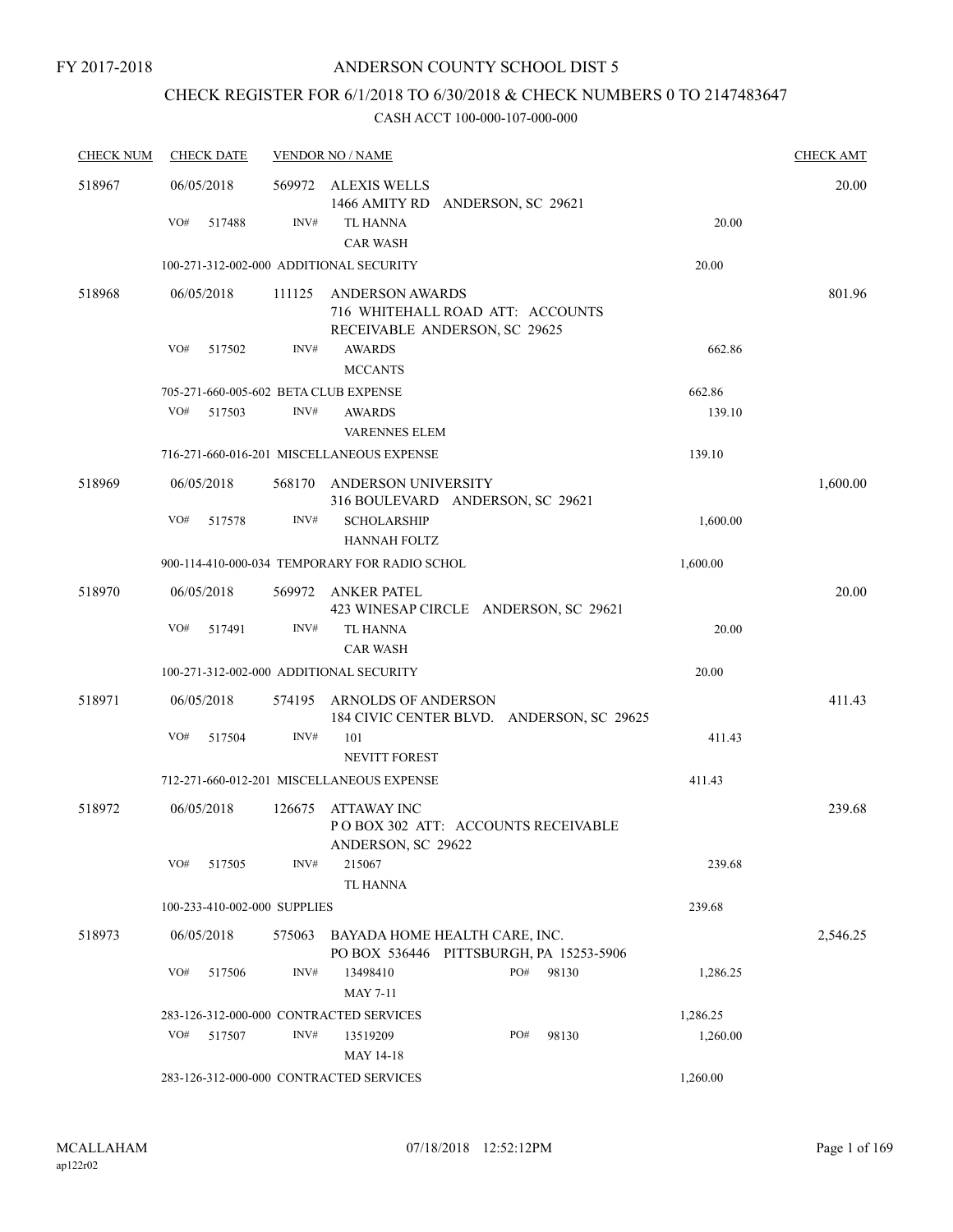FY 2017-2018

# ANDERSON COUNTY SCHOOL DIST 5

## CHECK REGISTER FOR 6/1/2018 TO 6/30/2018 & CHECK NUMBERS 0 TO 2147483647

### CASH ACCT 100-000-107-000-000

| CHECK NUM | CHECK DATE | VENDOR NO / NAME | | CHECK AMT |
|---|---|---|---|---|
| 518967 | 06/05/2018 | 569972 ALEXIS WELLS<br>1466 AMITY RD ANDERSON, SC 29621 | | 20.00 |
| | VO# 517488 | INV# TL HANNA<br>CAR WASH | 20.00 | |
| | 100-271-312-002-000 ADDITIONAL SECURITY | | 20.00 | |
| 518968 | 06/05/2018 | 111125 ANDERSON AWARDS<br>716 WHITEHALL ROAD ATT: ACCOUNTS RECEIVABLE ANDERSON, SC 29625 | | 801.96 |
| | VO# 517502 | INV# AWARDS<br>MCCANTS | 662.86 | |
| | 705-271-660-005-602 BETA CLUB EXPENSE | | 662.86 | |
| | VO# 517503 | INV# AWARDS<br>VARENNES ELEM | 139.10 | |
| | 716-271-660-016-201 MISCELLANEOUS EXPENSE | | 139.10 | |
| 518969 | 06/05/2018 | 568170 ANDERSON UNIVERSITY<br>316 BOULEVARD ANDERSON, SC 29621 | | 1,600.00 |
| | VO# 517578 | INV# SCHOLARSHIP<br>HANNAH FOLTZ | 1,600.00 | |
| | 900-114-410-000-034 TEMPORARY FOR RADIO SCHOL | | 1,600.00 | |
| 518970 | 06/05/2018 | 569972 ANKER PATEL<br>423 WINESAP CIRCLE ANDERSON, SC 29621 | | 20.00 |
| | VO# 517491 | INV# TL HANNA<br>CAR WASH | 20.00 | |
| | 100-271-312-002-000 ADDITIONAL SECURITY | | 20.00 | |
| 518971 | 06/05/2018 | 574195 ARNOLDS OF ANDERSON<br>184 CIVIC CENTER BLVD. ANDERSON, SC 29625 | | 411.43 |
| | VO# 517504 | INV# 101<br>NEVITT FOREST | 411.43 | |
| | 712-271-660-012-201 MISCELLANEOUS EXPENSE | | 411.43 | |
| 518972 | 06/05/2018 | 126675 ATTAWAY INC<br>P O BOX 302 ATT: ACCOUNTS RECEIVABLE ANDERSON, SC 29622 | | 239.68 |
| | VO# 517505 | INV# 215067<br>TL HANNA | 239.68 | |
| | 100-233-410-002-000 SUPPLIES | | 239.68 | |
| 518973 | 06/05/2018 | 575063 BAYADA HOME HEALTH CARE, INC.<br>PO BOX 536446 PITTSBURGH, PA 15253-5906 | | 2,546.25 |
| | VO# 517506 | INV# 13498410 PO# 98130<br>MAY 7-11 | 1,286.25 | |
| | 283-126-312-000-000 CONTRACTED SERVICES | | 1,286.25 | |
| | VO# 517507 | INV# 13519209 PO# 98130<br>MAY 14-18 | 1,260.00 | |
| | 283-126-312-000-000 CONTRACTED SERVICES | | 1,260.00 | |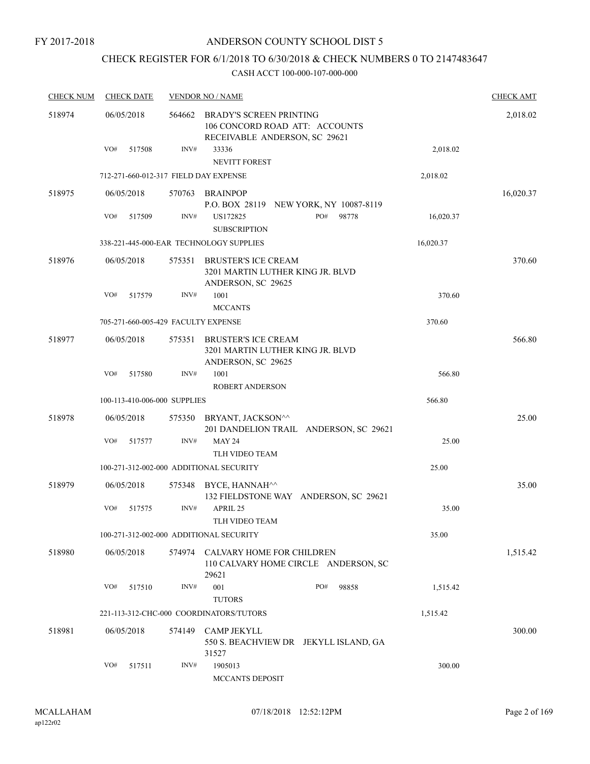FY 2017-2018

# ANDERSON COUNTY SCHOOL DIST 5

## CHECK REGISTER FOR 6/1/2018 TO 6/30/2018 & CHECK NUMBERS 0 TO 2147483647

CASH ACCT 100-000-107-000-000

| CHECK NUM | CHECK DATE | VENDOR NO / NAME | | CHECK AMT |
|---|---|---|---|---|
| 518974 | 06/05/2018 | 564662 BRADY'S SCREEN PRINTING<br>106 CONCORD ROAD ATT: ACCOUNTS RECEIVABLE ANDERSON, SC 29621 | | 2,018.02 |
| | VO# 517508 | INV# 33336<br>NEVITT FOREST | 2,018.02 | |
| | 712-271-660-012-317 FIELD DAY EXPENSE | | 2,018.02 | |
| 518975 | 06/05/2018 | 570763 BRAINPOP<br>P.O. BOX 28119 NEW YORK, NY 10087-8119 | | 16,020.37 |
| | VO# 517509 | INV# US172825 PO# 98778<br>SUBSCRIPTION | 16,020.37 | |
| | 338-221-445-000-EAR TECHNOLOGY SUPPLIES | | 16,020.37 | |
| 518976 | 06/05/2018 | 575351 BRUSTER'S ICE CREAM<br>3201 MARTIN LUTHER KING JR. BLVD ANDERSON, SC 29625 | | 370.60 |
| | VO# 517579 | INV# 1001<br>MCCANTS | 370.60 | |
| | 705-271-660-005-429 FACULTY EXPENSE | | 370.60 | |
| 518977 | 06/05/2018 | 575351 BRUSTER'S ICE CREAM<br>3201 MARTIN LUTHER KING JR. BLVD ANDERSON, SC 29625 | | 566.80 |
| | VO# 517580 | INV# 1001<br>ROBERT ANDERSON | 566.80 | |
| | 100-113-410-006-000 SUPPLIES | | 566.80 | |
| 518978 | 06/05/2018 | 575350 BRYANT, JACKSON^^<br>201 DANDELION TRAIL ANDERSON, SC 29621 | | 25.00 |
| | VO# 517577 | INV# MAY 24<br>TLH VIDEO TEAM | 25.00 | |
| | 100-271-312-002-000 ADDITIONAL SECURITY | | 25.00 | |
| 518979 | 06/05/2018 | 575348 BYCE, HANNAH^^<br>132 FIELDSTONE WAY ANDERSON, SC 29621 | | 35.00 |
| | VO# 517575 | INV# APRIL 25<br>TLH VIDEO TEAM | 35.00 | |
| | 100-271-312-002-000 ADDITIONAL SECURITY | | 35.00 | |
| 518980 | 06/05/2018 | 574974 CALVARY HOME FOR CHILDREN<br>110 CALVARY HOME CIRCLE ANDERSON, SC 29621 | | 1,515.42 |
| | VO# 517510 | INV# 001 PO# 98858<br>TUTORS | 1,515.42 | |
| | 221-113-312-CHC-000 COORDINATORS/TUTORS | | 1,515.42 | |
| 518981 | 06/05/2018 | 574149 CAMP JEKYLL<br>550 S. BEACHVIEW DR JEKYLL ISLAND, GA 31527 | | 300.00 |
| | VO# 517511 | INV# 1905013<br>MCCANTS DEPOSIT | 300.00 | |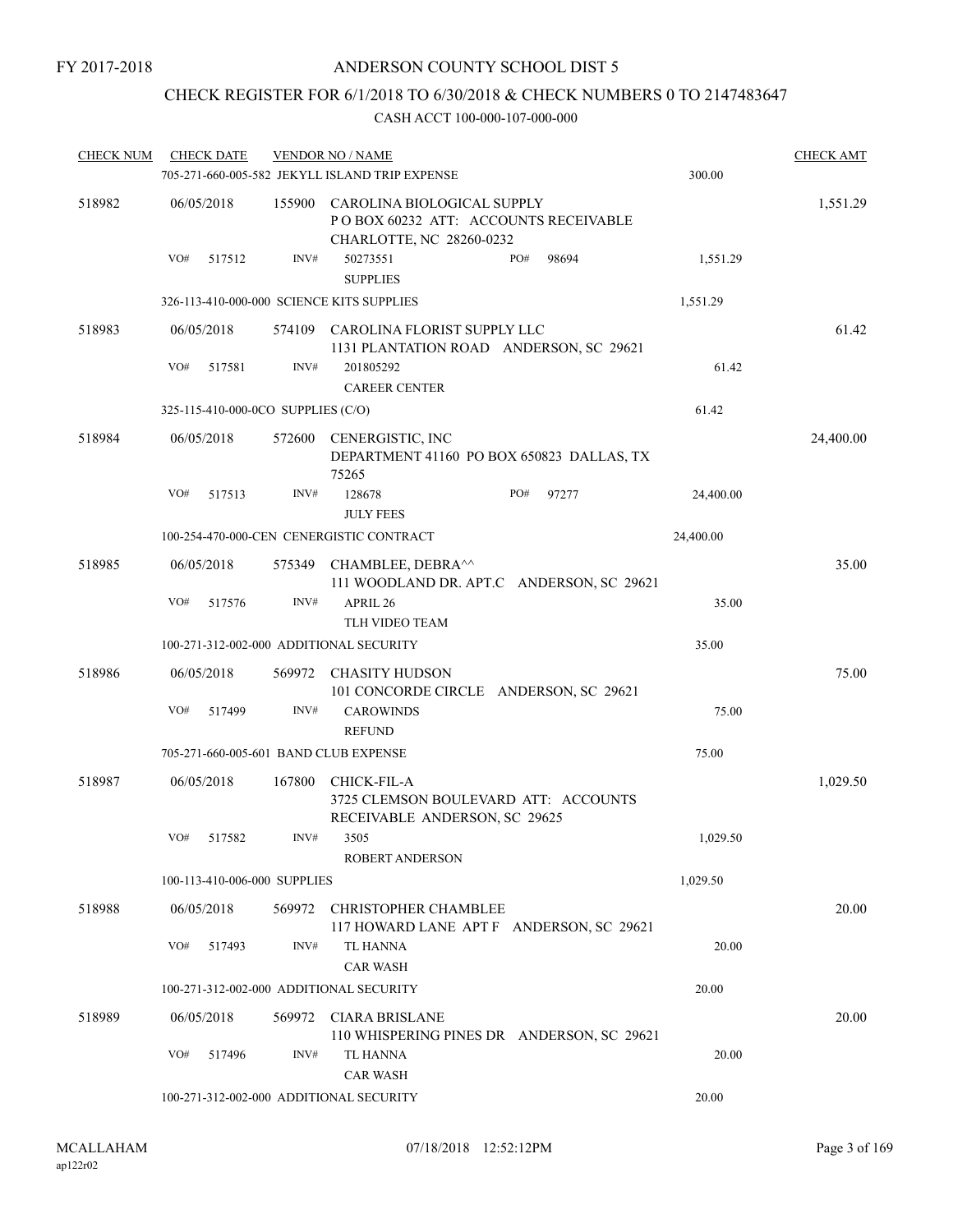FY 2017-2018

# ANDERSON COUNTY SCHOOL DIST 5

## CHECK REGISTER FOR 6/1/2018 TO 6/30/2018 & CHECK NUMBERS 0 TO 2147483647

### CASH ACCT 100-000-107-000-000

| CHECK NUM | CHECK DATE | VENDOR NO / NAME | | CHECK AMT |
|---|---|---|---|---|
| | | 705-271-660-005-582 JEKYLL ISLAND TRIP EXPENSE | 300.00 | |
| 518982 | 06/05/2018 | 155900 CAROLINA BIOLOGICAL SUPPLY<br>P O BOX 60232 ATT: ACCOUNTS RECEIVABLE<br>CHARLOTTE, NC 28260-0232 | | 1,551.29 |
| | VO# 517512 | INV# 50273551 PO# 98694<br>SUPPLIES | 1,551.29 | |
| | | 326-113-410-000-000 SCIENCE KITS SUPPLIES | 1,551.29 | |
| 518983 | 06/05/2018 | 574109 CAROLINA FLORIST SUPPLY LLC<br>1131 PLANTATION ROAD ANDERSON, SC 29621 | | 61.42 |
| | VO# 517581 | INV# 201805292<br>CAREER CENTER | 61.42 | |
| | | 325-115-410-000-0CO SUPPLIES (C/O) | 61.42 | |
| 518984 | 06/05/2018 | 572600 CENERGISTIC, INC<br>DEPARTMENT 41160 PO BOX 650823 DALLAS, TX 75265 | | 24,400.00 |
| | VO# 517513 | INV# 128678 PO# 97277<br>JULY FEES | 24,400.00 | |
| | | 100-254-470-000-CEN CENERGISTIC CONTRACT | 24,400.00 | |
| 518985 | 06/05/2018 | 575349 CHAMBLEE, DEBRA^^<br>111 WOODLAND DR. APT.C ANDERSON, SC 29621 | | 35.00 |
| | VO# 517576 | INV# APRIL 26<br>TLH VIDEO TEAM | 35.00 | |
| | | 100-271-312-002-000 ADDITIONAL SECURITY | 35.00 | |
| 518986 | 06/05/2018 | 569972 CHASITY HUDSON<br>101 CONCORDE CIRCLE ANDERSON, SC 29621 | | 75.00 |
| | VO# 517499 | INV# CAROWINDS<br>REFUND | 75.00 | |
| | | 705-271-660-005-601 BAND CLUB EXPENSE | 75.00 | |
| 518987 | 06/05/2018 | 167800 CHICK-FIL-A<br>3725 CLEMSON BOULEVARD ATT: ACCOUNTS<br>RECEIVABLE ANDERSON, SC 29625 | | 1,029.50 |
| | VO# 517582 | INV# 3505<br>ROBERT ANDERSON | 1,029.50 | |
| | | 100-113-410-006-000 SUPPLIES | 1,029.50 | |
| 518988 | 06/05/2018 | 569972 CHRISTOPHER CHAMBLEE<br>117 HOWARD LANE APT F ANDERSON, SC 29621 | | 20.00 |
| | VO# 517493 | INV# TL HANNA<br>CAR WASH | 20.00 | |
| | | 100-271-312-002-000 ADDITIONAL SECURITY | 20.00 | |
| 518989 | 06/05/2018 | 569972 CIARA BRISLANE<br>110 WHISPERING PINES DR ANDERSON, SC 29621 | | 20.00 |
| | VO# 517496 | INV# TL HANNA<br>CAR WASH | 20.00 | |
| | | 100-271-312-002-000 ADDITIONAL SECURITY | 20.00 | |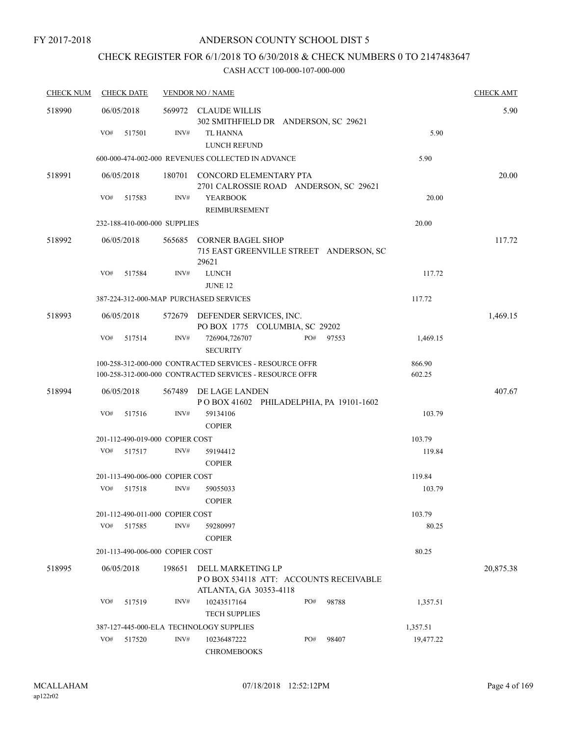FY 2017-2018

# ANDERSON COUNTY SCHOOL DIST 5

## CHECK REGISTER FOR 6/1/2018 TO 6/30/2018 & CHECK NUMBERS 0 TO 2147483647

### CASH ACCT 100-000-107-000-000

| CHECK NUM | CHECK DATE | VENDOR NO / NAME | | CHECK AMT |
|---|---|---|---|---|
| 518990 | 06/05/2018 | 569972 CLAUDE WILLIS<br>302 SMITHFIELD DR ANDERSON, SC 29621 | | 5.90 |
| | VO# 517501 | INV# TL HANNA<br>LUNCH REFUND | 5.90 | |
| | 600-000-474-002-000 REVENUES COLLECTED IN ADVANCE | | 5.90 | |
| 518991 | 06/05/2018 | 180701 CONCORD ELEMENTARY PTA<br>2701 CALROSSIE ROAD ANDERSON, SC 29621 | | 20.00 |
| | VO# 517583 | INV# YEARBOOK<br>REIMBURSEMENT | 20.00 | |
| | 232-188-410-000-000 SUPPLIES | | 20.00 | |
| 518992 | 06/05/2018 | 565685 CORNER BAGEL SHOP<br>715 EAST GREENVILLE STREET ANDERSON, SC 29621 | | 117.72 |
| | VO# 517584 | INV# LUNCH<br>JUNE 12 | 117.72 | |
| | 387-224-312-000-MAP PURCHASED SERVICES | | 117.72 | |
| 518993 | 06/05/2018 | 572679 DEFENDER SERVICES, INC.<br>PO BOX 1775 COLUMBIA, SC 29202 | | 1,469.15 |
| | VO# 517514 | INV# 726904,726707 PO# 97553<br>SECURITY | 1,469.15 | |
| | 100-258-312-000-000 CONTRACTED SERVICES - RESOURCE OFFR | | 866.90 | |
| | 100-258-312-000-000 CONTRACTED SERVICES - RESOURCE OFFR | | 602.25 | |
| 518994 | 06/05/2018 | 567489 DE LAGE LANDEN<br>P O BOX 41602 PHILADELPHIA, PA 19101-1602 | | 407.67 |
| | VO# 517516 | INV# 59134106<br>COPIER | 103.79 | |
| | 201-112-490-019-000 COPIER COST | | 103.79 | |
| | VO# 517517 | INV# 59194412<br>COPIER | 119.84 | |
| | 201-113-490-006-000 COPIER COST | | 119.84 | |
| | VO# 517518 | INV# 59055033<br>COPIER | 103.79 | |
| | 201-112-490-011-000 COPIER COST | | 103.79 | |
| | VO# 517585 | INV# 59280997<br>COPIER | 80.25 | |
| | 201-113-490-006-000 COPIER COST | | 80.25 | |
| 518995 | 06/05/2018 | 198651 DELL MARKETING LP<br>P O BOX 534118 ATT: ACCOUNTS RECEIVABLE<br>ATLANTA, GA 30353-4118 | | 20,875.38 |
| | VO# 517519 | INV# 10243517164 PO# 98788<br>TECH SUPPLIES | 1,357.51 | |
| | 387-127-445-000-ELA TECHNOLOGY SUPPLIES | | 1,357.51 | |
| | VO# 517520 | INV# 10236487222 PO# 98407<br>CHROMEBOOKS | 19,477.22 | |

MCALLAHAM ap122r02 07/18/2018 12:52:12PM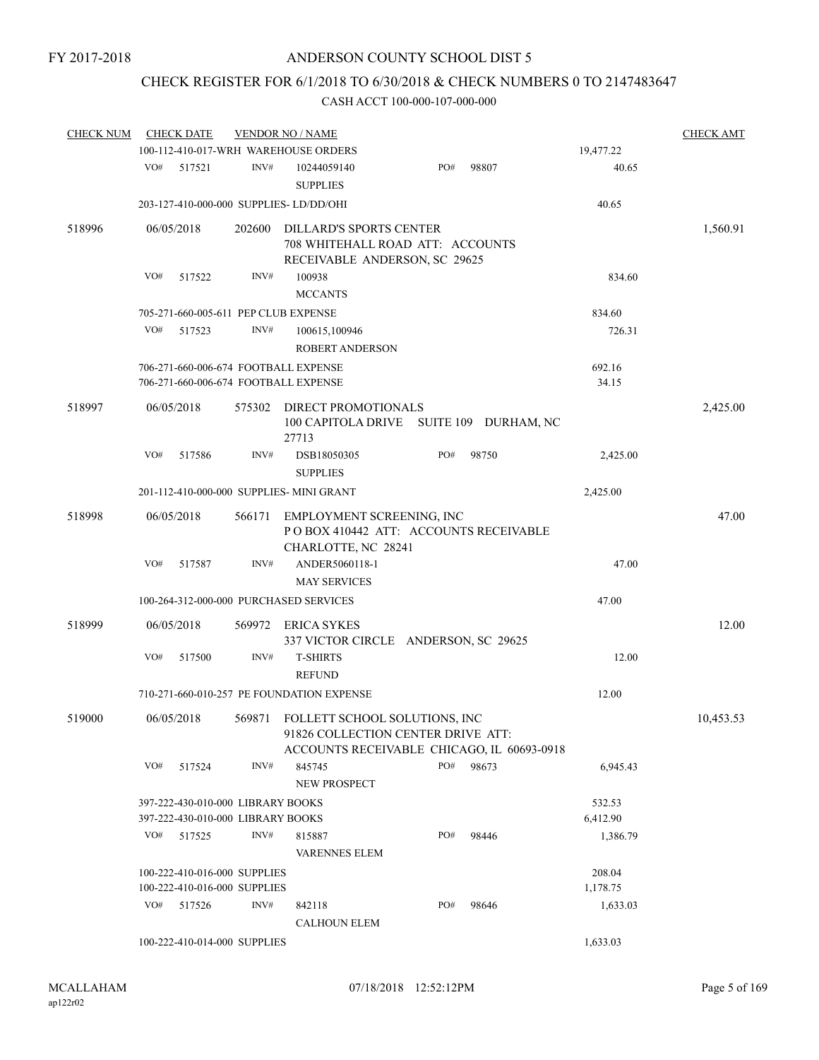FY 2017-2018

# ANDERSON COUNTY SCHOOL DIST 5

## CHECK REGISTER FOR 6/1/2018 TO 6/30/2018 & CHECK NUMBERS 0 TO 2147483647

### CASH ACCT 100-000-107-000-000

| CHECK NUM | CHECK DATE | VENDOR NO / NAME | | CHECK AMT |
|---|---|---|---|---|
| | 100-112-410-017-WRH WAREHOUSE ORDERS | | 19,477.22 | |
| | VO# 517521 INV# 10244059140 PO# 98807 SUPPLIES | | 40.65 | |
| | 203-127-410-000-000 SUPPLIES- LD/DD/OHI | | 40.65 | |
| 518996 | 06/05/2018 | 202600 DILLARD'S SPORTS CENTER 708 WHITEHALL ROAD ATT: ACCOUNTS RECEIVABLE ANDERSON, SC 29625 | | 1,560.91 |
| | VO# 517522 INV# 100938 MCCANTS | | 834.60 | |
| | 705-271-660-005-611 PEP CLUB EXPENSE | | 834.60 | |
| | VO# 517523 INV# 100615,100946 ROBERT ANDERSON | | 726.31 | |
| | 706-271-660-006-674 FOOTBALL EXPENSE | | 692.16 | |
| | 706-271-660-006-674 FOOTBALL EXPENSE | | 34.15 | |
| 518997 | 06/05/2018 | 575302 DIRECT PROMOTIONALS 100 CAPITOLA DRIVE SUITE 109 DURHAM, NC 27713 | | 2,425.00 |
| | VO# 517586 INV# DSB18050305 PO# 98750 SUPPLIES | | 2,425.00 | |
| | 201-112-410-000-000 SUPPLIES- MINI GRANT | | 2,425.00 | |
| 518998 | 06/05/2018 | 566171 EMPLOYMENT SCREENING, INC P O BOX 410442 ATT: ACCOUNTS RECEIVABLE CHARLOTTE, NC 28241 | | 47.00 |
| | VO# 517587 INV# ANDER5060118-1 MAY SERVICES | | 47.00 | |
| | 100-264-312-000-000 PURCHASED SERVICES | | 47.00 | |
| 518999 | 06/05/2018 | 569972 ERICA SYKES 337 VICTOR CIRCLE ANDERSON, SC 29625 | | 12.00 |
| | VO# 517500 INV# T-SHIRTS REFUND | | 12.00 | |
| | 710-271-660-010-257 PE FOUNDATION EXPENSE | | 12.00 | |
| 519000 | 06/05/2018 | 569871 FOLLETT SCHOOL SOLUTIONS, INC 91826 COLLECTION CENTER DRIVE ATT: ACCOUNTS RECEIVABLE CHICAGO, IL 60693-0918 | | 10,453.53 |
| | VO# 517524 INV# 845745 PO# 98673 NEW PROSPECT | | 6,945.43 | |
| | 397-222-430-010-000 LIBRARY BOOKS | | 532.53 | |
| | 397-222-430-010-000 LIBRARY BOOKS | | 6,412.90 | |
| | VO# 517525 INV# 815887 PO# 98446 VARENNES ELEM | | 1,386.79 | |
| | 100-222-410-016-000 SUPPLIES | | 208.04 | |
| | 100-222-410-016-000 SUPPLIES | | 1,178.75 | |
| | VO# 517526 INV# 842118 PO# 98646 CALHOUN ELEM | | 1,633.03 | |
| | 100-222-410-014-000 SUPPLIES | | 1,633.03 | |

MCALLAHAM ap122r02 07/18/2018 12:52:12PM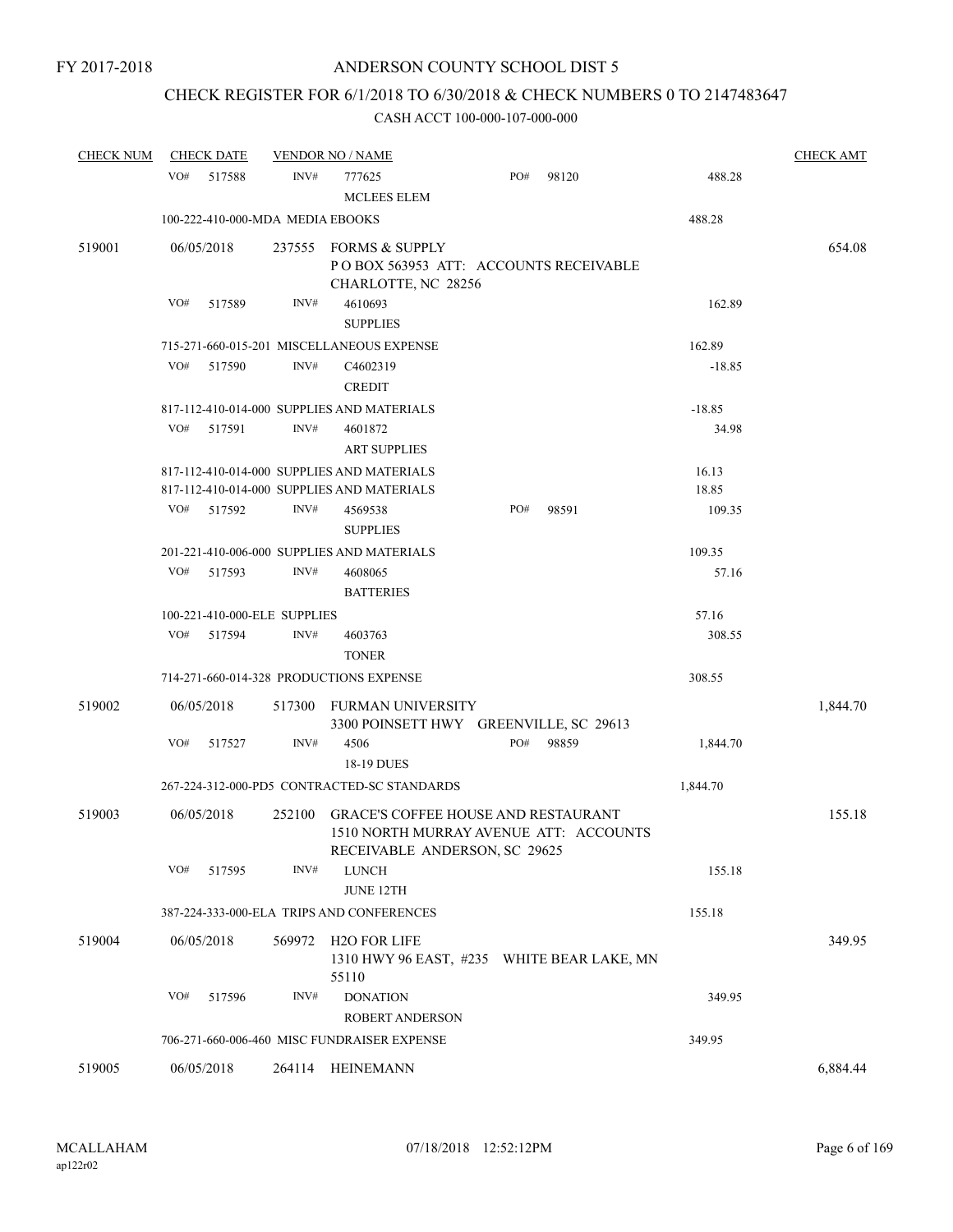FY 2017-2018

# ANDERSON COUNTY SCHOOL DIST 5

## CHECK REGISTER FOR 6/1/2018 TO 6/30/2018 & CHECK NUMBERS 0 TO 2147483647

### CASH ACCT 100-000-107-000-000

| CHECK NUM | CHECK DATE | VENDOR NO / NAME | | | CHECK AMT |
|---|---|---|---|---|---|
| | VO# 517588 | INV# 777625<br>MCLEES ELEM | PO# 98120 | 488.28 | |
| | 100-222-410-000-MDA MEDIA EBOOKS | | | 488.28 | |
| 519001 | 06/05/2018 | 237555 FORMS & SUPPLY<br>P O BOX 563953 ATT: ACCOUNTS RECEIVABLE<br>CHARLOTTE, NC 28256 | | | 654.08 |
| | VO# 517589 | INV# 4610693<br>SUPPLIES | | 162.89 | |
| | 715-271-660-015-201 MISCELLANEOUS EXPENSE | | | 162.89 | |
| | VO# 517590 | INV# C4602319<br>CREDIT | | -18.85 | |
| | 817-112-410-014-000 SUPPLIES AND MATERIALS | | | -18.85 | |
| | VO# 517591 | INV# 4601872<br>ART SUPPLIES | | 34.98 | |
| | 817-112-410-014-000 SUPPLIES AND MATERIALS | | | 16.13 | |
| | 817-112-410-014-000 SUPPLIES AND MATERIALS | | | 18.85 | |
| | VO# 517592 | INV# 4569538<br>SUPPLIES | PO# 98591 | 109.35 | |
| | 201-221-410-006-000 SUPPLIES AND MATERIALS | | | 109.35 | |
| | VO# 517593 | INV# 4608065<br>BATTERIES | | 57.16 | |
| | 100-221-410-000-ELE SUPPLIES | | | 57.16 | |
| | VO# 517594 | INV# 4603763<br>TONER | | 308.55 | |
| | 714-271-660-014-328 PRODUCTIONS EXPENSE | | | 308.55 | |
| 519002 | 06/05/2018 | 517300 FURMAN UNIVERSITY<br>3300 POINSETT HWY GREENVILLE, SC 29613 | | | 1,844.70 |
| | VO# 517527 | INV# 4506<br>18-19 DUES | PO# 98859 | 1,844.70 | |
| | 267-224-312-000-PD5 CONTRACTED-SC STANDARDS | | | 1,844.70 | |
| 519003 | 06/05/2018 | 252100 GRACE'S COFFEE HOUSE AND RESTAURANT<br>1510 NORTH MURRAY AVENUE ATT: ACCOUNTS<br>RECEIVABLE ANDERSON, SC 29625 | | | 155.18 |
| | VO# 517595 | INV# LUNCH<br>JUNE 12TH | | 155.18 | |
| | 387-224-333-000-ELA TRIPS AND CONFERENCES | | | 155.18 | |
| 519004 | 06/05/2018 | 569972 H2O FOR LIFE<br>1310 HWY 96 EAST, #235 WHITE BEAR LAKE, MN<br>55110 | | | 349.95 |
| | VO# 517596 | INV# DONATION<br>ROBERT ANDERSON | | 349.95 | |
| | 706-271-660-006-460 MISC FUNDRAISER EXPENSE | | | 349.95 | |
| 519005 | 06/05/2018 | 264114 HEINEMANN | | | 6,884.44 |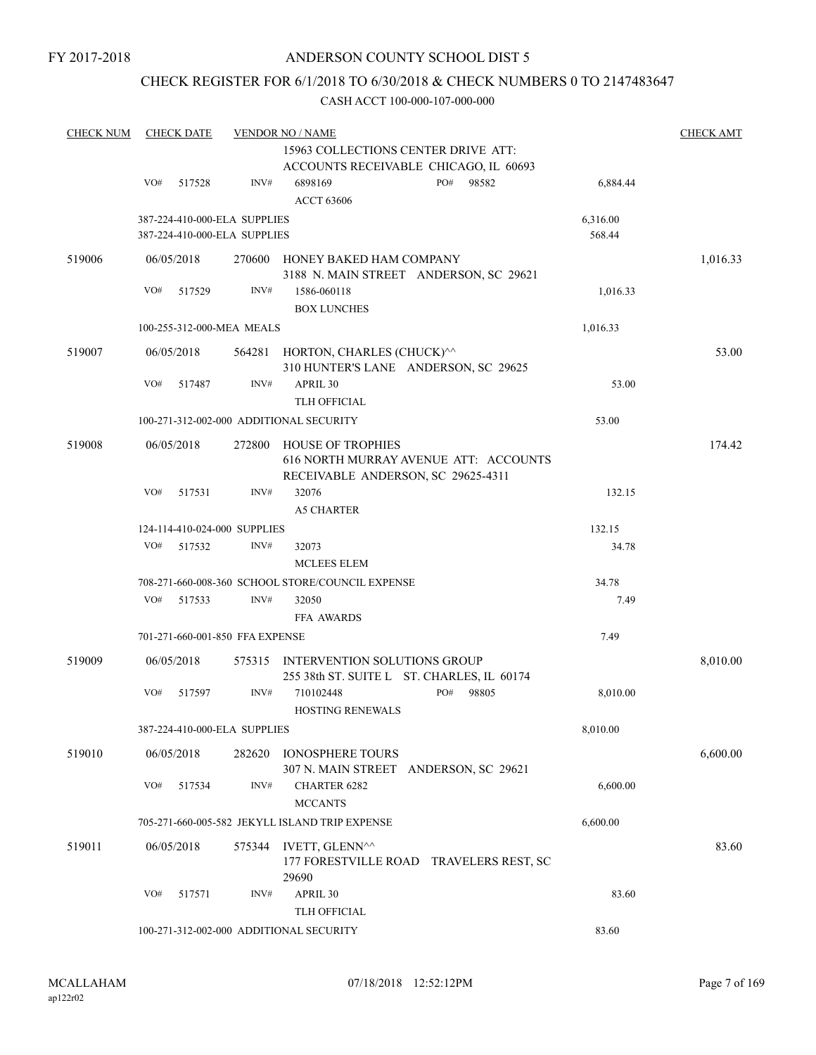FY 2017-2018

# ANDERSON COUNTY SCHOOL DIST 5

## CHECK REGISTER FOR 6/1/2018 TO 6/30/2018 & CHECK NUMBERS 0 TO 2147483647

CASH ACCT 100-000-107-000-000

| CHECK NUM | CHECK DATE | VENDOR NO / NAME | | CHECK AMT |
|---|---|---|---|---|
| | | 15963 COLLECTIONS CENTER DRIVE ATT: ACCOUNTS RECEIVABLE CHICAGO, IL 60693 | | |
| | VO# 517528 | INV# 6898169 PO# 98582 ACCT 63606 | 6,884.44 | |
| | 387-224-410-000-ELA SUPPLIES | | 6,316.00 | |
| | 387-224-410-000-ELA SUPPLIES | | 568.44 | |
| 519006 | 06/05/2018 | 270600 HONEY BAKED HAM COMPANY 3188 N. MAIN STREET ANDERSON, SC 29621 | | 1,016.33 |
| | VO# 517529 | INV# 1586-060118 BOX LUNCHES | 1,016.33 | |
| | 100-255-312-000-MEA MEALS | | 1,016.33 | |
| 519007 | 06/05/2018 | 564281 HORTON, CHARLES (CHUCK)^^ 310 HUNTER'S LANE ANDERSON, SC 29625 | | 53.00 |
| | VO# 517487 | INV# APRIL 30 TLH OFFICIAL | 53.00 | |
| | 100-271-312-002-000 ADDITIONAL SECURITY | | 53.00 | |
| 519008 | 06/05/2018 | 272800 HOUSE OF TROPHIES 616 NORTH MURRAY AVENUE ATT: ACCOUNTS RECEIVABLE ANDERSON, SC 29625-4311 | | 174.42 |
| | VO# 517531 | INV# 32076 A5 CHARTER | 132.15 | |
| | 124-114-410-024-000 SUPPLIES | | 132.15 | |
| | VO# 517532 | INV# 32073 MCLEES ELEM | 34.78 | |
| | 708-271-660-008-360 SCHOOL STORE/COUNCIL EXPENSE | | 34.78 | |
| | VO# 517533 | INV# 32050 FFA AWARDS | 7.49 | |
| | 701-271-660-001-850 FFA EXPENSE | | 7.49 | |
| 519009 | 06/05/2018 | 575315 INTERVENTION SOLUTIONS GROUP 255 38th ST. SUITE L ST. CHARLES, IL 60174 | | 8,010.00 |
| | VO# 517597 | INV# 710102448 PO# 98805 HOSTING RENEWALS | 8,010.00 | |
| | 387-224-410-000-ELA SUPPLIES | | 8,010.00 | |
| 519010 | 06/05/2018 | 282620 IONOSPHERE TOURS 307 N. MAIN STREET ANDERSON, SC 29621 | | 6,600.00 |
| | VO# 517534 | INV# CHARTER 6282 MCCANTS | 6,600.00 | |
| | 705-271-660-005-582 JEKYLL ISLAND TRIP EXPENSE | | 6,600.00 | |
| 519011 | 06/05/2018 | 575344 IVETT, GLENN^^ 177 FORESTVILLE ROAD TRAVELERS REST, SC 29690 | | 83.60 |
| | VO# 517571 | INV# APRIL 30 TLH OFFICIAL | 83.60 | |
| | 100-271-312-002-000 ADDITIONAL SECURITY | | 83.60 | |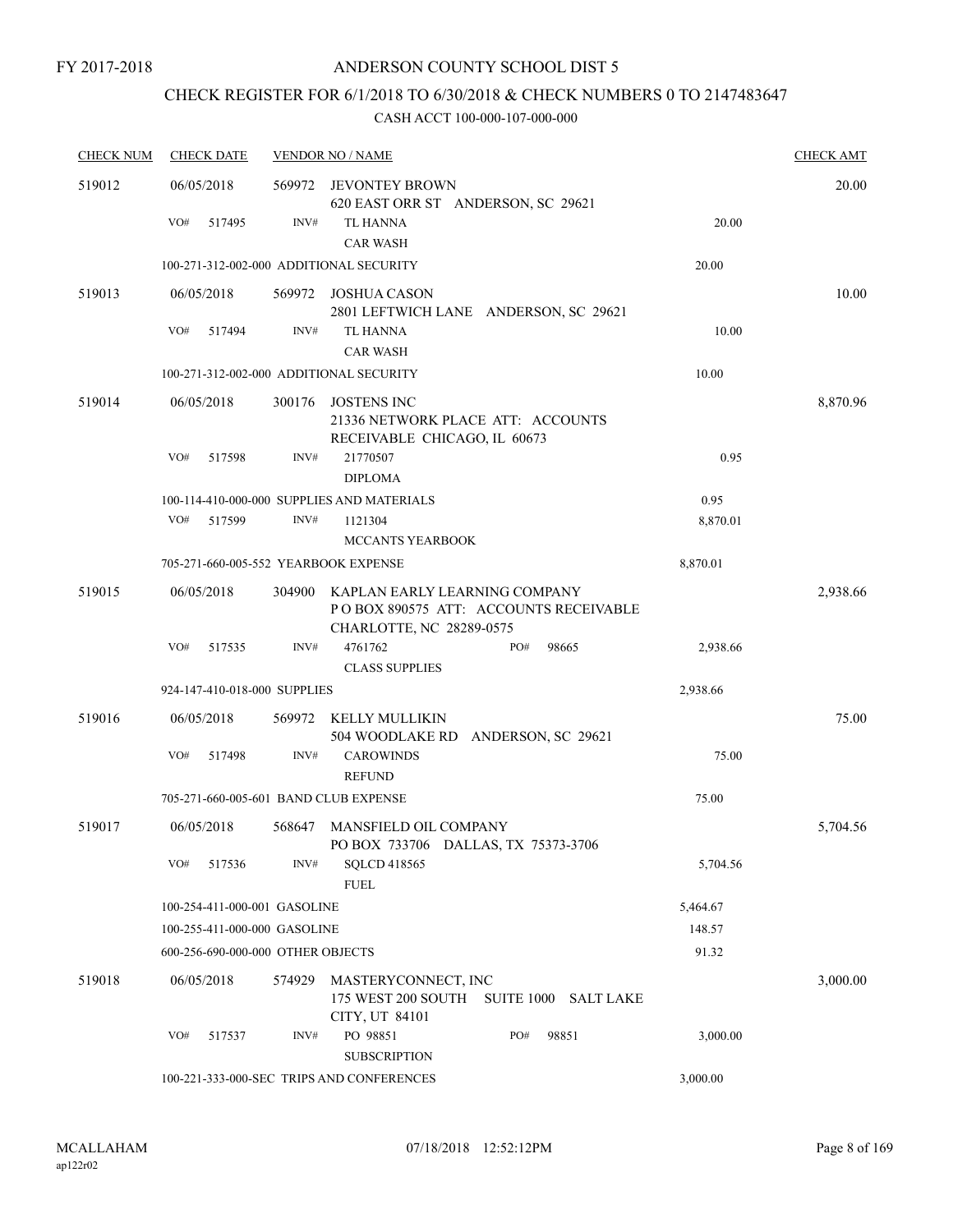FY 2017-2018

# ANDERSON COUNTY SCHOOL DIST 5

## CHECK REGISTER FOR 6/1/2018 TO 6/30/2018 & CHECK NUMBERS 0 TO 2147483647

CASH ACCT 100-000-107-000-000

| CHECK NUM | CHECK DATE | VENDOR NO / NAME | | CHECK AMT |
|---|---|---|---|---|
| 519012 | 06/05/2018 | 569972 JEVONTEY BROWN<br>620 EAST ORR ST ANDERSON, SC 29621 | | 20.00 |
| | VO# 517495 | INV# TL HANNA<br>CAR WASH | 20.00 | |
| | 100-271-312-002-000 ADDITIONAL SECURITY | | 20.00 | |
| 519013 | 06/05/2018 | 569972 JOSHUA CASON<br>2801 LEFTWICH LANE ANDERSON, SC 29621 | | 10.00 |
| | VO# 517494 | INV# TL HANNA<br>CAR WASH | 10.00 | |
| | 100-271-312-002-000 ADDITIONAL SECURITY | | 10.00 | |
| 519014 | 06/05/2018 | 300176 JOSTENS INC<br>21336 NETWORK PLACE ATT: ACCOUNTS RECEIVABLE CHICAGO, IL 60673 | | 8,870.96 |
| | VO# 517598 | INV# 21770507<br>DIPLOMA | 0.95 | |
| | 100-114-410-000-000 SUPPLIES AND MATERIALS | | 0.95 | |
| | VO# 517599 | INV# 1121304<br>MCCANTS YEARBOOK | 8,870.01 | |
| | 705-271-660-005-552 YEARBOOK EXPENSE | | 8,870.01 | |
| 519015 | 06/05/2018 | 304900 KAPLAN EARLY LEARNING COMPANY<br>P O BOX 890575 ATT: ACCOUNTS RECEIVABLE CHARLOTTE, NC 28289-0575 | | 2,938.66 |
| | VO# 517535 | INV# 4761762 PO# 98665<br>CLASS SUPPLIES | 2,938.66 | |
| | 924-147-410-018-000 SUPPLIES | | 2,938.66 | |
| 519016 | 06/05/2018 | 569972 KELLY MULLIKIN<br>504 WOODLAKE RD ANDERSON, SC 29621 | | 75.00 |
| | VO# 517498 | INV# CAROWINDS<br>REFUND | 75.00 | |
| | 705-271-660-005-601 BAND CLUB EXPENSE | | 75.00 | |
| 519017 | 06/05/2018 | 568647 MANSFIELD OIL COMPANY<br>PO BOX 733706 DALLAS, TX 75373-3706 | | 5,704.56 |
| | VO# 517536 | INV# SQLCD 418565<br>FUEL | 5,704.56 | |
| | 100-254-411-000-001 GASOLINE | | 5,464.67 | |
| | 100-255-411-000-000 GASOLINE | | 148.57 | |
| | 600-256-690-000-000 OTHER OBJECTS | | 91.32 | |
| 519018 | 06/05/2018 | 574929 MASTERYCONNECT, INC<br>175 WEST 200 SOUTH SUITE 1000 SALT LAKE CITY, UT 84101 | | 3,000.00 |
| | VO# 517537 | INV# PO 98851 PO# 98851<br>SUBSCRIPTION | 3,000.00 | |
| | 100-221-333-000-SEC TRIPS AND CONFERENCES | | 3,000.00 | |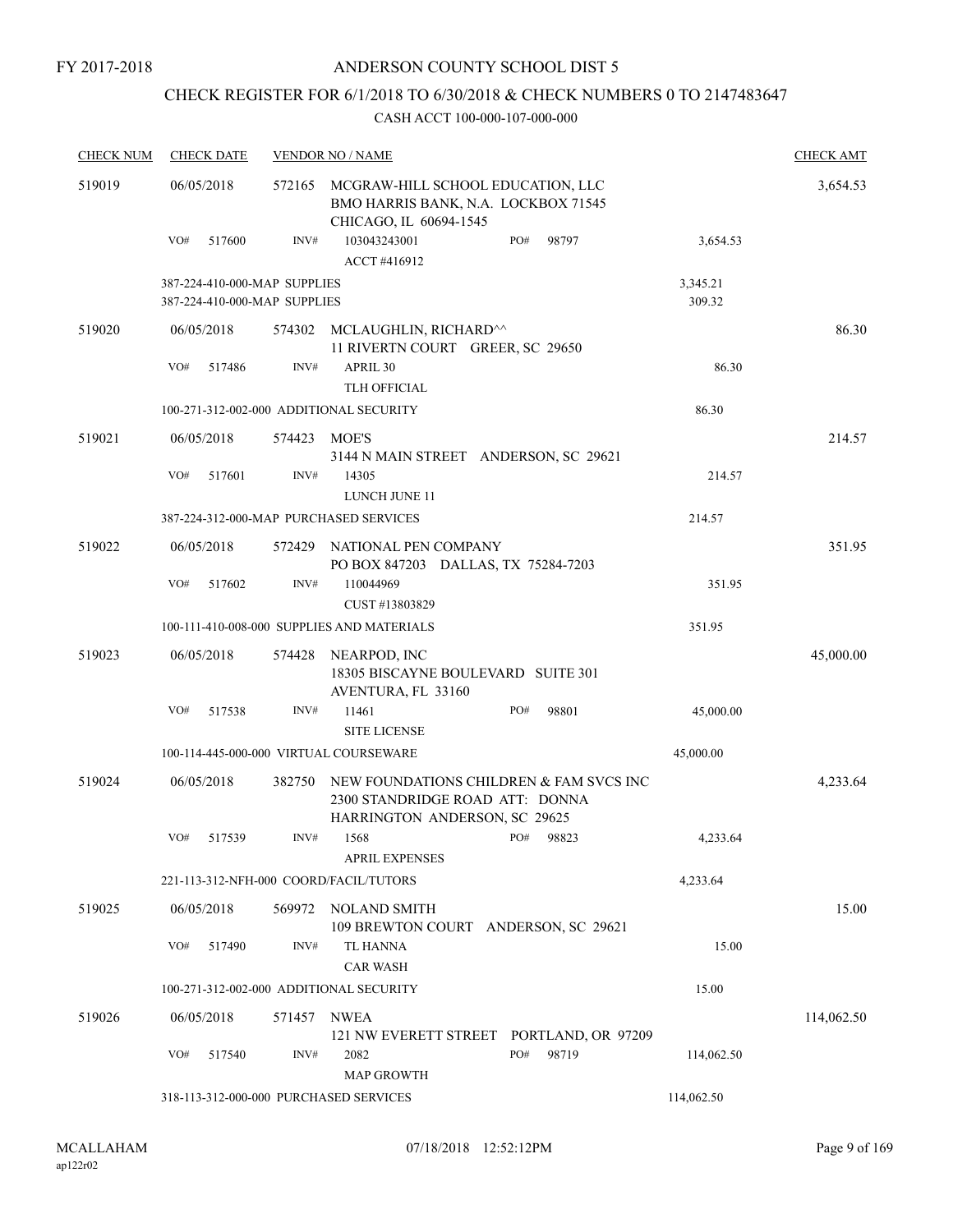FY 2017-2018

# ANDERSON COUNTY SCHOOL DIST 5

## CHECK REGISTER FOR 6/1/2018 TO 6/30/2018 & CHECK NUMBERS 0 TO 2147483647

### CASH ACCT 100-000-107-000-000

| CHECK NUM | CHECK DATE | VENDOR NO / NAME | | | CHECK AMT |
|---|---|---|---|---|---|
| 519019 | 06/05/2018 | 572165 MCGRAW-HILL SCHOOL EDUCATION, LLC<br>BMO HARRIS BANK, N.A. LOCKBOX 71545<br>CHICAGO, IL 60694-1545 | | | 3,654.53 |
| | VO# 517600 | INV# 103043243001<br>ACCT #416912 | PO# 98797 | 3,654.53 | |
| | 387-224-410-000-MAP SUPPLIES | | | 3,345.21 | |
| | 387-224-410-000-MAP SUPPLIES | | | 309.32 | |
| 519020 | 06/05/2018 | 574302 MCLAUGHLIN, RICHARD^^<br>11 RIVERTN COURT GREER, SC 29650 | | | 86.30 |
| | VO# 517486 | INV# APRIL 30<br>TLH OFFICIAL | | 86.30 | |
| | 100-271-312-002-000 ADDITIONAL SECURITY | | | 86.30 | |
| 519021 | 06/05/2018 | 574423 MOE'S<br>3144 N MAIN STREET ANDERSON, SC 29621 | | | 214.57 |
| | VO# 517601 | INV# 14305<br>LUNCH JUNE 11 | | 214.57 | |
| | 387-224-312-000-MAP PURCHASED SERVICES | | | 214.57 | |
| 519022 | 06/05/2018 | 572429 NATIONAL PEN COMPANY<br>PO BOX 847203 DALLAS, TX 75284-7203 | | | 351.95 |
| | VO# 517602 | INV# 110044969<br>CUST #13803829 | | 351.95 | |
| | 100-111-410-008-000 SUPPLIES AND MATERIALS | | | 351.95 | |
| 519023 | 06/05/2018 | 574428 NEARPOD, INC<br>18305 BISCAYNE BOULEVARD SUITE 301<br>AVENTURA, FL 33160 | | | 45,000.00 |
| | VO# 517538 | INV# 11461<br>SITE LICENSE | PO# 98801 | 45,000.00 | |
| | 100-114-445-000-000 VIRTUAL COURSEWARE | | | 45,000.00 | |
| 519024 | 06/05/2018 | 382750 NEW FOUNDATIONS CHILDREN & FAM SVCS INC<br>2300 STANDRIDGE ROAD ATT: DONNA<br>HARRINGTON ANDERSON, SC 29625 | | | 4,233.64 |
| | VO# 517539 | INV# 1568<br>APRIL EXPENSES | PO# 98823 | 4,233.64 | |
| | 221-113-312-NFH-000 COORD/FACIL/TUTORS | | | 4,233.64 | |
| 519025 | 06/05/2018 | 569972 NOLAND SMITH<br>109 BREWTON COURT ANDERSON, SC 29621 | | | 15.00 |
| | VO# 517490 | INV# TL HANNA<br>CAR WASH | | 15.00 | |
| | 100-271-312-002-000 ADDITIONAL SECURITY | | | 15.00 | |
| 519026 | 06/05/2018 | 571457 NWEA<br>121 NW EVERETT STREET PORTLAND, OR 97209 | | | 114,062.50 |
| | VO# 517540 | INV# 2082<br>MAP GROWTH | PO# 98719 | 114,062.50 | |
| | 318-113-312-000-000 PURCHASED SERVICES | | | 114,062.50 | |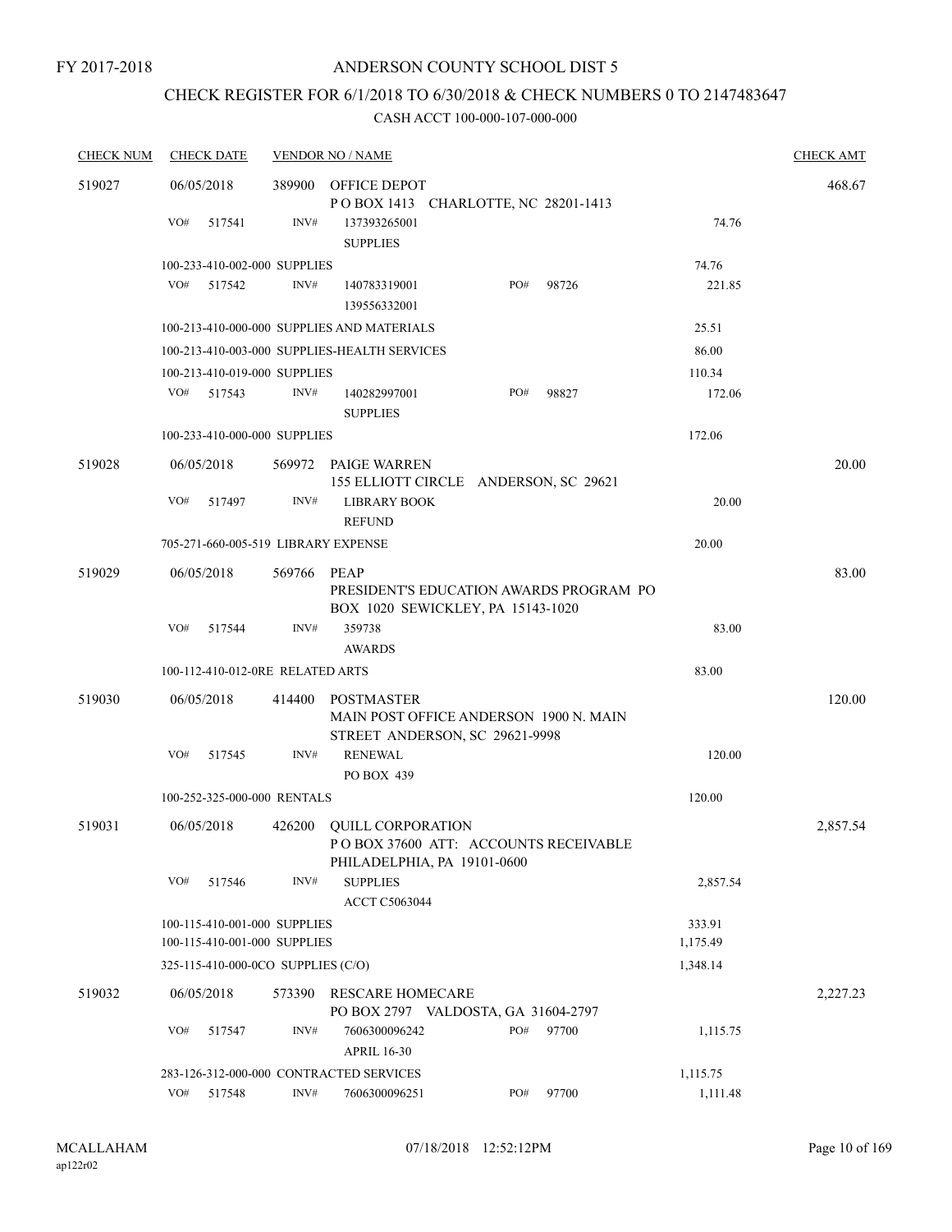FY 2017-2018

# ANDERSON COUNTY SCHOOL DIST 5

## CHECK REGISTER FOR 6/1/2018 TO 6/30/2018 & CHECK NUMBERS 0 TO 2147483647

CASH ACCT 100-000-107-000-000

| CHECK NUM | CHECK DATE | VENDOR NO / NAME | | | CHECK AMT |
|---|---|---|---|---|---|
| 519027 | 06/05/2018 | 389900 OFFICE DEPOT<br>P O BOX 1413 CHARLOTTE, NC 28201-1413 | | | 468.67 |
| | VO# 517541 | INV# 137393265001<br>SUPPLIES | | 74.76 | |
| | 100-233-410-002-000 SUPPLIES | | | 74.76 | |
| | VO# 517542 | INV# 140783319001<br>139556332001 | PO# 98726 | 221.85 | |
| | 100-213-410-000-000 SUPPLIES AND MATERIALS | | | 25.51 | |
| | 100-213-410-003-000 SUPPLIES-HEALTH SERVICES | | | 86.00 | |
| | 100-213-410-019-000 SUPPLIES | | | 110.34 | |
| | VO# 517543 | INV# 140282997001<br>SUPPLIES | PO# 98827 | 172.06 | |
| | 100-233-410-000-000 SUPPLIES | | | 172.06 | |
| 519028 | 06/05/2018 | 569972 PAIGE WARREN<br>155 ELLIOTT CIRCLE ANDERSON, SC 29621 | | | 20.00 |
| | VO# 517497 | INV# LIBRARY BOOK<br>REFUND | | 20.00 | |
| | 705-271-660-005-519 LIBRARY EXPENSE | | | 20.00 | |
| 519029 | 06/05/2018 | 569766 PEAP<br>PRESIDENT'S EDUCATION AWARDS PROGRAM PO BOX 1020 SEWICKLEY, PA 15143-1020 | | | 83.00 |
| | VO# 517544 | INV# 359738<br>AWARDS | | 83.00 | |
| | 100-112-410-012-0RE RELATED ARTS | | | 83.00 | |
| 519030 | 06/05/2018 | 414400 POSTMASTER<br>MAIN POST OFFICE ANDERSON 1900 N. MAIN STREET ANDERSON, SC 29621-9998 | | | 120.00 |
| | VO# 517545 | INV# RENEWAL<br>PO BOX 439 | | 120.00 | |
| | 100-252-325-000-000 RENTALS | | | 120.00 | |
| 519031 | 06/05/2018 | 426200 QUILL CORPORATION<br>P O BOX 37600 ATT: ACCOUNTS RECEIVABLE PHILADELPHIA, PA 19101-0600 | | | 2,857.54 |
| | VO# 517546 | INV# SUPPLIES<br>ACCT C5063044 | | 2,857.54 | |
| | 100-115-410-001-000 SUPPLIES | | | 333.91 | |
| | 100-115-410-001-000 SUPPLIES | | | 1,175.49 | |
| | 325-115-410-000-0CO SUPPLIES (C/O) | | | 1,348.14 | |
| 519032 | 06/05/2018 | 573390 RESCARE HOMECARE<br>PO BOX 2797 VALDOSTA, GA 31604-2797 | | | 2,227.23 |
| | VO# 517547 | INV# 7606300096242<br>APRIL 16-30 | PO# 97700 | 1,115.75 | |
| | 283-126-312-000-000 CONTRACTED SERVICES | | | 1,115.75 | |
| | VO# 517548 | INV# 7606300096251 | PO# 97700 | 1,111.48 | |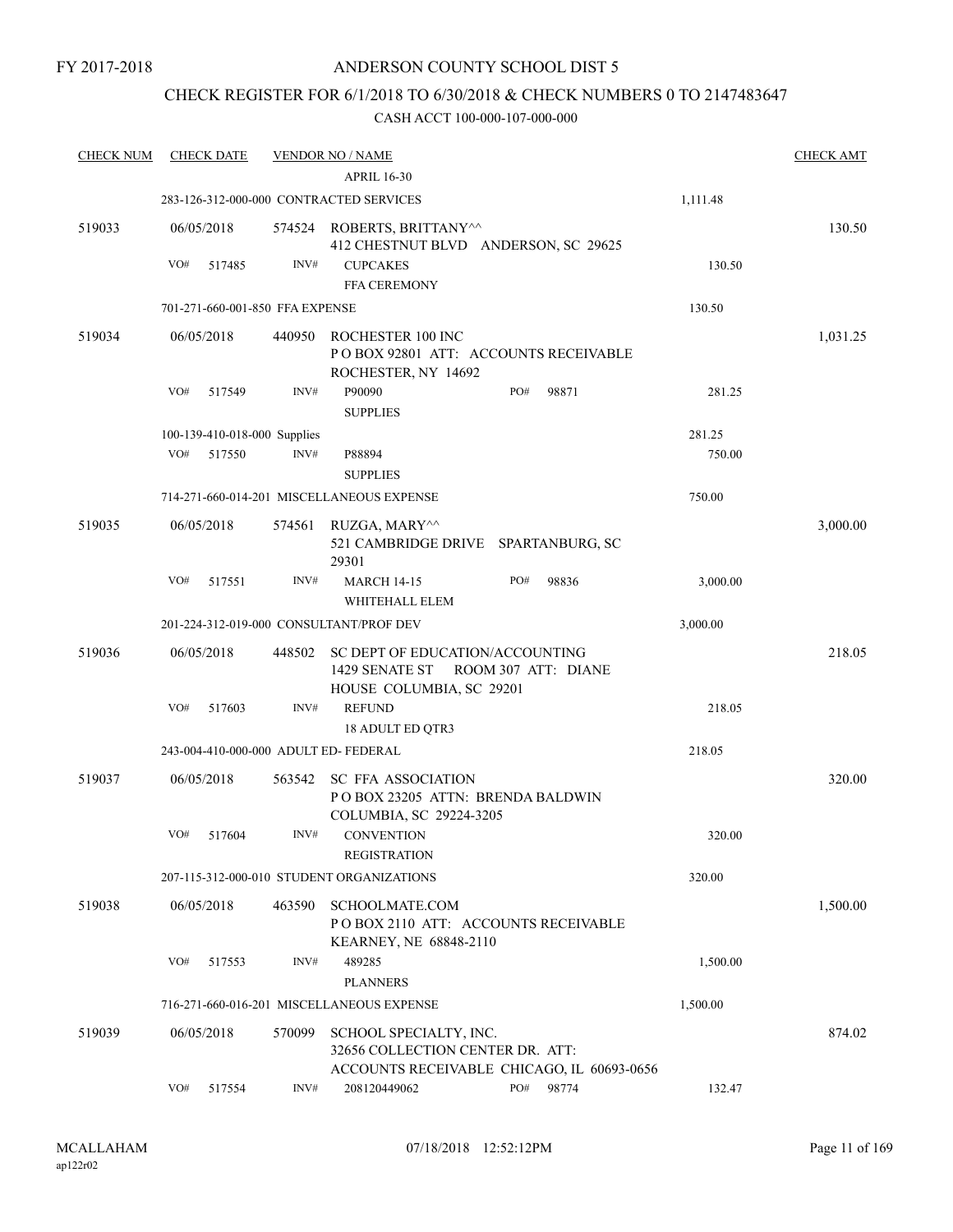FY 2017-2018

ANDERSON COUNTY SCHOOL DIST 5

CHECK REGISTER FOR 6/1/2018 TO 6/30/2018 & CHECK NUMBERS 0 TO 2147483647

CASH ACCT 100-000-107-000-000

| CHECK NUM | CHECK DATE | VENDOR NO / NAME | | CHECK AMT |
|---|---|---|---|---|
| | | APRIL 16-30 | | |
| | | 283-126-312-000-000 CONTRACTED SERVICES | 1,111.48 | |
| 519033 | 06/05/2018 | 574524 ROBERTS, BRITTANY^^ 412 CHESTNUT BLVD ANDERSON, SC 29625 | | 130.50 |
| | VO# 517485 | INV# CUPCAKES FFA CEREMONY | 130.50 | |
| | | 701-271-660-001-850 FFA EXPENSE | 130.50 | |
| 519034 | 06/05/2018 | 440950 ROCHESTER 100 INC P O BOX 92801 ATT: ACCOUNTS RECEIVABLE ROCHESTER, NY 14692 | | 1,031.25 |
| | VO# 517549 | INV# P90090 PO# 98871 SUPPLIES | 281.25 | |
| | | 100-139-410-018-000 Supplies | 281.25 | |
| | VO# 517550 | INV# P88894 SUPPLIES | 750.00 | |
| | | 714-271-660-014-201 MISCELLANEOUS EXPENSE | 750.00 | |
| 519035 | 06/05/2018 | 574561 RUZGA, MARY^^ 521 CAMBRIDGE DRIVE SPARTANBURG, SC 29301 | | 3,000.00 |
| | VO# 517551 | INV# MARCH 14-15 PO# 98836 WHITEHALL ELEM | 3,000.00 | |
| | | 201-224-312-019-000 CONSULTANT/PROF DEV | 3,000.00 | |
| 519036 | 06/05/2018 | 448502 SC DEPT OF EDUCATION/ACCOUNTING 1429 SENATE ST ROOM 307 ATT: DIANE HOUSE COLUMBIA, SC 29201 | | 218.05 |
| | VO# 517603 | INV# REFUND 18 ADULT ED QTR3 | 218.05 | |
| | | 243-004-410-000-000 ADULT ED- FEDERAL | 218.05 | |
| 519037 | 06/05/2018 | 563542 SC FFA ASSOCIATION P O BOX 23205 ATTN: BRENDA BALDWIN COLUMBIA, SC 29224-3205 | | 320.00 |
| | VO# 517604 | INV# CONVENTION REGISTRATION | 320.00 | |
| | | 207-115-312-000-010 STUDENT ORGANIZATIONS | 320.00 | |
| 519038 | 06/05/2018 | 463590 SCHOOLMATE.COM P O BOX 2110 ATT: ACCOUNTS RECEIVABLE KEARNEY, NE 68848-2110 | | 1,500.00 |
| | VO# 517553 | INV# 489285 PLANNERS | 1,500.00 | |
| | | 716-271-660-016-201 MISCELLANEOUS EXPENSE | 1,500.00 | |
| 519039 | 06/05/2018 | 570099 SCHOOL SPECIALTY, INC. 32656 COLLECTION CENTER DR. ATT: ACCOUNTS RECEIVABLE CHICAGO, IL 60693-0656 | | 874.02 |
| | VO# 517554 | INV# 208120449062 PO# 98774 | 132.47 | |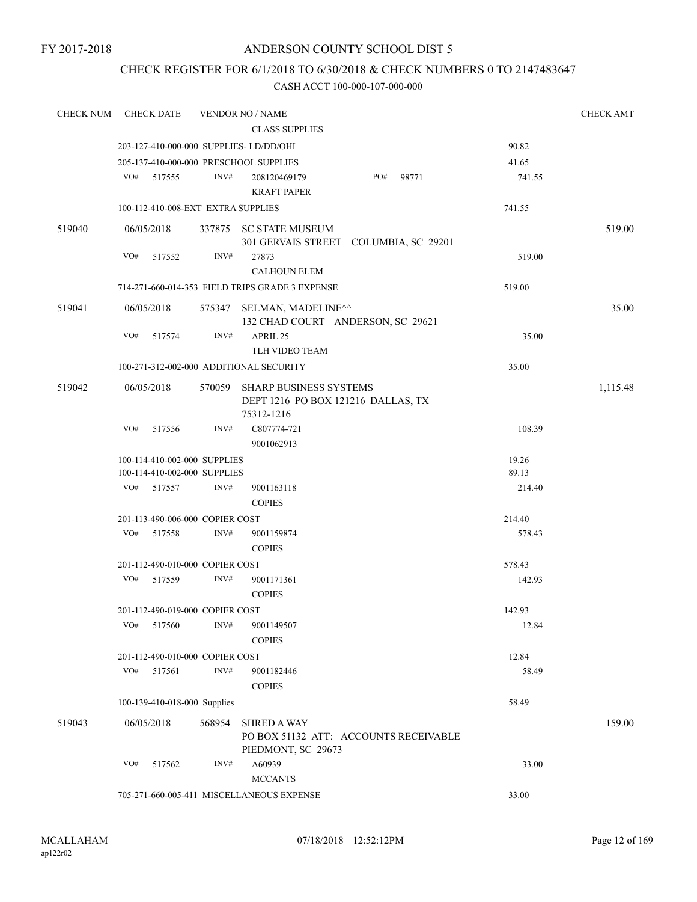FY 2017-2018

# ANDERSON COUNTY SCHOOL DIST 5

## CHECK REGISTER FOR 6/1/2018 TO 6/30/2018 & CHECK NUMBERS 0 TO 2147483647

### CASH ACCT 100-000-107-000-000

| CHECK NUM | CHECK DATE | VENDOR NO / NAME | | CHECK AMT |
|---|---|---|---|---|
| | | CLASS SUPPLIES | | |
| | 203-127-410-000-000 SUPPLIES- LD/DD/OHI | | 90.82 | |
| | 205-137-410-000-000 PRESCHOOL SUPPLIES | | 41.65 | |
| | VO# 517555 | INV# 208120469179 PO# 98771<br>KRAFT PAPER | 741.55 | |
| | 100-112-410-008-EXT EXTRA SUPPLIES | | 741.55 | |
| 519040 | 06/05/2018 | 337875 SC STATE MUSEUM<br>301 GERVAIS STREET COLUMBIA, SC 29201 | | 519.00 |
| | VO# 517552 | INV# 27873<br>CALHOUN ELEM | 519.00 | |
| | 714-271-660-014-353 FIELD TRIPS GRADE 3 EXPENSE | | 519.00 | |
| 519041 | 06/05/2018 | 575347 SELMAN, MADELINE^^<br>132 CHAD COURT ANDERSON, SC 29621 | | 35.00 |
| | VO# 517574 | INV# APRIL 25<br>TLH VIDEO TEAM | 35.00 | |
| | 100-271-312-002-000 ADDITIONAL SECURITY | | 35.00 | |
| 519042 | 06/05/2018 | 570059 SHARP BUSINESS SYSTEMS<br>DEPT 1216 PO BOX 121216 DALLAS, TX 75312-1216 | | 1,115.48 |
| | VO# 517556 | INV# C807774-721<br>9001062913 | 108.39 | |
| | 100-114-410-002-000 SUPPLIES | | 19.26 | |
| | 100-114-410-002-000 SUPPLIES | | 89.13 | |
| | VO# 517557 | INV# 9001163118<br>COPIES | 214.40 | |
| | 201-113-490-006-000 COPIER COST | | 214.40 | |
| | VO# 517558 | INV# 9001159874<br>COPIES | 578.43 | |
| | 201-112-490-010-000 COPIER COST | | 578.43 | |
| | VO# 517559 | INV# 9001171361<br>COPIES | 142.93 | |
| | 201-112-490-019-000 COPIER COST | | 142.93 | |
| | VO# 517560 | INV# 9001149507<br>COPIES | 12.84 | |
| | 201-112-490-010-000 COPIER COST | | 12.84 | |
| | VO# 517561 | INV# 9001182446<br>COPIES | 58.49 | |
| | 100-139-410-018-000 Supplies | | 58.49 | |
| 519043 | 06/05/2018 | 568954 SHRED A WAY<br>PO BOX 51132 ATT: ACCOUNTS RECEIVABLE PIEDMONT, SC 29673 | | 159.00 |
| | VO# 517562 | INV# A60939<br>MCCANTS | 33.00 | |
| | 705-271-660-005-411 MISCELLANEOUS EXPENSE | | 33.00 | |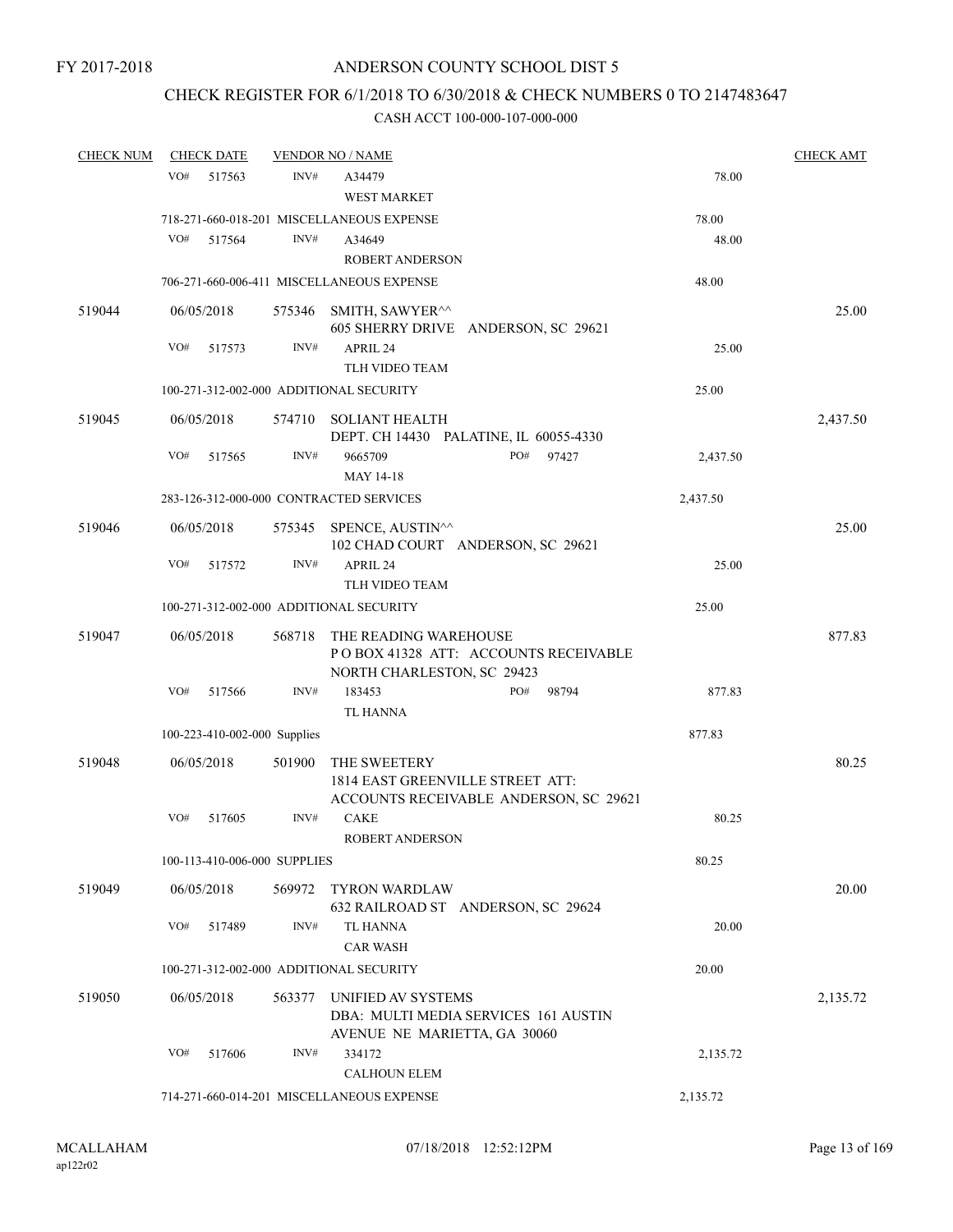FY 2017-2018

# ANDERSON COUNTY SCHOOL DIST 5

## CHECK REGISTER FOR 6/1/2018 TO 6/30/2018 & CHECK NUMBERS 0 TO 2147483647

### CASH ACCT 100-000-107-000-000

| CHECK NUM | CHECK DATE | VENDOR NO / NAME | | CHECK AMT |
|---|---|---|---|---|
| | VO# 517563 | INV# A34479<br>WEST MARKET | 78.00 | |
| | 718-271-660-018-201 MISCELLANEOUS EXPENSE | | 78.00 | |
| | VO# 517564 | INV# A34649<br>ROBERT ANDERSON | 48.00 | |
| | 706-271-660-006-411 MISCELLANEOUS EXPENSE | | 48.00 | |
| 519044 | 06/05/2018 | 575346 SMITH, SAWYER^^<br>605 SHERRY DRIVE ANDERSON, SC 29621 | | 25.00 |
| | VO# 517573 | INV# APRIL 24<br>TLH VIDEO TEAM | 25.00 | |
| | 100-271-312-002-000 ADDITIONAL SECURITY | | 25.00 | |
| 519045 | 06/05/2018 | 574710 SOLIANT HEALTH<br>DEPT. CH 14430 PALATINE, IL 60055-4330 | | 2,437.50 |
| | VO# 517565 | INV# 9665709 PO# 97427<br>MAY 14-18 | 2,437.50 | |
| | 283-126-312-000-000 CONTRACTED SERVICES | | 2,437.50 | |
| 519046 | 06/05/2018 | 575345 SPENCE, AUSTIN^^<br>102 CHAD COURT ANDERSON, SC 29621 | | 25.00 |
| | VO# 517572 | INV# APRIL 24<br>TLH VIDEO TEAM | 25.00 | |
| | 100-271-312-002-000 ADDITIONAL SECURITY | | 25.00 | |
| 519047 | 06/05/2018 | 568718 THE READING WAREHOUSE<br>P O BOX 41328 ATT: ACCOUNTS RECEIVABLE<br>NORTH CHARLESTON, SC 29423 | | 877.83 |
| | VO# 517566 | INV# 183453 PO# 98794<br>TL HANNA | 877.83 | |
| | 100-223-410-002-000 Supplies | | 877.83 | |
| 519048 | 06/05/2018 | 501900 THE SWEETERY<br>1814 EAST GREENVILLE STREET ATT:<br>ACCOUNTS RECEIVABLE ANDERSON, SC 29621 | | 80.25 |
| | VO# 517605 | INV# CAKE<br>ROBERT ANDERSON | 80.25 | |
| | 100-113-410-006-000 SUPPLIES | | 80.25 | |
| 519049 | 06/05/2018 | 569972 TYRON WARDLAW<br>632 RAILROAD ST ANDERSON, SC 29624 | | 20.00 |
| | VO# 517489 | INV# TL HANNA<br>CAR WASH | 20.00 | |
| | 100-271-312-002-000 ADDITIONAL SECURITY | | 20.00 | |
| 519050 | 06/05/2018 | 563377 UNIFIED AV SYSTEMS<br>DBA: MULTI MEDIA SERVICES 161 AUSTIN<br>AVENUE NE MARIETTA, GA 30060 | | 2,135.72 |
| | VO# 517606 | INV# 334172<br>CALHOUN ELEM | 2,135.72 | |
| | 714-271-660-014-201 MISCELLANEOUS EXPENSE | | 2,135.72 | |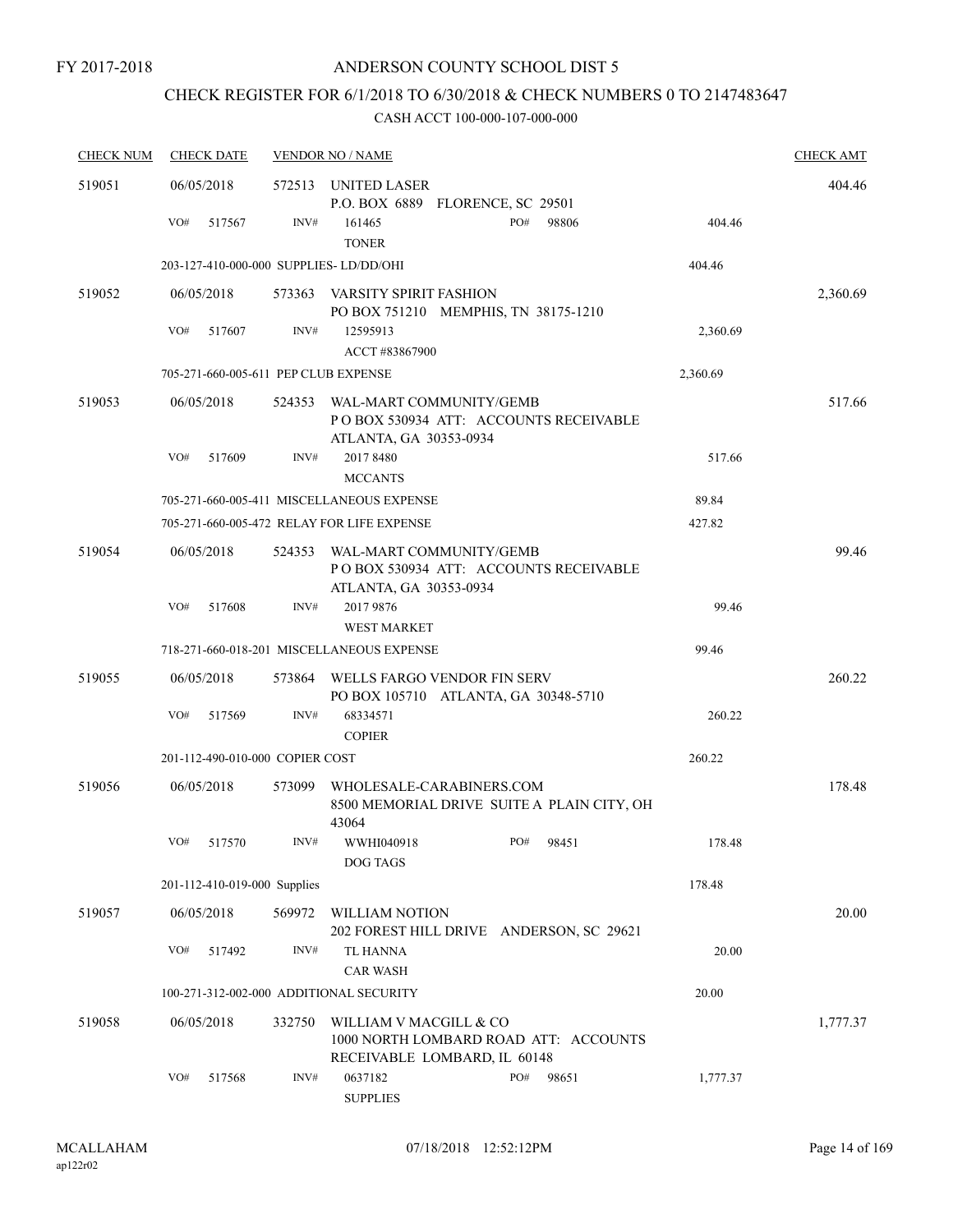FY 2017-2018

# ANDERSON COUNTY SCHOOL DIST 5

## CHECK REGISTER FOR 6/1/2018 TO 6/30/2018 & CHECK NUMBERS 0 TO 2147483647

### CASH ACCT 100-000-107-000-000

| CHECK NUM | CHECK DATE | VENDOR NO / NAME | | | CHECK AMT |
|---|---|---|---|---|---|
| 519051 | 06/05/2018 | 572513 UNITED LASER<br>P.O. BOX 6889 FLORENCE, SC 29501 | | | 404.46 |
| | VO# 517567 | INV# 161465<br>TONER | PO# 98806 | 404.46 | |
| | 203-127-410-000-000 SUPPLIES- LD/DD/OHI | | | 404.46 | |
| 519052 | 06/05/2018 | 573363 VARSITY SPIRIT FASHION<br>PO BOX 751210 MEMPHIS, TN 38175-1210 | | | 2,360.69 |
| | VO# 517607 | INV# 12595913<br>ACCT #83867900 | | 2,360.69 | |
| | 705-271-660-005-611 PEP CLUB EXPENSE | | | 2,360.69 | |
| 519053 | 06/05/2018 | 524353 WAL-MART COMMUNITY/GEMB<br>P O BOX 530934 ATT: ACCOUNTS RECEIVABLE<br>ATLANTA, GA 30353-0934 | | | 517.66 |
| | VO# 517609 | INV# 2017 8480<br>MCCANTS | | 517.66 | |
| | 705-271-660-005-411 MISCELLANEOUS EXPENSE | | | 89.84 | |
| | 705-271-660-005-472 RELAY FOR LIFE EXPENSE | | | 427.82 | |
| 519054 | 06/05/2018 | 524353 WAL-MART COMMUNITY/GEMB<br>P O BOX 530934 ATT: ACCOUNTS RECEIVABLE<br>ATLANTA, GA 30353-0934 | | | 99.46 |
| | VO# 517608 | INV# 2017 9876<br>WEST MARKET | | 99.46 | |
| | 718-271-660-018-201 MISCELLANEOUS EXPENSE | | | 99.46 | |
| 519055 | 06/05/2018 | 573864 WELLS FARGO VENDOR FIN SERV<br>PO BOX 105710 ATLANTA, GA 30348-5710 | | | 260.22 |
| | VO# 517569 | INV# 68334571<br>COPIER | | 260.22 | |
| | 201-112-490-010-000 COPIER COST | | | 260.22 | |
| 519056 | 06/05/2018 | 573099 WHOLESALE-CARABINERS.COM<br>8500 MEMORIAL DRIVE SUITE A PLAIN CITY, OH 43064 | | | 178.48 |
| | VO# 517570 | INV# WWHI040918<br>DOG TAGS | PO# 98451 | 178.48 | |
| | 201-112-410-019-000 Supplies | | | 178.48 | |
| 519057 | 06/05/2018 | 569972 WILLIAM NOTION<br>202 FOREST HILL DRIVE ANDERSON, SC 29621 | | | 20.00 |
| | VO# 517492 | INV# TL HANNA<br>CAR WASH | | 20.00 | |
| | 100-271-312-002-000 ADDITIONAL SECURITY | | | 20.00 | |
| 519058 | 06/05/2018 | 332750 WILLIAM V MACGILL & CO<br>1000 NORTH LOMBARD ROAD ATT: ACCOUNTS<br>RECEIVABLE LOMBARD, IL 60148 | | | 1,777.37 |
| | VO# 517568 | INV# 0637182<br>SUPPLIES | PO# 98651 | 1,777.37 | |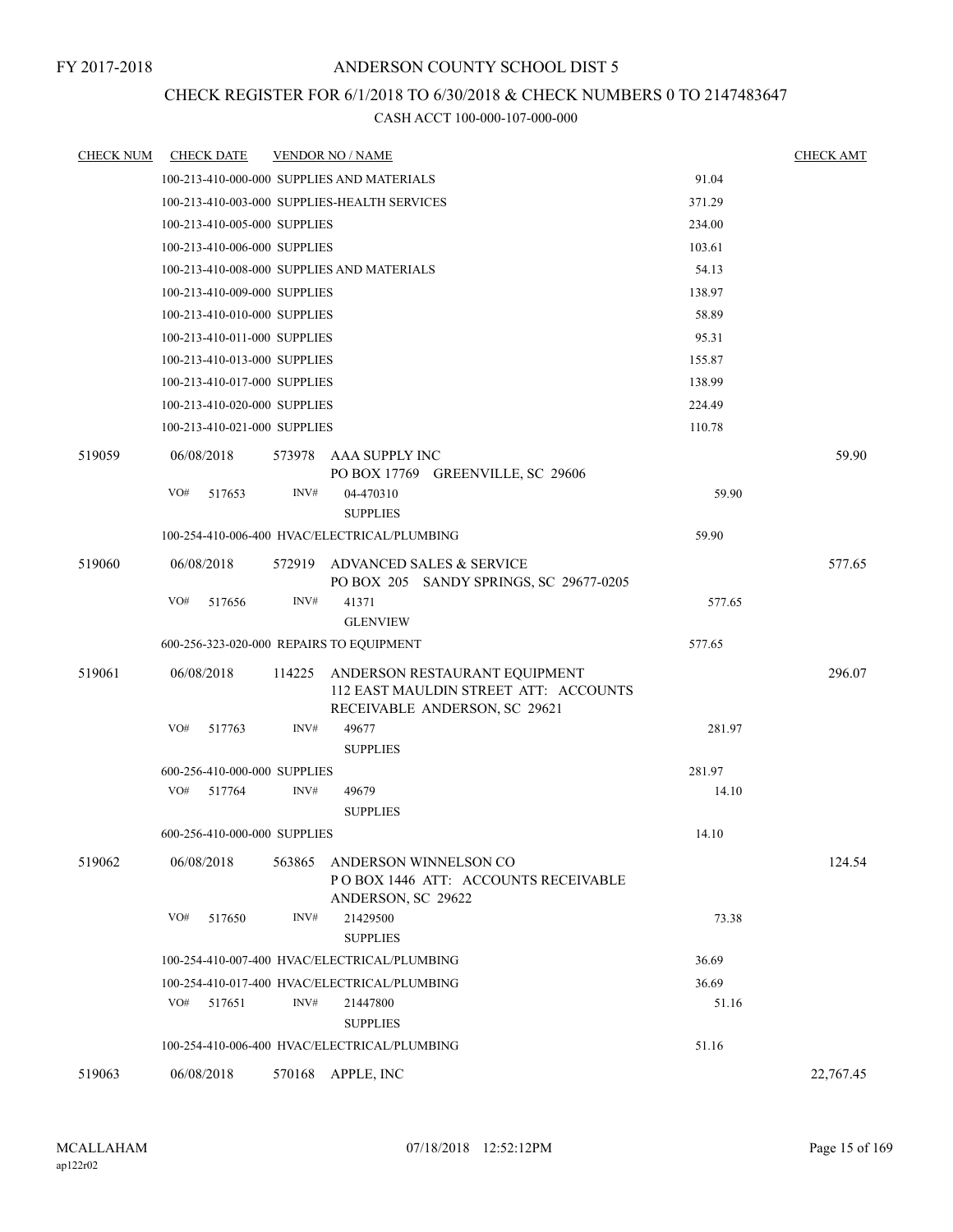FY 2017-2018

# ANDERSON COUNTY SCHOOL DIST 5

## CHECK REGISTER FOR 6/1/2018 TO 6/30/2018 & CHECK NUMBERS 0 TO 2147483647

CASH ACCT 100-000-107-000-000

| CHECK NUM | CHECK DATE | VENDOR NO / NAME | | CHECK AMT |
|---|---|---|---|---|
| | 100-213-410-000-000 SUPPLIES AND MATERIALS | | 91.04 | |
| | 100-213-410-003-000 SUPPLIES-HEALTH SERVICES | | 371.29 | |
| | 100-213-410-005-000 SUPPLIES | | 234.00 | |
| | 100-213-410-006-000 SUPPLIES | | 103.61 | |
| | 100-213-410-008-000 SUPPLIES AND MATERIALS | | 54.13 | |
| | 100-213-410-009-000 SUPPLIES | | 138.97 | |
| | 100-213-410-010-000 SUPPLIES | | 58.89 | |
| | 100-213-410-011-000 SUPPLIES | | 95.31 | |
| | 100-213-410-013-000 SUPPLIES | | 155.87 | |
| | 100-213-410-017-000 SUPPLIES | | 138.99 | |
| | 100-213-410-020-000 SUPPLIES | | 224.49 | |
| | 100-213-410-021-000 SUPPLIES | | 110.78 | |
| 519059 | 06/08/2018 | 573978 AAA SUPPLY INC<br>PO BOX 17769 GREENVILLE, SC 29606 | | 59.90 |
| | VO# 517653 | INV# 04-470310<br>SUPPLIES | 59.90 | |
| | 100-254-410-006-400 HVAC/ELECTRICAL/PLUMBING | | 59.90 | |
| 519060 | 06/08/2018 | 572919 ADVANCED SALES & SERVICE<br>PO BOX 205 SANDY SPRINGS, SC 29677-0205 | | 577.65 |
| | VO# 517656 | INV# 41371<br>GLENVIEW | 577.65 | |
| | 600-256-323-020-000 REPAIRS TO EQUIPMENT | | 577.65 | |
| 519061 | 06/08/2018 | 114225 ANDERSON RESTAURANT EQUIPMENT<br>112 EAST MAULDIN STREET ATT: ACCOUNTS RECEIVABLE ANDERSON, SC 29621 | | 296.07 |
| | VO# 517763 | INV# 49677<br>SUPPLIES | 281.97 | |
| | 600-256-410-000-000 SUPPLIES | | 281.97 | |
| | VO# 517764 | INV# 49679<br>SUPPLIES | 14.10 | |
| | 600-256-410-000-000 SUPPLIES | | 14.10 | |
| 519062 | 06/08/2018 | 563865 ANDERSON WINNELSON CO<br>P O BOX 1446 ATT: ACCOUNTS RECEIVABLE ANDERSON, SC 29622 | | 124.54 |
| | VO# 517650 | INV# 21429500<br>SUPPLIES | 73.38 | |
| | 100-254-410-007-400 HVAC/ELECTRICAL/PLUMBING | | 36.69 | |
| | 100-254-410-017-400 HVAC/ELECTRICAL/PLUMBING | | 36.69 | |
| | VO# 517651 | INV# 21447800<br>SUPPLIES | 51.16 | |
| | 100-254-410-006-400 HVAC/ELECTRICAL/PLUMBING | | 51.16 | |
| 519063 | 06/08/2018 | 570168 APPLE, INC | | 22,767.45 |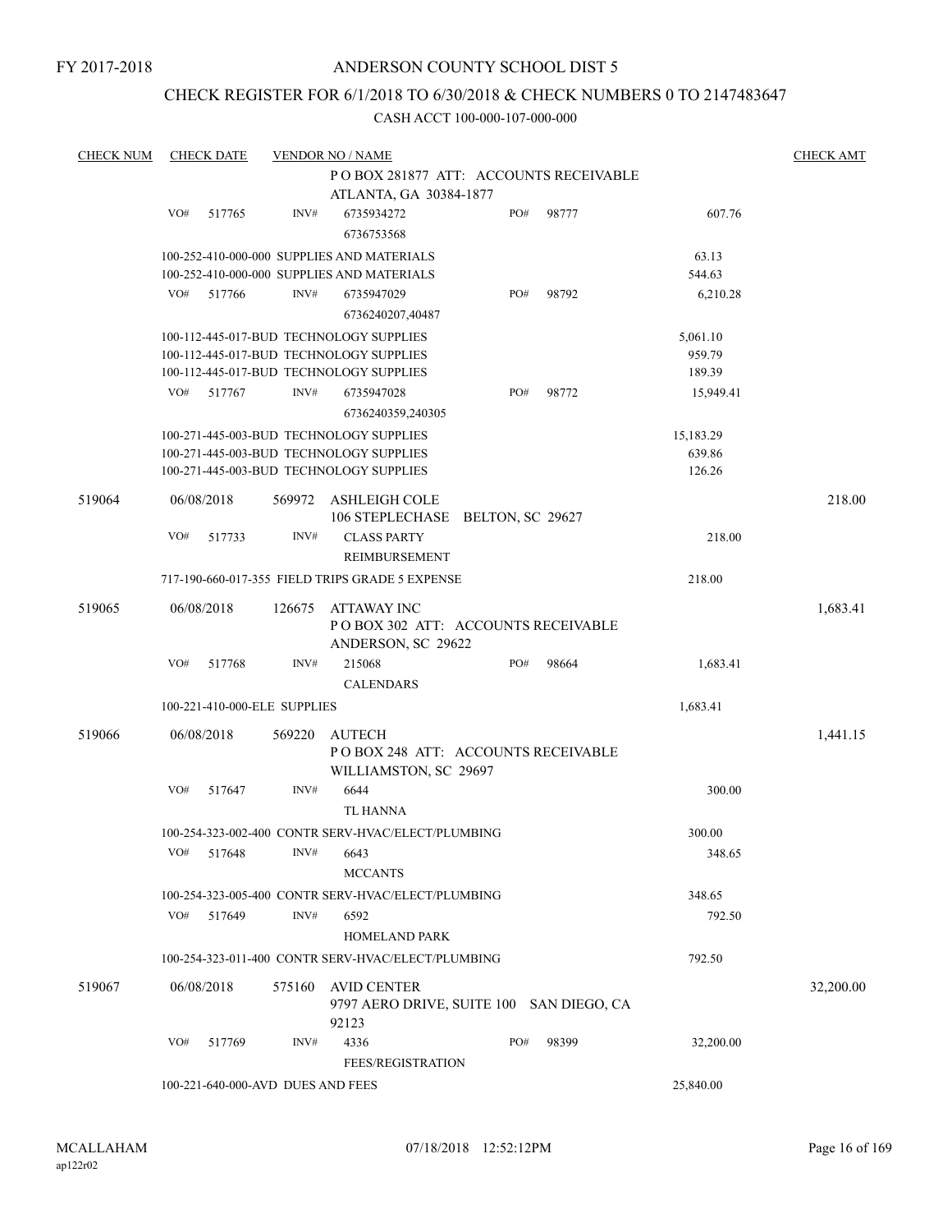FY 2017-2018

# ANDERSON COUNTY SCHOOL DIST 5

## CHECK REGISTER FOR 6/1/2018 TO 6/30/2018 & CHECK NUMBERS 0 TO 2147483647

### CASH ACCT 100-000-107-000-000

| CHECK NUM | CHECK DATE | VENDOR NO / NAME | | | CHECK AMT |
|---|---|---|---|---|---|
| | | P O BOX 281877 ATT: ACCOUNTS RECEIVABLE<br>ATLANTA, GA 30384-1877 | | | |
| | VO# 517765 | INV# 6735934272<br>6736753568 | PO# 98777 | 607.76 | |
| | | 100-252-410-000-000 SUPPLIES AND MATERIALS | | 63.13 | |
| | | 100-252-410-000-000 SUPPLIES AND MATERIALS | | 544.63 | |
| | VO# 517766 | INV# 6735947029<br>6736240207,40487 | PO# 98792 | 6,210.28 | |
| | | 100-112-445-017-BUD TECHNOLOGY SUPPLIES | | 5,061.10 | |
| | | 100-112-445-017-BUD TECHNOLOGY SUPPLIES | | 959.79 | |
| | | 100-112-445-017-BUD TECHNOLOGY SUPPLIES | | 189.39 | |
| | VO# 517767 | INV# 6735947028<br>6736240359,240305 | PO# 98772 | 15,949.41 | |
| | | 100-271-445-003-BUD TECHNOLOGY SUPPLIES | | 15,183.29 | |
| | | 100-271-445-003-BUD TECHNOLOGY SUPPLIES | | 639.86 | |
| | | 100-271-445-003-BUD TECHNOLOGY SUPPLIES | | 126.26 | |
| 519064 | 06/08/2018 | 569972 ASHLEIGH COLE<br>106 STEPLECHASE BELTON, SC 29627 | | | 218.00 |
| | VO# 517733 | INV# CLASS PARTY<br>REIMBURSEMENT | | 218.00 | |
| | | 717-190-660-017-355 FIELD TRIPS GRADE 5 EXPENSE | | 218.00 | |
| 519065 | 06/08/2018 | 126675 ATTAWAY INC<br>P O BOX 302 ATT: ACCOUNTS RECEIVABLE<br>ANDERSON, SC 29622 | | | 1,683.41 |
| | VO# 517768 | INV# 215068<br>CALENDARS | PO# 98664 | 1,683.41 | |
| | | 100-221-410-000-ELE SUPPLIES | | 1,683.41 | |
| 519066 | 06/08/2018 | 569220 AUTECH<br>P O BOX 248 ATT: ACCOUNTS RECEIVABLE<br>WILLIAMSTON, SC 29697 | | | 1,441.15 |
| | VO# 517647 | INV# 6644<br>TL HANNA | | 300.00 | |
| | | 100-254-323-002-400 CONTR SERV-HVAC/ELECT/PLUMBING | | 300.00 | |
| | VO# 517648 | INV# 6643<br>MCCANTS | | 348.65 | |
| | | 100-254-323-005-400 CONTR SERV-HVAC/ELECT/PLUMBING | | 348.65 | |
| | VO# 517649 | INV# 6592<br>HOMELAND PARK | | 792.50 | |
| | | 100-254-323-011-400 CONTR SERV-HVAC/ELECT/PLUMBING | | 792.50 | |
| 519067 | 06/08/2018 | 575160 AVID CENTER<br>9797 AERO DRIVE, SUITE 100 SAN DIEGO, CA<br>92123 | | | 32,200.00 |
| | VO# 517769 | INV# 4336<br>FEES/REGISTRATION | PO# 98399 | 32,200.00 | |
| | | 100-221-640-000-AVD DUES AND FEES | | 25,840.00 | |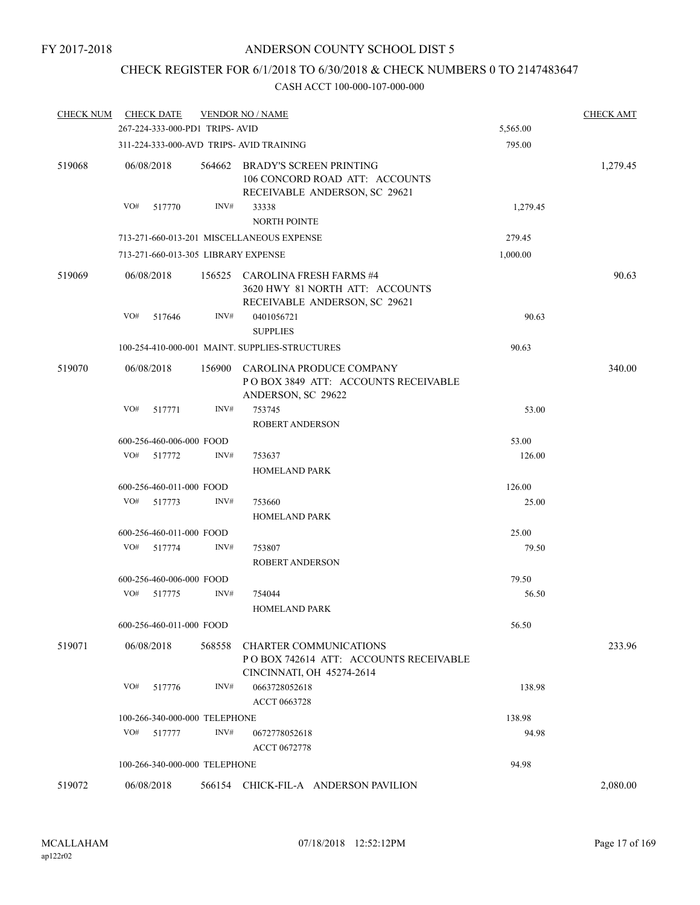FY 2017-2018

# ANDERSON COUNTY SCHOOL DIST 5

## CHECK REGISTER FOR 6/1/2018 TO 6/30/2018 & CHECK NUMBERS 0 TO 2147483647

### CASH ACCT 100-000-107-000-000

| CHECK NUM | CHECK DATE | VENDOR NO / NAME | | CHECK AMT |
|---|---|---|---|---|
| | 267-224-333-000-PD1 TRIPS- AVID | | 5,565.00 | |
| | 311-224-333-000-AVD TRIPS- AVID TRAINING | | 795.00 | |
| 519068 | 06/08/2018 | 564662 BRADY'S SCREEN PRINTING<br>106 CONCORD ROAD ATT: ACCOUNTS RECEIVABLE ANDERSON, SC 29621 | | 1,279.45 |
| | VO# 517770 INV# | 33338<br>NORTH POINTE | 1,279.45 | |
| | 713-271-660-013-201 MISCELLANEOUS EXPENSE | | 279.45 | |
| | 713-271-660-013-305 LIBRARY EXPENSE | | 1,000.00 | |
| 519069 | 06/08/2018 | 156525 CAROLINA FRESH FARMS #4<br>3620 HWY 81 NORTH ATT: ACCOUNTS RECEIVABLE ANDERSON, SC 29621 | | 90.63 |
| | VO# 517646 INV# | 0401056721<br>SUPPLIES | 90.63 | |
| | 100-254-410-000-001 MAINT. SUPPLIES-STRUCTURES | | 90.63 | |
| 519070 | 06/08/2018 | 156900 CAROLINA PRODUCE COMPANY<br>P O BOX 3849 ATT: ACCOUNTS RECEIVABLE ANDERSON, SC 29622 | | 340.00 |
| | VO# 517771 INV# | 753745<br>ROBERT ANDERSON | 53.00 | |
| | 600-256-460-006-000 FOOD | | 53.00 | |
| | VO# 517772 INV# | 753637<br>HOMELAND PARK | 126.00 | |
| | 600-256-460-011-000 FOOD | | 126.00 | |
| | VO# 517773 INV# | 753660<br>HOMELAND PARK | 25.00 | |
| | 600-256-460-011-000 FOOD | | 25.00 | |
| | VO# 517774 INV# | 753807<br>ROBERT ANDERSON | 79.50 | |
| | 600-256-460-006-000 FOOD | | 79.50 | |
| | VO# 517775 INV# | 754044<br>HOMELAND PARK | 56.50 | |
| | 600-256-460-011-000 FOOD | | 56.50 | |
| 519071 | 06/08/2018 | 568558 CHARTER COMMUNICATIONS<br>P O BOX 742614 ATT: ACCOUNTS RECEIVABLE CINCINNATI, OH 45274-2614 | | 233.96 |
| | VO# 517776 INV# | 0663728052618<br>ACCT 0663728 | 138.98 | |
| | 100-266-340-000-000 TELEPHONE | | 138.98 | |
| | VO# 517777 INV# | 0672778052618<br>ACCT 0672778 | 94.98 | |
| | 100-266-340-000-000 TELEPHONE | | 94.98 | |
| 519072 | 06/08/2018 | 566154 CHICK-FIL-A ANDERSON PAVILION | | 2,080.00 |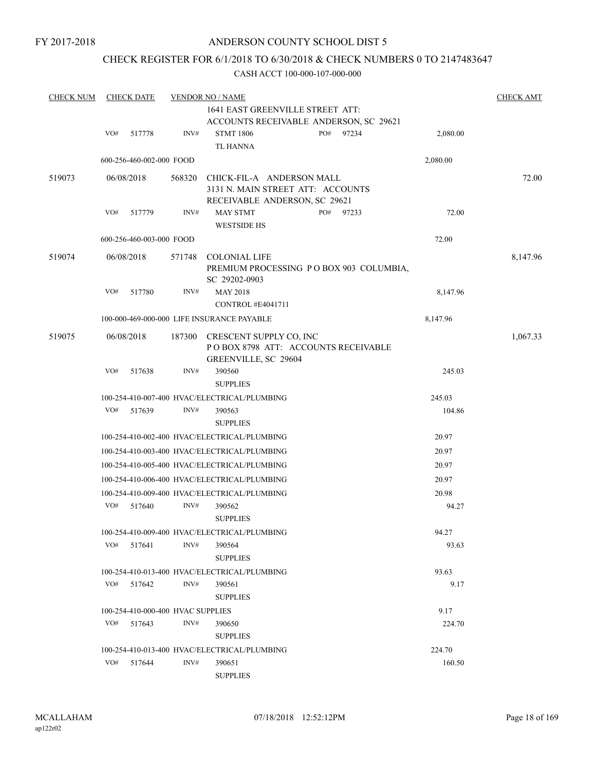FY 2017-2018

# ANDERSON COUNTY SCHOOL DIST 5

## CHECK REGISTER FOR 6/1/2018 TO 6/30/2018 & CHECK NUMBERS 0 TO 2147483647

CASH ACCT 100-000-107-000-000

| CHECK NUM | CHECK DATE | VENDOR NO / NAME | | | CHECK AMT |
|---|---|---|---|---|---|
| | | | 1641 EAST GREENVILLE STREET ATT: ACCOUNTS RECEIVABLE ANDERSON, SC 29621 | | |
| | VO# 517778 | INV# | STMT 1806 TL HANNA | PO# 97234 | 2,080.00 | |
| | 600-256-460-002-000 FOOD | | | 2,080.00 | |
| 519073 | 06/08/2018 | 568320 | CHICK-FIL-A ANDERSON MALL 3131 N. MAIN STREET ATT: ACCOUNTS RECEIVABLE ANDERSON, SC 29621 | | 72.00 |
| | VO# 517779 | INV# | MAY STMT WESTSIDE HS | PO# 97233 | 72.00 | |
| | 600-256-460-003-000 FOOD | | | 72.00 | |
| 519074 | 06/08/2018 | 571748 | COLONIAL LIFE PREMIUM PROCESSING P O BOX 903 COLUMBIA, SC 29202-0903 | | 8,147.96 |
| | VO# 517780 | INV# | MAY 2018 CONTROL #E4041711 | 8,147.96 | |
| | 100-000-469-000-000 LIFE INSURANCE PAYABLE | | | 8,147.96 | |
| 519075 | 06/08/2018 | 187300 | CRESCENT SUPPLY CO, INC P O BOX 8798 ATT: ACCOUNTS RECEIVABLE GREENVILLE, SC 29604 | | 1,067.33 |
| | VO# 517638 | INV# | 390560 SUPPLIES | 245.03 | |
| | 100-254-410-007-400 HVAC/ELECTRICAL/PLUMBING | | | 245.03 | |
| | VO# 517639 | INV# | 390563 SUPPLIES | 104.86 | |
| | 100-254-410-002-400 HVAC/ELECTRICAL/PLUMBING | | | 20.97 | |
| | 100-254-410-003-400 HVAC/ELECTRICAL/PLUMBING | | | 20.97 | |
| | 100-254-410-005-400 HVAC/ELECTRICAL/PLUMBING | | | 20.97 | |
| | 100-254-410-006-400 HVAC/ELECTRICAL/PLUMBING | | | 20.97 | |
| | 100-254-410-009-400 HVAC/ELECTRICAL/PLUMBING | | | 20.98 | |
| | VO# 517640 | INV# | 390562 SUPPLIES | 94.27 | |
| | 100-254-410-009-400 HVAC/ELECTRICAL/PLUMBING | | | 94.27 | |
| | VO# 517641 | INV# | 390564 SUPPLIES | 93.63 | |
| | 100-254-410-013-400 HVAC/ELECTRICAL/PLUMBING | | | 93.63 | |
| | VO# 517642 | INV# | 390561 SUPPLIES | 9.17 | |
| | 100-254-410-000-400 HVAC SUPPLIES | | | 9.17 | |
| | VO# 517643 | INV# | 390650 SUPPLIES | 224.70 | |
| | 100-254-410-013-400 HVAC/ELECTRICAL/PLUMBING | | | 224.70 | |
| | VO# 517644 | INV# | 390651 SUPPLIES | 160.50 | |

MCALLAHAM
ap122r02

07/18/2018 12:52:12PM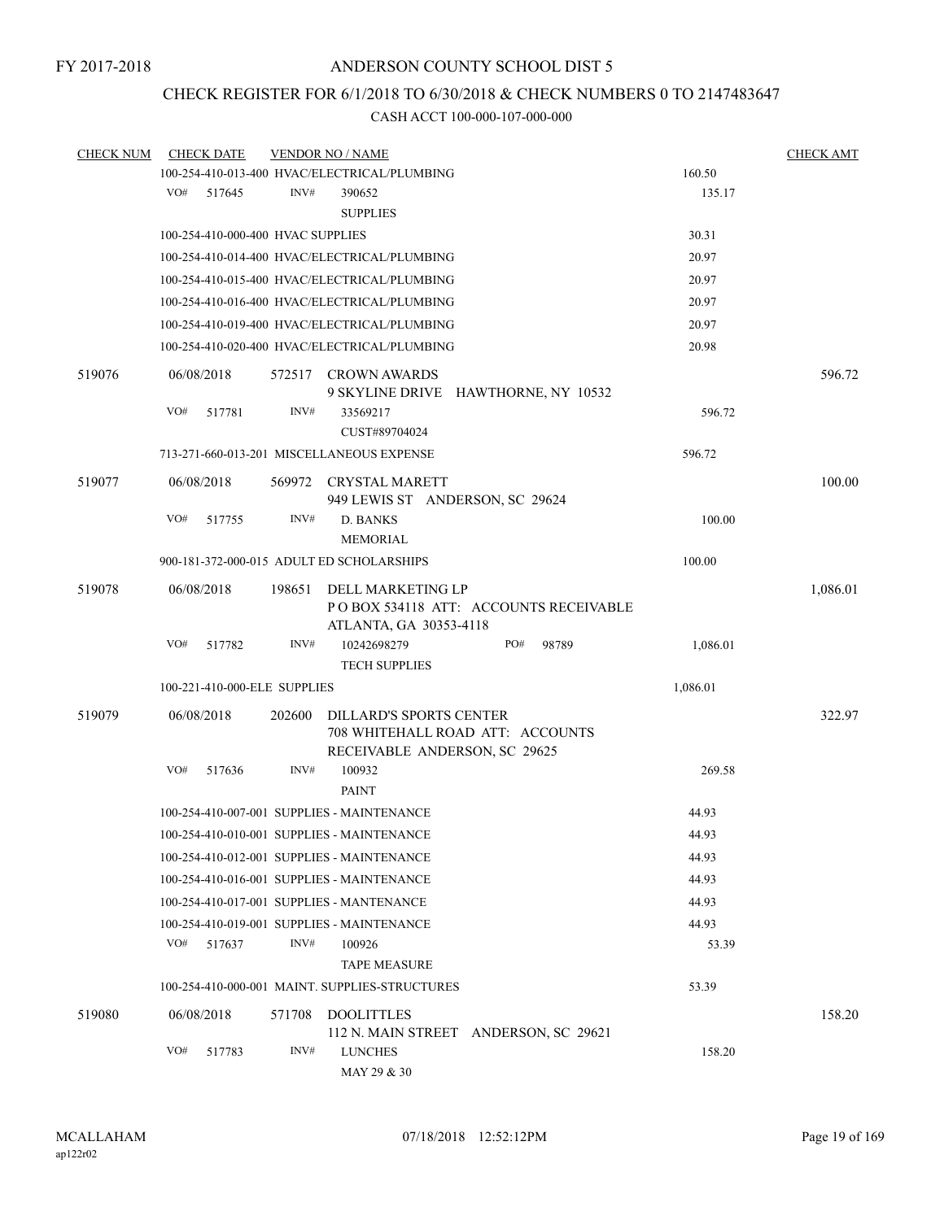FY 2017-2018

ANDERSON COUNTY SCHOOL DIST 5

CHECK REGISTER FOR 6/1/2018 TO 6/30/2018 & CHECK NUMBERS 0 TO 2147483647

CASH ACCT 100-000-107-000-000

| CHECK NUM | CHECK DATE | VENDOR NO / NAME | | CHECK AMT |
|---|---|---|---|---|
| | | 100-254-410-013-400 HVAC/ELECTRICAL/PLUMBING | 160.50 | |
| | VO# 517645 | INV# 390652<br>SUPPLIES | 135.17 | |
| | | 100-254-410-000-400 HVAC SUPPLIES | 30.31 | |
| | | 100-254-410-014-400 HVAC/ELECTRICAL/PLUMBING | 20.97 | |
| | | 100-254-410-015-400 HVAC/ELECTRICAL/PLUMBING | 20.97 | |
| | | 100-254-410-016-400 HVAC/ELECTRICAL/PLUMBING | 20.97 | |
| | | 100-254-410-019-400 HVAC/ELECTRICAL/PLUMBING | 20.97 | |
| | | 100-254-410-020-400 HVAC/ELECTRICAL/PLUMBING | 20.98 | |
| 519076 | 06/08/2018 | 572517 CROWN AWARDS<br>9 SKYLINE DRIVE HAWTHORNE, NY 10532 | | 596.72 |
| | VO# 517781 | INV# 33569217<br>CUST#89704024 | 596.72 | |
| | | 713-271-660-013-201 MISCELLANEOUS EXPENSE | 596.72 | |
| 519077 | 06/08/2018 | 569972 CRYSTAL MARETT<br>949 LEWIS ST ANDERSON, SC 29624 | | 100.00 |
| | VO# 517755 | INV# D. BANKS<br>MEMORIAL | 100.00 | |
| | | 900-181-372-000-015 ADULT ED SCHOLARSHIPS | 100.00 | |
| 519078 | 06/08/2018 | 198651 DELL MARKETING LP<br>P O BOX 534118 ATT: ACCOUNTS RECEIVABLE<br>ATLANTA, GA 30353-4118 | | 1,086.01 |
| | VO# 517782 | INV# 10242698279 PO# 98789<br>TECH SUPPLIES | 1,086.01 | |
| | | 100-221-410-000-ELE SUPPLIES | 1,086.01 | |
| 519079 | 06/08/2018 | 202600 DILLARD'S SPORTS CENTER<br>708 WHITEHALL ROAD ATT: ACCOUNTS<br>RECEIVABLE ANDERSON, SC 29625 | | 322.97 |
| | VO# 517636 | INV# 100932<br>PAINT | 269.58 | |
| | | 100-254-410-007-001 SUPPLIES - MAINTENANCE | 44.93 | |
| | | 100-254-410-010-001 SUPPLIES - MAINTENANCE | 44.93 | |
| | | 100-254-410-012-001 SUPPLIES - MAINTENANCE | 44.93 | |
| | | 100-254-410-016-001 SUPPLIES - MAINTENANCE | 44.93 | |
| | | 100-254-410-017-001 SUPPLIES - MANTENANCE | 44.93 | |
| | | 100-254-410-019-001 SUPPLIES - MAINTENANCE | 44.93 | |
| | VO# 517637 | INV# 100926<br>TAPE MEASURE | 53.39 | |
| | | 100-254-410-000-001 MAINT. SUPPLIES-STRUCTURES | 53.39 | |
| 519080 | 06/08/2018 | 571708 DOOLITTLES<br>112 N. MAIN STREET ANDERSON, SC 29621 | | 158.20 |
| | VO# 517783 | INV# LUNCHES<br>MAY 29 & 30 | 158.20 | |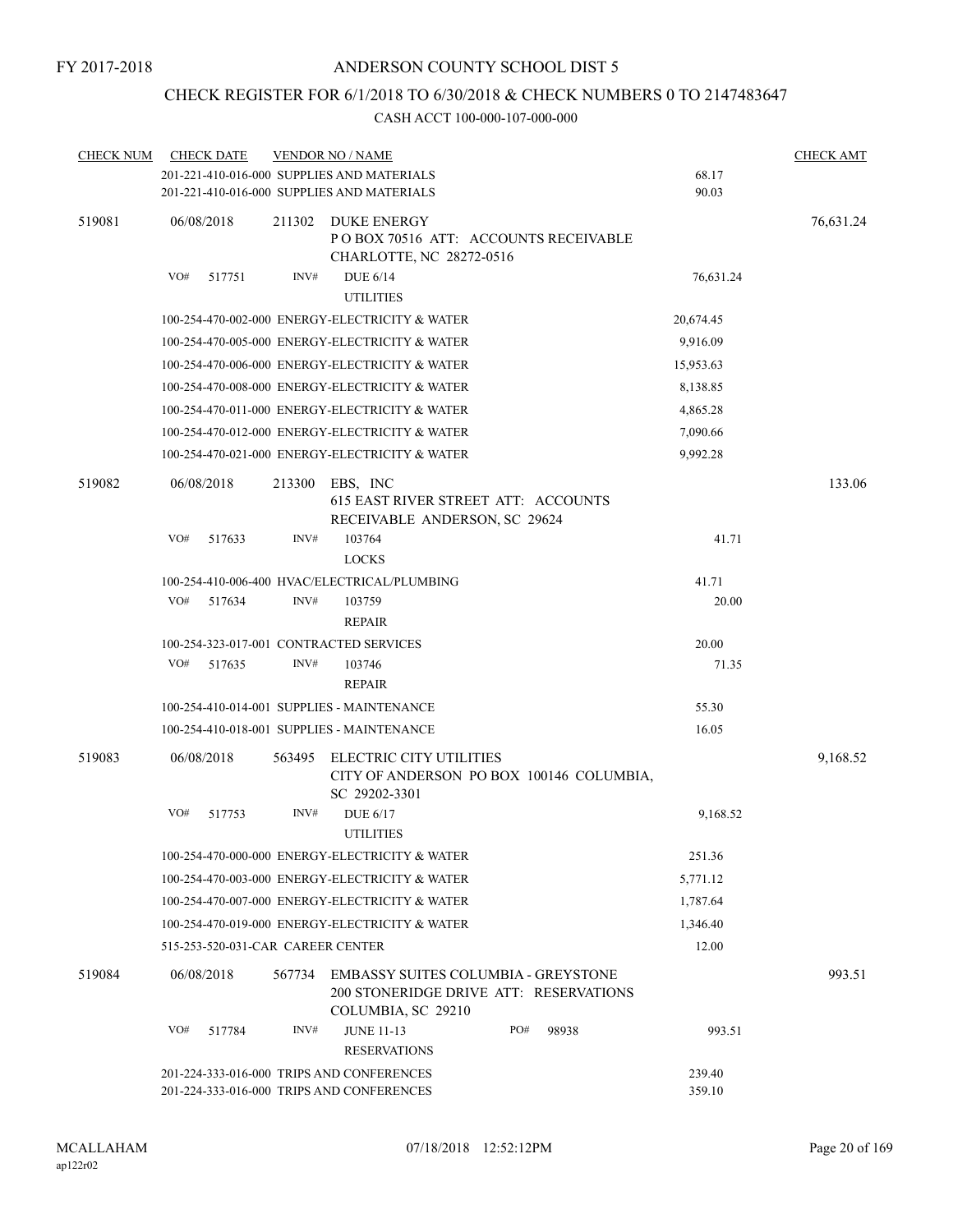FY 2017-2018

# ANDERSON COUNTY SCHOOL DIST 5

## CHECK REGISTER FOR 6/1/2018 TO 6/30/2018 & CHECK NUMBERS 0 TO 2147483647

### CASH ACCT 100-000-107-000-000

| CHECK NUM | CHECK DATE | VENDOR NO / NAME | | CHECK AMT |
|---|---|---|---|---|
| | | 201-221-410-016-000 SUPPLIES AND MATERIALS | 68.17 | |
| | | 201-221-410-016-000 SUPPLIES AND MATERIALS | 90.03 | |
| 519081 | 06/08/2018 | 211302 DUKE ENERGY<br>P O BOX 70516 ATT: ACCOUNTS RECEIVABLE<br>CHARLOTTE, NC 28272-0516 | | 76,631.24 |
| | VO# 517751 | INV# DUE 6/14<br>UTILITIES | 76,631.24 | |
| | | 100-254-470-002-000 ENERGY-ELECTRICITY & WATER | 20,674.45 | |
| | | 100-254-470-005-000 ENERGY-ELECTRICITY & WATER | 9,916.09 | |
| | | 100-254-470-006-000 ENERGY-ELECTRICITY & WATER | 15,953.63 | |
| | | 100-254-470-008-000 ENERGY-ELECTRICITY & WATER | 8,138.85 | |
| | | 100-254-470-011-000 ENERGY-ELECTRICITY & WATER | 4,865.28 | |
| | | 100-254-470-012-000 ENERGY-ELECTRICITY & WATER | 7,090.66 | |
| | | 100-254-470-021-000 ENERGY-ELECTRICITY & WATER | 9,992.28 | |
| 519082 | 06/08/2018 | 213300 EBS, INC<br>615 EAST RIVER STREET ATT: ACCOUNTS<br>RECEIVABLE ANDERSON, SC 29624 | | 133.06 |
| | VO# 517633 | INV# 103764<br>LOCKS | 41.71 | |
| | | 100-254-410-006-400 HVAC/ELECTRICAL/PLUMBING | 41.71 | |
| | VO# 517634 | INV# 103759<br>REPAIR | 20.00 | |
| | | 100-254-323-017-001 CONTRACTED SERVICES | 20.00 | |
| | VO# 517635 | INV# 103746<br>REPAIR | 71.35 | |
| | | 100-254-410-014-001 SUPPLIES - MAINTENANCE | 55.30 | |
| | | 100-254-410-018-001 SUPPLIES - MAINTENANCE | 16.05 | |
| 519083 | 06/08/2018 | 563495 ELECTRIC CITY UTILITIES<br>CITY OF ANDERSON PO BOX 100146 COLUMBIA,<br>SC 29202-3301 | | 9,168.52 |
| | VO# 517753 | INV# DUE 6/17<br>UTILITIES | 9,168.52 | |
| | | 100-254-470-000-000 ENERGY-ELECTRICITY & WATER | 251.36 | |
| | | 100-254-470-003-000 ENERGY-ELECTRICITY & WATER | 5,771.12 | |
| | | 100-254-470-007-000 ENERGY-ELECTRICITY & WATER | 1,787.64 | |
| | | 100-254-470-019-000 ENERGY-ELECTRICITY & WATER | 1,346.40 | |
| | | 515-253-520-031-CAR CAREER CENTER | 12.00 | |
| 519084 | 06/08/2018 | 567734 EMBASSY SUITES COLUMBIA - GREYSTONE<br>200 STONERIDGE DRIVE ATT: RESERVATIONS<br>COLUMBIA, SC 29210 | | 993.51 |
| | VO# 517784 | INV# JUNE 11-13 PO# 98938<br>RESERVATIONS | 993.51 | |
| | | 201-224-333-016-000 TRIPS AND CONFERENCES | 239.40 | |
| | | 201-224-333-016-000 TRIPS AND CONFERENCES | 359.10 | |

MCALLAHAM
ap122r02

07/18/2018 12:52:12PM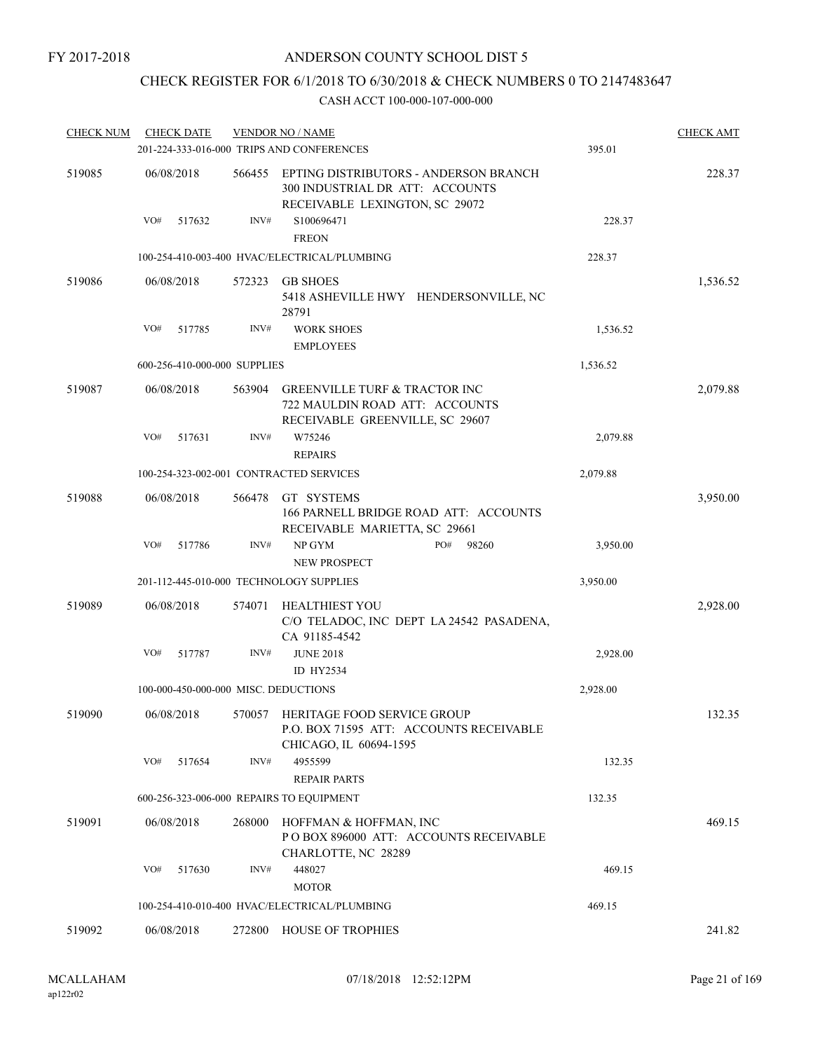FY 2017-2018

ANDERSON COUNTY SCHOOL DIST 5

CHECK REGISTER FOR 6/1/2018 TO 6/30/2018 & CHECK NUMBERS 0 TO 2147483647

CASH ACCT 100-000-107-000-000

| CHECK NUM | CHECK DATE | VENDOR NO / NAME | | CHECK AMT |
|---|---|---|---|---|
| | | 201-224-333-016-000 TRIPS AND CONFERENCES | 395.01 | |
| 519085 | 06/08/2018 | 566455 EPTING DISTRIBUTORS - ANDERSON BRANCH 300 INDUSTRIAL DR ATT: ACCOUNTS RECEIVABLE LEXINGTON, SC 29072 | | 228.37 |
| | VO# 517632 | INV# S100696471 FREON | 228.37 | |
| | | 100-254-410-003-400 HVAC/ELECTRICAL/PLUMBING | 228.37 | |
| 519086 | 06/08/2018 | 572323 GB SHOES 5418 ASHEVILLE HWY HENDERSONVILLE, NC 28791 | | 1,536.52 |
| | VO# 517785 | INV# WORK SHOES EMPLOYEES | 1,536.52 | |
| | | 600-256-410-000-000 SUPPLIES | 1,536.52 | |
| 519087 | 06/08/2018 | 563904 GREENVILLE TURF & TRACTOR INC 722 MAULDIN ROAD ATT: ACCOUNTS RECEIVABLE GREENVILLE, SC 29607 | | 2,079.88 |
| | VO# 517631 | INV# W75246 REPAIRS | 2,079.88 | |
| | | 100-254-323-002-001 CONTRACTED SERVICES | 2,079.88 | |
| 519088 | 06/08/2018 | 566478 GT SYSTEMS 166 PARNELL BRIDGE ROAD ATT: ACCOUNTS RECEIVABLE MARIETTA, SC 29661 | | 3,950.00 |
| | VO# 517786 | INV# NP GYM NEW PROSPECT PO# 98260 | 3,950.00 | |
| | | 201-112-445-010-000 TECHNOLOGY SUPPLIES | 3,950.00 | |
| 519089 | 06/08/2018 | 574071 HEALTHIEST YOU C/O TELADOC, INC DEPT LA 24542 PASADENA, CA 91185-4542 | | 2,928.00 |
| | VO# 517787 | INV# JUNE 2018 ID HY2534 | 2,928.00 | |
| | | 100-000-450-000-000 MISC. DEDUCTIONS | 2,928.00 | |
| 519090 | 06/08/2018 | 570057 HERITAGE FOOD SERVICE GROUP P.O. BOX 71595 ATT: ACCOUNTS RECEIVABLE CHICAGO, IL 60694-1595 | | 132.35 |
| | VO# 517654 | INV# 4955599 REPAIR PARTS | 132.35 | |
| | | 600-256-323-006-000 REPAIRS TO EQUIPMENT | 132.35 | |
| 519091 | 06/08/2018 | 268000 HOFFMAN & HOFFMAN, INC P O BOX 896000 ATT: ACCOUNTS RECEIVABLE CHARLOTTE, NC 28289 | | 469.15 |
| | VO# 517630 | INV# 448027 MOTOR | 469.15 | |
| | | 100-254-410-010-400 HVAC/ELECTRICAL/PLUMBING | 469.15 | |
| 519092 | 06/08/2018 | 272800 HOUSE OF TROPHIES | | 241.82 |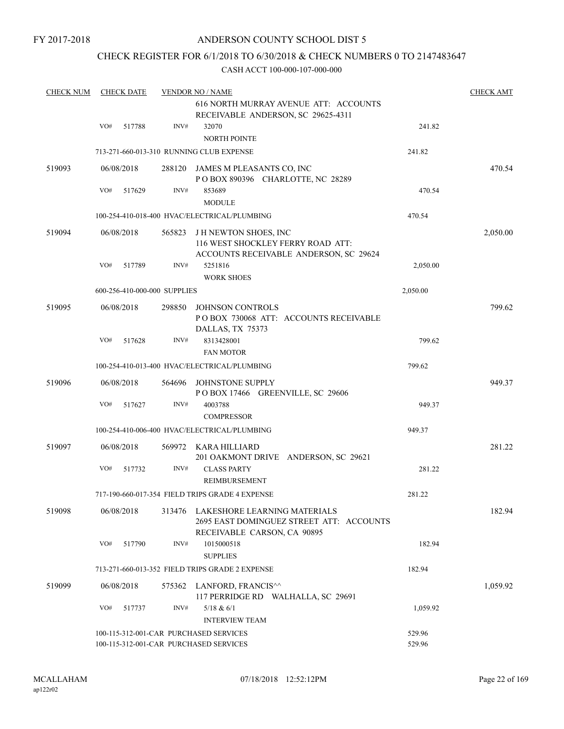FY 2017-2018

# ANDERSON COUNTY SCHOOL DIST 5

## CHECK REGISTER FOR 6/1/2018 TO 6/30/2018 & CHECK NUMBERS 0 TO 2147483647

CASH ACCT 100-000-107-000-000

| CHECK NUM | CHECK DATE | VENDOR NO / NAME | | CHECK AMT |
|---|---|---|---|---|
| | | 616 NORTH MURRAY AVENUE ATT: ACCOUNTS RECEIVABLE ANDERSON, SC 29625-4311 | | |
| | VO# 517788 | INV# 32070 NORTH POINTE | 241.82 | |
| | | 713-271-660-013-310 RUNNING CLUB EXPENSE | 241.82 | |
| 519093 | 06/08/2018 | 288120 JAMES M PLEASANTS CO, INC P O BOX 890396 CHARLOTTE, NC 28289 | | 470.54 |
| | VO# 517629 | INV# 853689 MODULE | 470.54 | |
| | | 100-254-410-018-400 HVAC/ELECTRICAL/PLUMBING | 470.54 | |
| 519094 | 06/08/2018 | 565823 J H NEWTON SHOES, INC 116 WEST SHOCKLEY FERRY ROAD ATT: ACCOUNTS RECEIVABLE ANDERSON, SC 29624 | | 2,050.00 |
| | VO# 517789 | INV# 5251816 WORK SHOES | 2,050.00 | |
| | | 600-256-410-000-000 SUPPLIES | 2,050.00 | |
| 519095 | 06/08/2018 | 298850 JOHNSON CONTROLS P O BOX 730068 ATT: ACCOUNTS RECEIVABLE DALLAS, TX 75373 | | 799.62 |
| | VO# 517628 | INV# 8313428001 FAN MOTOR | 799.62 | |
| | | 100-254-410-013-400 HVAC/ELECTRICAL/PLUMBING | 799.62 | |
| 519096 | 06/08/2018 | 564696 JOHNSTONE SUPPLY P O BOX 17466 GREENVILLE, SC 29606 | | 949.37 |
| | VO# 517627 | INV# 4003788 COMPRESSOR | 949.37 | |
| | | 100-254-410-006-400 HVAC/ELECTRICAL/PLUMBING | 949.37 | |
| 519097 | 06/08/2018 | 569972 KARA HILLIARD 201 OAKMONT DRIVE ANDERSON, SC 29621 | | 281.22 |
| | VO# 517732 | INV# CLASS PARTY REIMBURSEMENT | 281.22 | |
| | | 717-190-660-017-354 FIELD TRIPS GRADE 4 EXPENSE | 281.22 | |
| 519098 | 06/08/2018 | 313476 LAKESHORE LEARNING MATERIALS 2695 EAST DOMINGUEZ STREET ATT: ACCOUNTS RECEIVABLE CARSON, CA 90895 | | 182.94 |
| | VO# 517790 | INV# 1015000518 SUPPLIES | 182.94 | |
| | | 713-271-660-013-352 FIELD TRIPS GRADE 2 EXPENSE | 182.94 | |
| 519099 | 06/08/2018 | 575362 LANFORD, FRANCIS^^ 117 PERRIDGE RD WALHALLA, SC 29691 | | 1,059.92 |
| | VO# 517737 | INV# 5/18 & 6/1 INTERVIEW TEAM | 1,059.92 | |
| | | 100-115-312-001-CAR PURCHASED SERVICES | 529.96 | |
| | | 100-115-312-001-CAR PURCHASED SERVICES | 529.96 | |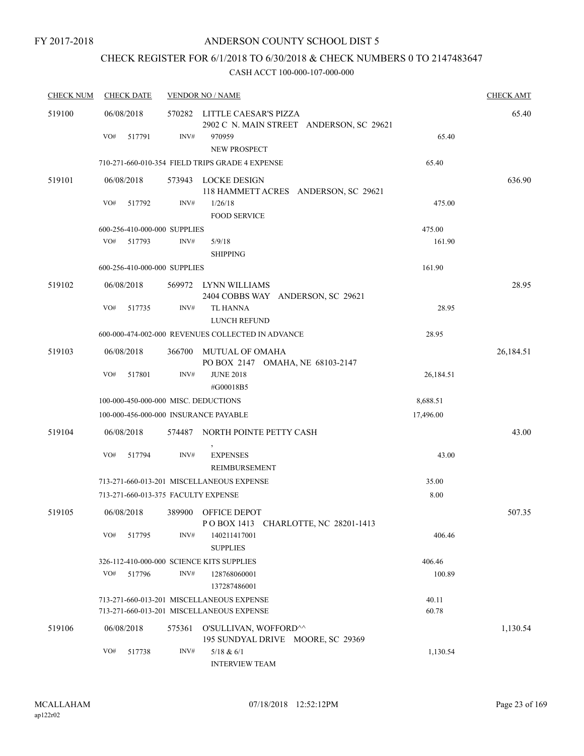FY 2017-2018

# ANDERSON COUNTY SCHOOL DIST 5

## CHECK REGISTER FOR 6/1/2018 TO 6/30/2018 & CHECK NUMBERS 0 TO 2147483647

CASH ACCT 100-000-107-000-000

| CHECK NUM | CHECK DATE | VENDOR NO / NAME | | CHECK AMT |
|---|---|---|---|---|
| 519100 | 06/08/2018 | 570282 LITTLE CAESAR'S PIZZA<br>2902 C N. MAIN STREET ANDERSON, SC 29621 | | 65.40 |
| | VO# 517791 | INV# 970959<br>NEW PROSPECT | 65.40 | |
| | | 710-271-660-010-354 FIELD TRIPS GRADE 4 EXPENSE | 65.40 | |
| 519101 | 06/08/2018 | 573943 LOCKE DESIGN<br>118 HAMMETT ACRES ANDERSON, SC 29621 | | 636.90 |
| | VO# 517792 | INV# 1/26/18<br>FOOD SERVICE | 475.00 | |
| | | 600-256-410-000-000 SUPPLIES | 475.00 | |
| | VO# 517793 | INV# 5/9/18<br>SHIPPING | 161.90 | |
| | | 600-256-410-000-000 SUPPLIES | 161.90 | |
| 519102 | 06/08/2018 | 569972 LYNN WILLIAMS<br>2404 COBBS WAY ANDERSON, SC 29621 | | 28.95 |
| | VO# 517735 | INV# TL HANNA<br>LUNCH REFUND | 28.95 | |
| | | 600-000-474-002-000 REVENUES COLLECTED IN ADVANCE | 28.95 | |
| 519103 | 06/08/2018 | 366700 MUTUAL OF OMAHA<br>PO BOX 2147 OMAHA, NE 68103-2147 | | 26,184.51 |
| | VO# 517801 | INV# JUNE 2018<br>#G00018B5 | 26,184.51 | |
| | | 100-000-450-000-000 MISC. DEDUCTIONS | 8,688.51 | |
| | | 100-000-456-000-000 INSURANCE PAYABLE | 17,496.00 | |
| 519104 | 06/08/2018 | 574487 NORTH POINTE PETTY CASH<br>, | | 43.00 |
| | VO# 517794 | INV# EXPENSES<br>REIMBURSEMENT | 43.00 | |
| | | 713-271-660-013-201 MISCELLANEOUS EXPENSE | 35.00 | |
| | | 713-271-660-013-375 FACULTY EXPENSE | 8.00 | |
| 519105 | 06/08/2018 | 389900 OFFICE DEPOT<br>P O BOX 1413 CHARLOTTE, NC 28201-1413 | | 507.35 |
| | VO# 517795 | INV# 140211417001<br>SUPPLIES | 406.46 | |
| | | 326-112-410-000-000 SCIENCE KITS SUPPLIES | 406.46 | |
| | VO# 517796 | INV# 128768060001<br>137287486001 | 100.89 | |
| | | 713-271-660-013-201 MISCELLANEOUS EXPENSE | 40.11 | |
| | | 713-271-660-013-201 MISCELLANEOUS EXPENSE | 60.78 | |
| 519106 | 06/08/2018 | 575361 O'SULLIVAN, WOFFORD^^<br>195 SUNDYAL DRIVE MOORE, SC 29369 | | 1,130.54 |
| | VO# 517738 | INV# 5/18 & 6/1<br>INTERVIEW TEAM | 1,130.54 | |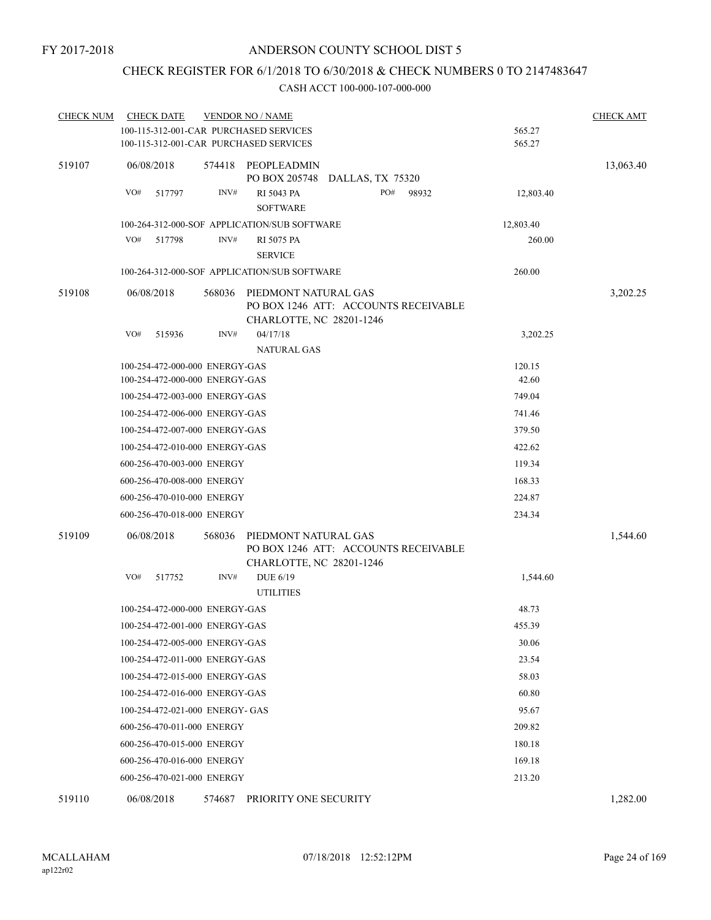FY 2017-2018

ANDERSON COUNTY SCHOOL DIST 5

CHECK REGISTER FOR 6/1/2018 TO 6/30/2018 & CHECK NUMBERS 0 TO 2147483647

CASH ACCT 100-000-107-000-000

| CHECK NUM | CHECK DATE | VENDOR NO / NAME | | CHECK AMT |
|---|---|---|---|---|
| | 100-115-312-001-CAR PURCHASED SERVICES | | 565.27 | |
| | 100-115-312-001-CAR PURCHASED SERVICES | | 565.27 | |
| 519107 | 06/08/2018 | 574418 PEOPLEADMIN<br>PO BOX 205748 DALLAS, TX 75320 | | 13,063.40 |
| | VO# 517797 | INV# RI 5043 PA PO# 98932<br>SOFTWARE | 12,803.40 | |
| | 100-264-312-000-SOF APPLICATION/SUB SOFTWARE | | 12,803.40 | |
| | VO# 517798 | INV# RI 5075 PA<br>SERVICE | 260.00 | |
| | 100-264-312-000-SOF APPLICATION/SUB SOFTWARE | | 260.00 | |
| 519108 | 06/08/2018 | 568036 PIEDMONT NATURAL GAS<br>PO BOX 1246 ATT: ACCOUNTS RECEIVABLE<br>CHARLOTTE, NC 28201-1246 | | 3,202.25 |
| | VO# 515936 | INV# 04/17/18<br>NATURAL GAS | 3,202.25 | |
| | 100-254-472-000-000 ENERGY-GAS | | 120.15 | |
| | 100-254-472-000-000 ENERGY-GAS | | 42.60 | |
| | 100-254-472-003-000 ENERGY-GAS | | 749.04 | |
| | 100-254-472-006-000 ENERGY-GAS | | 741.46 | |
| | 100-254-472-007-000 ENERGY-GAS | | 379.50 | |
| | 100-254-472-010-000 ENERGY-GAS | | 422.62 | |
| | 600-256-470-003-000 ENERGY | | 119.34 | |
| | 600-256-470-008-000 ENERGY | | 168.33 | |
| | 600-256-470-010-000 ENERGY | | 224.87 | |
| | 600-256-470-018-000 ENERGY | | 234.34 | |
| 519109 | 06/08/2018 | 568036 PIEDMONT NATURAL GAS<br>PO BOX 1246 ATT: ACCOUNTS RECEIVABLE<br>CHARLOTTE, NC 28201-1246 | | 1,544.60 |
| | VO# 517752 | INV# DUE 6/19<br>UTILITIES | 1,544.60 | |
| | 100-254-472-000-000 ENERGY-GAS | | 48.73 | |
| | 100-254-472-001-000 ENERGY-GAS | | 455.39 | |
| | 100-254-472-005-000 ENERGY-GAS | | 30.06 | |
| | 100-254-472-011-000 ENERGY-GAS | | 23.54 | |
| | 100-254-472-015-000 ENERGY-GAS | | 58.03 | |
| | 100-254-472-016-000 ENERGY-GAS | | 60.80 | |
| | 100-254-472-021-000 ENERGY- GAS | | 95.67 | |
| | 600-256-470-011-000 ENERGY | | 209.82 | |
| | 600-256-470-015-000 ENERGY | | 180.18 | |
| | 600-256-470-016-000 ENERGY | | 169.18 | |
| | 600-256-470-021-000 ENERGY | | 213.20 | |
| 519110 | 06/08/2018 | 574687 PRIORITY ONE SECURITY | | 1,282.00 |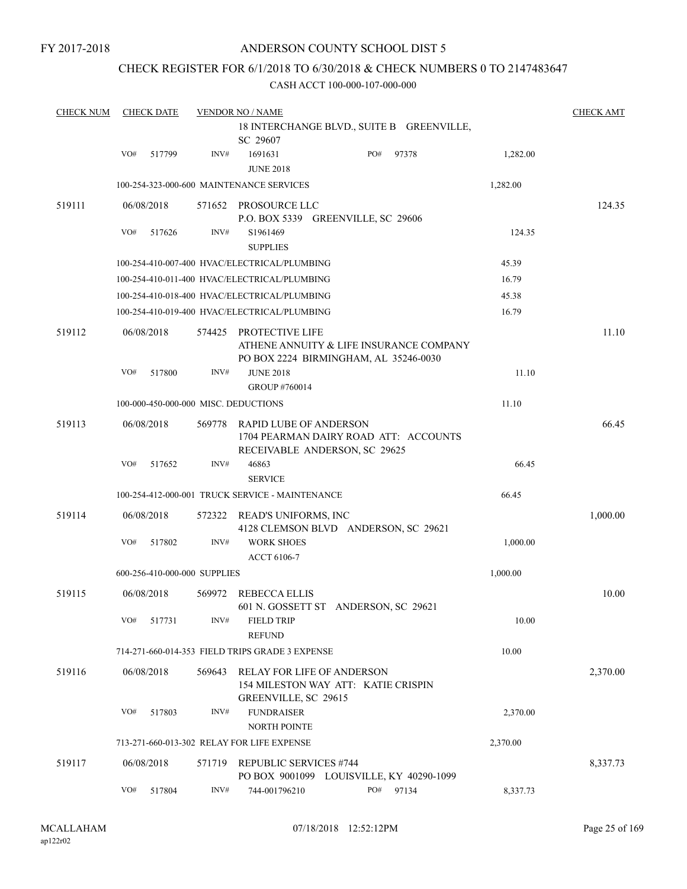FY 2017-2018

ANDERSON COUNTY SCHOOL DIST 5

CHECK REGISTER FOR 6/1/2018 TO 6/30/2018 & CHECK NUMBERS 0 TO 2147483647

CASH ACCT 100-000-107-000-000

| CHECK NUM | CHECK DATE | VENDOR NO / NAME | | CHECK AMT |
|---|---|---|---|---|
| | | 18 INTERCHANGE BLVD., SUITE B GREENVILLE, SC 29607 | | |
| | VO# 517799 | INV# 1691631 PO# 97378<br>JUNE 2018 | 1,282.00 | |
| | | 100-254-323-000-600 MAINTENANCE SERVICES | 1,282.00 | |
| 519111 | 06/08/2018 | 571652 PROSOURCE LLC<br>P.O. BOX 5339 GREENVILLE, SC 29606 | | 124.35 |
| | VO# 517626 | INV# S1961469<br>SUPPLIES | 124.35 | |
| | | 100-254-410-007-400 HVAC/ELECTRICAL/PLUMBING | 45.39 | |
| | | 100-254-410-011-400 HVAC/ELECTRICAL/PLUMBING | 16.79 | |
| | | 100-254-410-018-400 HVAC/ELECTRICAL/PLUMBING | 45.38 | |
| | | 100-254-410-019-400 HVAC/ELECTRICAL/PLUMBING | 16.79 | |
| 519112 | 06/08/2018 | 574425 PROTECTIVE LIFE<br>ATHENE ANNUITY & LIFE INSURANCE COMPANY<br>PO BOX 2224 BIRMINGHAM, AL 35246-0030 | | 11.10 |
| | VO# 517800 | INV# JUNE 2018<br>GROUP #760014 | 11.10 | |
| | | 100-000-450-000-000 MISC. DEDUCTIONS | 11.10 | |
| 519113 | 06/08/2018 | 569778 RAPID LUBE OF ANDERSON<br>1704 PEARMAN DAIRY ROAD ATT: ACCOUNTS RECEIVABLE ANDERSON, SC 29625 | | 66.45 |
| | VO# 517652 | INV# 46863<br>SERVICE | 66.45 | |
| | | 100-254-412-000-001 TRUCK SERVICE - MAINTENANCE | 66.45 | |
| 519114 | 06/08/2018 | 572322 READ'S UNIFORMS, INC<br>4128 CLEMSON BLVD ANDERSON, SC 29621 | | 1,000.00 |
| | VO# 517802 | INV# WORK SHOES<br>ACCT 6106-7 | 1,000.00 | |
| | | 600-256-410-000-000 SUPPLIES | 1,000.00 | |
| 519115 | 06/08/2018 | 569972 REBECCA ELLIS<br>601 N. GOSSETT ST ANDERSON, SC 29621 | | 10.00 |
| | VO# 517731 | INV# FIELD TRIP<br>REFUND | 10.00 | |
| | | 714-271-660-014-353 FIELD TRIPS GRADE 3 EXPENSE | 10.00 | |
| 519116 | 06/08/2018 | 569643 RELAY FOR LIFE OF ANDERSON<br>154 MILESTON WAY ATT: KATIE CRISPIN<br>GREENVILLE, SC 29615 | | 2,370.00 |
| | VO# 517803 | INV# FUNDRAISER<br>NORTH POINTE | 2,370.00 | |
| | | 713-271-660-013-302 RELAY FOR LIFE EXPENSE | 2,370.00 | |
| 519117 | 06/08/2018 | 571719 REPUBLIC SERVICES #744<br>PO BOX 9001099 LOUISVILLE, KY 40290-1099 | | 8,337.73 |
| | VO# 517804 | INV# 744-001796210 PO# 97134 | 8,337.73 | |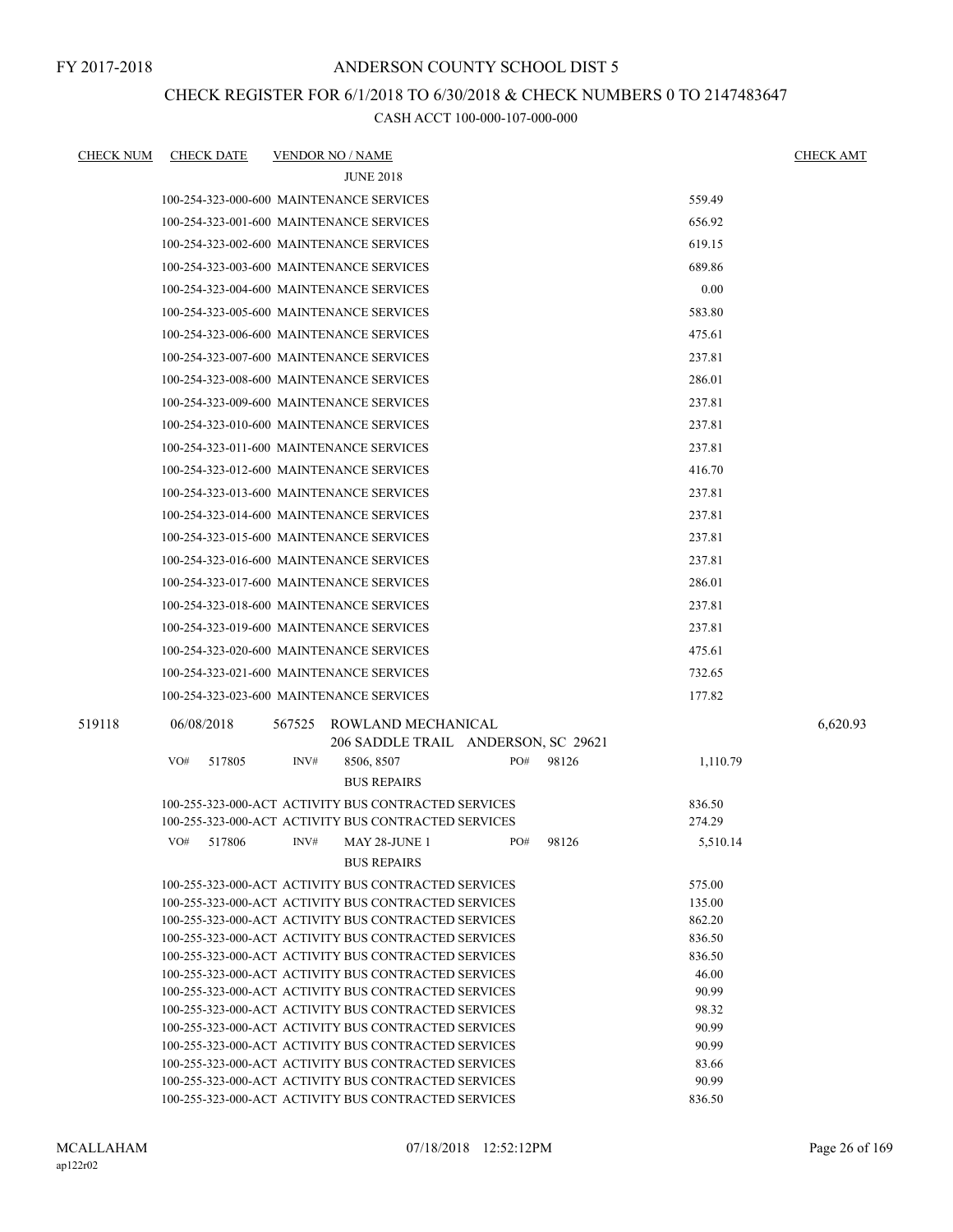FY 2017-2018

ANDERSON COUNTY SCHOOL DIST 5

CHECK REGISTER FOR 6/1/2018 TO 6/30/2018 & CHECK NUMBERS 0 TO 2147483647

CASH ACCT 100-000-107-000-000

| CHECK NUM | CHECK DATE | VENDOR NO / NAME | | CHECK AMT |
|---|---|---|---|---|
| | | JUNE 2018 | | |
| | | 100-254-323-000-600 MAINTENANCE SERVICES | 559.49 | |
| | | 100-254-323-001-600 MAINTENANCE SERVICES | 656.92 | |
| | | 100-254-323-002-600 MAINTENANCE SERVICES | 619.15 | |
| | | 100-254-323-003-600 MAINTENANCE SERVICES | 689.86 | |
| | | 100-254-323-004-600 MAINTENANCE SERVICES | 0.00 | |
| | | 100-254-323-005-600 MAINTENANCE SERVICES | 583.80 | |
| | | 100-254-323-006-600 MAINTENANCE SERVICES | 475.61 | |
| | | 100-254-323-007-600 MAINTENANCE SERVICES | 237.81 | |
| | | 100-254-323-008-600 MAINTENANCE SERVICES | 286.01 | |
| | | 100-254-323-009-600 MAINTENANCE SERVICES | 237.81 | |
| | | 100-254-323-010-600 MAINTENANCE SERVICES | 237.81 | |
| | | 100-254-323-011-600 MAINTENANCE SERVICES | 237.81 | |
| | | 100-254-323-012-600 MAINTENANCE SERVICES | 416.70 | |
| | | 100-254-323-013-600 MAINTENANCE SERVICES | 237.81 | |
| | | 100-254-323-014-600 MAINTENANCE SERVICES | 237.81 | |
| | | 100-254-323-015-600 MAINTENANCE SERVICES | 237.81 | |
| | | 100-254-323-016-600 MAINTENANCE SERVICES | 237.81 | |
| | | 100-254-323-017-600 MAINTENANCE SERVICES | 286.01 | |
| | | 100-254-323-018-600 MAINTENANCE SERVICES | 237.81 | |
| | | 100-254-323-019-600 MAINTENANCE SERVICES | 237.81 | |
| | | 100-254-323-020-600 MAINTENANCE SERVICES | 475.61 | |
| | | 100-254-323-021-600 MAINTENANCE SERVICES | 732.65 | |
| | | 100-254-323-023-600 MAINTENANCE SERVICES | 177.82 | |
| 519118 | 06/08/2018 | 567525 ROWLAND MECHANICAL<br>206 SADDLE TRAIL ANDERSON, SC 29621 | | 6,620.93 |
| | | VO# 517805 INV# 8506, 8507 PO# 98126 | 1,110.79 | |
| | | BUS REPAIRS | | |
| | | 100-255-323-000-ACT ACTIVITY BUS CONTRACTED SERVICES | 836.50 | |
| | | 100-255-323-000-ACT ACTIVITY BUS CONTRACTED SERVICES | 274.29 | |
| | | VO# 517806 INV# MAY 28-JUNE 1 PO# 98126 | 5,510.14 | |
| | | BUS REPAIRS | | |
| | | 100-255-323-000-ACT ACTIVITY BUS CONTRACTED SERVICES | 575.00 | |
| | | 100-255-323-000-ACT ACTIVITY BUS CONTRACTED SERVICES | 135.00 | |
| | | 100-255-323-000-ACT ACTIVITY BUS CONTRACTED SERVICES | 862.20 | |
| | | 100-255-323-000-ACT ACTIVITY BUS CONTRACTED SERVICES | 836.50 | |
| | | 100-255-323-000-ACT ACTIVITY BUS CONTRACTED SERVICES | 836.50 | |
| | | 100-255-323-000-ACT ACTIVITY BUS CONTRACTED SERVICES | 46.00 | |
| | | 100-255-323-000-ACT ACTIVITY BUS CONTRACTED SERVICES | 90.99 | |
| | | 100-255-323-000-ACT ACTIVITY BUS CONTRACTED SERVICES | 98.32 | |
| | | 100-255-323-000-ACT ACTIVITY BUS CONTRACTED SERVICES | 90.99 | |
| | | 100-255-323-000-ACT ACTIVITY BUS CONTRACTED SERVICES | 90.99 | |
| | | 100-255-323-000-ACT ACTIVITY BUS CONTRACTED SERVICES | 83.66 | |
| | | 100-255-323-000-ACT ACTIVITY BUS CONTRACTED SERVICES | 90.99 | |
| | | 100-255-323-000-ACT ACTIVITY BUS CONTRACTED SERVICES | 836.50 | |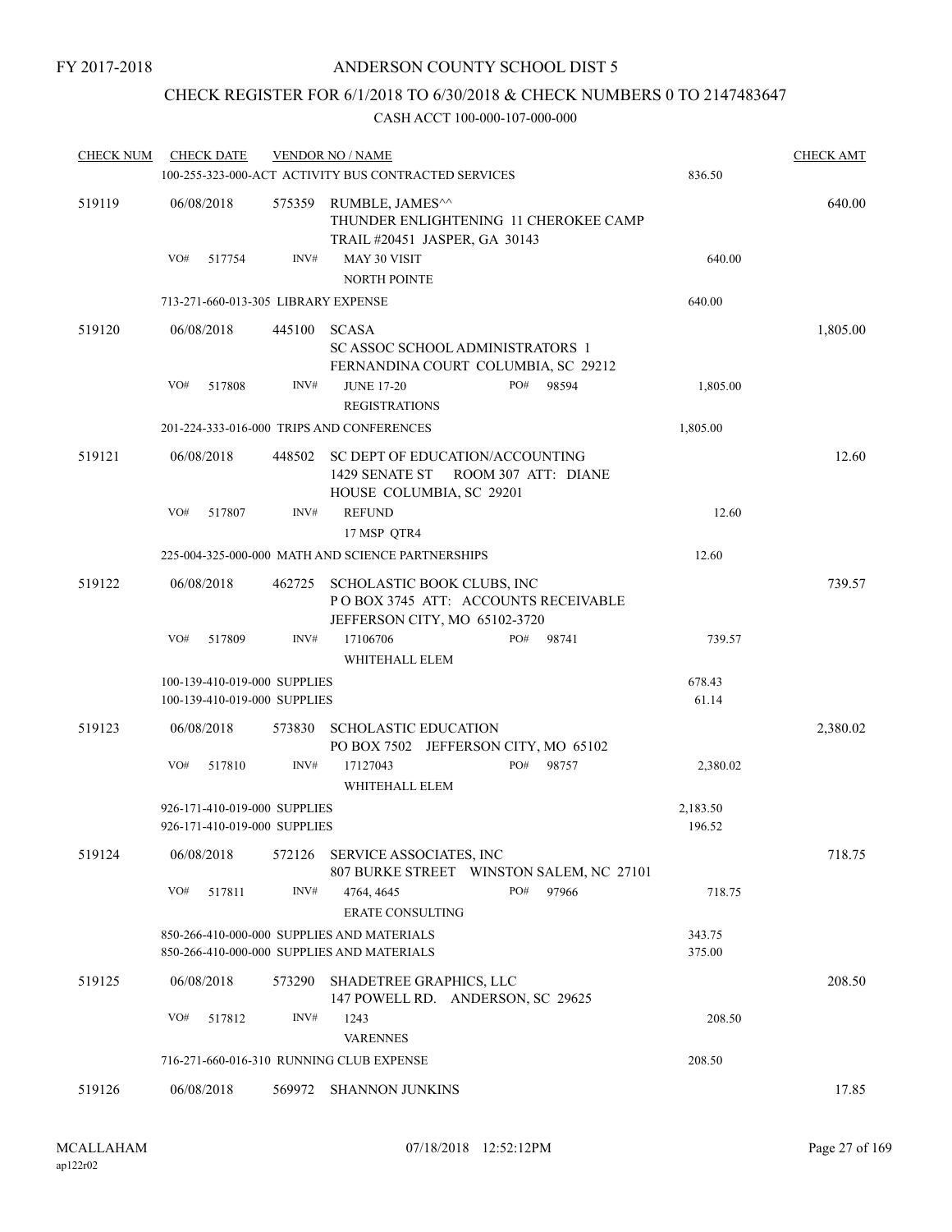FY 2017-2018

# ANDERSON COUNTY SCHOOL DIST 5

## CHECK REGISTER FOR 6/1/2018 TO 6/30/2018 & CHECK NUMBERS 0 TO 2147483647

CASH ACCT 100-000-107-000-000

| CHECK NUM | CHECK DATE | VENDOR NO / NAME | | CHECK AMT |
|---|---|---|---|---|
| | | 100-255-323-000-ACT ACTIVITY BUS CONTRACTED SERVICES | 836.50 | |
| 519119 | 06/08/2018 | 575359 RUMBLE, JAMES^^ THUNDER ENLIGHTENING 11 CHEROKEE CAMP TRAIL #20451 JASPER, GA 30143 | | 640.00 |
| | VO# 517754 | INV# MAY 30 VISIT NORTH POINTE | 640.00 | |
| | | 713-271-660-013-305 LIBRARY EXPENSE | 640.00 | |
| 519120 | 06/08/2018 | 445100 SCASA SC ASSOC SCHOOL ADMINISTRATORS 1 FERNANDINA COURT COLUMBIA, SC 29212 | | 1,805.00 |
| | VO# 517808 | INV# JUNE 17-20 REGISTRATIONS PO# 98594 | 1,805.00 | |
| | | 201-224-333-016-000 TRIPS AND CONFERENCES | 1,805.00 | |
| 519121 | 06/08/2018 | 448502 SC DEPT OF EDUCATION/ACCOUNTING 1429 SENATE ST ROOM 307 ATT: DIANE HOUSE COLUMBIA, SC 29201 | | 12.60 |
| | VO# 517807 | INV# REFUND 17 MSP QTR4 | 12.60 | |
| | | 225-004-325-000-000 MATH AND SCIENCE PARTNERSHIPS | 12.60 | |
| 519122 | 06/08/2018 | 462725 SCHOLASTIC BOOK CLUBS, INC P O BOX 3745 ATT: ACCOUNTS RECEIVABLE JEFFERSON CITY, MO 65102-3720 | | 739.57 |
| | VO# 517809 | INV# 17106706 WHITEHALL ELEM PO# 98741 | 739.57 | |
| | | 100-139-410-019-000 SUPPLIES | 678.43 | |
| | | 100-139-410-019-000 SUPPLIES | 61.14 | |
| 519123 | 06/08/2018 | 573830 SCHOLASTIC EDUCATION PO BOX 7502 JEFFERSON CITY, MO 65102 | | 2,380.02 |
| | VO# 517810 | INV# 17127043 WHITEHALL ELEM PO# 98757 | 2,380.02 | |
| | | 926-171-410-019-000 SUPPLIES | 2,183.50 | |
| | | 926-171-410-019-000 SUPPLIES | 196.52 | |
| 519124 | 06/08/2018 | 572126 SERVICE ASSOCIATES, INC 807 BURKE STREET WINSTON SALEM, NC 27101 | | 718.75 |
| | VO# 517811 | INV# 4764, 4645 ERATE CONSULTING PO# 97966 | 718.75 | |
| | | 850-266-410-000-000 SUPPLIES AND MATERIALS | 343.75 | |
| | | 850-266-410-000-000 SUPPLIES AND MATERIALS | 375.00 | |
| 519125 | 06/08/2018 | 573290 SHADETREE GRAPHICS, LLC 147 POWELL RD. ANDERSON, SC 29625 | | 208.50 |
| | VO# 517812 | INV# 1243 VARENNES | 208.50 | |
| | | 716-271-660-016-310 RUNNING CLUB EXPENSE | 208.50 | |
| 519126 | 06/08/2018 | 569972 SHANNON JUNKINS | | 17.85 |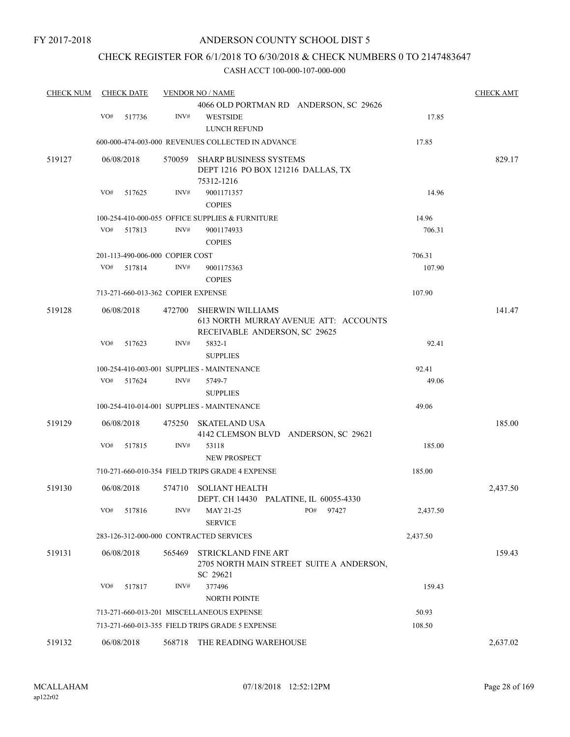FY 2017-2018

# ANDERSON COUNTY SCHOOL DIST 5

## CHECK REGISTER FOR 6/1/2018 TO 6/30/2018 & CHECK NUMBERS 0 TO 2147483647

CASH ACCT 100-000-107-000-000

| CHECK NUM | CHECK DATE | VENDOR NO / NAME | | CHECK AMT |
|---|---|---|---|---|
| | | 4066 OLD PORTMAN RD ANDERSON, SC 29626 | | |
| | VO# 517736 | INV# WESTSIDE<br>LUNCH REFUND | 17.85 | |
| | | 600-000-474-003-000 REVENUES COLLECTED IN ADVANCE | 17.85 | |
| 519127 | 06/08/2018 | 570059 SHARP BUSINESS SYSTEMS<br>DEPT 1216 PO BOX 121216 DALLAS, TX 75312-1216 | | 829.17 |
| | VO# 517625 | INV# 9001171357<br>COPIES | 14.96 | |
| | | 100-254-410-000-055 OFFICE SUPPLIES & FURNITURE | 14.96 | |
| | VO# 517813 | INV# 9001174933<br>COPIES | 706.31 | |
| | | 201-113-490-006-000 COPIER COST | 706.31 | |
| | VO# 517814 | INV# 9001175363<br>COPIES | 107.90 | |
| | | 713-271-660-013-362 COPIER EXPENSE | 107.90 | |
| 519128 | 06/08/2018 | 472700 SHERWIN WILLIAMS<br>613 NORTH MURRAY AVENUE ATT: ACCOUNTS RECEIVABLE ANDERSON, SC 29625 | | 141.47 |
| | VO# 517623 | INV# 5832-1<br>SUPPLIES | 92.41 | |
| | | 100-254-410-003-001 SUPPLIES - MAINTENANCE | 92.41 | |
| | VO# 517624 | INV# 5749-7<br>SUPPLIES | 49.06 | |
| | | 100-254-410-014-001 SUPPLIES - MAINTENANCE | 49.06 | |
| 519129 | 06/08/2018 | 475250 SKATELAND USA<br>4142 CLEMSON BLVD ANDERSON, SC 29621 | | 185.00 |
| | VO# 517815 | INV# 53118<br>NEW PROSPECT | 185.00 | |
| | | 710-271-660-010-354 FIELD TRIPS GRADE 4 EXPENSE | 185.00 | |
| 519130 | 06/08/2018 | 574710 SOLIANT HEALTH<br>DEPT. CH 14430 PALATINE, IL 60055-4330 | | 2,437.50 |
| | VO# 517816 | INV# MAY 21-25 PO# 97427<br>SERVICE | 2,437.50 | |
| | | 283-126-312-000-000 CONTRACTED SERVICES | 2,437.50 | |
| 519131 | 06/08/2018 | 565469 STRICKLAND FINE ART<br>2705 NORTH MAIN STREET SUITE A ANDERSON, SC 29621 | | 159.43 |
| | VO# 517817 | INV# 377496<br>NORTH POINTE | 159.43 | |
| | | 713-271-660-013-201 MISCELLANEOUS EXPENSE | 50.93 | |
| | | 713-271-660-013-355 FIELD TRIPS GRADE 5 EXPENSE | 108.50 | |
| 519132 | 06/08/2018 | 568718 THE READING WAREHOUSE | | 2,637.02 |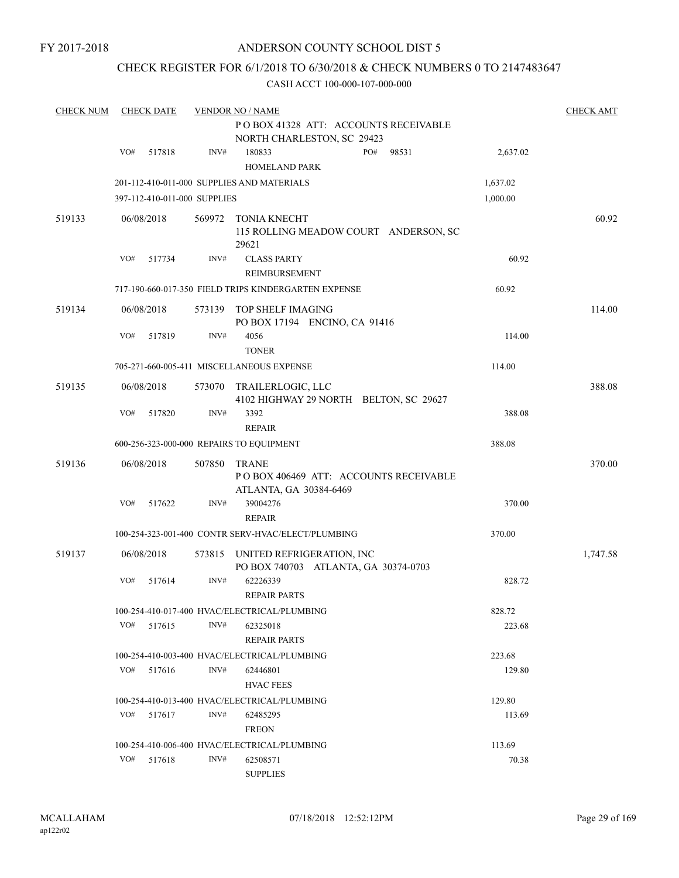FY 2017-2018

# ANDERSON COUNTY SCHOOL DIST 5

## CHECK REGISTER FOR 6/1/2018 TO 6/30/2018 & CHECK NUMBERS 0 TO 2147483647

CASH ACCT 100-000-107-000-000

| CHECK NUM | CHECK DATE | VENDOR NO / NAME | | | CHECK AMT |
|---|---|---|---|---|---|
| | | | P O BOX 41328 ATT: ACCOUNTS RECEIVABLE NORTH CHARLESTON, SC 29423 | | |
| | VO# 517818 | INV# | 180833 HOMELAND PARK PO# 98531 | 2,637.02 | |
| | | 201-112-410-011-000 SUPPLIES AND MATERIALS | | 1,637.02 | |
| | | 397-112-410-011-000 SUPPLIES | | 1,000.00 | |
| 519133 | 06/08/2018 | 569972 | TONIA KNECHT 115 ROLLING MEADOW COURT ANDERSON, SC 29621 | | 60.92 |
| | VO# 517734 | INV# | CLASS PARTY REIMBURSEMENT | 60.92 | |
| | | 717-190-660-017-350 FIELD TRIPS KINDERGARTEN EXPENSE | | 60.92 | |
| 519134 | 06/08/2018 | 573139 | TOP SHELF IMAGING PO BOX 17194 ENCINO, CA 91416 | | 114.00 |
| | VO# 517819 | INV# | 4056 TONER | 114.00 | |
| | | 705-271-660-005-411 MISCELLANEOUS EXPENSE | | 114.00 | |
| 519135 | 06/08/2018 | 573070 | TRAILERLOGIC, LLC 4102 HIGHWAY 29 NORTH BELTON, SC 29627 | | 388.08 |
| | VO# 517820 | INV# | 3392 REPAIR | 388.08 | |
| | | 600-256-323-000-000 REPAIRS TO EQUIPMENT | | 388.08 | |
| 519136 | 06/08/2018 | 507850 | TRANE P O BOX 406469 ATT: ACCOUNTS RECEIVABLE ATLANTA, GA 30384-6469 | | 370.00 |
| | VO# 517622 | INV# | 39004276 REPAIR | 370.00 | |
| | | 100-254-323-001-400 CONTR SERV-HVAC/ELECT/PLUMBING | | 370.00 | |
| 519137 | 06/08/2018 | 573815 | UNITED REFRIGERATION, INC PO BOX 740703 ATLANTA, GA 30374-0703 | | 1,747.58 |
| | VO# 517614 | INV# | 62226339 REPAIR PARTS | 828.72 | |
| | | 100-254-410-017-400 HVAC/ELECTRICAL/PLUMBING | | 828.72 | |
| | VO# 517615 | INV# | 62325018 REPAIR PARTS | 223.68 | |
| | | 100-254-410-003-400 HVAC/ELECTRICAL/PLUMBING | | 223.68 | |
| | VO# 517616 | INV# | 62446801 HVAC FEES | 129.80 | |
| | | 100-254-410-013-400 HVAC/ELECTRICAL/PLUMBING | | 129.80 | |
| | VO# 517617 | INV# | 62485295 FREON | 113.69 | |
| | | 100-254-410-006-400 HVAC/ELECTRICAL/PLUMBING | | 113.69 | |
| | VO# 517618 | INV# | 62508571 SUPPLIES | 70.38 | |

MCALLAHAM ap122r02 07/18/2018 12:52:12PM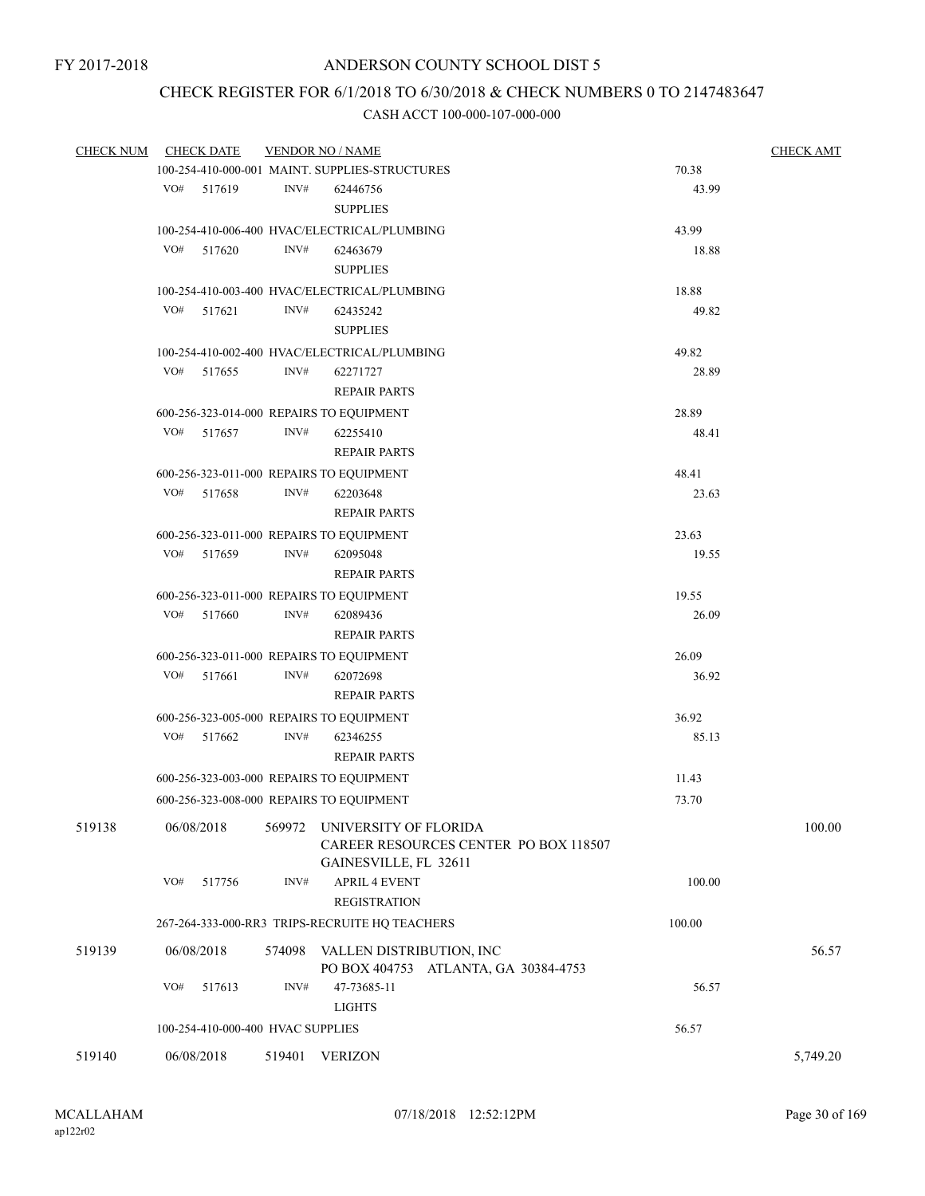FY 2017-2018

# ANDERSON COUNTY SCHOOL DIST 5

## CHECK REGISTER FOR 6/1/2018 TO 6/30/2018 & CHECK NUMBERS 0 TO 2147483647

### CASH ACCT 100-000-107-000-000

| CHECK NUM | CHECK DATE | VENDOR NO / NAME | | CHECK AMT |
|---|---|---|---|---|
| | | 100-254-410-000-001 MAINT. SUPPLIES-STRUCTURES | 70.38 | |
| | VO# 517619 | INV# 62446756 SUPPLIES | 43.99 | |
| | | 100-254-410-006-400 HVAC/ELECTRICAL/PLUMBING | 43.99 | |
| | VO# 517620 | INV# 62463679 SUPPLIES | 18.88 | |
| | | 100-254-410-003-400 HVAC/ELECTRICAL/PLUMBING | 18.88 | |
| | VO# 517621 | INV# 62435242 SUPPLIES | 49.82 | |
| | | 100-254-410-002-400 HVAC/ELECTRICAL/PLUMBING | 49.82 | |
| | VO# 517655 | INV# 62271727 REPAIR PARTS | 28.89 | |
| | | 600-256-323-014-000 REPAIRS TO EQUIPMENT | 28.89 | |
| | VO# 517657 | INV# 62255410 REPAIR PARTS | 48.41 | |
| | | 600-256-323-011-000 REPAIRS TO EQUIPMENT | 48.41 | |
| | VO# 517658 | INV# 62203648 REPAIR PARTS | 23.63 | |
| | | 600-256-323-011-000 REPAIRS TO EQUIPMENT | 23.63 | |
| | VO# 517659 | INV# 62095048 REPAIR PARTS | 19.55 | |
| | | 600-256-323-011-000 REPAIRS TO EQUIPMENT | 19.55 | |
| | VO# 517660 | INV# 62089436 REPAIR PARTS | 26.09 | |
| | | 600-256-323-011-000 REPAIRS TO EQUIPMENT | 26.09 | |
| | VO# 517661 | INV# 62072698 REPAIR PARTS | 36.92 | |
| | | 600-256-323-005-000 REPAIRS TO EQUIPMENT | 36.92 | |
| | VO# 517662 | INV# 62346255 REPAIR PARTS | 85.13 | |
| | | 600-256-323-003-000 REPAIRS TO EQUIPMENT | 11.43 | |
| | | 600-256-323-008-000 REPAIRS TO EQUIPMENT | 73.70 | |
| 519138 | 06/08/2018 | 569972 UNIVERSITY OF FLORIDA CAREER RESOURCES CENTER PO BOX 118507 GAINESVILLE, FL 32611 | | 100.00 |
| | VO# 517756 | INV# APRIL 4 EVENT REGISTRATION | 100.00 | |
| | | 267-264-333-000-RR3 TRIPS-RECRUITE HQ TEACHERS | 100.00 | |
| 519139 | 06/08/2018 | 574098 VALLEN DISTRIBUTION, INC PO BOX 404753 ATLANTA, GA 30384-4753 | | 56.57 |
| | VO# 517613 | INV# 47-73685-11 LIGHTS | 56.57 | |
| | | 100-254-410-000-400 HVAC SUPPLIES | 56.57 | |
| 519140 | 06/08/2018 | 519401 VERIZON | | 5,749.20 |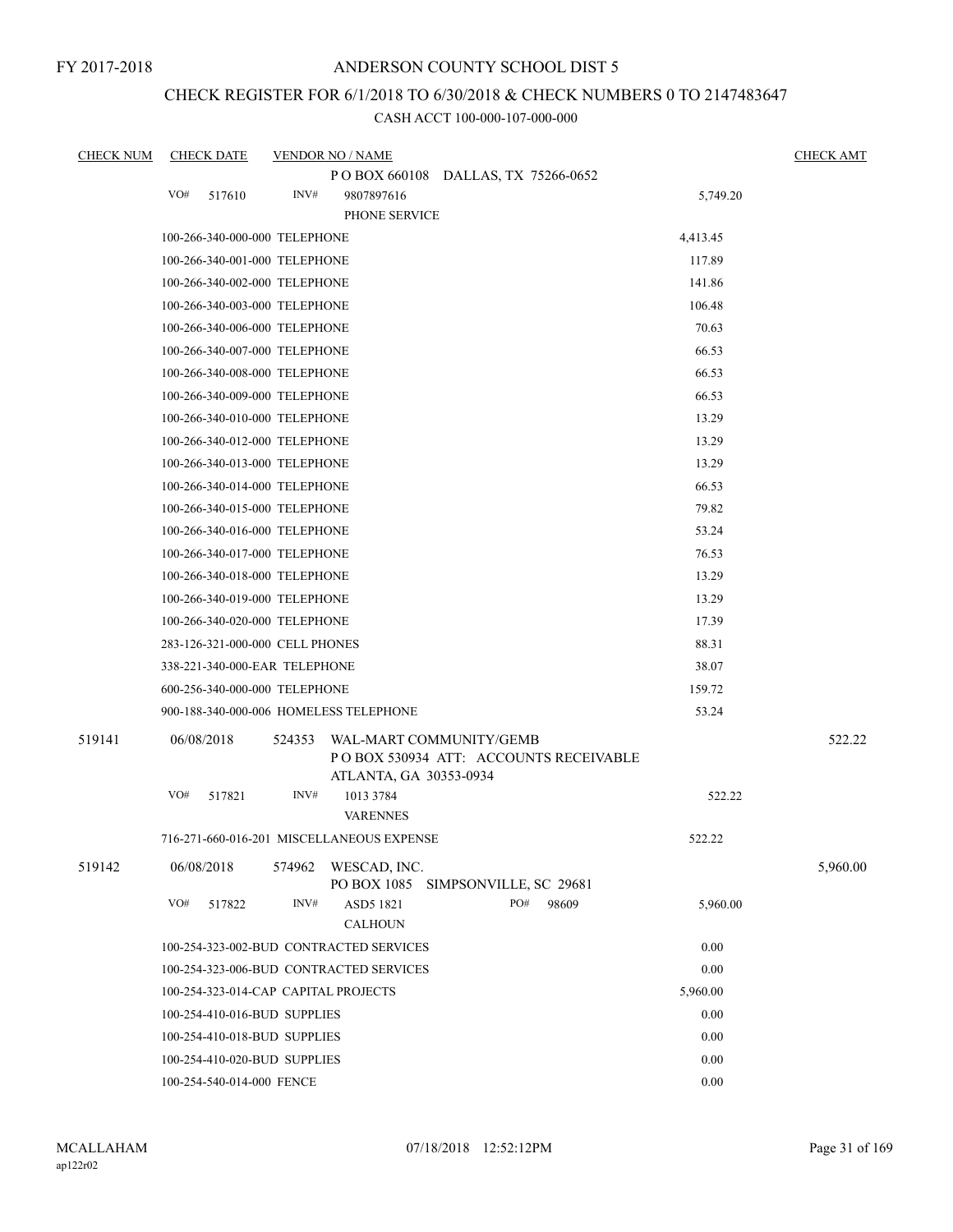FY 2017-2018

# ANDERSON COUNTY SCHOOL DIST 5

## CHECK REGISTER FOR 6/1/2018 TO 6/30/2018 & CHECK NUMBERS 0 TO 2147483647

### CASH ACCT 100-000-107-000-000

| CHECK NUM | CHECK DATE | VENDOR NO / NAME | | CHECK AMT |
|---|---|---|---|---|
| | | P O BOX 660108 DALLAS, TX 75266-0652 | | |
| | VO# 517610 | INV# 9807897616 PHONE SERVICE | 5,749.20 | |
| | 100-266-340-000-000 TELEPHONE | | 4,413.45 | |
| | 100-266-340-001-000 TELEPHONE | | 117.89 | |
| | 100-266-340-002-000 TELEPHONE | | 141.86 | |
| | 100-266-340-003-000 TELEPHONE | | 106.48 | |
| | 100-266-340-006-000 TELEPHONE | | 70.63 | |
| | 100-266-340-007-000 TELEPHONE | | 66.53 | |
| | 100-266-340-008-000 TELEPHONE | | 66.53 | |
| | 100-266-340-009-000 TELEPHONE | | 66.53 | |
| | 100-266-340-010-000 TELEPHONE | | 13.29 | |
| | 100-266-340-012-000 TELEPHONE | | 13.29 | |
| | 100-266-340-013-000 TELEPHONE | | 13.29 | |
| | 100-266-340-014-000 TELEPHONE | | 66.53 | |
| | 100-266-340-015-000 TELEPHONE | | 79.82 | |
| | 100-266-340-016-000 TELEPHONE | | 53.24 | |
| | 100-266-340-017-000 TELEPHONE | | 76.53 | |
| | 100-266-340-018-000 TELEPHONE | | 13.29 | |
| | 100-266-340-019-000 TELEPHONE | | 13.29 | |
| | 100-266-340-020-000 TELEPHONE | | 17.39 | |
| | 283-126-321-000-000 CELL PHONES | | 88.31 | |
| | 338-221-340-000-EAR TELEPHONE | | 38.07 | |
| | 600-256-340-000-000 TELEPHONE | | 159.72 | |
| | 900-188-340-000-006 HOMELESS TELEPHONE | | 53.24 | |
| 519141 | 06/08/2018 | 524353 WAL-MART COMMUNITY/GEMB P O BOX 530934 ATT: ACCOUNTS RECEIVABLE ATLANTA, GA 30353-0934 | | 522.22 |
| | VO# 517821 | INV# 1013 3784 VARENNES | 522.22 | |
| | 716-271-660-016-201 MISCELLANEOUS EXPENSE | | 522.22 | |
| 519142 | 06/08/2018 | 574962 WESCAD, INC. PO BOX 1085 SIMPSONVILLE, SC 29681 | | 5,960.00 |
| | VO# 517822 | INV# ASD5 1821 PO# 98609 CALHOUN | 5,960.00 | |
| | 100-254-323-002-BUD CONTRACTED SERVICES | | 0.00 | |
| | 100-254-323-006-BUD CONTRACTED SERVICES | | 0.00 | |
| | 100-254-323-014-CAP CAPITAL PROJECTS | | 5,960.00 | |
| | 100-254-410-016-BUD SUPPLIES | | 0.00 | |
| | 100-254-410-018-BUD SUPPLIES | | 0.00 | |
| | 100-254-410-020-BUD SUPPLIES | | 0.00 | |
| | 100-254-540-014-000 FENCE | | 0.00 | |

MCALLAHAM
ap122r02

07/18/2018 12:52:12PM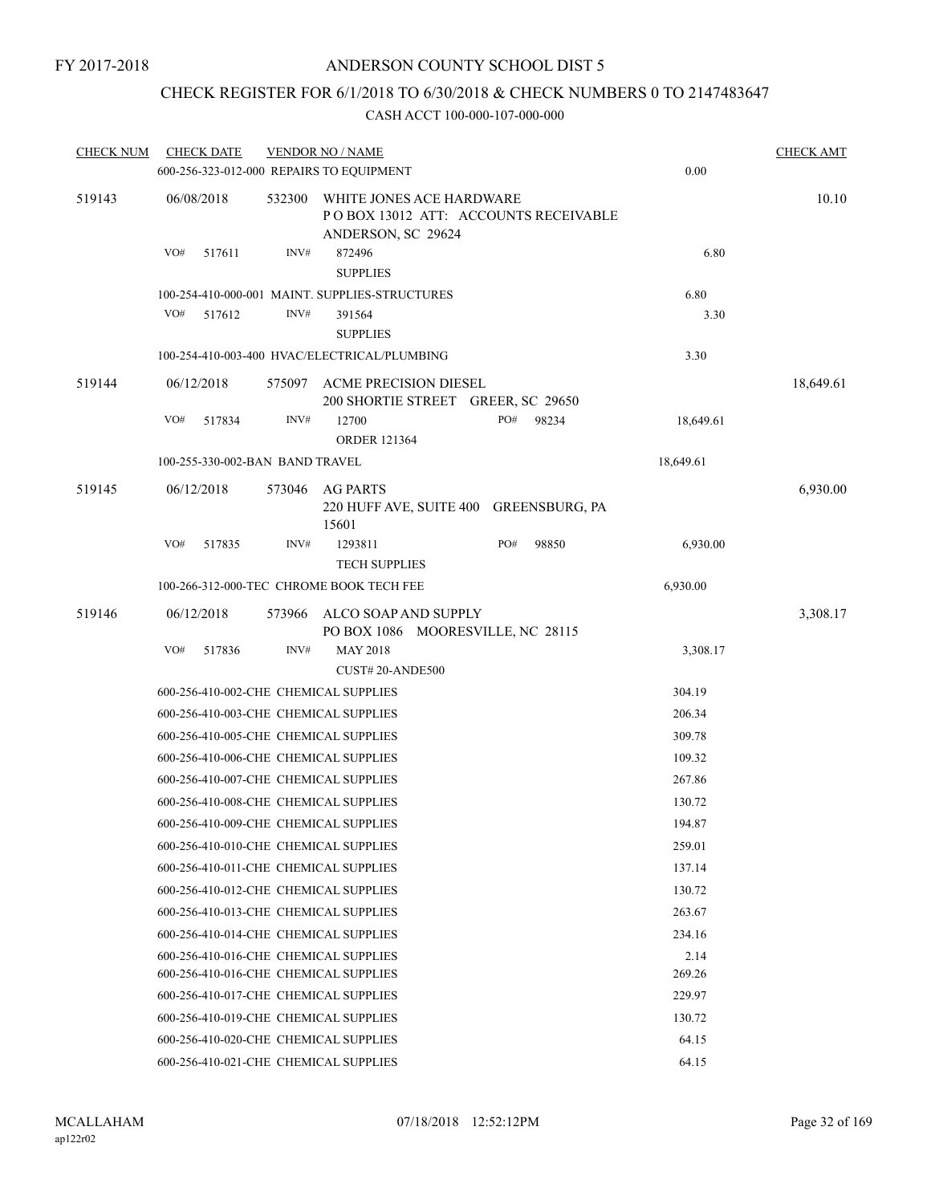FY 2017-2018

# ANDERSON COUNTY SCHOOL DIST 5

## CHECK REGISTER FOR 6/1/2018 TO 6/30/2018 & CHECK NUMBERS 0 TO 2147483647

### CASH ACCT 100-000-107-000-000

| CHECK NUM | CHECK DATE | VENDOR NO / NAME | | CHECK AMT |
|---|---|---|---|---|
| | 600-256-323-012-000 REPAIRS TO EQUIPMENT | | 0.00 | |
| 519143 | 06/08/2018 | 532300 WHITE JONES ACE HARDWARE<br>P O BOX 13012 ATT: ACCOUNTS RECEIVABLE<br>ANDERSON, SC 29624 | | 10.10 |
| | VO# 517611 | INV# 872496<br>SUPPLIES | 6.80 | |
| | 100-254-410-000-001 MAINT. SUPPLIES-STRUCTURES | | 6.80 | |
| | VO# 517612 | INV# 391564<br>SUPPLIES | 3.30 | |
| | 100-254-410-003-400 HVAC/ELECTRICAL/PLUMBING | | 3.30 | |
| 519144 | 06/12/2018 | 575097 ACME PRECISION DIESEL<br>200 SHORTIE STREET GREER, SC 29650 | | 18,649.61 |
| | VO# 517834 | INV# 12700 PO# 98234<br>ORDER 121364 | 18,649.61 | |
| | 100-255-330-002-BAN BAND TRAVEL | | 18,649.61 | |
| 519145 | 06/12/2018 | 573046 AG PARTS<br>220 HUFF AVE, SUITE 400 GREENSBURG, PA 15601 | | 6,930.00 |
| | VO# 517835 | INV# 1293811 PO# 98850<br>TECH SUPPLIES | 6,930.00 | |
| | 100-266-312-000-TEC CHROME BOOK TECH FEE | | 6,930.00 | |
| 519146 | 06/12/2018 | 573966 ALCO SOAP AND SUPPLY<br>PO BOX 1086 MOORESVILLE, NC 28115 | | 3,308.17 |
| | VO# 517836 | INV# MAY 2018<br>CUST# 20-ANDE500 | 3,308.17 | |
| | 600-256-410-002-CHE CHEMICAL SUPPLIES | | 304.19 | |
| | 600-256-410-003-CHE CHEMICAL SUPPLIES | | 206.34 | |
| | 600-256-410-005-CHE CHEMICAL SUPPLIES | | 309.78 | |
| | 600-256-410-006-CHE CHEMICAL SUPPLIES | | 109.32 | |
| | 600-256-410-007-CHE CHEMICAL SUPPLIES | | 267.86 | |
| | 600-256-410-008-CHE CHEMICAL SUPPLIES | | 130.72 | |
| | 600-256-410-009-CHE CHEMICAL SUPPLIES | | 194.87 | |
| | 600-256-410-010-CHE CHEMICAL SUPPLIES | | 259.01 | |
| | 600-256-410-011-CHE CHEMICAL SUPPLIES | | 137.14 | |
| | 600-256-410-012-CHE CHEMICAL SUPPLIES | | 130.72 | |
| | 600-256-410-013-CHE CHEMICAL SUPPLIES | | 263.67 | |
| | 600-256-410-014-CHE CHEMICAL SUPPLIES | | 234.16 | |
| | 600-256-410-016-CHE CHEMICAL SUPPLIES | | 2.14 | |
| | 600-256-410-016-CHE CHEMICAL SUPPLIES | | 269.26 | |
| | 600-256-410-017-CHE CHEMICAL SUPPLIES | | 229.97 | |
| | 600-256-410-019-CHE CHEMICAL SUPPLIES | | 130.72 | |
| | 600-256-410-020-CHE CHEMICAL SUPPLIES | | 64.15 | |
| | 600-256-410-021-CHE CHEMICAL SUPPLIES | | 64.15 | |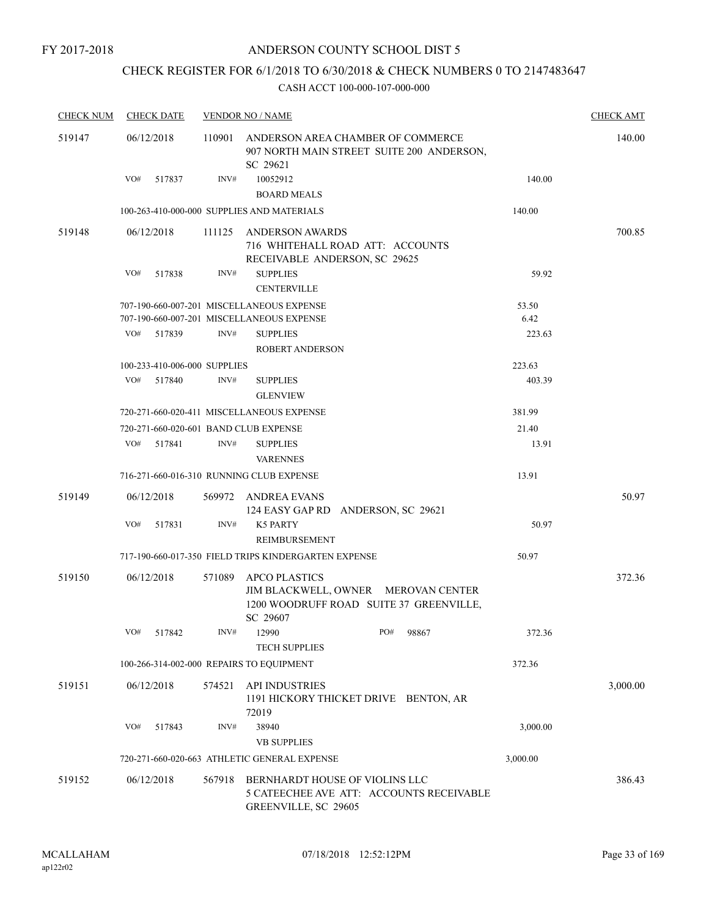FY 2017-2018

# ANDERSON COUNTY SCHOOL DIST 5

## CHECK REGISTER FOR 6/1/2018 TO 6/30/2018 & CHECK NUMBERS 0 TO 2147483647

CASH ACCT 100-000-107-000-000

| CHECK NUM | CHECK DATE | VENDOR NO / NAME | | CHECK AMT |
|---|---|---|---|---|
| 519147 | 06/12/2018 | 110901 ANDERSON AREA CHAMBER OF COMMERCE<br>907 NORTH MAIN STREET SUITE 200 ANDERSON, SC 29621 | | 140.00 |
| | VO# 517837 | INV# 10052912<br>BOARD MEALS | 140.00 | |
| | | 100-263-410-000-000 SUPPLIES AND MATERIALS | 140.00 | |
| 519148 | 06/12/2018 | 111125 ANDERSON AWARDS<br>716 WHITEHALL ROAD ATT: ACCOUNTS RECEIVABLE ANDERSON, SC 29625 | | 700.85 |
| | VO# 517838 | INV# SUPPLIES<br>CENTERVILLE | 59.92 | |
| | | 707-190-660-007-201 MISCELLANEOUS EXPENSE | 53.50 | |
| | | 707-190-660-007-201 MISCELLANEOUS EXPENSE | 6.42 | |
| | VO# 517839 | INV# SUPPLIES<br>ROBERT ANDERSON | 223.63 | |
| | | 100-233-410-006-000 SUPPLIES | 223.63 | |
| | VO# 517840 | INV# SUPPLIES<br>GLENVIEW | 403.39 | |
| | | 720-271-660-020-411 MISCELLANEOUS EXPENSE | 381.99 | |
| | | 720-271-660-020-601 BAND CLUB EXPENSE | 21.40 | |
| | VO# 517841 | INV# SUPPLIES<br>VARENNES | 13.91 | |
| | | 716-271-660-016-310 RUNNING CLUB EXPENSE | 13.91 | |
| 519149 | 06/12/2018 | 569972 ANDREA EVANS<br>124 EASY GAP RD ANDERSON, SC 29621 | | 50.97 |
| | VO# 517831 | INV# K5 PARTY<br>REIMBURSEMENT | 50.97 | |
| | | 717-190-660-017-350 FIELD TRIPS KINDERGARTEN EXPENSE | 50.97 | |
| 519150 | 06/12/2018 | 571089 APCO PLASTICS<br>JIM BLACKWELL, OWNER MEROVAN CENTER<br>1200 WOODRUFF ROAD SUITE 37 GREENVILLE, SC 29607 | | 372.36 |
| | VO# 517842 | INV# 12990 PO# 98867<br>TECH SUPPLIES | 372.36 | |
| | | 100-266-314-002-000 REPAIRS TO EQUIPMENT | 372.36 | |
| 519151 | 06/12/2018 | 574521 API INDUSTRIES<br>1191 HICKORY THICKET DRIVE BENTON, AR 72019 | | 3,000.00 |
| | VO# 517843 | INV# 38940<br>VB SUPPLIES | 3,000.00 | |
| | | 720-271-660-020-663 ATHLETIC GENERAL EXPENSE | 3,000.00 | |
| 519152 | 06/12/2018 | 567918 BERNHARDT HOUSE OF VIOLINS LLC<br>5 CATEECHEE AVE ATT: ACCOUNTS RECEIVABLE GREENVILLE, SC 29605 | | 386.43 |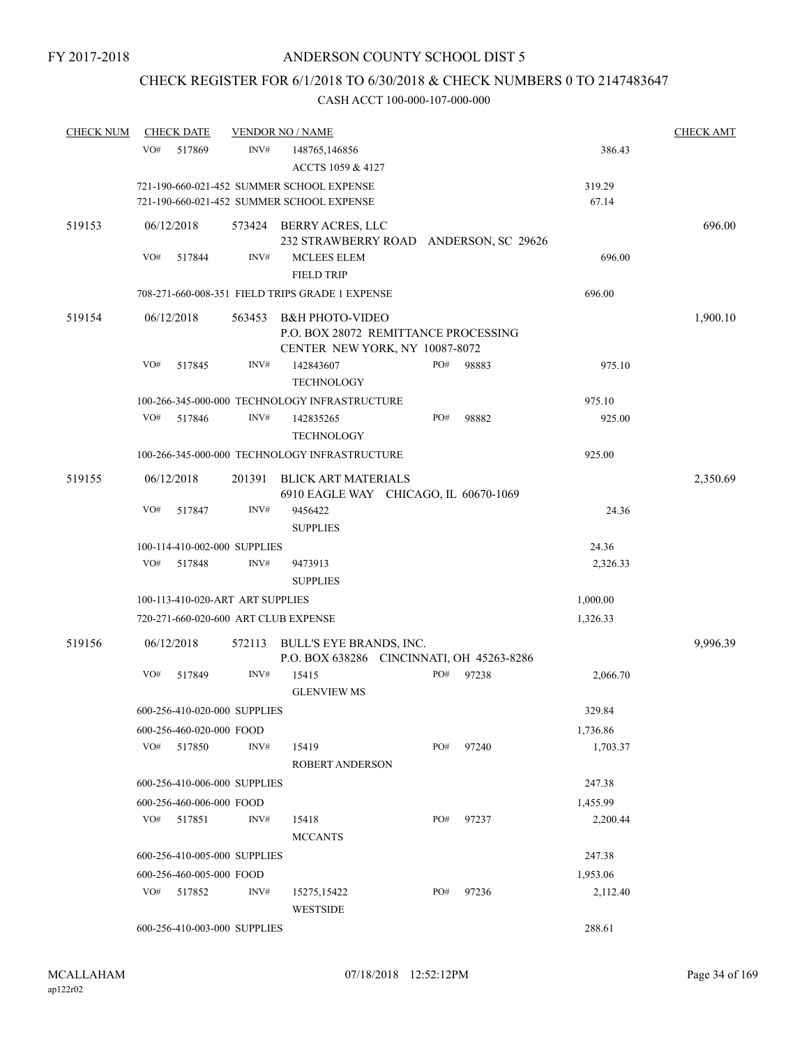FY 2017-2018

ANDERSON COUNTY SCHOOL DIST 5

CHECK REGISTER FOR 6/1/2018 TO 6/30/2018 & CHECK NUMBERS 0 TO 2147483647

CASH ACCT 100-000-107-000-000

| CHECK NUM | CHECK DATE | VENDOR NO / NAME | | | CHECK AMT |
|---|---|---|---|---|---|
| | VO# 517869 | INV# 148765,146856<br>ACCTS 1059 & 4127 | | 386.43 | |
| | 721-190-660-021-452 SUMMER SCHOOL EXPENSE | | | 319.29 | |
| | 721-190-660-021-452 SUMMER SCHOOL EXPENSE | | | 67.14 | |
| 519153 | 06/12/2018 | 573424 BERRY ACRES, LLC<br>232 STRAWBERRY ROAD ANDERSON, SC 29626 | | | 696.00 |
| | VO# 517844 | INV# MCLEES ELEM<br>FIELD TRIP | | 696.00 | |
| | 708-271-660-008-351 FIELD TRIPS GRADE 1 EXPENSE | | | 696.00 | |
| 519154 | 06/12/2018 | 563453 B&H PHOTO-VIDEO<br>P.O. BOX 28072 REMITTANCE PROCESSING<br>CENTER NEW YORK, NY 10087-8072 | | | 1,900.10 |
| | VO# 517845 | INV# 142843607<br>TECHNOLOGY | PO# 98883 | 975.10 | |
| | 100-266-345-000-000 TECHNOLOGY INFRASTRUCTURE | | | 975.10 | |
| | VO# 517846 | INV# 142835265<br>TECHNOLOGY | PO# 98882 | 925.00 | |
| | 100-266-345-000-000 TECHNOLOGY INFRASTRUCTURE | | | 925.00 | |
| 519155 | 06/12/2018 | 201391 BLICK ART MATERIALS<br>6910 EAGLE WAY CHICAGO, IL 60670-1069 | | | 2,350.69 |
| | VO# 517847 | INV# 9456422<br>SUPPLIES | | 24.36 | |
| | 100-114-410-002-000 SUPPLIES | | | 24.36 | |
| | VO# 517848 | INV# 9473913<br>SUPPLIES | | 2,326.33 | |
| | 100-113-410-020-ART ART SUPPLIES | | | 1,000.00 | |
| | 720-271-660-020-600 ART CLUB EXPENSE | | | 1,326.33 | |
| 519156 | 06/12/2018 | 572113 BULL'S EYE BRANDS, INC.<br>P.O. BOX 638286 CINCINNATI, OH 45263-8286 | | | 9,996.39 |
| | VO# 517849 | INV# 15415<br>GLENVIEW MS | PO# 97238 | 2,066.70 | |
| | 600-256-410-020-000 SUPPLIES | | | 329.84 | |
| | 600-256-460-020-000 FOOD | | | 1,736.86 | |
| | VO# 517850 | INV# 15419<br>ROBERT ANDERSON | PO# 97240 | 1,703.37 | |
| | 600-256-410-006-000 SUPPLIES | | | 247.38 | |
| | 600-256-460-006-000 FOOD | | | 1,455.99 | |
| | VO# 517851 | INV# 15418<br>MCCANTS | PO# 97237 | 2,200.44 | |
| | 600-256-410-005-000 SUPPLIES | | | 247.38 | |
| | 600-256-460-005-000 FOOD | | | 1,953.06 | |
| | VO# 517852 | INV# 15275,15422<br>WESTSIDE | PO# 97236 | 2,112.40 | |
| | 600-256-410-003-000 SUPPLIES | | | 288.61 | |

MCALLAHAM ap122r02 07/18/2018 12:52:12PM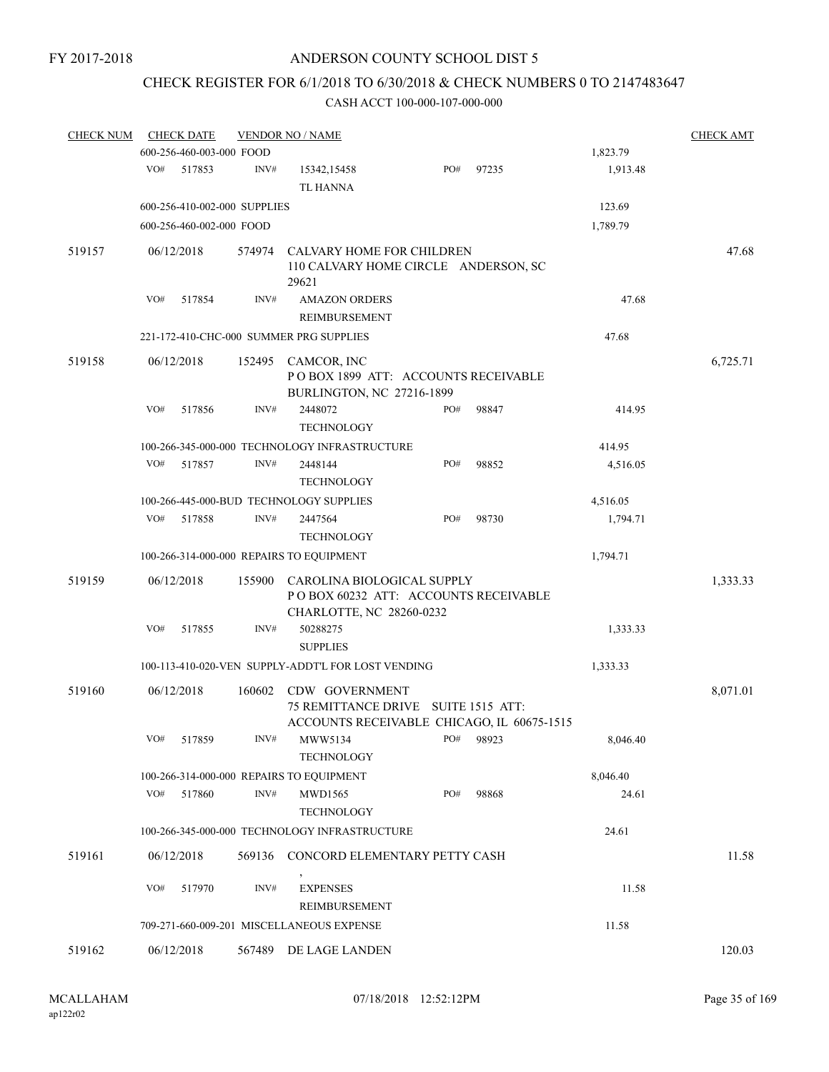FY 2017-2018

ANDERSON COUNTY SCHOOL DIST 5

CHECK REGISTER FOR 6/1/2018 TO 6/30/2018 & CHECK NUMBERS 0 TO 2147483647

CASH ACCT 100-000-107-000-000

| CHECK NUM | CHECK DATE | VENDOR NO / NAME | | CHECK AMT |
|---|---|---|---|---|
| | 600-256-460-003-000 FOOD | | 1,823.79 | |
| | VO# 517853 | INV# 15342,15458 TL HANNA PO# 97235 | 1,913.48 | |
| | 600-256-410-002-000 SUPPLIES | | 123.69 | |
| | 600-256-460-002-000 FOOD | | 1,789.79 | |
| 519157 | 06/12/2018 | 574974 CALVARY HOME FOR CHILDREN 110 CALVARY HOME CIRCLE ANDERSON, SC 29621 | | 47.68 |
| | VO# 517854 | INV# AMAZON ORDERS REIMBURSEMENT | 47.68 | |
| | 221-172-410-CHC-000 SUMMER PRG SUPPLIES | | 47.68 | |
| 519158 | 06/12/2018 | 152495 CAMCOR, INC P O BOX 1899 ATT: ACCOUNTS RECEIVABLE BURLINGTON, NC 27216-1899 | | 6,725.71 |
| | VO# 517856 | INV# 2448072 TECHNOLOGY PO# 98847 | 414.95 | |
| | 100-266-345-000-000 TECHNOLOGY INFRASTRUCTURE | | 414.95 | |
| | VO# 517857 | INV# 2448144 TECHNOLOGY PO# 98852 | 4,516.05 | |
| | 100-266-445-000-BUD TECHNOLOGY SUPPLIES | | 4,516.05 | |
| | VO# 517858 | INV# 2447564 TECHNOLOGY PO# 98730 | 1,794.71 | |
| | 100-266-314-000-000 REPAIRS TO EQUIPMENT | | 1,794.71 | |
| 519159 | 06/12/2018 | 155900 CAROLINA BIOLOGICAL SUPPLY P O BOX 60232 ATT: ACCOUNTS RECEIVABLE CHARLOTTE, NC 28260-0232 | | 1,333.33 |
| | VO# 517855 | INV# 50288275 SUPPLIES | 1,333.33 | |
| | 100-113-410-020-VEN SUPPLY-ADDT'L FOR LOST VENDING | | 1,333.33 | |
| 519160 | 06/12/2018 | 160602 CDW GOVERNMENT 75 REMITTANCE DRIVE SUITE 1515 ATT: ACCOUNTS RECEIVABLE CHICAGO, IL 60675-1515 | | 8,071.01 |
| | VO# 517859 | INV# MWW5134 TECHNOLOGY PO# 98923 | 8,046.40 | |
| | 100-266-314-000-000 REPAIRS TO EQUIPMENT | | 8,046.40 | |
| | VO# 517860 | INV# MWD1565 TECHNOLOGY PO# 98868 | 24.61 | |
| | 100-266-345-000-000 TECHNOLOGY INFRASTRUCTURE | | 24.61 | |
| 519161 | 06/12/2018 | 569136 CONCORD ELEMENTARY PETTY CASH , | | 11.58 |
| | VO# 517970 | INV# EXPENSES REIMBURSEMENT | 11.58 | |
| | 709-271-660-009-201 MISCELLANEOUS EXPENSE | | 11.58 | |
| 519162 | 06/12/2018 | 567489 DE LAGE LANDEN | | 120.03 |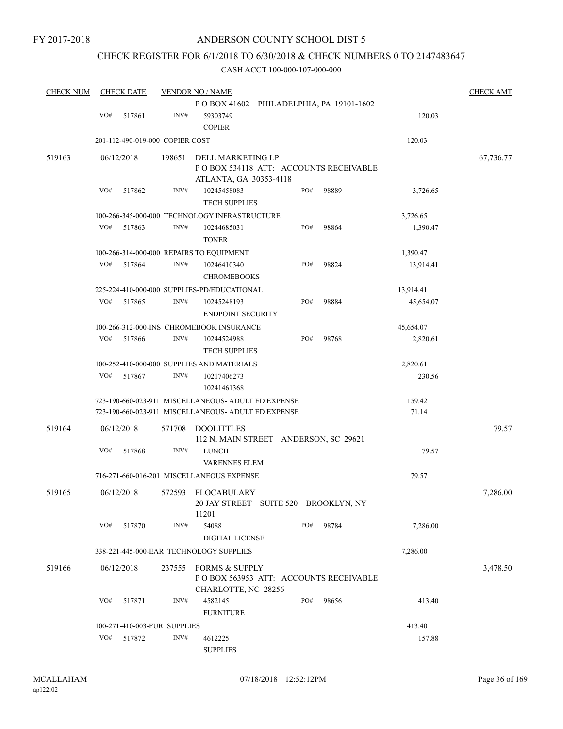FY 2017-2018

# ANDERSON COUNTY SCHOOL DIST 5

## CHECK REGISTER FOR 6/1/2018 TO 6/30/2018 & CHECK NUMBERS 0 TO 2147483647

CASH ACCT 100-000-107-000-000

| CHECK NUM | CHECK DATE | VENDOR NO / NAME | | | | CHECK AMT |
|---|---|---|---|---|---|---|
| | | | P O BOX 41602 PHILADELPHIA, PA 19101-1602 | | | |
| | VO# 517861 | INV# | 59303749 COPIER | | 120.03 | |
| | 201-112-490-019-000 COPIER COST | | | | 120.03 | |
| 519163 | 06/12/2018 | 198651 | DELL MARKETING LP P O BOX 534118 ATT: ACCOUNTS RECEIVABLE ATLANTA, GA 30353-4118 | | | 67,736.77 |
| | VO# 517862 | INV# | 10245458083 TECH SUPPLIES | PO# 98889 | 3,726.65 | |
| | 100-266-345-000-000 TECHNOLOGY INFRASTRUCTURE | | | | 3,726.65 | |
| | VO# 517863 | INV# | 10244685031 TONER | PO# 98864 | 1,390.47 | |
| | 100-266-314-000-000 REPAIRS TO EQUIPMENT | | | | 1,390.47 | |
| | VO# 517864 | INV# | 10246410340 CHROMEBOOKS | PO# 98824 | 13,914.41 | |
| | 225-224-410-000-000 SUPPLIES-PD/EDUCATIONAL | | | | 13,914.41 | |
| | VO# 517865 | INV# | 10245248193 ENDPOINT SECURITY | PO# 98884 | 45,654.07 | |
| | 100-266-312-000-INS CHROMEBOOK INSURANCE | | | | 45,654.07 | |
| | VO# 517866 | INV# | 10244524988 TECH SUPPLIES | PO# 98768 | 2,820.61 | |
| | 100-252-410-000-000 SUPPLIES AND MATERIALS | | | | 2,820.61 | |
| | VO# 517867 | INV# | 10217406273 10241461368 | | 230.56 | |
| | 723-190-660-023-911 MISCELLANEOUS- ADULT ED EXPENSE | | | | 159.42 | |
| | 723-190-660-023-911 MISCELLANEOUS- ADULT ED EXPENSE | | | | 71.14 | |
| 519164 | 06/12/2018 | 571708 | DOOLITTLES 112 N. MAIN STREET ANDERSON, SC 29621 | | | 79.57 |
| | VO# 517868 | INV# | LUNCH VARENNES ELEM | | 79.57 | |
| | 716-271-660-016-201 MISCELLANEOUS EXPENSE | | | | 79.57 | |
| 519165 | 06/12/2018 | 572593 | FLOCABULARY 20 JAY STREET SUITE 520 BROOKLYN, NY 11201 | | | 7,286.00 |
| | VO# 517870 | INV# | 54088 DIGITAL LICENSE | PO# 98784 | 7,286.00 | |
| | 338-221-445-000-EAR TECHNOLOGY SUPPLIES | | | | 7,286.00 | |
| 519166 | 06/12/2018 | 237555 | FORMS & SUPPLY P O BOX 563953 ATT: ACCOUNTS RECEIVABLE CHARLOTTE, NC 28256 | | | 3,478.50 |
| | VO# 517871 | INV# | 4582145 FURNITURE | PO# 98656 | 413.40 | |
| | 100-271-410-003-FUR SUPPLIES | | | | 413.40 | |
| | VO# 517872 | INV# | 4612225 SUPPLIES | | 157.88 | |

MCALLAHAM ap122r02 07/18/2018 12:52:12PM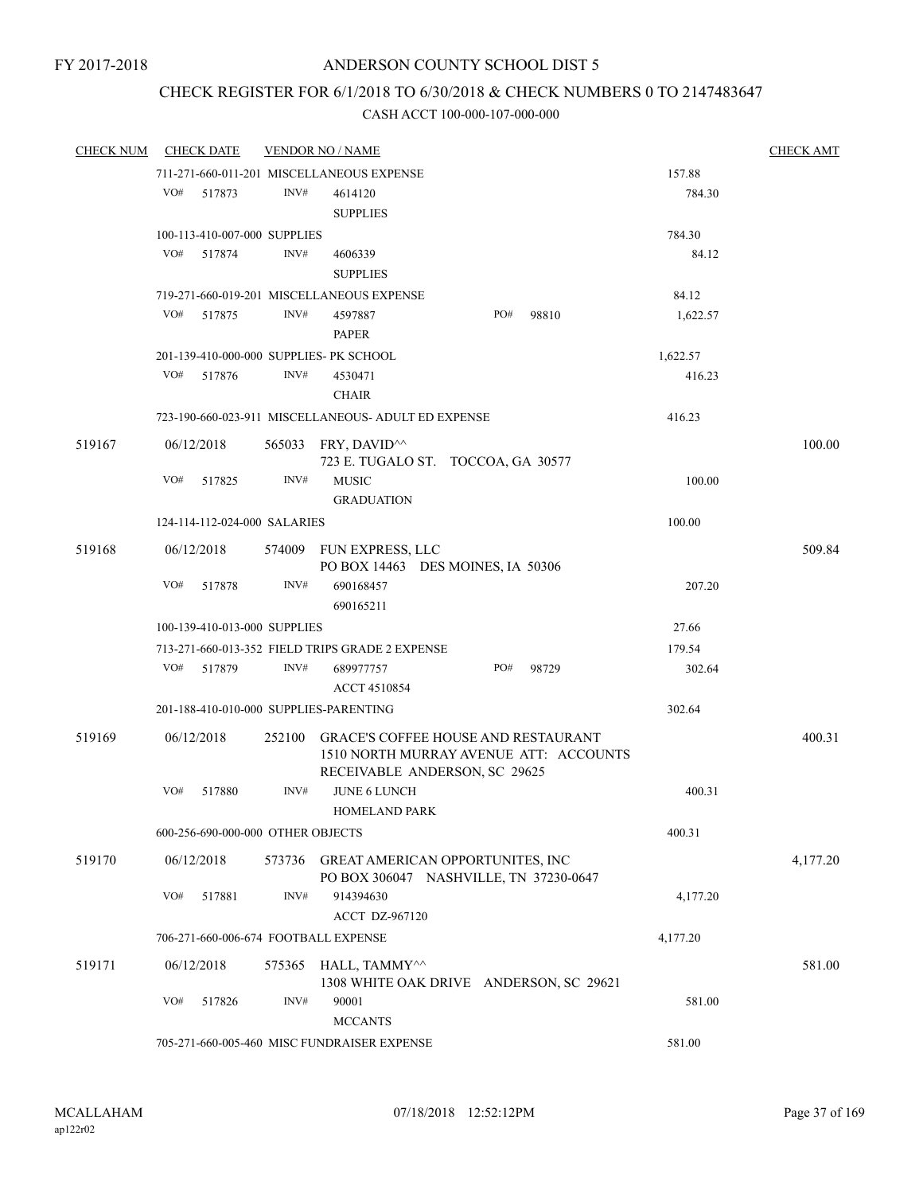FY 2017-2018

ANDERSON COUNTY SCHOOL DIST 5

CHECK REGISTER FOR 6/1/2018 TO 6/30/2018 & CHECK NUMBERS 0 TO 2147483647

CASH ACCT 100-000-107-000-000

| CHECK NUM | CHECK DATE | VENDOR NO / NAME | | CHECK AMT |
|---|---|---|---|---|
| | | 711-271-660-011-201 MISCELLANEOUS EXPENSE | 157.88 | |
| | VO# 517873 | INV# 4614120 SUPPLIES | 784.30 | |
| | | 100-113-410-007-000 SUPPLIES | 784.30 | |
| | VO# 517874 | INV# 4606339 SUPPLIES | 84.12 | |
| | | 719-271-660-019-201 MISCELLANEOUS EXPENSE | 84.12 | |
| | VO# 517875 | INV# 4597887 PAPER PO# 98810 | 1,622.57 | |
| | | 201-139-410-000-000 SUPPLIES- PK SCHOOL | 1,622.57 | |
| | VO# 517876 | INV# 4530471 CHAIR | 416.23 | |
| | | 723-190-660-023-911 MISCELLANEOUS- ADULT ED EXPENSE | 416.23 | |
| 519167 | 06/12/2018 | 565033 FRY, DAVID^^ 723 E. TUGALO ST. TOCCOA, GA 30577 | | 100.00 |
| | VO# 517825 | INV# MUSIC GRADUATION | 100.00 | |
| | | 124-114-112-024-000 SALARIES | 100.00 | |
| 519168 | 06/12/2018 | 574009 FUN EXPRESS, LLC PO BOX 14463 DES MOINES, IA 50306 | | 509.84 |
| | VO# 517878 | INV# 690168457 690165211 | 207.20 | |
| | | 100-139-410-013-000 SUPPLIES | 27.66 | |
| | | 713-271-660-013-352 FIELD TRIPS GRADE 2 EXPENSE | 179.54 | |
| | VO# 517879 | INV# 689977757 ACCT 4510854 PO# 98729 | 302.64 | |
| | | 201-188-410-010-000 SUPPLIES-PARENTING | 302.64 | |
| 519169 | 06/12/2018 | 252100 GRACE'S COFFEE HOUSE AND RESTAURANT 1510 NORTH MURRAY AVENUE ATT: ACCOUNTS RECEIVABLE ANDERSON, SC 29625 | | 400.31 |
| | VO# 517880 | INV# JUNE 6 LUNCH HOMELAND PARK | 400.31 | |
| | | 600-256-690-000-000 OTHER OBJECTS | 400.31 | |
| 519170 | 06/12/2018 | 573736 GREAT AMERICAN OPPORTUNITES, INC PO BOX 306047 NASHVILLE, TN 37230-0647 | | 4,177.20 |
| | VO# 517881 | INV# 914394630 ACCT DZ-967120 | 4,177.20 | |
| | | 706-271-660-006-674 FOOTBALL EXPENSE | 4,177.20 | |
| 519171 | 06/12/2018 | 575365 HALL, TAMMY^^ 1308 WHITE OAK DRIVE ANDERSON, SC 29621 | | 581.00 |
| | VO# 517826 | INV# 90001 MCCANTS | 581.00 | |
| | | 705-271-660-005-460 MISC FUNDRAISER EXPENSE | 581.00 | |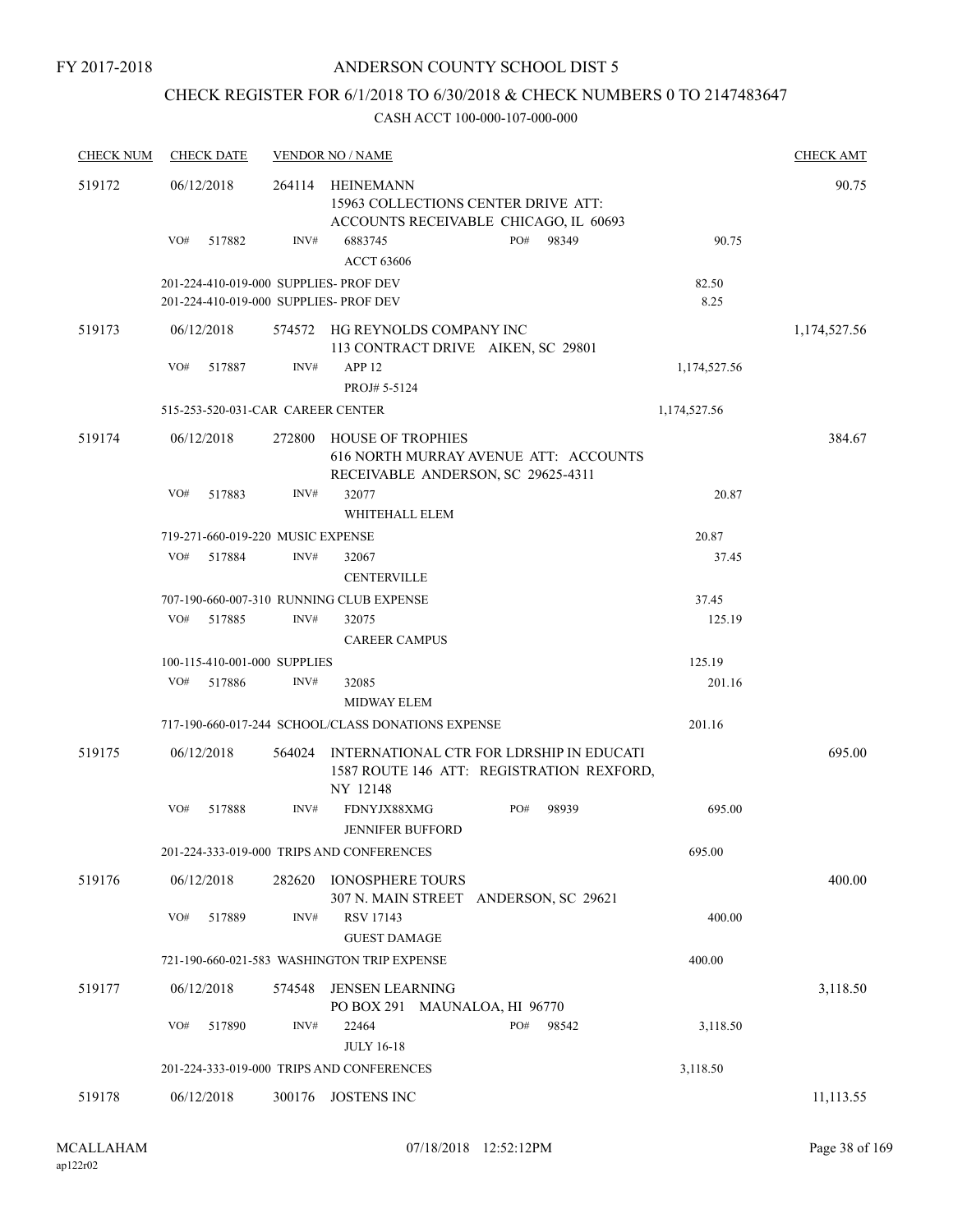FY 2017-2018

# ANDERSON COUNTY SCHOOL DIST 5

## CHECK REGISTER FOR 6/1/2018 TO 6/30/2018 & CHECK NUMBERS 0 TO 2147483647

### CASH ACCT 100-000-107-000-000

| CHECK NUM | CHECK DATE | VENDOR NO / NAME | | CHECK AMT |
|---|---|---|---|---|
| 519172 | 06/12/2018 | 264114 HEINEMANN<br>15963 COLLECTIONS CENTER DRIVE ATT: ACCOUNTS RECEIVABLE CHICAGO, IL 60693 | | 90.75 |
| | VO# 517882 | INV# 6883745 PO# 98349<br>ACCT 63606 | 90.75 | |
| | | 201-224-410-019-000 SUPPLIES- PROF DEV | 82.50 | |
| | | 201-224-410-019-000 SUPPLIES- PROF DEV | 8.25 | |
| 519173 | 06/12/2018 | 574572 HG REYNOLDS COMPANY INC<br>113 CONTRACT DRIVE AIKEN, SC 29801 | | 1,174,527.56 |
| | VO# 517887 | INV# APP 12<br>PROJ# 5-5124 | 1,174,527.56 | |
| | | 515-253-520-031-CAR CAREER CENTER | 1,174,527.56 | |
| 519174 | 06/12/2018 | 272800 HOUSE OF TROPHIES<br>616 NORTH MURRAY AVENUE ATT: ACCOUNTS RECEIVABLE ANDERSON, SC 29625-4311 | | 384.67 |
| | VO# 517883 | INV# 32077<br>WHITEHALL ELEM | 20.87 | |
| | | 719-271-660-019-220 MUSIC EXPENSE | 20.87 | |
| | VO# 517884 | INV# 32067<br>CENTERVILLE | 37.45 | |
| | | 707-190-660-007-310 RUNNING CLUB EXPENSE | 37.45 | |
| | VO# 517885 | INV# 32075<br>CAREER CAMPUS | 125.19 | |
| | | 100-115-410-001-000 SUPPLIES | 125.19 | |
| | VO# 517886 | INV# 32085<br>MIDWAY ELEM | 201.16 | |
| | | 717-190-660-017-244 SCHOOL/CLASS DONATIONS EXPENSE | 201.16 | |
| 519175 | 06/12/2018 | 564024 INTERNATIONAL CTR FOR LDRSHIP IN EDUCATI<br>1587 ROUTE 146 ATT: REGISTRATION REXFORD, NY 12148 | | 695.00 |
| | VO# 517888 | INV# FDNYJX88XMG PO# 98939<br>JENNIFER BUFFORD | 695.00 | |
| | | 201-224-333-019-000 TRIPS AND CONFERENCES | 695.00 | |
| 519176 | 06/12/2018 | 282620 IONOSPHERE TOURS<br>307 N. MAIN STREET ANDERSON, SC 29621 | | 400.00 |
| | VO# 517889 | INV# RSV 17143<br>GUEST DAMAGE | 400.00 | |
| | | 721-190-660-021-583 WASHINGTON TRIP EXPENSE | 400.00 | |
| 519177 | 06/12/2018 | 574548 JENSEN LEARNING<br>PO BOX 291 MAUNALOA, HI 96770 | | 3,118.50 |
| | VO# 517890 | INV# 22464 PO# 98542<br>JULY 16-18 | 3,118.50 | |
| | | 201-224-333-019-000 TRIPS AND CONFERENCES | 3,118.50 | |
| 519178 | 06/12/2018 | 300176 JOSTENS INC | | 11,113.55 |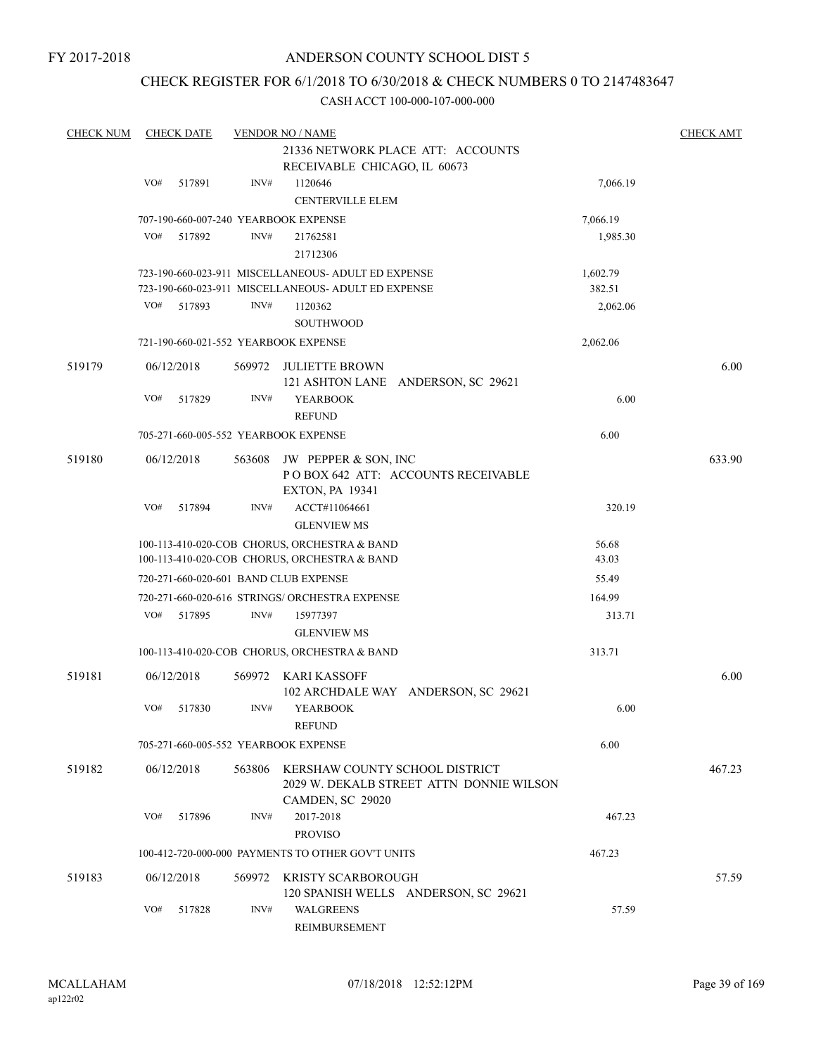FY 2017-2018

# ANDERSON COUNTY SCHOOL DIST 5

## CHECK REGISTER FOR 6/1/2018 TO 6/30/2018 & CHECK NUMBERS 0 TO 2147483647

### CASH ACCT 100-000-107-000-000

| CHECK NUM | CHECK DATE | VENDOR NO / NAME | | CHECK AMT |
|---|---|---|---|---|
| | | 21336 NETWORK PLACE ATT: ACCOUNTS RECEIVABLE CHICAGO, IL 60673 | | |
| | VO# 517891 | INV# 1120646 CENTERVILLE ELEM | 7,066.19 | |
| | | 707-190-660-007-240 YEARBOOK EXPENSE | 7,066.19 | |
| | VO# 517892 | INV# 21762581 21712306 | 1,985.30 | |
| | | 723-190-660-023-911 MISCELLANEOUS- ADULT ED EXPENSE | 1,602.79 | |
| | | 723-190-660-023-911 MISCELLANEOUS- ADULT ED EXPENSE | 382.51 | |
| | VO# 517893 | INV# 1120362 SOUTHWOOD | 2,062.06 | |
| | | 721-190-660-021-552 YEARBOOK EXPENSE | 2,062.06 | |
| 519179 | 06/12/2018 | 569972 JULIETTE BROWN 121 ASHTON LANE ANDERSON, SC 29621 | | 6.00 |
| | VO# 517829 | INV# YEARBOOK REFUND | 6.00 | |
| | | 705-271-660-005-552 YEARBOOK EXPENSE | 6.00 | |
| 519180 | 06/12/2018 | 563608 JW PEPPER & SON, INC P O BOX 642 ATT: ACCOUNTS RECEIVABLE EXTON, PA 19341 | | 633.90 |
| | VO# 517894 | INV# ACCT#11064661 GLENVIEW MS | 320.19 | |
| | | 100-113-410-020-COB CHORUS, ORCHESTRA & BAND | 56.68 | |
| | | 100-113-410-020-COB CHORUS, ORCHESTRA & BAND | 43.03 | |
| | | 720-271-660-020-601 BAND CLUB EXPENSE | 55.49 | |
| | | 720-271-660-020-616 STRINGS/ ORCHESTRA EXPENSE | 164.99 | |
| | VO# 517895 | INV# 15977397 GLENVIEW MS | 313.71 | |
| | | 100-113-410-020-COB CHORUS, ORCHESTRA & BAND | 313.71 | |
| 519181 | 06/12/2018 | 569972 KARI KASSOFF 102 ARCHDALE WAY ANDERSON, SC 29621 | | 6.00 |
| | VO# 517830 | INV# YEARBOOK REFUND | 6.00 | |
| | | 705-271-660-005-552 YEARBOOK EXPENSE | 6.00 | |
| 519182 | 06/12/2018 | 563806 KERSHAW COUNTY SCHOOL DISTRICT 2029 W. DEKALB STREET ATTN DONNIE WILSON CAMDEN, SC 29020 | | 467.23 |
| | VO# 517896 | INV# 2017-2018 PROVISO | 467.23 | |
| | | 100-412-720-000-000 PAYMENTS TO OTHER GOV'T UNITS | 467.23 | |
| 519183 | 06/12/2018 | 569972 KRISTY SCARBOROUGH 120 SPANISH WELLS ANDERSON, SC 29621 | | 57.59 |
| | VO# 517828 | INV# WALGREENS REIMBURSEMENT | 57.59 | |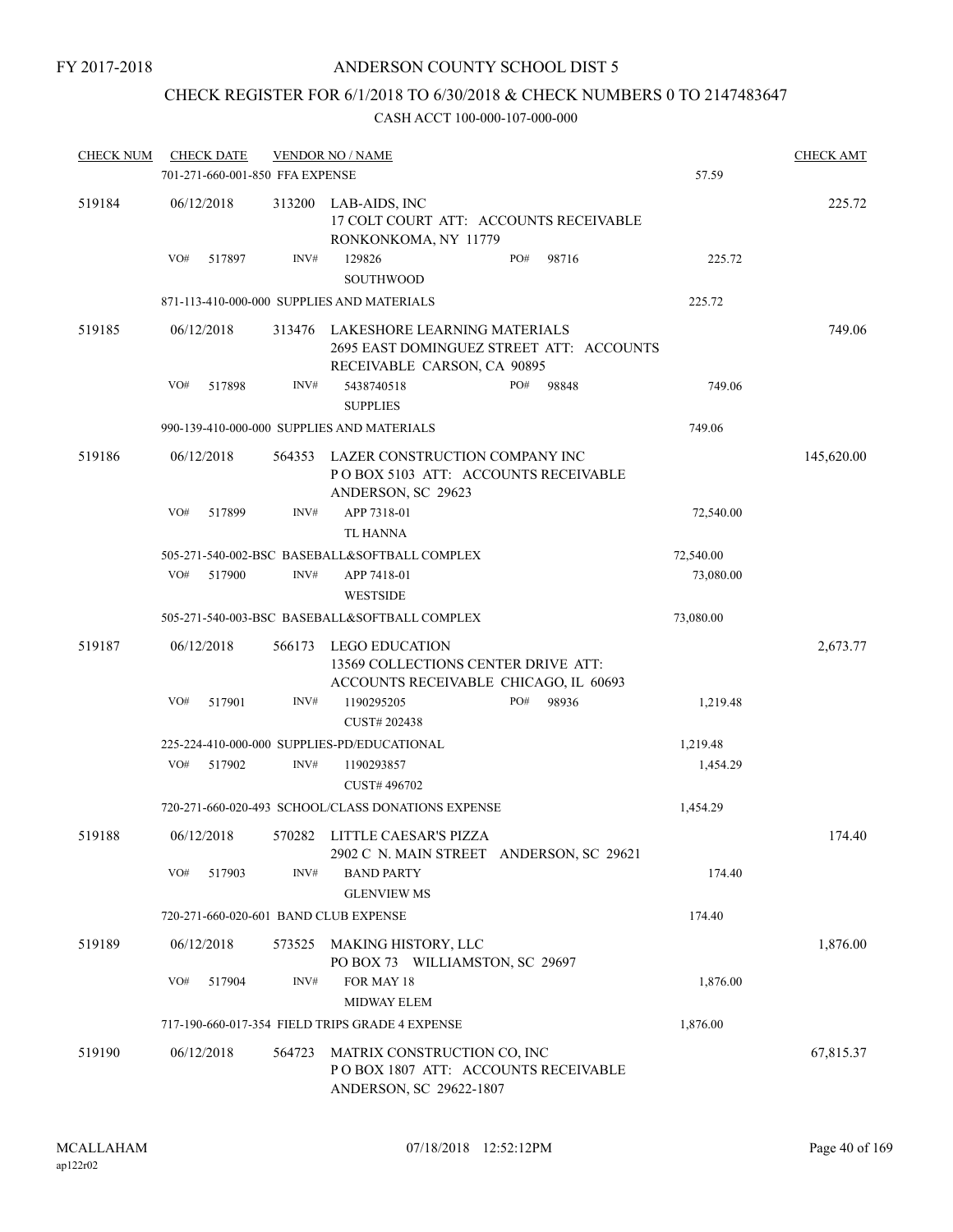FY 2017-2018

ANDERSON COUNTY SCHOOL DIST 5

CHECK REGISTER FOR 6/1/2018 TO 6/30/2018 & CHECK NUMBERS 0 TO 2147483647

CASH ACCT 100-000-107-000-000

| CHECK NUM | CHECK DATE | VENDOR NO / NAME | | CHECK AMT |
|---|---|---|---|---|
| | 701-271-660-001-850 FFA EXPENSE | | 57.59 | |
| 519184 | 06/12/2018 | 313200 LAB-AIDS, INC<br>17 COLT COURT ATT: ACCOUNTS RECEIVABLE<br>RONKONKOMA, NY 11779 | | 225.72 |
| | VO# 517897 | INV# 129826 PO# 98716<br>SOUTHWOOD | 225.72 | |
| | 871-113-410-000-000 SUPPLIES AND MATERIALS | | 225.72 | |
| 519185 | 06/12/2018 | 313476 LAKESHORE LEARNING MATERIALS<br>2695 EAST DOMINGUEZ STREET ATT: ACCOUNTS<br>RECEIVABLE CARSON, CA 90895 | | 749.06 |
| | VO# 517898 | INV# 5438740518 PO# 98848<br>SUPPLIES | 749.06 | |
| | 990-139-410-000-000 SUPPLIES AND MATERIALS | | 749.06 | |
| 519186 | 06/12/2018 | 564353 LAZER CONSTRUCTION COMPANY INC<br>P O BOX 5103 ATT: ACCOUNTS RECEIVABLE<br>ANDERSON, SC 29623 | | 145,620.00 |
| | VO# 517899 | INV# APP 7318-01<br>TL HANNA | 72,540.00 | |
| | 505-271-540-002-BSC BASEBALL&SOFTBALL COMPLEX | | 72,540.00 | |
| | VO# 517900 | INV# APP 7418-01<br>WESTSIDE | 73,080.00 | |
| | 505-271-540-003-BSC BASEBALL&SOFTBALL COMPLEX | | 73,080.00 | |
| 519187 | 06/12/2018 | 566173 LEGO EDUCATION<br>13569 COLLECTIONS CENTER DRIVE ATT:<br>ACCOUNTS RECEIVABLE CHICAGO, IL 60693 | | 2,673.77 |
| | VO# 517901 | INV# 1190295205 PO# 98936<br>CUST# 202438 | 1,219.48 | |
| | 225-224-410-000-000 SUPPLIES-PD/EDUCATIONAL | | 1,219.48 | |
| | VO# 517902 | INV# 1190293857<br>CUST# 496702 | 1,454.29 | |
| | 720-271-660-020-493 SCHOOL/CLASS DONATIONS EXPENSE | | 1,454.29 | |
| 519188 | 06/12/2018 | 570282 LITTLE CAESAR'S PIZZA<br>2902 C N. MAIN STREET ANDERSON, SC 29621 | | 174.40 |
| | VO# 517903 | INV# BAND PARTY<br>GLENVIEW MS | 174.40 | |
| | 720-271-660-020-601 BAND CLUB EXPENSE | | 174.40 | |
| 519189 | 06/12/2018 | 573525 MAKING HISTORY, LLC<br>PO BOX 73 WILLIAMSTON, SC 29697 | | 1,876.00 |
| | VO# 517904 | INV# FOR MAY 18<br>MIDWAY ELEM | 1,876.00 | |
| | 717-190-660-017-354 FIELD TRIPS GRADE 4 EXPENSE | | 1,876.00 | |
| 519190 | 06/12/2018 | 564723 MATRIX CONSTRUCTION CO, INC<br>P O BOX 1807 ATT: ACCOUNTS RECEIVABLE<br>ANDERSON, SC 29622-1807 | | 67,815.37 |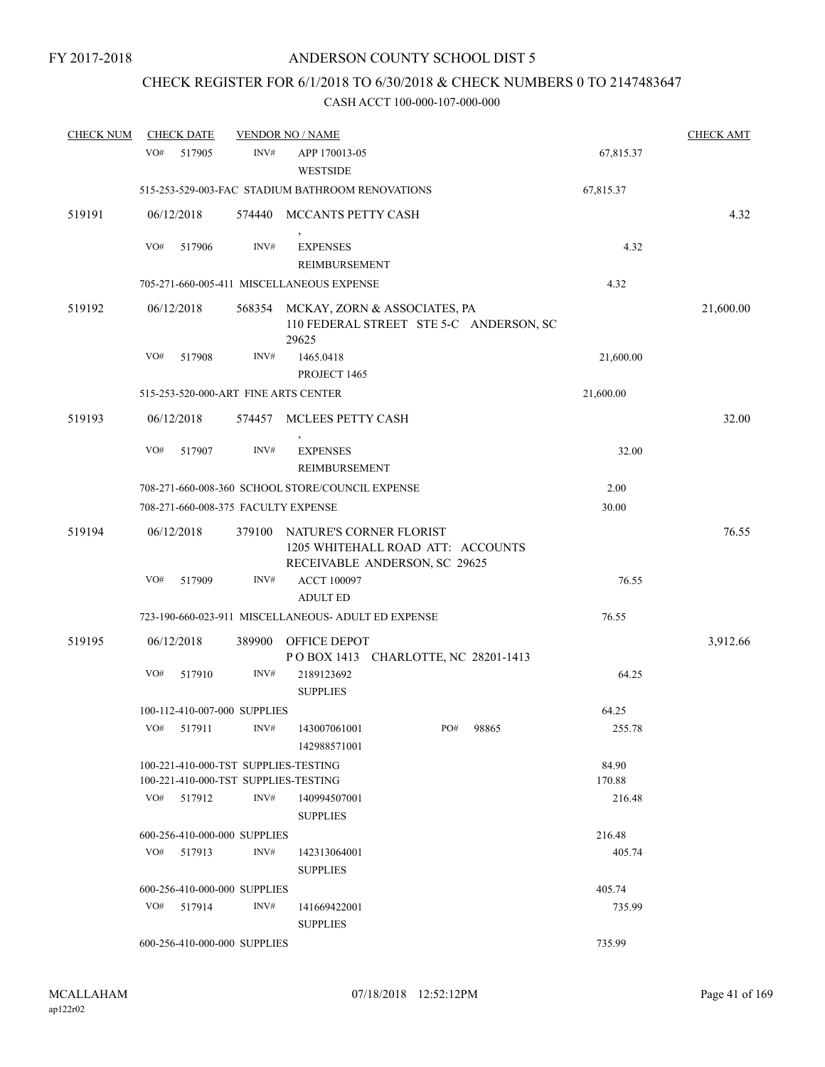FY 2017-2018

# ANDERSON COUNTY SCHOOL DIST 5

## CHECK REGISTER FOR 6/1/2018 TO 6/30/2018 & CHECK NUMBERS 0 TO 2147483647

### CASH ACCT 100-000-107-000-000

| CHECK NUM | CHECK DATE | VENDOR NO / NAME | | CHECK AMT |
|---|---|---|---|---|
| | VO# 517905 | INV# APP 170013-05 WESTSIDE | 67,815.37 | |
| | 515-253-529-003-FAC STADIUM BATHROOM RENOVATIONS | | 67,815.37 | |
| 519191 | 06/12/2018 | 574440 MCCANTS PETTY CASH , | | 4.32 |
| | VO# 517906 | INV# EXPENSES REIMBURSEMENT | 4.32 | |
| | 705-271-660-005-411 MISCELLANEOUS EXPENSE | | 4.32 | |
| 519192 | 06/12/2018 | 568354 MCKAY, ZORN & ASSOCIATES, PA 110 FEDERAL STREET STE 5-C ANDERSON, SC 29625 | | 21,600.00 |
| | VO# 517908 | INV# 1465.0418 PROJECT 1465 | 21,600.00 | |
| | 515-253-520-000-ART FINE ARTS CENTER | | 21,600.00 | |
| 519193 | 06/12/2018 | 574457 MCLEES PETTY CASH , | | 32.00 |
| | VO# 517907 | INV# EXPENSES REIMBURSEMENT | 32.00 | |
| | 708-271-660-008-360 SCHOOL STORE/COUNCIL EXPENSE | | 2.00 | |
| | 708-271-660-008-375 FACULTY EXPENSE | | 30.00 | |
| 519194 | 06/12/2018 | 379100 NATURE'S CORNER FLORIST 1205 WHITEHALL ROAD ATT: ACCOUNTS RECEIVABLE ANDERSON, SC 29625 | | 76.55 |
| | VO# 517909 | INV# ACCT 100097 ADULT ED | 76.55 | |
| | 723-190-660-023-911 MISCELLANEOUS- ADULT ED EXPENSE | | 76.55 | |
| 519195 | 06/12/2018 | 389900 OFFICE DEPOT P O BOX 1413 CHARLOTTE, NC 28201-1413 | | 3,912.66 |
| | VO# 517910 | INV# 2189123692 SUPPLIES | 64.25 | |
| | 100-112-410-007-000 SUPPLIES | | 64.25 | |
| | VO# 517911 | INV# 143007061001 142988571001 PO# 98865 | 255.78 | |
| | 100-221-410-000-TST SUPPLIES-TESTING | | 84.90 | |
| | 100-221-410-000-TST SUPPLIES-TESTING | | 170.88 | |
| | VO# 517912 | INV# 140994507001 SUPPLIES | 216.48 | |
| | 600-256-410-000-000 SUPPLIES | | 216.48 | |
| | VO# 517913 | INV# 142313064001 SUPPLIES | 405.74 | |
| | 600-256-410-000-000 SUPPLIES | | 405.74 | |
| | VO# 517914 | INV# 141669422001 SUPPLIES | 735.99 | |
| | 600-256-410-000-000 SUPPLIES | | 735.99 | |

MCALLAHAM
ap122r02
07/18/2018 12:52:12PM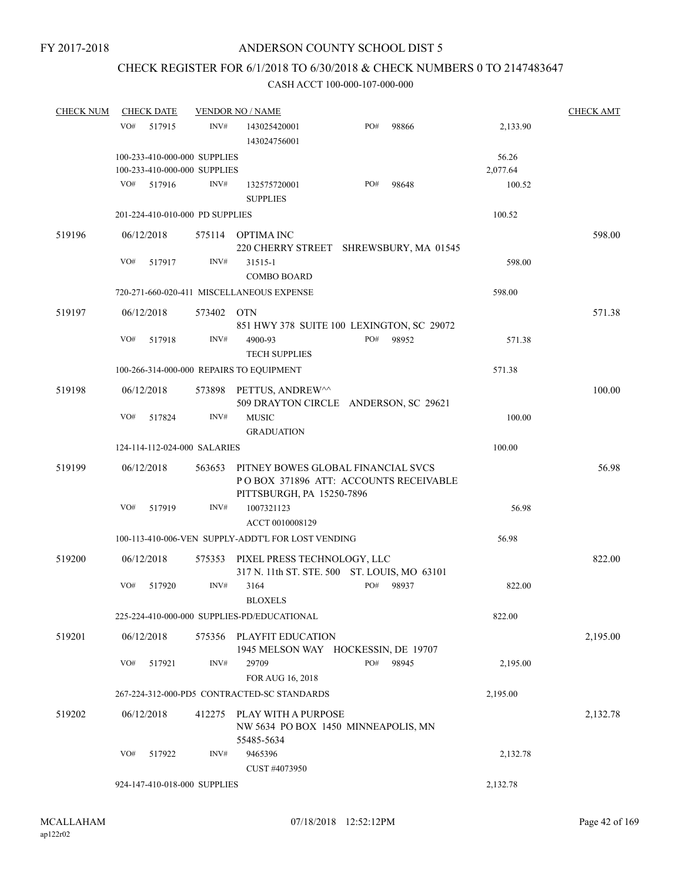FY 2017-2018

# ANDERSON COUNTY SCHOOL DIST 5

## CHECK REGISTER FOR 6/1/2018 TO 6/30/2018 & CHECK NUMBERS 0 TO 2147483647

### CASH ACCT 100-000-107-000-000

| CHECK NUM | CHECK DATE | VENDOR NO / NAME | | | | CHECK AMT |
|---|---|---|---|---|---|---|
| | VO# 517915 | INV# | 143025420001<br>143024756001 | PO# 98866 | 2,133.90 | |
| | 100-233-410-000-000 SUPPLIES | | | | 56.26 | |
| | 100-233-410-000-000 SUPPLIES | | | | 2,077.64 | |
| | VO# 517916 | INV# | 132575720001<br>SUPPLIES | PO# 98648 | 100.52 | |
| | 201-224-410-010-000 PD SUPPLIES | | | | 100.52 | |
| 519196 | 06/12/2018 | 575114 | OPTIMA INC<br>220 CHERRY STREET SHREWSBURY, MA 01545 | | | 598.00 |
| | VO# 517917 | INV# | 31515-1<br>COMBO BOARD | | 598.00 | |
| | 720-271-660-020-411 MISCELLANEOUS EXPENSE | | | | 598.00 | |
| 519197 | 06/12/2018 | 573402 | OTN<br>851 HWY 378 SUITE 100 LEXINGTON, SC 29072 | | | 571.38 |
| | VO# 517918 | INV# | 4900-93<br>TECH SUPPLIES | PO# 98952 | 571.38 | |
| | 100-266-314-000-000 REPAIRS TO EQUIPMENT | | | | 571.38 | |
| 519198 | 06/12/2018 | 573898 | PETTUS, ANDREW^^<br>509 DRAYTON CIRCLE ANDERSON, SC 29621 | | | 100.00 |
| | VO# 517824 | INV# | MUSIC<br>GRADUATION | | 100.00 | |
| | 124-114-112-024-000 SALARIES | | | | 100.00 | |
| 519199 | 06/12/2018 | 563653 | PITNEY BOWES GLOBAL FINANCIAL SVCS<br>P O BOX 371896 ATT: ACCOUNTS RECEIVABLE<br>PITTSBURGH, PA 15250-7896 | | | 56.98 |
| | VO# 517919 | INV# | 1007321123<br>ACCT 0010008129 | | 56.98 | |
| | 100-113-410-006-VEN SUPPLY-ADDT'L FOR LOST VENDING | | | | 56.98 | |
| 519200 | 06/12/2018 | 575353 | PIXEL PRESS TECHNOLOGY, LLC<br>317 N. 11th ST. STE. 500 ST. LOUIS, MO 63101 | | | 822.00 |
| | VO# 517920 | INV# | 3164<br>BLOXELS | PO# 98937 | 822.00 | |
| | 225-224-410-000-000 SUPPLIES-PD/EDUCATIONAL | | | | 822.00 | |
| 519201 | 06/12/2018 | 575356 | PLAYFIT EDUCATION<br>1945 MELSON WAY HOCKESSIN, DE 19707 | | | 2,195.00 |
| | VO# 517921 | INV# | 29709<br>FOR AUG 16, 2018 | PO# 98945 | 2,195.00 | |
| | 267-224-312-000-PD5 CONTRACTED-SC STANDARDS | | | | 2,195.00 | |
| 519202 | 06/12/2018 | 412275 | PLAY WITH A PURPOSE<br>NW 5634 PO BOX 1450 MINNEAPOLIS, MN<br>55485-5634 | | | 2,132.78 |
| | VO# 517922 | INV# | 9465396<br>CUST #4073950 | | 2,132.78 | |
| | 924-147-410-018-000 SUPPLIES | | | | 2,132.78 | |

MCALLAHAM ap122r02 07/18/2018 12:52:12PM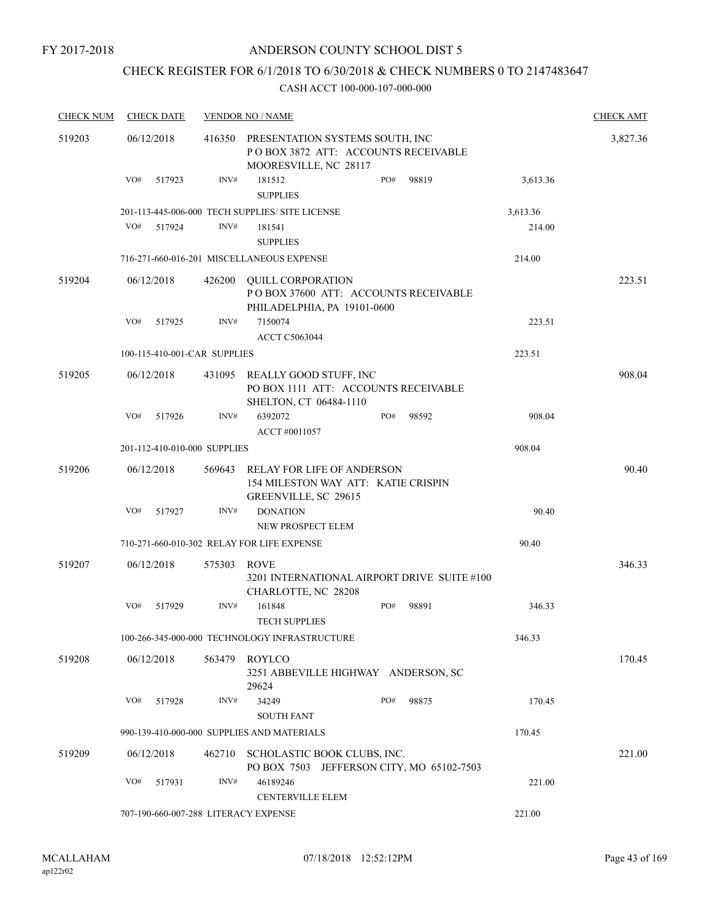FY 2017-2018

# ANDERSON COUNTY SCHOOL DIST 5

## CHECK REGISTER FOR 6/1/2018 TO 6/30/2018 & CHECK NUMBERS 0 TO 2147483647

CASH ACCT 100-000-107-000-000

| CHECK NUM | CHECK DATE | VENDOR NO / NAME | | | CHECK AMT |
|---|---|---|---|---|---|
| 519203 | 06/12/2018 | 416350 PRESENTATION SYSTEMS SOUTH, INC<br>P O BOX 3872 ATT: ACCOUNTS RECEIVABLE<br>MOORESVILLE, NC 28117 | | | 3,827.36 |
| | VO# 517923 | INV# 181512<br>SUPPLIES | PO# 98819 | 3,613.36 | |
| | 201-113-445-006-000 TECH SUPPLIES/ SITE LICENSE | | | 3,613.36 | |
| | VO# 517924 | INV# 181541<br>SUPPLIES | | 214.00 | |
| | 716-271-660-016-201 MISCELLANEOUS EXPENSE | | | 214.00 | |
| 519204 | 06/12/2018 | 426200 QUILL CORPORATION<br>P O BOX 37600 ATT: ACCOUNTS RECEIVABLE<br>PHILADELPHIA, PA 19101-0600 | | | 223.51 |
| | VO# 517925 | INV# 7150074<br>ACCT C5063044 | | 223.51 | |
| | 100-115-410-001-CAR SUPPLIES | | | 223.51 | |
| 519205 | 06/12/2018 | 431095 REALLY GOOD STUFF, INC<br>PO BOX 1111 ATT: ACCOUNTS RECEIVABLE<br>SHELTON, CT 06484-1110 | | | 908.04 |
| | VO# 517926 | INV# 6392072<br>ACCT #0011057 | PO# 98592 | 908.04 | |
| | 201-112-410-010-000 SUPPLIES | | | 908.04 | |
| 519206 | 06/12/2018 | 569643 RELAY FOR LIFE OF ANDERSON<br>154 MILESTON WAY ATT: KATIE CRISPIN<br>GREENVILLE, SC 29615 | | | 90.40 |
| | VO# 517927 | INV# DONATION<br>NEW PROSPECT ELEM | | 90.40 | |
| | 710-271-660-010-302 RELAY FOR LIFE EXPENSE | | | 90.40 | |
| 519207 | 06/12/2018 | 575303 ROVE<br>3201 INTERNATIONAL AIRPORT DRIVE SUITE #100<br>CHARLOTTE, NC 28208 | | | 346.33 |
| | VO# 517929 | INV# 161848<br>TECH SUPPLIES | PO# 98891 | 346.33 | |
| | 100-266-345-000-000 TECHNOLOGY INFRASTRUCTURE | | | 346.33 | |
| 519208 | 06/12/2018 | 563479 ROYLCO<br>3251 ABBEVILLE HIGHWAY ANDERSON, SC<br>29624 | | | 170.45 |
| | VO# 517928 | INV# 34249<br>SOUTH FANT | PO# 98875 | 170.45 | |
| | 990-139-410-000-000 SUPPLIES AND MATERIALS | | | 170.45 | |
| 519209 | 06/12/2018 | 462710 SCHOLASTIC BOOK CLUBS, INC.<br>PO BOX 7503 JEFFERSON CITY, MO 65102-7503 | | | 221.00 |
| | VO# 517931 | INV# 46189246<br>CENTERVILLE ELEM | | 221.00 | |
| | 707-190-660-007-288 LITERACY EXPENSE | | | 221.00 | |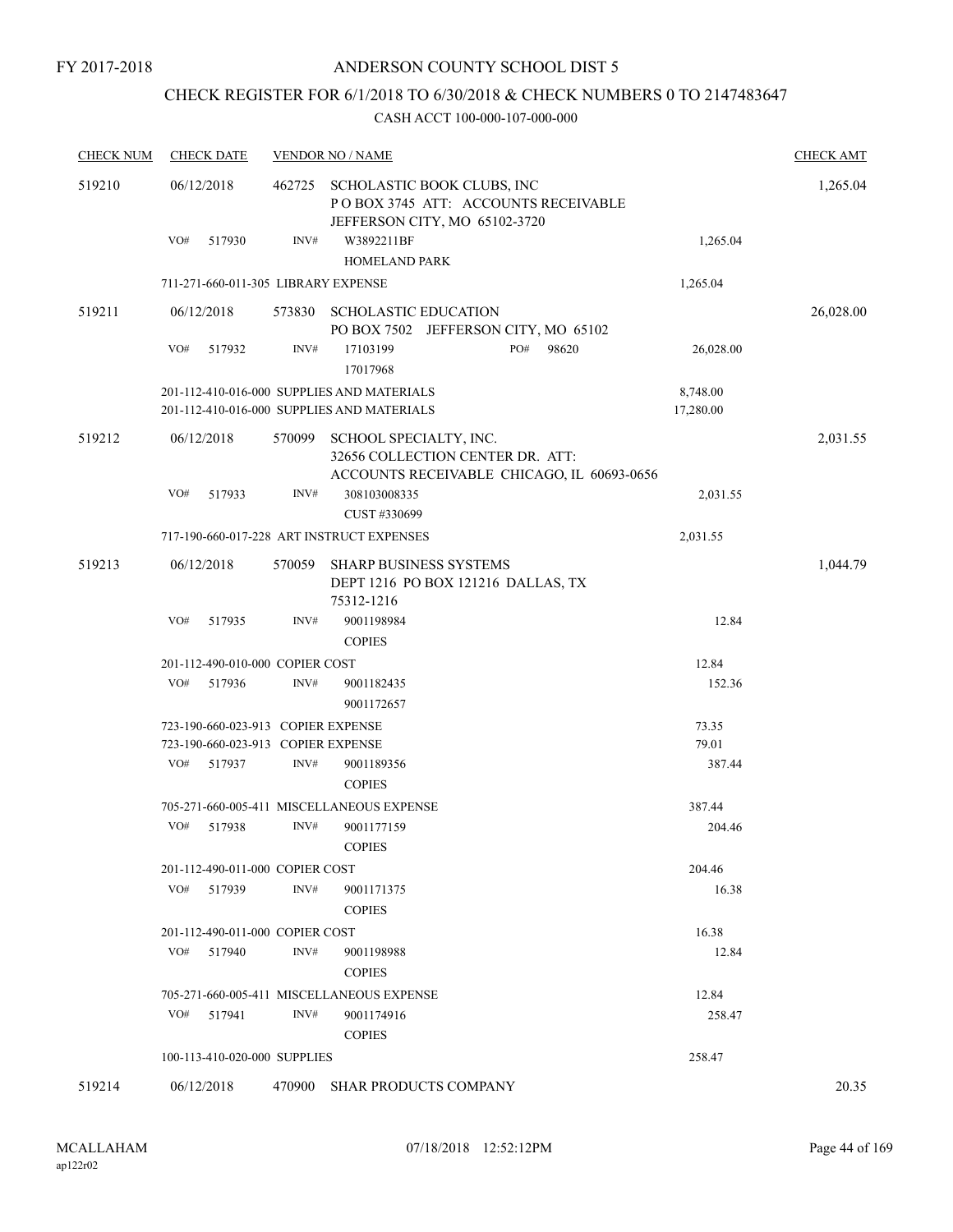FY 2017-2018

# ANDERSON COUNTY SCHOOL DIST 5

## CHECK REGISTER FOR 6/1/2018 TO 6/30/2018 & CHECK NUMBERS 0 TO 2147483647

### CASH ACCT 100-000-107-000-000

| CHECK NUM | CHECK DATE | VENDOR NO / NAME | | CHECK AMT |
|---|---|---|---|---|
| 519210 | 06/12/2018 | 462725 SCHOLASTIC BOOK CLUBS, INC<br>P O BOX 3745 ATT: ACCOUNTS RECEIVABLE<br>JEFFERSON CITY, MO 65102-3720 | | 1,265.04 |
| | VO# 517930 | INV# W3892211BF<br>HOMELAND PARK | 1,265.04 | |
| | 711-271-660-011-305 LIBRARY EXPENSE | | 1,265.04 | |
| 519211 | 06/12/2018 | 573830 SCHOLASTIC EDUCATION<br>PO BOX 7502 JEFFERSON CITY, MO 65102 | | 26,028.00 |
| | VO# 517932 | INV# 17103199 PO# 98620<br>17017968 | 26,028.00 | |
| | 201-112-410-016-000 SUPPLIES AND MATERIALS | | 8,748.00 | |
| | 201-112-410-016-000 SUPPLIES AND MATERIALS | | 17,280.00 | |
| 519212 | 06/12/2018 | 570099 SCHOOL SPECIALTY, INC.<br>32656 COLLECTION CENTER DR. ATT:<br>ACCOUNTS RECEIVABLE CHICAGO, IL 60693-0656 | | 2,031.55 |
| | VO# 517933 | INV# 308103008335<br>CUST #330699 | 2,031.55 | |
| | 717-190-660-017-228 ART INSTRUCT EXPENSES | | 2,031.55 | |
| 519213 | 06/12/2018 | 570059 SHARP BUSINESS SYSTEMS<br>DEPT 1216 PO BOX 121216 DALLAS, TX<br>75312-1216 | | 1,044.79 |
| | VO# 517935 | INV# 9001198984<br>COPIES | 12.84 | |
| | 201-112-490-010-000 COPIER COST | | 12.84 | |
| | VO# 517936 | INV# 9001182435<br>9001172657 | 152.36 | |
| | 723-190-660-023-913 COPIER EXPENSE | | 73.35 | |
| | 723-190-660-023-913 COPIER EXPENSE | | 79.01 | |
| | VO# 517937 | INV# 9001189356<br>COPIES | 387.44 | |
| | 705-271-660-005-411 MISCELLANEOUS EXPENSE | | 387.44 | |
| | VO# 517938 | INV# 9001177159<br>COPIES | 204.46 | |
| | 201-112-490-011-000 COPIER COST | | 204.46 | |
| | VO# 517939 | INV# 9001171375<br>COPIES | 16.38 | |
| | 201-112-490-011-000 COPIER COST | | 16.38 | |
| | VO# 517940 | INV# 9001198988<br>COPIES | 12.84 | |
| | 705-271-660-005-411 MISCELLANEOUS EXPENSE | | 12.84 | |
| | VO# 517941 | INV# 9001174916<br>COPIES | 258.47 | |
| | 100-113-410-020-000 SUPPLIES | | 258.47 | |
| 519214 | 06/12/2018 | 470900 SHAR PRODUCTS COMPANY | | 20.35 |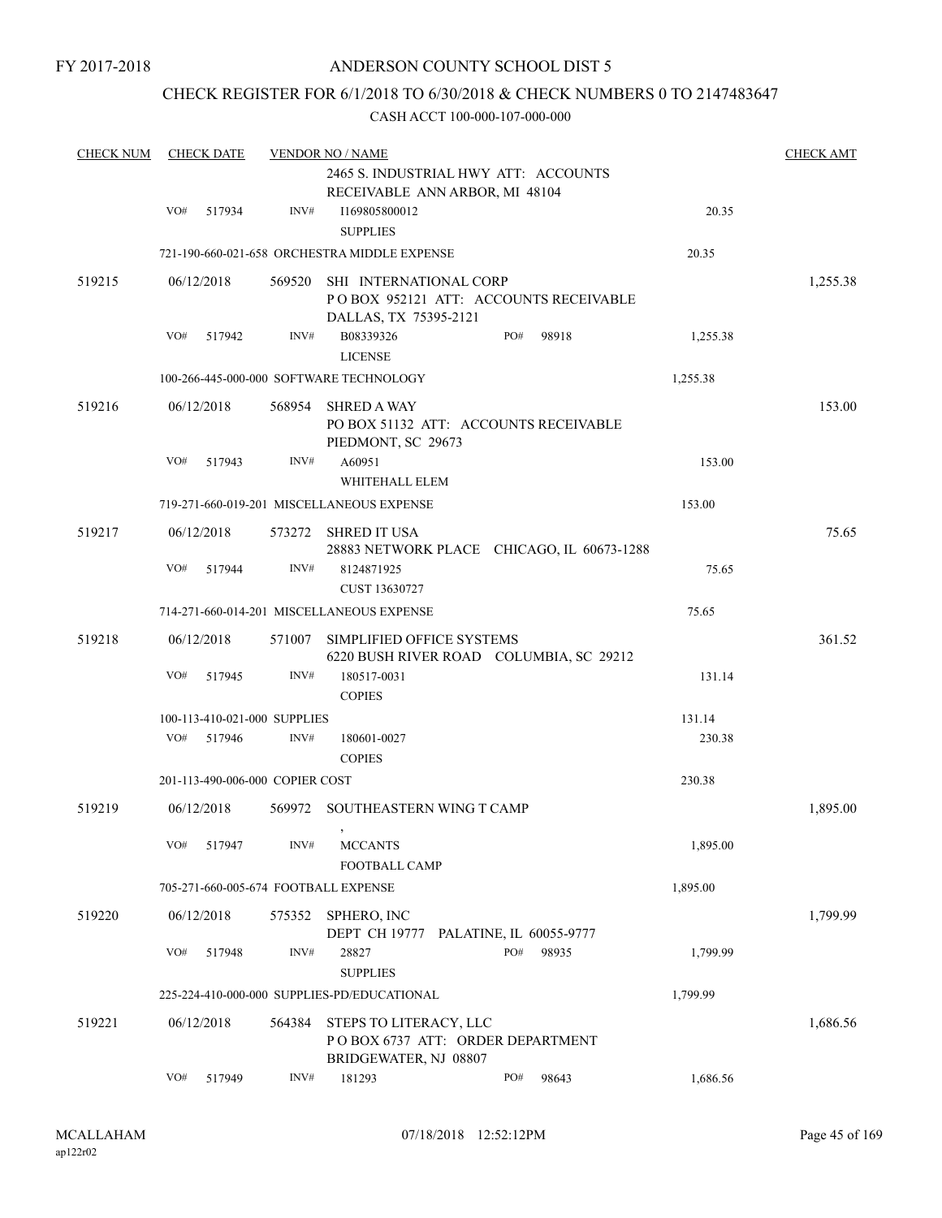FY 2017-2018

# ANDERSON COUNTY SCHOOL DIST 5

## CHECK REGISTER FOR 6/1/2018 TO 6/30/2018 & CHECK NUMBERS 0 TO 2147483647

CASH ACCT 100-000-107-000-000

| CHECK NUM | CHECK DATE | VENDOR NO / NAME | | CHECK AMT |
|---|---|---|---|---|
| | | 2465 S. INDUSTRIAL HWY ATT: ACCOUNTS RECEIVABLE ANN ARBOR, MI 48104 | | |
| | VO# 517934 | INV# I169805800012 SUPPLIES | 20.35 | |
| | | 721-190-660-021-658 ORCHESTRA MIDDLE EXPENSE | 20.35 | |
| 519215 | 06/12/2018 | 569520 SHI INTERNATIONAL CORP P O BOX 952121 ATT: ACCOUNTS RECEIVABLE DALLAS, TX 75395-2121 | | 1,255.38 |
| | VO# 517942 | INV# B08339326 PO# 98918 LICENSE | 1,255.38 | |
| | | 100-266-445-000-000 SOFTWARE TECHNOLOGY | 1,255.38 | |
| 519216 | 06/12/2018 | 568954 SHRED A WAY PO BOX 51132 ATT: ACCOUNTS RECEIVABLE PIEDMONT, SC 29673 | | 153.00 |
| | VO# 517943 | INV# A60951 WHITEHALL ELEM | 153.00 | |
| | | 719-271-660-019-201 MISCELLANEOUS EXPENSE | 153.00 | |
| 519217 | 06/12/2018 | 573272 SHRED IT USA 28883 NETWORK PLACE CHICAGO, IL 60673-1288 | | 75.65 |
| | VO# 517944 | INV# 8124871925 CUST 13630727 | 75.65 | |
| | | 714-271-660-014-201 MISCELLANEOUS EXPENSE | 75.65 | |
| 519218 | 06/12/2018 | 571007 SIMPLIFIED OFFICE SYSTEMS 6220 BUSH RIVER ROAD COLUMBIA, SC 29212 | | 361.52 |
| | VO# 517945 | INV# 180517-0031 COPIES | 131.14 | |
| | | 100-113-410-021-000 SUPPLIES | 131.14 | |
| | VO# 517946 | INV# 180601-0027 COPIES | 230.38 | |
| | | 201-113-490-006-000 COPIER COST | 230.38 | |
| 519219 | 06/12/2018 | 569972 SOUTHEASTERN WING T CAMP , | | 1,895.00 |
| | VO# 517947 | INV# MCCANTS FOOTBALL CAMP | 1,895.00 | |
| | | 705-271-660-005-674 FOOTBALL EXPENSE | 1,895.00 | |
| 519220 | 06/12/2018 | 575352 SPHERO, INC DEPT CH 19777 PALATINE, IL 60055-9777 | | 1,799.99 |
| | VO# 517948 | INV# 28827 PO# 98935 SUPPLIES | 1,799.99 | |
| | | 225-224-410-000-000 SUPPLIES-PD/EDUCATIONAL | 1,799.99 | |
| 519221 | 06/12/2018 | 564384 STEPS TO LITERACY, LLC P O BOX 6737 ATT: ORDER DEPARTMENT BRIDGEWATER, NJ 08807 | | 1,686.56 |
| | VO# 517949 | INV# 181293 PO# 98643 | 1,686.56 | |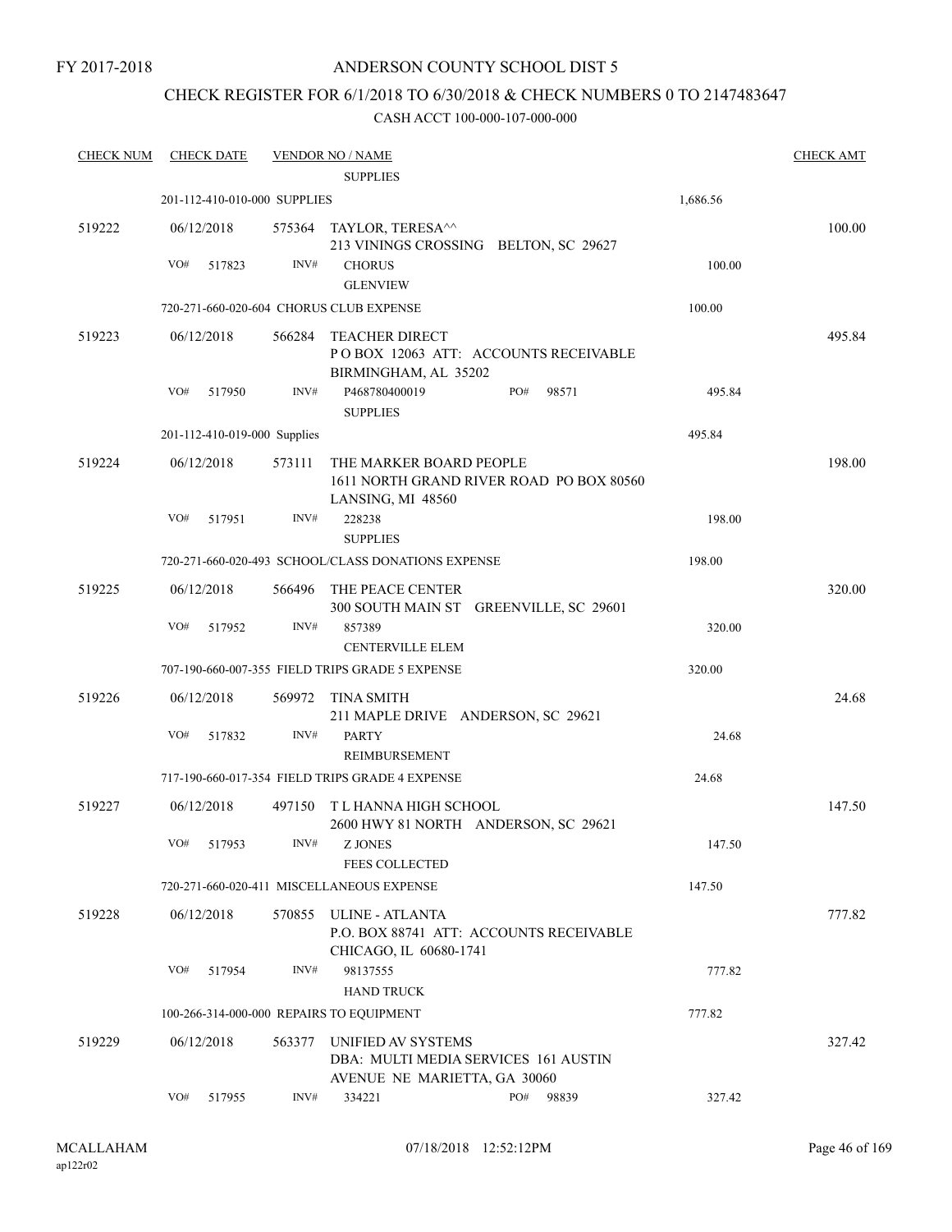FY 2017-2018

# ANDERSON COUNTY SCHOOL DIST 5

## CHECK REGISTER FOR 6/1/2018 TO 6/30/2018 & CHECK NUMBERS 0 TO 2147483647

### CASH ACCT 100-000-107-000-000

| CHECK NUM | CHECK DATE | VENDOR NO / NAME | | CHECK AMT |
|---|---|---|---|---|
| | | SUPPLIES | | |
| | 201-112-410-010-000 SUPPLIES | | 1,686.56 | |
| 519222 | 06/12/2018 | 575364 TAYLOR, TERESA^^ 213 VININGS CROSSING BELTON, SC 29627 | | 100.00 |
| | VO# 517823 | INV# CHORUS GLENVIEW | 100.00 | |
| | 720-271-660-020-604 CHORUS CLUB EXPENSE | | 100.00 | |
| 519223 | 06/12/2018 | 566284 TEACHER DIRECT P O BOX 12063 ATT: ACCOUNTS RECEIVABLE BIRMINGHAM, AL 35202 | | 495.84 |
| | VO# 517950 | INV# P468780400019 PO# 98571 SUPPLIES | 495.84 | |
| | 201-112-410-019-000 Supplies | | 495.84 | |
| 519224 | 06/12/2018 | 573111 THE MARKER BOARD PEOPLE 1611 NORTH GRAND RIVER ROAD PO BOX 80560 LANSING, MI 48560 | | 198.00 |
| | VO# 517951 | INV# 228238 SUPPLIES | 198.00 | |
| | 720-271-660-020-493 SCHOOL/CLASS DONATIONS EXPENSE | | 198.00 | |
| 519225 | 06/12/2018 | 566496 THE PEACE CENTER 300 SOUTH MAIN ST GREENVILLE, SC 29601 | | 320.00 |
| | VO# 517952 | INV# 857389 CENTERVILLE ELEM | 320.00 | |
| | 707-190-660-007-355 FIELD TRIPS GRADE 5 EXPENSE | | 320.00 | |
| 519226 | 06/12/2018 | 569972 TINA SMITH 211 MAPLE DRIVE ANDERSON, SC 29621 | | 24.68 |
| | VO# 517832 | INV# PARTY REIMBURSEMENT | 24.68 | |
| | 717-190-660-017-354 FIELD TRIPS GRADE 4 EXPENSE | | 24.68 | |
| 519227 | 06/12/2018 | 497150 T L HANNA HIGH SCHOOL 2600 HWY 81 NORTH ANDERSON, SC 29621 | | 147.50 |
| | VO# 517953 | INV# Z JONES FEES COLLECTED | 147.50 | |
| | 720-271-660-020-411 MISCELLANEOUS EXPENSE | | 147.50 | |
| 519228 | 06/12/2018 | 570855 ULINE - ATLANTA P.O. BOX 88741 ATT: ACCOUNTS RECEIVABLE CHICAGO, IL 60680-1741 | | 777.82 |
| | VO# 517954 | INV# 98137555 HAND TRUCK | 777.82 | |
| | 100-266-314-000-000 REPAIRS TO EQUIPMENT | | 777.82 | |
| 519229 | 06/12/2018 | 563377 UNIFIED AV SYSTEMS DBA: MULTI MEDIA SERVICES 161 AUSTIN AVENUE NE MARIETTA, GA 30060 | | 327.42 |
| | VO# 517955 | INV# 334221 PO# 98839 | 327.42 | |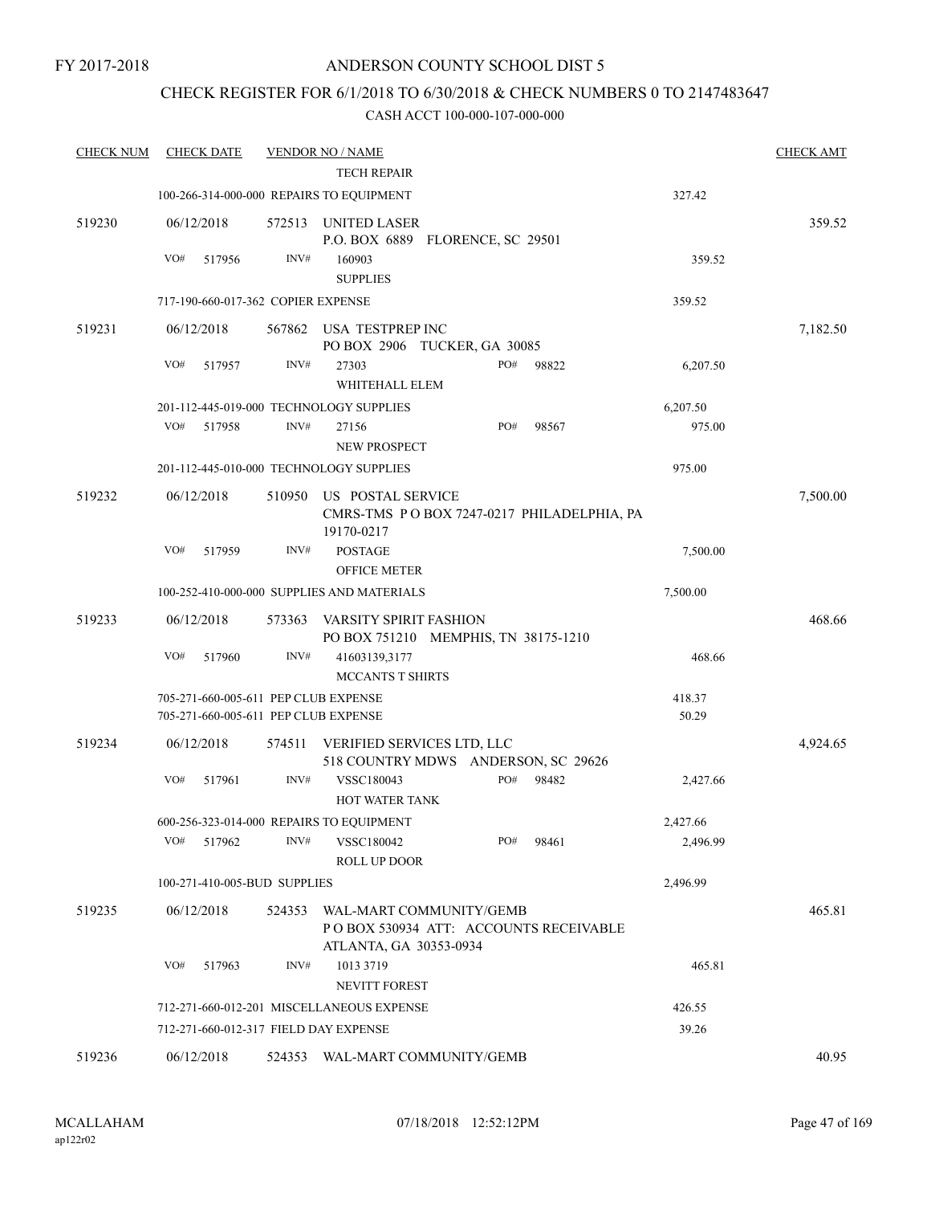FY 2017-2018

# ANDERSON COUNTY SCHOOL DIST 5

## CHECK REGISTER FOR 6/1/2018 TO 6/30/2018 & CHECK NUMBERS 0 TO 2147483647

### CASH ACCT 100-000-107-000-000

| CHECK NUM | CHECK DATE | VENDOR NO / NAME | | CHECK AMT |
|---|---|---|---|---|
| | | TECH REPAIR | | |
| | | 100-266-314-000-000 REPAIRS TO EQUIPMENT | 327.42 | |
| 519230 | 06/12/2018 | 572513 UNITED LASER<br>P.O. BOX 6889 FLORENCE, SC 29501 | | 359.52 |
| | VO# 517956 | INV# 160903<br>SUPPLIES | 359.52 | |
| | | 717-190-660-017-362 COPIER EXPENSE | 359.52 | |
| 519231 | 06/12/2018 | 567862 USA TESTPREP INC<br>PO BOX 2906 TUCKER, GA 30085 | | 7,182.50 |
| | VO# 517957 | INV# 27303 PO# 98822<br>WHITEHALL ELEM | 6,207.50 | |
| | | 201-112-445-019-000 TECHNOLOGY SUPPLIES | 6,207.50 | |
| | VO# 517958 | INV# 27156 PO# 98567<br>NEW PROSPECT | 975.00 | |
| | | 201-112-445-010-000 TECHNOLOGY SUPPLIES | 975.00 | |
| 519232 | 06/12/2018 | 510950 US POSTAL SERVICE<br>CMRS-TMS P O BOX 7247-0217 PHILADELPHIA, PA 19170-0217 | | 7,500.00 |
| | VO# 517959 | INV# POSTAGE<br>OFFICE METER | 7,500.00 | |
| | | 100-252-410-000-000 SUPPLIES AND MATERIALS | 7,500.00 | |
| 519233 | 06/12/2018 | 573363 VARSITY SPIRIT FASHION<br>PO BOX 751210 MEMPHIS, TN 38175-1210 | | 468.66 |
| | VO# 517960 | INV# 41603139,3177<br>MCCANTS T SHIRTS | 468.66 | |
| | | 705-271-660-005-611 PEP CLUB EXPENSE | 418.37 | |
| | | 705-271-660-005-611 PEP CLUB EXPENSE | 50.29 | |
| 519234 | 06/12/2018 | 574511 VERIFIED SERVICES LTD, LLC<br>518 COUNTRY MDWS ANDERSON, SC 29626 | | 4,924.65 |
| | VO# 517961 | INV# VSSC180043 PO# 98482<br>HOT WATER TANK | 2,427.66 | |
| | | 600-256-323-014-000 REPAIRS TO EQUIPMENT | 2,427.66 | |
| | VO# 517962 | INV# VSSC180042 PO# 98461<br>ROLL UP DOOR | 2,496.99 | |
| | | 100-271-410-005-BUD SUPPLIES | 2,496.99 | |
| 519235 | 06/12/2018 | 524353 WAL-MART COMMUNITY/GEMB<br>P O BOX 530934 ATT: ACCOUNTS RECEIVABLE ATLANTA, GA 30353-0934 | | 465.81 |
| | VO# 517963 | INV# 1013 3719<br>NEVITT FOREST | 465.81 | |
| | | 712-271-660-012-201 MISCELLANEOUS EXPENSE | 426.55 | |
| | | 712-271-660-012-317 FIELD DAY EXPENSE | 39.26 | |
| 519236 | 06/12/2018 | 524353 WAL-MART COMMUNITY/GEMB | | 40.95 |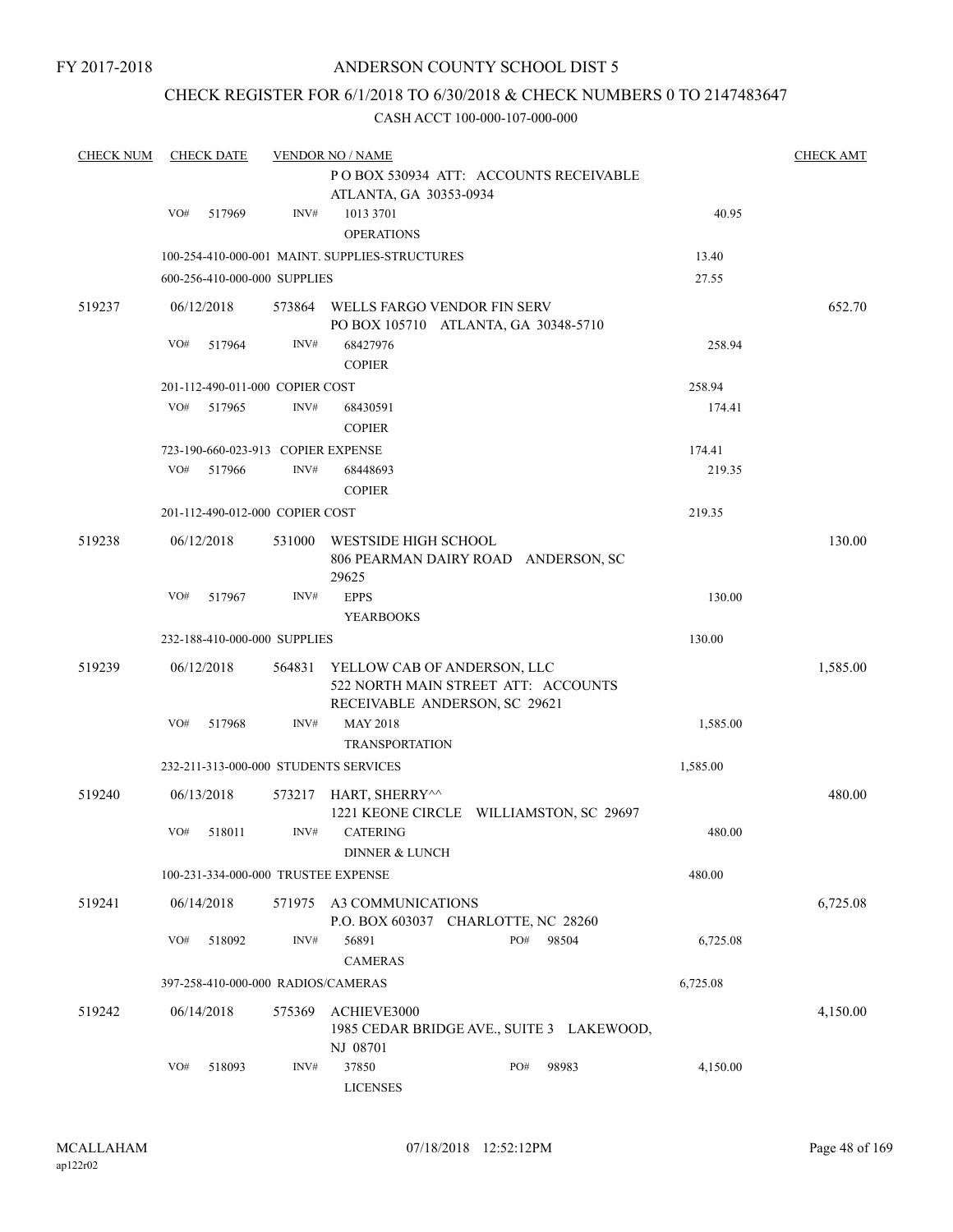FY 2017-2018

# ANDERSON COUNTY SCHOOL DIST 5

## CHECK REGISTER FOR 6/1/2018 TO 6/30/2018 & CHECK NUMBERS 0 TO 2147483647

### CASH ACCT 100-000-107-000-000

| CHECK NUM | CHECK DATE | VENDOR NO / NAME | | CHECK AMT |
|---|---|---|---|---|
| | | P O BOX 530934 ATT: ACCOUNTS RECEIVABLE ATLANTA, GA 30353-0934 | | |
| | VO# 517969 | INV# 1013 3701 OPERATIONS | 40.95 | |
| | 100-254-410-000-001 MAINT. SUPPLIES-STRUCTURES | | 13.40 | |
| | 600-256-410-000-000 SUPPLIES | | 27.55 | |
| 519237 | 06/12/2018 | 573864 WELLS FARGO VENDOR FIN SERV PO BOX 105710 ATLANTA, GA 30348-5710 | | 652.70 |
| | VO# 517964 | INV# 68427976 COPIER | 258.94 | |
| | 201-112-490-011-000 COPIER COST | | 258.94 | |
| | VO# 517965 | INV# 68430591 COPIER | 174.41 | |
| | 723-190-660-023-913 COPIER EXPENSE | | 174.41 | |
| | VO# 517966 | INV# 68448693 COPIER | 219.35 | |
| | 201-112-490-012-000 COPIER COST | | 219.35 | |
| 519238 | 06/12/2018 | 531000 WESTSIDE HIGH SCHOOL 806 PEARMAN DAIRY ROAD ANDERSON, SC 29625 | | 130.00 |
| | VO# 517967 | INV# EPPS YEARBOOKS | 130.00 | |
| | 232-188-410-000-000 SUPPLIES | | 130.00 | |
| 519239 | 06/12/2018 | 564831 YELLOW CAB OF ANDERSON, LLC 522 NORTH MAIN STREET ATT: ACCOUNTS RECEIVABLE ANDERSON, SC 29621 | | 1,585.00 |
| | VO# 517968 | INV# MAY 2018 TRANSPORTATION | 1,585.00 | |
| | 232-211-313-000-000 STUDENTS SERVICES | | 1,585.00 | |
| 519240 | 06/13/2018 | 573217 HART, SHERRY^^ 1221 KEONE CIRCLE WILLIAMSTON, SC 29697 | | 480.00 |
| | VO# 518011 | INV# CATERING DINNER & LUNCH | 480.00 | |
| | 100-231-334-000-000 TRUSTEE EXPENSE | | 480.00 | |
| 519241 | 06/14/2018 | 571975 A3 COMMUNICATIONS P.O. BOX 603037 CHARLOTTE, NC 28260 | | 6,725.08 |
| | VO# 518092 | INV# 56891 PO# 98504 CAMERAS | 6,725.08 | |
| | 397-258-410-000-000 RADIOS/CAMERAS | | 6,725.08 | |
| 519242 | 06/14/2018 | 575369 ACHIEVE3000 1985 CEDAR BRIDGE AVE., SUITE 3 LAKEWOOD, NJ 08701 | | 4,150.00 |
| | VO# 518093 | INV# 37850 PO# 98983 LICENSES | 4,150.00 | |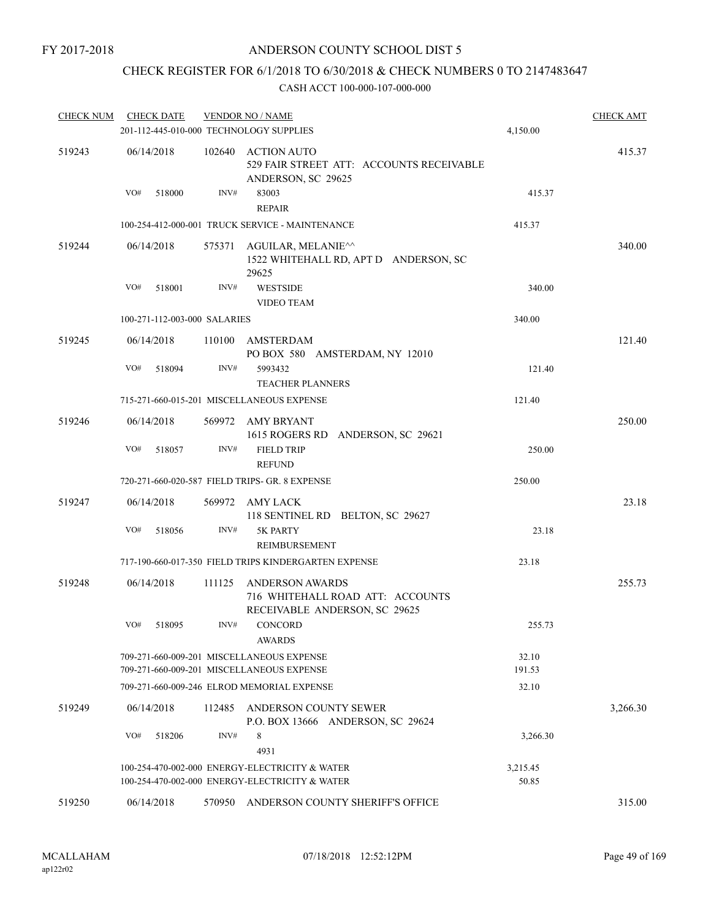FY 2017-2018

# ANDERSON COUNTY SCHOOL DIST 5

## CHECK REGISTER FOR 6/1/2018 TO 6/30/2018 & CHECK NUMBERS 0 TO 2147483647

### CASH ACCT 100-000-107-000-000

| CHECK NUM | CHECK DATE | VENDOR NO / NAME | | CHECK AMT |
|---|---|---|---|---|
| | 201-112-445-010-000 TECHNOLOGY SUPPLIES | | 4,150.00 | |
| 519243 | 06/14/2018 | 102640 ACTION AUTO<br>529 FAIR STREET ATT: ACCOUNTS RECEIVABLE<br>ANDERSON, SC 29625 | | 415.37 |
| | VO# 518000 | INV# 83003<br>REPAIR | 415.37 | |
| | 100-254-412-000-001 TRUCK SERVICE - MAINTENANCE | | 415.37 | |
| 519244 | 06/14/2018 | 575371 AGUILAR, MELANIE^^<br>1522 WHITEHALL RD, APT D ANDERSON, SC<br>29625 | | 340.00 |
| | VO# 518001 | INV# WESTSIDE<br>VIDEO TEAM | 340.00 | |
| | 100-271-112-003-000 SALARIES | | 340.00 | |
| 519245 | 06/14/2018 | 110100 AMSTERDAM<br>PO BOX 580 AMSTERDAM, NY 12010 | | 121.40 |
| | VO# 518094 | INV# 5993432<br>TEACHER PLANNERS | 121.40 | |
| | 715-271-660-015-201 MISCELLANEOUS EXPENSE | | 121.40 | |
| 519246 | 06/14/2018 | 569972 AMY BRYANT<br>1615 ROGERS RD ANDERSON, SC 29621 | | 250.00 |
| | VO# 518057 | INV# FIELD TRIP<br>REFUND | 250.00 | |
| | 720-271-660-020-587 FIELD TRIPS- GR. 8 EXPENSE | | 250.00 | |
| 519247 | 06/14/2018 | 569972 AMY LACK<br>118 SENTINEL RD BELTON, SC 29627 | | 23.18 |
| | VO# 518056 | INV# 5K PARTY<br>REIMBURSEMENT | 23.18 | |
| | 717-190-660-017-350 FIELD TRIPS KINDERGARTEN EXPENSE | | 23.18 | |
| 519248 | 06/14/2018 | 111125 ANDERSON AWARDS<br>716 WHITEHALL ROAD ATT: ACCOUNTS<br>RECEIVABLE ANDERSON, SC 29625 | | 255.73 |
| | VO# 518095 | INV# CONCORD<br>AWARDS | 255.73 | |
| | 709-271-660-009-201 MISCELLANEOUS EXPENSE | | 32.10 | |
| | 709-271-660-009-201 MISCELLANEOUS EXPENSE | | 191.53 | |
| | 709-271-660-009-246 ELROD MEMORIAL EXPENSE | | 32.10 | |
| 519249 | 06/14/2018 | 112485 ANDERSON COUNTY SEWER<br>P.O. BOX 13666 ANDERSON, SC 29624 | | 3,266.30 |
| | VO# 518206 | INV# 8<br>4931 | 3,266.30 | |
| | 100-254-470-002-000 ENERGY-ELECTRICITY & WATER | | 3,215.45 | |
| | 100-254-470-002-000 ENERGY-ELECTRICITY & WATER | | 50.85 | |
| 519250 | 06/14/2018 | 570950 ANDERSON COUNTY SHERIFF'S OFFICE | | 315.00 |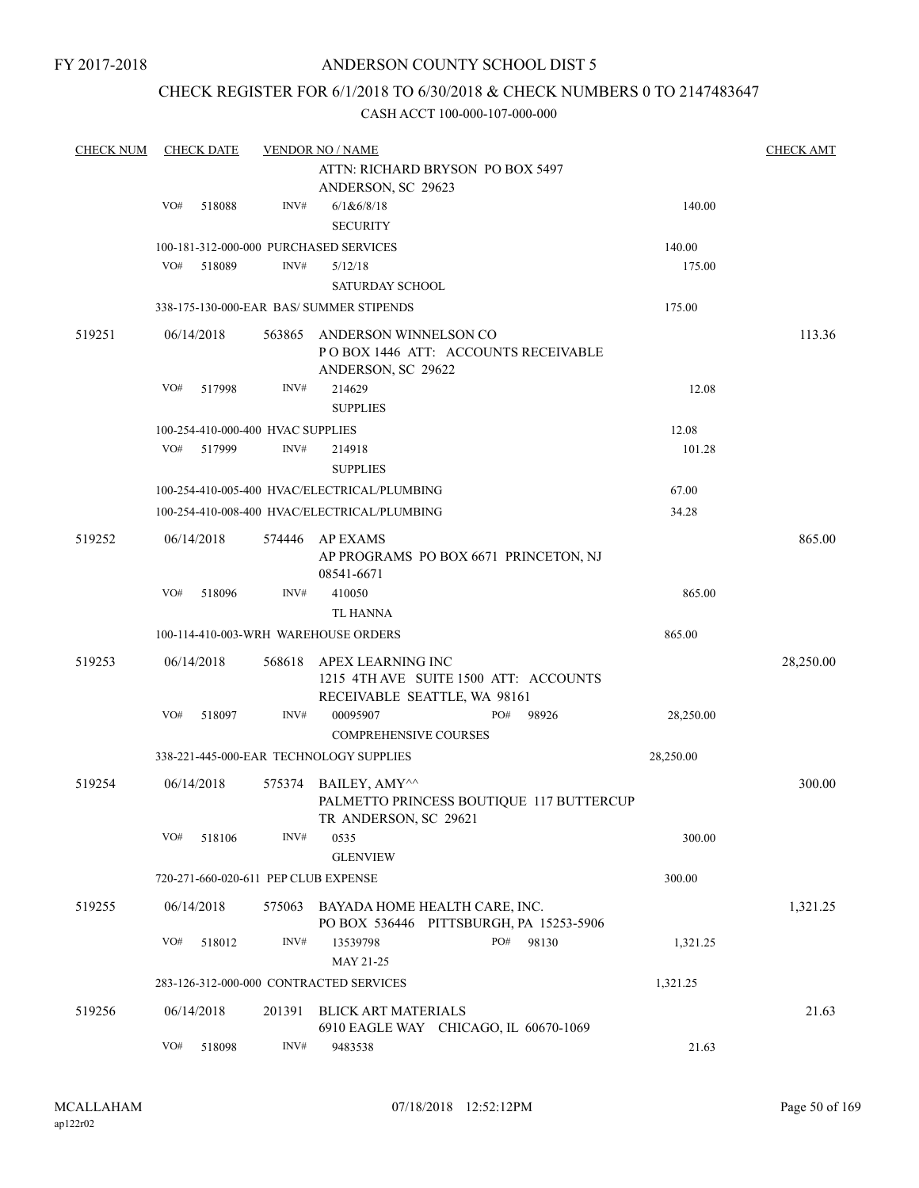FY 2017-2018

# ANDERSON COUNTY SCHOOL DIST 5

## CHECK REGISTER FOR 6/1/2018 TO 6/30/2018 & CHECK NUMBERS 0 TO 2147483647

CASH ACCT 100-000-107-000-000

| CHECK NUM | CHECK DATE | VENDOR NO / NAME | | CHECK AMT |
|---|---|---|---|---|
| | | ATTN: RICHARD BRYSON PO BOX 5497 ANDERSON, SC 29623 | | |
| | VO# 518088 | INV# 6/1&6/8/18 SECURITY | 140.00 | |
| | | 100-181-312-000-000 PURCHASED SERVICES | 140.00 | |
| | VO# 518089 | INV# 5/12/18 SATURDAY SCHOOL | 175.00 | |
| | | 338-175-130-000-EAR BAS/ SUMMER STIPENDS | 175.00 | |
| 519251 | 06/14/2018 | 563865 ANDERSON WINNELSON CO P O BOX 1446 ATT: ACCOUNTS RECEIVABLE ANDERSON, SC 29622 | | 113.36 |
| | VO# 517998 | INV# 214629 SUPPLIES | 12.08 | |
| | | 100-254-410-000-400 HVAC SUPPLIES | 12.08 | |
| | VO# 517999 | INV# 214918 SUPPLIES | 101.28 | |
| | | 100-254-410-005-400 HVAC/ELECTRICAL/PLUMBING | 67.00 | |
| | | 100-254-410-008-400 HVAC/ELECTRICAL/PLUMBING | 34.28 | |
| 519252 | 06/14/2018 | 574446 AP EXAMS AP PROGRAMS PO BOX 6671 PRINCETON, NJ 08541-6671 | | 865.00 |
| | VO# 518096 | INV# 410050 TL HANNA | 865.00 | |
| | | 100-114-410-003-WRH WAREHOUSE ORDERS | 865.00 | |
| 519253 | 06/14/2018 | 568618 APEX LEARNING INC 1215 4TH AVE SUITE 1500 ATT: ACCOUNTS RECEIVABLE SEATTLE, WA 98161 | | 28,250.00 |
| | VO# 518097 | INV# 00095907 PO# 98926 COMPREHENSIVE COURSES | 28,250.00 | |
| | | 338-221-445-000-EAR TECHNOLOGY SUPPLIES | 28,250.00 | |
| 519254 | 06/14/2018 | 575374 BAILEY, AMY^^ PALMETTO PRINCESS BOUTIQUE 117 BUTTERCUP TR ANDERSON, SC 29621 | | 300.00 |
| | VO# 518106 | INV# 0535 GLENVIEW | 300.00 | |
| | | 720-271-660-020-611 PEP CLUB EXPENSE | 300.00 | |
| 519255 | 06/14/2018 | 575063 BAYADA HOME HEALTH CARE, INC. PO BOX 536446 PITTSBURGH, PA 15253-5906 | | 1,321.25 |
| | VO# 518012 | INV# 13539798 PO# 98130 MAY 21-25 | 1,321.25 | |
| | | 283-126-312-000-000 CONTRACTED SERVICES | 1,321.25 | |
| 519256 | 06/14/2018 | 201391 BLICK ART MATERIALS 6910 EAGLE WAY CHICAGO, IL 60670-1069 | | 21.63 |
| | VO# 518098 | INV# 9483538 | 21.63 | |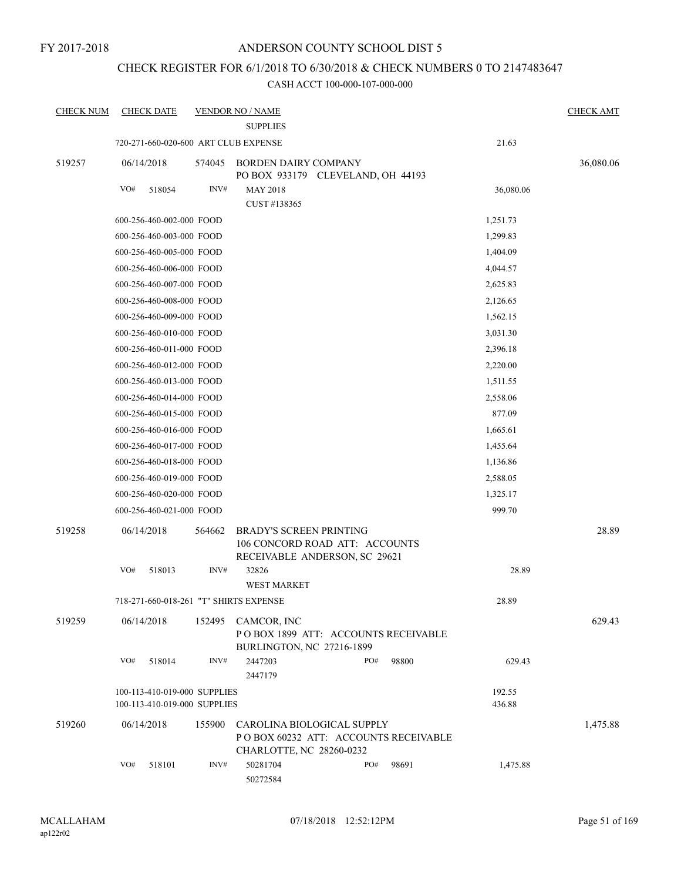FY 2017-2018

# ANDERSON COUNTY SCHOOL DIST 5

## CHECK REGISTER FOR 6/1/2018 TO 6/30/2018 & CHECK NUMBERS 0 TO 2147483647

### CASH ACCT 100-000-107-000-000

| CHECK NUM | CHECK DATE | VENDOR NO / NAME | | CHECK AMT |
|---|---|---|---|---|
| | | SUPPLIES | | |
| | 720-271-660-020-600 ART CLUB EXPENSE | | 21.63 | |
| 519257 | 06/14/2018 | 574045 BORDEN DAIRY COMPANY<br>PO BOX 933179 CLEVELAND, OH 44193 | | 36,080.06 |
| | VO# 518054 | INV# MAY 2018<br>CUST #138365 | 36,080.06 | |
| | 600-256-460-002-000 FOOD | | 1,251.73 | |
| | 600-256-460-003-000 FOOD | | 1,299.83 | |
| | 600-256-460-005-000 FOOD | | 1,404.09 | |
| | 600-256-460-006-000 FOOD | | 4,044.57 | |
| | 600-256-460-007-000 FOOD | | 2,625.83 | |
| | 600-256-460-008-000 FOOD | | 2,126.65 | |
| | 600-256-460-009-000 FOOD | | 1,562.15 | |
| | 600-256-460-010-000 FOOD | | 3,031.30 | |
| | 600-256-460-011-000 FOOD | | 2,396.18 | |
| | 600-256-460-012-000 FOOD | | 2,220.00 | |
| | 600-256-460-013-000 FOOD | | 1,511.55 | |
| | 600-256-460-014-000 FOOD | | 2,558.06 | |
| | 600-256-460-015-000 FOOD | | 877.09 | |
| | 600-256-460-016-000 FOOD | | 1,665.61 | |
| | 600-256-460-017-000 FOOD | | 1,455.64 | |
| | 600-256-460-018-000 FOOD | | 1,136.86 | |
| | 600-256-460-019-000 FOOD | | 2,588.05 | |
| | 600-256-460-020-000 FOOD | | 1,325.17 | |
| | 600-256-460-021-000 FOOD | | 999.70 | |
| 519258 | 06/14/2018 | 564662 BRADY'S SCREEN PRINTING<br>106 CONCORD ROAD ATT: ACCOUNTS RECEIVABLE ANDERSON, SC 29621 | | 28.89 |
| | VO# 518013 | INV# 32826<br>WEST MARKET | 28.89 | |
| | 718-271-660-018-261 "T" SHIRTS EXPENSE | | 28.89 | |
| 519259 | 06/14/2018 | 152495 CAMCOR, INC<br>P O BOX 1899 ATT: ACCOUNTS RECEIVABLE BURLINGTON, NC 27216-1899 | | 629.43 |
| | VO# 518014 | INV# 2447203 PO# 98800<br>2447179 | 629.43 | |
| | 100-113-410-019-000 SUPPLIES | | 192.55 | |
| | 100-113-410-019-000 SUPPLIES | | 436.88 | |
| 519260 | 06/14/2018 | 155900 CAROLINA BIOLOGICAL SUPPLY<br>P O BOX 60232 ATT: ACCOUNTS RECEIVABLE CHARLOTTE, NC 28260-0232 | | 1,475.88 |
| | VO# 518101 | INV# 50281704 PO# 98691<br>50272584 | 1,475.88 | |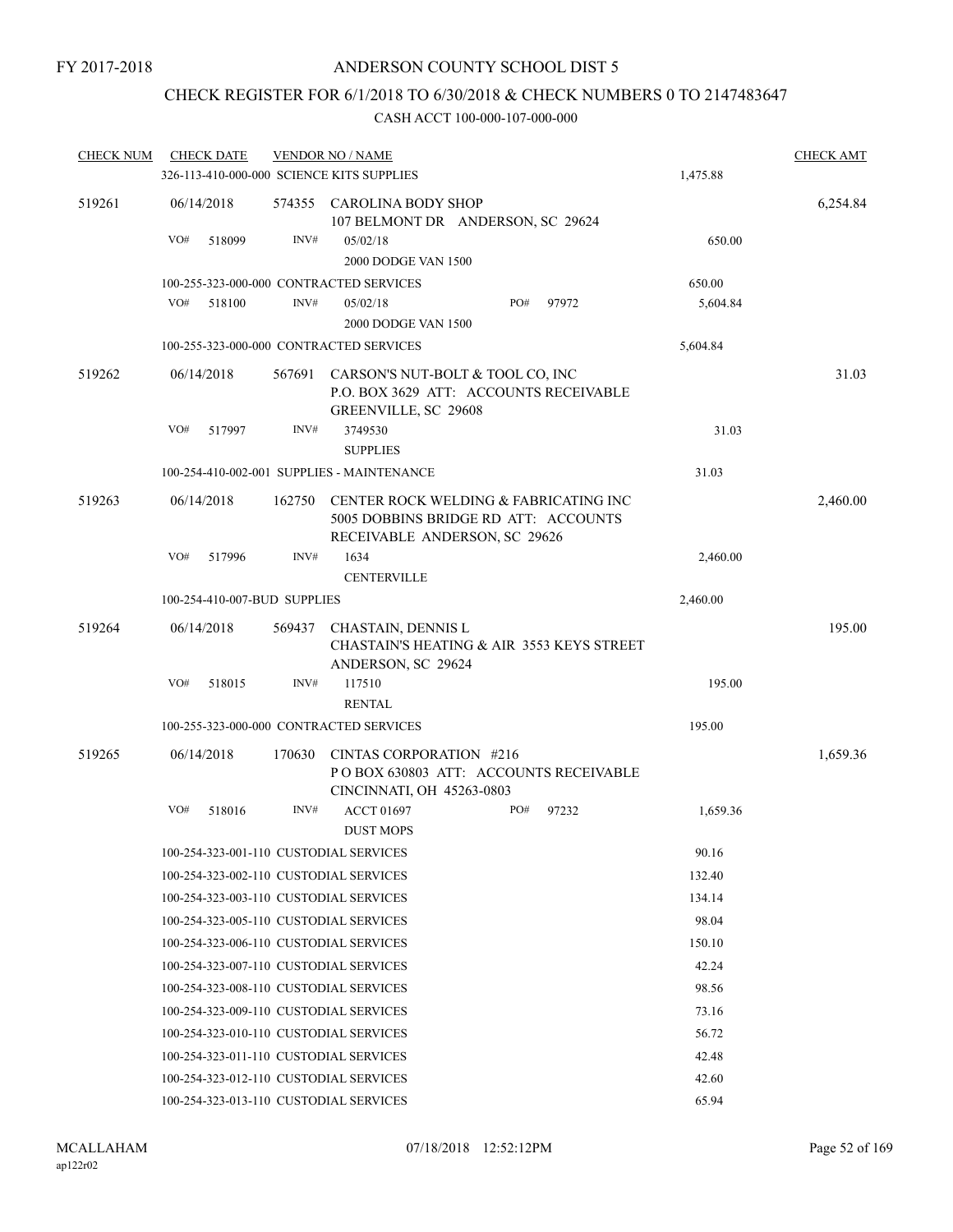FY 2017-2018

# ANDERSON COUNTY SCHOOL DIST 5

## CHECK REGISTER FOR 6/1/2018 TO 6/30/2018 & CHECK NUMBERS 0 TO 2147483647

### CASH ACCT 100-000-107-000-000

| CHECK NUM | CHECK DATE | VENDOR NO / NAME | | CHECK AMT |
|---|---|---|---|---|
| | 326-113-410-000-000 SCIENCE KITS SUPPLIES | | 1,475.88 | |
| 519261 | 06/14/2018 | 574355 CAROLINA BODY SHOP<br>107 BELMONT DR ANDERSON, SC 29624 | | 6,254.84 |
| | VO# 518099 | INV# 05/02/18<br>2000 DODGE VAN 1500 | 650.00 | |
| | 100-255-323-000-000 CONTRACTED SERVICES | | 650.00 | |
| | VO# 518100 | INV# 05/02/18 PO# 97972<br>2000 DODGE VAN 1500 | 5,604.84 | |
| | 100-255-323-000-000 CONTRACTED SERVICES | | 5,604.84 | |
| 519262 | 06/14/2018 | 567691 CARSON'S NUT-BOLT & TOOL CO, INC<br>P.O. BOX 3629 ATT: ACCOUNTS RECEIVABLE<br>GREENVILLE, SC 29608 | | 31.03 |
| | VO# 517997 | INV# 3749530<br>SUPPLIES | 31.03 | |
| | 100-254-410-002-001 SUPPLIES - MAINTENANCE | | 31.03 | |
| 519263 | 06/14/2018 | 162750 CENTER ROCK WELDING & FABRICATING INC<br>5005 DOBBINS BRIDGE RD ATT: ACCOUNTS<br>RECEIVABLE ANDERSON, SC 29626 | | 2,460.00 |
| | VO# 517996 | INV# 1634<br>CENTERVILLE | 2,460.00 | |
| | 100-254-410-007-BUD SUPPLIES | | 2,460.00 | |
| 519264 | 06/14/2018 | 569437 CHASTAIN, DENNIS L<br>CHASTAIN'S HEATING & AIR 3553 KEYS STREET<br>ANDERSON, SC 29624 | | 195.00 |
| | VO# 518015 | INV# 117510<br>RENTAL | 195.00 | |
| | 100-255-323-000-000 CONTRACTED SERVICES | | 195.00 | |
| 519265 | 06/14/2018 | 170630 CINTAS CORPORATION #216<br>P O BOX 630803 ATT: ACCOUNTS RECEIVABLE<br>CINCINNATI, OH 45263-0803 | | 1,659.36 |
| | VO# 518016 | INV# ACCT 01697 PO# 97232<br>DUST MOPS | 1,659.36 | |
| | 100-254-323-001-110 CUSTODIAL SERVICES | | 90.16 | |
| | 100-254-323-002-110 CUSTODIAL SERVICES | | 132.40 | |
| | 100-254-323-003-110 CUSTODIAL SERVICES | | 134.14 | |
| | 100-254-323-005-110 CUSTODIAL SERVICES | | 98.04 | |
| | 100-254-323-006-110 CUSTODIAL SERVICES | | 150.10 | |
| | 100-254-323-007-110 CUSTODIAL SERVICES | | 42.24 | |
| | 100-254-323-008-110 CUSTODIAL SERVICES | | 98.56 | |
| | 100-254-323-009-110 CUSTODIAL SERVICES | | 73.16 | |
| | 100-254-323-010-110 CUSTODIAL SERVICES | | 56.72 | |
| | 100-254-323-011-110 CUSTODIAL SERVICES | | 42.48 | |
| | 100-254-323-012-110 CUSTODIAL SERVICES | | 42.60 | |
| | 100-254-323-013-110 CUSTODIAL SERVICES | | 65.94 | |

MCALLAHAM
ap122r02

07/18/2018 12:52:12PM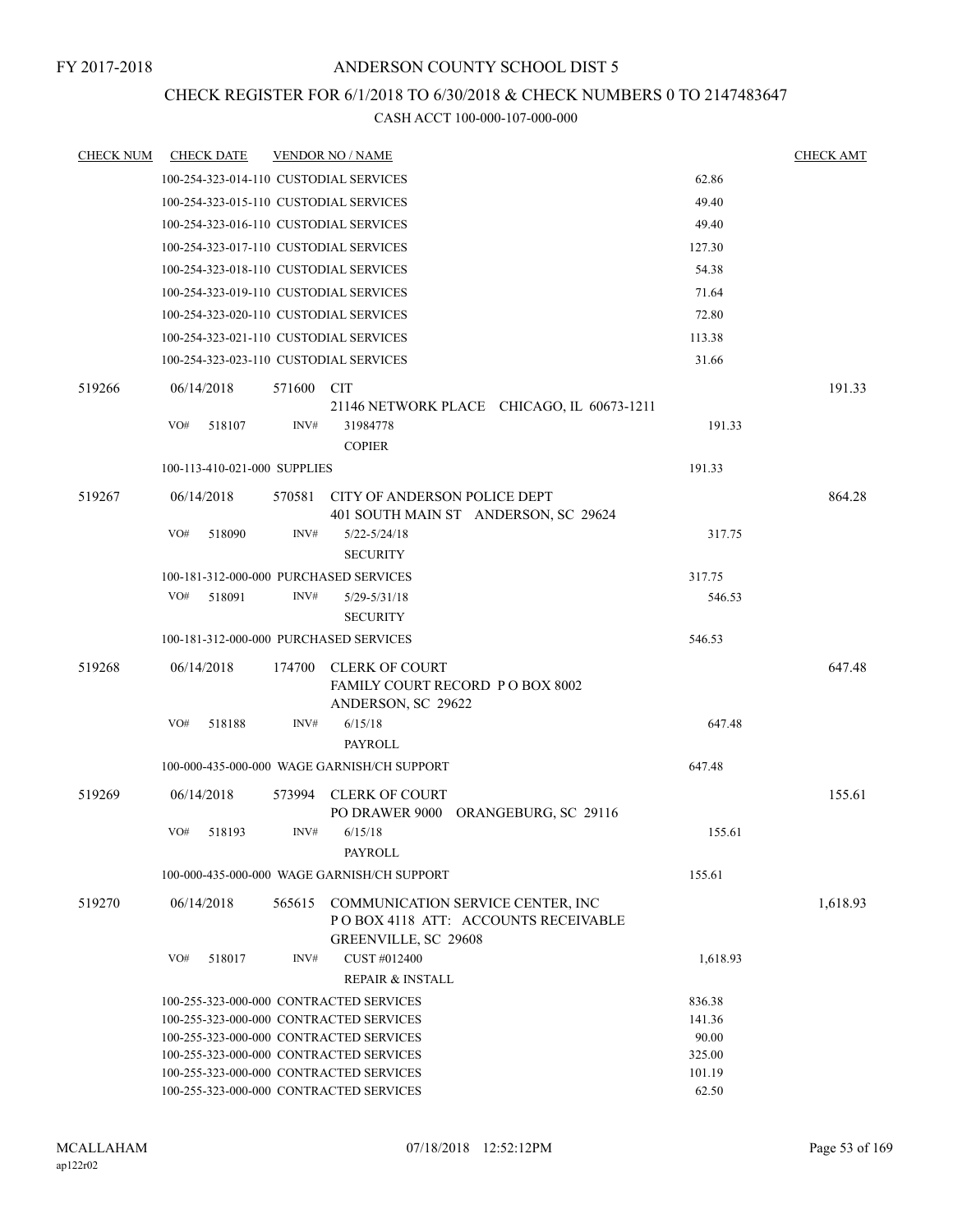FY 2017-2018

# ANDERSON COUNTY SCHOOL DIST 5

## CHECK REGISTER FOR 6/1/2018 TO 6/30/2018 & CHECK NUMBERS 0 TO 2147483647

### CASH ACCT 100-000-107-000-000

| CHECK NUM | CHECK DATE | VENDOR NO / NAME | | CHECK AMT |
|---|---|---|---|---|
| | 100-254-323-014-110 CUSTODIAL SERVICES | | 62.86 | |
| | 100-254-323-015-110 CUSTODIAL SERVICES | | 49.40 | |
| | 100-254-323-016-110 CUSTODIAL SERVICES | | 49.40 | |
| | 100-254-323-017-110 CUSTODIAL SERVICES | | 127.30 | |
| | 100-254-323-018-110 CUSTODIAL SERVICES | | 54.38 | |
| | 100-254-323-019-110 CUSTODIAL SERVICES | | 71.64 | |
| | 100-254-323-020-110 CUSTODIAL SERVICES | | 72.80 | |
| | 100-254-323-021-110 CUSTODIAL SERVICES | | 113.38 | |
| | 100-254-323-023-110 CUSTODIAL SERVICES | | 31.66 | |
| 519266 | 06/14/2018 | 571600 CIT<br>21146 NETWORK PLACE CHICAGO, IL 60673-1211 | | 191.33 |
| | VO# 518107 | INV# 31984778<br>COPIER | 191.33 | |
| | 100-113-410-021-000 SUPPLIES | | 191.33 | |
| 519267 | 06/14/2018 | 570581 CITY OF ANDERSON POLICE DEPT<br>401 SOUTH MAIN ST ANDERSON, SC 29624 | | 864.28 |
| | VO# 518090 | INV# 5/22-5/24/18<br>SECURITY | 317.75 | |
| | 100-181-312-000-000 PURCHASED SERVICES | | 317.75 | |
| | VO# 518091 | INV# 5/29-5/31/18<br>SECURITY | 546.53 | |
| | 100-181-312-000-000 PURCHASED SERVICES | | 546.53 | |
| 519268 | 06/14/2018 | 174700 CLERK OF COURT<br>FAMILY COURT RECORD P O BOX 8002<br>ANDERSON, SC 29622 | | 647.48 |
| | VO# 518188 | INV# 6/15/18<br>PAYROLL | 647.48 | |
| | 100-000-435-000-000 WAGE GARNISH/CH SUPPORT | | 647.48 | |
| 519269 | 06/14/2018 | 573994 CLERK OF COURT<br>PO DRAWER 9000 ORANGEBURG, SC 29116 | | 155.61 |
| | VO# 518193 | INV# 6/15/18<br>PAYROLL | 155.61 | |
| | 100-000-435-000-000 WAGE GARNISH/CH SUPPORT | | 155.61 | |
| 519270 | 06/14/2018 | 565615 COMMUNICATION SERVICE CENTER, INC<br>P O BOX 4118 ATT: ACCOUNTS RECEIVABLE<br>GREENVILLE, SC 29608 | | 1,618.93 |
| | VO# 518017 | INV# CUST #012400<br>REPAIR & INSTALL | 1,618.93 | |
| | 100-255-323-000-000 CONTRACTED SERVICES | | 836.38 | |
| | 100-255-323-000-000 CONTRACTED SERVICES | | 141.36 | |
| | 100-255-323-000-000 CONTRACTED SERVICES | | 90.00 | |
| | 100-255-323-000-000 CONTRACTED SERVICES | | 325.00 | |
| | 100-255-323-000-000 CONTRACTED SERVICES | | 101.19 | |
| | 100-255-323-000-000 CONTRACTED SERVICES | | 62.50 | |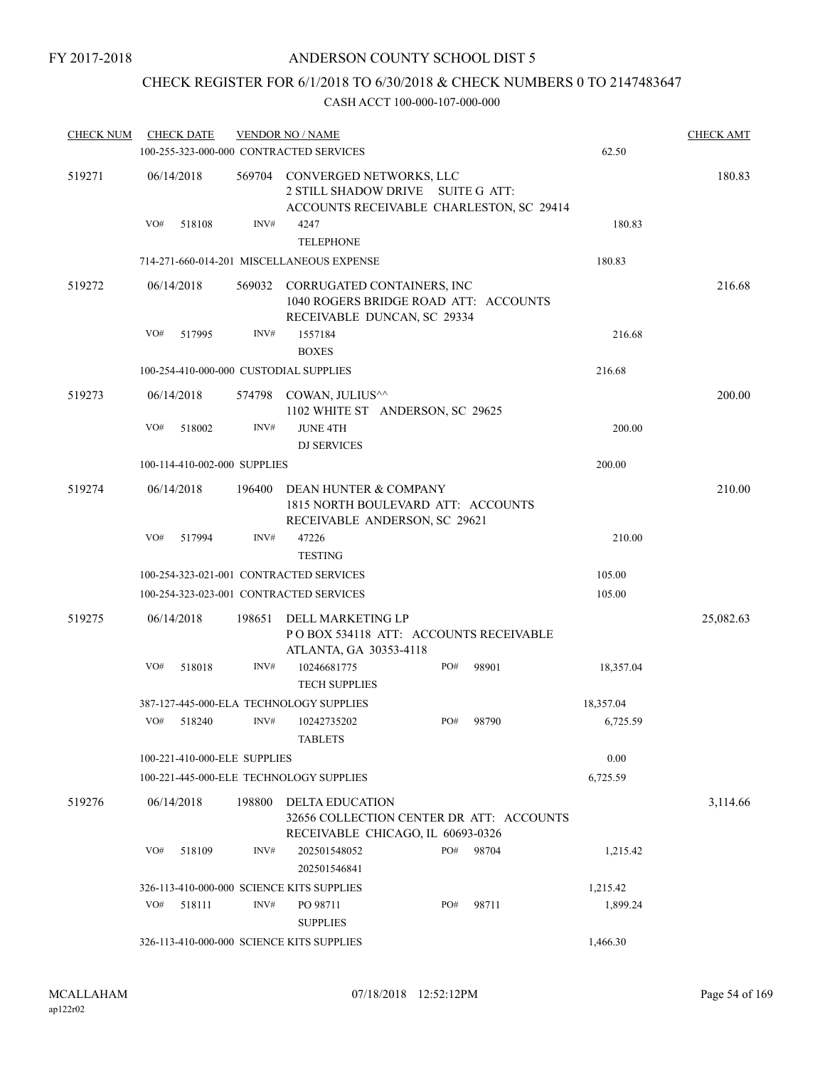FY 2017-2018

# ANDERSON COUNTY SCHOOL DIST 5

## CHECK REGISTER FOR 6/1/2018 TO 6/30/2018 & CHECK NUMBERS 0 TO 2147483647

### CASH ACCT 100-000-107-000-000

| CHECK NUM | CHECK DATE | VENDOR NO / NAME | | | CHECK AMT |
|---|---|---|---|---|---|
| | 100-255-323-000-000 CONTRACTED SERVICES | | | 62.50 | |
| 519271 | 06/14/2018 | 569704 CONVERGED NETWORKS, LLC<br>2 STILL SHADOW DRIVE SUITE G ATT:<br>ACCOUNTS RECEIVABLE CHARLESTON, SC 29414 | | | 180.83 |
| | VO# 518108 | INV# 4247<br>TELEPHONE | | 180.83 | |
| | 714-271-660-014-201 MISCELLANEOUS EXPENSE | | | 180.83 | |
| 519272 | 06/14/2018 | 569032 CORRUGATED CONTAINERS, INC<br>1040 ROGERS BRIDGE ROAD ATT: ACCOUNTS<br>RECEIVABLE DUNCAN, SC 29334 | | | 216.68 |
| | VO# 517995 | INV# 1557184<br>BOXES | | 216.68 | |
| | 100-254-410-000-000 CUSTODIAL SUPPLIES | | | 216.68 | |
| 519273 | 06/14/2018 | 574798 COWAN, JULIUS^^<br>1102 WHITE ST ANDERSON, SC 29625 | | | 200.00 |
| | VO# 518002 | INV# JUNE 4TH<br>DJ SERVICES | | 200.00 | |
| | 100-114-410-002-000 SUPPLIES | | | 200.00 | |
| 519274 | 06/14/2018 | 196400 DEAN HUNTER & COMPANY<br>1815 NORTH BOULEVARD ATT: ACCOUNTS<br>RECEIVABLE ANDERSON, SC 29621 | | | 210.00 |
| | VO# 517994 | INV# 47226<br>TESTING | | 210.00 | |
| | 100-254-323-021-001 CONTRACTED SERVICES | | | 105.00 | |
| | 100-254-323-023-001 CONTRACTED SERVICES | | | 105.00 | |
| 519275 | 06/14/2018 | 198651 DELL MARKETING LP<br>P O BOX 534118 ATT: ACCOUNTS RECEIVABLE<br>ATLANTA, GA 30353-4118 | | | 25,082.63 |
| | VO# 518018 | INV# 10246681775<br>TECH SUPPLIES | PO# 98901 | 18,357.04 | |
| | 387-127-445-000-ELA TECHNOLOGY SUPPLIES | | | 18,357.04 | |
| | VO# 518240 | INV# 10242735202<br>TABLETS | PO# 98790 | 6,725.59 | |
| | 100-221-410-000-ELE SUPPLIES | | | 0.00 | |
| | 100-221-445-000-ELE TECHNOLOGY SUPPLIES | | | 6,725.59 | |
| 519276 | 06/14/2018 | 198800 DELTA EDUCATION<br>32656 COLLECTION CENTER DR ATT: ACCOUNTS<br>RECEIVABLE CHICAGO, IL 60693-0326 | | | 3,114.66 |
| | VO# 518109 | INV# 202501548052<br>202501546841 | PO# 98704 | 1,215.42 | |
| | 326-113-410-000-000 SCIENCE KITS SUPPLIES | | | 1,215.42 | |
| | VO# 518111 | INV# PO 98711<br>SUPPLIES | PO# 98711 | 1,899.24 | |
| | 326-113-410-000-000 SCIENCE KITS SUPPLIES | | | 1,466.30 | |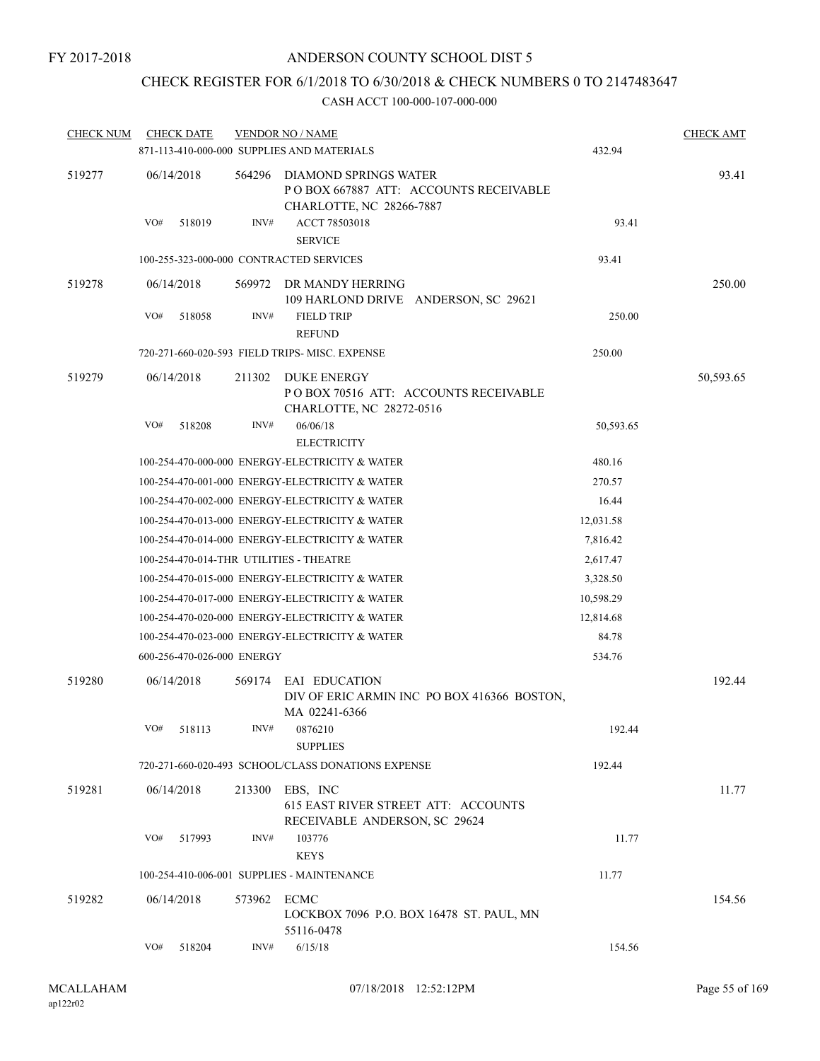FY 2017-2018

ANDERSON COUNTY SCHOOL DIST 5

CHECK REGISTER FOR 6/1/2018 TO 6/30/2018 & CHECK NUMBERS 0 TO 2147483647

CASH ACCT 100-000-107-000-000

| CHECK NUM | CHECK DATE | VENDOR NO / NAME | | CHECK AMT |
|---|---|---|---|---|
| | 871-113-410-000-000 SUPPLIES AND MATERIALS | | 432.94 | |
| 519277 | 06/14/2018 | 564296 DIAMOND SPRINGS WATER<br>P O BOX 667887 ATT: ACCOUNTS RECEIVABLE<br>CHARLOTTE, NC 28266-7887 | | 93.41 |
| | VO# 518019 | INV# ACCT 78503018<br>SERVICE | 93.41 | |
| | 100-255-323-000-000 CONTRACTED SERVICES | | 93.41 | |
| 519278 | 06/14/2018 | 569972 DR MANDY HERRING<br>109 HARLOND DRIVE ANDERSON, SC 29621 | | 250.00 |
| | VO# 518058 | INV# FIELD TRIP<br>REFUND | 250.00 | |
| | 720-271-660-020-593 FIELD TRIPS- MISC. EXPENSE | | 250.00 | |
| 519279 | 06/14/2018 | 211302 DUKE ENERGY<br>P O BOX 70516 ATT: ACCOUNTS RECEIVABLE<br>CHARLOTTE, NC 28272-0516 | | 50,593.65 |
| | VO# 518208 | INV# 06/06/18<br>ELECTRICITY | 50,593.65 | |
| | 100-254-470-000-000 ENERGY-ELECTRICITY & WATER | | 480.16 | |
| | 100-254-470-001-000 ENERGY-ELECTRICITY & WATER | | 270.57 | |
| | 100-254-470-002-000 ENERGY-ELECTRICITY & WATER | | 16.44 | |
| | 100-254-470-013-000 ENERGY-ELECTRICITY & WATER | | 12,031.58 | |
| | 100-254-470-014-000 ENERGY-ELECTRICITY & WATER | | 7,816.42 | |
| | 100-254-470-014-THR UTILITIES - THEATRE | | 2,617.47 | |
| | 100-254-470-015-000 ENERGY-ELECTRICITY & WATER | | 3,328.50 | |
| | 100-254-470-017-000 ENERGY-ELECTRICITY & WATER | | 10,598.29 | |
| | 100-254-470-020-000 ENERGY-ELECTRICITY & WATER | | 12,814.68 | |
| | 100-254-470-023-000 ENERGY-ELECTRICITY & WATER | | 84.78 | |
| | 600-256-470-026-000 ENERGY | | 534.76 | |
| 519280 | 06/14/2018 | 569174 EAI EDUCATION<br>DIV OF ERIC ARMIN INC PO BOX 416366 BOSTON, MA 02241-6366 | | 192.44 |
| | VO# 518113 | INV# 0876210<br>SUPPLIES | 192.44 | |
| | 720-271-660-020-493 SCHOOL/CLASS DONATIONS EXPENSE | | 192.44 | |
| 519281 | 06/14/2018 | 213300 EBS, INC<br>615 EAST RIVER STREET ATT: ACCOUNTS RECEIVABLE ANDERSON, SC 29624 | | 11.77 |
| | VO# 517993 | INV# 103776<br>KEYS | 11.77 | |
| | 100-254-410-006-001 SUPPLIES - MAINTENANCE | | 11.77 | |
| 519282 | 06/14/2018 | 573962 ECMC<br>LOCKBOX 7096 P.O. BOX 16478 ST. PAUL, MN 55116-0478 | | 154.56 |
| | VO# 518204 | INV# 6/15/18 | 154.56 | |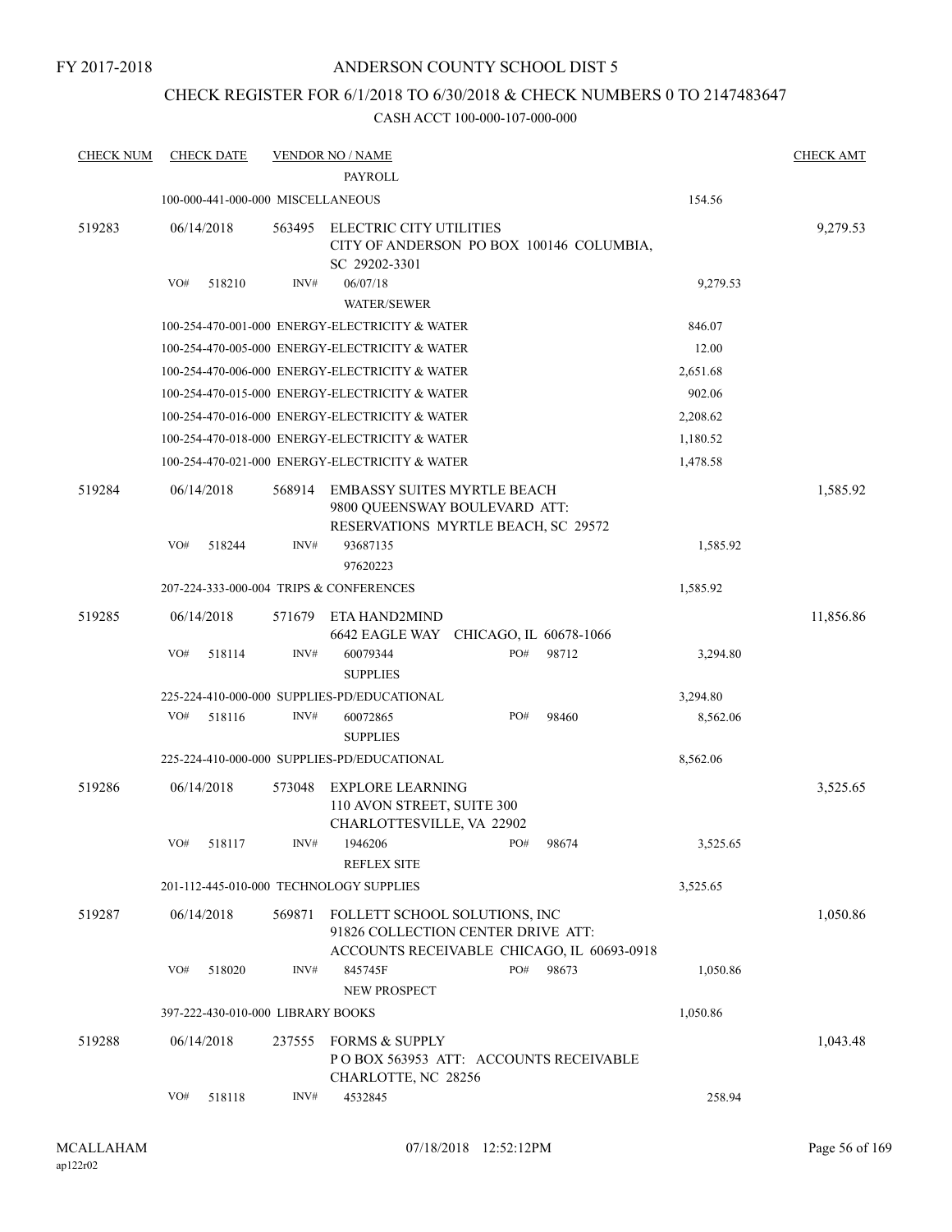FY 2017-2018

ANDERSON COUNTY SCHOOL DIST 5

CHECK REGISTER FOR 6/1/2018 TO 6/30/2018 & CHECK NUMBERS 0 TO 2147483647

CASH ACCT 100-000-107-000-000

| CHECK NUM | CHECK DATE | VENDOR NO / NAME | | CHECK AMT |
|---|---|---|---|---|
| | | PAYROLL | | |
| | 100-000-441-000-000 MISCELLANEOUS | | 154.56 | |
| 519283 | 06/14/2018 | 563495 ELECTRIC CITY UTILITIES CITY OF ANDERSON PO BOX 100146 COLUMBIA, SC 29202-3301 | | 9,279.53 |
| | VO# 518210 | INV# 06/07/18 WATER/SEWER | 9,279.53 | |
| | 100-254-470-001-000 ENERGY-ELECTRICITY & WATER | | 846.07 | |
| | 100-254-470-005-000 ENERGY-ELECTRICITY & WATER | | 12.00 | |
| | 100-254-470-006-000 ENERGY-ELECTRICITY & WATER | | 2,651.68 | |
| | 100-254-470-015-000 ENERGY-ELECTRICITY & WATER | | 902.06 | |
| | 100-254-470-016-000 ENERGY-ELECTRICITY & WATER | | 2,208.62 | |
| | 100-254-470-018-000 ENERGY-ELECTRICITY & WATER | | 1,180.52 | |
| | 100-254-470-021-000 ENERGY-ELECTRICITY & WATER | | 1,478.58 | |
| 519284 | 06/14/2018 | 568914 EMBASSY SUITES MYRTLE BEACH 9800 QUEENSWAY BOULEVARD ATT: RESERVATIONS MYRTLE BEACH, SC 29572 | | 1,585.92 |
| | VO# 518244 | INV# 93687135 97620223 | 1,585.92 | |
| | 207-224-333-000-004 TRIPS & CONFERENCES | | 1,585.92 | |
| 519285 | 06/14/2018 | 571679 ETA HAND2MIND 6642 EAGLE WAY CHICAGO, IL 60678-1066 | | 11,856.86 |
| | VO# 518114 | INV# 60079344 PO# 98712 SUPPLIES | 3,294.80 | |
| | 225-224-410-000-000 SUPPLIES-PD/EDUCATIONAL | | 3,294.80 | |
| | VO# 518116 | INV# 60072865 PO# 98460 SUPPLIES | 8,562.06 | |
| | 225-224-410-000-000 SUPPLIES-PD/EDUCATIONAL | | 8,562.06 | |
| 519286 | 06/14/2018 | 573048 EXPLORE LEARNING 110 AVON STREET, SUITE 300 CHARLOTTESVILLE, VA 22902 | | 3,525.65 |
| | VO# 518117 | INV# 1946206 PO# 98674 REFLEX SITE | 3,525.65 | |
| | 201-112-445-010-000 TECHNOLOGY SUPPLIES | | 3,525.65 | |
| 519287 | 06/14/2018 | 569871 FOLLETT SCHOOL SOLUTIONS, INC 91826 COLLECTION CENTER DRIVE ATT: ACCOUNTS RECEIVABLE CHICAGO, IL 60693-0918 | | 1,050.86 |
| | VO# 518020 | INV# 845745F PO# 98673 NEW PROSPECT | 1,050.86 | |
| | 397-222-430-010-000 LIBRARY BOOKS | | 1,050.86 | |
| 519288 | 06/14/2018 | 237555 FORMS & SUPPLY P O BOX 563953 ATT: ACCOUNTS RECEIVABLE CHARLOTTE, NC 28256 | | 1,043.48 |
| | VO# 518118 | INV# 4532845 | 258.94 | |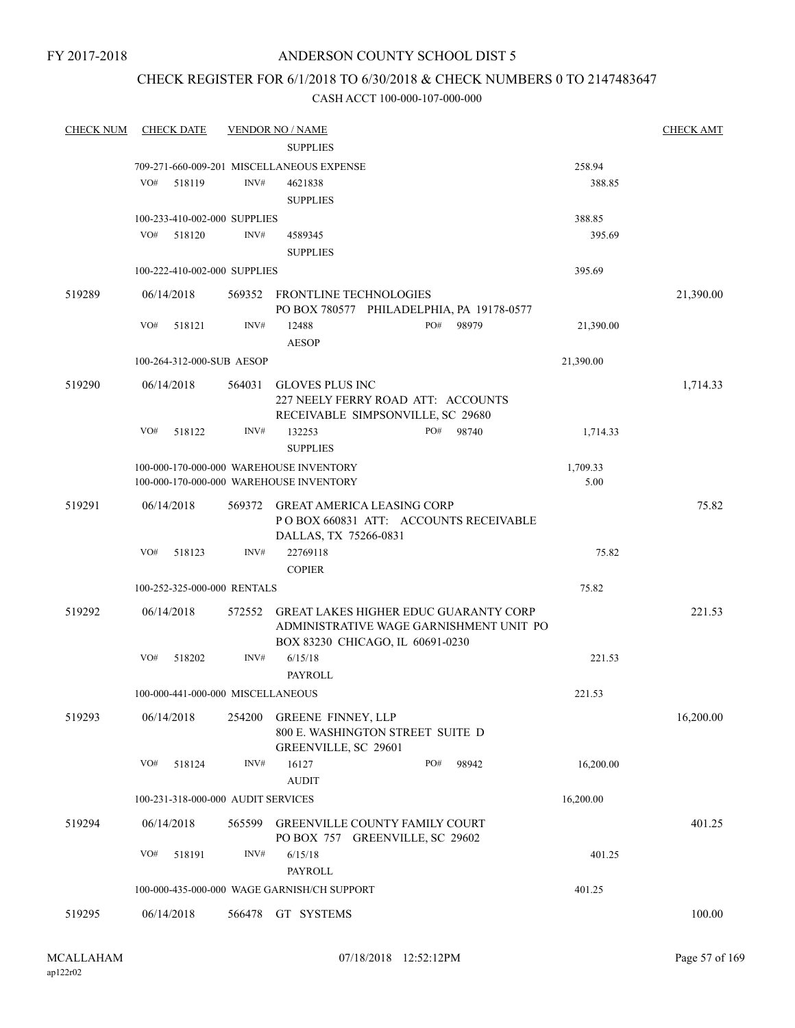FY 2017-2018

# ANDERSON COUNTY SCHOOL DIST 5

## CHECK REGISTER FOR 6/1/2018 TO 6/30/2018 & CHECK NUMBERS 0 TO 2147483647

CASH ACCT 100-000-107-000-000

| CHECK NUM | CHECK DATE | VENDOR NO / NAME | | CHECK AMT |
|---|---|---|---|---|
| | | SUPPLIES | | |
| | 709-271-660-009-201 MISCELLANEOUS EXPENSE | | 258.94 | |
| | VO# 518119 | INV# 4621838 SUPPLIES | 388.85 | |
| | 100-233-410-002-000 SUPPLIES | | 388.85 | |
| | VO# 518120 | INV# 4589345 SUPPLIES | 395.69 | |
| | 100-222-410-002-000 SUPPLIES | | 395.69 | |
| 519289 | 06/14/2018 | 569352 FRONTLINE TECHNOLOGIES PO BOX 780577 PHILADELPHIA, PA 19178-0577 | | 21,390.00 |
| | VO# 518121 | INV# 12488 PO# 98979 AESOP | 21,390.00 | |
| | 100-264-312-000-SUB AESOP | | 21,390.00 | |
| 519290 | 06/14/2018 | 564031 GLOVES PLUS INC 227 NEELY FERRY ROAD ATT: ACCOUNTS RECEIVABLE SIMPSONVILLE, SC 29680 | | 1,714.33 |
| | VO# 518122 | INV# 132253 PO# 98740 SUPPLIES | 1,714.33 | |
| | 100-000-170-000-000 WAREHOUSE INVENTORY | | 1,709.33 | |
| | 100-000-170-000-000 WAREHOUSE INVENTORY | | 5.00 | |
| 519291 | 06/14/2018 | 569372 GREAT AMERICA LEASING CORP P O BOX 660831 ATT: ACCOUNTS RECEIVABLE DALLAS, TX 75266-0831 | | 75.82 |
| | VO# 518123 | INV# 22769118 COPIER | 75.82 | |
| | 100-252-325-000-000 RENTALS | | 75.82 | |
| 519292 | 06/14/2018 | 572552 GREAT LAKES HIGHER EDUC GUARANTY CORP ADMINISTRATIVE WAGE GARNISHMENT UNIT PO BOX 83230 CHICAGO, IL 60691-0230 | | 221.53 |
| | VO# 518202 | INV# 6/15/18 PAYROLL | 221.53 | |
| | 100-000-441-000-000 MISCELLANEOUS | | 221.53 | |
| 519293 | 06/14/2018 | 254200 GREENE FINNEY, LLP 800 E. WASHINGTON STREET SUITE D GREENVILLE, SC 29601 | | 16,200.00 |
| | VO# 518124 | INV# 16127 PO# 98942 AUDIT | 16,200.00 | |
| | 100-231-318-000-000 AUDIT SERVICES | | 16,200.00 | |
| 519294 | 06/14/2018 | 565599 GREENVILLE COUNTY FAMILY COURT PO BOX 757 GREENVILLE, SC 29602 | | 401.25 |
| | VO# 518191 | INV# 6/15/18 PAYROLL | 401.25 | |
| | 100-000-435-000-000 WAGE GARNISH/CH SUPPORT | | 401.25 | |
| 519295 | 06/14/2018 | 566478 GT SYSTEMS | | 100.00 |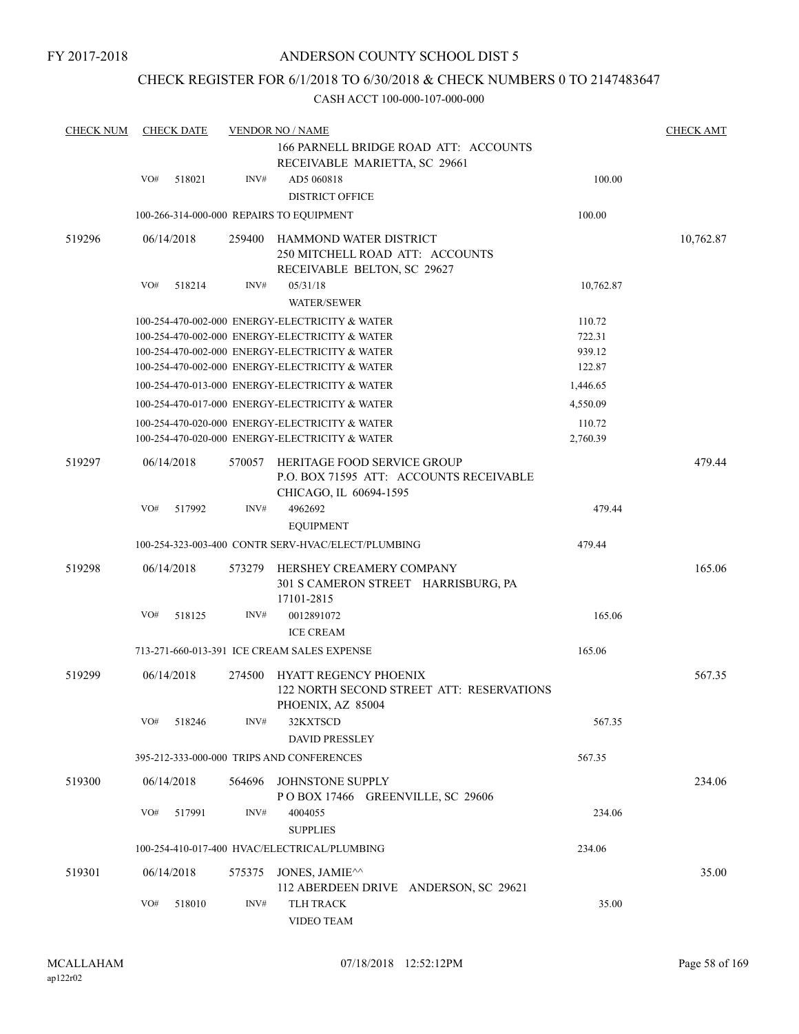FY 2017-2018

# ANDERSON COUNTY SCHOOL DIST 5

## CHECK REGISTER FOR 6/1/2018 TO 6/30/2018 & CHECK NUMBERS 0 TO 2147483647

CASH ACCT 100-000-107-000-000

| CHECK NUM | CHECK DATE | VENDOR NO / NAME | | CHECK AMT |
|---|---|---|---|---|
| | | 166 PARNELL BRIDGE ROAD ATT: ACCOUNTS RECEIVABLE MARIETTA, SC 29661 | | |
| | VO# 518021 | INV# AD5 060818<br>DISTRICT OFFICE | 100.00 | |
| | | 100-266-314-000-000 REPAIRS TO EQUIPMENT | 100.00 | |
| 519296 | 06/14/2018 | 259400 HAMMOND WATER DISTRICT<br>250 MITCHELL ROAD ATT: ACCOUNTS RECEIVABLE BELTON, SC 29627 | | 10,762.87 |
| | VO# 518214 | INV# 05/31/18<br>WATER/SEWER | 10,762.87 | |
| | | 100-254-470-002-000 ENERGY-ELECTRICITY & WATER | 110.72 | |
| | | 100-254-470-002-000 ENERGY-ELECTRICITY & WATER | 722.31 | |
| | | 100-254-470-002-000 ENERGY-ELECTRICITY & WATER | 939.12 | |
| | | 100-254-470-002-000 ENERGY-ELECTRICITY & WATER | 122.87 | |
| | | 100-254-470-013-000 ENERGY-ELECTRICITY & WATER | 1,446.65 | |
| | | 100-254-470-017-000 ENERGY-ELECTRICITY & WATER | 4,550.09 | |
| | | 100-254-470-020-000 ENERGY-ELECTRICITY & WATER | 110.72 | |
| | | 100-254-470-020-000 ENERGY-ELECTRICITY & WATER | 2,760.39 | |
| 519297 | 06/14/2018 | 570057 HERITAGE FOOD SERVICE GROUP<br>P.O. BOX 71595 ATT: ACCOUNTS RECEIVABLE CHICAGO, IL 60694-1595 | | 479.44 |
| | VO# 517992 | INV# 4962692<br>EQUIPMENT | 479.44 | |
| | | 100-254-323-003-400 CONTR SERV-HVAC/ELECT/PLUMBING | 479.44 | |
| 519298 | 06/14/2018 | 573279 HERSHEY CREAMERY COMPANY<br>301 S CAMERON STREET HARRISBURG, PA 17101-2815 | | 165.06 |
| | VO# 518125 | INV# 0012891072<br>ICE CREAM | 165.06 | |
| | | 713-271-660-013-391 ICE CREAM SALES EXPENSE | 165.06 | |
| 519299 | 06/14/2018 | 274500 HYATT REGENCY PHOENIX<br>122 NORTH SECOND STREET ATT: RESERVATIONS PHOENIX, AZ 85004 | | 567.35 |
| | VO# 518246 | INV# 32KXTSCD<br>DAVID PRESSLEY | 567.35 | |
| | | 395-212-333-000-000 TRIPS AND CONFERENCES | 567.35 | |
| 519300 | 06/14/2018 | 564696 JOHNSTONE SUPPLY<br>P O BOX 17466 GREENVILLE, SC 29606 | | 234.06 |
| | VO# 517991 | INV# 4004055<br>SUPPLIES | 234.06 | |
| | | 100-254-410-017-400 HVAC/ELECTRICAL/PLUMBING | 234.06 | |
| 519301 | 06/14/2018 | 575375 JONES, JAMIE^^<br>112 ABERDEEN DRIVE ANDERSON, SC 29621 | | 35.00 |
| | VO# 518010 | INV# TLH TRACK<br>VIDEO TEAM | 35.00 | |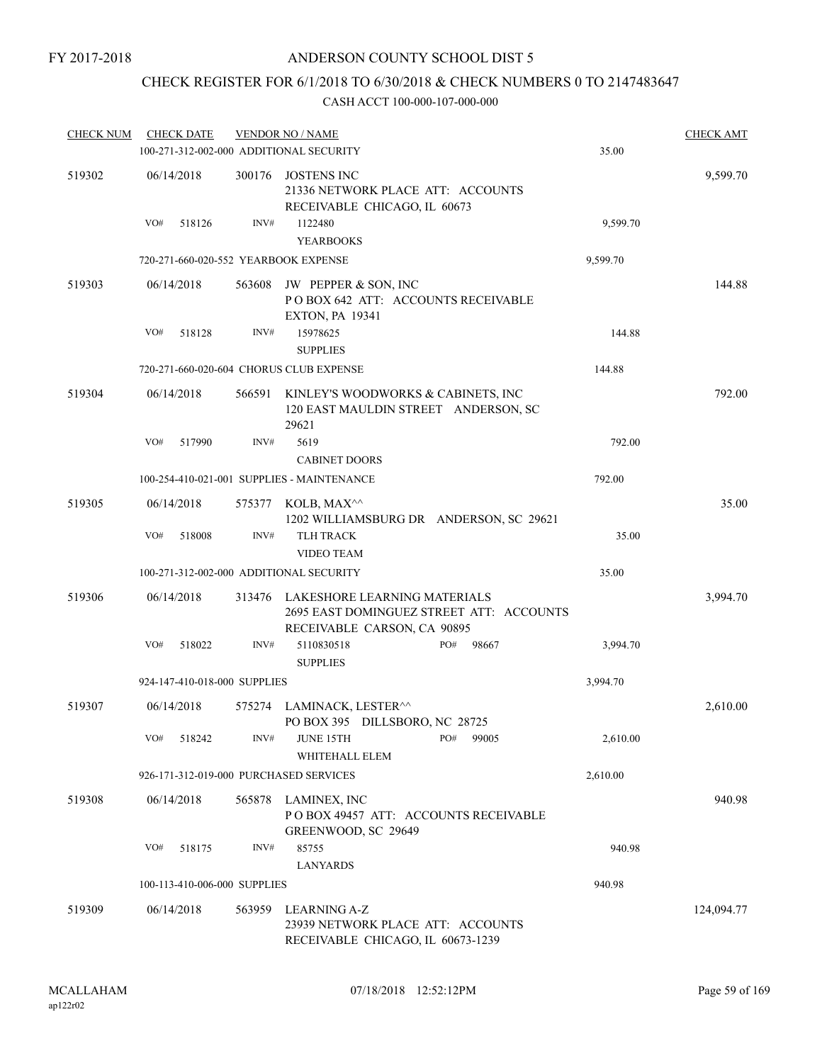FY 2017-2018

# ANDERSON COUNTY SCHOOL DIST 5

## CHECK REGISTER FOR 6/1/2018 TO 6/30/2018 & CHECK NUMBERS 0 TO 2147483647

CASH ACCT 100-000-107-000-000

| CHECK NUM | CHECK DATE | VENDOR NO / NAME | | CHECK AMT |
|---|---|---|---|---|
| | 100-271-312-002-000 ADDITIONAL SECURITY | | 35.00 | |
| 519302 | 06/14/2018 | 300176 JOSTENS INC<br>21336 NETWORK PLACE ATT: ACCOUNTS RECEIVABLE CHICAGO, IL 60673 | | 9,599.70 |
| | VO# 518126 | INV# 1122480<br>YEARBOOKS | 9,599.70 | |
| | 720-271-660-020-552 YEARBOOK EXPENSE | | 9,599.70 | |
| 519303 | 06/14/2018 | 563608 JW PEPPER & SON, INC<br>P O BOX 642 ATT: ACCOUNTS RECEIVABLE EXTON, PA 19341 | | 144.88 |
| | VO# 518128 | INV# 15978625<br>SUPPLIES | 144.88 | |
| | 720-271-660-020-604 CHORUS CLUB EXPENSE | | 144.88 | |
| 519304 | 06/14/2018 | 566591 KINLEY'S WOODWORKS & CABINETS, INC<br>120 EAST MAULDIN STREET ANDERSON, SC 29621 | | 792.00 |
| | VO# 517990 | INV# 5619<br>CABINET DOORS | 792.00 | |
| | 100-254-410-021-001 SUPPLIES - MAINTENANCE | | 792.00 | |
| 519305 | 06/14/2018 | 575377 KOLB, MAX^^<br>1202 WILLIAMSBURG DR ANDERSON, SC 29621 | | 35.00 |
| | VO# 518008 | INV# TLH TRACK<br>VIDEO TEAM | 35.00 | |
| | 100-271-312-002-000 ADDITIONAL SECURITY | | 35.00 | |
| 519306 | 06/14/2018 | 313476 LAKESHORE LEARNING MATERIALS<br>2695 EAST DOMINGUEZ STREET ATT: ACCOUNTS RECEIVABLE CARSON, CA 90895 | | 3,994.70 |
| | VO# 518022 | INV# 5110830518 PO# 98667<br>SUPPLIES | 3,994.70 | |
| | 924-147-410-018-000 SUPPLIES | | 3,994.70 | |
| 519307 | 06/14/2018 | 575274 LAMINACK, LESTER^^<br>PO BOX 395 DILLSBORO, NC 28725 | | 2,610.00 |
| | VO# 518242 | INV# JUNE 15TH PO# 99005<br>WHITEHALL ELEM | 2,610.00 | |
| | 926-171-312-019-000 PURCHASED SERVICES | | 2,610.00 | |
| 519308 | 06/14/2018 | 565878 LAMINEX, INC<br>P O BOX 49457 ATT: ACCOUNTS RECEIVABLE GREENWOOD, SC 29649 | | 940.98 |
| | VO# 518175 | INV# 85755<br>LANYARDS | 940.98 | |
| | 100-113-410-006-000 SUPPLIES | | 940.98 | |
| 519309 | 06/14/2018 | 563959 LEARNING A-Z<br>23939 NETWORK PLACE ATT: ACCOUNTS RECEIVABLE CHICAGO, IL 60673-1239 | | 124,094.77 |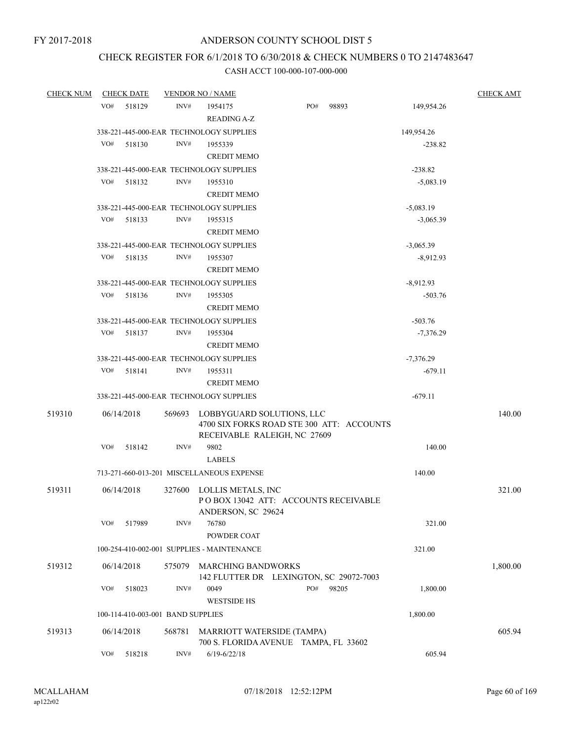FY 2017-2018

ANDERSON COUNTY SCHOOL DIST 5

CHECK REGISTER FOR 6/1/2018 TO 6/30/2018 & CHECK NUMBERS 0 TO 2147483647

CASH ACCT 100-000-107-000-000

| CHECK NUM | CHECK DATE | VENDOR NO / NAME | | CHECK AMT |
|---|---|---|---|---|
| | VO# 518129 | INV# 1954175 PO# 98893 | 149,954.26 | |
| | | READING A-Z | | |
| | 338-221-445-000-EAR TECHNOLOGY SUPPLIES | | 149,954.26 | |
| | VO# 518130 | INV# 1955339 | -238.82 | |
| | | CREDIT MEMO | | |
| | 338-221-445-000-EAR TECHNOLOGY SUPPLIES | | -238.82 | |
| | VO# 518132 | INV# 1955310 | -5,083.19 | |
| | | CREDIT MEMO | | |
| | 338-221-445-000-EAR TECHNOLOGY SUPPLIES | | -5,083.19 | |
| | VO# 518133 | INV# 1955315 | -3,065.39 | |
| | | CREDIT MEMO | | |
| | 338-221-445-000-EAR TECHNOLOGY SUPPLIES | | -3,065.39 | |
| | VO# 518135 | INV# 1955307 | -8,912.93 | |
| | | CREDIT MEMO | | |
| | 338-221-445-000-EAR TECHNOLOGY SUPPLIES | | -8,912.93 | |
| | VO# 518136 | INV# 1955305 | -503.76 | |
| | | CREDIT MEMO | | |
| | 338-221-445-000-EAR TECHNOLOGY SUPPLIES | | -503.76 | |
| | VO# 518137 | INV# 1955304 | -7,376.29 | |
| | | CREDIT MEMO | | |
| | 338-221-445-000-EAR TECHNOLOGY SUPPLIES | | -7,376.29 | |
| | VO# 518141 | INV# 1955311 | -679.11 | |
| | | CREDIT MEMO | | |
| | 338-221-445-000-EAR TECHNOLOGY SUPPLIES | | -679.11 | |
| 519310 | 06/14/2018 | 569693 LOBBYGUARD SOLUTIONS, LLC<br>4700 SIX FORKS ROAD STE 300 ATT: ACCOUNTS RECEIVABLE RALEIGH, NC 27609 | | 140.00 |
| | VO# 518142 | INV# 9802 | 140.00 | |
| | | LABELS | | |
| | 713-271-660-013-201 MISCELLANEOUS EXPENSE | | 140.00 | |
| 519311 | 06/14/2018 | 327600 LOLLIS METALS, INC<br>P O BOX 13042 ATT: ACCOUNTS RECEIVABLE<br>ANDERSON, SC 29624 | | 321.00 |
| | VO# 517989 | INV# 76780 | 321.00 | |
| | | POWDER COAT | | |
| | 100-254-410-002-001 SUPPLIES - MAINTENANCE | | 321.00 | |
| 519312 | 06/14/2018 | 575079 MARCHING BANDWORKS<br>142 FLUTTER DR LEXINGTON, SC 29072-7003 | | 1,800.00 |
| | VO# 518023 | INV# 0049 PO# 98205 | 1,800.00 | |
| | | WESTSIDE HS | | |
| | 100-114-410-003-001 BAND SUPPLIES | | 1,800.00 | |
| 519313 | 06/14/2018 | 568781 MARRIOTT WATERSIDE (TAMPA)<br>700 S. FLORIDA AVENUE TAMPA, FL 33602 | | 605.94 |
| | VO# 518218 | INV# 6/19-6/22/18 | 605.94 | |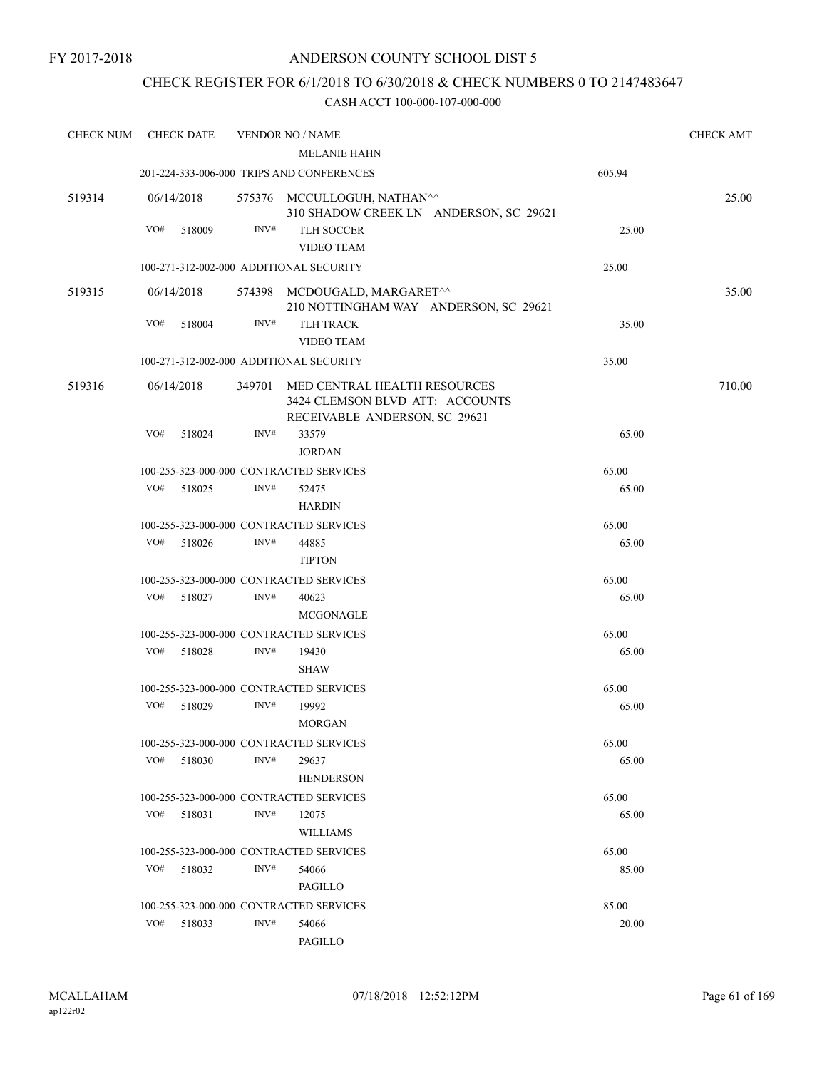FY 2017-2018

# ANDERSON COUNTY SCHOOL DIST 5

## CHECK REGISTER FOR 6/1/2018 TO 6/30/2018 & CHECK NUMBERS 0 TO 2147483647

CASH ACCT 100-000-107-000-000

| CHECK NUM | CHECK DATE | VENDOR NO / NAME | | CHECK AMT |
|---|---|---|---|---|
| | | MELANIE HAHN | | |
| | | 201-224-333-006-000 TRIPS AND CONFERENCES | 605.94 | |
| 519314 | 06/14/2018 | 575376 MCCULLOGUH, NATHAN^^ 310 SHADOW CREEK LN ANDERSON, SC 29621 | | 25.00 |
| | VO# 518009 | INV# TLH SOCCER VIDEO TEAM | 25.00 | |
| | | 100-271-312-002-000 ADDITIONAL SECURITY | 25.00 | |
| 519315 | 06/14/2018 | 574398 MCDOUGALD, MARGARET^^ 210 NOTTINGHAM WAY ANDERSON, SC 29621 | | 35.00 |
| | VO# 518004 | INV# TLH TRACK VIDEO TEAM | 35.00 | |
| | | 100-271-312-002-000 ADDITIONAL SECURITY | 35.00 | |
| 519316 | 06/14/2018 | 349701 MED CENTRAL HEALTH RESOURCES 3424 CLEMSON BLVD ATT: ACCOUNTS RECEIVABLE ANDERSON, SC 29621 | | 710.00 |
| | VO# 518024 | INV# 33579 JORDAN | 65.00 | |
| | | 100-255-323-000-000 CONTRACTED SERVICES | 65.00 | |
| | VO# 518025 | INV# 52475 HARDIN | 65.00 | |
| | | 100-255-323-000-000 CONTRACTED SERVICES | 65.00 | |
| | VO# 518026 | INV# 44885 TIPTON | 65.00 | |
| | | 100-255-323-000-000 CONTRACTED SERVICES | 65.00 | |
| | VO# 518027 | INV# 40623 MCGONAGLE | 65.00 | |
| | | 100-255-323-000-000 CONTRACTED SERVICES | 65.00 | |
| | VO# 518028 | INV# 19430 SHAW | 65.00 | |
| | | 100-255-323-000-000 CONTRACTED SERVICES | 65.00 | |
| | VO# 518029 | INV# 19992 MORGAN | 65.00 | |
| | | 100-255-323-000-000 CONTRACTED SERVICES | 65.00 | |
| | VO# 518030 | INV# 29637 HENDERSON | 65.00 | |
| | | 100-255-323-000-000 CONTRACTED SERVICES | 65.00 | |
| | VO# 518031 | INV# 12075 WILLIAMS | 65.00 | |
| | | 100-255-323-000-000 CONTRACTED SERVICES | 65.00 | |
| | VO# 518032 | INV# 54066 PAGILLO | 85.00 | |
| | | 100-255-323-000-000 CONTRACTED SERVICES | 85.00 | |
| | VO# 518033 | INV# 54066 PAGILLO | 20.00 | |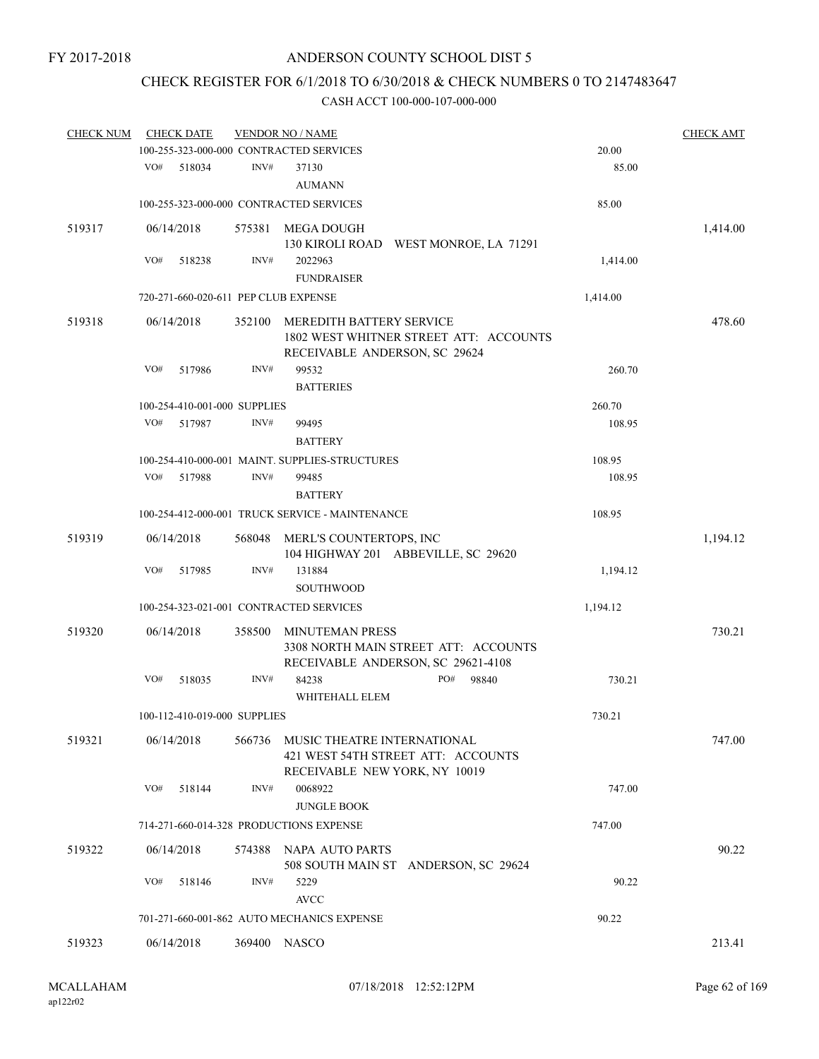FY 2017-2018

# ANDERSON COUNTY SCHOOL DIST 5

## CHECK REGISTER FOR 6/1/2018 TO 6/30/2018 & CHECK NUMBERS 0 TO 2147483647

### CASH ACCT 100-000-107-000-000

| CHECK NUM | CHECK DATE | VENDOR NO / NAME | | CHECK AMT |
|---|---|---|---|---|
| | 100-255-323-000-000 CONTRACTED SERVICES | | 20.00 | |
| | VO# 518034 | INV# 37130 AUMANN | 85.00 | |
| | 100-255-323-000-000 CONTRACTED SERVICES | | 85.00 | |
| 519317 | 06/14/2018 | 575381 MEGA DOUGH 130 KIROLI ROAD WEST MONROE, LA 71291 | | 1,414.00 |
| | VO# 518238 | INV# 2022963 FUNDRAISER | 1,414.00 | |
| | 720-271-660-020-611 PEP CLUB EXPENSE | | 1,414.00 | |
| 519318 | 06/14/2018 | 352100 MEREDITH BATTERY SERVICE 1802 WEST WHITNER STREET ATT: ACCOUNTS RECEIVABLE ANDERSON, SC 29624 | | 478.60 |
| | VO# 517986 | INV# 99532 BATTERIES | 260.70 | |
| | 100-254-410-001-000 SUPPLIES | | 260.70 | |
| | VO# 517987 | INV# 99495 BATTERY | 108.95 | |
| | 100-254-410-000-001 MAINT. SUPPLIES-STRUCTURES | | 108.95 | |
| | VO# 517988 | INV# 99485 BATTERY | 108.95 | |
| | 100-254-412-000-001 TRUCK SERVICE - MAINTENANCE | | 108.95 | |
| 519319 | 06/14/2018 | 568048 MERL'S COUNTERTOPS, INC 104 HIGHWAY 201 ABBEVILLE, SC 29620 | | 1,194.12 |
| | VO# 517985 | INV# 131884 SOUTHWOOD | 1,194.12 | |
| | 100-254-323-021-001 CONTRACTED SERVICES | | 1,194.12 | |
| 519320 | 06/14/2018 | 358500 MINUTEMAN PRESS 3308 NORTH MAIN STREET ATT: ACCOUNTS RECEIVABLE ANDERSON, SC 29621-4108 | | 730.21 |
| | VO# 518035 | INV# 84238 PO# 98840 WHITEHALL ELEM | 730.21 | |
| | 100-112-410-019-000 SUPPLIES | | 730.21 | |
| 519321 | 06/14/2018 | 566736 MUSIC THEATRE INTERNATIONAL 421 WEST 54TH STREET ATT: ACCOUNTS RECEIVABLE NEW YORK, NY 10019 | | 747.00 |
| | VO# 518144 | INV# 0068922 JUNGLE BOOK | 747.00 | |
| | 714-271-660-014-328 PRODUCTIONS EXPENSE | | 747.00 | |
| 519322 | 06/14/2018 | 574388 NAPA AUTO PARTS 508 SOUTH MAIN ST ANDERSON, SC 29624 | | 90.22 |
| | VO# 518146 | INV# 5229 AVCC | 90.22 | |
| | 701-271-660-001-862 AUTO MECHANICS EXPENSE | | 90.22 | |
| 519323 | 06/14/2018 | 369400 NASCO | | 213.41 |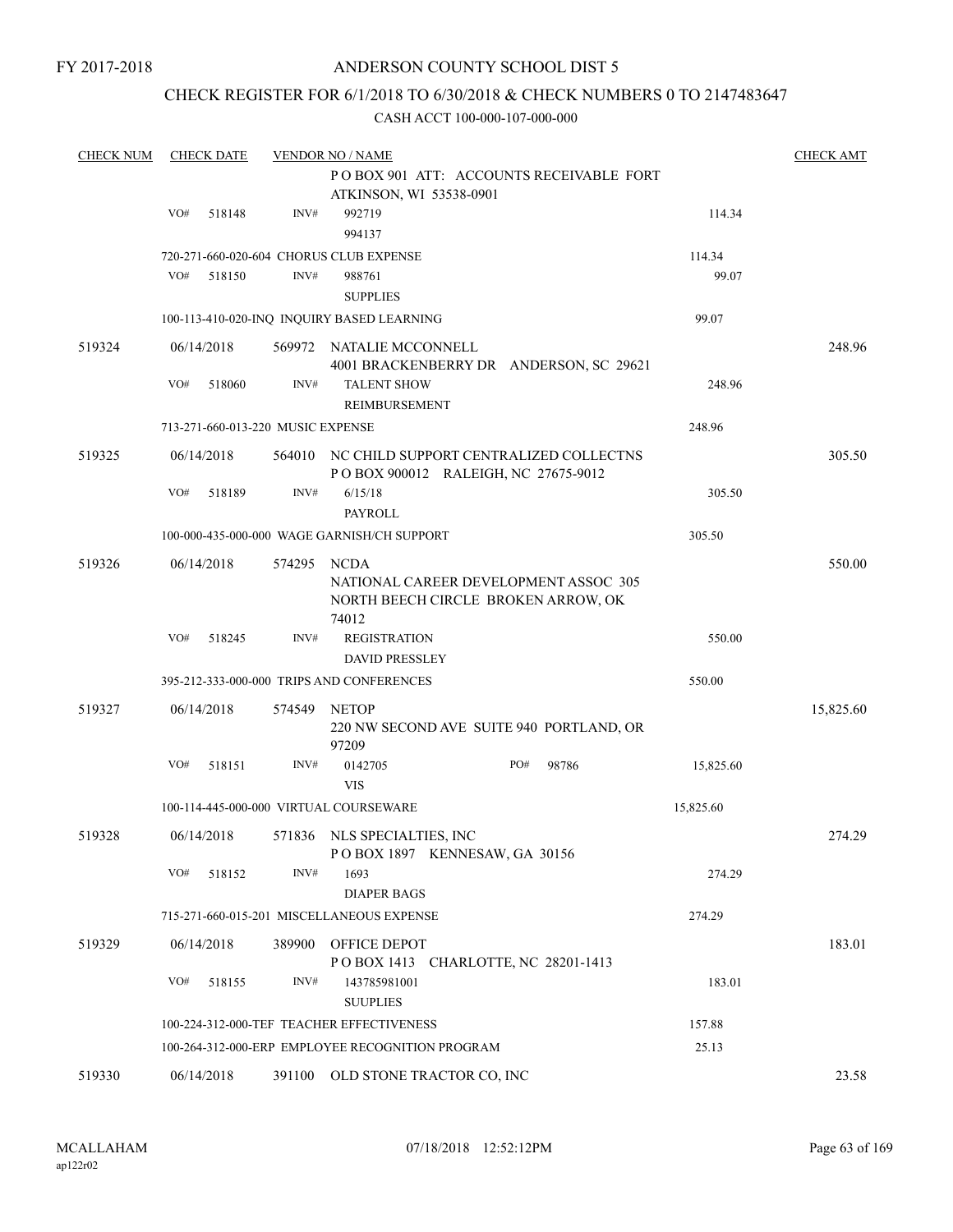FY 2017-2018

# ANDERSON COUNTY SCHOOL DIST 5

## CHECK REGISTER FOR 6/1/2018 TO 6/30/2018 & CHECK NUMBERS 0 TO 2147483647

### CASH ACCT 100-000-107-000-000

| CHECK NUM | CHECK DATE | VENDOR NO / NAME | | | CHECK AMT |
|---|---|---|---|---|---|
| | | | P O BOX 901 ATT: ACCOUNTS RECEIVABLE FORT ATKINSON, WI 53538-0901 | | |
| | VO# 518148 | INV# | 992719<br>994137 | 114.34 | |
| | | 720-271-660-020-604 CHORUS CLUB EXPENSE | | 114.34 | |
| | VO# 518150 | INV# | 988761<br>SUPPLIES | 99.07 | |
| | | 100-113-410-020-INQ INQUIRY BASED LEARNING | | 99.07 | |
| 519324 | 06/14/2018 | 569972 | NATALIE MCCONNELL<br>4001 BRACKENBERRY DR ANDERSON, SC 29621 | | 248.96 |
| | VO# 518060 | INV# | TALENT SHOW<br>REIMBURSEMENT | 248.96 | |
| | | 713-271-660-013-220 MUSIC EXPENSE | | 248.96 | |
| 519325 | 06/14/2018 | 564010 | NC CHILD SUPPORT CENTRALIZED COLLECTNS<br>P O BOX 900012 RALEIGH, NC 27675-9012 | | 305.50 |
| | VO# 518189 | INV# | 6/15/18<br>PAYROLL | 305.50 | |
| | | 100-000-435-000-000 WAGE GARNISH/CH SUPPORT | | 305.50 | |
| 519326 | 06/14/2018 | 574295 | NCDA<br>NATIONAL CAREER DEVELOPMENT ASSOC 305 NORTH BEECH CIRCLE BROKEN ARROW, OK 74012 | | 550.00 |
| | VO# 518245 | INV# | REGISTRATION<br>DAVID PRESSLEY | 550.00 | |
| | | 395-212-333-000-000 TRIPS AND CONFERENCES | | 550.00 | |
| 519327 | 06/14/2018 | 574549 | NETOP<br>220 NW SECOND AVE SUITE 940 PORTLAND, OR 97209 | | 15,825.60 |
| | VO# 518151 | INV# | 0142705 PO# 98786<br>VIS | 15,825.60 | |
| | | 100-114-445-000-000 VIRTUAL COURSEWARE | | 15,825.60 | |
| 519328 | 06/14/2018 | 571836 | NLS SPECIALTIES, INC<br>P O BOX 1897 KENNESAW, GA 30156 | | 274.29 |
| | VO# 518152 | INV# | 1693<br>DIAPER BAGS | 274.29 | |
| | | 715-271-660-015-201 MISCELLANEOUS EXPENSE | | 274.29 | |
| 519329 | 06/14/2018 | 389900 | OFFICE DEPOT<br>P O BOX 1413 CHARLOTTE, NC 28201-1413 | | 183.01 |
| | VO# 518155 | INV# | 143785981001<br>SUUPLIES | 183.01 | |
| | | 100-224-312-000-TEF TEACHER EFFECTIVENESS | | 157.88 | |
| | | 100-264-312-000-ERP EMPLOYEE RECOGNITION PROGRAM | | 25.13 | |
| 519330 | 06/14/2018 | 391100 | OLD STONE TRACTOR CO, INC | | 23.58 |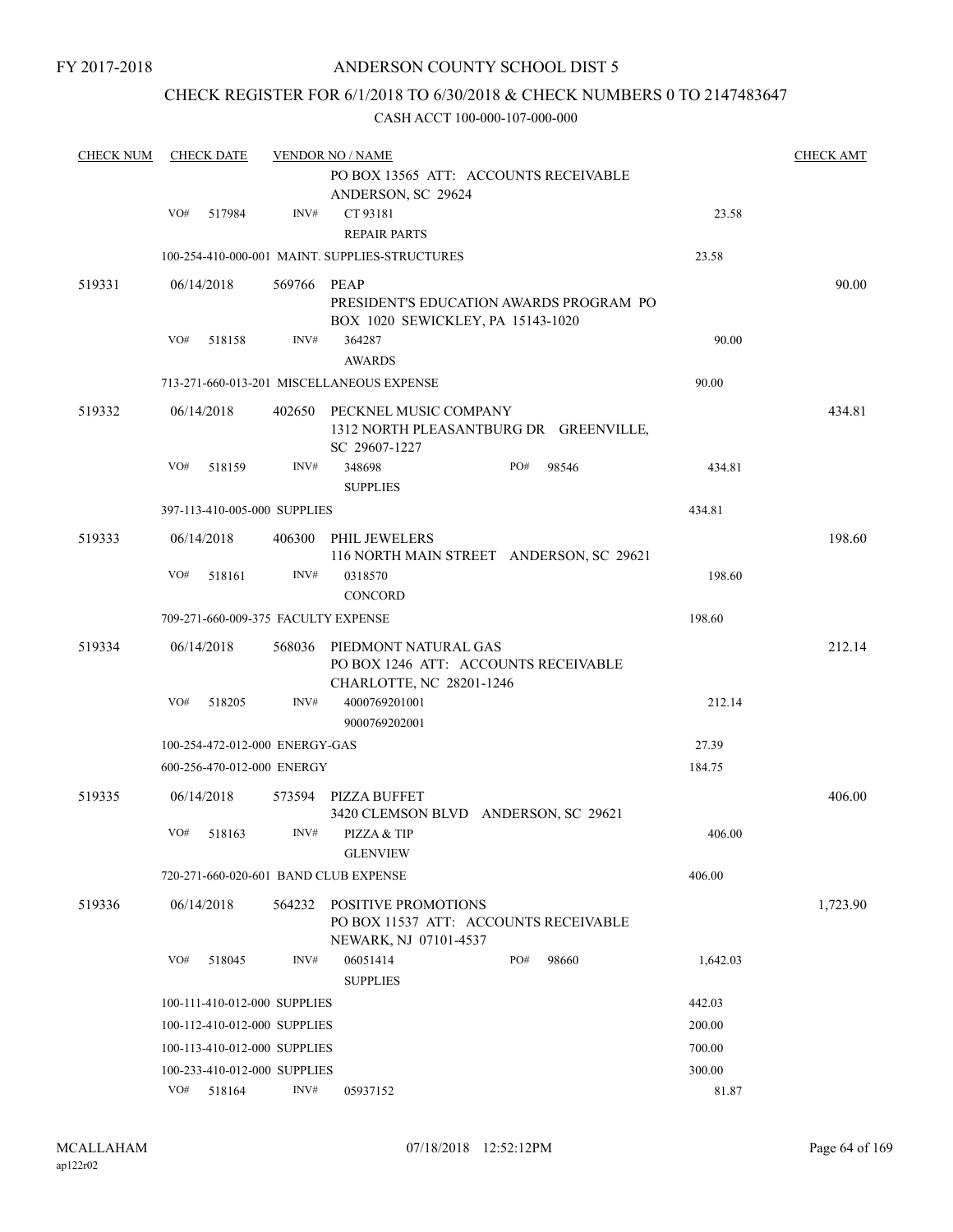FY 2017-2018

# ANDERSON COUNTY SCHOOL DIST 5

## CHECK REGISTER FOR 6/1/2018 TO 6/30/2018 & CHECK NUMBERS 0 TO 2147483647

CASH ACCT 100-000-107-000-000

| CHECK NUM | CHECK DATE | VENDOR NO / NAME | | | CHECK AMT |
|---|---|---|---|---|---|
| | | | PO BOX 13565 ATT: ACCOUNTS RECEIVABLE ANDERSON, SC 29624 | | |
| | VO# 517984 | INV# | CT 93181<br>REPAIR PARTS | 23.58 | |
| | 100-254-410-000-001 MAINT. SUPPLIES-STRUCTURES | | | 23.58 | |
| 519331 | 06/14/2018 | 569766 | PEAP<br>PRESIDENT'S EDUCATION AWARDS PROGRAM PO BOX 1020 SEWICKLEY, PA 15143-1020 | | 90.00 |
| | VO# 518158 | INV# | 364287<br>AWARDS | 90.00 | |
| | 713-271-660-013-201 MISCELLANEOUS EXPENSE | | | 90.00 | |
| 519332 | 06/14/2018 | 402650 | PECKNEL MUSIC COMPANY<br>1312 NORTH PLEASANTBURG DR GREENVILLE, SC 29607-1227 | | 434.81 |
| | VO# 518159 | INV# | 348698 PO# 98546<br>SUPPLIES | 434.81 | |
| | 397-113-410-005-000 SUPPLIES | | | 434.81 | |
| 519333 | 06/14/2018 | 406300 | PHIL JEWELERS<br>116 NORTH MAIN STREET ANDERSON, SC 29621 | | 198.60 |
| | VO# 518161 | INV# | 0318570<br>CONCORD | 198.60 | |
| | 709-271-660-009-375 FACULTY EXPENSE | | | 198.60 | |
| 519334 | 06/14/2018 | 568036 | PIEDMONT NATURAL GAS<br>PO BOX 1246 ATT: ACCOUNTS RECEIVABLE CHARLOTTE, NC 28201-1246 | | 212.14 |
| | VO# 518205 | INV# | 4000769201001<br>9000769202001 | 212.14 | |
| | 100-254-472-012-000 ENERGY-GAS | | | 27.39 | |
| | 600-256-470-012-000 ENERGY | | | 184.75 | |
| 519335 | 06/14/2018 | 573594 | PIZZA BUFFET<br>3420 CLEMSON BLVD ANDERSON, SC 29621 | | 406.00 |
| | VO# 518163 | INV# | PIZZA & TIP<br>GLENVIEW | 406.00 | |
| | 720-271-660-020-601 BAND CLUB EXPENSE | | | 406.00 | |
| 519336 | 06/14/2018 | 564232 | POSITIVE PROMOTIONS<br>PO BOX 11537 ATT: ACCOUNTS RECEIVABLE NEWARK, NJ 07101-4537 | | 1,723.90 |
| | VO# 518045 | INV# | 06051414 PO# 98660<br>SUPPLIES | 1,642.03 | |
| | 100-111-410-012-000 SUPPLIES | | | 442.03 | |
| | 100-112-410-012-000 SUPPLIES | | | 200.00 | |
| | 100-113-410-012-000 SUPPLIES | | | 700.00 | |
| | 100-233-410-012-000 SUPPLIES | | | 300.00 | |
| | VO# 518164 | INV# | 05937152 | 81.87 | |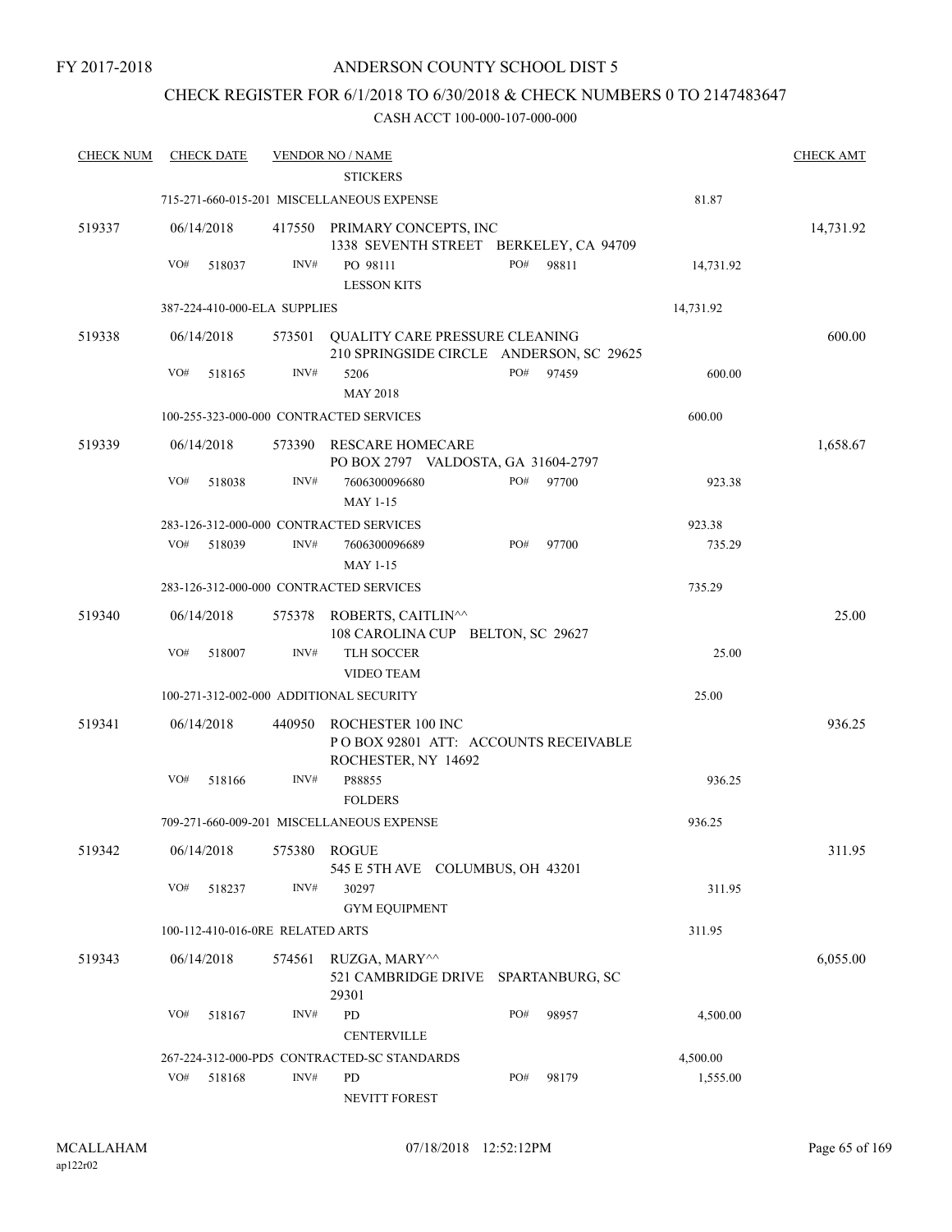FY 2017-2018

ANDERSON COUNTY SCHOOL DIST 5

CHECK REGISTER FOR 6/1/2018 TO 6/30/2018 & CHECK NUMBERS 0 TO 2147483647

CASH ACCT 100-000-107-000-000

| CHECK NUM | CHECK DATE | VENDOR NO / NAME | | | CHECK AMT |
|---|---|---|---|---|---|
| | | STICKERS | | | |
| | 715-271-660-015-201 MISCELLANEOUS EXPENSE | | | 81.87 | |
| 519337 | 06/14/2018 | 417550 PRIMARY CONCEPTS, INC<br>1338 SEVENTH STREET BERKELEY, CA 94709 | | | 14,731.92 |
| | VO# 518037 | INV# PO 98111<br>LESSON KITS | PO# 98811 | 14,731.92 | |
| | 387-224-410-000-ELA SUPPLIES | | | 14,731.92 | |
| 519338 | 06/14/2018 | 573501 QUALITY CARE PRESSURE CLEANING<br>210 SPRINGSIDE CIRCLE ANDERSON, SC 29625 | | | 600.00 |
| | VO# 518165 | INV# 5206<br>MAY 2018 | PO# 97459 | 600.00 | |
| | 100-255-323-000-000 CONTRACTED SERVICES | | | 600.00 | |
| 519339 | 06/14/2018 | 573390 RESCARE HOMECARE<br>PO BOX 2797 VALDOSTA, GA 31604-2797 | | | 1,658.67 |
| | VO# 518038 | INV# 7606300096680<br>MAY 1-15 | PO# 97700 | 923.38 | |
| | 283-126-312-000-000 CONTRACTED SERVICES | | | 923.38 | |
| | VO# 518039 | INV# 7606300096689<br>MAY 1-15 | PO# 97700 | 735.29 | |
| | 283-126-312-000-000 CONTRACTED SERVICES | | | 735.29 | |
| 519340 | 06/14/2018 | 575378 ROBERTS, CAITLIN^^<br>108 CAROLINA CUP BELTON, SC 29627 | | | 25.00 |
| | VO# 518007 | INV# TLH SOCCER<br>VIDEO TEAM | | 25.00 | |
| | 100-271-312-002-000 ADDITIONAL SECURITY | | | 25.00 | |
| 519341 | 06/14/2018 | 440950 ROCHESTER 100 INC<br>P O BOX 92801 ATT: ACCOUNTS RECEIVABLE<br>ROCHESTER, NY 14692 | | | 936.25 |
| | VO# 518166 | INV# P88855<br>FOLDERS | | 936.25 | |
| | 709-271-660-009-201 MISCELLANEOUS EXPENSE | | | 936.25 | |
| 519342 | 06/14/2018 | 575380 ROGUE<br>545 E 5TH AVE COLUMBUS, OH 43201 | | | 311.95 |
| | VO# 518237 | INV# 30297<br>GYM EQUIPMENT | | 311.95 | |
| | 100-112-410-016-0RE RELATED ARTS | | | 311.95 | |
| 519343 | 06/14/2018 | 574561 RUZGA, MARY^^<br>521 CAMBRIDGE DRIVE SPARTANBURG, SC 29301 | | | 6,055.00 |
| | VO# 518167 | INV# PD<br>CENTERVILLE | PO# 98957 | 4,500.00 | |
| | 267-224-312-000-PD5 CONTRACTED-SC STANDARDS | | | 4,500.00 | |
| | VO# 518168 | INV# PD<br>NEVITT FOREST | PO# 98179 | 1,555.00 | |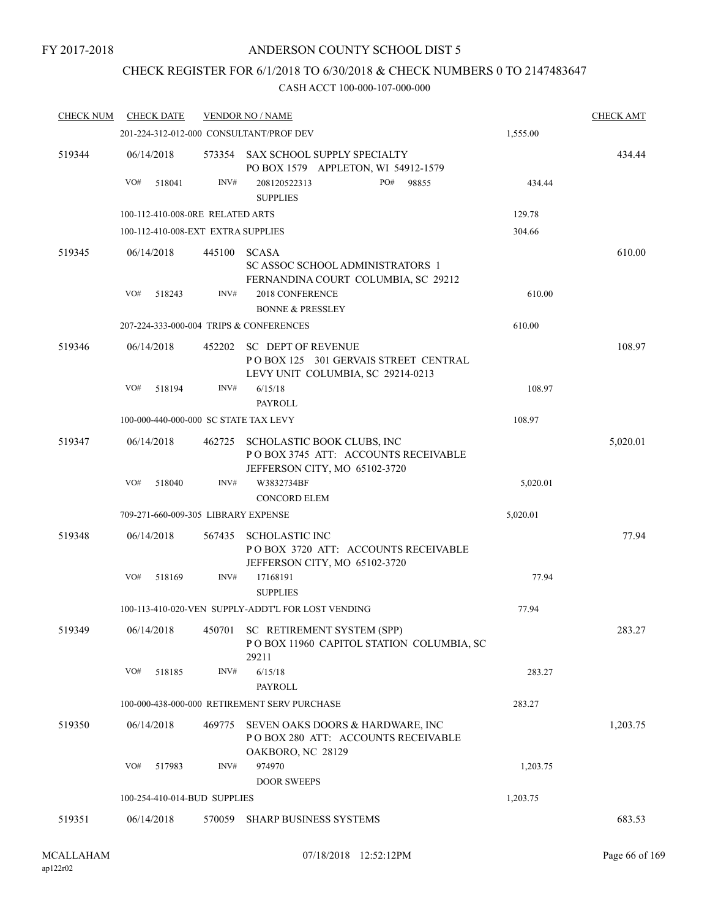FY 2017-2018

# ANDERSON COUNTY SCHOOL DIST 5

## CHECK REGISTER FOR 6/1/2018 TO 6/30/2018 & CHECK NUMBERS 0 TO 2147483647

CASH ACCT 100-000-107-000-000

| CHECK NUM | CHECK DATE | VENDOR NO / NAME | | CHECK AMT |
|---|---|---|---|---|
| | 201-224-312-012-000 CONSULTANT/PROF DEV | | 1,555.00 | |
| 519344 | 06/14/2018 | 573354 SAX SCHOOL SUPPLY SPECIALTY<br>PO BOX 1579 APPLETON, WI 54912-1579 | | 434.44 |
| | VO# 518041 | INV# 208120522313 PO# 98855<br>SUPPLIES | 434.44 | |
| | 100-112-410-008-0RE RELATED ARTS | | 129.78 | |
| | 100-112-410-008-EXT EXTRA SUPPLIES | | 304.66 | |
| 519345 | 06/14/2018 | 445100 SCASA<br>SC ASSOC SCHOOL ADMINISTRATORS 1<br>FERNANDINA COURT COLUMBIA, SC 29212 | | 610.00 |
| | VO# 518243 | INV# 2018 CONFERENCE<br>BONNE & PRESSLEY | 610.00 | |
| | 207-224-333-000-004 TRIPS & CONFERENCES | | 610.00 | |
| 519346 | 06/14/2018 | 452202 SC DEPT OF REVENUE<br>P O BOX 125 301 GERVAIS STREET CENTRAL<br>LEVY UNIT COLUMBIA, SC 29214-0213 | | 108.97 |
| | VO# 518194 | INV# 6/15/18<br>PAYROLL | 108.97 | |
| | 100-000-440-000-000 SC STATE TAX LEVY | | 108.97 | |
| 519347 | 06/14/2018 | 462725 SCHOLASTIC BOOK CLUBS, INC<br>P O BOX 3745 ATT: ACCOUNTS RECEIVABLE<br>JEFFERSON CITY, MO 65102-3720 | | 5,020.01 |
| | VO# 518040 | INV# W3832734BF<br>CONCORD ELEM | 5,020.01 | |
| | 709-271-660-009-305 LIBRARY EXPENSE | | 5,020.01 | |
| 519348 | 06/14/2018 | 567435 SCHOLASTIC INC<br>P O BOX 3720 ATT: ACCOUNTS RECEIVABLE<br>JEFFERSON CITY, MO 65102-3720 | | 77.94 |
| | VO# 518169 | INV# 17168191<br>SUPPLIES | 77.94 | |
| | 100-113-410-020-VEN SUPPLY-ADDT'L FOR LOST VENDING | | 77.94 | |
| 519349 | 06/14/2018 | 450701 SC RETIREMENT SYSTEM (SPP)<br>P O BOX 11960 CAPITOL STATION COLUMBIA, SC<br>29211 | | 283.27 |
| | VO# 518185 | INV# 6/15/18<br>PAYROLL | 283.27 | |
| | 100-000-438-000-000 RETIREMENT SERV PURCHASE | | 283.27 | |
| 519350 | 06/14/2018 | 469775 SEVEN OAKS DOORS & HARDWARE, INC<br>P O BOX 280 ATT: ACCOUNTS RECEIVABLE<br>OAKBORO, NC 28129 | | 1,203.75 |
| | VO# 517983 | INV# 974970<br>DOOR SWEEPS | 1,203.75 | |
| | 100-254-410-014-BUD SUPPLIES | | 1,203.75 | |
| 519351 | 06/14/2018 | 570059 SHARP BUSINESS SYSTEMS | | 683.53 |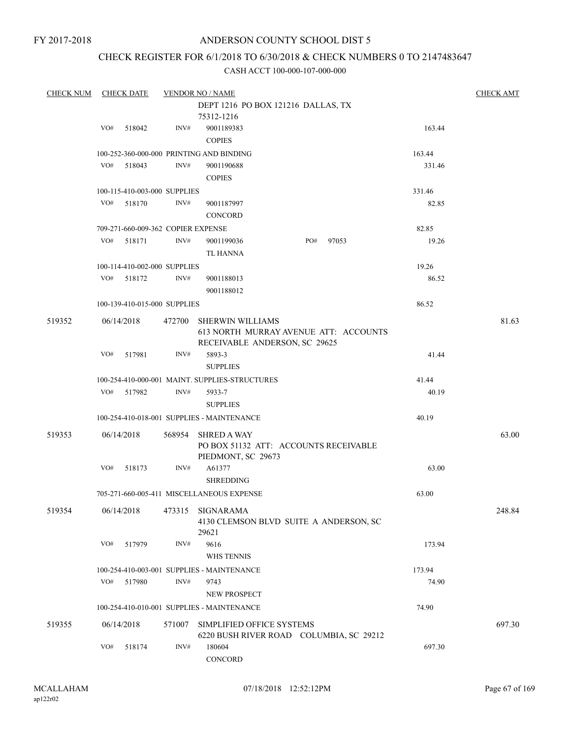FY 2017-2018

# ANDERSON COUNTY SCHOOL DIST 5

## CHECK REGISTER FOR 6/1/2018 TO 6/30/2018 & CHECK NUMBERS 0 TO 2147483647

### CASH ACCT 100-000-107-000-000

| CHECK NUM | CHECK DATE | VENDOR NO / NAME | | CHECK AMT |
|---|---|---|---|---|
| | | DEPT 1216 PO BOX 121216 DALLAS, TX 75312-1216 | | |
| | VO# 518042 | INV# 9001189383 COPIES | 163.44 | |
| | | 100-252-360-000-000 PRINTING AND BINDING | 163.44 | |
| | VO# 518043 | INV# 9001190688 COPIES | 331.46 | |
| | | 100-115-410-003-000 SUPPLIES | 331.46 | |
| | VO# 518170 | INV# 9001187997 CONCORD | 82.85 | |
| | | 709-271-660-009-362 COPIER EXPENSE | 82.85 | |
| | VO# 518171 | INV# 9001199036 PO# 97053 TL HANNA | 19.26 | |
| | | 100-114-410-002-000 SUPPLIES | 19.26 | |
| | VO# 518172 | INV# 9001188013 9001188012 | 86.52 | |
| | | 100-139-410-015-000 SUPPLIES | 86.52 | |
| 519352 | 06/14/2018 | 472700 SHERWIN WILLIAMS 613 NORTH MURRAY AVENUE ATT: ACCOUNTS RECEIVABLE ANDERSON, SC 29625 | | 81.63 |
| | VO# 517981 | INV# 5893-3 SUPPLIES | 41.44 | |
| | | 100-254-410-000-001 MAINT. SUPPLIES-STRUCTURES | 41.44 | |
| | VO# 517982 | INV# 5933-7 SUPPLIES | 40.19 | |
| | | 100-254-410-018-001 SUPPLIES - MAINTENANCE | 40.19 | |
| 519353 | 06/14/2018 | 568954 SHRED A WAY PO BOX 51132 ATT: ACCOUNTS RECEIVABLE PIEDMONT, SC 29673 | | 63.00 |
| | VO# 518173 | INV# A61377 SHREDDING | 63.00 | |
| | | 705-271-660-005-411 MISCELLANEOUS EXPENSE | 63.00 | |
| 519354 | 06/14/2018 | 473315 SIGNARAMA 4130 CLEMSON BLVD SUITE A ANDERSON, SC 29621 | | 248.84 |
| | VO# 517979 | INV# 9616 WHS TENNIS | 173.94 | |
| | | 100-254-410-003-001 SUPPLIES - MAINTENANCE | 173.94 | |
| | VO# 517980 | INV# 9743 NEW PROSPECT | 74.90 | |
| | | 100-254-410-010-001 SUPPLIES - MAINTENANCE | 74.90 | |
| 519355 | 06/14/2018 | 571007 SIMPLIFIED OFFICE SYSTEMS 6220 BUSH RIVER ROAD COLUMBIA, SC 29212 | | 697.30 |
| | VO# 518174 | INV# 180604 CONCORD | 697.30 | |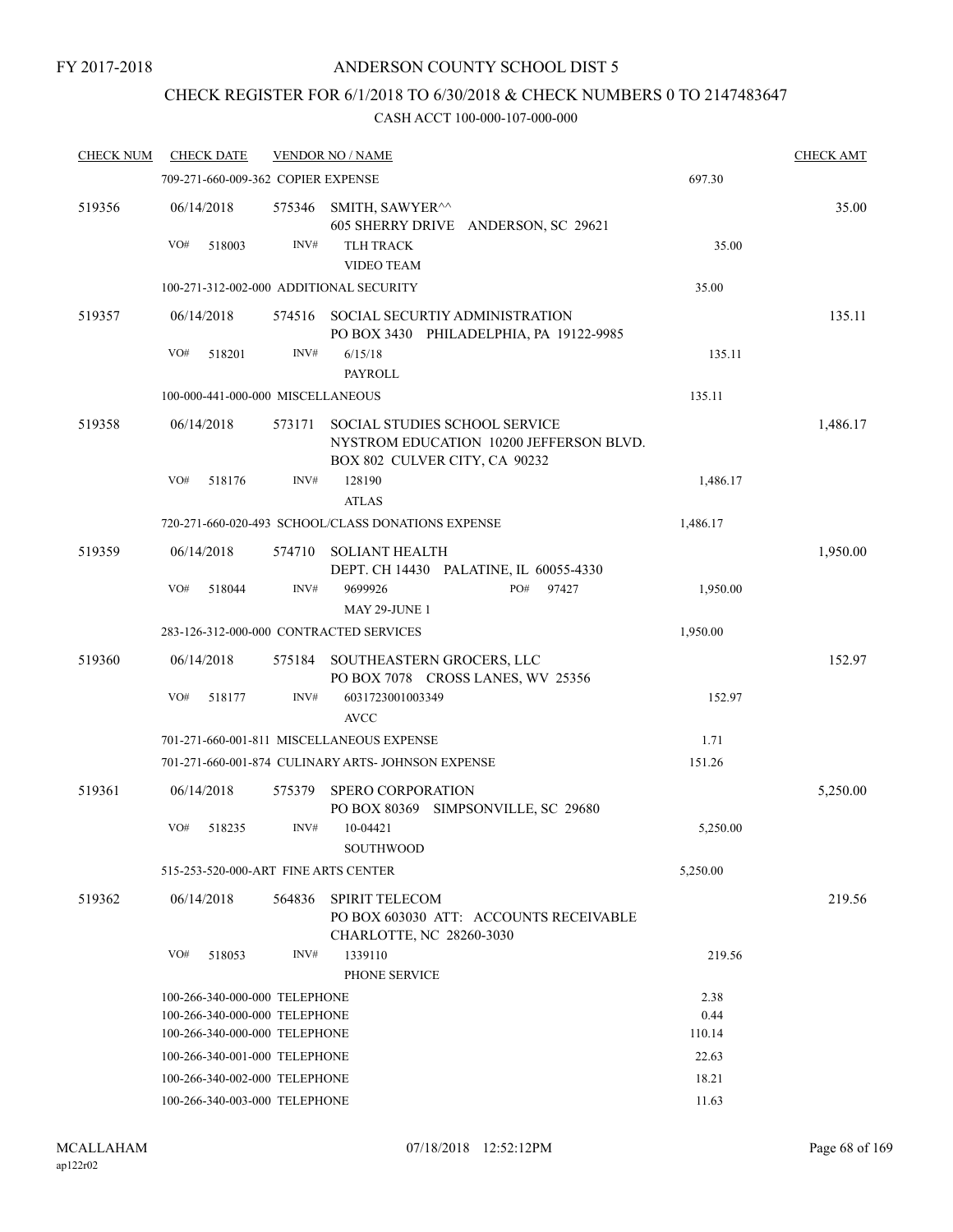FY 2017-2018

# ANDERSON COUNTY SCHOOL DIST 5

## CHECK REGISTER FOR 6/1/2018 TO 6/30/2018 & CHECK NUMBERS 0 TO 2147483647

### CASH ACCT 100-000-107-000-000

| CHECK NUM | CHECK DATE | VENDOR NO / NAME | | CHECK AMT |
|---|---|---|---|---|
| | 709-271-660-009-362 COPIER EXPENSE | | 697.30 | |
| 519356 | 06/14/2018 | 575346 SMITH, SAWYER^^ 605 SHERRY DRIVE ANDERSON, SC 29621 | | 35.00 |
| | VO# 518003 | INV# TLH TRACK VIDEO TEAM | 35.00 | |
| | 100-271-312-002-000 ADDITIONAL SECURITY | | 35.00 | |
| 519357 | 06/14/2018 | 574516 SOCIAL SECURTIY ADMINISTRATION PO BOX 3430 PHILADELPHIA, PA 19122-9985 | | 135.11 |
| | VO# 518201 | INV# 6/15/18 PAYROLL | 135.11 | |
| | 100-000-441-000-000 MISCELLANEOUS | | 135.11 | |
| 519358 | 06/14/2018 | 573171 SOCIAL STUDIES SCHOOL SERVICE NYSTROM EDUCATION 10200 JEFFERSON BLVD. BOX 802 CULVER CITY, CA 90232 | | 1,486.17 |
| | VO# 518176 | INV# 128190 ATLAS | 1,486.17 | |
| | 720-271-660-020-493 SCHOOL/CLASS DONATIONS EXPENSE | | 1,486.17 | |
| 519359 | 06/14/2018 | 574710 SOLIANT HEALTH DEPT. CH 14430 PALATINE, IL 60055-4330 | | 1,950.00 |
| | VO# 518044 | INV# 9699926 PO# 97427 MAY 29-JUNE 1 | 1,950.00 | |
| | 283-126-312-000-000 CONTRACTED SERVICES | | 1,950.00 | |
| 519360 | 06/14/2018 | 575184 SOUTHEASTERN GROCERS, LLC PO BOX 7078 CROSS LANES, WV 25356 | | 152.97 |
| | VO# 518177 | INV# 6031723001003349 AVCC | 152.97 | |
| | 701-271-660-001-811 MISCELLANEOUS EXPENSE | | 1.71 | |
| | 701-271-660-001-874 CULINARY ARTS- JOHNSON EXPENSE | | 151.26 | |
| 519361 | 06/14/2018 | 575379 SPERO CORPORATION PO BOX 80369 SIMPSONVILLE, SC 29680 | | 5,250.00 |
| | VO# 518235 | INV# 10-04421 SOUTHWOOD | 5,250.00 | |
| | 515-253-520-000-ART FINE ARTS CENTER | | 5,250.00 | |
| 519362 | 06/14/2018 | 564836 SPIRIT TELECOM PO BOX 603030 ATT: ACCOUNTS RECEIVABLE CHARLOTTE, NC 28260-3030 | | 219.56 |
| | VO# 518053 | INV# 1339110 PHONE SERVICE | 219.56 | |
| | 100-266-340-000-000 TELEPHONE | | 2.38 | |
| | 100-266-340-000-000 TELEPHONE | | 0.44 | |
| | 100-266-340-000-000 TELEPHONE | | 110.14 | |
| | 100-266-340-001-000 TELEPHONE | | 22.63 | |
| | 100-266-340-002-000 TELEPHONE | | 18.21 | |
| | 100-266-340-003-000 TELEPHONE | | 11.63 | |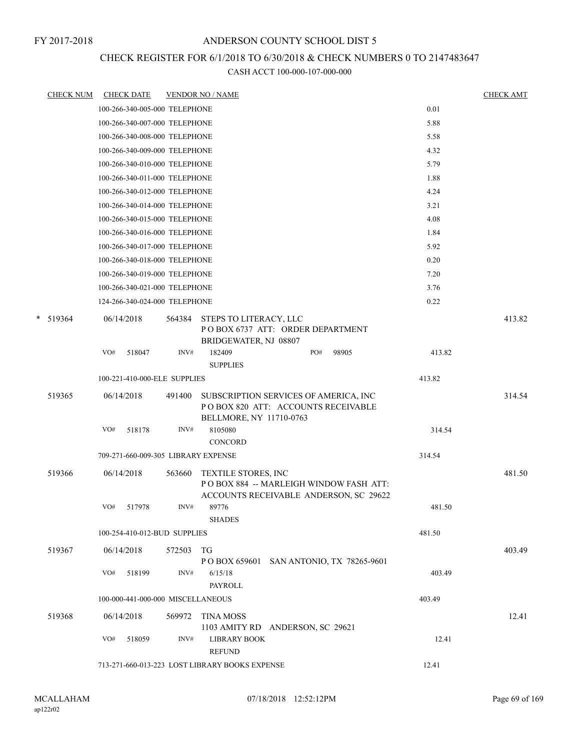FY 2017-2018

# ANDERSON COUNTY SCHOOL DIST 5

## CHECK REGISTER FOR 6/1/2018 TO 6/30/2018 & CHECK NUMBERS 0 TO 2147483647

### CASH ACCT 100-000-107-000-000

| CHECK NUM | CHECK DATE | VENDOR NO / NAME | | CHECK AMT |
|---|---|---|---|---|
| | 100-266-340-005-000 TELEPHONE | | 0.01 | |
| | 100-266-340-007-000 TELEPHONE | | 5.88 | |
| | 100-266-340-008-000 TELEPHONE | | 5.58 | |
| | 100-266-340-009-000 TELEPHONE | | 4.32 | |
| | 100-266-340-010-000 TELEPHONE | | 5.79 | |
| | 100-266-340-011-000 TELEPHONE | | 1.88 | |
| | 100-266-340-012-000 TELEPHONE | | 4.24 | |
| | 100-266-340-014-000 TELEPHONE | | 3.21 | |
| | 100-266-340-015-000 TELEPHONE | | 4.08 | |
| | 100-266-340-016-000 TELEPHONE | | 1.84 | |
| | 100-266-340-017-000 TELEPHONE | | 5.92 | |
| | 100-266-340-018-000 TELEPHONE | | 0.20 | |
| | 100-266-340-019-000 TELEPHONE | | 7.20 | |
| | 100-266-340-021-000 TELEPHONE | | 3.76 | |
| | 124-266-340-024-000 TELEPHONE | | 0.22 | |
| * 519364 | 06/14/2018 | 564384 STEPS TO LITERACY, LLC<br>P O BOX 6737 ATT: ORDER DEPARTMENT<br>BRIDGEWATER, NJ 08807 | | 413.82 |
| | VO# 518047 | INV# 182409 PO# 98905<br>SUPPLIES | 413.82 | |
| | 100-221-410-000-ELE SUPPLIES | | 413.82 | |
| 519365 | 06/14/2018 | 491400 SUBSCRIPTION SERVICES OF AMERICA, INC<br>P O BOX 820 ATT: ACCOUNTS RECEIVABLE<br>BELLMORE, NY 11710-0763 | | 314.54 |
| | VO# 518178 | INV# 8105080<br>CONCORD | 314.54 | |
| | 709-271-660-009-305 LIBRARY EXPENSE | | 314.54 | |
| 519366 | 06/14/2018 | 563660 TEXTILE STORES, INC<br>P O BOX 884 -- MARLEIGH WINDOW FASH ATT:<br>ACCOUNTS RECEIVABLE ANDERSON, SC 29622 | | 481.50 |
| | VO# 517978 | INV# 89776<br>SHADES | 481.50 | |
| | 100-254-410-012-BUD SUPPLIES | | 481.50 | |
| 519367 | 06/14/2018 | 572503 TG<br>P O BOX 659601 SAN ANTONIO, TX 78265-9601 | | 403.49 |
| | VO# 518199 | INV# 6/15/18<br>PAYROLL | 403.49 | |
| | 100-000-441-000-000 MISCELLANEOUS | | 403.49 | |
| 519368 | 06/14/2018 | 569972 TINA MOSS<br>1103 AMITY RD ANDERSON, SC 29621 | | 12.41 |
| | VO# 518059 | INV# LIBRARY BOOK<br>REFUND | 12.41 | |
| | 713-271-660-013-223 LOST LIBRARY BOOKS EXPENSE | | 12.41 | |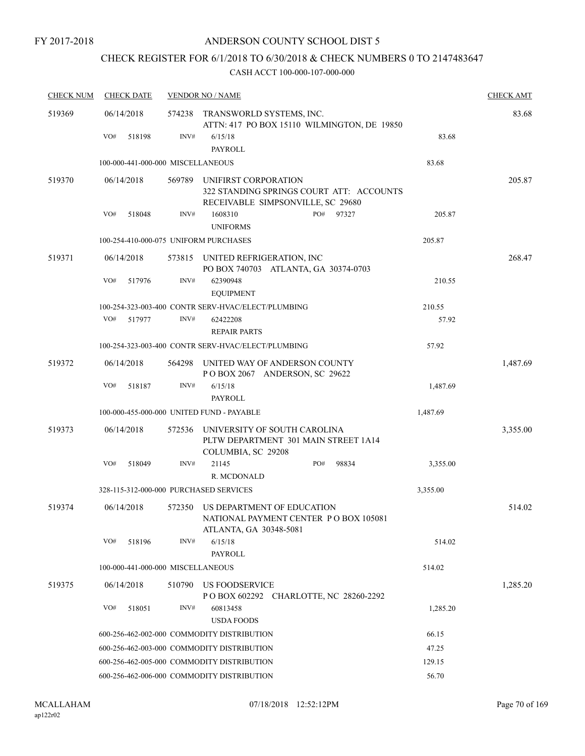FY 2017-2018

# ANDERSON COUNTY SCHOOL DIST 5

## CHECK REGISTER FOR 6/1/2018 TO 6/30/2018 & CHECK NUMBERS 0 TO 2147483647

### CASH ACCT 100-000-107-000-000

| CHECK NUM | CHECK DATE | VENDOR NO / NAME | | CHECK AMT |
|---|---|---|---|---|
| 519369 | 06/14/2018 | 574238 TRANSWORLD SYSTEMS, INC.<br>ATTN: 417 PO BOX 15110 WILMINGTON, DE 19850 | | 83.68 |
| | VO# 518198 | INV# 6/15/18<br>PAYROLL | 83.68 | |
| | 100-000-441-000-000 MISCELLANEOUS | | 83.68 | |
| 519370 | 06/14/2018 | 569789 UNIFIRST CORPORATION<br>322 STANDING SPRINGS COURT ATT: ACCOUNTS RECEIVABLE SIMPSONVILLE, SC 29680 | | 205.87 |
| | VO# 518048 | INV# 1608310 PO# 97327<br>UNIFORMS | 205.87 | |
| | 100-254-410-000-075 UNIFORM PURCHASES | | 205.87 | |
| 519371 | 06/14/2018 | 573815 UNITED REFRIGERATION, INC<br>PO BOX 740703 ATLANTA, GA 30374-0703 | | 268.47 |
| | VO# 517976 | INV# 62390948<br>EQUIPMENT | 210.55 | |
| | 100-254-323-003-400 CONTR SERV-HVAC/ELECT/PLUMBING | | 210.55 | |
| | VO# 517977 | INV# 62422208<br>REPAIR PARTS | 57.92 | |
| | 100-254-323-003-400 CONTR SERV-HVAC/ELECT/PLUMBING | | 57.92 | |
| 519372 | 06/14/2018 | 564298 UNITED WAY OF ANDERSON COUNTY<br>P O BOX 2067 ANDERSON, SC 29622 | | 1,487.69 |
| | VO# 518187 | INV# 6/15/18<br>PAYROLL | 1,487.69 | |
| | 100-000-455-000-000 UNITED FUND - PAYABLE | | 1,487.69 | |
| 519373 | 06/14/2018 | 572536 UNIVERSITY OF SOUTH CAROLINA<br>PLTW DEPARTMENT 301 MAIN STREET 1A14 COLUMBIA, SC 29208 | | 3,355.00 |
| | VO# 518049 | INV# 21145 PO# 98834<br>R. MCDONALD | 3,355.00 | |
| | 328-115-312-000-000 PURCHASED SERVICES | | 3,355.00 | |
| 519374 | 06/14/2018 | 572350 US DEPARTMENT OF EDUCATION<br>NATIONAL PAYMENT CENTER P O BOX 105081 ATLANTA, GA 30348-5081 | | 514.02 |
| | VO# 518196 | INV# 6/15/18<br>PAYROLL | 514.02 | |
| | 100-000-441-000-000 MISCELLANEOUS | | 514.02 | |
| 519375 | 06/14/2018 | 510790 US FOODSERVICE<br>P O BOX 602292 CHARLOTTE, NC 28260-2292 | | 1,285.20 |
| | VO# 518051 | INV# 60813458<br>USDA FOODS | 1,285.20 | |
| | 600-256-462-002-000 COMMODITY DISTRIBUTION | | 66.15 | |
| | 600-256-462-003-000 COMMODITY DISTRIBUTION | | 47.25 | |
| | 600-256-462-005-000 COMMODITY DISTRIBUTION | | 129.15 | |
| | 600-256-462-006-000 COMMODITY DISTRIBUTION | | 56.70 | |

MCALLAHAM ap122r02 07/18/2018 12:52:12PM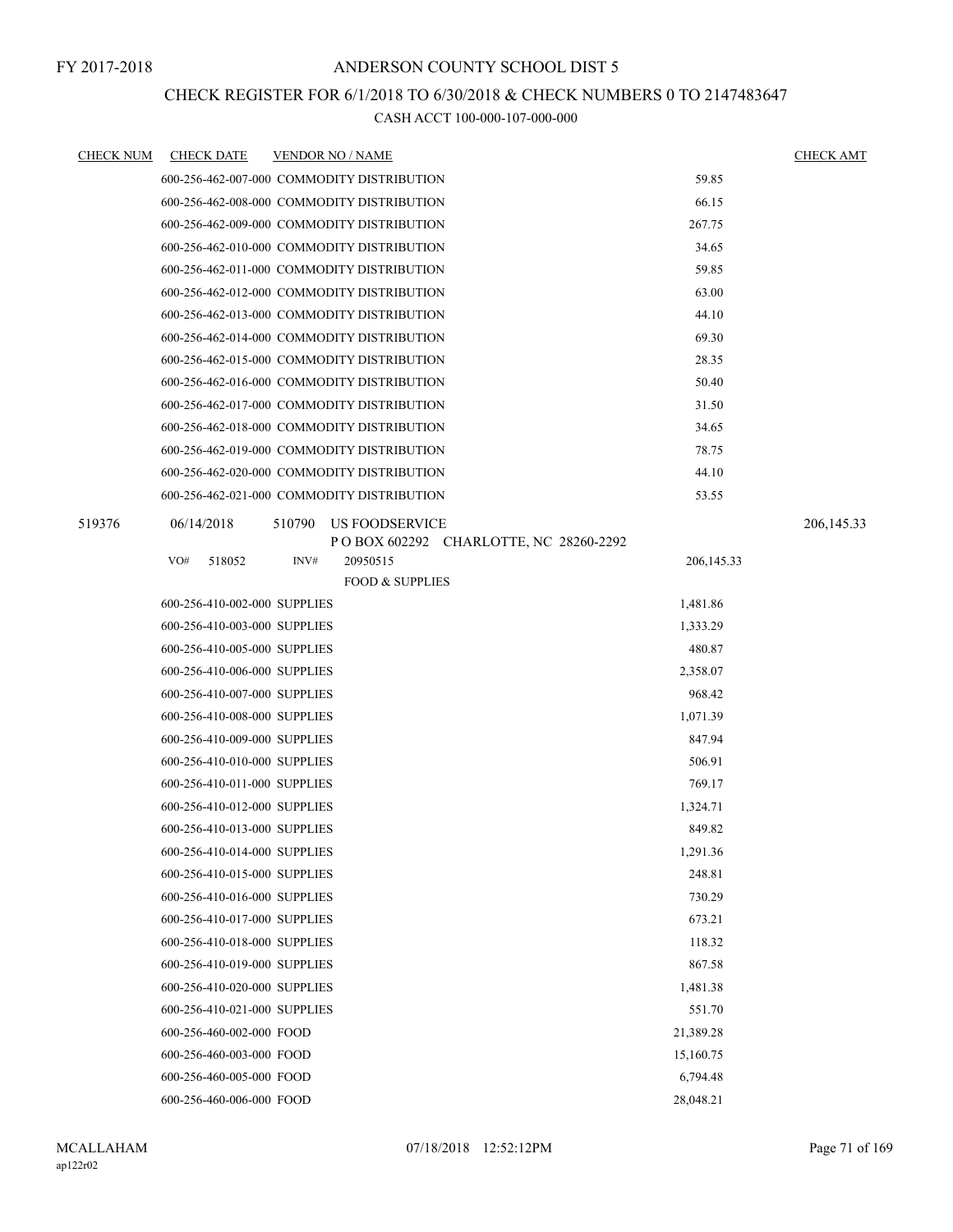FY 2017-2018

ANDERSON COUNTY SCHOOL DIST 5

CHECK REGISTER FOR 6/1/2018 TO 6/30/2018 & CHECK NUMBERS 0 TO 2147483647

CASH ACCT 100-000-107-000-000

| CHECK NUM | CHECK DATE | VENDOR NO / NAME | | CHECK AMT |
|---|---|---|---|---|
| | 600-256-462-007-000 COMMODITY DISTRIBUTION | | 59.85 | |
| | 600-256-462-008-000 COMMODITY DISTRIBUTION | | 66.15 | |
| | 600-256-462-009-000 COMMODITY DISTRIBUTION | | 267.75 | |
| | 600-256-462-010-000 COMMODITY DISTRIBUTION | | 34.65 | |
| | 600-256-462-011-000 COMMODITY DISTRIBUTION | | 59.85 | |
| | 600-256-462-012-000 COMMODITY DISTRIBUTION | | 63.00 | |
| | 600-256-462-013-000 COMMODITY DISTRIBUTION | | 44.10 | |
| | 600-256-462-014-000 COMMODITY DISTRIBUTION | | 69.30 | |
| | 600-256-462-015-000 COMMODITY DISTRIBUTION | | 28.35 | |
| | 600-256-462-016-000 COMMODITY DISTRIBUTION | | 50.40 | |
| | 600-256-462-017-000 COMMODITY DISTRIBUTION | | 31.50 | |
| | 600-256-462-018-000 COMMODITY DISTRIBUTION | | 34.65 | |
| | 600-256-462-019-000 COMMODITY DISTRIBUTION | | 78.75 | |
| | 600-256-462-020-000 COMMODITY DISTRIBUTION | | 44.10 | |
| | 600-256-462-021-000 COMMODITY DISTRIBUTION | | 53.55 | |
| 519376 | 06/14/2018 | 510790 US FOODSERVICE<br>P O BOX 602292 CHARLOTTE, NC 28260-2292 | | 206,145.33 |
| | VO# 518052 | INV# 20950515<br>FOOD & SUPPLIES | 206,145.33 | |
| | 600-256-410-002-000 SUPPLIES | | 1,481.86 | |
| | 600-256-410-003-000 SUPPLIES | | 1,333.29 | |
| | 600-256-410-005-000 SUPPLIES | | 480.87 | |
| | 600-256-410-006-000 SUPPLIES | | 2,358.07 | |
| | 600-256-410-007-000 SUPPLIES | | 968.42 | |
| | 600-256-410-008-000 SUPPLIES | | 1,071.39 | |
| | 600-256-410-009-000 SUPPLIES | | 847.94 | |
| | 600-256-410-010-000 SUPPLIES | | 506.91 | |
| | 600-256-410-011-000 SUPPLIES | | 769.17 | |
| | 600-256-410-012-000 SUPPLIES | | 1,324.71 | |
| | 600-256-410-013-000 SUPPLIES | | 849.82 | |
| | 600-256-410-014-000 SUPPLIES | | 1,291.36 | |
| | 600-256-410-015-000 SUPPLIES | | 248.81 | |
| | 600-256-410-016-000 SUPPLIES | | 730.29 | |
| | 600-256-410-017-000 SUPPLIES | | 673.21 | |
| | 600-256-410-018-000 SUPPLIES | | 118.32 | |
| | 600-256-410-019-000 SUPPLIES | | 867.58 | |
| | 600-256-410-020-000 SUPPLIES | | 1,481.38 | |
| | 600-256-410-021-000 SUPPLIES | | 551.70 | |
| | 600-256-460-002-000 FOOD | | 21,389.28 | |
| | 600-256-460-003-000 FOOD | | 15,160.75 | |
| | 600-256-460-005-000 FOOD | | 6,794.48 | |
| | 600-256-460-006-000 FOOD | | 28,048.21 | |

MCALLAHAM
ap122r02

07/18/2018 12:52:12PM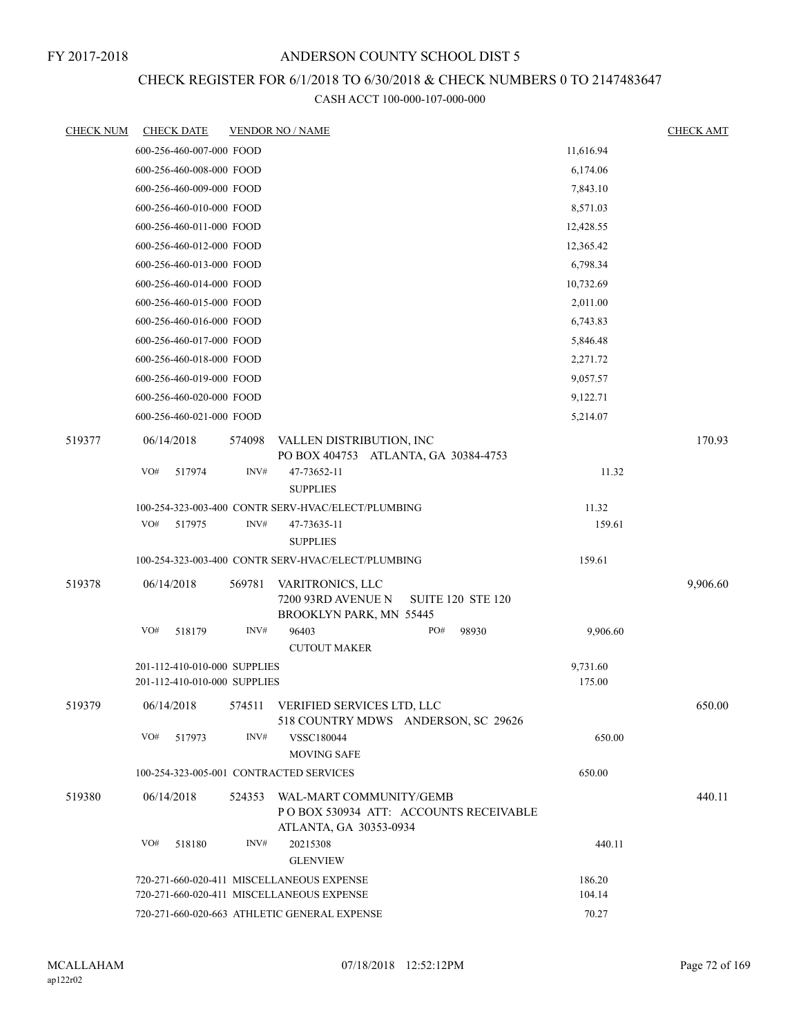FY 2017-2018

# ANDERSON COUNTY SCHOOL DIST 5

## CHECK REGISTER FOR 6/1/2018 TO 6/30/2018 & CHECK NUMBERS 0 TO 2147483647

CASH ACCT 100-000-107-000-000

| CHECK NUM | CHECK DATE | VENDOR NO / NAME | | CHECK AMT |
|---|---|---|---|---|
| | 600-256-460-007-000 FOOD | | 11,616.94 | |
| | 600-256-460-008-000 FOOD | | 6,174.06 | |
| | 600-256-460-009-000 FOOD | | 7,843.10 | |
| | 600-256-460-010-000 FOOD | | 8,571.03 | |
| | 600-256-460-011-000 FOOD | | 12,428.55 | |
| | 600-256-460-012-000 FOOD | | 12,365.42 | |
| | 600-256-460-013-000 FOOD | | 6,798.34 | |
| | 600-256-460-014-000 FOOD | | 10,732.69 | |
| | 600-256-460-015-000 FOOD | | 2,011.00 | |
| | 600-256-460-016-000 FOOD | | 6,743.83 | |
| | 600-256-460-017-000 FOOD | | 5,846.48 | |
| | 600-256-460-018-000 FOOD | | 2,271.72 | |
| | 600-256-460-019-000 FOOD | | 9,057.57 | |
| | 600-256-460-020-000 FOOD | | 9,122.71 | |
| | 600-256-460-021-000 FOOD | | 5,214.07 | |
| 519377 | 06/14/2018 | 574098 VALLEN DISTRIBUTION, INC<br>PO BOX 404753 ATLANTA, GA 30384-4753 | | 170.93 |
| | VO# 517974 | INV# 47-73652-11<br>SUPPLIES | 11.32 | |
| | 100-254-323-003-400 CONTR SERV-HVAC/ELECT/PLUMBING | | 11.32 | |
| | VO# 517975 | INV# 47-73635-11<br>SUPPLIES | 159.61 | |
| | 100-254-323-003-400 CONTR SERV-HVAC/ELECT/PLUMBING | | 159.61 | |
| 519378 | 06/14/2018 | 569781 VARITRONICS, LLC<br>7200 93RD AVENUE N SUITE 120 STE 120<br>BROOKLYN PARK, MN 55445 | | 9,906.60 |
| | VO# 518179 | INV# 96403 PO# 98930<br>CUTOUT MAKER | 9,906.60 | |
| | 201-112-410-010-000 SUPPLIES | | 9,731.60 | |
| | 201-112-410-010-000 SUPPLIES | | 175.00 | |
| 519379 | 06/14/2018 | 574511 VERIFIED SERVICES LTD, LLC<br>518 COUNTRY MDWS ANDERSON, SC 29626 | | 650.00 |
| | VO# 517973 | INV# VSSC180044<br>MOVING SAFE | 650.00 | |
| | 100-254-323-005-001 CONTRACTED SERVICES | | 650.00 | |
| 519380 | 06/14/2018 | 524353 WAL-MART COMMUNITY/GEMB<br>P O BOX 530934 ATT: ACCOUNTS RECEIVABLE<br>ATLANTA, GA 30353-0934 | | 440.11 |
| | VO# 518180 | INV# 20215308<br>GLENVIEW | 440.11 | |
| | 720-271-660-020-411 MISCELLANEOUS EXPENSE | | 186.20 | |
| | 720-271-660-020-411 MISCELLANEOUS EXPENSE | | 104.14 | |
| | 720-271-660-020-663 ATHLETIC GENERAL EXPENSE | | 70.27 | |

MCALLAHAM
ap122r02

07/18/2018 12:52:12PM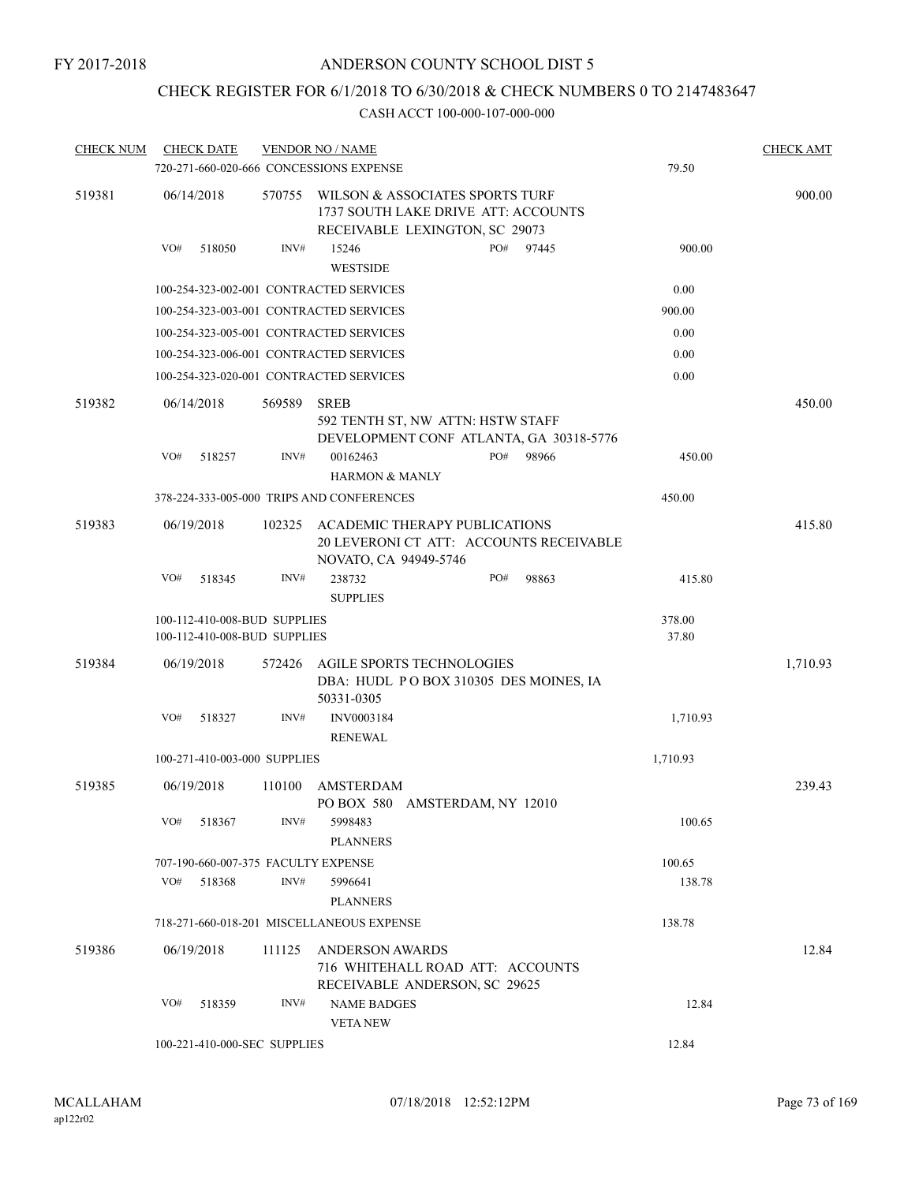FY 2017-2018

ANDERSON COUNTY SCHOOL DIST 5

CHECK REGISTER FOR 6/1/2018 TO 6/30/2018 & CHECK NUMBERS 0 TO 2147483647

CASH ACCT 100-000-107-000-000

| CHECK NUM | CHECK DATE | VENDOR NO / NAME | | CHECK AMT |
|---|---|---|---|---|
| | 720-271-660-020-666 CONCESSIONS EXPENSE | | 79.50 | |
| 519381 | 06/14/2018 | 570755 WILSON & ASSOCIATES SPORTS TURF 1737 SOUTH LAKE DRIVE ATT: ACCOUNTS RECEIVABLE LEXINGTON, SC 29073 | | 900.00 |
| | VO# 518050 | INV# 15246 WESTSIDE PO# 97445 | 900.00 | |
| | 100-254-323-002-001 CONTRACTED SERVICES | | 0.00 | |
| | 100-254-323-003-001 CONTRACTED SERVICES | | 900.00 | |
| | 100-254-323-005-001 CONTRACTED SERVICES | | 0.00 | |
| | 100-254-323-006-001 CONTRACTED SERVICES | | 0.00 | |
| | 100-254-323-020-001 CONTRACTED SERVICES | | 0.00 | |
| 519382 | 06/14/2018 | 569589 SREB 592 TENTH ST, NW ATTN: HSTW STAFF DEVELOPMENT CONF ATLANTA, GA 30318-5776 | | 450.00 |
| | VO# 518257 | INV# 00162463 HARMON & MANLY PO# 98966 | 450.00 | |
| | 378-224-333-005-000 TRIPS AND CONFERENCES | | 450.00 | |
| 519383 | 06/19/2018 | 102325 ACADEMIC THERAPY PUBLICATIONS 20 LEVERONI CT ATT: ACCOUNTS RECEIVABLE NOVATO, CA 94949-5746 | | 415.80 |
| | VO# 518345 | INV# 238732 SUPPLIES PO# 98863 | 415.80 | |
| | 100-112-410-008-BUD SUPPLIES | | 378.00 | |
| | 100-112-410-008-BUD SUPPLIES | | 37.80 | |
| 519384 | 06/19/2018 | 572426 AGILE SPORTS TECHNOLOGIES DBA: HUDL P O BOX 310305 DES MOINES, IA 50331-0305 | | 1,710.93 |
| | VO# 518327 | INV# INV0003184 RENEWAL | 1,710.93 | |
| | 100-271-410-003-000 SUPPLIES | | 1,710.93 | |
| 519385 | 06/19/2018 | 110100 AMSTERDAM PO BOX 580 AMSTERDAM, NY 12010 | | 239.43 |
| | VO# 518367 | INV# 5998483 PLANNERS | 100.65 | |
| | 707-190-660-007-375 FACULTY EXPENSE | | 100.65 | |
| | VO# 518368 | INV# 5996641 PLANNERS | 138.78 | |
| | 718-271-660-018-201 MISCELLANEOUS EXPENSE | | 138.78 | |
| 519386 | 06/19/2018 | 111125 ANDERSON AWARDS 716 WHITEHALL ROAD ATT: ACCOUNTS RECEIVABLE ANDERSON, SC 29625 | | 12.84 |
| | VO# 518359 | INV# NAME BADGES VETA NEW | 12.84 | |
| | 100-221-410-000-SEC SUPPLIES | | 12.84 | |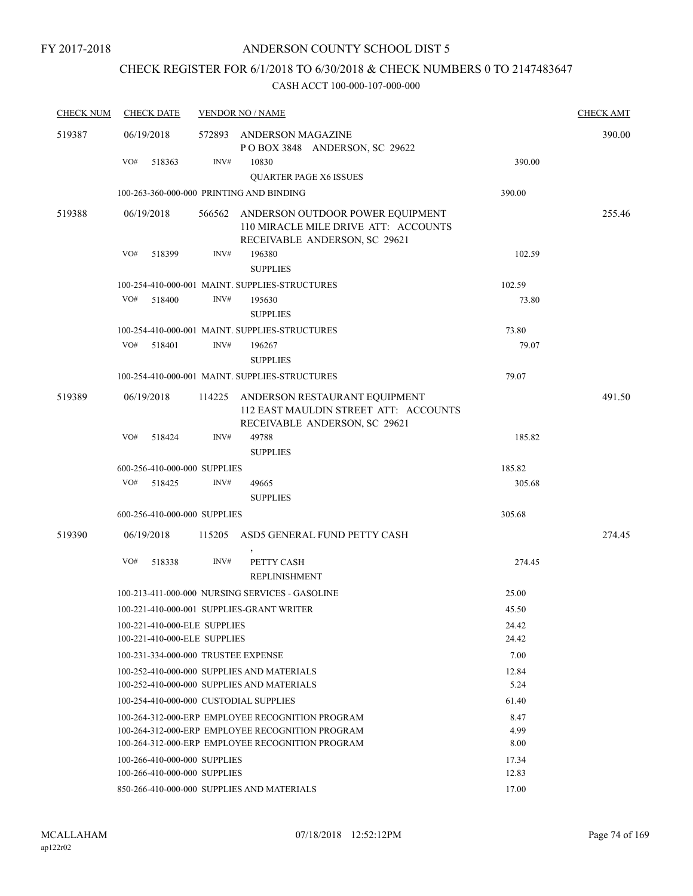FY 2017-2018

# ANDERSON COUNTY SCHOOL DIST 5

## CHECK REGISTER FOR 6/1/2018 TO 6/30/2018 & CHECK NUMBERS 0 TO 2147483647

### CASH ACCT 100-000-107-000-000

| CHECK NUM | CHECK DATE | VENDOR NO / NAME | | CHECK AMT |
|---|---|---|---|---|
| 519387 | 06/19/2018 | 572893 ANDERSON MAGAZINE<br>P O BOX 3848 ANDERSON, SC 29622 | | 390.00 |
| | VO# 518363 | INV# 10830<br>QUARTER PAGE X6 ISSUES | 390.00 | |
| | 100-263-360-000-000 PRINTING AND BINDING | | 390.00 | |
| 519388 | 06/19/2018 | 566562 ANDERSON OUTDOOR POWER EQUIPMENT<br>110 MIRACLE MILE DRIVE ATT: ACCOUNTS RECEIVABLE ANDERSON, SC 29621 | | 255.46 |
| | VO# 518399 | INV# 196380<br>SUPPLIES | 102.59 | |
| | 100-254-410-000-001 MAINT. SUPPLIES-STRUCTURES | | 102.59 | |
| | VO# 518400 | INV# 195630<br>SUPPLIES | 73.80 | |
| | 100-254-410-000-001 MAINT. SUPPLIES-STRUCTURES | | 73.80 | |
| | VO# 518401 | INV# 196267<br>SUPPLIES | 79.07 | |
| | 100-254-410-000-001 MAINT. SUPPLIES-STRUCTURES | | 79.07 | |
| 519389 | 06/19/2018 | 114225 ANDERSON RESTAURANT EQUIPMENT<br>112 EAST MAULDIN STREET ATT: ACCOUNTS RECEIVABLE ANDERSON, SC 29621 | | 491.50 |
| | VO# 518424 | INV# 49788<br>SUPPLIES | 185.82 | |
| | 600-256-410-000-000 SUPPLIES | | 185.82 | |
| | VO# 518425 | INV# 49665<br>SUPPLIES | 305.68 | |
| | 600-256-410-000-000 SUPPLIES | | 305.68 | |
| 519390 | 06/19/2018 | 115205 ASD5 GENERAL FUND PETTY CASH<br>, | | 274.45 |
| | VO# 518338 | INV# PETTY CASH<br>REPLINISHMENT | 274.45 | |
| | 100-213-411-000-000 NURSING SERVICES - GASOLINE | | 25.00 | |
| | 100-221-410-000-001 SUPPLIES-GRANT WRITER | | 45.50 | |
| | 100-221-410-000-ELE SUPPLIES | | 24.42 | |
| | 100-221-410-000-ELE SUPPLIES | | 24.42 | |
| | 100-231-334-000-000 TRUSTEE EXPENSE | | 7.00 | |
| | 100-252-410-000-000 SUPPLIES AND MATERIALS | | 12.84 | |
| | 100-252-410-000-000 SUPPLIES AND MATERIALS | | 5.24 | |
| | 100-254-410-000-000 CUSTODIAL SUPPLIES | | 61.40 | |
| | 100-264-312-000-ERP EMPLOYEE RECOGNITION PROGRAM | | 8.47 | |
| | 100-264-312-000-ERP EMPLOYEE RECOGNITION PROGRAM | | 4.99 | |
| | 100-264-312-000-ERP EMPLOYEE RECOGNITION PROGRAM | | 8.00 | |
| | 100-266-410-000-000 SUPPLIES | | 17.34 | |
| | 100-266-410-000-000 SUPPLIES | | 12.83 | |
| | 850-266-410-000-000 SUPPLIES AND MATERIALS | | 17.00 | |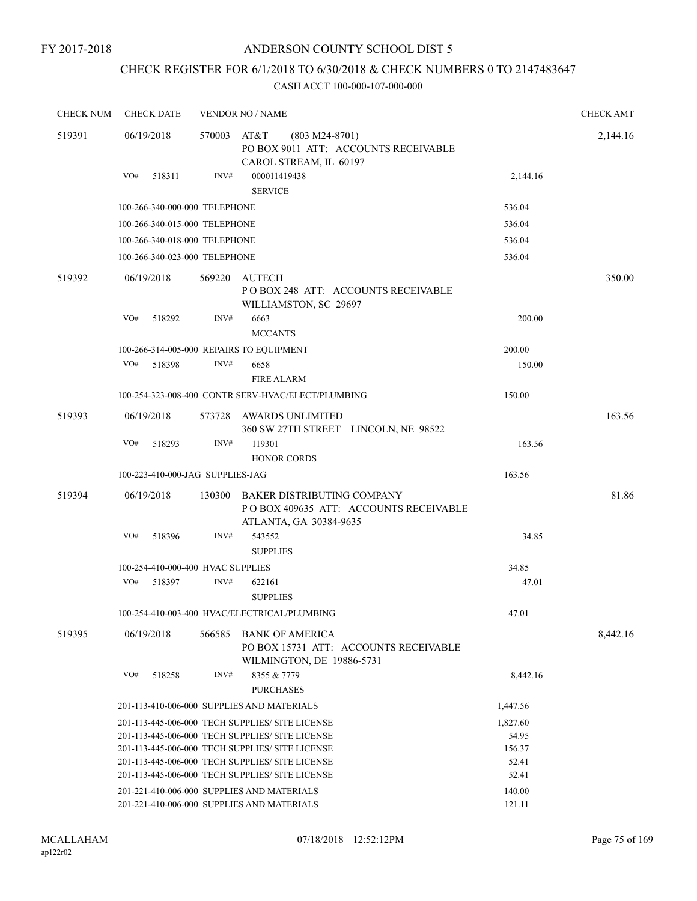FY 2017-2018

# ANDERSON COUNTY SCHOOL DIST 5

## CHECK REGISTER FOR 6/1/2018 TO 6/30/2018 & CHECK NUMBERS 0 TO 2147483647

### CASH ACCT 100-000-107-000-000

| CHECK NUM | CHECK DATE | VENDOR NO / NAME | | CHECK AMT |
|---|---|---|---|---|
| 519391 | 06/19/2018 | 570003 AT&T (803 M24-8701)<br>PO BOX 9011 ATT: ACCOUNTS RECEIVABLE<br>CAROL STREAM, IL 60197 | | 2,144.16 |
| | VO# 518311 | INV# 000011419438<br>SERVICE | 2,144.16 | |
| | | 100-266-340-000-000 TELEPHONE | 536.04 | |
| | | 100-266-340-015-000 TELEPHONE | 536.04 | |
| | | 100-266-340-018-000 TELEPHONE | 536.04 | |
| | | 100-266-340-023-000 TELEPHONE | 536.04 | |
| 519392 | 06/19/2018 | 569220 AUTECH<br>P O BOX 248 ATT: ACCOUNTS RECEIVABLE<br>WILLIAMSTON, SC 29697 | | 350.00 |
| | VO# 518292 | INV# 6663<br>MCCANTS | 200.00 | |
| | | 100-266-314-005-000 REPAIRS TO EQUIPMENT | 200.00 | |
| | VO# 518398 | INV# 6658<br>FIRE ALARM | 150.00 | |
| | | 100-254-323-008-400 CONTR SERV-HVAC/ELECT/PLUMBING | 150.00 | |
| 519393 | 06/19/2018 | 573728 AWARDS UNLIMITED<br>360 SW 27TH STREET LINCOLN, NE 98522 | | 163.56 |
| | VO# 518293 | INV# 119301<br>HONOR CORDS | 163.56 | |
| | | 100-223-410-000-JAG SUPPLIES-JAG | 163.56 | |
| 519394 | 06/19/2018 | 130300 BAKER DISTRIBUTING COMPANY<br>P O BOX 409635 ATT: ACCOUNTS RECEIVABLE<br>ATLANTA, GA 30384-9635 | | 81.86 |
| | VO# 518396 | INV# 543552<br>SUPPLIES | 34.85 | |
| | | 100-254-410-000-400 HVAC SUPPLIES | 34.85 | |
| | VO# 518397 | INV# 622161<br>SUPPLIES | 47.01 | |
| | | 100-254-410-003-400 HVAC/ELECTRICAL/PLUMBING | 47.01 | |
| 519395 | 06/19/2018 | 566585 BANK OF AMERICA<br>PO BOX 15731 ATT: ACCOUNTS RECEIVABLE<br>WILMINGTON, DE 19886-5731 | | 8,442.16 |
| | VO# 518258 | INV# 8355 & 7779<br>PURCHASES | 8,442.16 | |
| | | 201-113-410-006-000 SUPPLIES AND MATERIALS | 1,447.56 | |
| | | 201-113-445-006-000 TECH SUPPLIES/ SITE LICENSE | 1,827.60 | |
| | | 201-113-445-006-000 TECH SUPPLIES/ SITE LICENSE | 54.95 | |
| | | 201-113-445-006-000 TECH SUPPLIES/ SITE LICENSE | 156.37 | |
| | | 201-113-445-006-000 TECH SUPPLIES/ SITE LICENSE | 52.41 | |
| | | 201-113-445-006-000 TECH SUPPLIES/ SITE LICENSE | 52.41 | |
| | | 201-221-410-006-000 SUPPLIES AND MATERIALS | 140.00 | |
| | | 201-221-410-006-000 SUPPLIES AND MATERIALS | 121.11 | |

MCALLAHAM
ap122r02

07/18/2018 12:52:12PM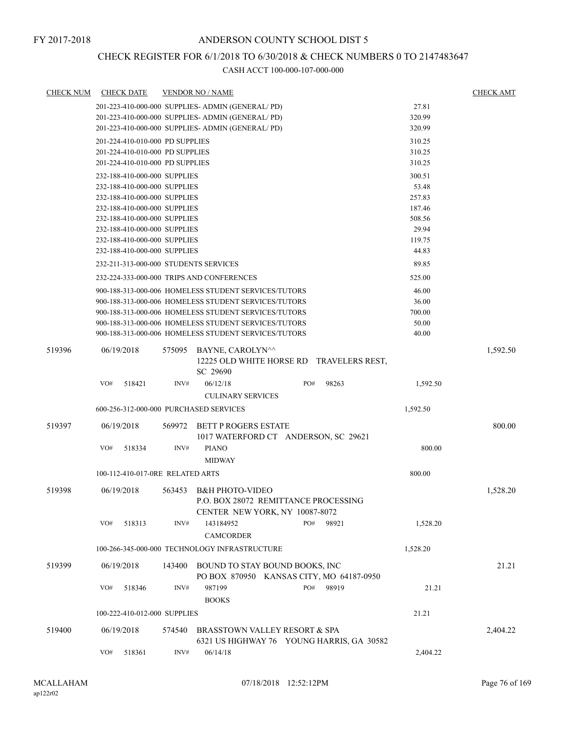FY 2017-2018

# ANDERSON COUNTY SCHOOL DIST 5

## CHECK REGISTER FOR 6/1/2018 TO 6/30/2018 & CHECK NUMBERS 0 TO 2147483647

### CASH ACCT 100-000-107-000-000

| CHECK NUM | CHECK DATE | VENDOR NO / NAME | | CHECK AMT |
|---|---|---|---|---|
| | | 201-223-410-000-000 SUPPLIES- ADMIN (GENERAL/ PD) | 27.81 | |
| | | 201-223-410-000-000 SUPPLIES- ADMIN (GENERAL/ PD) | 320.99 | |
| | | 201-223-410-000-000 SUPPLIES- ADMIN (GENERAL/ PD) | 320.99 | |
| | | 201-224-410-010-000 PD SUPPLIES | 310.25 | |
| | | 201-224-410-010-000 PD SUPPLIES | 310.25 | |
| | | 201-224-410-010-000 PD SUPPLIES | 310.25 | |
| | | 232-188-410-000-000 SUPPLIES | 300.51 | |
| | | 232-188-410-000-000 SUPPLIES | 53.48 | |
| | | 232-188-410-000-000 SUPPLIES | 257.83 | |
| | | 232-188-410-000-000 SUPPLIES | 187.46 | |
| | | 232-188-410-000-000 SUPPLIES | 508.56 | |
| | | 232-188-410-000-000 SUPPLIES | 29.94 | |
| | | 232-188-410-000-000 SUPPLIES | 119.75 | |
| | | 232-188-410-000-000 SUPPLIES | 44.83 | |
| | | 232-211-313-000-000 STUDENTS SERVICES | 89.85 | |
| | | 232-224-333-000-000 TRIPS AND CONFERENCES | 525.00 | |
| | | 900-188-313-000-006 HOMELESS STUDENT SERVICES/TUTORS | 46.00 | |
| | | 900-188-313-000-006 HOMELESS STUDENT SERVICES/TUTORS | 36.00 | |
| | | 900-188-313-000-006 HOMELESS STUDENT SERVICES/TUTORS | 700.00 | |
| | | 900-188-313-000-006 HOMELESS STUDENT SERVICES/TUTORS | 50.00 | |
| | | 900-188-313-000-006 HOMELESS STUDENT SERVICES/TUTORS | 40.00 | |
| 519396 | 06/19/2018 | 575095 BAYNE, CAROLYN^^ 12225 OLD WHITE HORSE RD TRAVELERS REST, SC 29690 | | 1,592.50 |
| | VO# 518421 | INV# 06/12/18 PO# 98263 CULINARY SERVICES | 1,592.50 | |
| | | 600-256-312-000-000 PURCHASED SERVICES | 1,592.50 | |
| 519397 | 06/19/2018 | 569972 BETT P ROGERS ESTATE 1017 WATERFORD CT ANDERSON, SC 29621 | | 800.00 |
| | VO# 518334 | INV# PIANO MIDWAY | 800.00 | |
| | | 100-112-410-017-0RE RELATED ARTS | 800.00 | |
| 519398 | 06/19/2018 | 563453 B&H PHOTO-VIDEO P.O. BOX 28072 REMITTANCE PROCESSING CENTER NEW YORK, NY 10087-8072 | | 1,528.20 |
| | VO# 518313 | INV# 143184952 PO# 98921 CAMCORDER | 1,528.20 | |
| | | 100-266-345-000-000 TECHNOLOGY INFRASTRUCTURE | 1,528.20 | |
| 519399 | 06/19/2018 | 143400 BOUND TO STAY BOUND BOOKS, INC PO BOX 870950 KANSAS CITY, MO 64187-0950 | | 21.21 |
| | VO# 518346 | INV# 987199 PO# 98919 BOOKS | 21.21 | |
| | | 100-222-410-012-000 SUPPLIES | 21.21 | |
| 519400 | 06/19/2018 | 574540 BRASSTOWN VALLEY RESORT & SPA 6321 US HIGHWAY 76 YOUNG HARRIS, GA 30582 | | 2,404.22 |
| | VO# 518361 | INV# 06/14/18 | 2,404.22 | |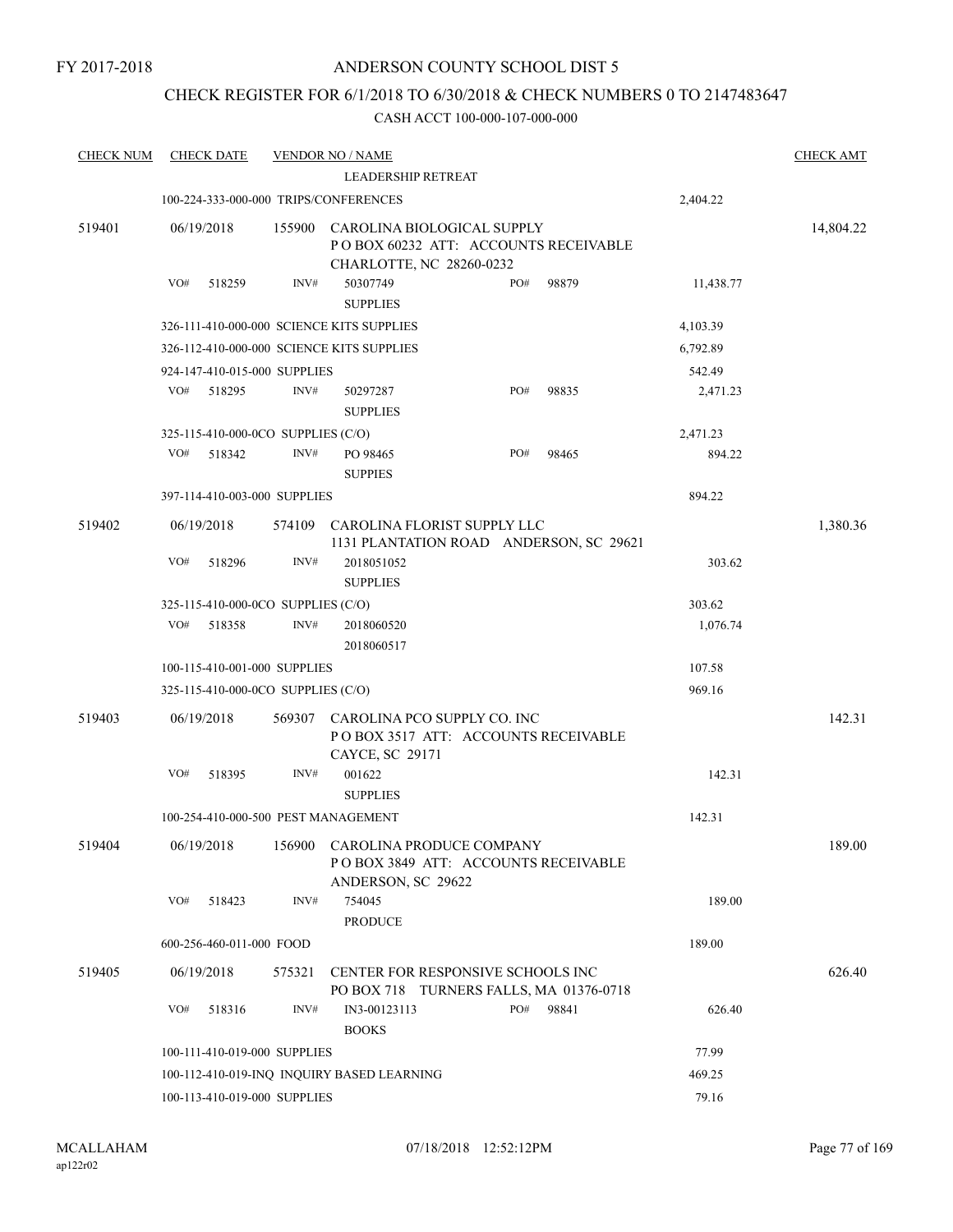FY 2017-2018

ANDERSON COUNTY SCHOOL DIST 5

CHECK REGISTER FOR 6/1/2018 TO 6/30/2018 & CHECK NUMBERS 0 TO 2147483647

CASH ACCT 100-000-107-000-000

| CHECK NUM | CHECK DATE | VENDOR NO / NAME | | CHECK AMT |
|---|---|---|---|---|
| | | LEADERSHIP RETREAT | | |
| | 100-224-333-000-000 TRIPS/CONFERENCES | | 2,404.22 | |
| 519401 | 06/19/2018 | 155900 CAROLINA BIOLOGICAL SUPPLY<br>P O BOX 60232 ATT: ACCOUNTS RECEIVABLE<br>CHARLOTTE, NC 28260-0232 | | 14,804.22 |
| | VO# 518259 | INV# 50307749 PO# 98879<br>SUPPLIES | 11,438.77 | |
| | 326-111-410-000-000 SCIENCE KITS SUPPLIES | | 4,103.39 | |
| | 326-112-410-000-000 SCIENCE KITS SUPPLIES | | 6,792.89 | |
| | 924-147-410-015-000 SUPPLIES | | 542.49 | |
| | VO# 518295 | INV# 50297287 PO# 98835<br>SUPPLIES | 2,471.23 | |
| | 325-115-410-000-0CO SUPPLIES (C/O) | | 2,471.23 | |
| | VO# 518342 | INV# PO 98465 PO# 98465<br>SUPPIES | 894.22 | |
| | 397-114-410-003-000 SUPPLIES | | 894.22 | |
| 519402 | 06/19/2018 | 574109 CAROLINA FLORIST SUPPLY LLC<br>1131 PLANTATION ROAD ANDERSON, SC 29621 | | 1,380.36 |
| | VO# 518296 | INV# 2018051052<br>SUPPLIES | 303.62 | |
| | 325-115-410-000-0CO SUPPLIES (C/O) | | 303.62 | |
| | VO# 518358 | INV# 2018060520<br>2018060517 | 1,076.74 | |
| | 100-115-410-001-000 SUPPLIES | | 107.58 | |
| | 325-115-410-000-0CO SUPPLIES (C/O) | | 969.16 | |
| 519403 | 06/19/2018 | 569307 CAROLINA PCO SUPPLY CO. INC<br>P O BOX 3517 ATT: ACCOUNTS RECEIVABLE<br>CAYCE, SC 29171 | | 142.31 |
| | VO# 518395 | INV# 001622<br>SUPPLIES | 142.31 | |
| | 100-254-410-000-500 PEST MANAGEMENT | | 142.31 | |
| 519404 | 06/19/2018 | 156900 CAROLINA PRODUCE COMPANY<br>P O BOX 3849 ATT: ACCOUNTS RECEIVABLE<br>ANDERSON, SC 29622 | | 189.00 |
| | VO# 518423 | INV# 754045<br>PRODUCE | 189.00 | |
| | 600-256-460-011-000 FOOD | | 189.00 | |
| 519405 | 06/19/2018 | 575321 CENTER FOR RESPONSIVE SCHOOLS INC<br>PO BOX 718 TURNERS FALLS, MA 01376-0718 | | 626.40 |
| | VO# 518316 | INV# IN3-00123113 PO# 98841<br>BOOKS | 626.40 | |
| | 100-111-410-019-000 SUPPLIES | | 77.99 | |
| | 100-112-410-019-INQ INQUIRY BASED LEARNING | | 469.25 | |
| | 100-113-410-019-000 SUPPLIES | | 79.16 | |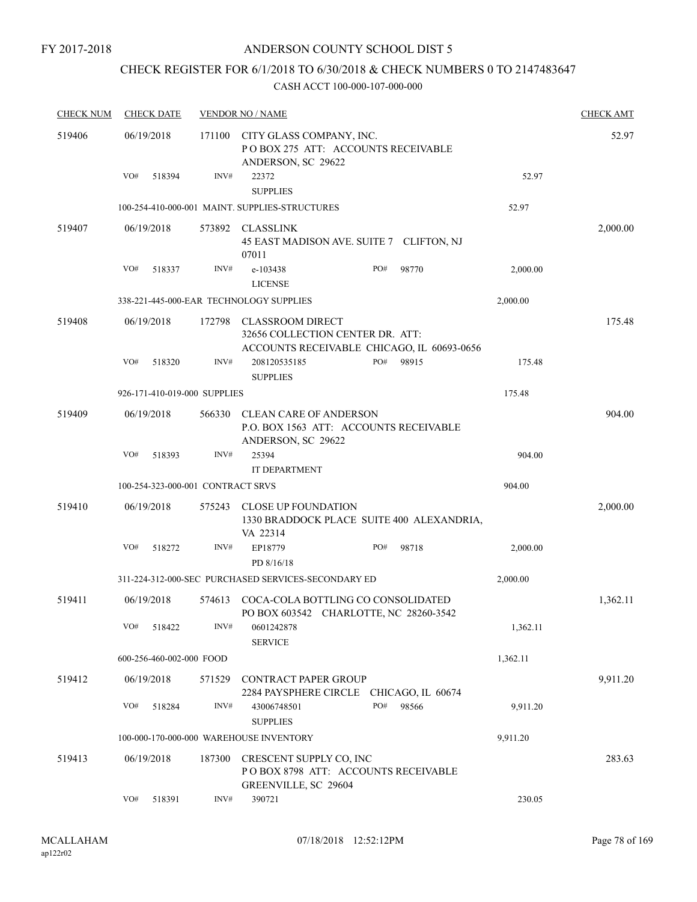FY 2017-2018

# ANDERSON COUNTY SCHOOL DIST 5

## CHECK REGISTER FOR 6/1/2018 TO 6/30/2018 & CHECK NUMBERS 0 TO 2147483647

CASH ACCT 100-000-107-000-000

| CHECK NUM | CHECK DATE | VENDOR NO / NAME | | | CHECK AMT |
|---|---|---|---|---|---|
| 519406 | 06/19/2018 | 171100 CITY GLASS COMPANY, INC. P O BOX 275 ATT: ACCOUNTS RECEIVABLE ANDERSON, SC 29622 | | | 52.97 |
| | VO# 518394 | INV# 22372 SUPPLIES | | 52.97 | |
| | 100-254-410-000-001 MAINT. SUPPLIES-STRUCTURES | | | 52.97 | |
| 519407 | 06/19/2018 | 573892 CLASSLINK 45 EAST MADISON AVE. SUITE 7 CLIFTON, NJ 07011 | | | 2,000.00 |
| | VO# 518337 | INV# e-103438 LICENSE | PO# 98770 | 2,000.00 | |
| | 338-221-445-000-EAR TECHNOLOGY SUPPLIES | | | 2,000.00 | |
| 519408 | 06/19/2018 | 172798 CLASSROOM DIRECT 32656 COLLECTION CENTER DR. ATT: ACCOUNTS RECEIVABLE CHICAGO, IL 60693-0656 | | | 175.48 |
| | VO# 518320 | INV# 208120535185 SUPPLIES | PO# 98915 | 175.48 | |
| | 926-171-410-019-000 SUPPLIES | | | 175.48 | |
| 519409 | 06/19/2018 | 566330 CLEAN CARE OF ANDERSON P.O. BOX 1563 ATT: ACCOUNTS RECEIVABLE ANDERSON, SC 29622 | | | 904.00 |
| | VO# 518393 | INV# 25394 IT DEPARTMENT | | 904.00 | |
| | 100-254-323-000-001 CONTRACT SRVS | | | 904.00 | |
| 519410 | 06/19/2018 | 575243 CLOSE UP FOUNDATION 1330 BRADDOCK PLACE SUITE 400 ALEXANDRIA, VA 22314 | | | 2,000.00 |
| | VO# 518272 | INV# EP18779 PD 8/16/18 | PO# 98718 | 2,000.00 | |
| | 311-224-312-000-SEC PURCHASED SERVICES-SECONDARY ED | | | 2,000.00 | |
| 519411 | 06/19/2018 | 574613 COCA-COLA BOTTLING CO CONSOLIDATED PO BOX 603542 CHARLOTTE, NC 28260-3542 | | | 1,362.11 |
| | VO# 518422 | INV# 0601242878 SERVICE | | 1,362.11 | |
| | 600-256-460-002-000 FOOD | | | 1,362.11 | |
| 519412 | 06/19/2018 | 571529 CONTRACT PAPER GROUP 2284 PAYSPHERE CIRCLE CHICAGO, IL 60674 | | | 9,911.20 |
| | VO# 518284 | INV# 43006748501 SUPPLIES | PO# 98566 | 9,911.20 | |
| | 100-000-170-000-000 WAREHOUSE INVENTORY | | | 9,911.20 | |
| 519413 | 06/19/2018 | 187300 CRESCENT SUPPLY CO, INC P O BOX 8798 ATT: ACCOUNTS RECEIVABLE GREENVILLE, SC 29604 | | | 283.63 |
| | VO# 518391 | INV# 390721 | | 230.05 | |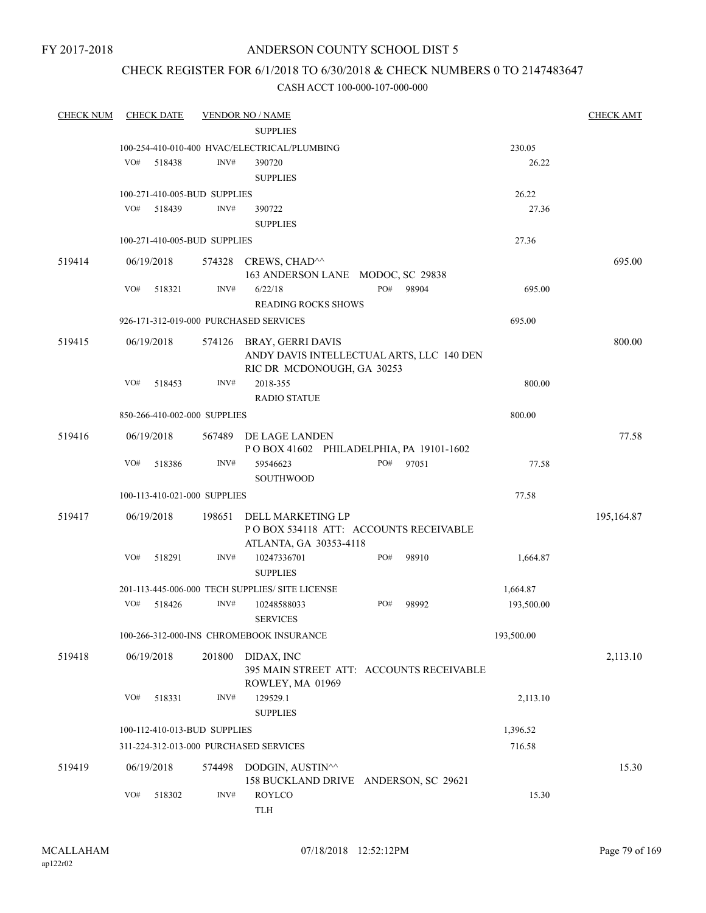FY 2017-2018

# ANDERSON COUNTY SCHOOL DIST 5

## CHECK REGISTER FOR 6/1/2018 TO 6/30/2018 & CHECK NUMBERS 0 TO 2147483647

CASH ACCT 100-000-107-000-000

| CHECK NUM | CHECK DATE | VENDOR NO / NAME | | CHECK AMT |
|---|---|---|---|---|
| | | SUPPLIES | | |
| | | 100-254-410-010-400 HVAC/ELECTRICAL/PLUMBING | 230.05 | |
| | | VO# 518438 INV# 390720 SUPPLIES | 26.22 | |
| | | 100-271-410-005-BUD SUPPLIES | 26.22 | |
| | | VO# 518439 INV# 390722 SUPPLIES | 27.36 | |
| | | 100-271-410-005-BUD SUPPLIES | 27.36 | |
| 519414 | 06/19/2018 | 574328 CREWS, CHAD^^ 163 ANDERSON LANE MODOC, SC 29838 | | 695.00 |
| | | VO# 518321 INV# 6/22/18 PO# 98904 READING ROCKS SHOWS | 695.00 | |
| | | 926-171-312-019-000 PURCHASED SERVICES | 695.00 | |
| 519415 | 06/19/2018 | 574126 BRAY, GERRI DAVIS ANDY DAVIS INTELLECTUAL ARTS, LLC 140 DEN RIC DR MCDONOUGH, GA 30253 | | 800.00 |
| | | VO# 518453 INV# 2018-355 RADIO STATUE | 800.00 | |
| | | 850-266-410-002-000 SUPPLIES | 800.00 | |
| 519416 | 06/19/2018 | 567489 DE LAGE LANDEN P O BOX 41602 PHILADELPHIA, PA 19101-1602 | | 77.58 |
| | | VO# 518386 INV# 59546623 PO# 97051 SOUTHWOOD | 77.58 | |
| | | 100-113-410-021-000 SUPPLIES | 77.58 | |
| 519417 | 06/19/2018 | 198651 DELL MARKETING LP P O BOX 534118 ATT: ACCOUNTS RECEIVABLE ATLANTA, GA 30353-4118 | | 195,164.87 |
| | | VO# 518291 INV# 10247336701 PO# 98910 SUPPLIES | 1,664.87 | |
| | | 201-113-445-006-000 TECH SUPPLIES/ SITE LICENSE | 1,664.87 | |
| | | VO# 518426 INV# 10248588033 PO# 98992 SERVICES | 193,500.00 | |
| | | 100-266-312-000-INS CHROMEBOOK INSURANCE | 193,500.00 | |
| 519418 | 06/19/2018 | 201800 DIDAX, INC 395 MAIN STREET ATT: ACCOUNTS RECEIVABLE ROWLEY, MA 01969 | | 2,113.10 |
| | | VO# 518331 INV# 129529.1 SUPPLIES | 2,113.10 | |
| | | 100-112-410-013-BUD SUPPLIES | 1,396.52 | |
| | | 311-224-312-013-000 PURCHASED SERVICES | 716.58 | |
| 519419 | 06/19/2018 | 574498 DODGIN, AUSTIN^^ 158 BUCKLAND DRIVE ANDERSON, SC 29621 | | 15.30 |
| | | VO# 518302 INV# ROYLCO TLH | 15.30 | |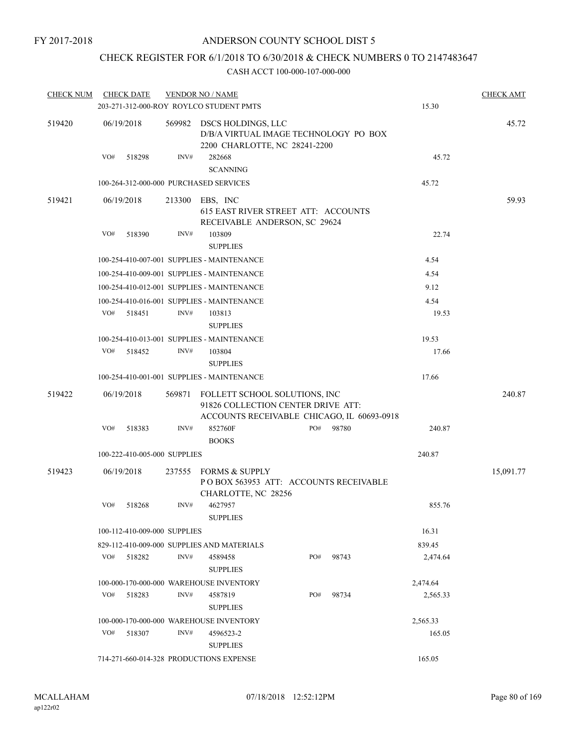FY 2017-2018

# ANDERSON COUNTY SCHOOL DIST 5

## CHECK REGISTER FOR 6/1/2018 TO 6/30/2018 & CHECK NUMBERS 0 TO 2147483647

### CASH ACCT 100-000-107-000-000

| CHECK NUM | CHECK DATE | VENDOR NO / NAME | | CHECK AMT |
|---|---|---|---|---|
| | | 203-271-312-000-ROY ROYLCO STUDENT PMTS | 15.30 | |
| 519420 | 06/19/2018 | 569982 DSCS HOLDINGS, LLC D/B/A VIRTUAL IMAGE TECHNOLOGY PO BOX 2200 CHARLOTTE, NC 28241-2200 | | 45.72 |
| | VO# 518298 | INV# 282668 SCANNING | 45.72 | |
| | | 100-264-312-000-000 PURCHASED SERVICES | 45.72 | |
| 519421 | 06/19/2018 | 213300 EBS, INC 615 EAST RIVER STREET ATT: ACCOUNTS RECEIVABLE ANDERSON, SC 29624 | | 59.93 |
| | VO# 518390 | INV# 103809 SUPPLIES | 22.74 | |
| | | 100-254-410-007-001 SUPPLIES - MAINTENANCE | 4.54 | |
| | | 100-254-410-009-001 SUPPLIES - MAINTENANCE | 4.54 | |
| | | 100-254-410-012-001 SUPPLIES - MAINTENANCE | 9.12 | |
| | | 100-254-410-016-001 SUPPLIES - MAINTENANCE | 4.54 | |
| | VO# 518451 | INV# 103813 SUPPLIES | 19.53 | |
| | | 100-254-410-013-001 SUPPLIES - MAINTENANCE | 19.53 | |
| | VO# 518452 | INV# 103804 SUPPLIES | 17.66 | |
| | | 100-254-410-001-001 SUPPLIES - MAINTENANCE | 17.66 | |
| 519422 | 06/19/2018 | 569871 FOLLETT SCHOOL SOLUTIONS, INC 91826 COLLECTION CENTER DRIVE ATT: ACCOUNTS RECEIVABLE CHICAGO, IL 60693-0918 | | 240.87 |
| | VO# 518383 | INV# 852760F PO# 98780 BOOKS | 240.87 | |
| | | 100-222-410-005-000 SUPPLIES | 240.87 | |
| 519423 | 06/19/2018 | 237555 FORMS & SUPPLY P O BOX 563953 ATT: ACCOUNTS RECEIVABLE CHARLOTTE, NC 28256 | | 15,091.77 |
| | VO# 518268 | INV# 4627957 SUPPLIES | 855.76 | |
| | | 100-112-410-009-000 SUPPLIES | 16.31 | |
| | | 829-112-410-009-000 SUPPLIES AND MATERIALS | 839.45 | |
| | VO# 518282 | INV# 4589458 PO# 98743 SUPPLIES | 2,474.64 | |
| | | 100-000-170-000-000 WAREHOUSE INVENTORY | 2,474.64 | |
| | VO# 518283 | INV# 4587819 PO# 98734 SUPPLIES | 2,565.33 | |
| | | 100-000-170-000-000 WAREHOUSE INVENTORY | 2,565.33 | |
| | VO# 518307 | INV# 4596523-2 SUPPLIES | 165.05 | |
| | | 714-271-660-014-328 PRODUCTIONS EXPENSE | 165.05 | |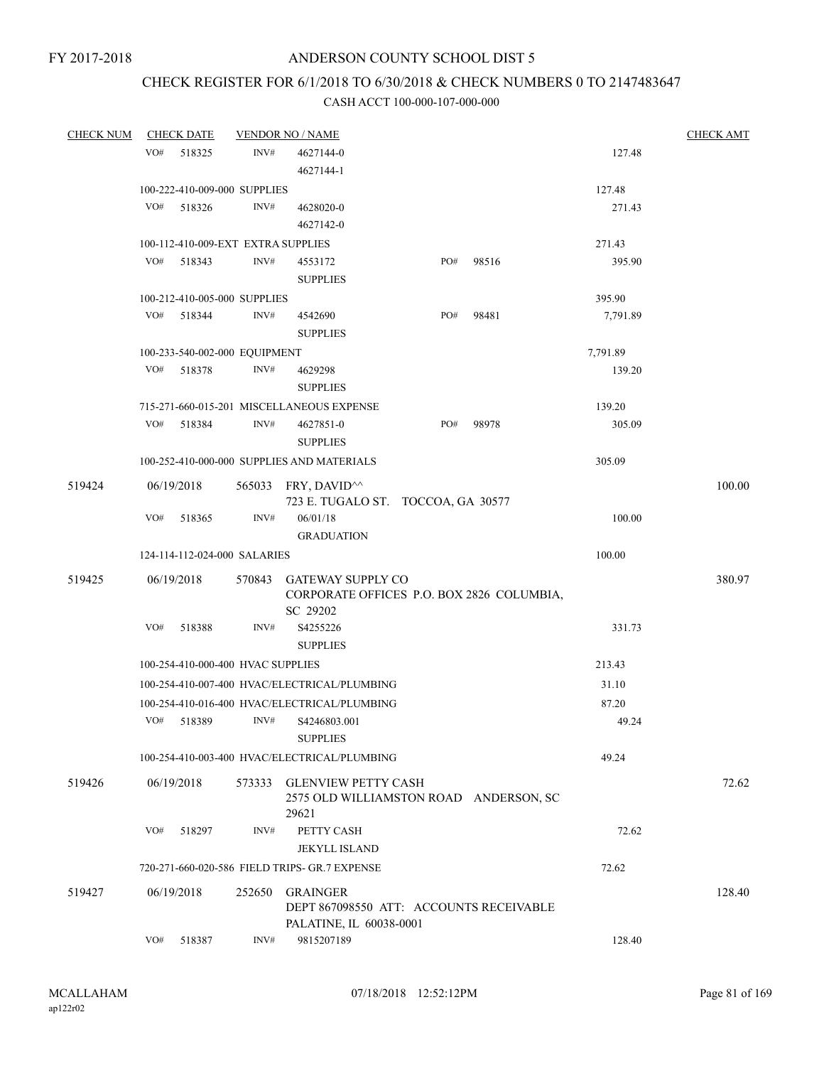FY 2017-2018

# ANDERSON COUNTY SCHOOL DIST 5

## CHECK REGISTER FOR 6/1/2018 TO 6/30/2018 & CHECK NUMBERS 0 TO 2147483647

### CASH ACCT 100-000-107-000-000

| CHECK NUM | CHECK DATE | VENDOR NO / NAME | | | CHECK AMT |
|---|---|---|---|---|---|
| | VO# 518325 | INV# 4627144-0<br>4627144-1 | | 127.48 | |
| | 100-222-410-009-000 SUPPLIES | | | 127.48 | |
| | VO# 518326 | INV# 4628020-0<br>4627142-0 | | 271.43 | |
| | 100-112-410-009-EXT EXTRA SUPPLIES | | | 271.43 | |
| | VO# 518343 | INV# 4553172<br>SUPPLIES | PO# 98516 | 395.90 | |
| | 100-212-410-005-000 SUPPLIES | | | 395.90 | |
| | VO# 518344 | INV# 4542690<br>SUPPLIES | PO# 98481 | 7,791.89 | |
| | 100-233-540-002-000 EQUIPMENT | | | 7,791.89 | |
| | VO# 518378 | INV# 4629298<br>SUPPLIES | | 139.20 | |
| | 715-271-660-015-201 MISCELLANEOUS EXPENSE | | | 139.20 | |
| | VO# 518384 | INV# 4627851-0<br>SUPPLIES | PO# 98978 | 305.09 | |
| | 100-252-410-000-000 SUPPLIES AND MATERIALS | | | 305.09 | |
| 519424 | 06/19/2018 | 565033 FRY, DAVID^^<br>723 E. TUGALO ST. TOCCOA, GA 30577 | | | 100.00 |
| | VO# 518365 | INV# 06/01/18<br>GRADUATION | | 100.00 | |
| | 124-114-112-024-000 SALARIES | | | 100.00 | |
| 519425 | 06/19/2018 | 570843 GATEWAY SUPPLY CO<br>CORPORATE OFFICES P.O. BOX 2826 COLUMBIA, SC 29202 | | | 380.97 |
| | VO# 518388 | INV# S4255226<br>SUPPLIES | | 331.73 | |
| | 100-254-410-000-400 HVAC SUPPLIES | | | 213.43 | |
| | 100-254-410-007-400 HVAC/ELECTRICAL/PLUMBING | | | 31.10 | |
| | 100-254-410-016-400 HVAC/ELECTRICAL/PLUMBING | | | 87.20 | |
| | VO# 518389 | INV# S4246803.001<br>SUPPLIES | | 49.24 | |
| | 100-254-410-003-400 HVAC/ELECTRICAL/PLUMBING | | | 49.24 | |
| 519426 | 06/19/2018 | 573333 GLENVIEW PETTY CASH<br>2575 OLD WILLIAMSTON ROAD ANDERSON, SC 29621 | | | 72.62 |
| | VO# 518297 | INV# PETTY CASH<br>JEKYLL ISLAND | | 72.62 | |
| | 720-271-660-020-586 FIELD TRIPS- GR.7 EXPENSE | | | 72.62 | |
| 519427 | 06/19/2018 | 252650 GRAINGER<br>DEPT 867098550 ATT: ACCOUNTS RECEIVABLE PALATINE, IL 60038-0001 | | | 128.40 |
| | VO# 518387 | INV# 9815207189 | | 128.40 | |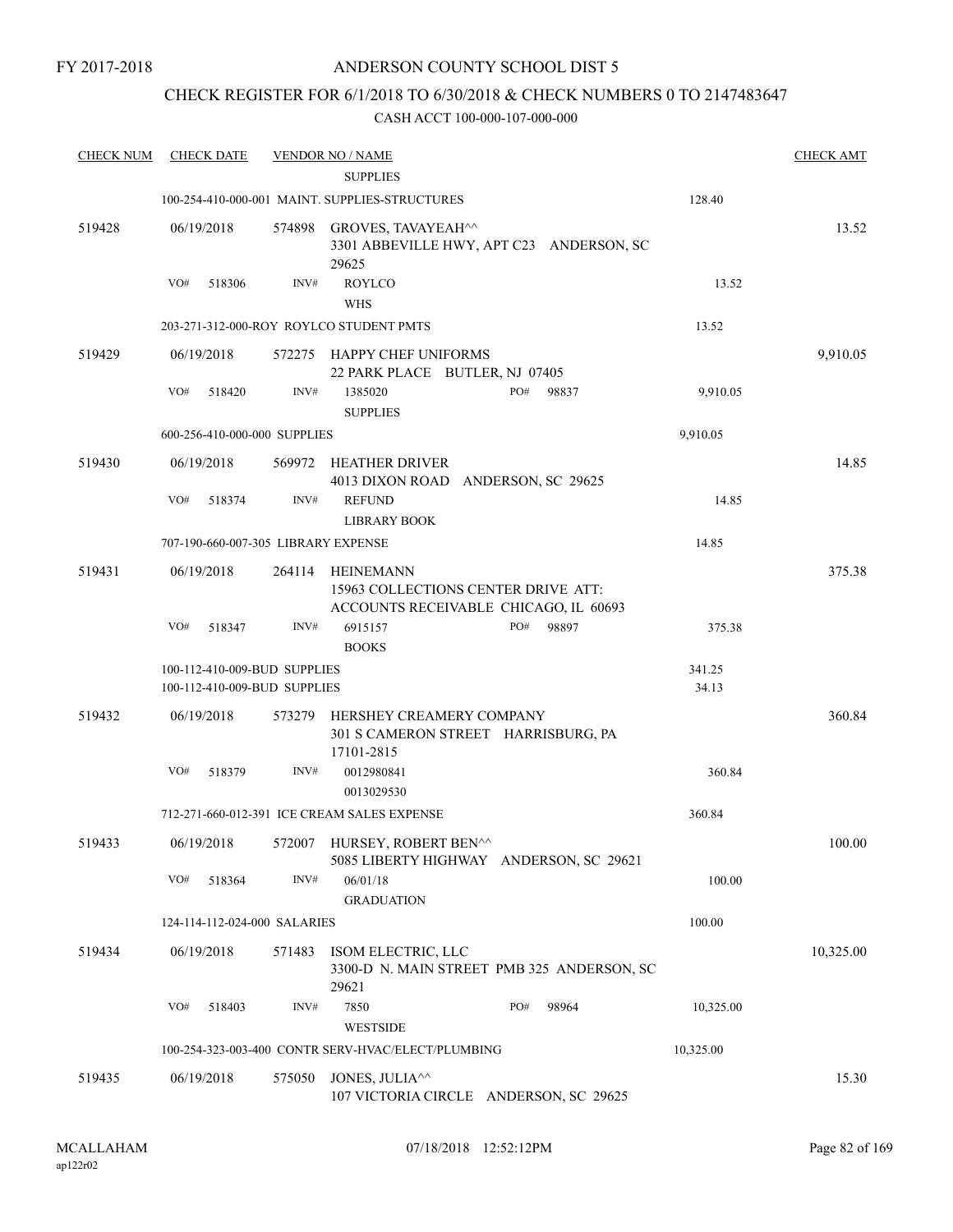FY 2017-2018

# ANDERSON COUNTY SCHOOL DIST 5

## CHECK REGISTER FOR 6/1/2018 TO 6/30/2018 & CHECK NUMBERS 0 TO 2147483647

CASH ACCT 100-000-107-000-000

| CHECK NUM | CHECK DATE | VENDOR NO / NAME | | CHECK AMT |
|---|---|---|---|---|
| | | SUPPLIES | | |
| | | 100-254-410-000-001 MAINT. SUPPLIES-STRUCTURES | 128.40 | |
| 519428 | 06/19/2018 | 574898 GROVES, TAVAYEAH^^ 3301 ABBEVILLE HWY, APT C23 ANDERSON, SC 29625 | | 13.52 |
| | VO# 518306 | INV# ROYLCO WHS | 13.52 | |
| | | 203-271-312-000-ROY ROYLCO STUDENT PMTS | 13.52 | |
| 519429 | 06/19/2018 | 572275 HAPPY CHEF UNIFORMS 22 PARK PLACE BUTLER, NJ 07405 | | 9,910.05 |
| | VO# 518420 | INV# 1385020 PO# 98837 SUPPLIES | 9,910.05 | |
| | | 600-256-410-000-000 SUPPLIES | 9,910.05 | |
| 519430 | 06/19/2018 | 569972 HEATHER DRIVER 4013 DIXON ROAD ANDERSON, SC 29625 | | 14.85 |
| | VO# 518374 | INV# REFUND LIBRARY BOOK | 14.85 | |
| | | 707-190-660-007-305 LIBRARY EXPENSE | 14.85 | |
| 519431 | 06/19/2018 | 264114 HEINEMANN 15963 COLLECTIONS CENTER DRIVE ATT: ACCOUNTS RECEIVABLE CHICAGO, IL 60693 | | 375.38 |
| | VO# 518347 | INV# 6915157 PO# 98897 BOOKS | 375.38 | |
| | | 100-112-410-009-BUD SUPPLIES | 341.25 | |
| | | 100-112-410-009-BUD SUPPLIES | 34.13 | |
| 519432 | 06/19/2018 | 573279 HERSHEY CREAMERY COMPANY 301 S CAMERON STREET HARRISBURG, PA 17101-2815 | | 360.84 |
| | VO# 518379 | INV# 0012980841 0013029530 | 360.84 | |
| | | 712-271-660-012-391 ICE CREAM SALES EXPENSE | 360.84 | |
| 519433 | 06/19/2018 | 572007 HURSEY, ROBERT BEN^^ 5085 LIBERTY HIGHWAY ANDERSON, SC 29621 | | 100.00 |
| | VO# 518364 | INV# 06/01/18 GRADUATION | 100.00 | |
| | | 124-114-112-024-000 SALARIES | 100.00 | |
| 519434 | 06/19/2018 | 571483 ISOM ELECTRIC, LLC 3300-D N. MAIN STREET PMB 325 ANDERSON, SC 29621 | | 10,325.00 |
| | VO# 518403 | INV# 7850 PO# 98964 WESTSIDE | 10,325.00 | |
| | | 100-254-323-003-400 CONTR SERV-HVAC/ELECT/PLUMBING | 10,325.00 | |
| 519435 | 06/19/2018 | 575050 JONES, JULIA^^ 107 VICTORIA CIRCLE ANDERSON, SC 29625 | | 15.30 |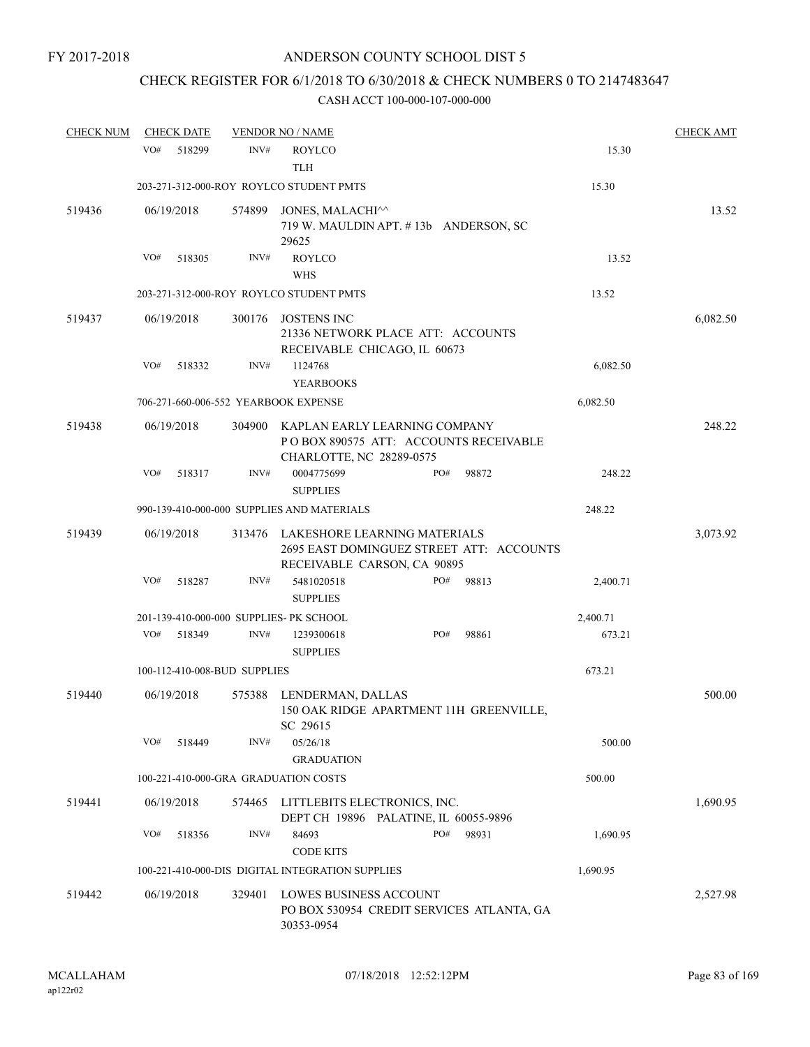FY 2017-2018

# ANDERSON COUNTY SCHOOL DIST 5

## CHECK REGISTER FOR 6/1/2018 TO 6/30/2018 & CHECK NUMBERS 0 TO 2147483647

### CASH ACCT 100-000-107-000-000

| CHECK NUM | CHECK DATE | VENDOR NO / NAME | | | CHECK AMT |
|---|---|---|---|---|---|
| | VO# 518299 | INV# | ROYLCO<br>TLH | 15.30 | |
| | 203-271-312-000-ROY ROYLCO STUDENT PMTS | | | 15.30 | |
| 519436 | 06/19/2018 | 574899 | JONES, MALACHI^^<br>719 W. MAULDIN APT. # 13b ANDERSON, SC 29625 | | 13.52 |
| | VO# 518305 | INV# | ROYLCO<br>WHS | 13.52 | |
| | 203-271-312-000-ROY ROYLCO STUDENT PMTS | | | 13.52 | |
| 519437 | 06/19/2018 | 300176 | JOSTENS INC<br>21336 NETWORK PLACE ATT: ACCOUNTS RECEIVABLE CHICAGO, IL 60673 | | 6,082.50 |
| | VO# 518332 | INV# | 1124768<br>YEARBOOKS | 6,082.50 | |
| | 706-271-660-006-552 YEARBOOK EXPENSE | | | 6,082.50 | |
| 519438 | 06/19/2018 | 304900 | KAPLAN EARLY LEARNING COMPANY<br>P O BOX 890575 ATT: ACCOUNTS RECEIVABLE CHARLOTTE, NC 28289-0575 | | 248.22 |
| | VO# 518317 | INV# | 0004775699 PO# 98872<br>SUPPLIES | 248.22 | |
| | 990-139-410-000-000 SUPPLIES AND MATERIALS | | | 248.22 | |
| 519439 | 06/19/2018 | 313476 | LAKESHORE LEARNING MATERIALS<br>2695 EAST DOMINGUEZ STREET ATT: ACCOUNTS RECEIVABLE CARSON, CA 90895 | | 3,073.92 |
| | VO# 518287 | INV# | 5481020518 PO# 98813<br>SUPPLIES | 2,400.71 | |
| | 201-139-410-000-000 SUPPLIES- PK SCHOOL | | | 2,400.71 | |
| | VO# 518349 | INV# | 1239300618 PO# 98861<br>SUPPLIES | 673.21 | |
| | 100-112-410-008-BUD SUPPLIES | | | 673.21 | |
| 519440 | 06/19/2018 | 575388 | LENDERMAN, DALLAS<br>150 OAK RIDGE APARTMENT 11H GREENVILLE, SC 29615 | | 500.00 |
| | VO# 518449 | INV# | 05/26/18<br>GRADUATION | 500.00 | |
| | 100-221-410-000-GRA GRADUATION COSTS | | | 500.00 | |
| 519441 | 06/19/2018 | 574465 | LITTLEBITS ELECTRONICS, INC.<br>DEPT CH 19896 PALATINE, IL 60055-9896 | | 1,690.95 |
| | VO# 518356 | INV# | 84693 PO# 98931<br>CODE KITS | 1,690.95 | |
| | 100-221-410-000-DIS DIGITAL INTEGRATION SUPPLIES | | | 1,690.95 | |
| 519442 | 06/19/2018 | 329401 | LOWES BUSINESS ACCOUNT<br>PO BOX 530954 CREDIT SERVICES ATLANTA, GA 30353-0954 | | 2,527.98 |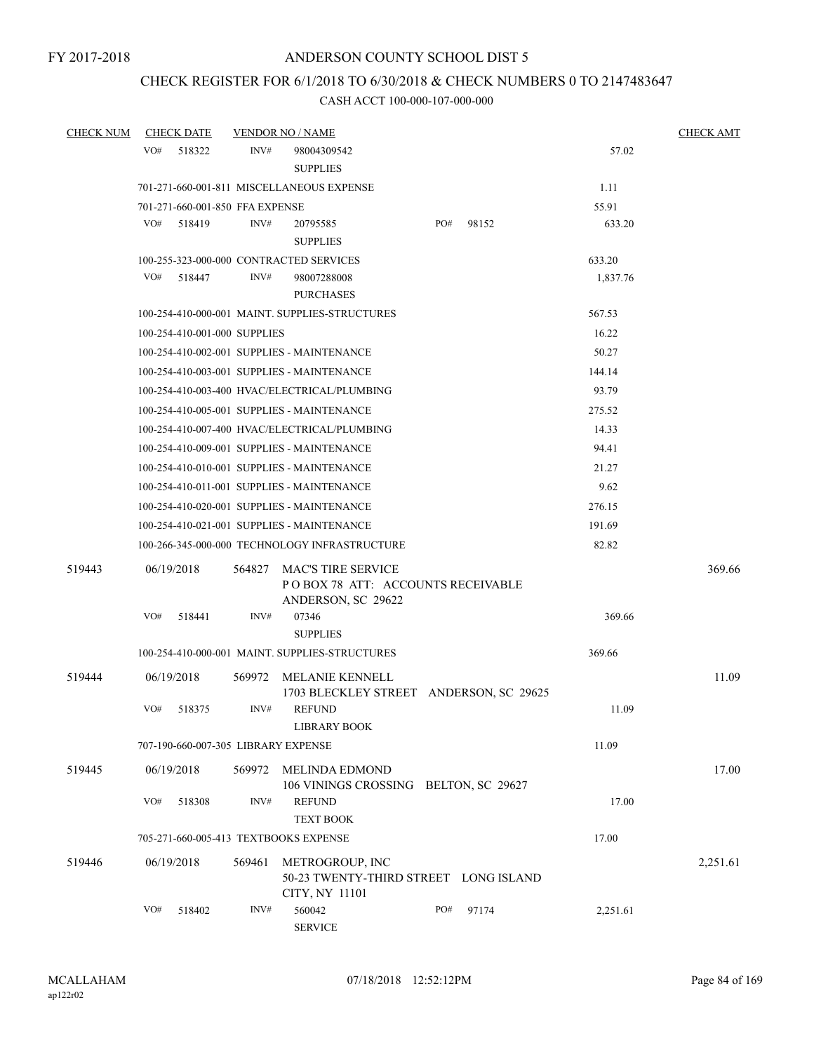FY 2017-2018

# ANDERSON COUNTY SCHOOL DIST 5

## CHECK REGISTER FOR 6/1/2018 TO 6/30/2018 & CHECK NUMBERS 0 TO 2147483647

### CASH ACCT 100-000-107-000-000

| CHECK NUM | CHECK DATE | VENDOR NO / NAME | | CHECK AMT |
|---|---|---|---|---|
| | VO# 518322 | INV# 98004309542 SUPPLIES | 57.02 | |
| | 701-271-660-001-811 MISCELLANEOUS EXPENSE | | 1.11 | |
| | 701-271-660-001-850 FFA EXPENSE | | 55.91 | |
| | VO# 518419 | INV# 20795585 SUPPLIES PO# 98152 | 633.20 | |
| | 100-255-323-000-000 CONTRACTED SERVICES | | 633.20 | |
| | VO# 518447 | INV# 98007288008 PURCHASES | 1,837.76 | |
| | 100-254-410-000-001 MAINT. SUPPLIES-STRUCTURES | | 567.53 | |
| | 100-254-410-001-000 SUPPLIES | | 16.22 | |
| | 100-254-410-002-001 SUPPLIES - MAINTENANCE | | 50.27 | |
| | 100-254-410-003-001 SUPPLIES - MAINTENANCE | | 144.14 | |
| | 100-254-410-003-400 HVAC/ELECTRICAL/PLUMBING | | 93.79 | |
| | 100-254-410-005-001 SUPPLIES - MAINTENANCE | | 275.52 | |
| | 100-254-410-007-400 HVAC/ELECTRICAL/PLUMBING | | 14.33 | |
| | 100-254-410-009-001 SUPPLIES - MAINTENANCE | | 94.41 | |
| | 100-254-410-010-001 SUPPLIES - MAINTENANCE | | 21.27 | |
| | 100-254-410-011-001 SUPPLIES - MAINTENANCE | | 9.62 | |
| | 100-254-410-020-001 SUPPLIES - MAINTENANCE | | 276.15 | |
| | 100-254-410-021-001 SUPPLIES - MAINTENANCE | | 191.69 | |
| | 100-266-345-000-000 TECHNOLOGY INFRASTRUCTURE | | 82.82 | |
| 519443 | 06/19/2018 | 564827 MAC'S TIRE SERVICE P O BOX 78 ATT: ACCOUNTS RECEIVABLE ANDERSON, SC 29622 | | 369.66 |
| | VO# 518441 | INV# 07346 SUPPLIES | 369.66 | |
| | 100-254-410-000-001 MAINT. SUPPLIES-STRUCTURES | | 369.66 | |
| 519444 | 06/19/2018 | 569972 MELANIE KENNELL 1703 BLECKLEY STREET ANDERSON, SC 29625 | | 11.09 |
| | VO# 518375 | INV# REFUND LIBRARY BOOK | 11.09 | |
| | 707-190-660-007-305 LIBRARY EXPENSE | | 11.09 | |
| 519445 | 06/19/2018 | 569972 MELINDA EDMOND 106 VININGS CROSSING BELTON, SC 29627 | | 17.00 |
| | VO# 518308 | INV# REFUND TEXT BOOK | 17.00 | |
| | 705-271-660-005-413 TEXTBOOKS EXPENSE | | 17.00 | |
| 519446 | 06/19/2018 | 569461 METROGROUP, INC 50-23 TWENTY-THIRD STREET LONG ISLAND CITY, NY 11101 | | 2,251.61 |
| | VO# 518402 | INV# 560042 SERVICE PO# 97174 | 2,251.61 | |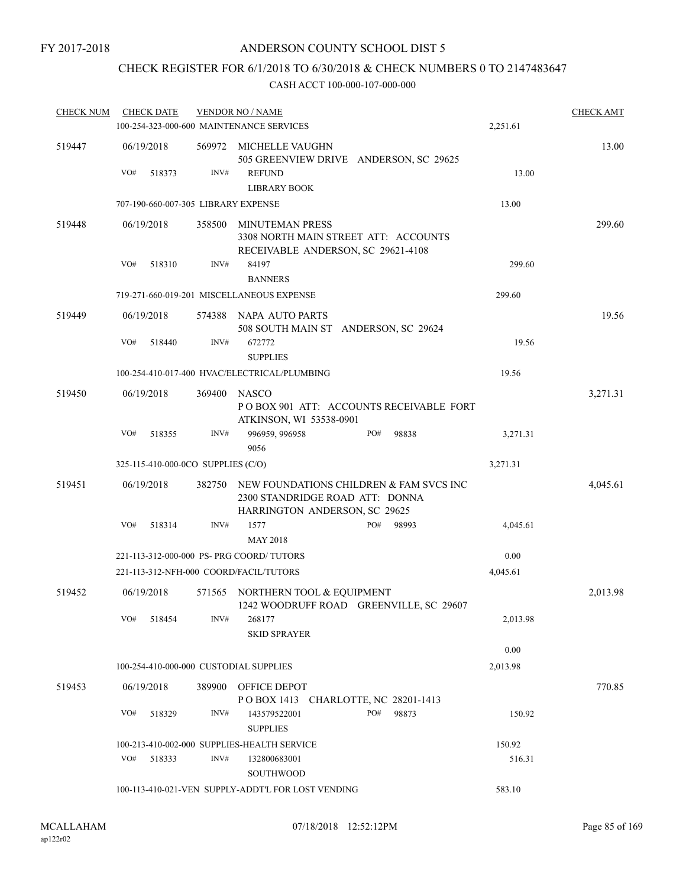FY 2017-2018

# ANDERSON COUNTY SCHOOL DIST 5

## CHECK REGISTER FOR 6/1/2018 TO 6/30/2018 & CHECK NUMBERS 0 TO 2147483647

CASH ACCT 100-000-107-000-000

| CHECK NUM | CHECK DATE | VENDOR NO / NAME | | CHECK AMT |
|---|---|---|---|---|
| | | 100-254-323-000-600 MAINTENANCE SERVICES | 2,251.61 | |
| 519447 | 06/19/2018 | 569972 MICHELLE VAUGHN<br>505 GREENVIEW DRIVE ANDERSON, SC 29625 | | 13.00 |
| | VO# 518373 | INV# REFUND<br>LIBRARY BOOK | 13.00 | |
| | | 707-190-660-007-305 LIBRARY EXPENSE | 13.00 | |
| 519448 | 06/19/2018 | 358500 MINUTEMAN PRESS<br>3308 NORTH MAIN STREET ATT: ACCOUNTS RECEIVABLE ANDERSON, SC 29621-4108 | | 299.60 |
| | VO# 518310 | INV# 84197<br>BANNERS | 299.60 | |
| | | 719-271-660-019-201 MISCELLANEOUS EXPENSE | 299.60 | |
| 519449 | 06/19/2018 | 574388 NAPA AUTO PARTS<br>508 SOUTH MAIN ST ANDERSON, SC 29624 | | 19.56 |
| | VO# 518440 | INV# 672772<br>SUPPLIES | 19.56 | |
| | | 100-254-410-017-400 HVAC/ELECTRICAL/PLUMBING | 19.56 | |
| 519450 | 06/19/2018 | 369400 NASCO<br>P O BOX 901 ATT: ACCOUNTS RECEIVABLE FORT ATKINSON, WI 53538-0901 | | 3,271.31 |
| | VO# 518355 | INV# 996959, 996958 PO# 98838<br>9056 | 3,271.31 | |
| | | 325-115-410-000-0CO SUPPLIES (C/O) | 3,271.31 | |
| 519451 | 06/19/2018 | 382750 NEW FOUNDATIONS CHILDREN & FAM SVCS INC<br>2300 STANDRIDGE ROAD ATT: DONNA HARRINGTON ANDERSON, SC 29625 | | 4,045.61 |
| | VO# 518314 | INV# 1577 PO# 98993<br>MAY 2018 | 4,045.61 | |
| | | 221-113-312-000-000 PS- PRG COORD/ TUTORS | 0.00 | |
| | | 221-113-312-NFH-000 COORD/FACIL/TUTORS | 4,045.61 | |
| 519452 | 06/19/2018 | 571565 NORTHERN TOOL & EQUIPMENT<br>1242 WOODRUFF ROAD GREENVILLE, SC 29607 | | 2,013.98 |
| | VO# 518454 | INV# 268177<br>SKID SPRAYER | 2,013.98 | |
| | | | 0.00 | |
| | | 100-254-410-000-000 CUSTODIAL SUPPLIES | 2,013.98 | |
| 519453 | 06/19/2018 | 389900 OFFICE DEPOT<br>P O BOX 1413 CHARLOTTE, NC 28201-1413 | | 770.85 |
| | VO# 518329 | INV# 143579522001 PO# 98873<br>SUPPLIES | 150.92 | |
| | | 100-213-410-002-000 SUPPLIES-HEALTH SERVICE | 150.92 | |
| | VO# 518333 | INV# 132800683001<br>SOUTHWOOD | 516.31 | |
| | | 100-113-410-021-VEN SUPPLY-ADDT'L FOR LOST VENDING | 583.10 | |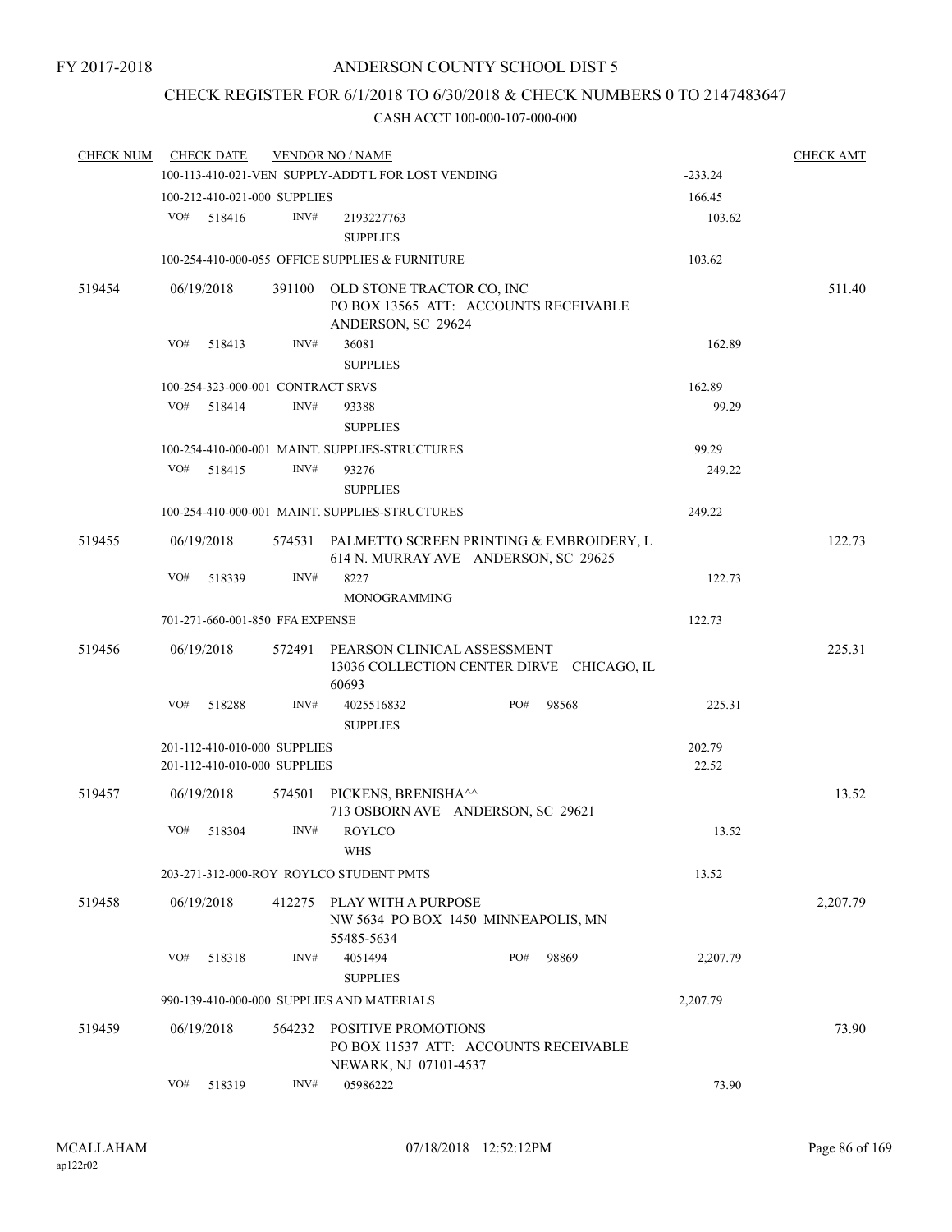FY 2017-2018

ANDERSON COUNTY SCHOOL DIST 5

CHECK REGISTER FOR 6/1/2018 TO 6/30/2018 & CHECK NUMBERS 0 TO 2147483647

CASH ACCT 100-000-107-000-000

| CHECK NUM | CHECK DATE | VENDOR NO / NAME | | CHECK AMT |
|---|---|---|---|---|
| | | 100-113-410-021-VEN SUPPLY-ADDT'L FOR LOST VENDING | -233.24 | |
| | | 100-212-410-021-000 SUPPLIES | 166.45 | |
| | VO# 518416 | INV# 2193227763 SUPPLIES | 103.62 | |
| | | 100-254-410-000-055 OFFICE SUPPLIES & FURNITURE | 103.62 | |
| 519454 | 06/19/2018 | 391100 OLD STONE TRACTOR CO, INC PO BOX 13565 ATT: ACCOUNTS RECEIVABLE ANDERSON, SC 29624 | | 511.40 |
| | VO# 518413 | INV# 36081 SUPPLIES | 162.89 | |
| | | 100-254-323-000-001 CONTRACT SRVS | 162.89 | |
| | VO# 518414 | INV# 93388 SUPPLIES | 99.29 | |
| | | 100-254-410-000-001 MAINT. SUPPLIES-STRUCTURES | 99.29 | |
| | VO# 518415 | INV# 93276 SUPPLIES | 249.22 | |
| | | 100-254-410-000-001 MAINT. SUPPLIES-STRUCTURES | 249.22 | |
| 519455 | 06/19/2018 | 574531 PALMETTO SCREEN PRINTING & EMBROIDERY, L 614 N. MURRAY AVE ANDERSON, SC 29625 | | 122.73 |
| | VO# 518339 | INV# 8227 MONOGRAMMING | 122.73 | |
| | | 701-271-660-001-850 FFA EXPENSE | 122.73 | |
| 519456 | 06/19/2018 | 572491 PEARSON CLINICAL ASSESSMENT 13036 COLLECTION CENTER DIRVE CHICAGO, IL 60693 | | 225.31 |
| | VO# 518288 | INV# 4025516832 PO# 98568 SUPPLIES | 225.31 | |
| | | 201-112-410-010-000 SUPPLIES | 202.79 | |
| | | 201-112-410-010-000 SUPPLIES | 22.52 | |
| 519457 | 06/19/2018 | 574501 PICKENS, BRENISHA^^ 713 OSBORN AVE ANDERSON, SC 29621 | | 13.52 |
| | VO# 518304 | INV# ROYLCO WHS | 13.52 | |
| | | 203-271-312-000-ROY ROYLCO STUDENT PMTS | 13.52 | |
| 519458 | 06/19/2018 | 412275 PLAY WITH A PURPOSE NW 5634 PO BOX 1450 MINNEAPOLIS, MN 55485-5634 | | 2,207.79 |
| | VO# 518318 | INV# 4051494 PO# 98869 SUPPLIES | 2,207.79 | |
| | | 990-139-410-000-000 SUPPLIES AND MATERIALS | 2,207.79 | |
| 519459 | 06/19/2018 | 564232 POSITIVE PROMOTIONS PO BOX 11537 ATT: ACCOUNTS RECEIVABLE NEWARK, NJ 07101-4537 | | 73.90 |
| | VO# 518319 | INV# 05986222 | 73.90 | |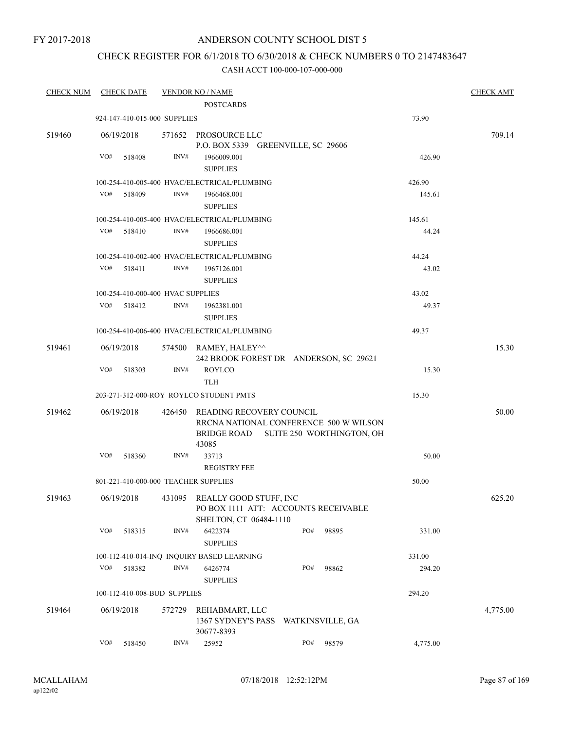FY 2017-2018

# ANDERSON COUNTY SCHOOL DIST 5

## CHECK REGISTER FOR 6/1/2018 TO 6/30/2018 & CHECK NUMBERS 0 TO 2147483647

CASH ACCT 100-000-107-000-000

| CHECK NUM | CHECK DATE | VENDOR NO / NAME | | CHECK AMT |
|---|---|---|---|---|
| | | POSTCARDS | | |
| | 924-147-410-015-000 SUPPLIES | | 73.90 | |
| 519460 | 06/19/2018 | 571652 PROSOURCE LLC<br>P.O. BOX 5339 GREENVILLE, SC 29606 | | 709.14 |
| | VO# 518408 | INV# 1966009.001<br>SUPPLIES | 426.90 | |
| | 100-254-410-005-400 HVAC/ELECTRICAL/PLUMBING | | 426.90 | |
| | VO# 518409 | INV# 1966468.001<br>SUPPLIES | 145.61 | |
| | 100-254-410-005-400 HVAC/ELECTRICAL/PLUMBING | | 145.61 | |
| | VO# 518410 | INV# 1966686.001<br>SUPPLIES | 44.24 | |
| | 100-254-410-002-400 HVAC/ELECTRICAL/PLUMBING | | 44.24 | |
| | VO# 518411 | INV# 1967126.001<br>SUPPLIES | 43.02 | |
| | 100-254-410-000-400 HVAC SUPPLIES | | 43.02 | |
| | VO# 518412 | INV# 1962381.001<br>SUPPLIES | 49.37 | |
| | 100-254-410-006-400 HVAC/ELECTRICAL/PLUMBING | | 49.37 | |
| 519461 | 06/19/2018 | 574500 RAMEY, HALEY^^<br>242 BROOK FOREST DR ANDERSON, SC 29621 | | 15.30 |
| | VO# 518303 | INV# ROYLCO<br>TLH | 15.30 | |
| | 203-271-312-000-ROY ROYLCO STUDENT PMTS | | 15.30 | |
| 519462 | 06/19/2018 | 426450 READING RECOVERY COUNCIL<br>RRCNA NATIONAL CONFERENCE 500 W WILSON BRIDGE ROAD SUITE 250 WORTHINGTON, OH 43085 | | 50.00 |
| | VO# 518360 | INV# 33713<br>REGISTRY FEE | 50.00 | |
| | 801-221-410-000-000 TEACHER SUPPLIES | | 50.00 | |
| 519463 | 06/19/2018 | 431095 REALLY GOOD STUFF, INC<br>PO BOX 1111 ATT: ACCOUNTS RECEIVABLE SHELTON, CT 06484-1110 | | 625.20 |
| | VO# 518315 | INV# 6422374 PO# 98895<br>SUPPLIES | 331.00 | |
| | 100-112-410-014-INQ INQUIRY BASED LEARNING | | 331.00 | |
| | VO# 518382 | INV# 6426774 PO# 98862<br>SUPPLIES | 294.20 | |
| | 100-112-410-008-BUD SUPPLIES | | 294.20 | |
| 519464 | 06/19/2018 | 572729 REHABMART, LLC<br>1367 SYDNEY'S PASS WATKINSVILLE, GA 30677-8393 | | 4,775.00 |
| | VO# 518450 | INV# 25952 PO# 98579 | 4,775.00 | |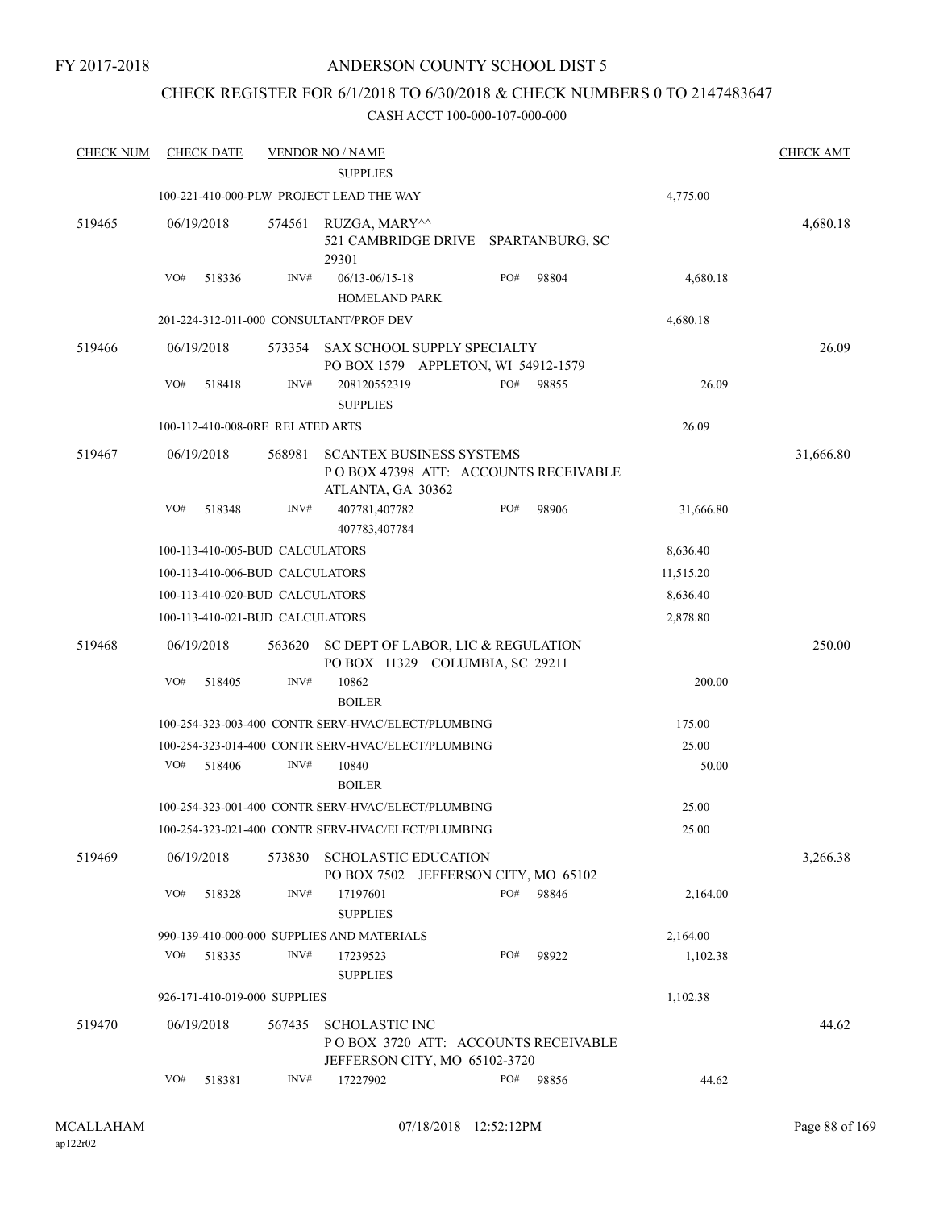FY 2017-2018

ANDERSON COUNTY SCHOOL DIST 5

CHECK REGISTER FOR 6/1/2018 TO 6/30/2018 & CHECK NUMBERS 0 TO 2147483647

CASH ACCT 100-000-107-000-000

| CHECK NUM | CHECK DATE | VENDOR NO / NAME | | CHECK AMT |
|---|---|---|---|---|
| | | SUPPLIES | | |
| | | 100-221-410-000-PLW PROJECT LEAD THE WAY | 4,775.00 | |
| 519465 | 06/19/2018 | 574561 RUZGA, MARY^^ 521 CAMBRIDGE DRIVE SPARTANBURG, SC 29301 | | 4,680.18 |
| | VO# 518336 | INV# 06/13-06/15-18 HOMELAND PARK PO# 98804 | 4,680.18 | |
| | | 201-224-312-011-000 CONSULTANT/PROF DEV | 4,680.18 | |
| 519466 | 06/19/2018 | 573354 SAX SCHOOL SUPPLY SPECIALTY PO BOX 1579 APPLETON, WI 54912-1579 | | 26.09 |
| | VO# 518418 | INV# 208120552319 SUPPLIES PO# 98855 | 26.09 | |
| | | 100-112-410-008-0RE RELATED ARTS | 26.09 | |
| 519467 | 06/19/2018 | 568981 SCANTEX BUSINESS SYSTEMS P O BOX 47398 ATT: ACCOUNTS RECEIVABLE ATLANTA, GA 30362 | | 31,666.80 |
| | VO# 518348 | INV# 407781,407782 407783,407784 PO# 98906 | 31,666.80 | |
| | | 100-113-410-005-BUD CALCULATORS | 8,636.40 | |
| | | 100-113-410-006-BUD CALCULATORS | 11,515.20 | |
| | | 100-113-410-020-BUD CALCULATORS | 8,636.40 | |
| | | 100-113-410-021-BUD CALCULATORS | 2,878.80 | |
| 519468 | 06/19/2018 | 563620 SC DEPT OF LABOR, LIC & REGULATION PO BOX 11329 COLUMBIA, SC 29211 | | 250.00 |
| | VO# 518405 | INV# 10862 BOILER | 200.00 | |
| | | 100-254-323-003-400 CONTR SERV-HVAC/ELECT/PLUMBING | 175.00 | |
| | | 100-254-323-014-400 CONTR SERV-HVAC/ELECT/PLUMBING | 25.00 | |
| | VO# 518406 | INV# 10840 BOILER | 50.00 | |
| | | 100-254-323-001-400 CONTR SERV-HVAC/ELECT/PLUMBING | 25.00 | |
| | | 100-254-323-021-400 CONTR SERV-HVAC/ELECT/PLUMBING | 25.00 | |
| 519469 | 06/19/2018 | 573830 SCHOLASTIC EDUCATION PO BOX 7502 JEFFERSON CITY, MO 65102 | | 3,266.38 |
| | VO# 518328 | INV# 17197601 SUPPLIES PO# 98846 | 2,164.00 | |
| | | 990-139-410-000-000 SUPPLIES AND MATERIALS | 2,164.00 | |
| | VO# 518335 | INV# 17239523 SUPPLIES PO# 98922 | 1,102.38 | |
| | | 926-171-410-019-000 SUPPLIES | 1,102.38 | |
| 519470 | 06/19/2018 | 567435 SCHOLASTIC INC P O BOX 3720 ATT: ACCOUNTS RECEIVABLE JEFFERSON CITY, MO 65102-3720 | | 44.62 |
| | VO# 518381 | INV# 17227902 PO# 98856 | 44.62 | |

MCALLAHAM ap122r02 07/18/2018 12:52:12PM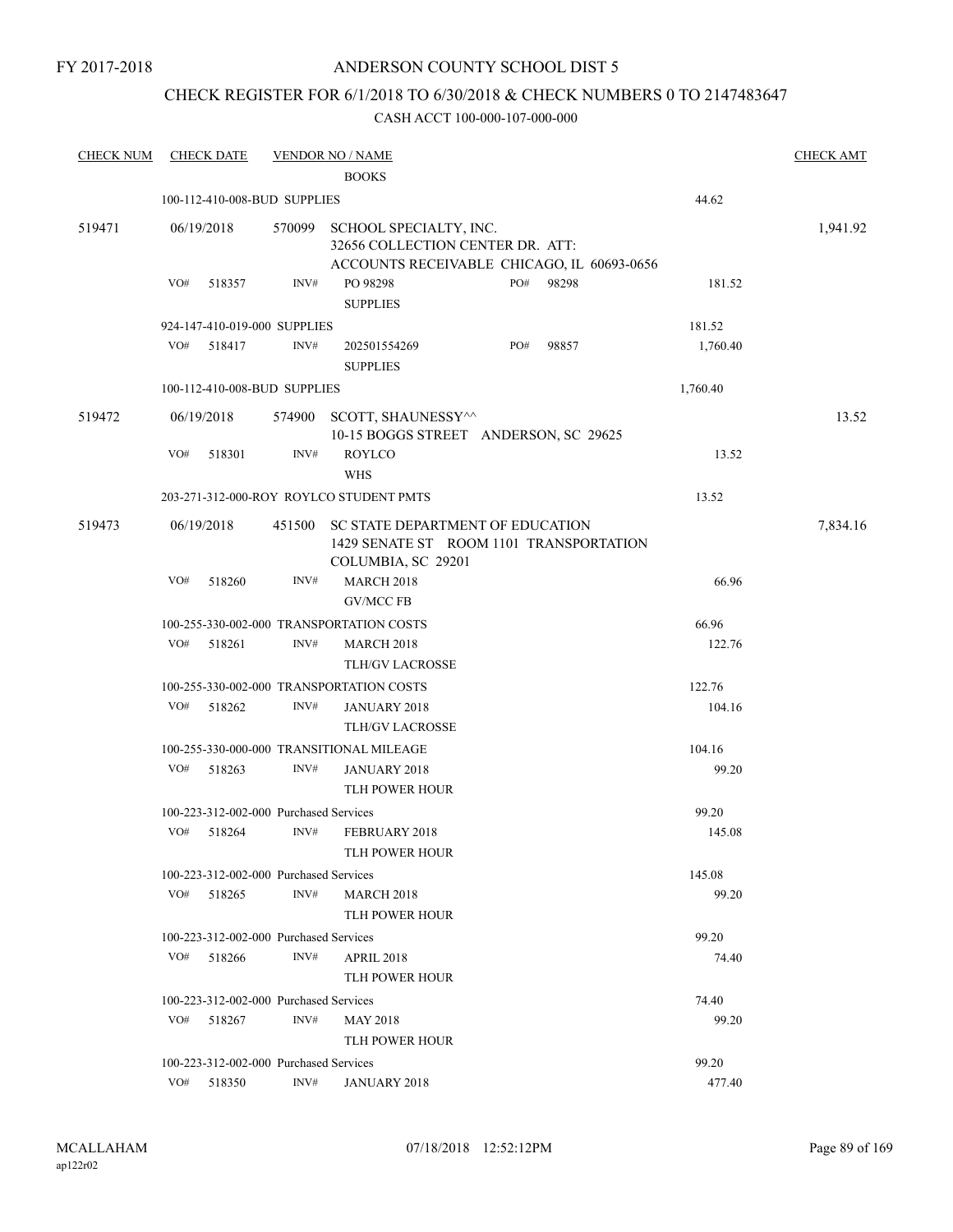FY 2017-2018

# ANDERSON COUNTY SCHOOL DIST 5

## CHECK REGISTER FOR 6/1/2018 TO 6/30/2018 & CHECK NUMBERS 0 TO 2147483647

CASH ACCT 100-000-107-000-000

| CHECK NUM | CHECK DATE | VENDOR NO / NAME | | CHECK AMT |
|---|---|---|---|---|
| | | BOOKS | | |
| | 100-112-410-008-BUD SUPPLIES | | 44.62 | |
| 519471 | 06/19/2018 | 570099 SCHOOL SPECIALTY, INC.<br>32656 COLLECTION CENTER DR. ATT:<br>ACCOUNTS RECEIVABLE CHICAGO, IL 60693-0656 | | 1,941.92 |
| | VO# 518357 | INV# PO 98298 PO# 98298<br>SUPPLIES | 181.52 | |
| | 924-147-410-019-000 SUPPLIES | | 181.52 | |
| | VO# 518417 | INV# 202501554269 PO# 98857<br>SUPPLIES | 1,760.40 | |
| | 100-112-410-008-BUD SUPPLIES | | 1,760.40 | |
| 519472 | 06/19/2018 | 574900 SCOTT, SHAUNESSY^^<br>10-15 BOGGS STREET ANDERSON, SC 29625 | | 13.52 |
| | VO# 518301 | INV# ROYLCO<br>WHS | 13.52 | |
| | 203-271-312-000-ROY ROYLCO STUDENT PMTS | | 13.52 | |
| 519473 | 06/19/2018 | 451500 SC STATE DEPARTMENT OF EDUCATION<br>1429 SENATE ST ROOM 1101 TRANSPORTATION<br>COLUMBIA, SC 29201 | | 7,834.16 |
| | VO# 518260 | INV# MARCH 2018<br>GV/MCC FB | 66.96 | |
| | 100-255-330-002-000 TRANSPORTATION COSTS | | 66.96 | |
| | VO# 518261 | INV# MARCH 2018<br>TLH/GV LACROSSE | 122.76 | |
| | 100-255-330-002-000 TRANSPORTATION COSTS | | 122.76 | |
| | VO# 518262 | INV# JANUARY 2018<br>TLH/GV LACROSSE | 104.16 | |
| | 100-255-330-000-000 TRANSITIONAL MILEAGE | | 104.16 | |
| | VO# 518263 | INV# JANUARY 2018<br>TLH POWER HOUR | 99.20 | |
| | 100-223-312-002-000 Purchased Services | | 99.20 | |
| | VO# 518264 | INV# FEBRUARY 2018<br>TLH POWER HOUR | 145.08 | |
| | 100-223-312-002-000 Purchased Services | | 145.08 | |
| | VO# 518265 | INV# MARCH 2018<br>TLH POWER HOUR | 99.20 | |
| | 100-223-312-002-000 Purchased Services | | 99.20 | |
| | VO# 518266 | INV# APRIL 2018<br>TLH POWER HOUR | 74.40 | |
| | 100-223-312-002-000 Purchased Services | | 74.40 | |
| | VO# 518267 | INV# MAY 2018<br>TLH POWER HOUR | 99.20 | |
| | 100-223-312-002-000 Purchased Services | | 99.20 | |
| | VO# 518350 | INV# JANUARY 2018 | 477.40 | |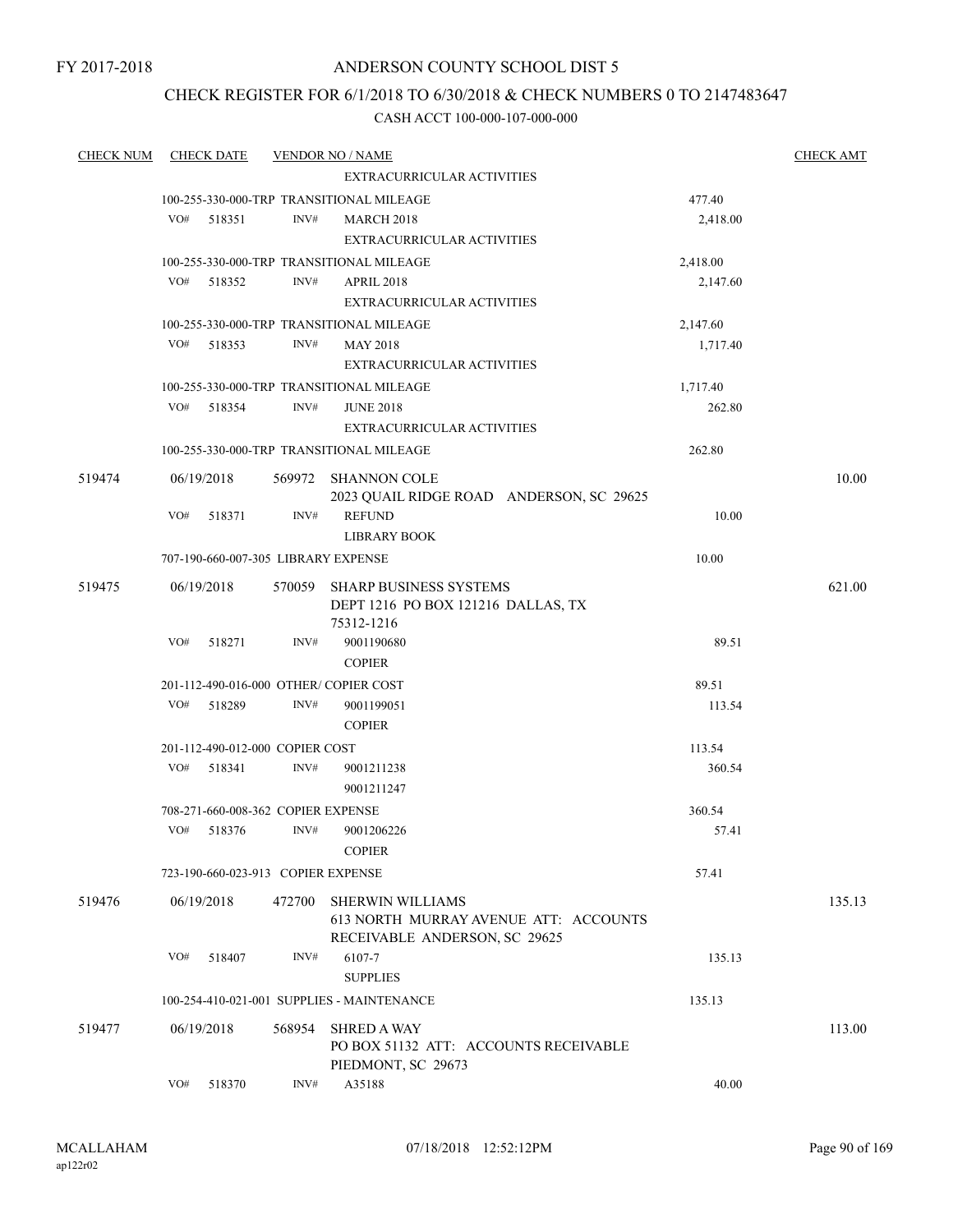FY 2017-2018

# ANDERSON COUNTY SCHOOL DIST 5

## CHECK REGISTER FOR 6/1/2018 TO 6/30/2018 & CHECK NUMBERS 0 TO 2147483647

### CASH ACCT 100-000-107-000-000

| CHECK NUM | CHECK DATE | VENDOR NO / NAME | | | CHECK AMT |
|---|---|---|---|---|---|
| | | | EXTRACURRICULAR ACTIVITIES | | |
| | 100-255-330-000-TRP TRANSITIONAL MILEAGE | | | 477.40 | |
| | VO# 518351 | INV# | MARCH 2018 | 2,418.00 | |
| | | | EXTRACURRICULAR ACTIVITIES | | |
| | 100-255-330-000-TRP TRANSITIONAL MILEAGE | | | 2,418.00 | |
| | VO# 518352 | INV# | APRIL 2018 | 2,147.60 | |
| | | | EXTRACURRICULAR ACTIVITIES | | |
| | 100-255-330-000-TRP TRANSITIONAL MILEAGE | | | 2,147.60 | |
| | VO# 518353 | INV# | MAY 2018 | 1,717.40 | |
| | | | EXTRACURRICULAR ACTIVITIES | | |
| | 100-255-330-000-TRP TRANSITIONAL MILEAGE | | | 1,717.40 | |
| | VO# 518354 | INV# | JUNE 2018 | 262.80 | |
| | | | EXTRACURRICULAR ACTIVITIES | | |
| | 100-255-330-000-TRP TRANSITIONAL MILEAGE | | | 262.80 | |
| 519474 | 06/19/2018 | 569972 | SHANNON COLE<br>2023 QUAIL RIDGE ROAD ANDERSON, SC 29625 | | 10.00 |
| | VO# 518371 | INV# | REFUND | 10.00 | |
| | | | LIBRARY BOOK | | |
| | 707-190-660-007-305 LIBRARY EXPENSE | | | 10.00 | |
| 519475 | 06/19/2018 | 570059 | SHARP BUSINESS SYSTEMS<br>DEPT 1216 PO BOX 121216 DALLAS, TX 75312-1216 | | 621.00 |
| | VO# 518271 | INV# | 9001190680 | 89.51 | |
| | | | COPIER | | |
| | 201-112-490-016-000 OTHER/ COPIER COST | | | 89.51 | |
| | VO# 518289 | INV# | 9001199051 | 113.54 | |
| | | | COPIER | | |
| | 201-112-490-012-000 COPIER COST | | | 113.54 | |
| | VO# 518341 | INV# | 9001211238 | 360.54 | |
| | | | 9001211247 | | |
| | 708-271-660-008-362 COPIER EXPENSE | | | 360.54 | |
| | VO# 518376 | INV# | 9001206226 | 57.41 | |
| | | | COPIER | | |
| | 723-190-660-023-913 COPIER EXPENSE | | | 57.41 | |
| 519476 | 06/19/2018 | 472700 | SHERWIN WILLIAMS<br>613 NORTH MURRAY AVENUE ATT: ACCOUNTS RECEIVABLE ANDERSON, SC 29625 | | 135.13 |
| | VO# 518407 | INV# | 6107-7 | 135.13 | |
| | | | SUPPLIES | | |
| | 100-254-410-021-001 SUPPLIES - MAINTENANCE | | | 135.13 | |
| 519477 | 06/19/2018 | 568954 | SHRED A WAY<br>PO BOX 51132 ATT: ACCOUNTS RECEIVABLE PIEDMONT, SC 29673 | | 113.00 |
| | VO# 518370 | INV# | A35188 | 40.00 | |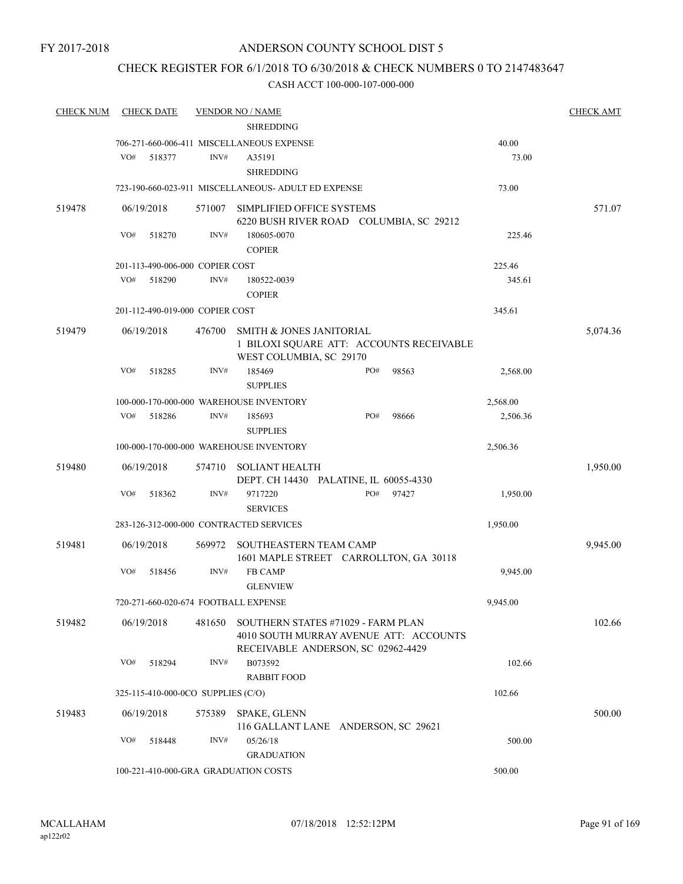FY 2017-2018

# ANDERSON COUNTY SCHOOL DIST 5

## CHECK REGISTER FOR 6/1/2018 TO 6/30/2018 & CHECK NUMBERS 0 TO 2147483647

CASH ACCT 100-000-107-000-000

| CHECK NUM | CHECK DATE | VENDOR NO / NAME | | CHECK AMT |
|---|---|---|---|---|
| | | SHREDDING | | |
| | | 706-271-660-006-411 MISCELLANEOUS EXPENSE | 40.00 | |
| | VO# 518377 | INV# A35191 SHREDDING | 73.00 | |
| | | 723-190-660-023-911 MISCELLANEOUS- ADULT ED EXPENSE | 73.00 | |
| 519478 | 06/19/2018 | 571007 SIMPLIFIED OFFICE SYSTEMS 6220 BUSH RIVER ROAD COLUMBIA, SC 29212 | | 571.07 |
| | VO# 518270 | INV# 180605-0070 COPIER | 225.46 | |
| | | 201-113-490-006-000 COPIER COST | 225.46 | |
| | VO# 518290 | INV# 180522-0039 COPIER | 345.61 | |
| | | 201-112-490-019-000 COPIER COST | 345.61 | |
| 519479 | 06/19/2018 | 476700 SMITH & JONES JANITORIAL 1 BILOXI SQUARE ATT: ACCOUNTS RECEIVABLE WEST COLUMBIA, SC 29170 | | 5,074.36 |
| | VO# 518285 | INV# 185469 PO# 98563 SUPPLIES | 2,568.00 | |
| | | 100-000-170-000-000 WAREHOUSE INVENTORY | 2,568.00 | |
| | VO# 518286 | INV# 185693 PO# 98666 SUPPLIES | 2,506.36 | |
| | | 100-000-170-000-000 WAREHOUSE INVENTORY | 2,506.36 | |
| 519480 | 06/19/2018 | 574710 SOLIANT HEALTH DEPT. CH 14430 PALATINE, IL 60055-4330 | | 1,950.00 |
| | VO# 518362 | INV# 9717220 PO# 97427 SERVICES | 1,950.00 | |
| | | 283-126-312-000-000 CONTRACTED SERVICES | 1,950.00 | |
| 519481 | 06/19/2018 | 569972 SOUTHEASTERN TEAM CAMP 1601 MAPLE STREET CARROLLTON, GA 30118 | | 9,945.00 |
| | VO# 518456 | INV# FB CAMP GLENVIEW | 9,945.00 | |
| | | 720-271-660-020-674 FOOTBALL EXPENSE | 9,945.00 | |
| 519482 | 06/19/2018 | 481650 SOUTHERN STATES #71029 - FARM PLAN 4010 SOUTH MURRAY AVENUE ATT: ACCOUNTS RECEIVABLE ANDERSON, SC 02962-4429 | | 102.66 |
| | VO# 518294 | INV# B073592 RABBIT FOOD | 102.66 | |
| | | 325-115-410-000-0CO SUPPLIES (C/O) | 102.66 | |
| 519483 | 06/19/2018 | 575389 SPAKE, GLENN 116 GALLANT LANE ANDERSON, SC 29621 | | 500.00 |
| | VO# 518448 | INV# 05/26/18 GRADUATION | 500.00 | |
| | | 100-221-410-000-GRA GRADUATION COSTS | 500.00 | |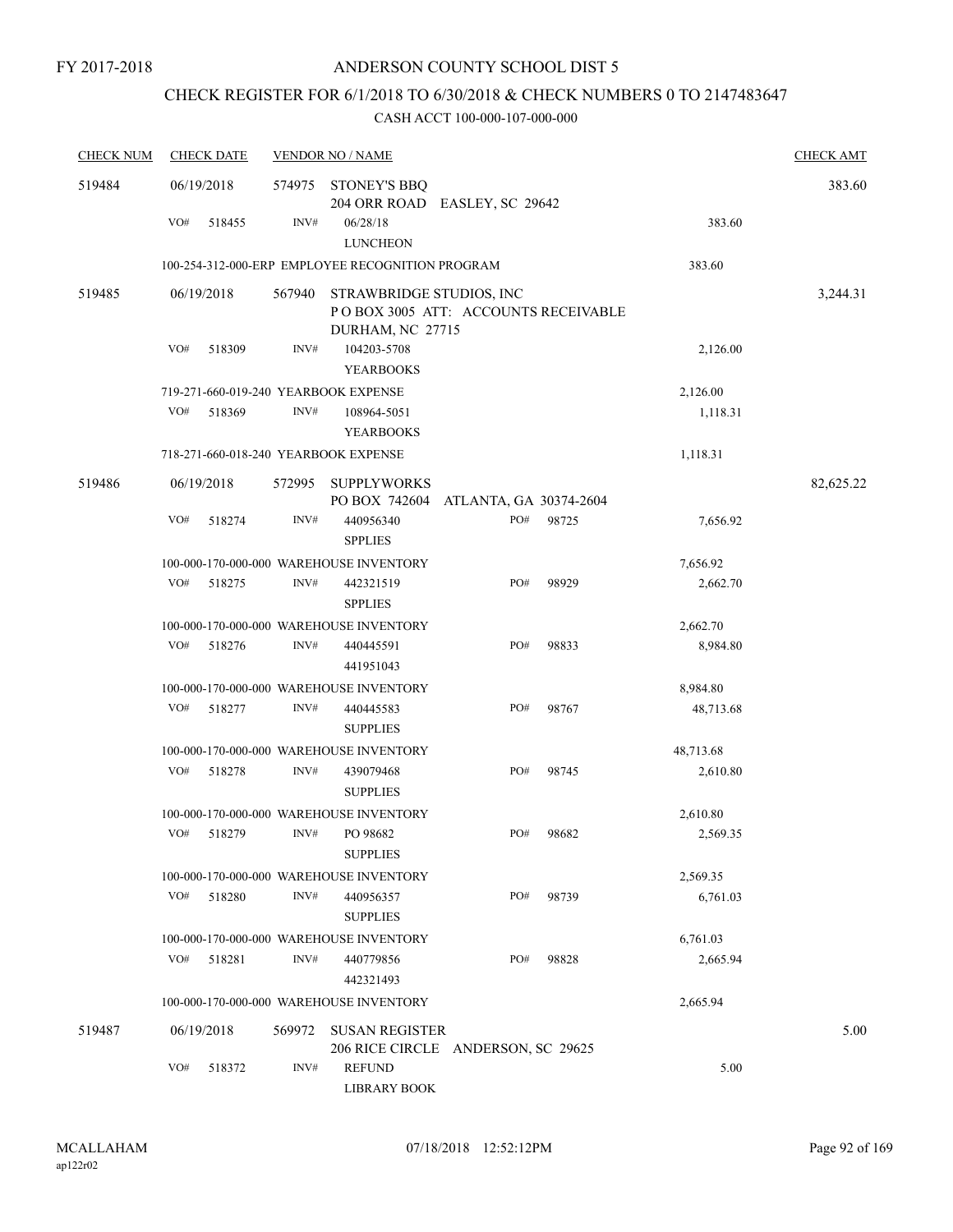FY 2017-2018

ANDERSON COUNTY SCHOOL DIST 5

CHECK REGISTER FOR 6/1/2018 TO 6/30/2018 & CHECK NUMBERS 0 TO 2147483647

CASH ACCT 100-000-107-000-000

| CHECK NUM | CHECK DATE | VENDOR NO / NAME | | CHECK AMT |
|---|---|---|---|---|
| 519484 | 06/19/2018 | 574975 STONEY'S BBQ<br>204 ORR ROAD EASLEY, SC 29642 | | 383.60 |
| | VO# 518455 | INV# 06/28/18<br>LUNCHEON | 383.60 | |
| | 100-254-312-000-ERP EMPLOYEE RECOGNITION PROGRAM | | 383.60 | |
| 519485 | 06/19/2018 | 567940 STRAWBRIDGE STUDIOS, INC<br>P O BOX 3005 ATT: ACCOUNTS RECEIVABLE<br>DURHAM, NC 27715 | | 3,244.31 |
| | VO# 518309 | INV# 104203-5708<br>YEARBOOKS | 2,126.00 | |
| | 719-271-660-019-240 YEARBOOK EXPENSE | | 2,126.00 | |
| | VO# 518369 | INV# 108964-5051<br>YEARBOOKS | 1,118.31 | |
| | 718-271-660-018-240 YEARBOOK EXPENSE | | 1,118.31 | |
| 519486 | 06/19/2018 | 572995 SUPPLYWORKS<br>PO BOX 742604 ATLANTA, GA 30374-2604 | | 82,625.22 |
| | VO# 518274 | INV# 440956340 PO# 98725<br>SPPLIES | 7,656.92 | |
| | 100-000-170-000-000 WAREHOUSE INVENTORY | | 7,656.92 | |
| | VO# 518275 | INV# 442321519 PO# 98929<br>SPPLIES | 2,662.70 | |
| | 100-000-170-000-000 WAREHOUSE INVENTORY | | 2,662.70 | |
| | VO# 518276 | INV# 440445591 PO# 98833<br>441951043 | 8,984.80 | |
| | 100-000-170-000-000 WAREHOUSE INVENTORY | | 8,984.80 | |
| | VO# 518277 | INV# 440445583 PO# 98767<br>SUPPLIES | 48,713.68 | |
| | 100-000-170-000-000 WAREHOUSE INVENTORY | | 48,713.68 | |
| | VO# 518278 | INV# 439079468 PO# 98745<br>SUPPLIES | 2,610.80 | |
| | 100-000-170-000-000 WAREHOUSE INVENTORY | | 2,610.80 | |
| | VO# 518279 | INV# PO 98682 PO# 98682<br>SUPPLIES | 2,569.35 | |
| | 100-000-170-000-000 WAREHOUSE INVENTORY | | 2,569.35 | |
| | VO# 518280 | INV# 440956357 PO# 98739<br>SUPPLIES | 6,761.03 | |
| | 100-000-170-000-000 WAREHOUSE INVENTORY | | 6,761.03 | |
| | VO# 518281 | INV# 440779856 PO# 98828<br>442321493 | 2,665.94 | |
| | 100-000-170-000-000 WAREHOUSE INVENTORY | | 2,665.94 | |
| 519487 | 06/19/2018 | 569972 SUSAN REGISTER<br>206 RICE CIRCLE ANDERSON, SC 29625 | | 5.00 |
| | VO# 518372 | INV# REFUND<br>LIBRARY BOOK | 5.00 | |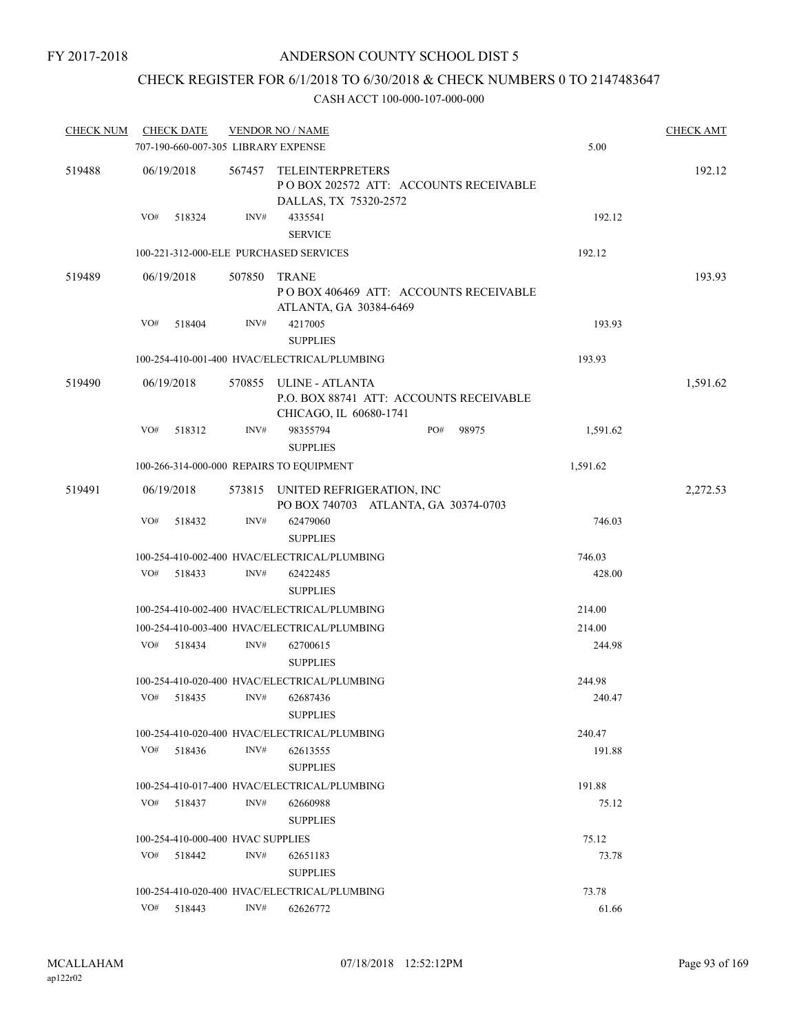FY 2017-2018

# ANDERSON COUNTY SCHOOL DIST 5

## CHECK REGISTER FOR 6/1/2018 TO 6/30/2018 & CHECK NUMBERS 0 TO 2147483647

### CASH ACCT 100-000-107-000-000

| CHECK NUM | CHECK DATE | VENDOR NO / NAME | | CHECK AMT |
|---|---|---|---|---|
| | 707-190-660-007-305 LIBRARY EXPENSE | | 5.00 | |
| 519488 | 06/19/2018 | 567457 TELEINTERPRETERS<br>P O BOX 202572 ATT: ACCOUNTS RECEIVABLE<br>DALLAS, TX 75320-2572 | | 192.12 |
| | VO# 518324 | INV# 4335541<br>SERVICE | 192.12 | |
| | 100-221-312-000-ELE PURCHASED SERVICES | | 192.12 | |
| 519489 | 06/19/2018 | 507850 TRANE<br>P O BOX 406469 ATT: ACCOUNTS RECEIVABLE<br>ATLANTA, GA 30384-6469 | | 193.93 |
| | VO# 518404 | INV# 4217005<br>SUPPLIES | 193.93 | |
| | 100-254-410-001-400 HVAC/ELECTRICAL/PLUMBING | | 193.93 | |
| 519490 | 06/19/2018 | 570855 ULINE - ATLANTA<br>P.O. BOX 88741 ATT: ACCOUNTS RECEIVABLE<br>CHICAGO, IL 60680-1741 | | 1,591.62 |
| | VO# 518312 | INV# 98355794 PO# 98975<br>SUPPLIES | 1,591.62 | |
| | 100-266-314-000-000 REPAIRS TO EQUIPMENT | | 1,591.62 | |
| 519491 | 06/19/2018 | 573815 UNITED REFRIGERATION, INC<br>PO BOX 740703 ATLANTA, GA 30374-0703 | | 2,272.53 |
| | VO# 518432 | INV# 62479060<br>SUPPLIES | 746.03 | |
| | 100-254-410-002-400 HVAC/ELECTRICAL/PLUMBING | | 746.03 | |
| | VO# 518433 | INV# 62422485<br>SUPPLIES | 428.00 | |
| | 100-254-410-002-400 HVAC/ELECTRICAL/PLUMBING | | 214.00 | |
| | 100-254-410-003-400 HVAC/ELECTRICAL/PLUMBING | | 214.00 | |
| | VO# 518434 | INV# 62700615<br>SUPPLIES | 244.98 | |
| | 100-254-410-020-400 HVAC/ELECTRICAL/PLUMBING | | 244.98 | |
| | VO# 518435 | INV# 62687436<br>SUPPLIES | 240.47 | |
| | 100-254-410-020-400 HVAC/ELECTRICAL/PLUMBING | | 240.47 | |
| | VO# 518436 | INV# 62613555<br>SUPPLIES | 191.88 | |
| | 100-254-410-017-400 HVAC/ELECTRICAL/PLUMBING | | 191.88 | |
| | VO# 518437 | INV# 62660988<br>SUPPLIES | 75.12 | |
| | 100-254-410-000-400 HVAC SUPPLIES | | 75.12 | |
| | VO# 518442 | INV# 62651183<br>SUPPLIES | 73.78 | |
| | 100-254-410-020-400 HVAC/ELECTRICAL/PLUMBING | | 73.78 | |
| | VO# 518443 | INV# 62626772 | 61.66 | |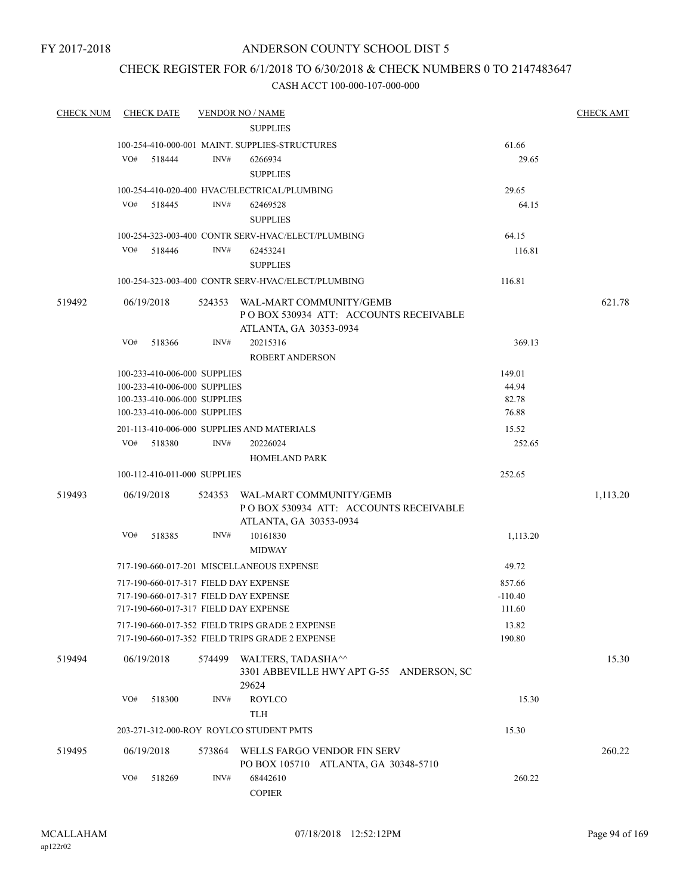FY 2017-2018

# ANDERSON COUNTY SCHOOL DIST 5

## CHECK REGISTER FOR 6/1/2018 TO 6/30/2018 & CHECK NUMBERS 0 TO 2147483647

CASH ACCT 100-000-107-000-000

| CHECK NUM | CHECK DATE | VENDOR NO / NAME | | CHECK AMT |
|---|---|---|---|---|
| | | SUPPLIES | | |
| | | 100-254-410-000-001 MAINT. SUPPLIES-STRUCTURES | 61.66 | |
| | VO# 518444 | INV# 6266934 SUPPLIES | 29.65 | |
| | | 100-254-410-020-400 HVAC/ELECTRICAL/PLUMBING | 29.65 | |
| | VO# 518445 | INV# 62469528 SUPPLIES | 64.15 | |
| | | 100-254-323-003-400 CONTR SERV-HVAC/ELECT/PLUMBING | 64.15 | |
| | VO# 518446 | INV# 62453241 SUPPLIES | 116.81 | |
| | | 100-254-323-003-400 CONTR SERV-HVAC/ELECT/PLUMBING | 116.81 | |
| 519492 | 06/19/2018 | 524353 WAL-MART COMMUNITY/GEMB P O BOX 530934 ATT: ACCOUNTS RECEIVABLE ATLANTA, GA 30353-0934 | | 621.78 |
| | VO# 518366 | INV# 20215316 ROBERT ANDERSON | 369.13 | |
| | | 100-233-410-006-000 SUPPLIES | 149.01 | |
| | | 100-233-410-006-000 SUPPLIES | 44.94 | |
| | | 100-233-410-006-000 SUPPLIES | 82.78 | |
| | | 100-233-410-006-000 SUPPLIES | 76.88 | |
| | | 201-113-410-006-000 SUPPLIES AND MATERIALS | 15.52 | |
| | VO# 518380 | INV# 20226024 HOMELAND PARK | 252.65 | |
| | | 100-112-410-011-000 SUPPLIES | 252.65 | |
| 519493 | 06/19/2018 | 524353 WAL-MART COMMUNITY/GEMB P O BOX 530934 ATT: ACCOUNTS RECEIVABLE ATLANTA, GA 30353-0934 | | 1,113.20 |
| | VO# 518385 | INV# 10161830 MIDWAY | 1,113.20 | |
| | | 717-190-660-017-201 MISCELLANEOUS EXPENSE | 49.72 | |
| | | 717-190-660-017-317 FIELD DAY EXPENSE | 857.66 | |
| | | 717-190-660-017-317 FIELD DAY EXPENSE | -110.40 | |
| | | 717-190-660-017-317 FIELD DAY EXPENSE | 111.60 | |
| | | 717-190-660-017-352 FIELD TRIPS GRADE 2 EXPENSE | 13.82 | |
| | | 717-190-660-017-352 FIELD TRIPS GRADE 2 EXPENSE | 190.80 | |
| 519494 | 06/19/2018 | 574499 WALTERS, TADASHA^^ 3301 ABBEVILLE HWY APT G-55 ANDERSON, SC 29624 | | 15.30 |
| | VO# 518300 | INV# ROYLCO TLH | 15.30 | |
| | | 203-271-312-000-ROY ROYLCO STUDENT PMTS | 15.30 | |
| 519495 | 06/19/2018 | 573864 WELLS FARGO VENDOR FIN SERV PO BOX 105710 ATLANTA, GA 30348-5710 | | 260.22 |
| | VO# 518269 | INV# 68442610 COPIER | 260.22 | |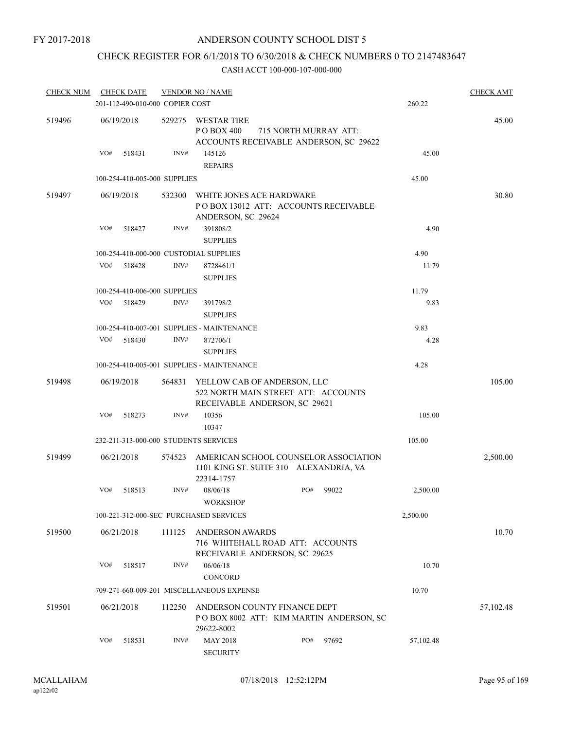FY 2017-2018

# ANDERSON COUNTY SCHOOL DIST 5

## CHECK REGISTER FOR 6/1/2018 TO 6/30/2018 & CHECK NUMBERS 0 TO 2147483647

### CASH ACCT 100-000-107-000-000

| CHECK NUM | CHECK DATE | VENDOR NO / NAME | | CHECK AMT |
|---|---|---|---|---|
| | 201-112-490-010-000 COPIER COST | | 260.22 | |
| 519496 | 06/19/2018 | 529275 WESTAR TIRE<br>P O BOX 400 715 NORTH MURRAY ATT: ACCOUNTS RECEIVABLE ANDERSON, SC 29622 | | 45.00 |
| | VO# 518431 | INV# 145126<br>REPAIRS | 45.00 | |
| | 100-254-410-005-000 SUPPLIES | | 45.00 | |
| 519497 | 06/19/2018 | 532300 WHITE JONES ACE HARDWARE<br>P O BOX 13012 ATT: ACCOUNTS RECEIVABLE ANDERSON, SC 29624 | | 30.80 |
| | VO# 518427 | INV# 391808/2<br>SUPPLIES | 4.90 | |
| | 100-254-410-000-000 CUSTODIAL SUPPLIES | | 4.90 | |
| | VO# 518428 | INV# 8728461/1<br>SUPPLIES | 11.79 | |
| | 100-254-410-006-000 SUPPLIES | | 11.79 | |
| | VO# 518429 | INV# 391798/2<br>SUPPLIES | 9.83 | |
| | 100-254-410-007-001 SUPPLIES - MAINTENANCE | | 9.83 | |
| | VO# 518430 | INV# 872706/1<br>SUPPLIES | 4.28 | |
| | 100-254-410-005-001 SUPPLIES - MAINTENANCE | | 4.28 | |
| 519498 | 06/19/2018 | 564831 YELLOW CAB OF ANDERSON, LLC<br>522 NORTH MAIN STREET ATT: ACCOUNTS RECEIVABLE ANDERSON, SC 29621 | | 105.00 |
| | VO# 518273 | INV# 10356<br>10347 | 105.00 | |
| | 232-211-313-000-000 STUDENTS SERVICES | | 105.00 | |
| 519499 | 06/21/2018 | 574523 AMERICAN SCHOOL COUNSELOR ASSOCIATION<br>1101 KING ST. SUITE 310 ALEXANDRIA, VA 22314-1757 | | 2,500.00 |
| | VO# 518513 | INV# 08/06/18 PO# 99022<br>WORKSHOP | 2,500.00 | |
| | 100-221-312-000-SEC PURCHASED SERVICES | | 2,500.00 | |
| 519500 | 06/21/2018 | 111125 ANDERSON AWARDS<br>716 WHITEHALL ROAD ATT: ACCOUNTS RECEIVABLE ANDERSON, SC 29625 | | 10.70 |
| | VO# 518517 | INV# 06/06/18<br>CONCORD | 10.70 | |
| | 709-271-660-009-201 MISCELLANEOUS EXPENSE | | 10.70 | |
| 519501 | 06/21/2018 | 112250 ANDERSON COUNTY FINANCE DEPT<br>P O BOX 8002 ATT: KIM MARTIN ANDERSON, SC 29622-8002 | | 57,102.48 |
| | VO# 518531 | INV# MAY 2018 PO# 97692<br>SECURITY | 57,102.48 | |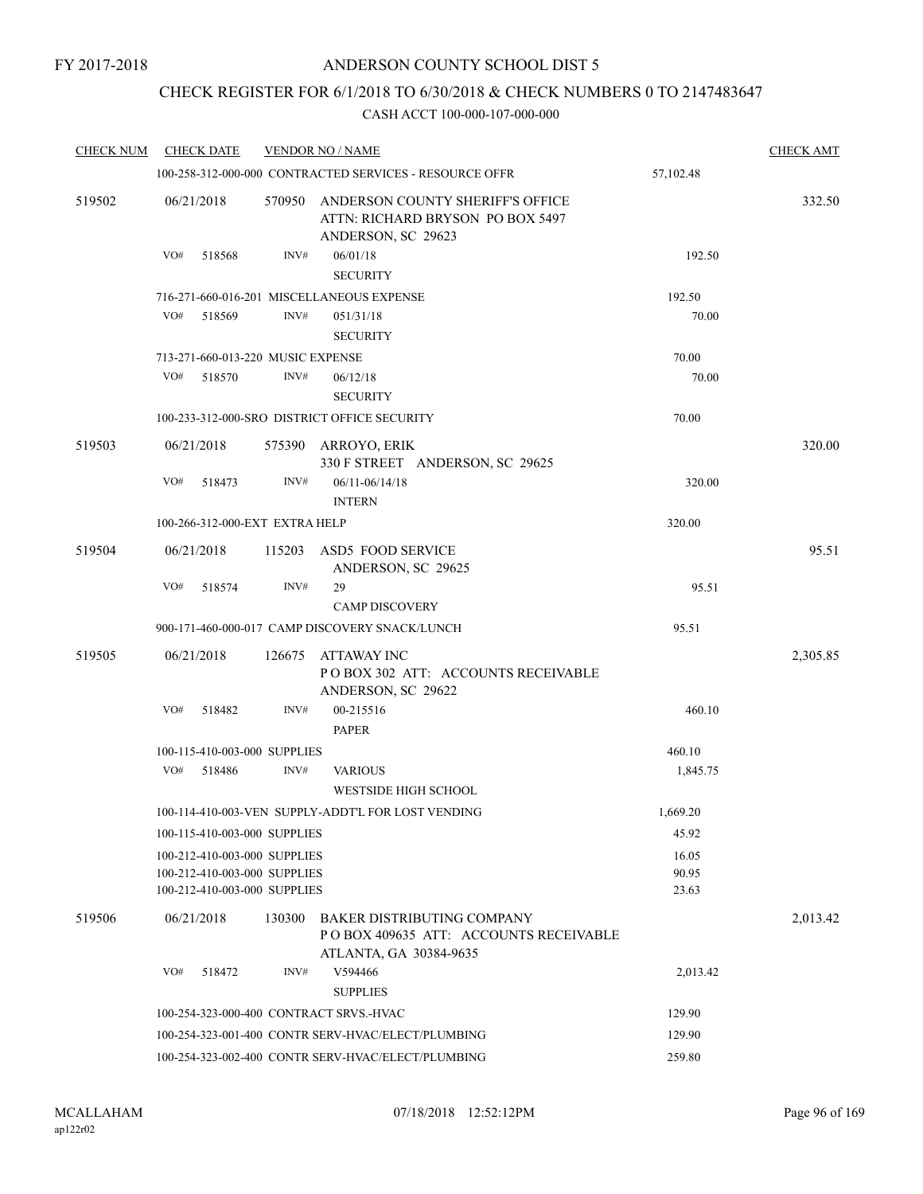FY 2017-2018

# ANDERSON COUNTY SCHOOL DIST 5

## CHECK REGISTER FOR 6/1/2018 TO 6/30/2018 & CHECK NUMBERS 0 TO 2147483647

### CASH ACCT 100-000-107-000-000

| CHECK NUM | CHECK DATE | VENDOR NO / NAME | | CHECK AMT |
|---|---|---|---|---|
| | | 100-258-312-000-000 CONTRACTED SERVICES - RESOURCE OFFR | 57,102.48 | |
| 519502 | 06/21/2018 | 570950 ANDERSON COUNTY SHERIFF'S OFFICE ATTN: RICHARD BRYSON PO BOX 5497 ANDERSON, SC 29623 | | 332.50 |
| | VO# 518568 | INV# 06/01/18 SECURITY | 192.50 | |
| | | 716-271-660-016-201 MISCELLANEOUS EXPENSE | 192.50 | |
| | VO# 518569 | INV# 051/31/18 SECURITY | 70.00 | |
| | | 713-271-660-013-220 MUSIC EXPENSE | 70.00 | |
| | VO# 518570 | INV# 06/12/18 SECURITY | 70.00 | |
| | | 100-233-312-000-SRO DISTRICT OFFICE SECURITY | 70.00 | |
| 519503 | 06/21/2018 | 575390 ARROYO, ERIK 330 F STREET ANDERSON, SC 29625 | | 320.00 |
| | VO# 518473 | INV# 06/11-06/14/18 INTERN | 320.00 | |
| | | 100-266-312-000-EXT EXTRA HELP | 320.00 | |
| 519504 | 06/21/2018 | 115203 ASD5 FOOD SERVICE ANDERSON, SC 29625 | | 95.51 |
| | VO# 518574 | INV# 29 CAMP DISCOVERY | 95.51 | |
| | | 900-171-460-000-017 CAMP DISCOVERY SNACK/LUNCH | 95.51 | |
| 519505 | 06/21/2018 | 126675 ATTAWAY INC P O BOX 302 ATT: ACCOUNTS RECEIVABLE ANDERSON, SC 29622 | | 2,305.85 |
| | VO# 518482 | INV# 00-215516 PAPER | 460.10 | |
| | | 100-115-410-003-000 SUPPLIES | 460.10 | |
| | VO# 518486 | INV# VARIOUS WESTSIDE HIGH SCHOOL | 1,845.75 | |
| | | 100-114-410-003-VEN SUPPLY-ADDT'L FOR LOST VENDING | 1,669.20 | |
| | | 100-115-410-003-000 SUPPLIES | 45.92 | |
| | | 100-212-410-003-000 SUPPLIES | 16.05 | |
| | | 100-212-410-003-000 SUPPLIES | 90.95 | |
| | | 100-212-410-003-000 SUPPLIES | 23.63 | |
| 519506 | 06/21/2018 | 130300 BAKER DISTRIBUTING COMPANY P O BOX 409635 ATT: ACCOUNTS RECEIVABLE ATLANTA, GA 30384-9635 | | 2,013.42 |
| | VO# 518472 | INV# V594466 SUPPLIES | 2,013.42 | |
| | | 100-254-323-000-400 CONTRACT SRVS.-HVAC | 129.90 | |
| | | 100-254-323-001-400 CONTR SERV-HVAC/ELECT/PLUMBING | 129.90 | |
| | | 100-254-323-002-400 CONTR SERV-HVAC/ELECT/PLUMBING | 259.80 | |

MCALLAHAM ap122r02 07/18/2018 12:52:12PM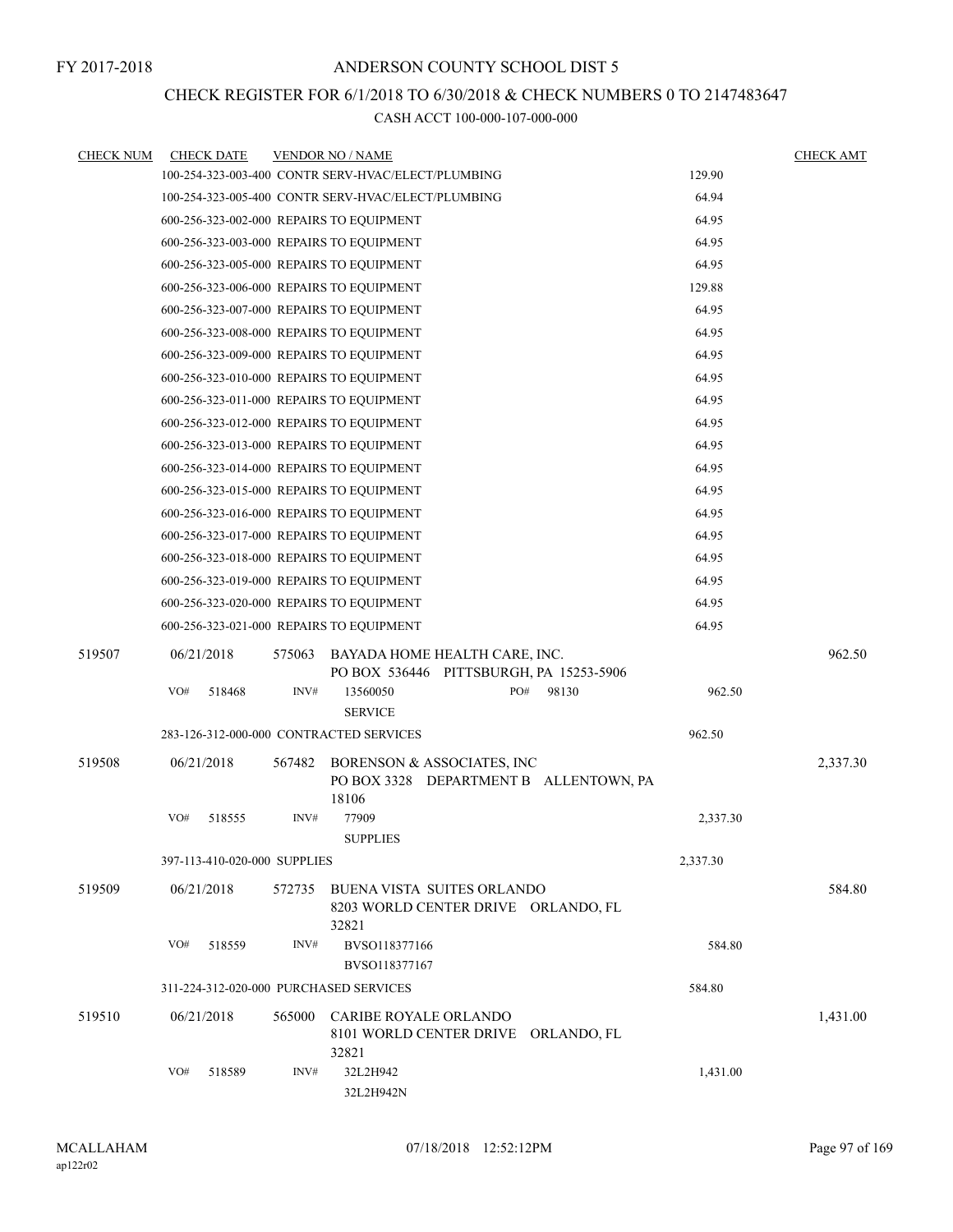FY 2017-2018

# ANDERSON COUNTY SCHOOL DIST 5

## CHECK REGISTER FOR 6/1/2018 TO 6/30/2018 & CHECK NUMBERS 0 TO 2147483647

### CASH ACCT 100-000-107-000-000

| CHECK NUM | CHECK DATE | VENDOR NO / NAME | | CHECK AMT |
|---|---|---|---|---|
| | | 100-254-323-003-400 CONTR SERV-HVAC/ELECT/PLUMBING | 129.90 | |
| | | 100-254-323-005-400 CONTR SERV-HVAC/ELECT/PLUMBING | 64.94 | |
| | | 600-256-323-002-000 REPAIRS TO EQUIPMENT | 64.95 | |
| | | 600-256-323-003-000 REPAIRS TO EQUIPMENT | 64.95 | |
| | | 600-256-323-005-000 REPAIRS TO EQUIPMENT | 64.95 | |
| | | 600-256-323-006-000 REPAIRS TO EQUIPMENT | 129.88 | |
| | | 600-256-323-007-000 REPAIRS TO EQUIPMENT | 64.95 | |
| | | 600-256-323-008-000 REPAIRS TO EQUIPMENT | 64.95 | |
| | | 600-256-323-009-000 REPAIRS TO EQUIPMENT | 64.95 | |
| | | 600-256-323-010-000 REPAIRS TO EQUIPMENT | 64.95 | |
| | | 600-256-323-011-000 REPAIRS TO EQUIPMENT | 64.95 | |
| | | 600-256-323-012-000 REPAIRS TO EQUIPMENT | 64.95 | |
| | | 600-256-323-013-000 REPAIRS TO EQUIPMENT | 64.95 | |
| | | 600-256-323-014-000 REPAIRS TO EQUIPMENT | 64.95 | |
| | | 600-256-323-015-000 REPAIRS TO EQUIPMENT | 64.95 | |
| | | 600-256-323-016-000 REPAIRS TO EQUIPMENT | 64.95 | |
| | | 600-256-323-017-000 REPAIRS TO EQUIPMENT | 64.95 | |
| | | 600-256-323-018-000 REPAIRS TO EQUIPMENT | 64.95 | |
| | | 600-256-323-019-000 REPAIRS TO EQUIPMENT | 64.95 | |
| | | 600-256-323-020-000 REPAIRS TO EQUIPMENT | 64.95 | |
| | | 600-256-323-021-000 REPAIRS TO EQUIPMENT | 64.95 | |
| 519507 | 06/21/2018 | 575063 BAYADA HOME HEALTH CARE, INC.<br>PO BOX 536446 PITTSBURGH, PA 15253-5906 | | 962.50 |
| | VO# 518468 | INV# 13560050 PO# 98130<br>SERVICE | 962.50 | |
| | | 283-126-312-000-000 CONTRACTED SERVICES | 962.50 | |
| 519508 | 06/21/2018 | 567482 BORENSON & ASSOCIATES, INC<br>PO BOX 3328 DEPARTMENT B ALLENTOWN, PA 18106 | | 2,337.30 |
| | VO# 518555 | INV# 77909<br>SUPPLIES | 2,337.30 | |
| | | 397-113-410-020-000 SUPPLIES | 2,337.30 | |
| 519509 | 06/21/2018 | 572735 BUENA VISTA SUITES ORLANDO<br>8203 WORLD CENTER DRIVE ORLANDO, FL 32821 | | 584.80 |
| | VO# 518559 | INV# BVSO118377166<br>BVSO118377167 | 584.80 | |
| | | 311-224-312-020-000 PURCHASED SERVICES | 584.80 | |
| 519510 | 06/21/2018 | 565000 CARIBE ROYALE ORLANDO<br>8101 WORLD CENTER DRIVE ORLANDO, FL 32821 | | 1,431.00 |
| | VO# 518589 | INV# 32L2H942<br>32L2H942N | 1,431.00 | |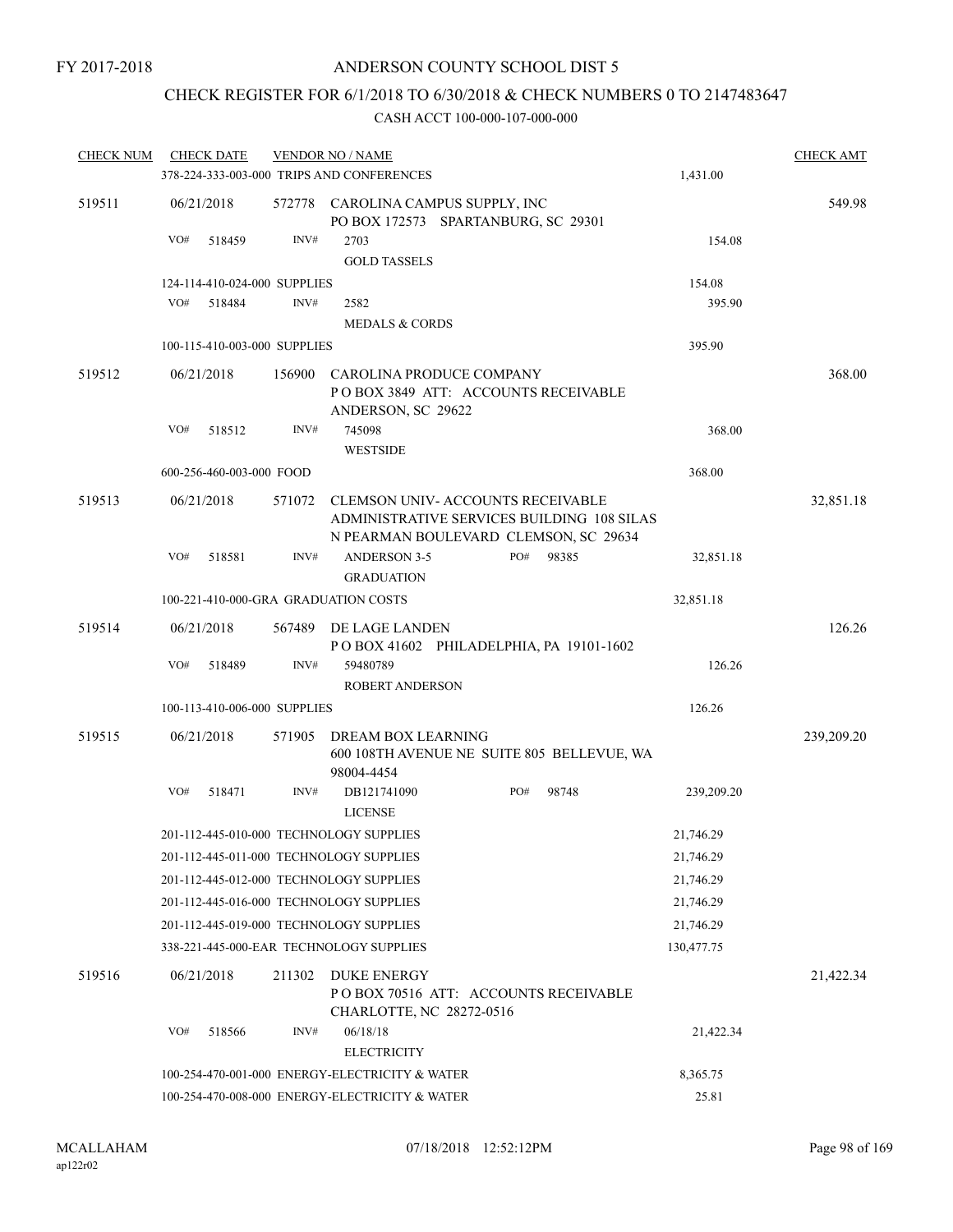FY 2017-2018

# ANDERSON COUNTY SCHOOL DIST 5

## CHECK REGISTER FOR 6/1/2018 TO 6/30/2018 & CHECK NUMBERS 0 TO 2147483647

### CASH ACCT 100-000-107-000-000

| CHECK NUM | CHECK DATE | VENDOR NO / NAME | | CHECK AMT |
|---|---|---|---|---|
| | 378-224-333-003-000 TRIPS AND CONFERENCES | | 1,431.00 | |
| 519511 | 06/21/2018 | 572778 CAROLINA CAMPUS SUPPLY, INC<br>PO BOX 172573 SPARTANBURG, SC 29301 | | 549.98 |
| | VO# 518459 | INV# 2703<br>GOLD TASSELS | 154.08 | |
| | 124-114-410-024-000 SUPPLIES | | 154.08 | |
| | VO# 518484 | INV# 2582<br>MEDALS & CORDS | 395.90 | |
| | 100-115-410-003-000 SUPPLIES | | 395.90 | |
| 519512 | 06/21/2018 | 156900 CAROLINA PRODUCE COMPANY<br>P O BOX 3849 ATT: ACCOUNTS RECEIVABLE<br>ANDERSON, SC 29622 | | 368.00 |
| | VO# 518512 | INV# 745098<br>WESTSIDE | 368.00 | |
| | 600-256-460-003-000 FOOD | | 368.00 | |
| 519513 | 06/21/2018 | 571072 CLEMSON UNIV- ACCOUNTS RECEIVABLE<br>ADMINISTRATIVE SERVICES BUILDING 108 SILAS<br>N PEARMAN BOULEVARD CLEMSON, SC 29634 | | 32,851.18 |
| | VO# 518581 | INV# ANDERSON 3-5 PO# 98385<br>GRADUATION | 32,851.18 | |
| | 100-221-410-000-GRA GRADUATION COSTS | | 32,851.18 | |
| 519514 | 06/21/2018 | 567489 DE LAGE LANDEN<br>P O BOX 41602 PHILADELPHIA, PA 19101-1602 | | 126.26 |
| | VO# 518489 | INV# 59480789<br>ROBERT ANDERSON | 126.26 | |
| | 100-113-410-006-000 SUPPLIES | | 126.26 | |
| 519515 | 06/21/2018 | 571905 DREAM BOX LEARNING<br>600 108TH AVENUE NE SUITE 805 BELLEVUE, WA<br>98004-4454 | | 239,209.20 |
| | VO# 518471 | INV# DB121741090 PO# 98748<br>LICENSE | 239,209.20 | |
| | 201-112-445-010-000 TECHNOLOGY SUPPLIES | | 21,746.29 | |
| | 201-112-445-011-000 TECHNOLOGY SUPPLIES | | 21,746.29 | |
| | 201-112-445-012-000 TECHNOLOGY SUPPLIES | | 21,746.29 | |
| | 201-112-445-016-000 TECHNOLOGY SUPPLIES | | 21,746.29 | |
| | 201-112-445-019-000 TECHNOLOGY SUPPLIES | | 21,746.29 | |
| | 338-221-445-000-EAR TECHNOLOGY SUPPLIES | | 130,477.75 | |
| 519516 | 06/21/2018 | 211302 DUKE ENERGY<br>P O BOX 70516 ATT: ACCOUNTS RECEIVABLE<br>CHARLOTTE, NC 28272-0516 | | 21,422.34 |
| | VO# 518566 | INV# 06/18/18<br>ELECTRICITY | 21,422.34 | |
| | 100-254-470-001-000 ENERGY-ELECTRICITY & WATER | | 8,365.75 | |
| | 100-254-470-008-000 ENERGY-ELECTRICITY & WATER | | 25.81 | |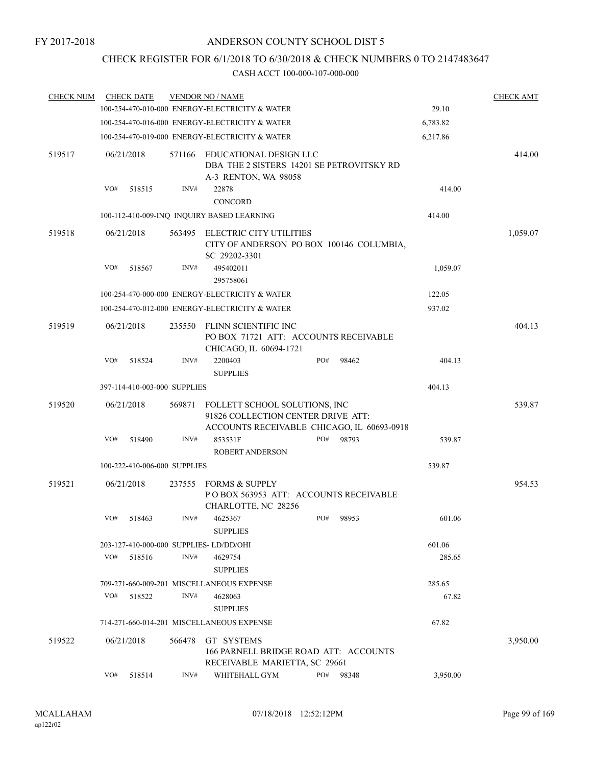FY 2017-2018

# ANDERSON COUNTY SCHOOL DIST 5

## CHECK REGISTER FOR 6/1/2018 TO 6/30/2018 & CHECK NUMBERS 0 TO 2147483647

CASH ACCT 100-000-107-000-000

| CHECK NUM | CHECK DATE | VENDOR NO / NAME | | CHECK AMT |
|---|---|---|---|---|
| | | 100-254-470-010-000 ENERGY-ELECTRICITY & WATER | 29.10 | |
| | | 100-254-470-016-000 ENERGY-ELECTRICITY & WATER | 6,783.82 | |
| | | 100-254-470-019-000 ENERGY-ELECTRICITY & WATER | 6,217.86 | |
| 519517 | 06/21/2018 | 571166 EDUCATIONAL DESIGN LLC DBA THE 2 SISTERS 14201 SE PETROVITSKY RD A-3 RENTON, WA 98058 | | 414.00 |
| | VO# 518515 | INV# 22878 CONCORD | 414.00 | |
| | | 100-112-410-009-INQ INQUIRY BASED LEARNING | 414.00 | |
| 519518 | 06/21/2018 | 563495 ELECTRIC CITY UTILITIES CITY OF ANDERSON PO BOX 100146 COLUMBIA, SC 29202-3301 | | 1,059.07 |
| | VO# 518567 | INV# 495402011 295758061 | 1,059.07 | |
| | | 100-254-470-000-000 ENERGY-ELECTRICITY & WATER | 122.05 | |
| | | 100-254-470-012-000 ENERGY-ELECTRICITY & WATER | 937.02 | |
| 519519 | 06/21/2018 | 235550 FLINN SCIENTIFIC INC PO BOX 71721 ATT: ACCOUNTS RECEIVABLE CHICAGO, IL 60694-1721 | | 404.13 |
| | VO# 518524 | INV# 2200403 PO# 98462 SUPPLIES | 404.13 | |
| | | 397-114-410-003-000 SUPPLIES | 404.13 | |
| 519520 | 06/21/2018 | 569871 FOLLETT SCHOOL SOLUTIONS, INC 91826 COLLECTION CENTER DRIVE ATT: ACCOUNTS RECEIVABLE CHICAGO, IL 60693-0918 | | 539.87 |
| | VO# 518490 | INV# 853531F PO# 98793 ROBERT ANDERSON | 539.87 | |
| | | 100-222-410-006-000 SUPPLIES | 539.87 | |
| 519521 | 06/21/2018 | 237555 FORMS & SUPPLY P O BOX 563953 ATT: ACCOUNTS RECEIVABLE CHARLOTTE, NC 28256 | | 954.53 |
| | VO# 518463 | INV# 4625367 PO# 98953 SUPPLIES | 601.06 | |
| | | 203-127-410-000-000 SUPPLIES- LD/DD/OHI | 601.06 | |
| | VO# 518516 | INV# 4629754 SUPPLIES | 285.65 | |
| | | 709-271-660-009-201 MISCELLANEOUS EXPENSE | 285.65 | |
| | VO# 518522 | INV# 4628063 SUPPLIES | 67.82 | |
| | | 714-271-660-014-201 MISCELLANEOUS EXPENSE | 67.82 | |
| 519522 | 06/21/2018 | 566478 GT SYSTEMS 166 PARNELL BRIDGE ROAD ATT: ACCOUNTS RECEIVABLE MARIETTA, SC 29661 | | 3,950.00 |
| | VO# 518514 | INV# WHITEHALL GYM PO# 98348 | 3,950.00 | |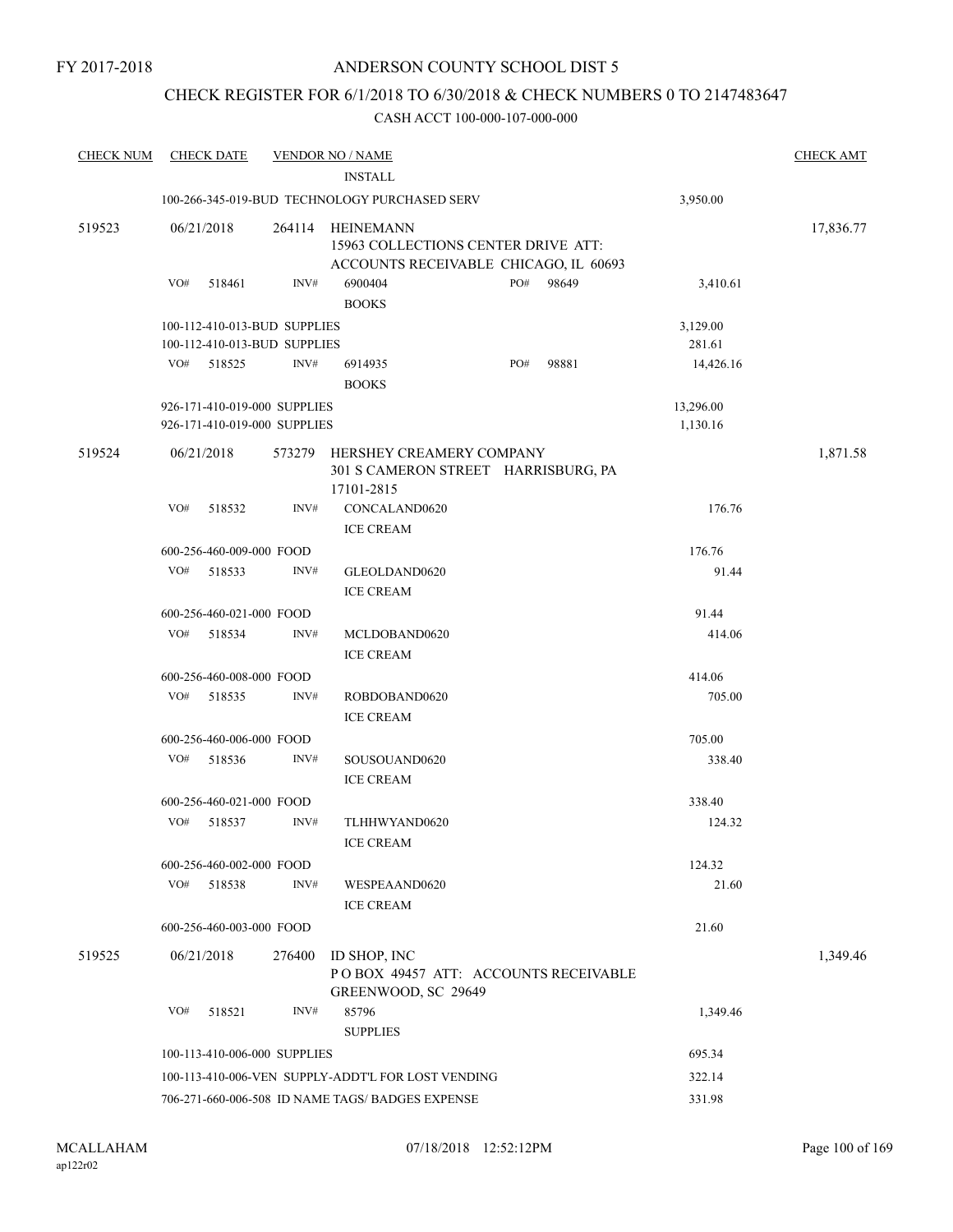FY 2017-2018

# ANDERSON COUNTY SCHOOL DIST 5

## CHECK REGISTER FOR 6/1/2018 TO 6/30/2018 & CHECK NUMBERS 0 TO 2147483647

### CASH ACCT 100-000-107-000-000

| CHECK NUM | CHECK DATE | VENDOR NO / NAME | | | CHECK AMT |
|---|---|---|---|---|---|
| | | | INSTALL | | |
| | 100-266-345-019-BUD TECHNOLOGY PURCHASED SERV | | | 3,950.00 | |
| 519523 | 06/21/2018 | 264114 | HEINEMANN<br>15963 COLLECTIONS CENTER DRIVE ATT: ACCOUNTS RECEIVABLE CHICAGO, IL 60693 | | 17,836.77 |
| | VO# 518461 | INV# | 6900404 PO# 98649<br>BOOKS | 3,410.61 | |
| | 100-112-410-013-BUD SUPPLIES | | | 3,129.00 | |
| | 100-112-410-013-BUD SUPPLIES | | | 281.61 | |
| | VO# 518525 | INV# | 6914935 PO# 98881<br>BOOKS | 14,426.16 | |
| | 926-171-410-019-000 SUPPLIES | | | 13,296.00 | |
| | 926-171-410-019-000 SUPPLIES | | | 1,130.16 | |
| 519524 | 06/21/2018 | 573279 | HERSHEY CREAMERY COMPANY<br>301 S CAMERON STREET HARRISBURG, PA 17101-2815 | | 1,871.58 |
| | VO# 518532 | INV# | CONCALAND0620<br>ICE CREAM | 176.76 | |
| | 600-256-460-009-000 FOOD | | | 176.76 | |
| | VO# 518533 | INV# | GLEOLDAND0620<br>ICE CREAM | 91.44 | |
| | 600-256-460-021-000 FOOD | | | 91.44 | |
| | VO# 518534 | INV# | MCLDOBAND0620<br>ICE CREAM | 414.06 | |
| | 600-256-460-008-000 FOOD | | | 414.06 | |
| | VO# 518535 | INV# | ROBDOBAND0620<br>ICE CREAM | 705.00 | |
| | 600-256-460-006-000 FOOD | | | 705.00 | |
| | VO# 518536 | INV# | SOUSOUAND0620<br>ICE CREAM | 338.40 | |
| | 600-256-460-021-000 FOOD | | | 338.40 | |
| | VO# 518537 | INV# | TLHHWYAND0620<br>ICE CREAM | 124.32 | |
| | 600-256-460-002-000 FOOD | | | 124.32 | |
| | VO# 518538 | INV# | WESPEAAND0620<br>ICE CREAM | 21.60 | |
| | 600-256-460-003-000 FOOD | | | 21.60 | |
| 519525 | 06/21/2018 | 276400 | ID SHOP, INC<br>P O BOX 49457 ATT: ACCOUNTS RECEIVABLE GREENWOOD, SC 29649 | | 1,349.46 |
| | VO# 518521 | INV# | 85796<br>SUPPLIES | 1,349.46 | |
| | 100-113-410-006-000 SUPPLIES | | | 695.34 | |
| | 100-113-410-006-VEN SUPPLY-ADDT'L FOR LOST VENDING | | | 322.14 | |
| | 706-271-660-006-508 ID NAME TAGS/ BADGES EXPENSE | | | 331.98 | |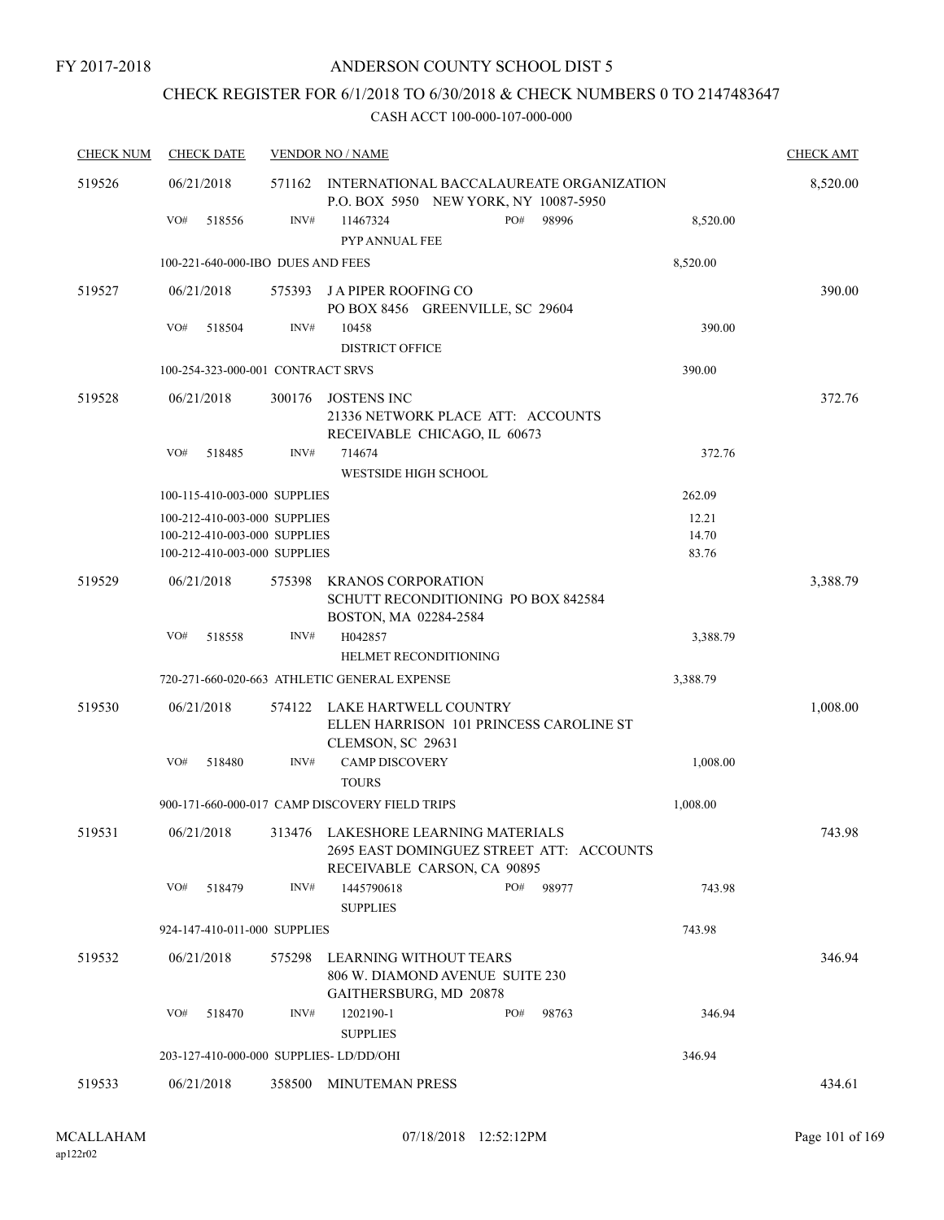FY 2017-2018

# ANDERSON COUNTY SCHOOL DIST 5

## CHECK REGISTER FOR 6/1/2018 TO 6/30/2018 & CHECK NUMBERS 0 TO 2147483647

### CASH ACCT 100-000-107-000-000

| CHECK NUM | CHECK DATE | VENDOR NO / NAME | | CHECK AMT |
|---|---|---|---|---|
| 519526 | 06/21/2018 | 571162 INTERNATIONAL BACCALAUREATE ORGANIZATION P.O. BOX 5950 NEW YORK, NY 10087-5950 | | 8,520.00 |
| | VO# 518556 | INV# 11467324 PO# 98996 PYP ANNUAL FEE | 8,520.00 | |
| | | 100-221-640-000-IBO DUES AND FEES | 8,520.00 | |
| 519527 | 06/21/2018 | 575393 J A PIPER ROOFING CO PO BOX 8456 GREENVILLE, SC 29604 | | 390.00 |
| | VO# 518504 | INV# 10458 DISTRICT OFFICE | 390.00 | |
| | | 100-254-323-000-001 CONTRACT SRVS | 390.00 | |
| 519528 | 06/21/2018 | 300176 JOSTENS INC 21336 NETWORK PLACE ATT: ACCOUNTS RECEIVABLE CHICAGO, IL 60673 | | 372.76 |
| | VO# 518485 | INV# 714674 WESTSIDE HIGH SCHOOL | 372.76 | |
| | | 100-115-410-003-000 SUPPLIES | 262.09 | |
| | | 100-212-410-003-000 SUPPLIES | 12.21 | |
| | | 100-212-410-003-000 SUPPLIES | 14.70 | |
| | | 100-212-410-003-000 SUPPLIES | 83.76 | |
| 519529 | 06/21/2018 | 575398 KRANOS CORPORATION SCHUTT RECONDITIONING PO BOX 842584 BOSTON, MA 02284-2584 | | 3,388.79 |
| | VO# 518558 | INV# H042857 HELMET RECONDITIONING | 3,388.79 | |
| | | 720-271-660-020-663 ATHLETIC GENERAL EXPENSE | 3,388.79 | |
| 519530 | 06/21/2018 | 574122 LAKE HARTWELL COUNTRY ELLEN HARRISON 101 PRINCESS CAROLINE ST CLEMSON, SC 29631 | | 1,008.00 |
| | VO# 518480 | INV# CAMP DISCOVERY TOURS | 1,008.00 | |
| | | 900-171-660-000-017 CAMP DISCOVERY FIELD TRIPS | 1,008.00 | |
| 519531 | 06/21/2018 | 313476 LAKESHORE LEARNING MATERIALS 2695 EAST DOMINGUEZ STREET ATT: ACCOUNTS RECEIVABLE CARSON, CA 90895 | | 743.98 |
| | VO# 518479 | INV# 1445790618 PO# 98977 SUPPLIES | 743.98 | |
| | | 924-147-410-011-000 SUPPLIES | 743.98 | |
| 519532 | 06/21/2018 | 575298 LEARNING WITHOUT TEARS 806 W. DIAMOND AVENUE SUITE 230 GAITHERSBURG, MD 20878 | | 346.94 |
| | VO# 518470 | INV# 1202190-1 PO# 98763 SUPPLIES | 346.94 | |
| | | 203-127-410-000-000 SUPPLIES- LD/DD/OHI | 346.94 | |
| 519533 | 06/21/2018 | 358500 MINUTEMAN PRESS | | 434.61 |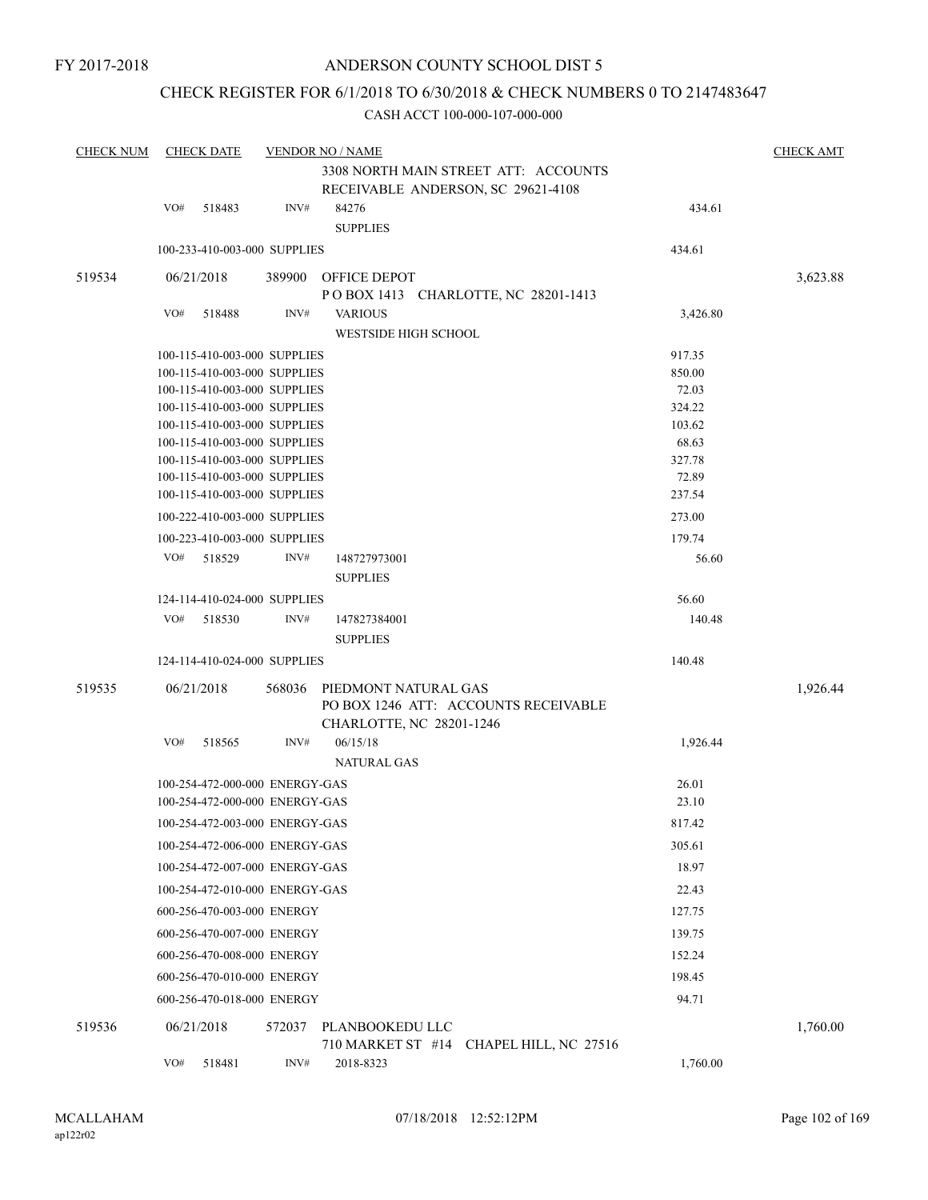FY 2017-2018

# ANDERSON COUNTY SCHOOL DIST 5

## CHECK REGISTER FOR 6/1/2018 TO 6/30/2018 & CHECK NUMBERS 0 TO 2147483647

CASH ACCT 100-000-107-000-000

| CHECK NUM | CHECK DATE | VENDOR NO / NAME | | CHECK AMT |
|---|---|---|---|---|
| | | 3308 NORTH MAIN STREET ATT: ACCOUNTS RECEIVABLE ANDERSON, SC 29621-4108 | | |
| | VO# 518483 | INV# 84276 SUPPLIES | 434.61 | |
| | 100-233-410-003-000 SUPPLIES | | 434.61 | |
| 519534 | 06/21/2018 | 389900 OFFICE DEPOT P O BOX 1413 CHARLOTTE, NC 28201-1413 | | 3,623.88 |
| | VO# 518488 | INV# VARIOUS WESTSIDE HIGH SCHOOL | 3,426.80 | |
| | 100-115-410-003-000 SUPPLIES | | 917.35 | |
| | 100-115-410-003-000 SUPPLIES | | 850.00 | |
| | 100-115-410-003-000 SUPPLIES | | 72.03 | |
| | 100-115-410-003-000 SUPPLIES | | 324.22 | |
| | 100-115-410-003-000 SUPPLIES | | 103.62 | |
| | 100-115-410-003-000 SUPPLIES | | 68.63 | |
| | 100-115-410-003-000 SUPPLIES | | 327.78 | |
| | 100-115-410-003-000 SUPPLIES | | 72.89 | |
| | 100-115-410-003-000 SUPPLIES | | 237.54 | |
| | 100-222-410-003-000 SUPPLIES | | 273.00 | |
| | 100-223-410-003-000 SUPPLIES | | 179.74 | |
| | VO# 518529 | INV# 148727973001 SUPPLIES | 56.60 | |
| | 124-114-410-024-000 SUPPLIES | | 56.60 | |
| | VO# 518530 | INV# 147827384001 SUPPLIES | 140.48 | |
| | 124-114-410-024-000 SUPPLIES | | 140.48 | |
| 519535 | 06/21/2018 | 568036 PIEDMONT NATURAL GAS PO BOX 1246 ATT: ACCOUNTS RECEIVABLE CHARLOTTE, NC 28201-1246 | | 1,926.44 |
| | VO# 518565 | INV# 06/15/18 NATURAL GAS | 1,926.44 | |
| | 100-254-472-000-000 ENERGY-GAS | | 26.01 | |
| | 100-254-472-000-000 ENERGY-GAS | | 23.10 | |
| | 100-254-472-003-000 ENERGY-GAS | | 817.42 | |
| | 100-254-472-006-000 ENERGY-GAS | | 305.61 | |
| | 100-254-472-007-000 ENERGY-GAS | | 18.97 | |
| | 100-254-472-010-000 ENERGY-GAS | | 22.43 | |
| | 600-256-470-003-000 ENERGY | | 127.75 | |
| | 600-256-470-007-000 ENERGY | | 139.75 | |
| | 600-256-470-008-000 ENERGY | | 152.24 | |
| | 600-256-470-010-000 ENERGY | | 198.45 | |
| | 600-256-470-018-000 ENERGY | | 94.71 | |
| 519536 | 06/21/2018 | 572037 PLANBOOKEDU LLC 710 MARKET ST #14 CHAPEL HILL, NC 27516 | | 1,760.00 |
| | VO# 518481 | INV# 2018-8323 | 1,760.00 | |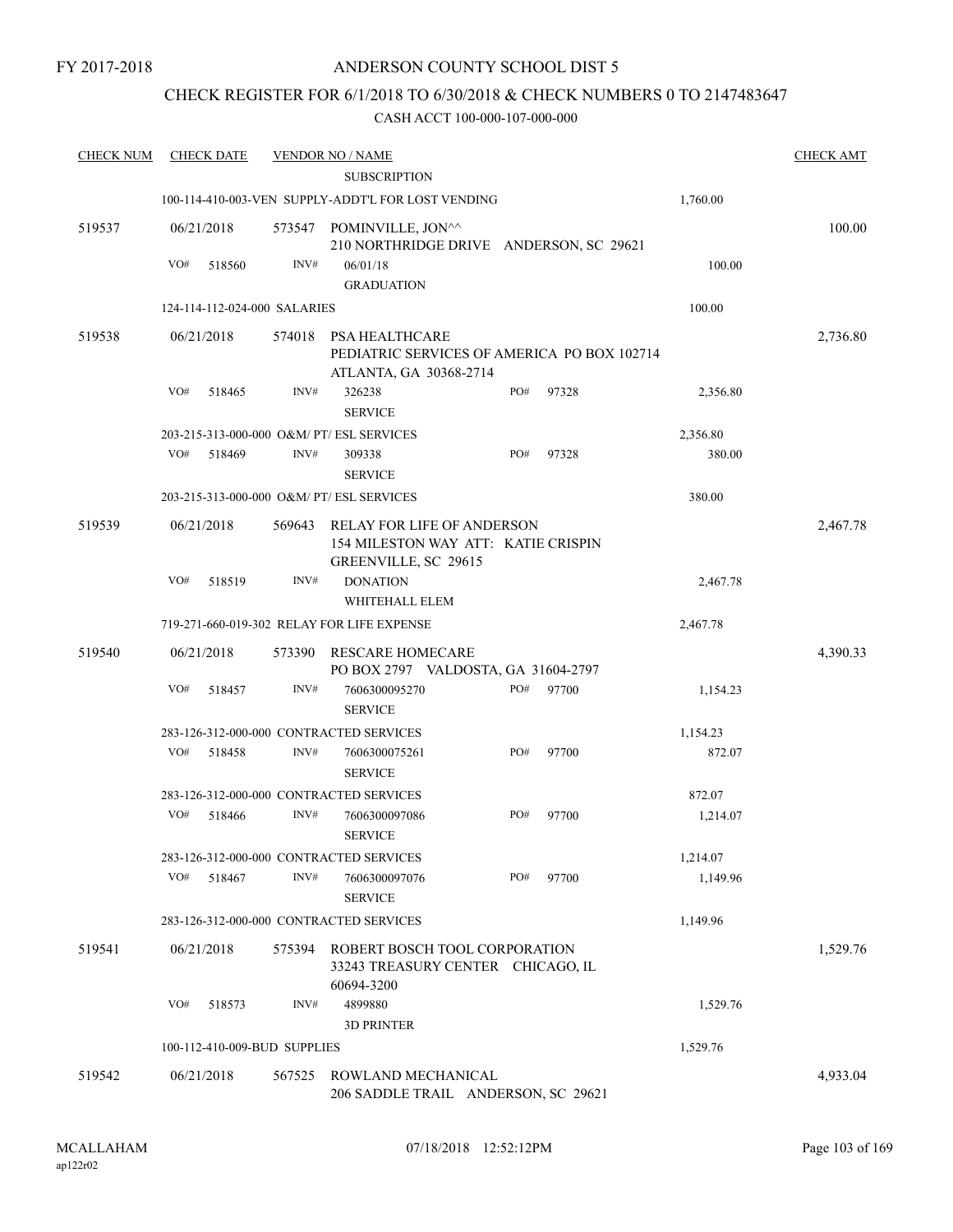FY 2017-2018

# ANDERSON COUNTY SCHOOL DIST 5

## CHECK REGISTER FOR 6/1/2018 TO 6/30/2018 & CHECK NUMBERS 0 TO 2147483647

CASH ACCT 100-000-107-000-000

| CHECK NUM | CHECK DATE | VENDOR NO / NAME | | | CHECK AMT |
|---|---|---|---|---|---|
| | | SUBSCRIPTION | | | |
| | 100-114-410-003-VEN SUPPLY-ADDT'L FOR LOST VENDING | | | 1,760.00 | |
| 519537 | 06/21/2018 | 573547 POMINVILLE, JON^^ 210 NORTHRIDGE DRIVE ANDERSON, SC 29621 | | | 100.00 |
| | VO# 518560 | INV# 06/01/18 GRADUATION | | 100.00 | |
| | 124-114-112-024-000 SALARIES | | | 100.00 | |
| 519538 | 06/21/2018 | 574018 PSA HEALTHCARE PEDIATRIC SERVICES OF AMERICA PO BOX 102714 ATLANTA, GA 30368-2714 | | | 2,736.80 |
| | VO# 518465 | INV# 326238 SERVICE | PO# 97328 | 2,356.80 | |
| | 203-215-313-000-000 O&M/ PT/ ESL SERVICES | | | 2,356.80 | |
| | VO# 518469 | INV# 309338 SERVICE | PO# 97328 | 380.00 | |
| | 203-215-313-000-000 O&M/ PT/ ESL SERVICES | | | 380.00 | |
| 519539 | 06/21/2018 | 569643 RELAY FOR LIFE OF ANDERSON 154 MILESTON WAY ATT: KATIE CRISPIN GREENVILLE, SC 29615 | | | 2,467.78 |
| | VO# 518519 | INV# DONATION WHITEHALL ELEM | | 2,467.78 | |
| | 719-271-660-019-302 RELAY FOR LIFE EXPENSE | | | 2,467.78 | |
| 519540 | 06/21/2018 | 573390 RESCARE HOMECARE PO BOX 2797 VALDOSTA, GA 31604-2797 | | | 4,390.33 |
| | VO# 518457 | INV# 7606300095270 SERVICE | PO# 97700 | 1,154.23 | |
| | 283-126-312-000-000 CONTRACTED SERVICES | | | 1,154.23 | |
| | VO# 518458 | INV# 7606300075261 SERVICE | PO# 97700 | 872.07 | |
| | 283-126-312-000-000 CONTRACTED SERVICES | | | 872.07 | |
| | VO# 518466 | INV# 7606300097086 SERVICE | PO# 97700 | 1,214.07 | |
| | 283-126-312-000-000 CONTRACTED SERVICES | | | 1,214.07 | |
| | VO# 518467 | INV# 7606300097076 SERVICE | PO# 97700 | 1,149.96 | |
| | 283-126-312-000-000 CONTRACTED SERVICES | | | 1,149.96 | |
| 519541 | 06/21/2018 | 575394 ROBERT BOSCH TOOL CORPORATION 33243 TREASURY CENTER CHICAGO, IL 60694-3200 | | | 1,529.76 |
| | VO# 518573 | INV# 4899880 3D PRINTER | | 1,529.76 | |
| | 100-112-410-009-BUD SUPPLIES | | | 1,529.76 | |
| 519542 | 06/21/2018 | 567525 ROWLAND MECHANICAL 206 SADDLE TRAIL ANDERSON, SC 29621 | | | 4,933.04 |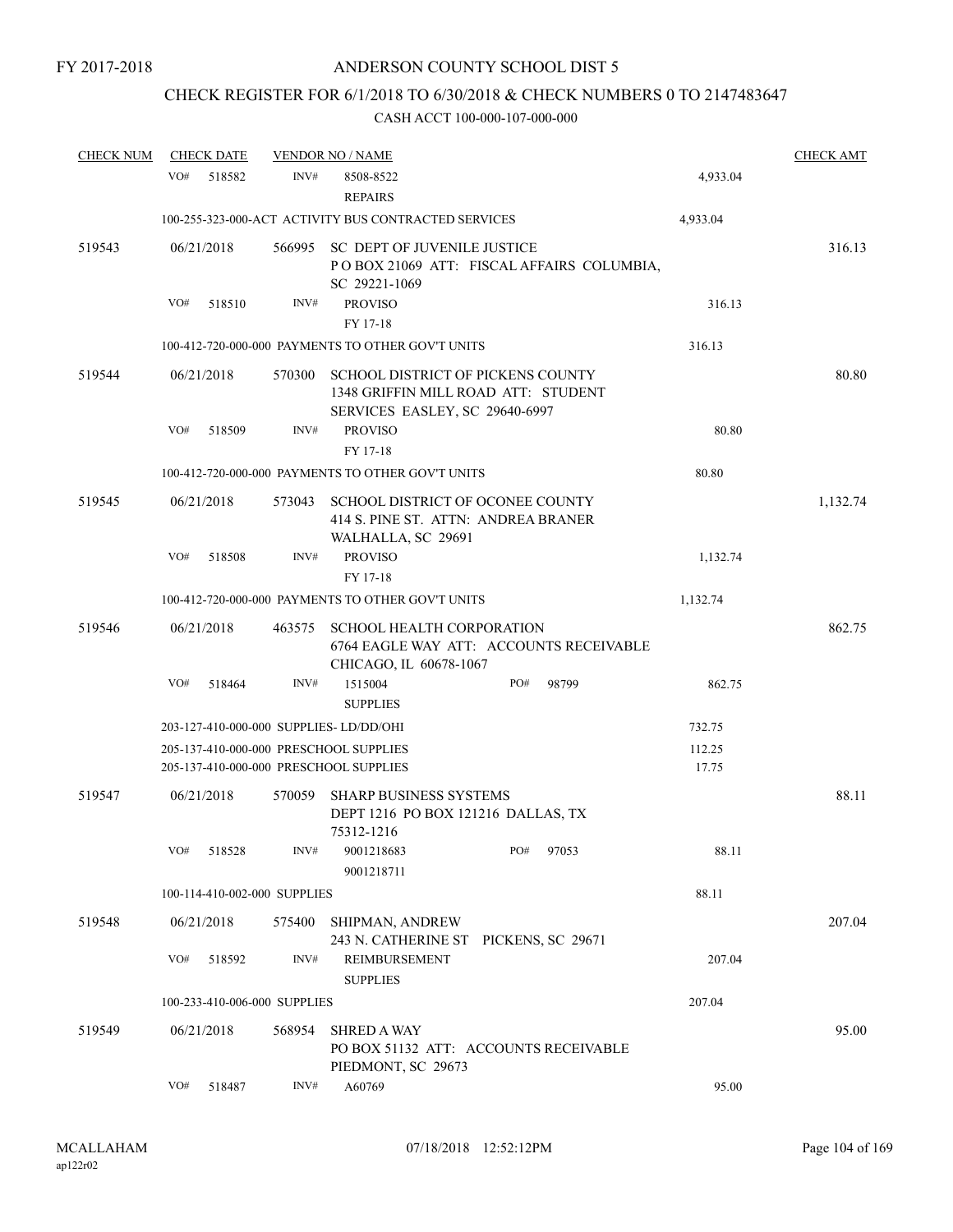FY 2017-2018

# ANDERSON COUNTY SCHOOL DIST 5

## CHECK REGISTER FOR 6/1/2018 TO 6/30/2018 & CHECK NUMBERS 0 TO 2147483647

### CASH ACCT 100-000-107-000-000

| CHECK NUM | CHECK DATE | VENDOR NO / NAME | | CHECK AMT |
|---|---|---|---|---|
| | VO# 518582 | INV# 8508-8522<br>REPAIRS | 4,933.04 | |
| | | 100-255-323-000-ACT ACTIVITY BUS CONTRACTED SERVICES | 4,933.04 | |
| 519543 | 06/21/2018 | 566995 SC DEPT OF JUVENILE JUSTICE<br>P O BOX 21069 ATT: FISCAL AFFAIRS COLUMBIA, SC 29221-1069 | | 316.13 |
| | VO# 518510 | INV# PROVISO<br>FY 17-18 | 316.13 | |
| | | 100-412-720-000-000 PAYMENTS TO OTHER GOV'T UNITS | 316.13 | |
| 519544 | 06/21/2018 | 570300 SCHOOL DISTRICT OF PICKENS COUNTY<br>1348 GRIFFIN MILL ROAD ATT: STUDENT SERVICES EASLEY, SC 29640-6997 | | 80.80 |
| | VO# 518509 | INV# PROVISO<br>FY 17-18 | 80.80 | |
| | | 100-412-720-000-000 PAYMENTS TO OTHER GOV'T UNITS | 80.80 | |
| 519545 | 06/21/2018 | 573043 SCHOOL DISTRICT OF OCONEE COUNTY<br>414 S. PINE ST. ATTN: ANDREA BRANER WALHALLA, SC 29691 | | 1,132.74 |
| | VO# 518508 | INV# PROVISO<br>FY 17-18 | 1,132.74 | |
| | | 100-412-720-000-000 PAYMENTS TO OTHER GOV'T UNITS | 1,132.74 | |
| 519546 | 06/21/2018 | 463575 SCHOOL HEALTH CORPORATION<br>6764 EAGLE WAY ATT: ACCOUNTS RECEIVABLE CHICAGO, IL 60678-1067 | | 862.75 |
| | VO# 518464 | INV# 1515004 PO# 98799<br>SUPPLIES | 862.75 | |
| | | 203-127-410-000-000 SUPPLIES- LD/DD/OHI | 732.75 | |
| | | 205-137-410-000-000 PRESCHOOL SUPPLIES | 112.25 | |
| | | 205-137-410-000-000 PRESCHOOL SUPPLIES | 17.75 | |
| 519547 | 06/21/2018 | 570059 SHARP BUSINESS SYSTEMS<br>DEPT 1216 PO BOX 121216 DALLAS, TX 75312-1216 | | 88.11 |
| | VO# 518528 | INV# 9001218683 PO# 97053<br>9001218711 | 88.11 | |
| | | 100-114-410-002-000 SUPPLIES | 88.11 | |
| 519548 | 06/21/2018 | 575400 SHIPMAN, ANDREW<br>243 N. CATHERINE ST PICKENS, SC 29671 | | 207.04 |
| | VO# 518592 | INV# REIMBURSEMENT<br>SUPPLIES | 207.04 | |
| | | 100-233-410-006-000 SUPPLIES | 207.04 | |
| 519549 | 06/21/2018 | 568954 SHRED A WAY<br>PO BOX 51132 ATT: ACCOUNTS RECEIVABLE PIEDMONT, SC 29673 | | 95.00 |
| | VO# 518487 | INV# A60769 | 95.00 | |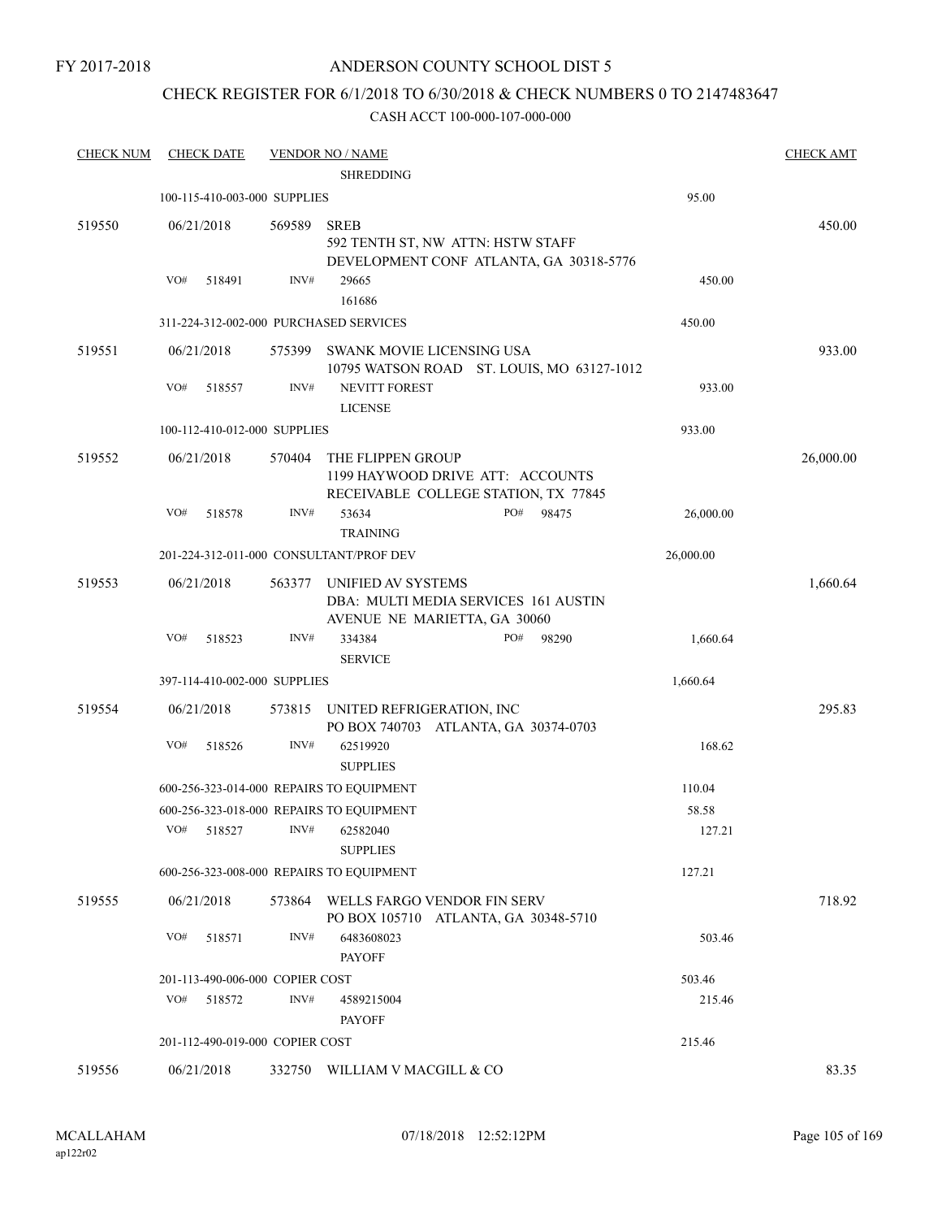FY 2017-2018

ANDERSON COUNTY SCHOOL DIST 5

CHECK REGISTER FOR 6/1/2018 TO 6/30/2018 & CHECK NUMBERS 0 TO 2147483647

CASH ACCT 100-000-107-000-000

| CHECK NUM | CHECK DATE | VENDOR NO / NAME | | CHECK AMT |
|---|---|---|---|---|
| | | SHREDDING | | |
| | 100-115-410-003-000 SUPPLIES | | 95.00 | |
| 519550 | 06/21/2018 | 569589 SREB<br>592 TENTH ST, NW ATTN: HSTW STAFF<br>DEVELOPMENT CONF ATLANTA, GA 30318-5776 | | 450.00 |
| | VO# 518491 | INV# 29665<br>161686 | 450.00 | |
| | 311-224-312-002-000 PURCHASED SERVICES | | 450.00 | |
| 519551 | 06/21/2018 | 575399 SWANK MOVIE LICENSING USA<br>10795 WATSON ROAD ST. LOUIS, MO 63127-1012 | | 933.00 |
| | VO# 518557 | INV# NEVITT FOREST<br>LICENSE | 933.00 | |
| | 100-112-410-012-000 SUPPLIES | | 933.00 | |
| 519552 | 06/21/2018 | 570404 THE FLIPPEN GROUP<br>1199 HAYWOOD DRIVE ATT: ACCOUNTS<br>RECEIVABLE COLLEGE STATION, TX 77845 | | 26,000.00 |
| | VO# 518578 | INV# 53634 PO# 98475<br>TRAINING | 26,000.00 | |
| | 201-224-312-011-000 CONSULTANT/PROF DEV | | 26,000.00 | |
| 519553 | 06/21/2018 | 563377 UNIFIED AV SYSTEMS<br>DBA: MULTI MEDIA SERVICES 161 AUSTIN<br>AVENUE NE MARIETTA, GA 30060 | | 1,660.64 |
| | VO# 518523 | INV# 334384 PO# 98290<br>SERVICE | 1,660.64 | |
| | 397-114-410-002-000 SUPPLIES | | 1,660.64 | |
| 519554 | 06/21/2018 | 573815 UNITED REFRIGERATION, INC<br>PO BOX 740703 ATLANTA, GA 30374-0703 | | 295.83 |
| | VO# 518526 | INV# 62519920<br>SUPPLIES | 168.62 | |
| | 600-256-323-014-000 REPAIRS TO EQUIPMENT | | 110.04 | |
| | 600-256-323-018-000 REPAIRS TO EQUIPMENT | | 58.58 | |
| | VO# 518527 | INV# 62582040<br>SUPPLIES | 127.21 | |
| | 600-256-323-008-000 REPAIRS TO EQUIPMENT | | 127.21 | |
| 519555 | 06/21/2018 | 573864 WELLS FARGO VENDOR FIN SERV<br>PO BOX 105710 ATLANTA, GA 30348-5710 | | 718.92 |
| | VO# 518571 | INV# 6483608023<br>PAYOFF | 503.46 | |
| | 201-113-490-006-000 COPIER COST | | 503.46 | |
| | VO# 518572 | INV# 4589215004<br>PAYOFF | 215.46 | |
| | 201-112-490-019-000 COPIER COST | | 215.46 | |
| 519556 | 06/21/2018 | 332750 WILLIAM V MACGILL & CO | | 83.35 |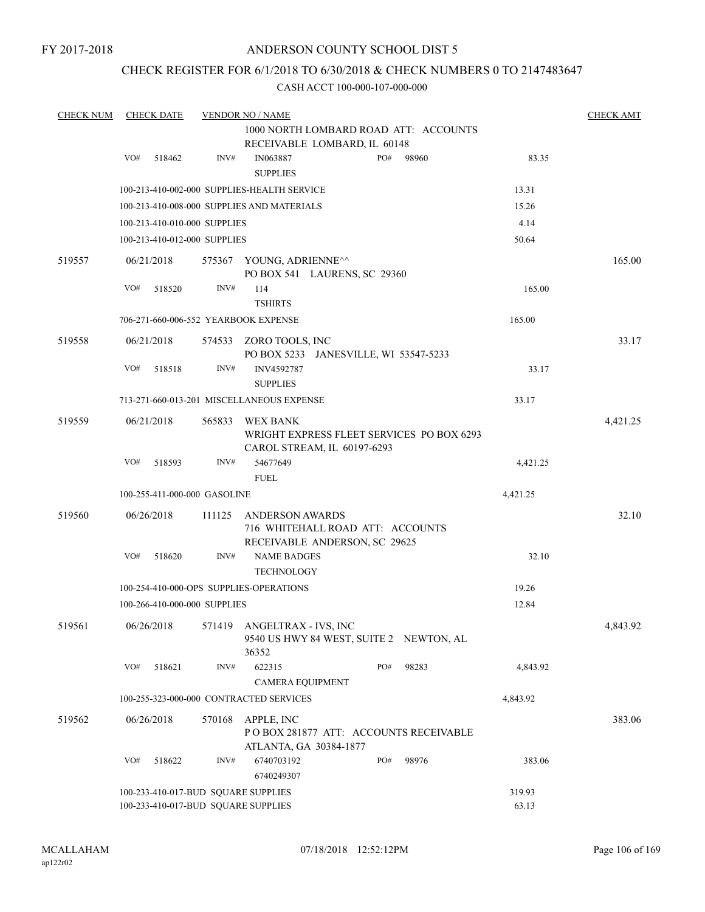FY 2017-2018

# ANDERSON COUNTY SCHOOL DIST 5

## CHECK REGISTER FOR 6/1/2018 TO 6/30/2018 & CHECK NUMBERS 0 TO 2147483647

### CASH ACCT 100-000-107-000-000

| CHECK NUM | CHECK DATE | VENDOR NO / NAME | | | CHECK AMT |
|---|---|---|---|---|---|
| | | | 1000 NORTH LOMBARD ROAD ATT: ACCOUNTS RECEIVABLE LOMBARD, IL 60148 | | |
| | VO# 518462 | INV# | IN063887 SUPPLIES | PO# 98960 | 83.35 |
| | | | 100-213-410-002-000 SUPPLIES-HEALTH SERVICE | 13.31 | |
| | | | 100-213-410-008-000 SUPPLIES AND MATERIALS | 15.26 | |
| | | | 100-213-410-010-000 SUPPLIES | 4.14 | |
| | | | 100-213-410-012-000 SUPPLIES | 50.64 | |
| 519557 | 06/21/2018 | 575367 | YOUNG, ADRIENNE^^ PO BOX 541 LAURENS, SC 29360 | | 165.00 |
| | VO# 518520 | INV# | 114 TSHIRTS | | 165.00 |
| | | | 706-271-660-006-552 YEARBOOK EXPENSE | 165.00 | |
| 519558 | 06/21/2018 | 574533 | ZORO TOOLS, INC PO BOX 5233 JANESVILLE, WI 53547-5233 | | 33.17 |
| | VO# 518518 | INV# | INV4592787 SUPPLIES | | 33.17 |
| | | | 713-271-660-013-201 MISCELLANEOUS EXPENSE | 33.17 | |
| 519559 | 06/21/2018 | 565833 | WEX BANK WRIGHT EXPRESS FLEET SERVICES PO BOX 6293 CAROL STREAM, IL 60197-6293 | | 4,421.25 |
| | VO# 518593 | INV# | 54677649 FUEL | | 4,421.25 |
| | | | 100-255-411-000-000 GASOLINE | 4,421.25 | |
| 519560 | 06/26/2018 | 111125 | ANDERSON AWARDS 716 WHITEHALL ROAD ATT: ACCOUNTS RECEIVABLE ANDERSON, SC 29625 | | 32.10 |
| | VO# 518620 | INV# | NAME BADGES TECHNOLOGY | | 32.10 |
| | | | 100-254-410-000-OPS SUPPLIES-OPERATIONS | 19.26 | |
| | | | 100-266-410-000-000 SUPPLIES | 12.84 | |
| 519561 | 06/26/2018 | 571419 | ANGELTRAX - IVS, INC 9540 US HWY 84 WEST, SUITE 2 NEWTON, AL 36352 | | 4,843.92 |
| | VO# 518621 | INV# | 622315 CAMERA EQUIPMENT | PO# 98283 | 4,843.92 |
| | | | 100-255-323-000-000 CONTRACTED SERVICES | 4,843.92 | |
| 519562 | 06/26/2018 | 570168 | APPLE, INC P O BOX 281877 ATT: ACCOUNTS RECEIVABLE ATLANTA, GA 30384-1877 | | 383.06 |
| | VO# 518622 | INV# | 6740703192 6740249307 | PO# 98976 | 383.06 |
| | | | 100-233-410-017-BUD SQUARE SUPPLIES | 319.93 | |
| | | | 100-233-410-017-BUD SQUARE SUPPLIES | 63.13 | |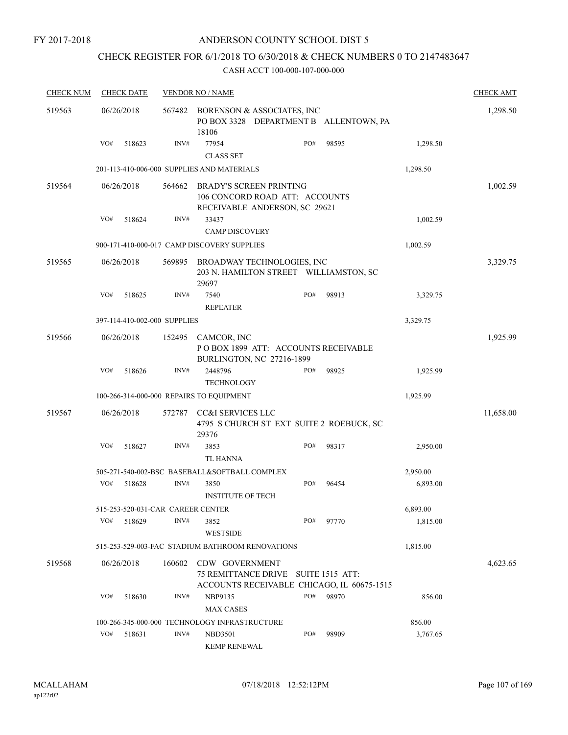FY 2017-2018

# ANDERSON COUNTY SCHOOL DIST 5

## CHECK REGISTER FOR 6/1/2018 TO 6/30/2018 & CHECK NUMBERS 0 TO 2147483647

CASH ACCT 100-000-107-000-000

| CHECK NUM | CHECK DATE | VENDOR NO / NAME | | | | CHECK AMT |
|---|---|---|---|---|---|---|
| 519563 | 06/26/2018 | 567482 BORENSON & ASSOCIATES, INC PO BOX 3328 DEPARTMENT B ALLENTOWN, PA 18106 | | | | 1,298.50 |
| | VO# 518623 | INV# 77954 CLASS SET | PO# 98595 | | 1,298.50 | |
| | 201-113-410-006-000 SUPPLIES AND MATERIALS | | | | 1,298.50 | |
| 519564 | 06/26/2018 | 564662 BRADY'S SCREEN PRINTING 106 CONCORD ROAD ATT: ACCOUNTS RECEIVABLE ANDERSON, SC 29621 | | | | 1,002.59 |
| | VO# 518624 | INV# 33437 CAMP DISCOVERY | | | 1,002.59 | |
| | 900-171-410-000-017 CAMP DISCOVERY SUPPLIES | | | | 1,002.59 | |
| 519565 | 06/26/2018 | 569895 BROADWAY TECHNOLOGIES, INC 203 N. HAMILTON STREET WILLIAMSTON, SC 29697 | | | | 3,329.75 |
| | VO# 518625 | INV# 7540 REPEATER | PO# 98913 | | 3,329.75 | |
| | 397-114-410-002-000 SUPPLIES | | | | 3,329.75 | |
| 519566 | 06/26/2018 | 152495 CAMCOR, INC P O BOX 1899 ATT: ACCOUNTS RECEIVABLE BURLINGTON, NC 27216-1899 | | | | 1,925.99 |
| | VO# 518626 | INV# 2448796 TECHNOLOGY | PO# 98925 | | 1,925.99 | |
| | 100-266-314-000-000 REPAIRS TO EQUIPMENT | | | | 1,925.99 | |
| 519567 | 06/26/2018 | 572787 CC&I SERVICES LLC 4795 S CHURCH ST EXT SUITE 2 ROEBUCK, SC 29376 | | | | 11,658.00 |
| | VO# 518627 | INV# 3853 TL HANNA | PO# 98317 | | 2,950.00 | |
| | 505-271-540-002-BSC BASEBALL&SOFTBALL COMPLEX | | | | 2,950.00 | |
| | VO# 518628 | INV# 3850 INSTITUTE OF TECH | PO# 96454 | | 6,893.00 | |
| | 515-253-520-031-CAR CAREER CENTER | | | | 6,893.00 | |
| | VO# 518629 | INV# 3852 WESTSIDE | PO# 97770 | | 1,815.00 | |
| | 515-253-529-003-FAC STADIUM BATHROOM RENOVATIONS | | | | 1,815.00 | |
| 519568 | 06/26/2018 | 160602 CDW GOVERNMENT 75 REMITTANCE DRIVE SUITE 1515 ATT: ACCOUNTS RECEIVABLE CHICAGO, IL 60675-1515 | | | | 4,623.65 |
| | VO# 518630 | INV# NBP9135 MAX CASES | PO# 98970 | | 856.00 | |
| | 100-266-345-000-000 TECHNOLOGY INFRASTRUCTURE | | | | 856.00 | |
| | VO# 518631 | INV# NBD3501 KEMP RENEWAL | PO# 98909 | | 3,767.65 | |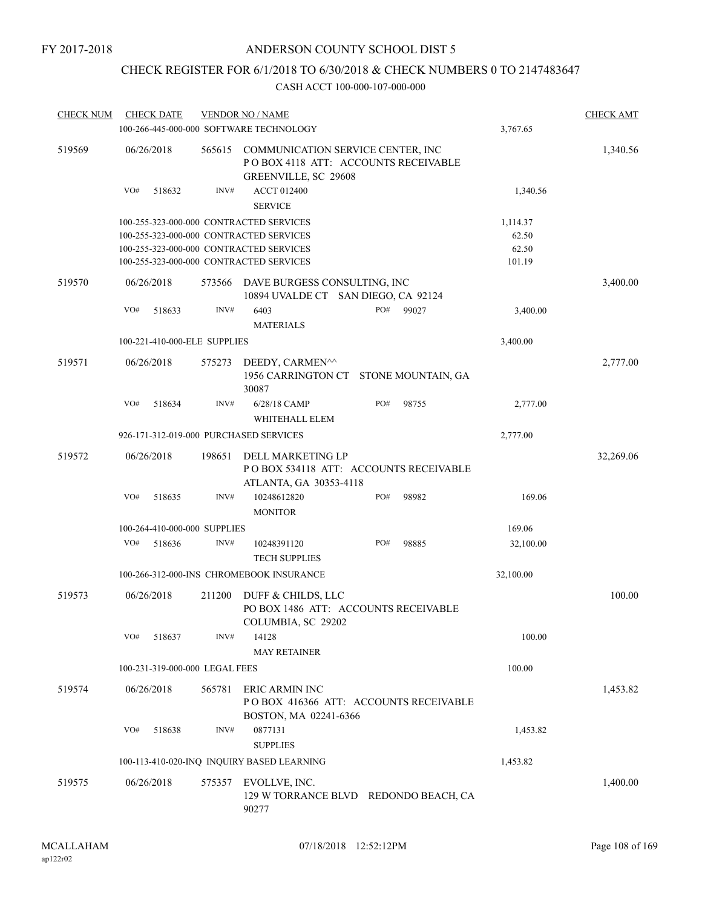FY 2017-2018

# ANDERSON COUNTY SCHOOL DIST 5

## CHECK REGISTER FOR 6/1/2018 TO 6/30/2018 & CHECK NUMBERS 0 TO 2147483647

### CASH ACCT 100-000-107-000-000

| CHECK NUM | CHECK DATE | VENDOR NO / NAME | | CHECK AMT |
|---|---|---|---|---|
| | | 100-266-445-000-000 SOFTWARE TECHNOLOGY | 3,767.65 | |
| 519569 | 06/26/2018 | 565615 COMMUNICATION SERVICE CENTER, INC<br>P O BOX 4118 ATT: ACCOUNTS RECEIVABLE<br>GREENVILLE, SC 29608 | | 1,340.56 |
| | VO# 518632 | INV# ACCT 012400<br>SERVICE | 1,340.56 | |
| | | 100-255-323-000-000 CONTRACTED SERVICES | 1,114.37 | |
| | | 100-255-323-000-000 CONTRACTED SERVICES | 62.50 | |
| | | 100-255-323-000-000 CONTRACTED SERVICES | 62.50 | |
| | | 100-255-323-000-000 CONTRACTED SERVICES | 101.19 | |
| 519570 | 06/26/2018 | 573566 DAVE BURGESS CONSULTING, INC<br>10894 UVALDE CT SAN DIEGO, CA 92124 | | 3,400.00 |
| | VO# 518633 | INV# 6403 PO# 99027<br>MATERIALS | 3,400.00 | |
| | | 100-221-410-000-ELE SUPPLIES | 3,400.00 | |
| 519571 | 06/26/2018 | 575273 DEEDY, CARMEN^^<br>1956 CARRINGTON CT STONE MOUNTAIN, GA 30087 | | 2,777.00 |
| | VO# 518634 | INV# 6/28/18 CAMP PO# 98755<br>WHITEHALL ELEM | 2,777.00 | |
| | | 926-171-312-019-000 PURCHASED SERVICES | 2,777.00 | |
| 519572 | 06/26/2018 | 198651 DELL MARKETING LP<br>P O BOX 534118 ATT: ACCOUNTS RECEIVABLE<br>ATLANTA, GA 30353-4118 | | 32,269.06 |
| | VO# 518635 | INV# 10248612820 PO# 98982<br>MONITOR | 169.06 | |
| | | 100-264-410-000-000 SUPPLIES | 169.06 | |
| | VO# 518636 | INV# 10248391120 PO# 98885<br>TECH SUPPLIES | 32,100.00 | |
| | | 100-266-312-000-INS CHROMEBOOK INSURANCE | 32,100.00 | |
| 519573 | 06/26/2018 | 211200 DUFF & CHILDS, LLC<br>PO BOX 1486 ATT: ACCOUNTS RECEIVABLE<br>COLUMBIA, SC 29202 | | 100.00 |
| | VO# 518637 | INV# 14128<br>MAY RETAINER | 100.00 | |
| | | 100-231-319-000-000 LEGAL FEES | 100.00 | |
| 519574 | 06/26/2018 | 565781 ERIC ARMIN INC<br>P O BOX 416366 ATT: ACCOUNTS RECEIVABLE<br>BOSTON, MA 02241-6366 | | 1,453.82 |
| | VO# 518638 | INV# 0877131<br>SUPPLIES | 1,453.82 | |
| | | 100-113-410-020-INQ INQUIRY BASED LEARNING | 1,453.82 | |
| 519575 | 06/26/2018 | 575357 EVOLLVE, INC.<br>129 W TORRANCE BLVD REDONDO BEACH, CA 90277 | | 1,400.00 |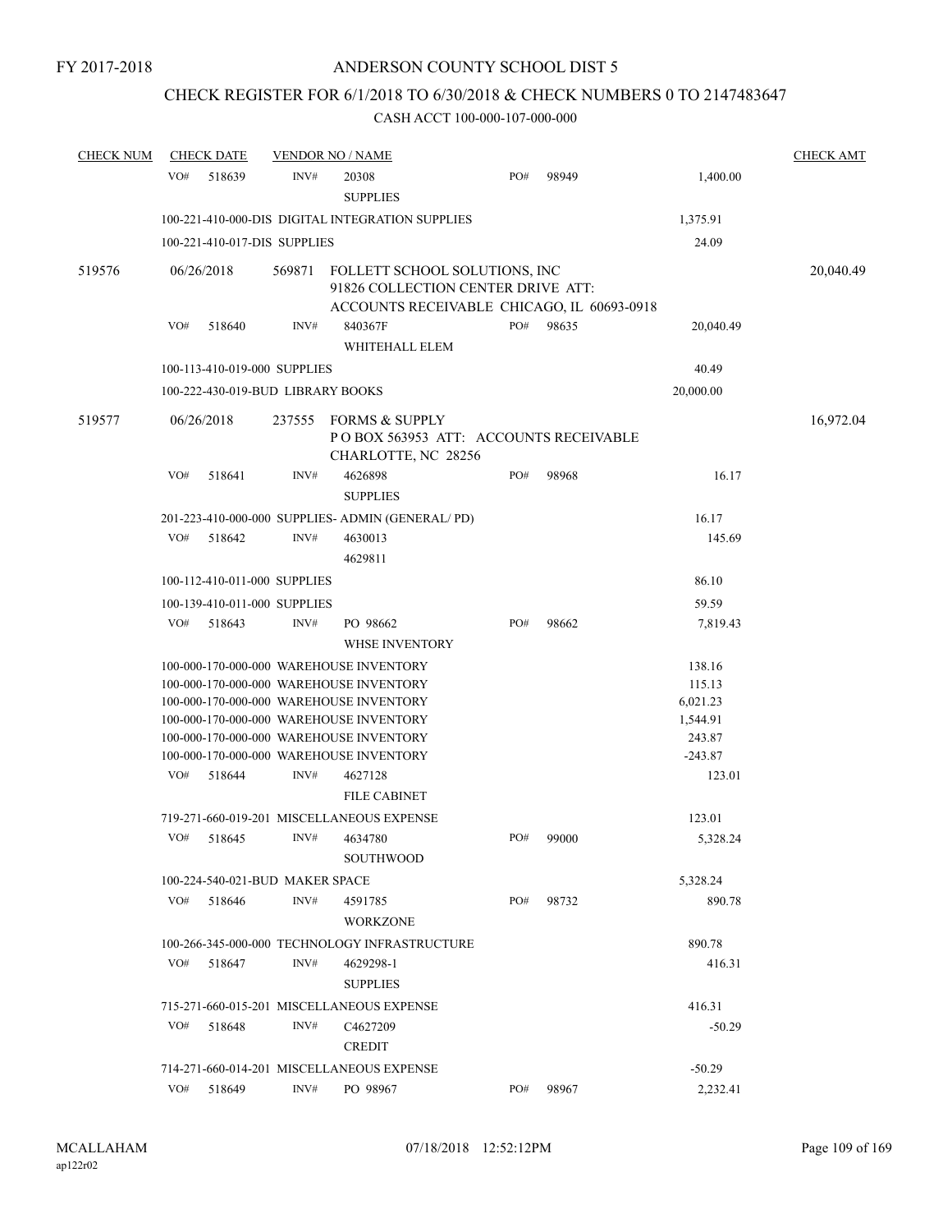FY 2017-2018

# ANDERSON COUNTY SCHOOL DIST 5

## CHECK REGISTER FOR 6/1/2018 TO 6/30/2018 & CHECK NUMBERS 0 TO 2147483647

CASH ACCT 100-000-107-000-000

| CHECK NUM | CHECK DATE | VENDOR NO / NAME | | | | CHECK AMT |
|---|---|---|---|---|---|---|
| | VO# 518639 | INV# 20308<br>SUPPLIES | PO# 98949 | | 1,400.00 | |
| | 100-221-410-000-DIS DIGITAL INTEGRATION SUPPLIES | | | | 1,375.91 | |
| | 100-221-410-017-DIS SUPPLIES | | | | 24.09 | |
| 519576 | 06/26/2018 | 569871 FOLLETT SCHOOL SOLUTIONS, INC<br>91826 COLLECTION CENTER DRIVE ATT:<br>ACCOUNTS RECEIVABLE CHICAGO, IL 60693-0918 | | | | 20,040.49 |
| | VO# 518640 | INV# 840367F<br>WHITEHALL ELEM | PO# 98635 | | 20,040.49 | |
| | 100-113-410-019-000 SUPPLIES | | | | 40.49 | |
| | 100-222-430-019-BUD LIBRARY BOOKS | | | | 20,000.00 | |
| 519577 | 06/26/2018 | 237555 FORMS & SUPPLY<br>P O BOX 563953 ATT: ACCOUNTS RECEIVABLE<br>CHARLOTTE, NC 28256 | | | | 16,972.04 |
| | VO# 518641 | INV# 4626898<br>SUPPLIES | PO# 98968 | | 16.17 | |
| | 201-223-410-000-000 SUPPLIES- ADMIN (GENERAL/ PD) | | | | 16.17 | |
| | VO# 518642 | INV# 4630013<br>4629811 | | | 145.69 | |
| | 100-112-410-011-000 SUPPLIES | | | | 86.10 | |
| | 100-139-410-011-000 SUPPLIES | | | | 59.59 | |
| | VO# 518643 | INV# PO 98662<br>WHSE INVENTORY | PO# 98662 | | 7,819.43 | |
| | 100-000-170-000-000 WAREHOUSE INVENTORY | | | | 138.16 | |
| | 100-000-170-000-000 WAREHOUSE INVENTORY | | | | 115.13 | |
| | 100-000-170-000-000 WAREHOUSE INVENTORY | | | | 6,021.23 | |
| | 100-000-170-000-000 WAREHOUSE INVENTORY | | | | 1,544.91 | |
| | 100-000-170-000-000 WAREHOUSE INVENTORY | | | | 243.87 | |
| | 100-000-170-000-000 WAREHOUSE INVENTORY | | | | -243.87 | |
| | VO# 518644 | INV# 4627128<br>FILE CABINET | | | 123.01 | |
| | 719-271-660-019-201 MISCELLANEOUS EXPENSE | | | | 123.01 | |
| | VO# 518645 | INV# 4634780<br>SOUTHWOOD | PO# 99000 | | 5,328.24 | |
| | 100-224-540-021-BUD MAKER SPACE | | | | 5,328.24 | |
| | VO# 518646 | INV# 4591785<br>WORKZONE | PO# 98732 | | 890.78 | |
| | 100-266-345-000-000 TECHNOLOGY INFRASTRUCTURE | | | | 890.78 | |
| | VO# 518647 | INV# 4629298-1<br>SUPPLIES | | | 416.31 | |
| | 715-271-660-015-201 MISCELLANEOUS EXPENSE | | | | 416.31 | |
| | VO# 518648 | INV# C4627209<br>CREDIT | | | -50.29 | |
| | 714-271-660-014-201 MISCELLANEOUS EXPENSE | | | | -50.29 | |
| | VO# 518649 | INV# PO 98967 | PO# 98967 | | 2,232.41 | |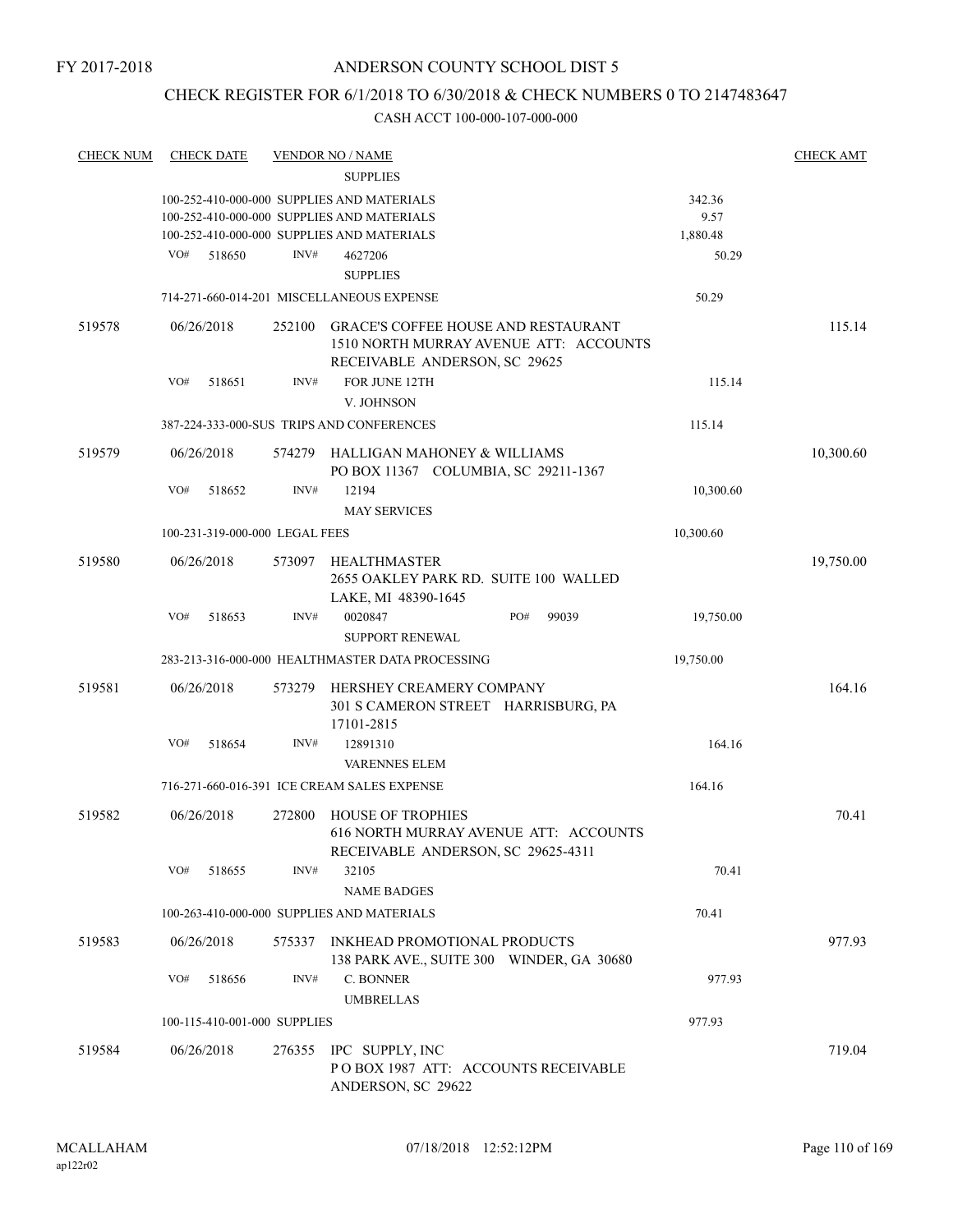FY 2017-2018

# ANDERSON COUNTY SCHOOL DIST 5

## CHECK REGISTER FOR 6/1/2018 TO 6/30/2018 & CHECK NUMBERS 0 TO 2147483647

### CASH ACCT 100-000-107-000-000

| CHECK NUM | CHECK DATE | VENDOR NO / NAME | | CHECK AMT |
|---|---|---|---|---|
| | | SUPPLIES | | |
| | | 100-252-410-000-000 SUPPLIES AND MATERIALS | 342.36 | |
| | | 100-252-410-000-000 SUPPLIES AND MATERIALS | 9.57 | |
| | | 100-252-410-000-000 SUPPLIES AND MATERIALS | 1,880.48 | |
| | VO# 518650 | INV# 4627206 SUPPLIES | 50.29 | |
| | | 714-271-660-014-201 MISCELLANEOUS EXPENSE | 50.29 | |
| 519578 | 06/26/2018 | 252100 GRACE'S COFFEE HOUSE AND RESTAURANT 1510 NORTH MURRAY AVENUE ATT: ACCOUNTS RECEIVABLE ANDERSON, SC 29625 | | 115.14 |
| | VO# 518651 | INV# FOR JUNE 12TH V. JOHNSON | 115.14 | |
| | | 387-224-333-000-SUS TRIPS AND CONFERENCES | 115.14 | |
| 519579 | 06/26/2018 | 574279 HALLIGAN MAHONEY & WILLIAMS PO BOX 11367 COLUMBIA, SC 29211-1367 | | 10,300.60 |
| | VO# 518652 | INV# 12194 MAY SERVICES | 10,300.60 | |
| | | 100-231-319-000-000 LEGAL FEES | 10,300.60 | |
| 519580 | 06/26/2018 | 573097 HEALTHMASTER 2655 OAKLEY PARK RD. SUITE 100 WALLED LAKE, MI 48390-1645 | | 19,750.00 |
| | VO# 518653 | INV# 0020847 PO# 99039 SUPPORT RENEWAL | 19,750.00 | |
| | | 283-213-316-000-000 HEALTHMASTER DATA PROCESSING | 19,750.00 | |
| 519581 | 06/26/2018 | 573279 HERSHEY CREAMERY COMPANY 301 S CAMERON STREET HARRISBURG, PA 17101-2815 | | 164.16 |
| | VO# 518654 | INV# 12891310 VARENNES ELEM | 164.16 | |
| | | 716-271-660-016-391 ICE CREAM SALES EXPENSE | 164.16 | |
| 519582 | 06/26/2018 | 272800 HOUSE OF TROPHIES 616 NORTH MURRAY AVENUE ATT: ACCOUNTS RECEIVABLE ANDERSON, SC 29625-4311 | | 70.41 |
| | VO# 518655 | INV# 32105 NAME BADGES | 70.41 | |
| | | 100-263-410-000-000 SUPPLIES AND MATERIALS | 70.41 | |
| 519583 | 06/26/2018 | 575337 INKHEAD PROMOTIONAL PRODUCTS 138 PARK AVE., SUITE 300 WINDER, GA 30680 | | 977.93 |
| | VO# 518656 | INV# C. BONNER UMBRELLAS | 977.93 | |
| | | 100-115-410-001-000 SUPPLIES | 977.93 | |
| 519584 | 06/26/2018 | 276355 IPC SUPPLY, INC P O BOX 1987 ATT: ACCOUNTS RECEIVABLE ANDERSON, SC 29622 | | 719.04 |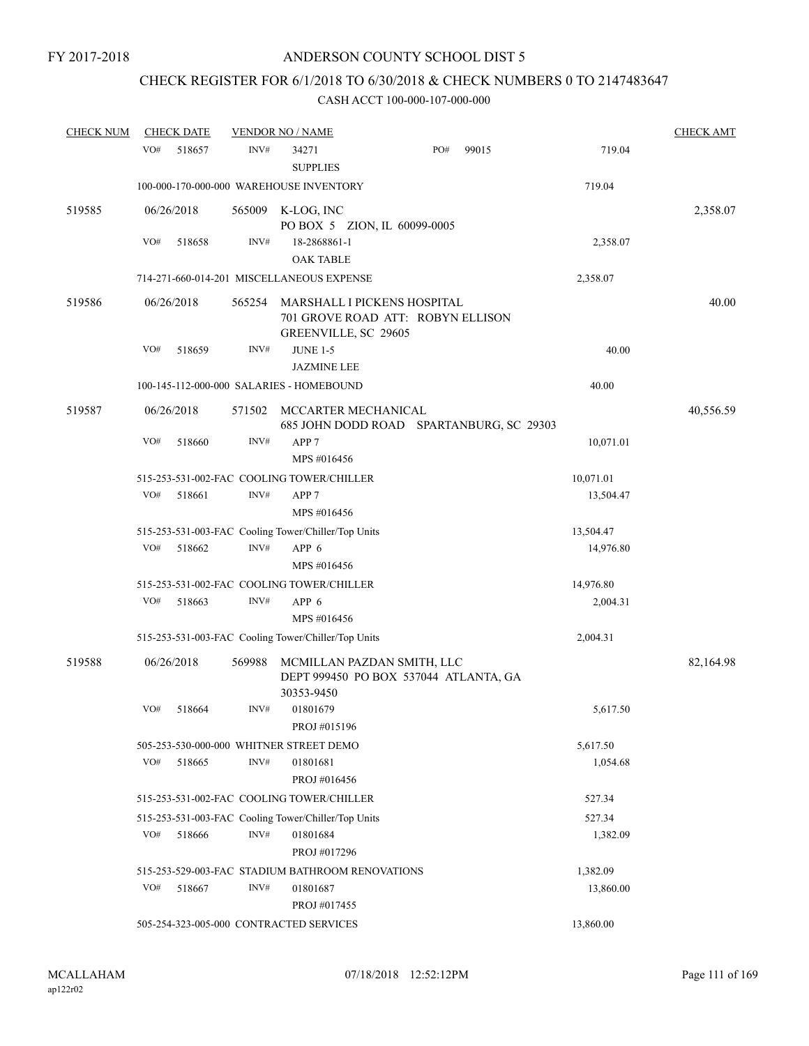FY 2017-2018

ANDERSON COUNTY SCHOOL DIST 5

CHECK REGISTER FOR 6/1/2018 TO 6/30/2018 & CHECK NUMBERS 0 TO 2147483647

CASH ACCT 100-000-107-000-000

| CHECK NUM | CHECK DATE | VENDOR NO / NAME | | CHECK AMT |
|---|---|---|---|---|
| | VO# 518657 | INV# 34271 PO# 99015<br>SUPPLIES | 719.04 | |
| | | 100-000-170-000-000 WAREHOUSE INVENTORY | 719.04 | |
| 519585 | 06/26/2018 | 565009 K-LOG, INC<br>PO BOX 5 ZION, IL 60099-0005 | | 2,358.07 |
| | VO# 518658 | INV# 18-2868861-1<br>OAK TABLE | 2,358.07 | |
| | | 714-271-660-014-201 MISCELLANEOUS EXPENSE | 2,358.07 | |
| 519586 | 06/26/2018 | 565254 MARSHALL I PICKENS HOSPITAL<br>701 GROVE ROAD ATT: ROBYN ELLISON<br>GREENVILLE, SC 29605 | | 40.00 |
| | VO# 518659 | INV# JUNE 1-5<br>JAZMINE LEE | 40.00 | |
| | | 100-145-112-000-000 SALARIES - HOMEBOUND | 40.00 | |
| 519587 | 06/26/2018 | 571502 MCCARTER MECHANICAL<br>685 JOHN DODD ROAD SPARTANBURG, SC 29303 | | 40,556.59 |
| | VO# 518660 | INV# APP 7<br>MPS #016456 | 10,071.01 | |
| | | 515-253-531-002-FAC COOLING TOWER/CHILLER | 10,071.01 | |
| | VO# 518661 | INV# APP 7<br>MPS #016456 | 13,504.47 | |
| | | 515-253-531-003-FAC Cooling Tower/Chiller/Top Units | 13,504.47 | |
| | VO# 518662 | INV# APP 6<br>MPS #016456 | 14,976.80 | |
| | | 515-253-531-002-FAC COOLING TOWER/CHILLER | 14,976.80 | |
| | VO# 518663 | INV# APP 6<br>MPS #016456 | 2,004.31 | |
| | | 515-253-531-003-FAC Cooling Tower/Chiller/Top Units | 2,004.31 | |
| 519588 | 06/26/2018 | 569988 MCMILLAN PAZDAN SMITH, LLC<br>DEPT 999450 PO BOX 537044 ATLANTA, GA<br>30353-9450 | | 82,164.98 |
| | VO# 518664 | INV# 01801679<br>PROJ #015196 | 5,617.50 | |
| | | 505-253-530-000-000 WHITNER STREET DEMO | 5,617.50 | |
| | VO# 518665 | INV# 01801681<br>PROJ #016456 | 1,054.68 | |
| | | 515-253-531-002-FAC COOLING TOWER/CHILLER | 527.34 | |
| | | 515-253-531-003-FAC Cooling Tower/Chiller/Top Units | 527.34 | |
| | VO# 518666 | INV# 01801684<br>PROJ #017296 | 1,382.09 | |
| | | 515-253-529-003-FAC STADIUM BATHROOM RENOVATIONS | 1,382.09 | |
| | VO# 518667 | INV# 01801687<br>PROJ #017455 | 13,860.00 | |
| | | 505-254-323-005-000 CONTRACTED SERVICES | 13,860.00 | |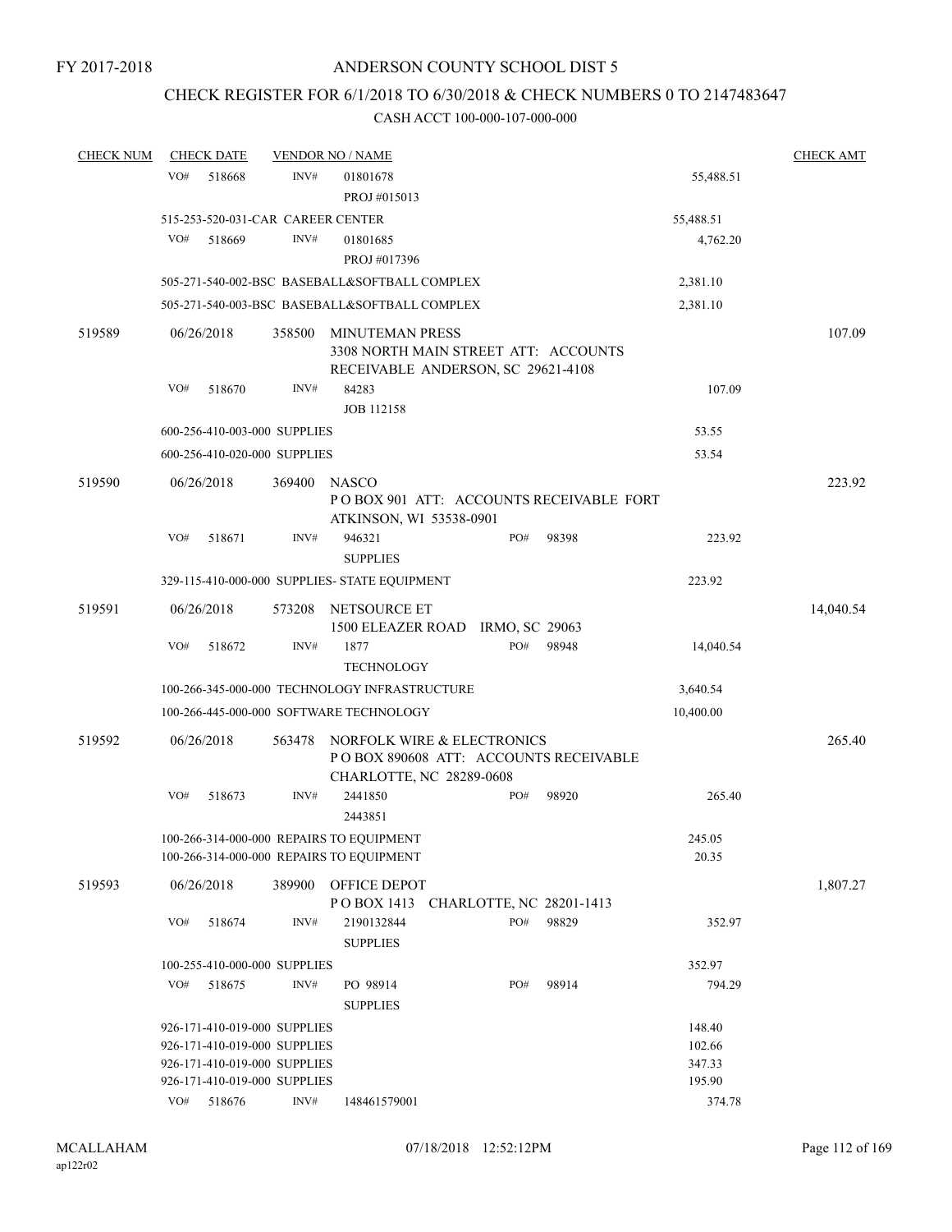FY 2017-2018

# ANDERSON COUNTY SCHOOL DIST 5

## CHECK REGISTER FOR 6/1/2018 TO 6/30/2018 & CHECK NUMBERS 0 TO 2147483647

### CASH ACCT 100-000-107-000-000

| CHECK NUM | CHECK DATE | VENDOR NO / NAME | | | CHECK AMT |
|---|---|---|---|---|---|
| | VO# 518668 | INV# 01801678 PROJ #015013 | | 55,488.51 | |
| | 515-253-520-031-CAR CAREER CENTER | | | 55,488.51 | |
| | VO# 518669 | INV# 01801685 PROJ #017396 | | 4,762.20 | |
| | 505-271-540-002-BSC BASEBALL&SOFTBALL COMPLEX | | | 2,381.10 | |
| | 505-271-540-003-BSC BASEBALL&SOFTBALL COMPLEX | | | 2,381.10 | |
| 519589 | 06/26/2018 | 358500 MINUTEMAN PRESS 3308 NORTH MAIN STREET ATT: ACCOUNTS RECEIVABLE ANDERSON, SC 29621-4108 | | | 107.09 |
| | VO# 518670 | INV# 84283 JOB 112158 | | 107.09 | |
| | 600-256-410-003-000 SUPPLIES | | | 53.55 | |
| | 600-256-410-020-000 SUPPLIES | | | 53.54 | |
| 519590 | 06/26/2018 | 369400 NASCO P O BOX 901 ATT: ACCOUNTS RECEIVABLE FORT ATKINSON, WI 53538-0901 | | | 223.92 |
| | VO# 518671 | INV# 946321 SUPPLIES | PO# 98398 | 223.92 | |
| | 329-115-410-000-000 SUPPLIES- STATE EQUIPMENT | | | 223.92 | |
| 519591 | 06/26/2018 | 573208 NETSOURCE ET 1500 ELEAZER ROAD IRMO, SC 29063 | | | 14,040.54 |
| | VO# 518672 | INV# 1877 TECHNOLOGY | PO# 98948 | 14,040.54 | |
| | 100-266-345-000-000 TECHNOLOGY INFRASTRUCTURE | | | 3,640.54 | |
| | 100-266-445-000-000 SOFTWARE TECHNOLOGY | | | 10,400.00 | |
| 519592 | 06/26/2018 | 563478 NORFOLK WIRE & ELECTRONICS P O BOX 890608 ATT: ACCOUNTS RECEIVABLE CHARLOTTE, NC 28289-0608 | | | 265.40 |
| | VO# 518673 | INV# 2441850 2443851 | PO# 98920 | 265.40 | |
| | 100-266-314-000-000 REPAIRS TO EQUIPMENT | | | 245.05 | |
| | 100-266-314-000-000 REPAIRS TO EQUIPMENT | | | 20.35 | |
| 519593 | 06/26/2018 | 389900 OFFICE DEPOT P O BOX 1413 CHARLOTTE, NC 28201-1413 | | | 1,807.27 |
| | VO# 518674 | INV# 2190132844 SUPPLIES | PO# 98829 | 352.97 | |
| | 100-255-410-000-000 SUPPLIES | | | 352.97 | |
| | VO# 518675 | INV# PO 98914 SUPPLIES | PO# 98914 | 794.29 | |
| | 926-171-410-019-000 SUPPLIES | | | 148.40 | |
| | 926-171-410-019-000 SUPPLIES | | | 102.66 | |
| | 926-171-410-019-000 SUPPLIES | | | 347.33 | |
| | 926-171-410-019-000 SUPPLIES | | | 195.90 | |
| | VO# 518676 | INV# 148461579001 | | 374.78 | |

MCALLAHAM ap122r02 07/18/2018 12:52:12PM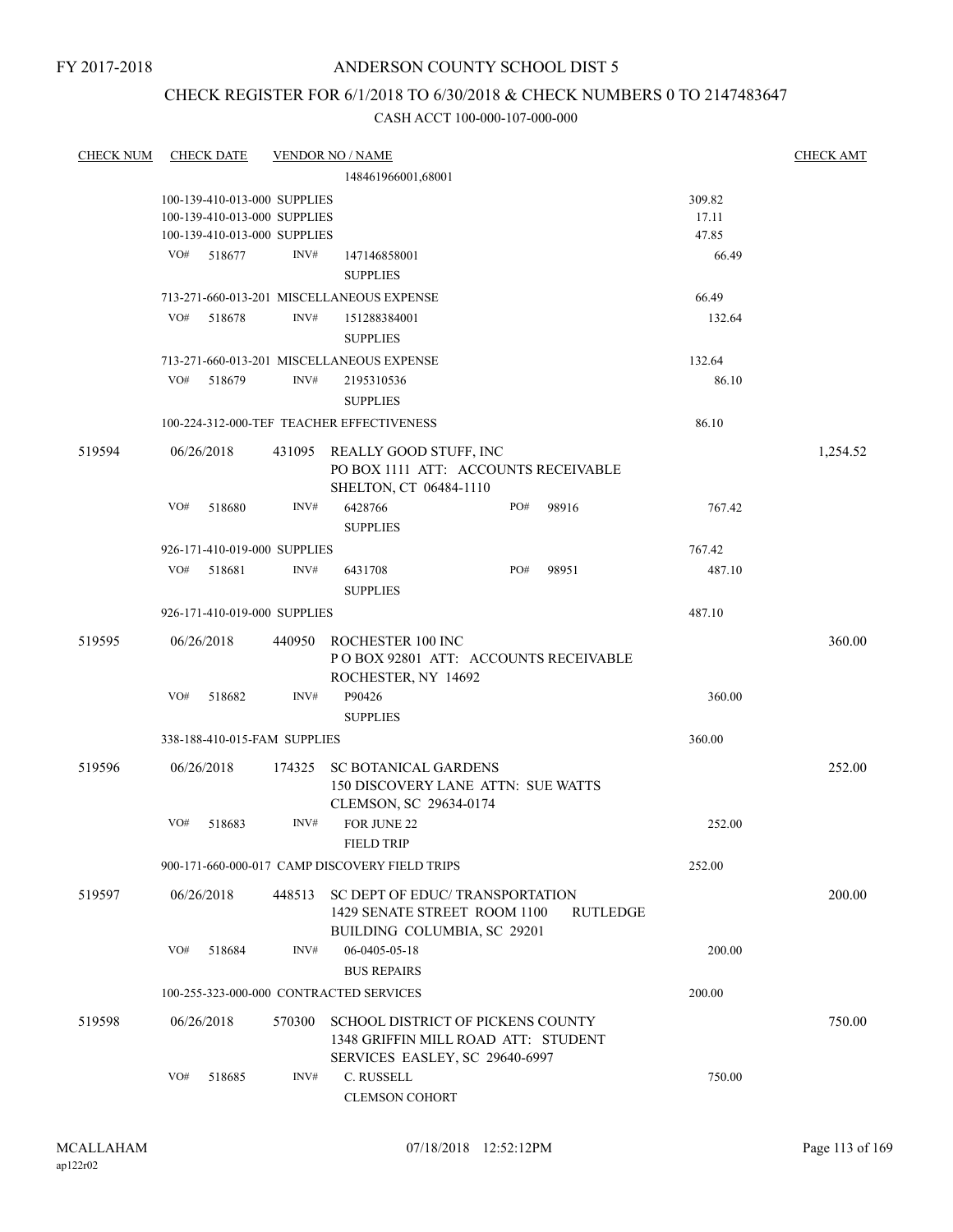FY 2017-2018

# ANDERSON COUNTY SCHOOL DIST 5

## CHECK REGISTER FOR 6/1/2018 TO 6/30/2018 & CHECK NUMBERS 0 TO 2147483647

### CASH ACCT 100-000-107-000-000

| CHECK NUM | CHECK DATE | VENDOR NO / NAME | | CHECK AMT |
|---|---|---|---|---|
| | | 148461966001,68001 | | |
| | 100-139-410-013-000 SUPPLIES | | 309.82 | |
| | 100-139-410-013-000 SUPPLIES | | 17.11 | |
| | 100-139-410-013-000 SUPPLIES | | 47.85 | |
| | VO# 518677 | INV# 147146858001 SUPPLIES | 66.49 | |
| | 713-271-660-013-201 MISCELLANEOUS EXPENSE | | 66.49 | |
| | VO# 518678 | INV# 151288384001 SUPPLIES | 132.64 | |
| | 713-271-660-013-201 MISCELLANEOUS EXPENSE | | 132.64 | |
| | VO# 518679 | INV# 2195310536 SUPPLIES | 86.10 | |
| | 100-224-312-000-TEF TEACHER EFFECTIVENESS | | 86.10 | |
| 519594 | 06/26/2018 | 431095 REALLY GOOD STUFF, INC PO BOX 1111 ATT: ACCOUNTS RECEIVABLE SHELTON, CT 06484-1110 | | 1,254.52 |
| | VO# 518680 | INV# 6428766 PO# 98916 SUPPLIES | 767.42 | |
| | 926-171-410-019-000 SUPPLIES | | 767.42 | |
| | VO# 518681 | INV# 6431708 PO# 98951 SUPPLIES | 487.10 | |
| | 926-171-410-019-000 SUPPLIES | | 487.10 | |
| 519595 | 06/26/2018 | 440950 ROCHESTER 100 INC P O BOX 92801 ATT: ACCOUNTS RECEIVABLE ROCHESTER, NY 14692 | | 360.00 |
| | VO# 518682 | INV# P90426 SUPPLIES | 360.00 | |
| | 338-188-410-015-FAM SUPPLIES | | 360.00 | |
| 519596 | 06/26/2018 | 174325 SC BOTANICAL GARDENS 150 DISCOVERY LANE ATTN: SUE WATTS CLEMSON, SC 29634-0174 | | 252.00 |
| | VO# 518683 | INV# FOR JUNE 22 FIELD TRIP | 252.00 | |
| | 900-171-660-000-017 CAMP DISCOVERY FIELD TRIPS | | 252.00 | |
| 519597 | 06/26/2018 | 448513 SC DEPT OF EDUC/ TRANSPORTATION 1429 SENATE STREET ROOM 1100 RUTLEDGE BUILDING COLUMBIA, SC 29201 | | 200.00 |
| | VO# 518684 | INV# 06-0405-05-18 BUS REPAIRS | 200.00 | |
| | 100-255-323-000-000 CONTRACTED SERVICES | | 200.00 | |
| 519598 | 06/26/2018 | 570300 SCHOOL DISTRICT OF PICKENS COUNTY 1348 GRIFFIN MILL ROAD ATT: STUDENT SERVICES EASLEY, SC 29640-6997 | | 750.00 |
| | VO# 518685 | INV# C. RUSSELL CLEMSON COHORT | 750.00 | |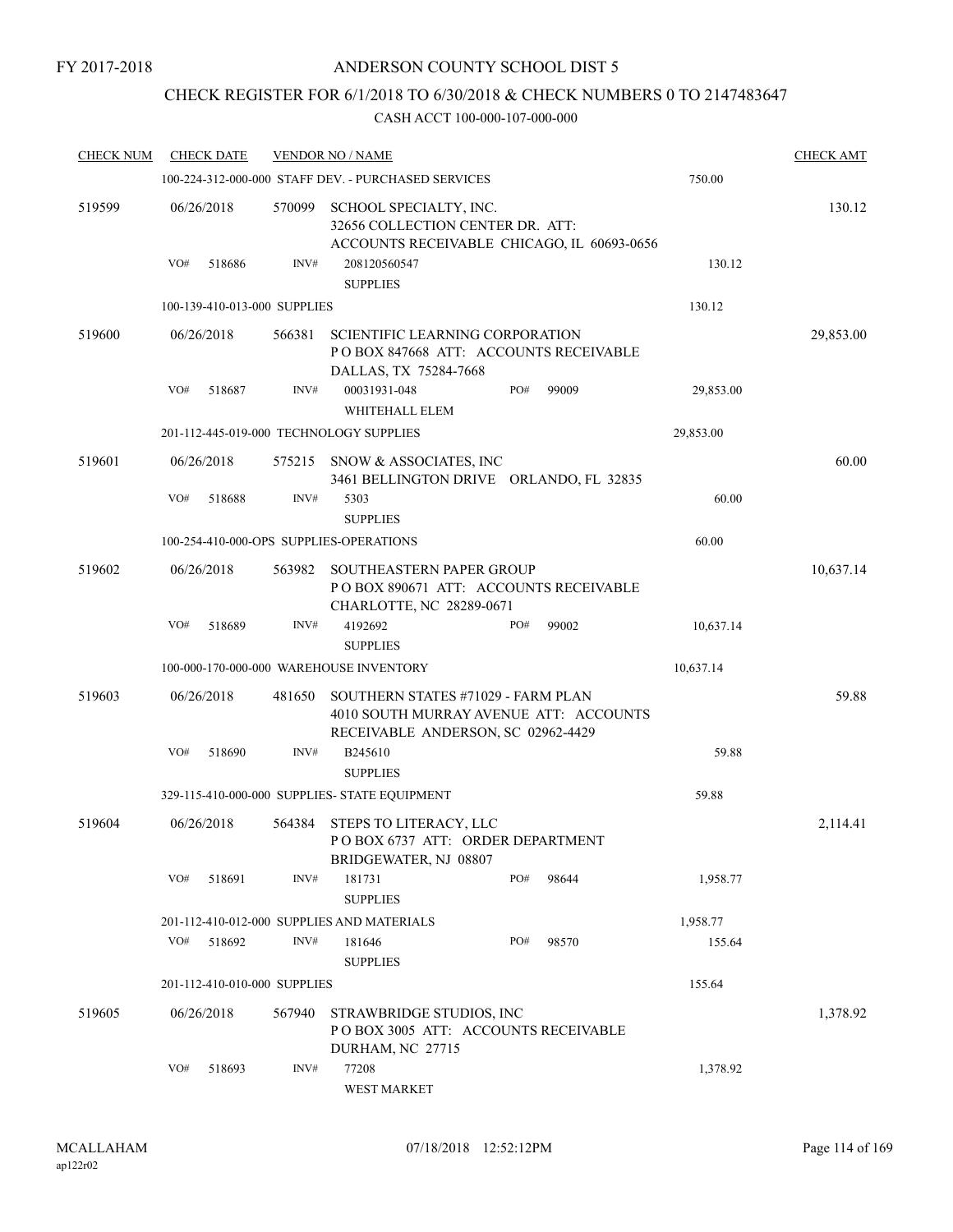FY 2017-2018

# ANDERSON COUNTY SCHOOL DIST 5

## CHECK REGISTER FOR 6/1/2018 TO 6/30/2018 & CHECK NUMBERS 0 TO 2147483647

CASH ACCT 100-000-107-000-000

| CHECK NUM | CHECK DATE | VENDOR NO / NAME | | | CHECK AMT |
|---|---|---|---|---|---|
| | | 100-224-312-000-000 STAFF DEV. - PURCHASED SERVICES | | 750.00 | |
| 519599 | 06/26/2018 | 570099 SCHOOL SPECIALTY, INC. 32656 COLLECTION CENTER DR. ATT: ACCOUNTS RECEIVABLE CHICAGO, IL 60693-0656 | | | 130.12 |
| | VO# 518686 | INV# 208120560547 SUPPLIES | | 130.12 | |
| | | 100-139-410-013-000 SUPPLIES | | 130.12 | |
| 519600 | 06/26/2018 | 566381 SCIENTIFIC LEARNING CORPORATION P O BOX 847668 ATT: ACCOUNTS RECEIVABLE DALLAS, TX 75284-7668 | | | 29,853.00 |
| | VO# 518687 | INV# 00031931-048 WHITEHALL ELEM | PO# 99009 | 29,853.00 | |
| | | 201-112-445-019-000 TECHNOLOGY SUPPLIES | | 29,853.00 | |
| 519601 | 06/26/2018 | 575215 SNOW & ASSOCIATES, INC 3461 BELLINGTON DRIVE ORLANDO, FL 32835 | | | 60.00 |
| | VO# 518688 | INV# 5303 SUPPLIES | | 60.00 | |
| | | 100-254-410-000-OPS SUPPLIES-OPERATIONS | | 60.00 | |
| 519602 | 06/26/2018 | 563982 SOUTHEASTERN PAPER GROUP P O BOX 890671 ATT: ACCOUNTS RECEIVABLE CHARLOTTE, NC 28289-0671 | | | 10,637.14 |
| | VO# 518689 | INV# 4192692 SUPPLIES | PO# 99002 | 10,637.14 | |
| | | 100-000-170-000-000 WAREHOUSE INVENTORY | | 10,637.14 | |
| 519603 | 06/26/2018 | 481650 SOUTHERN STATES #71029 - FARM PLAN 4010 SOUTH MURRAY AVENUE ATT: ACCOUNTS RECEIVABLE ANDERSON, SC 02962-4429 | | | 59.88 |
| | VO# 518690 | INV# B245610 SUPPLIES | | 59.88 | |
| | | 329-115-410-000-000 SUPPLIES- STATE EQUIPMENT | | 59.88 | |
| 519604 | 06/26/2018 | 564384 STEPS TO LITERACY, LLC P O BOX 6737 ATT: ORDER DEPARTMENT BRIDGEWATER, NJ 08807 | | | 2,114.41 |
| | VO# 518691 | INV# 181731 SUPPLIES | PO# 98644 | 1,958.77 | |
| | | 201-112-410-012-000 SUPPLIES AND MATERIALS | | 1,958.77 | |
| | VO# 518692 | INV# 181646 SUPPLIES | PO# 98570 | 155.64 | |
| | | 201-112-410-010-000 SUPPLIES | | 155.64 | |
| 519605 | 06/26/2018 | 567940 STRAWBRIDGE STUDIOS, INC P O BOX 3005 ATT: ACCOUNTS RECEIVABLE DURHAM, NC 27715 | | | 1,378.92 |
| | VO# 518693 | INV# 77208 WEST MARKET | | 1,378.92 | |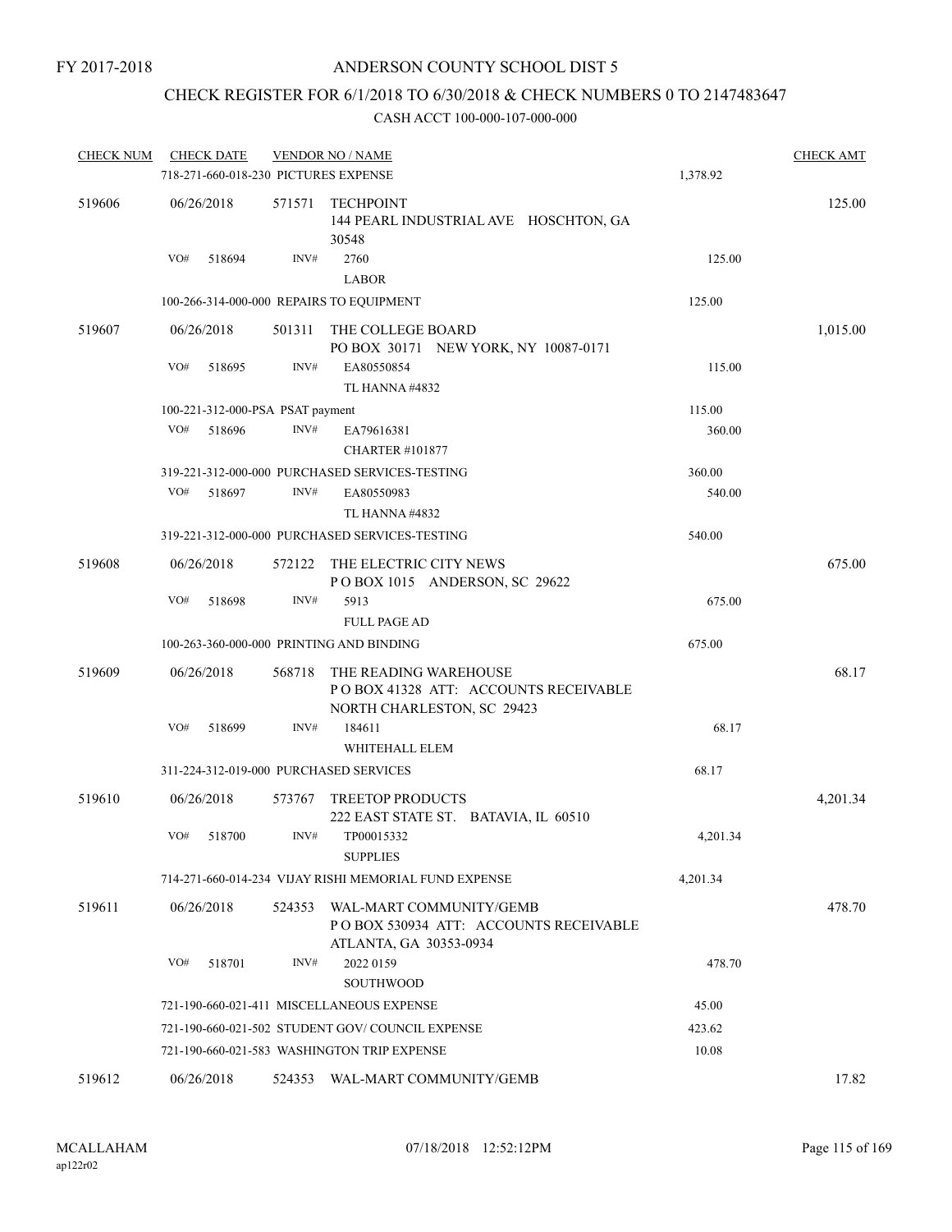FY 2017-2018

# ANDERSON COUNTY SCHOOL DIST 5

## CHECK REGISTER FOR 6/1/2018 TO 6/30/2018 & CHECK NUMBERS 0 TO 2147483647

CASH ACCT 100-000-107-000-000

| CHECK NUM | CHECK DATE | VENDOR NO / NAME | | CHECK AMT |
|---|---|---|---|---|
| | 718-271-660-018-230 PICTURES EXPENSE | | 1,378.92 | |
| 519606 | 06/26/2018 | 571571 TECHPOINT<br>144 PEARL INDUSTRIAL AVE HOSCHTON, GA 30548 | | 125.00 |
| | VO# 518694 | INV# 2760<br>LABOR | 125.00 | |
| | 100-266-314-000-000 REPAIRS TO EQUIPMENT | | 125.00 | |
| 519607 | 06/26/2018 | 501311 THE COLLEGE BOARD<br>PO BOX 30171 NEW YORK, NY 10087-0171 | | 1,015.00 |
| | VO# 518695 | INV# EA80550854<br>TL HANNA #4832 | 115.00 | |
| | 100-221-312-000-PSA PSAT payment | | 115.00 | |
| | VO# 518696 | INV# EA79616381<br>CHARTER #101877 | 360.00 | |
| | 319-221-312-000-000 PURCHASED SERVICES-TESTING | | 360.00 | |
| | VO# 518697 | INV# EA80550983<br>TL HANNA #4832 | 540.00 | |
| | 319-221-312-000-000 PURCHASED SERVICES-TESTING | | 540.00 | |
| 519608 | 06/26/2018 | 572122 THE ELECTRIC CITY NEWS<br>P O BOX 1015 ANDERSON, SC 29622 | | 675.00 |
| | VO# 518698 | INV# 5913<br>FULL PAGE AD | 675.00 | |
| | 100-263-360-000-000 PRINTING AND BINDING | | 675.00 | |
| 519609 | 06/26/2018 | 568718 THE READING WAREHOUSE<br>P O BOX 41328 ATT: ACCOUNTS RECEIVABLE<br>NORTH CHARLESTON, SC 29423 | | 68.17 |
| | VO# 518699 | INV# 184611<br>WHITEHALL ELEM | 68.17 | |
| | 311-224-312-019-000 PURCHASED SERVICES | | 68.17 | |
| 519610 | 06/26/2018 | 573767 TREETOP PRODUCTS<br>222 EAST STATE ST. BATAVIA, IL 60510 | | 4,201.34 |
| | VO# 518700 | INV# TP00015332<br>SUPPLIES | 4,201.34 | |
| | 714-271-660-014-234 VIJAY RISHI MEMORIAL FUND EXPENSE | | 4,201.34 | |
| 519611 | 06/26/2018 | 524353 WAL-MART COMMUNITY/GEMB<br>P O BOX 530934 ATT: ACCOUNTS RECEIVABLE<br>ATLANTA, GA 30353-0934 | | 478.70 |
| | VO# 518701 | INV# 2022 0159<br>SOUTHWOOD | 478.70 | |
| | 721-190-660-021-411 MISCELLANEOUS EXPENSE | | 45.00 | |
| | 721-190-660-021-502 STUDENT GOV/ COUNCIL EXPENSE | | 423.62 | |
| | 721-190-660-021-583 WASHINGTON TRIP EXPENSE | | 10.08 | |
| 519612 | 06/26/2018 | 524353 WAL-MART COMMUNITY/GEMB | | 17.82 |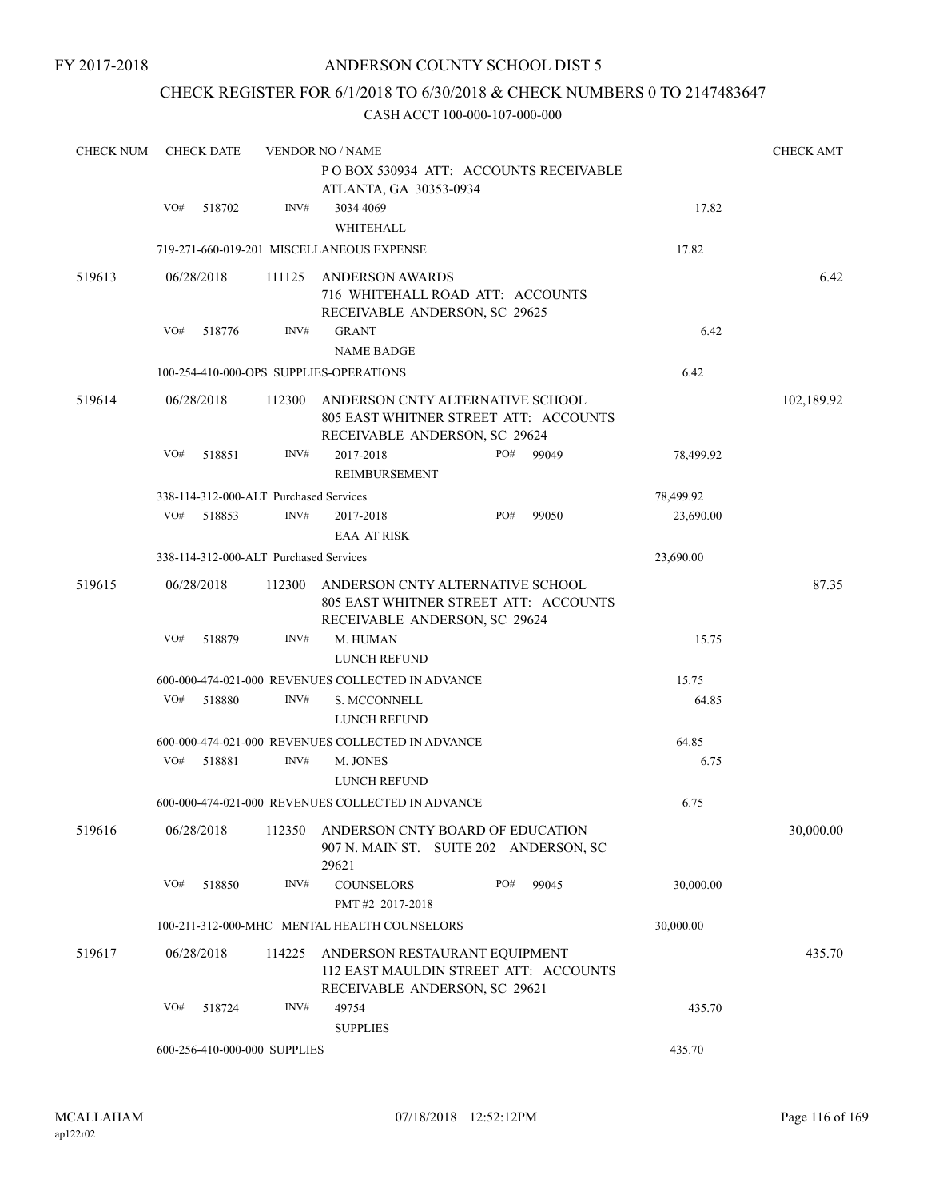FY 2017-2018

# ANDERSON COUNTY SCHOOL DIST 5

## CHECK REGISTER FOR 6/1/2018 TO 6/30/2018 & CHECK NUMBERS 0 TO 2147483647

CASH ACCT 100-000-107-000-000

| CHECK NUM | CHECK DATE | VENDOR NO / NAME | | | CHECK AMT |
|---|---|---|---|---|---|
| | | P O BOX 530934 ATT: ACCOUNTS RECEIVABLE ATLANTA, GA 30353-0934 | | | |
| | VO# 518702 | INV# 3034 4069 WHITEHALL | | 17.82 | |
| | 719-271-660-019-201 MISCELLANEOUS EXPENSE | | | 17.82 | |
| 519613 | 06/28/2018 | 111125 ANDERSON AWARDS 716 WHITEHALL ROAD ATT: ACCOUNTS RECEIVABLE ANDERSON, SC 29625 | | | 6.42 |
| | VO# 518776 | INV# GRANT NAME BADGE | | 6.42 | |
| | 100-254-410-000-OPS SUPPLIES-OPERATIONS | | | 6.42 | |
| 519614 | 06/28/2018 | 112300 ANDERSON CNTY ALTERNATIVE SCHOOL 805 EAST WHITNER STREET ATT: ACCOUNTS RECEIVABLE ANDERSON, SC 29624 | | | 102,189.92 |
| | VO# 518851 | INV# 2017-2018 REIMBURSEMENT | PO# 99049 | 78,499.92 | |
| | 338-114-312-000-ALT Purchased Services | | | 78,499.92 | |
| | VO# 518853 | INV# 2017-2018 EAA AT RISK | PO# 99050 | 23,690.00 | |
| | 338-114-312-000-ALT Purchased Services | | | 23,690.00 | |
| 519615 | 06/28/2018 | 112300 ANDERSON CNTY ALTERNATIVE SCHOOL 805 EAST WHITNER STREET ATT: ACCOUNTS RECEIVABLE ANDERSON, SC 29624 | | | 87.35 |
| | VO# 518879 | INV# M. HUMAN LUNCH REFUND | | 15.75 | |
| | 600-000-474-021-000 REVENUES COLLECTED IN ADVANCE | | | 15.75 | |
| | VO# 518880 | INV# S. MCCONNELL LUNCH REFUND | | 64.85 | |
| | 600-000-474-021-000 REVENUES COLLECTED IN ADVANCE | | | 64.85 | |
| | VO# 518881 | INV# M. JONES LUNCH REFUND | | 6.75 | |
| | 600-000-474-021-000 REVENUES COLLECTED IN ADVANCE | | | 6.75 | |
| 519616 | 06/28/2018 | 112350 ANDERSON CNTY BOARD OF EDUCATION 907 N. MAIN ST. SUITE 202 ANDERSON, SC 29621 | | | 30,000.00 |
| | VO# 518850 | INV# COUNSELORS PMT #2 2017-2018 | PO# 99045 | 30,000.00 | |
| | 100-211-312-000-MHC MENTAL HEALTH COUNSELORS | | | 30,000.00 | |
| 519617 | 06/28/2018 | 114225 ANDERSON RESTAURANT EQUIPMENT 112 EAST MAULDIN STREET ATT: ACCOUNTS RECEIVABLE ANDERSON, SC 29621 | | | 435.70 |
| | VO# 518724 | INV# 49754 SUPPLIES | | 435.70 | |
| | 600-256-410-000-000 SUPPLIES | | | 435.70 | |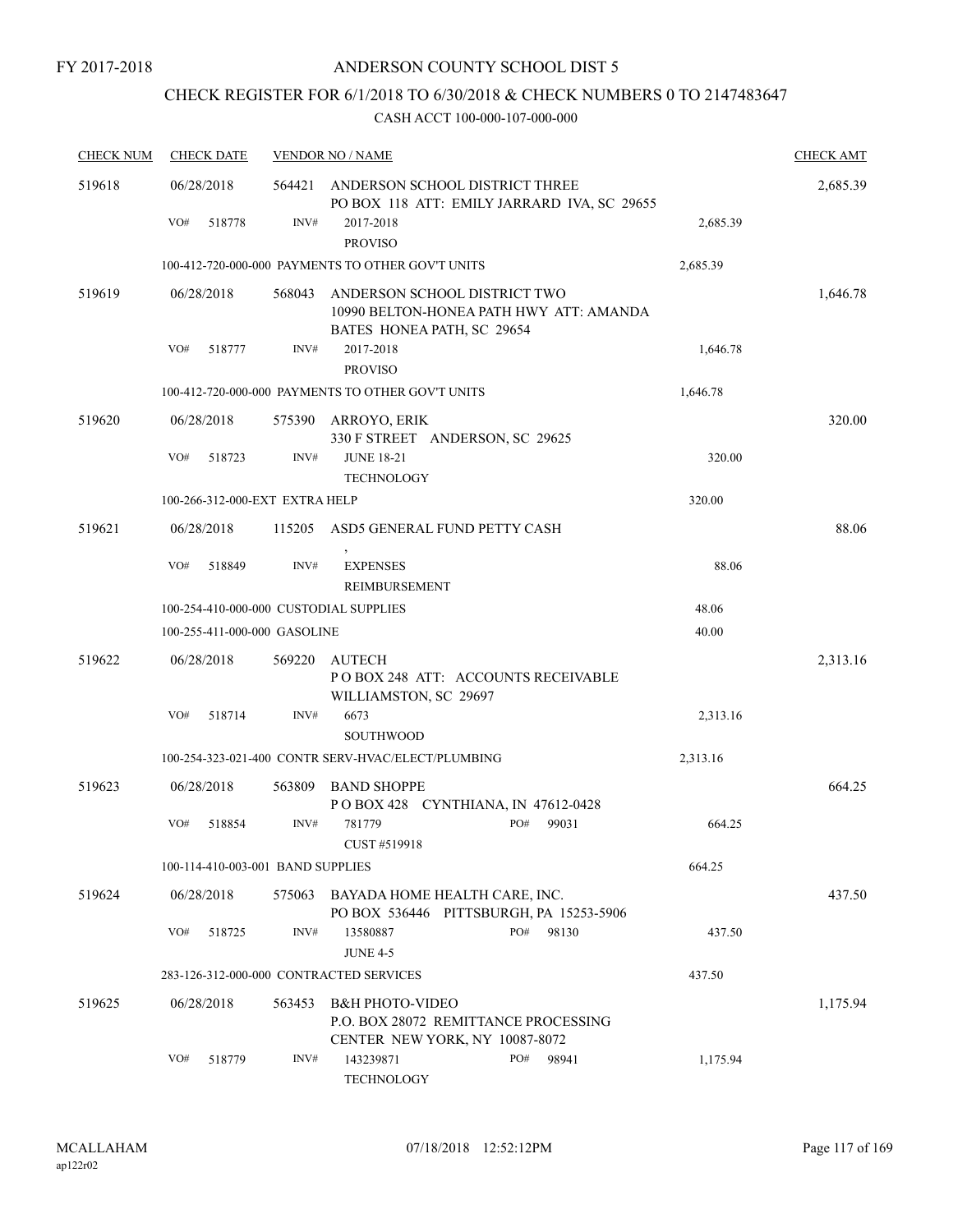FY 2017-2018

# ANDERSON COUNTY SCHOOL DIST 5

## CHECK REGISTER FOR 6/1/2018 TO 6/30/2018 & CHECK NUMBERS 0 TO 2147483647

### CASH ACCT 100-000-107-000-000

| CHECK NUM | CHECK DATE | VENDOR NO / NAME | | CHECK AMT |
|---|---|---|---|---|
| 519618 | 06/28/2018 | 564421 ANDERSON SCHOOL DISTRICT THREE<br>PO BOX 118 ATT: EMILY JARRARD IVA, SC 29655 | | 2,685.39 |
| | VO# 518778 | INV# 2017-2018<br>PROVISO | 2,685.39 | |
| | | 100-412-720-000-000 PAYMENTS TO OTHER GOV'T UNITS | 2,685.39 | |
| 519619 | 06/28/2018 | 568043 ANDERSON SCHOOL DISTRICT TWO<br>10990 BELTON-HONEA PATH HWY ATT: AMANDA BATES HONEA PATH, SC 29654 | | 1,646.78 |
| | VO# 518777 | INV# 2017-2018<br>PROVISO | 1,646.78 | |
| | | 100-412-720-000-000 PAYMENTS TO OTHER GOV'T UNITS | 1,646.78 | |
| 519620 | 06/28/2018 | 575390 ARROYO, ERIK<br>330 F STREET ANDERSON, SC 29625 | | 320.00 |
| | VO# 518723 | INV# JUNE 18-21<br>TECHNOLOGY | 320.00 | |
| | | 100-266-312-000-EXT EXTRA HELP | 320.00 | |
| 519621 | 06/28/2018 | 115205 ASD5 GENERAL FUND PETTY CASH<br>, | | 88.06 |
| | VO# 518849 | INV# EXPENSES<br>REIMBURSEMENT | 88.06 | |
| | | 100-254-410-000-000 CUSTODIAL SUPPLIES | 48.06 | |
| | | 100-255-411-000-000 GASOLINE | 40.00 | |
| 519622 | 06/28/2018 | 569220 AUTECH<br>P O BOX 248 ATT: ACCOUNTS RECEIVABLE WILLIAMSTON, SC 29697 | | 2,313.16 |
| | VO# 518714 | INV# 6673<br>SOUTHWOOD | 2,313.16 | |
| | | 100-254-323-021-400 CONTR SERV-HVAC/ELECT/PLUMBING | 2,313.16 | |
| 519623 | 06/28/2018 | 563809 BAND SHOPPE<br>P O BOX 428 CYNTHIANA, IN 47612-0428 | | 664.25 |
| | VO# 518854 | INV# 781779 PO# 99031<br>CUST #519918 | 664.25 | |
| | | 100-114-410-003-001 BAND SUPPLIES | 664.25 | |
| 519624 | 06/28/2018 | 575063 BAYADA HOME HEALTH CARE, INC.<br>PO BOX 536446 PITTSBURGH, PA 15253-5906 | | 437.50 |
| | VO# 518725 | INV# 13580887 PO# 98130<br>JUNE 4-5 | 437.50 | |
| | | 283-126-312-000-000 CONTRACTED SERVICES | 437.50 | |
| 519625 | 06/28/2018 | 563453 B&H PHOTO-VIDEO<br>P.O. BOX 28072 REMITTANCE PROCESSING CENTER NEW YORK, NY 10087-8072 | | 1,175.94 |
| | VO# 518779 | INV# 143239871 PO# 98941<br>TECHNOLOGY | 1,175.94 | |

MCALLAHAM ap122r02 07/18/2018 12:52:12PM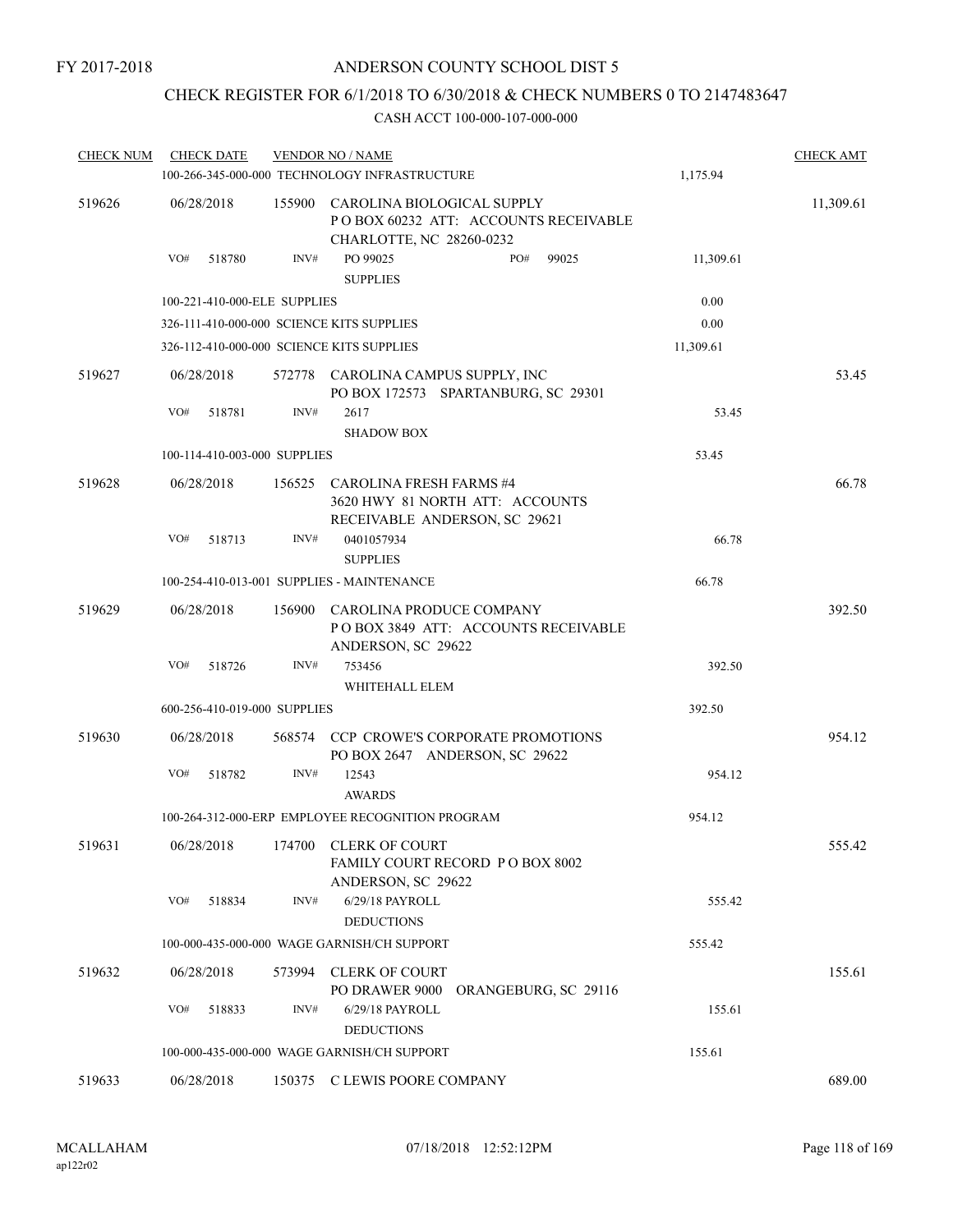FY 2017-2018

# ANDERSON COUNTY SCHOOL DIST 5

## CHECK REGISTER FOR 6/1/2018 TO 6/30/2018 & CHECK NUMBERS 0 TO 2147483647

### CASH ACCT 100-000-107-000-000

| CHECK NUM | CHECK DATE | VENDOR NO / NAME | | CHECK AMT |
|---|---|---|---|---|
| | | 100-266-345-000-000 TECHNOLOGY INFRASTRUCTURE | 1,175.94 | |
| 519626 | 06/28/2018 | 155900 CAROLINA BIOLOGICAL SUPPLY<br>P O BOX 60232 ATT: ACCOUNTS RECEIVABLE<br>CHARLOTTE, NC 28260-0232 | | 11,309.61 |
| | VO# 518780 | INV# PO 99025 PO# 99025<br>SUPPLIES | 11,309.61 | |
| | | 100-221-410-000-ELE SUPPLIES | 0.00 | |
| | | 326-111-410-000-000 SCIENCE KITS SUPPLIES | 0.00 | |
| | | 326-112-410-000-000 SCIENCE KITS SUPPLIES | 11,309.61 | |
| 519627 | 06/28/2018 | 572778 CAROLINA CAMPUS SUPPLY, INC<br>PO BOX 172573 SPARTANBURG, SC 29301 | | 53.45 |
| | VO# 518781 | INV# 2617<br>SHADOW BOX | 53.45 | |
| | | 100-114-410-003-000 SUPPLIES | 53.45 | |
| 519628 | 06/28/2018 | 156525 CAROLINA FRESH FARMS #4<br>3620 HWY 81 NORTH ATT: ACCOUNTS<br>RECEIVABLE ANDERSON, SC 29621 | | 66.78 |
| | VO# 518713 | INV# 0401057934<br>SUPPLIES | 66.78 | |
| | | 100-254-410-013-001 SUPPLIES - MAINTENANCE | 66.78 | |
| 519629 | 06/28/2018 | 156900 CAROLINA PRODUCE COMPANY<br>P O BOX 3849 ATT: ACCOUNTS RECEIVABLE<br>ANDERSON, SC 29622 | | 392.50 |
| | VO# 518726 | INV# 753456<br>WHITEHALL ELEM | 392.50 | |
| | | 600-256-410-019-000 SUPPLIES | 392.50 | |
| 519630 | 06/28/2018 | 568574 CCP CROWE'S CORPORATE PROMOTIONS<br>PO BOX 2647 ANDERSON, SC 29622 | | 954.12 |
| | VO# 518782 | INV# 12543<br>AWARDS | 954.12 | |
| | | 100-264-312-000-ERP EMPLOYEE RECOGNITION PROGRAM | 954.12 | |
| 519631 | 06/28/2018 | 174700 CLERK OF COURT<br>FAMILY COURT RECORD P O BOX 8002<br>ANDERSON, SC 29622 | | 555.42 |
| | VO# 518834 | INV# 6/29/18 PAYROLL<br>DEDUCTIONS | 555.42 | |
| | | 100-000-435-000-000 WAGE GARNISH/CH SUPPORT | 555.42 | |
| 519632 | 06/28/2018 | 573994 CLERK OF COURT<br>PO DRAWER 9000 ORANGEBURG, SC 29116 | | 155.61 |
| | VO# 518833 | INV# 6/29/18 PAYROLL<br>DEDUCTIONS | 155.61 | |
| | | 100-000-435-000-000 WAGE GARNISH/CH SUPPORT | 155.61 | |
| 519633 | 06/28/2018 | 150375 C LEWIS POORE COMPANY | | 689.00 |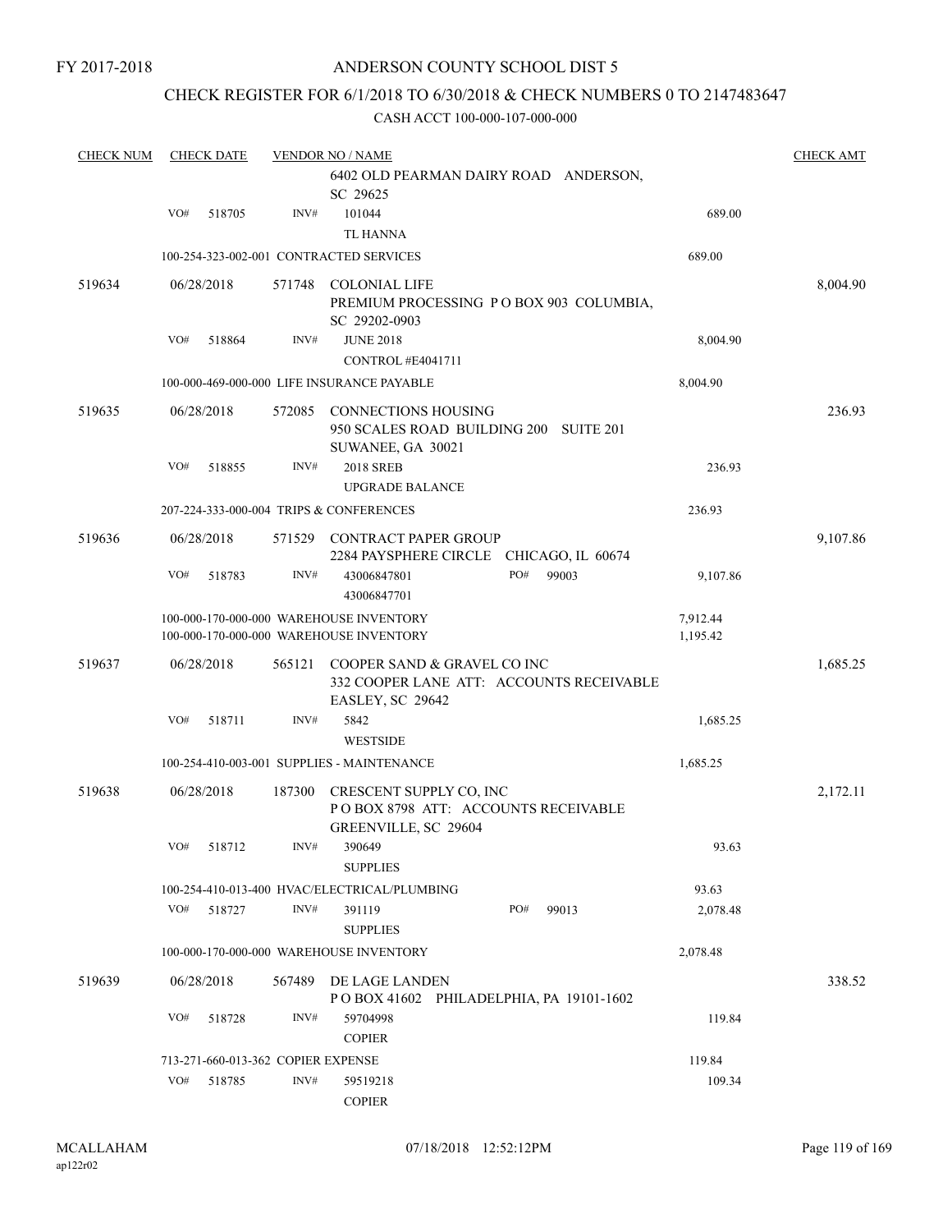FY 2017-2018

# ANDERSON COUNTY SCHOOL DIST 5

## CHECK REGISTER FOR 6/1/2018 TO 6/30/2018 & CHECK NUMBERS 0 TO 2147483647

### CASH ACCT 100-000-107-000-000

| CHECK NUM | CHECK DATE | VENDOR NO / NAME | | CHECK AMT |
|---|---|---|---|---|
| | | 6402 OLD PEARMAN DAIRY ROAD ANDERSON, SC 29625 | | |
| | VO# 518705 | INV# 101044 TL HANNA | 689.00 | |
| | | 100-254-323-002-001 CONTRACTED SERVICES | 689.00 | |
| 519634 | 06/28/2018 | 571748 COLONIAL LIFE PREMIUM PROCESSING P O BOX 903 COLUMBIA, SC 29202-0903 | | 8,004.90 |
| | VO# 518864 | INV# JUNE 2018 CONTROL #E4041711 | 8,004.90 | |
| | | 100-000-469-000-000 LIFE INSURANCE PAYABLE | 8,004.90 | |
| 519635 | 06/28/2018 | 572085 CONNECTIONS HOUSING 950 SCALES ROAD BUILDING 200 SUITE 201 SUWANEE, GA 30021 | | 236.93 |
| | VO# 518855 | INV# 2018 SREB UPGRADE BALANCE | 236.93 | |
| | | 207-224-333-000-004 TRIPS & CONFERENCES | 236.93 | |
| 519636 | 06/28/2018 | 571529 CONTRACT PAPER GROUP 2284 PAYSPHERE CIRCLE CHICAGO, IL 60674 | | 9,107.86 |
| | VO# 518783 | INV# 43006847801 43006847701 PO# 99003 | 9,107.86 | |
| | | 100-000-170-000-000 WAREHOUSE INVENTORY | 7,912.44 | |
| | | 100-000-170-000-000 WAREHOUSE INVENTORY | 1,195.42 | |
| 519637 | 06/28/2018 | 565121 COOPER SAND & GRAVEL CO INC 332 COOPER LANE ATT: ACCOUNTS RECEIVABLE EASLEY, SC 29642 | | 1,685.25 |
| | VO# 518711 | INV# 5842 WESTSIDE | 1,685.25 | |
| | | 100-254-410-003-001 SUPPLIES - MAINTENANCE | 1,685.25 | |
| 519638 | 06/28/2018 | 187300 CRESCENT SUPPLY CO, INC P O BOX 8798 ATT: ACCOUNTS RECEIVABLE GREENVILLE, SC 29604 | | 2,172.11 |
| | VO# 518712 | INV# 390649 SUPPLIES | 93.63 | |
| | | 100-254-410-013-400 HVAC/ELECTRICAL/PLUMBING | 93.63 | |
| | VO# 518727 | INV# 391119 SUPPLIES PO# 99013 | 2,078.48 | |
| | | 100-000-170-000-000 WAREHOUSE INVENTORY | 2,078.48 | |
| 519639 | 06/28/2018 | 567489 DE LAGE LANDEN P O BOX 41602 PHILADELPHIA, PA 19101-1602 | | 338.52 |
| | VO# 518728 | INV# 59704998 COPIER | 119.84 | |
| | | 713-271-660-013-362 COPIER EXPENSE | 119.84 | |
| | VO# 518785 | INV# 59519218 COPIER | 109.34 | |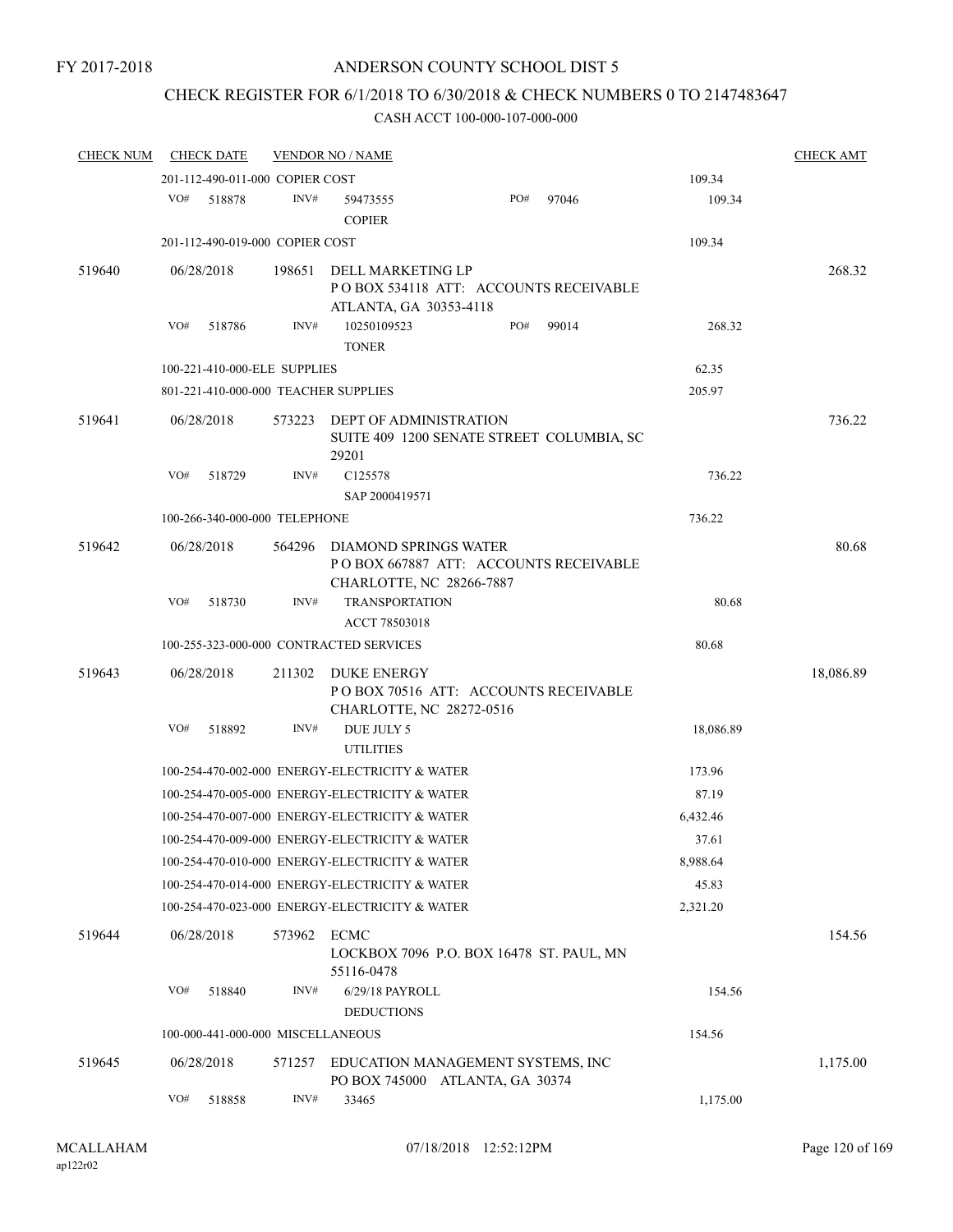FY 2017-2018

# ANDERSON COUNTY SCHOOL DIST 5

## CHECK REGISTER FOR 6/1/2018 TO 6/30/2018 & CHECK NUMBERS 0 TO 2147483647

### CASH ACCT 100-000-107-000-000

| CHECK NUM | CHECK DATE | VENDOR NO / NAME | | | CHECK AMT |
|---|---|---|---|---|---|
| | 201-112-490-011-000 COPIER COST | | | 109.34 | |
| | VO# 518878 | INV# 59473555 COPIER | PO# 97046 | 109.34 | |
| | 201-112-490-019-000 COPIER COST | | | 109.34 | |
| 519640 | 06/28/2018 | 198651 DELL MARKETING LP P O BOX 534118 ATT: ACCOUNTS RECEIVABLE ATLANTA, GA 30353-4118 | | | 268.32 |
| | VO# 518786 | INV# 10250109523 TONER | PO# 99014 | 268.32 | |
| | 100-221-410-000-ELE SUPPLIES | | | 62.35 | |
| | 801-221-410-000-000 TEACHER SUPPLIES | | | 205.97 | |
| 519641 | 06/28/2018 | 573223 DEPT OF ADMINISTRATION SUITE 409 1200 SENATE STREET COLUMBIA, SC 29201 | | | 736.22 |
| | VO# 518729 | INV# C125578 SAP 2000419571 | | 736.22 | |
| | 100-266-340-000-000 TELEPHONE | | | 736.22 | |
| 519642 | 06/28/2018 | 564296 DIAMOND SPRINGS WATER P O BOX 667887 ATT: ACCOUNTS RECEIVABLE CHARLOTTE, NC 28266-7887 | | | 80.68 |
| | VO# 518730 | INV# TRANSPORTATION ACCT 78503018 | | 80.68 | |
| | 100-255-323-000-000 CONTRACTED SERVICES | | | 80.68 | |
| 519643 | 06/28/2018 | 211302 DUKE ENERGY P O BOX 70516 ATT: ACCOUNTS RECEIVABLE CHARLOTTE, NC 28272-0516 | | | 18,086.89 |
| | VO# 518892 | INV# DUE JULY 5 UTILITIES | | 18,086.89 | |
| | 100-254-470-002-000 ENERGY-ELECTRICITY & WATER | | | 173.96 | |
| | 100-254-470-005-000 ENERGY-ELECTRICITY & WATER | | | 87.19 | |
| | 100-254-470-007-000 ENERGY-ELECTRICITY & WATER | | | 6,432.46 | |
| | 100-254-470-009-000 ENERGY-ELECTRICITY & WATER | | | 37.61 | |
| | 100-254-470-010-000 ENERGY-ELECTRICITY & WATER | | | 8,988.64 | |
| | 100-254-470-014-000 ENERGY-ELECTRICITY & WATER | | | 45.83 | |
| | 100-254-470-023-000 ENERGY-ELECTRICITY & WATER | | | 2,321.20 | |
| 519644 | 06/28/2018 | 573962 ECMC LOCKBOX 7096 P.O. BOX 16478 ST. PAUL, MN 55116-0478 | | | 154.56 |
| | VO# 518840 | INV# 6/29/18 PAYROLL DEDUCTIONS | | 154.56 | |
| | 100-000-441-000-000 MISCELLANEOUS | | | 154.56 | |
| 519645 | 06/28/2018 | 571257 EDUCATION MANAGEMENT SYSTEMS, INC PO BOX 745000 ATLANTA, GA 30374 | | | 1,175.00 |
| | VO# 518858 | INV# 33465 | | 1,175.00 | |

MCALLAHAM
ap122r02

07/18/2018 12:52:12PM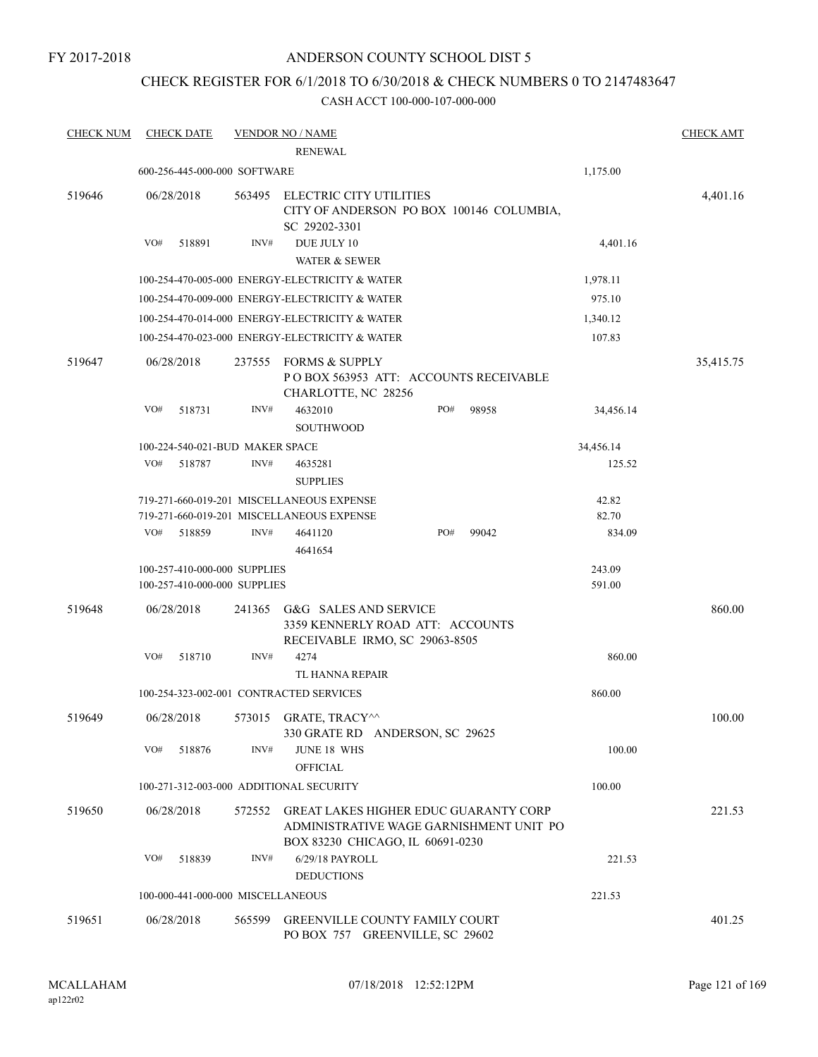FY 2017-2018

# ANDERSON COUNTY SCHOOL DIST 5

## CHECK REGISTER FOR 6/1/2018 TO 6/30/2018 & CHECK NUMBERS 0 TO 2147483647

### CASH ACCT 100-000-107-000-000

| CHECK NUM | CHECK DATE | VENDOR NO / NAME | | CHECK AMT |
|---|---|---|---|---|
| | | RENEWAL | | |
| | 600-256-445-000-000 SOFTWARE | | 1,175.00 | |
| 519646 | 06/28/2018 | 563495 ELECTRIC CITY UTILITIES CITY OF ANDERSON PO BOX 100146 COLUMBIA, SC 29202-3301 | | 4,401.16 |
| | VO# 518891 | INV# DUE JULY 10 WATER & SEWER | 4,401.16 | |
| | 100-254-470-005-000 ENERGY-ELECTRICITY & WATER | | 1,978.11 | |
| | 100-254-470-009-000 ENERGY-ELECTRICITY & WATER | | 975.10 | |
| | 100-254-470-014-000 ENERGY-ELECTRICITY & WATER | | 1,340.12 | |
| | 100-254-470-023-000 ENERGY-ELECTRICITY & WATER | | 107.83 | |
| 519647 | 06/28/2018 | 237555 FORMS & SUPPLY P O BOX 563953 ATT: ACCOUNTS RECEIVABLE CHARLOTTE, NC 28256 | | 35,415.75 |
| | VO# 518731 | INV# 4632010 PO# 98958 SOUTHWOOD | 34,456.14 | |
| | 100-224-540-021-BUD MAKER SPACE | | 34,456.14 | |
| | VO# 518787 | INV# 4635281 SUPPLIES | 125.52 | |
| | 719-271-660-019-201 MISCELLANEOUS EXPENSE | | 42.82 | |
| | 719-271-660-019-201 MISCELLANEOUS EXPENSE | | 82.70 | |
| | VO# 518859 | INV# 4641120 PO# 99042 4641654 | 834.09 | |
| | 100-257-410-000-000 SUPPLIES | | 243.09 | |
| | 100-257-410-000-000 SUPPLIES | | 591.00 | |
| 519648 | 06/28/2018 | 241365 G&G SALES AND SERVICE 3359 KENNERLY ROAD ATT: ACCOUNTS RECEIVABLE IRMO, SC 29063-8505 | | 860.00 |
| | VO# 518710 | INV# 4274 TL HANNA REPAIR | 860.00 | |
| | 100-254-323-002-001 CONTRACTED SERVICES | | 860.00 | |
| 519649 | 06/28/2018 | 573015 GRATE, TRACY^^ 330 GRATE RD ANDERSON, SC 29625 | | 100.00 |
| | VO# 518876 | INV# JUNE 18 WHS OFFICIAL | 100.00 | |
| | 100-271-312-003-000 ADDITIONAL SECURITY | | 100.00 | |
| 519650 | 06/28/2018 | 572552 GREAT LAKES HIGHER EDUC GUARANTY CORP ADMINISTRATIVE WAGE GARNISHMENT UNIT PO BOX 83230 CHICAGO, IL 60691-0230 | | 221.53 |
| | VO# 518839 | INV# 6/29/18 PAYROLL DEDUCTIONS | 221.53 | |
| | 100-000-441-000-000 MISCELLANEOUS | | 221.53 | |
| 519651 | 06/28/2018 | 565599 GREENVILLE COUNTY FAMILY COURT PO BOX 757 GREENVILLE, SC 29602 | | 401.25 |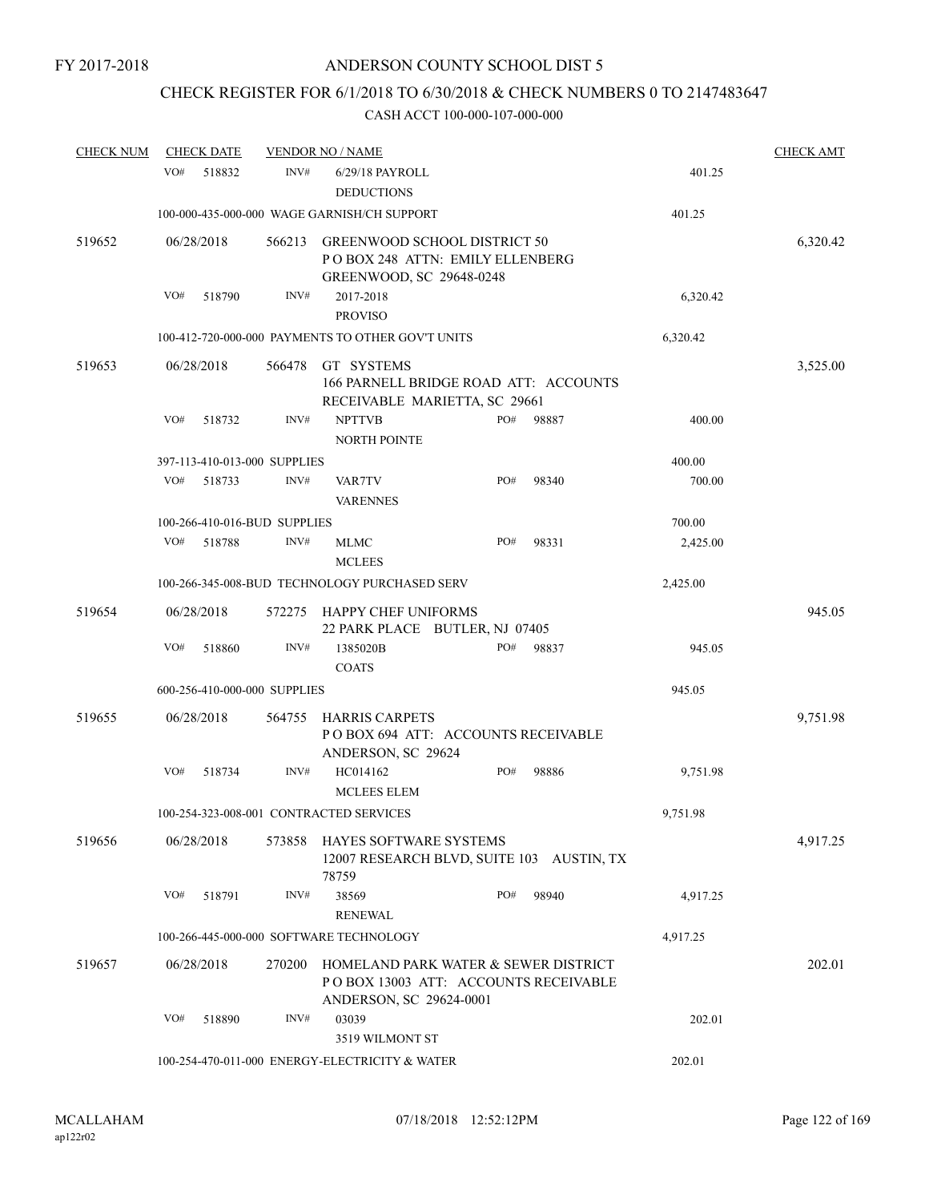FY 2017-2018

# ANDERSON COUNTY SCHOOL DIST 5

## CHECK REGISTER FOR 6/1/2018 TO 6/30/2018 & CHECK NUMBERS 0 TO 2147483647

CASH ACCT 100-000-107-000-000

| CHECK NUM | CHECK DATE | VENDOR NO / NAME | | | CHECK AMT |
|---|---|---|---|---|---|
| | VO# 518832 | INV# 6/29/18 PAYROLL DEDUCTIONS | | 401.25 | |
| | 100-000-435-000-000 WAGE GARNISH/CH SUPPORT | | | 401.25 | |
| 519652 | 06/28/2018 | 566213 GREENWOOD SCHOOL DISTRICT 50 P O BOX 248 ATTN: EMILY ELLENBERG GREENWOOD, SC 29648-0248 | | | 6,320.42 |
| | VO# 518790 | INV# 2017-2018 PROVISO | | 6,320.42 | |
| | 100-412-720-000-000 PAYMENTS TO OTHER GOV'T UNITS | | | 6,320.42 | |
| 519653 | 06/28/2018 | 566478 GT SYSTEMS 166 PARNELL BRIDGE ROAD ATT: ACCOUNTS RECEIVABLE MARIETTA, SC 29661 | | | 3,525.00 |
| | VO# 518732 | INV# NPTTVB NORTH POINTE | PO# 98887 | 400.00 | |
| | 397-113-410-013-000 SUPPLIES | | | 400.00 | |
| | VO# 518733 | INV# VAR7TV VARENNES | PO# 98340 | 700.00 | |
| | 100-266-410-016-BUD SUPPLIES | | | 700.00 | |
| | VO# 518788 | INV# MLMC MCLEES | PO# 98331 | 2,425.00 | |
| | 100-266-345-008-BUD TECHNOLOGY PURCHASED SERV | | | 2,425.00 | |
| 519654 | 06/28/2018 | 572275 HAPPY CHEF UNIFORMS 22 PARK PLACE BUTLER, NJ 07405 | | | 945.05 |
| | VO# 518860 | INV# 1385020B COATS | PO# 98837 | 945.05 | |
| | 600-256-410-000-000 SUPPLIES | | | 945.05 | |
| 519655 | 06/28/2018 | 564755 HARRIS CARPETS P O BOX 694 ATT: ACCOUNTS RECEIVABLE ANDERSON, SC 29624 | | | 9,751.98 |
| | VO# 518734 | INV# HC014162 MCLEES ELEM | PO# 98886 | 9,751.98 | |
| | 100-254-323-008-001 CONTRACTED SERVICES | | | 9,751.98 | |
| 519656 | 06/28/2018 | 573858 HAYES SOFTWARE SYSTEMS 12007 RESEARCH BLVD, SUITE 103 AUSTIN, TX 78759 | | | 4,917.25 |
| | VO# 518791 | INV# 38569 RENEWAL | PO# 98940 | 4,917.25 | |
| | 100-266-445-000-000 SOFTWARE TECHNOLOGY | | | 4,917.25 | |
| 519657 | 06/28/2018 | 270200 HOMELAND PARK WATER & SEWER DISTRICT P O BOX 13003 ATT: ACCOUNTS RECEIVABLE ANDERSON, SC 29624-0001 | | | 202.01 |
| | VO# 518890 | INV# 03039 3519 WILMONT ST | | 202.01 | |
| | 100-254-470-011-000 ENERGY-ELECTRICITY & WATER | | | 202.01 | |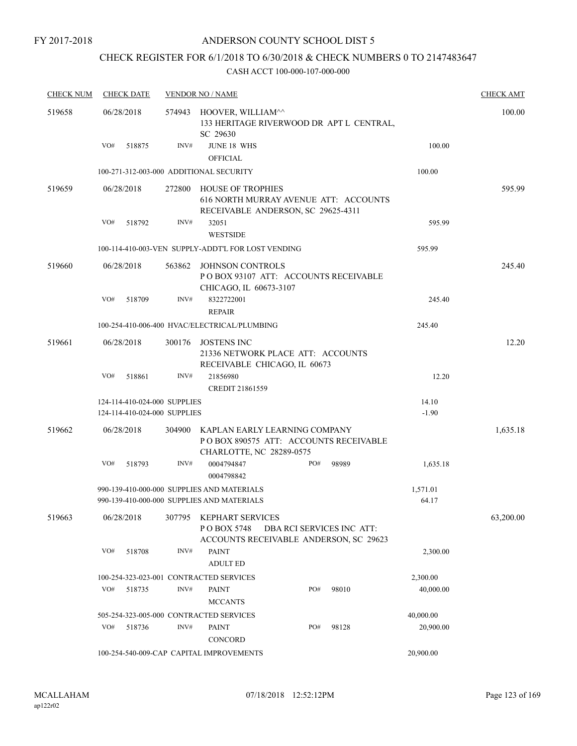FY 2017-2018

# ANDERSON COUNTY SCHOOL DIST 5

## CHECK REGISTER FOR 6/1/2018 TO 6/30/2018 & CHECK NUMBERS 0 TO 2147483647

### CASH ACCT 100-000-107-000-000

| CHECK NUM | CHECK DATE | VENDOR NO / NAME | | CHECK AMT |
|---|---|---|---|---|
| 519658 | 06/28/2018 | 574943 HOOVER, WILLIAM^^ 133 HERITAGE RIVERWOOD DR APT L CENTRAL, SC 29630 | | 100.00 |
| | VO# 518875 | INV# JUNE 18 WHS OFFICIAL | 100.00 | |
| | 100-271-312-003-000 ADDITIONAL SECURITY | | 100.00 | |
| 519659 | 06/28/2018 | 272800 HOUSE OF TROPHIES 616 NORTH MURRAY AVENUE ATT: ACCOUNTS RECEIVABLE ANDERSON, SC 29625-4311 | | 595.99 |
| | VO# 518792 | INV# 32051 WESTSIDE | 595.99 | |
| | 100-114-410-003-VEN SUPPLY-ADDT'L FOR LOST VENDING | | 595.99 | |
| 519660 | 06/28/2018 | 563862 JOHNSON CONTROLS P O BOX 93107 ATT: ACCOUNTS RECEIVABLE CHICAGO, IL 60673-3107 | | 245.40 |
| | VO# 518709 | INV# 8322722001 REPAIR | 245.40 | |
| | 100-254-410-006-400 HVAC/ELECTRICAL/PLUMBING | | 245.40 | |
| 519661 | 06/28/2018 | 300176 JOSTENS INC 21336 NETWORK PLACE ATT: ACCOUNTS RECEIVABLE CHICAGO, IL 60673 | | 12.20 |
| | VO# 518861 | INV# 21856980 CREDIT 21861559 | 12.20 | |
| | 124-114-410-024-000 SUPPLIES | | 14.10 | |
| | 124-114-410-024-000 SUPPLIES | | -1.90 | |
| 519662 | 06/28/2018 | 304900 KAPLAN EARLY LEARNING COMPANY P O BOX 890575 ATT: ACCOUNTS RECEIVABLE CHARLOTTE, NC 28289-0575 | | 1,635.18 |
| | VO# 518793 | INV# 0004794847 0004798842 PO# 98989 | 1,635.18 | |
| | 990-139-410-000-000 SUPPLIES AND MATERIALS | | 1,571.01 | |
| | 990-139-410-000-000 SUPPLIES AND MATERIALS | | 64.17 | |
| 519663 | 06/28/2018 | 307795 KEPHART SERVICES P O BOX 5748 DBA RCI SERVICES INC ATT: ACCOUNTS RECEIVABLE ANDERSON, SC 29623 | | 63,200.00 |
| | VO# 518708 | INV# PAINT ADULT ED | 2,300.00 | |
| | 100-254-323-023-001 CONTRACTED SERVICES | | 2,300.00 | |
| | VO# 518735 | INV# PAINT MCCANTS PO# 98010 | 40,000.00 | |
| | 505-254-323-005-000 CONTRACTED SERVICES | | 40,000.00 | |
| | VO# 518736 | INV# PAINT CONCORD PO# 98128 | 20,900.00 | |
| | 100-254-540-009-CAP CAPITAL IMPROVEMENTS | | 20,900.00 | |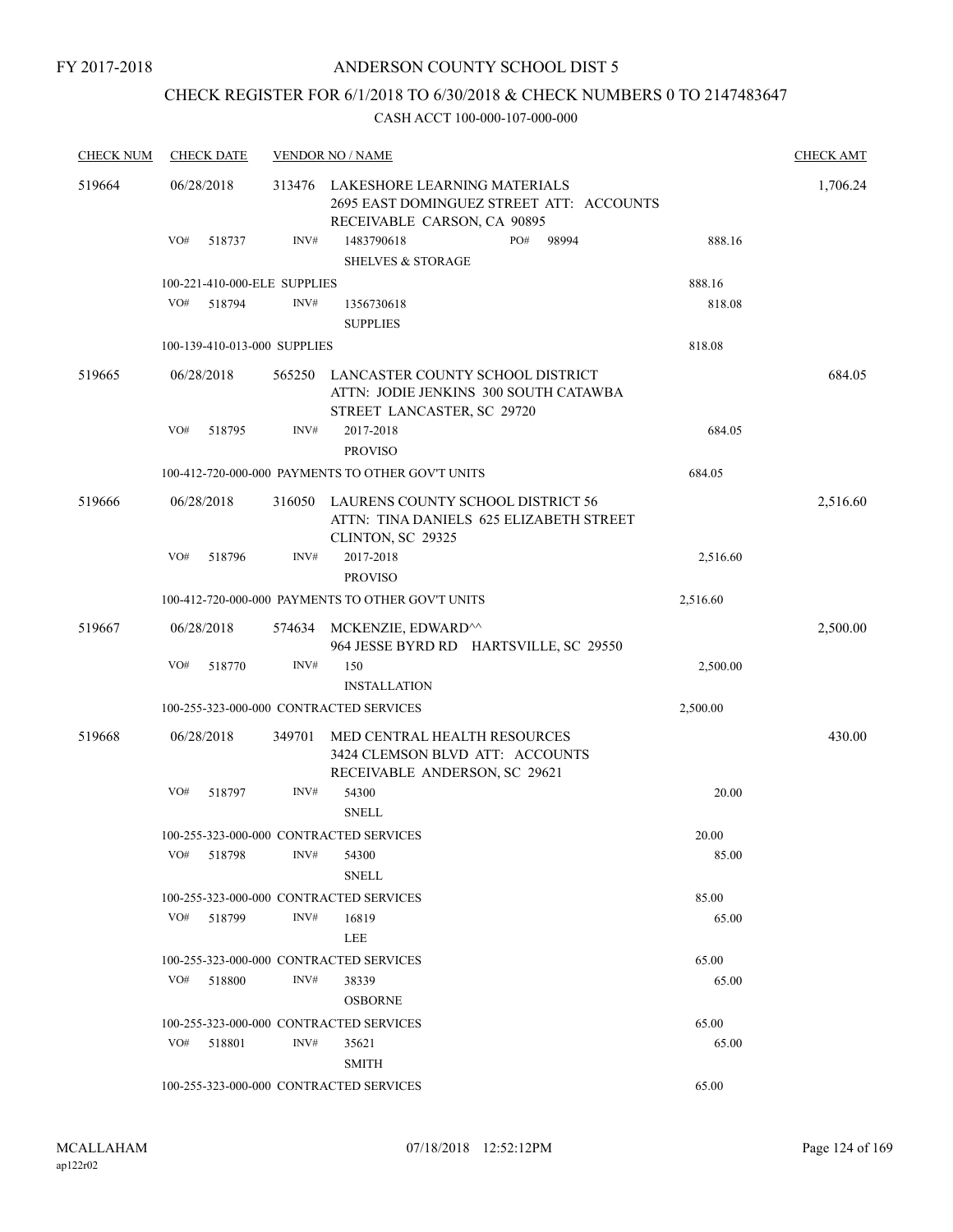FY 2017-2018

# ANDERSON COUNTY SCHOOL DIST 5

## CHECK REGISTER FOR 6/1/2018 TO 6/30/2018 & CHECK NUMBERS 0 TO 2147483647

### CASH ACCT 100-000-107-000-000

| CHECK NUM | CHECK DATE | VENDOR NO / NAME | | CHECK AMT |
|---|---|---|---|---|
| 519664 | 06/28/2018 | 313476 LAKESHORE LEARNING MATERIALS 2695 EAST DOMINGUEZ STREET ATT: ACCOUNTS RECEIVABLE CARSON, CA 90895 | | 1,706.24 |
| | VO# 518737 | INV# 1483790618 PO# 98994 SHELVES & STORAGE | 888.16 | |
| | 100-221-410-000-ELE SUPPLIES | | 888.16 | |
| | VO# 518794 | INV# 1356730618 SUPPLIES | 818.08 | |
| | 100-139-410-013-000 SUPPLIES | | 818.08 | |
| 519665 | 06/28/2018 | 565250 LANCASTER COUNTY SCHOOL DISTRICT ATTN: JODIE JENKINS 300 SOUTH CATAWBA STREET LANCASTER, SC 29720 | | 684.05 |
| | VO# 518795 | INV# 2017-2018 PROVISO | 684.05 | |
| | 100-412-720-000-000 PAYMENTS TO OTHER GOV'T UNITS | | 684.05 | |
| 519666 | 06/28/2018 | 316050 LAURENS COUNTY SCHOOL DISTRICT 56 ATTN: TINA DANIELS 625 ELIZABETH STREET CLINTON, SC 29325 | | 2,516.60 |
| | VO# 518796 | INV# 2017-2018 PROVISO | 2,516.60 | |
| | 100-412-720-000-000 PAYMENTS TO OTHER GOV'T UNITS | | 2,516.60 | |
| 519667 | 06/28/2018 | 574634 MCKENZIE, EDWARD^^ 964 JESSE BYRD RD HARTSVILLE, SC 29550 | | 2,500.00 |
| | VO# 518770 | INV# 150 INSTALLATION | 2,500.00 | |
| | 100-255-323-000-000 CONTRACTED SERVICES | | 2,500.00 | |
| 519668 | 06/28/2018 | 349701 MED CENTRAL HEALTH RESOURCES 3424 CLEMSON BLVD ATT: ACCOUNTS RECEIVABLE ANDERSON, SC 29621 | | 430.00 |
| | VO# 518797 | INV# 54300 SNELL | 20.00 | |
| | 100-255-323-000-000 CONTRACTED SERVICES | | 20.00 | |
| | VO# 518798 | INV# 54300 SNELL | 85.00 | |
| | 100-255-323-000-000 CONTRACTED SERVICES | | 85.00 | |
| | VO# 518799 | INV# 16819 LEE | 65.00 | |
| | 100-255-323-000-000 CONTRACTED SERVICES | | 65.00 | |
| | VO# 518800 | INV# 38339 OSBORNE | 65.00 | |
| | 100-255-323-000-000 CONTRACTED SERVICES | | 65.00 | |
| | VO# 518801 | INV# 35621 SMITH | 65.00 | |
| | 100-255-323-000-000 CONTRACTED SERVICES | | 65.00 | |

MCALLAHAM
ap122r02

07/18/2018 12:52:12PM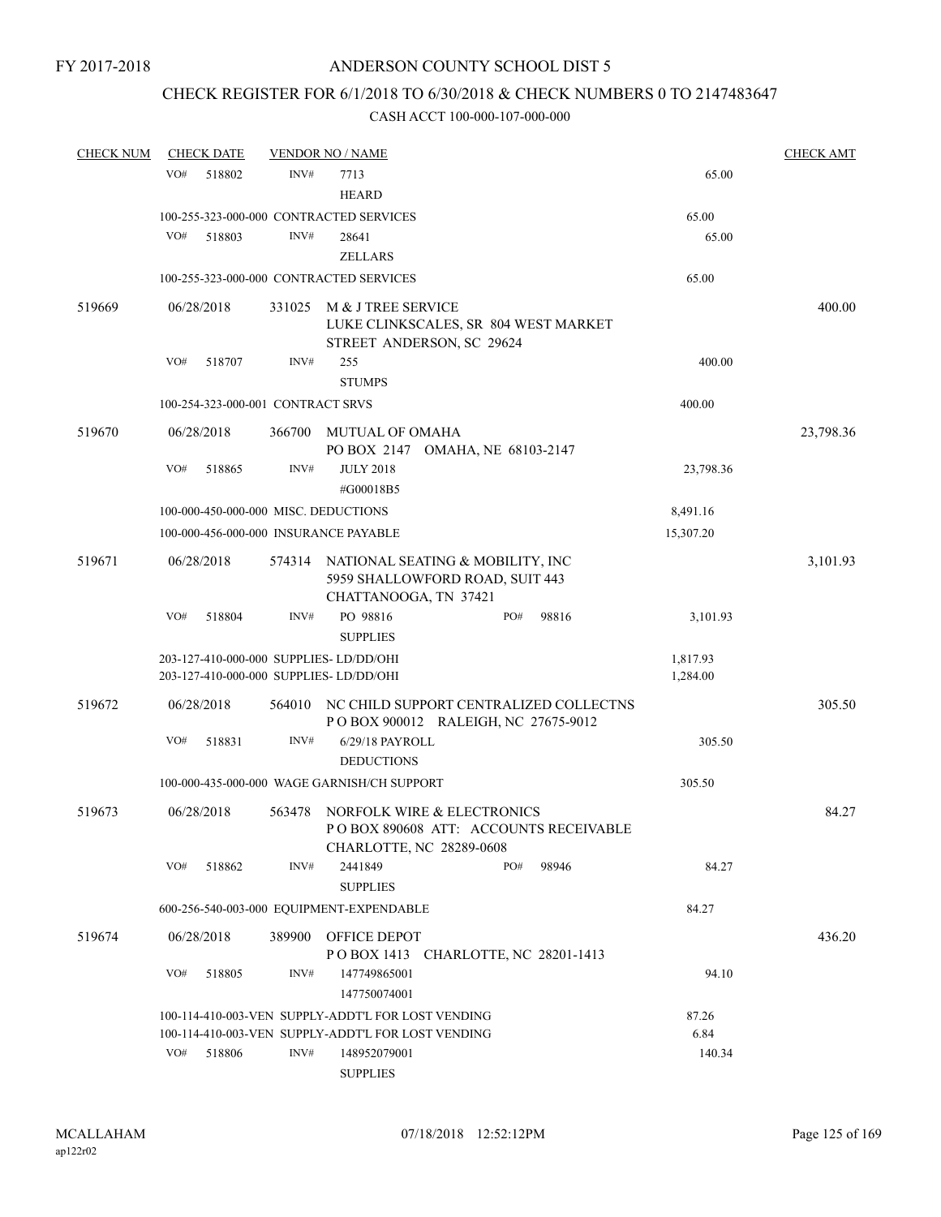FY 2017-2018

# ANDERSON COUNTY SCHOOL DIST 5

## CHECK REGISTER FOR 6/1/2018 TO 6/30/2018 & CHECK NUMBERS 0 TO 2147483647

### CASH ACCT 100-000-107-000-000

| CHECK NUM | CHECK DATE | VENDOR NO / NAME | | CHECK AMT |
|---|---|---|---|---|
| | VO# 518802 | INV# 7713 HEARD | 65.00 | |
| | | 100-255-323-000-000 CONTRACTED SERVICES | 65.00 | |
| | VO# 518803 | INV# 28641 ZELLARS | 65.00 | |
| | | 100-255-323-000-000 CONTRACTED SERVICES | 65.00 | |
| 519669 | 06/28/2018 | 331025 M & J TREE SERVICE LUKE CLINKSCALES, SR 804 WEST MARKET STREET ANDERSON, SC 29624 | | 400.00 |
| | VO# 518707 | INV# 255 STUMPS | 400.00 | |
| | | 100-254-323-000-001 CONTRACT SRVS | 400.00 | |
| 519670 | 06/28/2018 | 366700 MUTUAL OF OMAHA PO BOX 2147 OMAHA, NE 68103-2147 | | 23,798.36 |
| | VO# 518865 | INV# JULY 2018 #G00018B5 | 23,798.36 | |
| | | 100-000-450-000-000 MISC. DEDUCTIONS | 8,491.16 | |
| | | 100-000-456-000-000 INSURANCE PAYABLE | 15,307.20 | |
| 519671 | 06/28/2018 | 574314 NATIONAL SEATING & MOBILITY, INC 5959 SHALLOWFORD ROAD, SUIT 443 CHATTANOOGA, TN 37421 | | 3,101.93 |
| | VO# 518804 | INV# PO 98816 PO# 98816 SUPPLIES | 3,101.93 | |
| | | 203-127-410-000-000 SUPPLIES- LD/DD/OHI | 1,817.93 | |
| | | 203-127-410-000-000 SUPPLIES- LD/DD/OHI | 1,284.00 | |
| 519672 | 06/28/2018 | 564010 NC CHILD SUPPORT CENTRALIZED COLLECTNS P O BOX 900012 RALEIGH, NC 27675-9012 | | 305.50 |
| | VO# 518831 | INV# 6/29/18 PAYROLL DEDUCTIONS | 305.50 | |
| | | 100-000-435-000-000 WAGE GARNISH/CH SUPPORT | 305.50 | |
| 519673 | 06/28/2018 | 563478 NORFOLK WIRE & ELECTRONICS P O BOX 890608 ATT: ACCOUNTS RECEIVABLE CHARLOTTE, NC 28289-0608 | | 84.27 |
| | VO# 518862 | INV# 2441849 PO# 98946 SUPPLIES | 84.27 | |
| | | 600-256-540-003-000 EQUIPMENT-EXPENDABLE | 84.27 | |
| 519674 | 06/28/2018 | 389900 OFFICE DEPOT P O BOX 1413 CHARLOTTE, NC 28201-1413 | | 436.20 |
| | VO# 518805 | INV# 147749865001 147750074001 | 94.10 | |
| | | 100-114-410-003-VEN SUPPLY-ADDT'L FOR LOST VENDING | 87.26 | |
| | | 100-114-410-003-VEN SUPPLY-ADDT'L FOR LOST VENDING | 6.84 | |
| | VO# 518806 | INV# 148952079001 SUPPLIES | 140.34 | |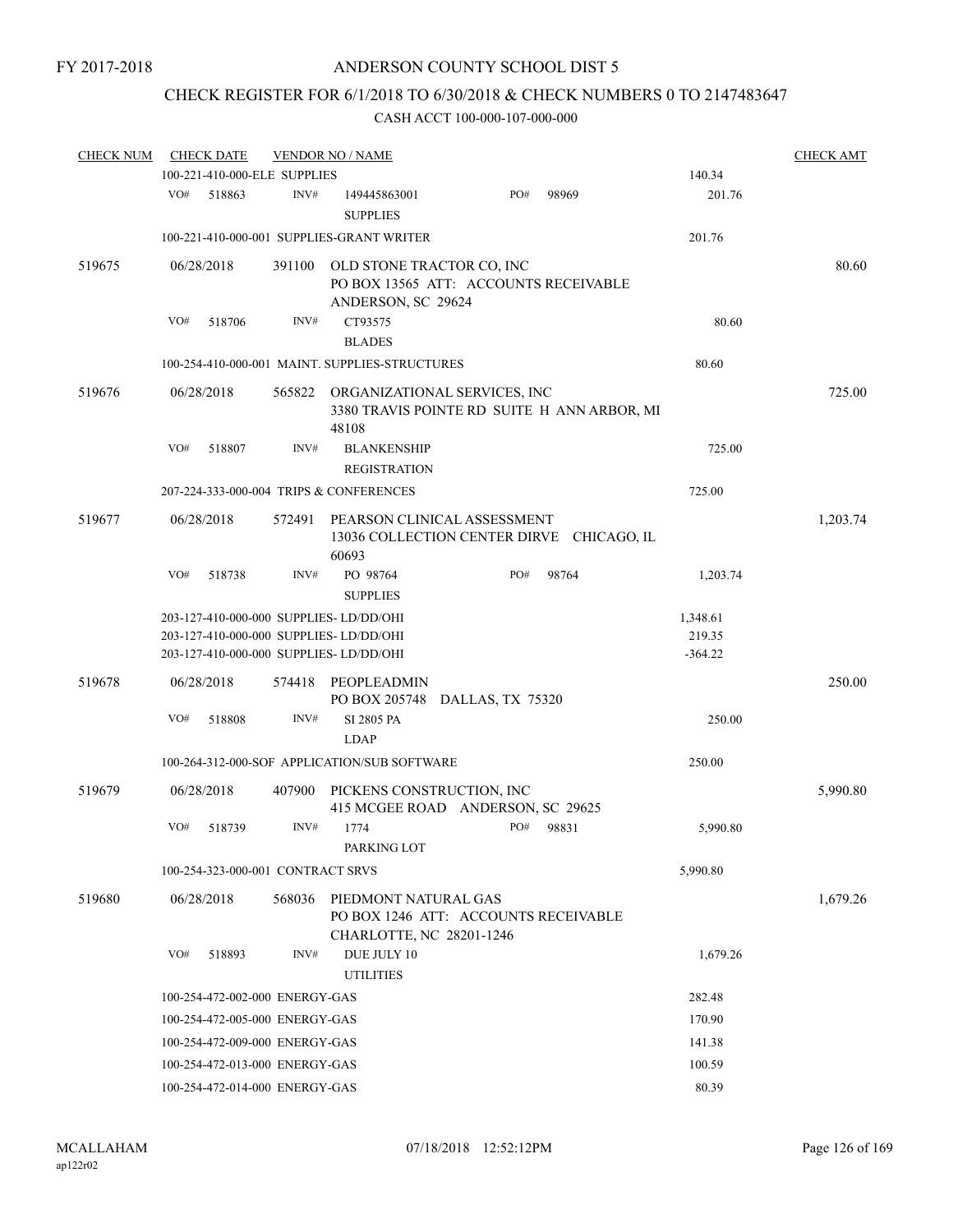FY 2017-2018

# ANDERSON COUNTY SCHOOL DIST 5

## CHECK REGISTER FOR 6/1/2018 TO 6/30/2018 & CHECK NUMBERS 0 TO 2147483647

### CASH ACCT 100-000-107-000-000

| CHECK NUM | CHECK DATE | VENDOR NO / NAME | | CHECK AMT |
|---|---|---|---|---|
| | 100-221-410-000-ELE SUPPLIES | | 140.34 | |
| | VO# 518863 | INV# 149445863001 PO# 98969<br>SUPPLIES | 201.76 | |
| | 100-221-410-000-001 SUPPLIES-GRANT WRITER | | 201.76 | |
| 519675 | 06/28/2018 | 391100 OLD STONE TRACTOR CO, INC<br>PO BOX 13565 ATT: ACCOUNTS RECEIVABLE<br>ANDERSON, SC 29624 | | 80.60 |
| | VO# 518706 | INV# CT93575<br>BLADES | 80.60 | |
| | 100-254-410-000-001 MAINT. SUPPLIES-STRUCTURES | | 80.60 | |
| 519676 | 06/28/2018 | 565822 ORGANIZATIONAL SERVICES, INC<br>3380 TRAVIS POINTE RD SUITE H ANN ARBOR, MI 48108 | | 725.00 |
| | VO# 518807 | INV# BLANKENSHIP<br>REGISTRATION | 725.00 | |
| | 207-224-333-000-004 TRIPS & CONFERENCES | | 725.00 | |
| 519677 | 06/28/2018 | 572491 PEARSON CLINICAL ASSESSMENT<br>13036 COLLECTION CENTER DIRVE CHICAGO, IL 60693 | | 1,203.74 |
| | VO# 518738 | INV# PO 98764 PO# 98764<br>SUPPLIES | 1,203.74 | |
| | 203-127-410-000-000 SUPPLIES- LD/DD/OHI | | 1,348.61 | |
| | 203-127-410-000-000 SUPPLIES- LD/DD/OHI | | 219.35 | |
| | 203-127-410-000-000 SUPPLIES- LD/DD/OHI | | -364.22 | |
| 519678 | 06/28/2018 | 574418 PEOPLEADMIN<br>PO BOX 205748 DALLAS, TX 75320 | | 250.00 |
| | VO# 518808 | INV# SI 2805 PA<br>LDAP | 250.00 | |
| | 100-264-312-000-SOF APPLICATION/SUB SOFTWARE | | 250.00 | |
| 519679 | 06/28/2018 | 407900 PICKENS CONSTRUCTION, INC<br>415 MCGEE ROAD ANDERSON, SC 29625 | | 5,990.80 |
| | VO# 518739 | INV# 1774 PO# 98831<br>PARKING LOT | 5,990.80 | |
| | 100-254-323-000-001 CONTRACT SRVS | | 5,990.80 | |
| 519680 | 06/28/2018 | 568036 PIEDMONT NATURAL GAS<br>PO BOX 1246 ATT: ACCOUNTS RECEIVABLE<br>CHARLOTTE, NC 28201-1246 | | 1,679.26 |
| | VO# 518893 | INV# DUE JULY 10<br>UTILITIES | 1,679.26 | |
| | 100-254-472-002-000 ENERGY-GAS | | 282.48 | |
| | 100-254-472-005-000 ENERGY-GAS | | 170.90 | |
| | 100-254-472-009-000 ENERGY-GAS | | 141.38 | |
| | 100-254-472-013-000 ENERGY-GAS | | 100.59 | |
| | 100-254-472-014-000 ENERGY-GAS | | 80.39 | |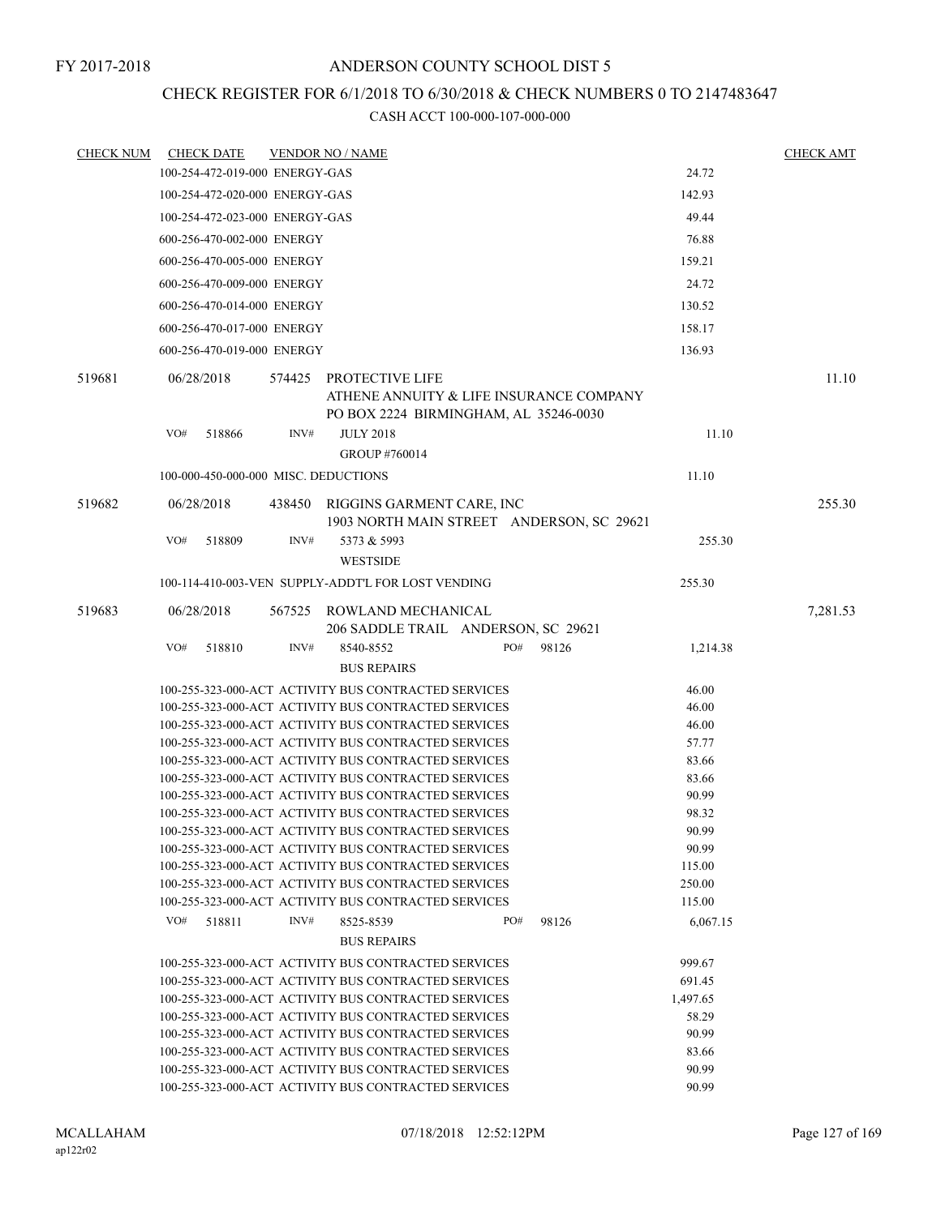FY 2017-2018

# ANDERSON COUNTY SCHOOL DIST 5

## CHECK REGISTER FOR 6/1/2018 TO 6/30/2018 & CHECK NUMBERS 0 TO 2147483647

### CASH ACCT 100-000-107-000-000

| CHECK NUM | CHECK DATE | VENDOR NO / NAME | | CHECK AMT |
|---|---|---|---|---|
| | 100-254-472-019-000 ENERGY-GAS | | 24.72 | |
| | 100-254-472-020-000 ENERGY-GAS | | 142.93 | |
| | 100-254-472-023-000 ENERGY-GAS | | 49.44 | |
| | 600-256-470-002-000 ENERGY | | 76.88 | |
| | 600-256-470-005-000 ENERGY | | 159.21 | |
| | 600-256-470-009-000 ENERGY | | 24.72 | |
| | 600-256-470-014-000 ENERGY | | 130.52 | |
| | 600-256-470-017-000 ENERGY | | 158.17 | |
| | 600-256-470-019-000 ENERGY | | 136.93 | |
| 519681 | 06/28/2018 | 574425 PROTECTIVE LIFE<br>ATHENE ANNUITY & LIFE INSURANCE COMPANY<br>PO BOX 2224 BIRMINGHAM, AL 35246-0030 | | 11.10 |
| | VO# 518866 | INV# JULY 2018<br>GROUP #760014 | 11.10 | |
| | 100-000-450-000-000 MISC. DEDUCTIONS | | 11.10 | |
| 519682 | 06/28/2018 | 438450 RIGGINS GARMENT CARE, INC<br>1903 NORTH MAIN STREET ANDERSON, SC 29621 | | 255.30 |
| | VO# 518809 | INV# 5373 & 5993<br>WESTSIDE | 255.30 | |
| | 100-114-410-003-VEN SUPPLY-ADDT'L FOR LOST VENDING | | 255.30 | |
| 519683 | 06/28/2018 | 567525 ROWLAND MECHANICAL<br>206 SADDLE TRAIL ANDERSON, SC 29621 | | 7,281.53 |
| | VO# 518810 | INV# 8540-8552 PO# 98126<br>BUS REPAIRS | 1,214.38 | |
| | 100-255-323-000-ACT ACTIVITY BUS CONTRACTED SERVICES | | 46.00 | |
| | 100-255-323-000-ACT ACTIVITY BUS CONTRACTED SERVICES | | 46.00 | |
| | 100-255-323-000-ACT ACTIVITY BUS CONTRACTED SERVICES | | 46.00 | |
| | 100-255-323-000-ACT ACTIVITY BUS CONTRACTED SERVICES | | 57.77 | |
| | 100-255-323-000-ACT ACTIVITY BUS CONTRACTED SERVICES | | 83.66 | |
| | 100-255-323-000-ACT ACTIVITY BUS CONTRACTED SERVICES | | 83.66 | |
| | 100-255-323-000-ACT ACTIVITY BUS CONTRACTED SERVICES | | 90.99 | |
| | 100-255-323-000-ACT ACTIVITY BUS CONTRACTED SERVICES | | 98.32 | |
| | 100-255-323-000-ACT ACTIVITY BUS CONTRACTED SERVICES | | 90.99 | |
| | 100-255-323-000-ACT ACTIVITY BUS CONTRACTED SERVICES | | 90.99 | |
| | 100-255-323-000-ACT ACTIVITY BUS CONTRACTED SERVICES | | 115.00 | |
| | 100-255-323-000-ACT ACTIVITY BUS CONTRACTED SERVICES | | 250.00 | |
| | 100-255-323-000-ACT ACTIVITY BUS CONTRACTED SERVICES | | 115.00 | |
| | VO# 518811 | INV# 8525-8539 PO# 98126<br>BUS REPAIRS | 6,067.15 | |
| | 100-255-323-000-ACT ACTIVITY BUS CONTRACTED SERVICES | | 999.67 | |
| | 100-255-323-000-ACT ACTIVITY BUS CONTRACTED SERVICES | | 691.45 | |
| | 100-255-323-000-ACT ACTIVITY BUS CONTRACTED SERVICES | | 1,497.65 | |
| | 100-255-323-000-ACT ACTIVITY BUS CONTRACTED SERVICES | | 58.29 | |
| | 100-255-323-000-ACT ACTIVITY BUS CONTRACTED SERVICES | | 90.99 | |
| | 100-255-323-000-ACT ACTIVITY BUS CONTRACTED SERVICES | | 83.66 | |
| | 100-255-323-000-ACT ACTIVITY BUS CONTRACTED SERVICES | | 90.99 | |
| | 100-255-323-000-ACT ACTIVITY BUS CONTRACTED SERVICES | | 90.99 | |

MCALLAHAM
ap122r02
07/18/2018 12:52:12PM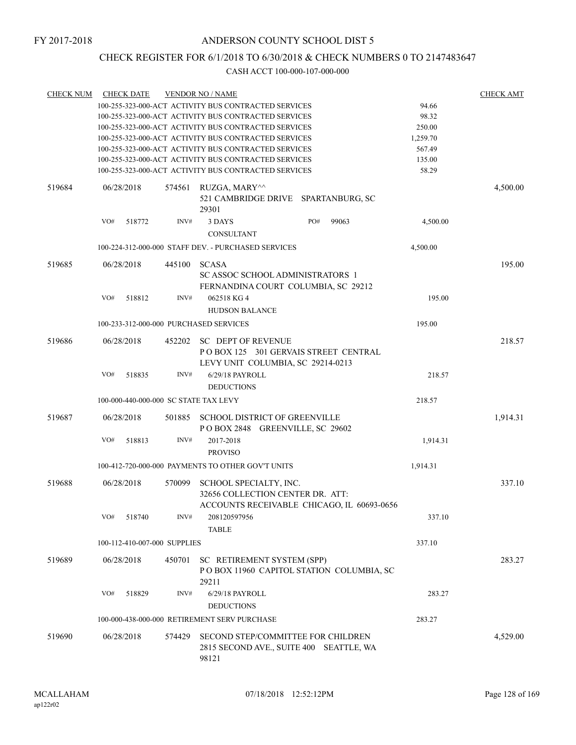FY 2017-2018

# ANDERSON COUNTY SCHOOL DIST 5

## CHECK REGISTER FOR 6/1/2018 TO 6/30/2018 & CHECK NUMBERS 0 TO 2147483647

### CASH ACCT 100-000-107-000-000

| CHECK NUM | CHECK DATE | VENDOR NO / NAME | | CHECK AMT |
|---|---|---|---|---|
| | | 100-255-323-000-ACT ACTIVITY BUS CONTRACTED SERVICES | 94.66 | |
| | | 100-255-323-000-ACT ACTIVITY BUS CONTRACTED SERVICES | 98.32 | |
| | | 100-255-323-000-ACT ACTIVITY BUS CONTRACTED SERVICES | 250.00 | |
| | | 100-255-323-000-ACT ACTIVITY BUS CONTRACTED SERVICES | 1,259.70 | |
| | | 100-255-323-000-ACT ACTIVITY BUS CONTRACTED SERVICES | 567.49 | |
| | | 100-255-323-000-ACT ACTIVITY BUS CONTRACTED SERVICES | 135.00 | |
| | | 100-255-323-000-ACT ACTIVITY BUS CONTRACTED SERVICES | 58.29 | |
| 519684 | 06/28/2018 | 574561 RUZGA, MARY^^ 521 CAMBRIDGE DRIVE SPARTANBURG, SC 29301 | | 4,500.00 |
| | VO# 518772 | INV# 3 DAYS CONSULTANT PO# 99063 | 4,500.00 | |
| | | 100-224-312-000-000 STAFF DEV. - PURCHASED SERVICES | 4,500.00 | |
| 519685 | 06/28/2018 | 445100 SCASA SC ASSOC SCHOOL ADMINISTRATORS 1 FERNANDINA COURT COLUMBIA, SC 29212 | | 195.00 |
| | VO# 518812 | INV# 062518 KG 4 HUDSON BALANCE | 195.00 | |
| | | 100-233-312-000-000 PURCHASED SERVICES | 195.00 | |
| 519686 | 06/28/2018 | 452202 SC DEPT OF REVENUE P O BOX 125 301 GERVAIS STREET CENTRAL LEVY UNIT COLUMBIA, SC 29214-0213 | | 218.57 |
| | VO# 518835 | INV# 6/29/18 PAYROLL DEDUCTIONS | 218.57 | |
| | | 100-000-440-000-000 SC STATE TAX LEVY | 218.57 | |
| 519687 | 06/28/2018 | 501885 SCHOOL DISTRICT OF GREENVILLE P O BOX 2848 GREENVILLE, SC 29602 | | 1,914.31 |
| | VO# 518813 | INV# 2017-2018 PROVISO | 1,914.31 | |
| | | 100-412-720-000-000 PAYMENTS TO OTHER GOV'T UNITS | 1,914.31 | |
| 519688 | 06/28/2018 | 570099 SCHOOL SPECIALTY, INC. 32656 COLLECTION CENTER DR. ATT: ACCOUNTS RECEIVABLE CHICAGO, IL 60693-0656 | | 337.10 |
| | VO# 518740 | INV# 208120597956 TABLE | 337.10 | |
| | | 100-112-410-007-000 SUPPLIES | 337.10 | |
| 519689 | 06/28/2018 | 450701 SC RETIREMENT SYSTEM (SPP) P O BOX 11960 CAPITOL STATION COLUMBIA, SC 29211 | | 283.27 |
| | VO# 518829 | INV# 6/29/18 PAYROLL DEDUCTIONS | 283.27 | |
| | | 100-000-438-000-000 RETIREMENT SERV PURCHASE | 283.27 | |
| 519690 | 06/28/2018 | 574429 SECOND STEP/COMMITTEE FOR CHILDREN 2815 SECOND AVE., SUITE 400 SEATTLE, WA 98121 | | 4,529.00 |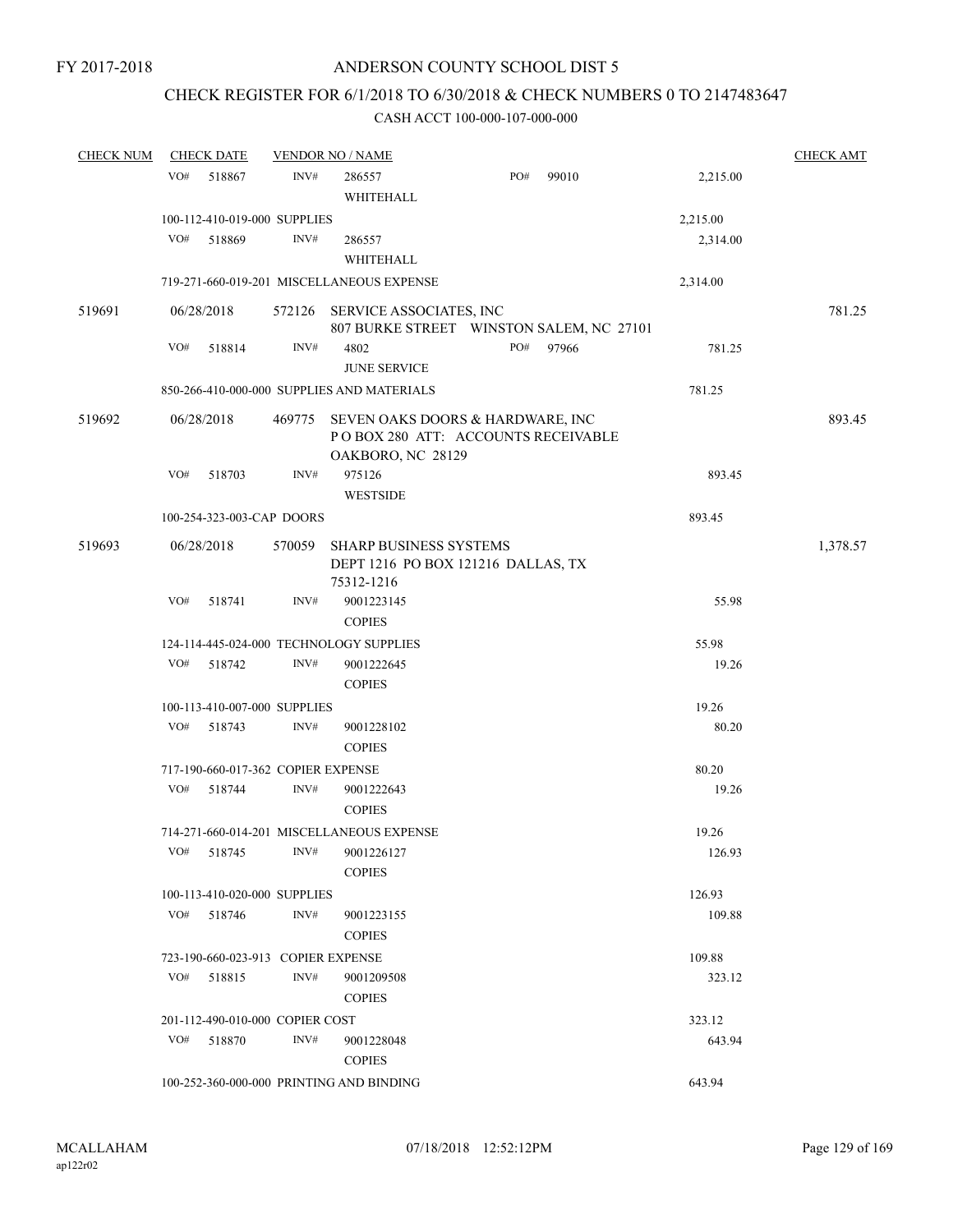FY 2017-2018

# ANDERSON COUNTY SCHOOL DIST 5

## CHECK REGISTER FOR 6/1/2018 TO 6/30/2018 & CHECK NUMBERS 0 TO 2147483647

### CASH ACCT 100-000-107-000-000

| CHECK NUM | CHECK DATE | VENDOR NO / NAME | | | CHECK AMT |
|---|---|---|---|---|---|
| | VO# 518867 | INV# 286557 WHITEHALL | PO# 99010 | 2,215.00 | |
| | 100-112-410-019-000 SUPPLIES | | | 2,215.00 | |
| | VO# 518869 | INV# 286557 WHITEHALL | | 2,314.00 | |
| | 719-271-660-019-201 MISCELLANEOUS EXPENSE | | | 2,314.00 | |
| 519691 | 06/28/2018 | 572126 SERVICE ASSOCIATES, INC 807 BURKE STREET WINSTON SALEM, NC 27101 | | | 781.25 |
| | VO# 518814 | INV# 4802 JUNE SERVICE | PO# 97966 | 781.25 | |
| | 850-266-410-000-000 SUPPLIES AND MATERIALS | | | 781.25 | |
| 519692 | 06/28/2018 | 469775 SEVEN OAKS DOORS & HARDWARE, INC P O BOX 280 ATT: ACCOUNTS RECEIVABLE OAKBORO, NC 28129 | | | 893.45 |
| | VO# 518703 | INV# 975126 WESTSIDE | | 893.45 | |
| | 100-254-323-003-CAP DOORS | | | 893.45 | |
| 519693 | 06/28/2018 | 570059 SHARP BUSINESS SYSTEMS DEPT 1216 PO BOX 121216 DALLAS, TX 75312-1216 | | | 1,378.57 |
| | VO# 518741 | INV# 9001223145 COPIES | | 55.98 | |
| | 124-114-445-024-000 TECHNOLOGY SUPPLIES | | | 55.98 | |
| | VO# 518742 | INV# 9001222645 COPIES | | 19.26 | |
| | 100-113-410-007-000 SUPPLIES | | | 19.26 | |
| | VO# 518743 | INV# 9001228102 COPIES | | 80.20 | |
| | 717-190-660-017-362 COPIER EXPENSE | | | 80.20 | |
| | VO# 518744 | INV# 9001222643 COPIES | | 19.26 | |
| | 714-271-660-014-201 MISCELLANEOUS EXPENSE | | | 19.26 | |
| | VO# 518745 | INV# 9001226127 COPIES | | 126.93 | |
| | 100-113-410-020-000 SUPPLIES | | | 126.93 | |
| | VO# 518746 | INV# 9001223155 COPIES | | 109.88 | |
| | 723-190-660-023-913 COPIER EXPENSE | | | 109.88 | |
| | VO# 518815 | INV# 9001209508 COPIES | | 323.12 | |
| | 201-112-490-010-000 COPIER COST | | | 323.12 | |
| | VO# 518870 | INV# 9001228048 COPIES | | 643.94 | |
| | 100-252-360-000-000 PRINTING AND BINDING | | | 643.94 | |

MCALLAHAM ap122r02 07/18/2018 12:52:12PM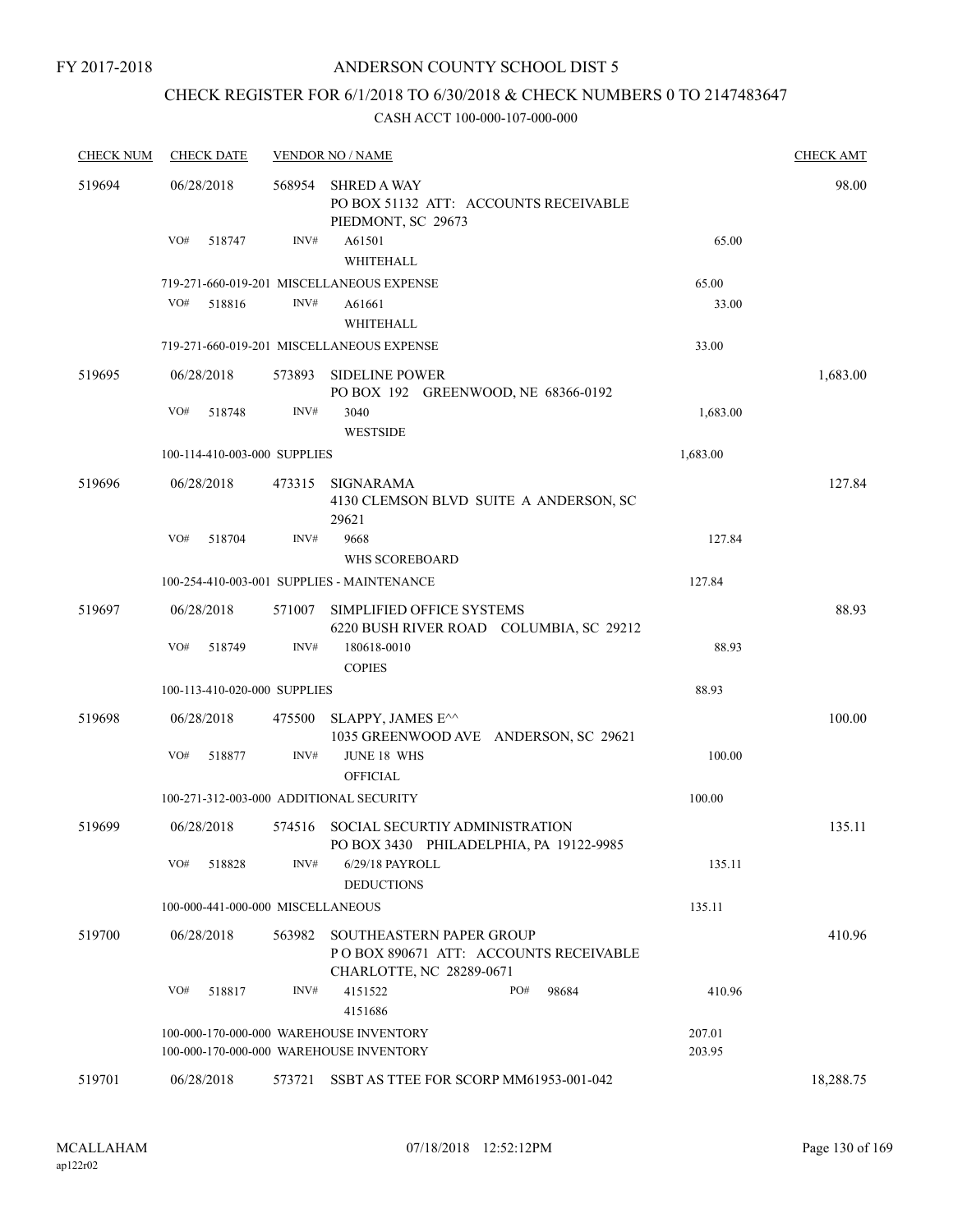FY 2017-2018

# ANDERSON COUNTY SCHOOL DIST 5

## CHECK REGISTER FOR 6/1/2018 TO 6/30/2018 & CHECK NUMBERS 0 TO 2147483647

CASH ACCT 100-000-107-000-000

| CHECK NUM | CHECK DATE | VENDOR NO / NAME | | CHECK AMT |
|---|---|---|---|---|
| 519694 | 06/28/2018 | 568954 SHRED A WAY<br>PO BOX 51132 ATT: ACCOUNTS RECEIVABLE<br>PIEDMONT, SC 29673 | | 98.00 |
| | VO# 518747 | INV# A61501<br>WHITEHALL | 65.00 | |
| | | 719-271-660-019-201 MISCELLANEOUS EXPENSE | 65.00 | |
| | VO# 518816 | INV# A61661<br>WHITEHALL | 33.00 | |
| | | 719-271-660-019-201 MISCELLANEOUS EXPENSE | 33.00 | |
| 519695 | 06/28/2018 | 573893 SIDELINE POWER<br>PO BOX 192 GREENWOOD, NE 68366-0192 | | 1,683.00 |
| | VO# 518748 | INV# 3040<br>WESTSIDE | 1,683.00 | |
| | | 100-114-410-003-000 SUPPLIES | 1,683.00 | |
| 519696 | 06/28/2018 | 473315 SIGNARAMA<br>4130 CLEMSON BLVD SUITE A ANDERSON, SC 29621 | | 127.84 |
| | VO# 518704 | INV# 9668<br>WHS SCOREBOARD | 127.84 | |
| | | 100-254-410-003-001 SUPPLIES - MAINTENANCE | 127.84 | |
| 519697 | 06/28/2018 | 571007 SIMPLIFIED OFFICE SYSTEMS<br>6220 BUSH RIVER ROAD COLUMBIA, SC 29212 | | 88.93 |
| | VO# 518749 | INV# 180618-0010<br>COPIES | 88.93 | |
| | | 100-113-410-020-000 SUPPLIES | 88.93 | |
| 519698 | 06/28/2018 | 475500 SLAPPY, JAMES E^^<br>1035 GREENWOOD AVE ANDERSON, SC 29621 | | 100.00 |
| | VO# 518877 | INV# JUNE 18 WHS<br>OFFICIAL | 100.00 | |
| | | 100-271-312-003-000 ADDITIONAL SECURITY | 100.00 | |
| 519699 | 06/28/2018 | 574516 SOCIAL SECURTIY ADMINISTRATION<br>PO BOX 3430 PHILADELPHIA, PA 19122-9985 | | 135.11 |
| | VO# 518828 | INV# 6/29/18 PAYROLL<br>DEDUCTIONS | 135.11 | |
| | | 100-000-441-000-000 MISCELLANEOUS | 135.11 | |
| 519700 | 06/28/2018 | 563982 SOUTHEASTERN PAPER GROUP<br>P O BOX 890671 ATT: ACCOUNTS RECEIVABLE<br>CHARLOTTE, NC 28289-0671 | | 410.96 |
| | VO# 518817 | INV# 4151522 PO# 98684<br>4151686 | 410.96 | |
| | | 100-000-170-000-000 WAREHOUSE INVENTORY | 207.01 | |
| | | 100-000-170-000-000 WAREHOUSE INVENTORY | 203.95 | |
| 519701 | 06/28/2018 | 573721 SSBT AS TTEE FOR SCORP MM61953-001-042 | | 18,288.75 |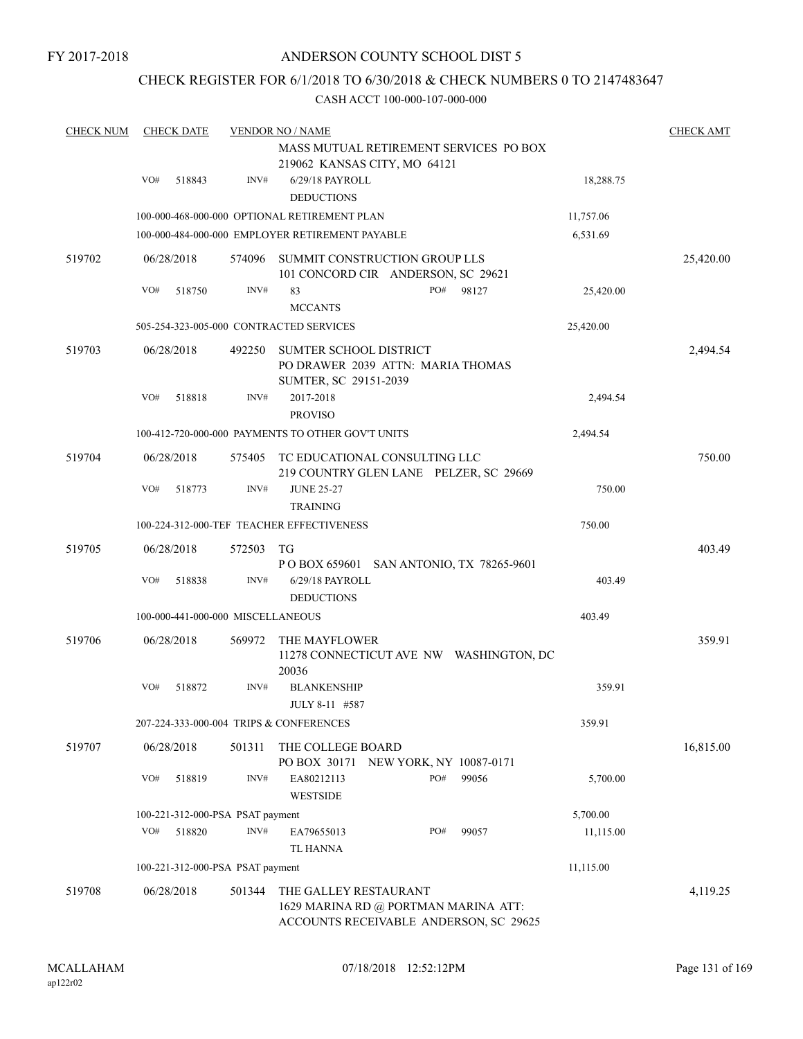FY 2017-2018

# ANDERSON COUNTY SCHOOL DIST 5

## CHECK REGISTER FOR 6/1/2018 TO 6/30/2018 & CHECK NUMBERS 0 TO 2147483647

CASH ACCT 100-000-107-000-000

| CHECK NUM | CHECK DATE | VENDOR NO / NAME | | CHECK AMT |
|---|---|---|---|---|
| | | MASS MUTUAL RETIREMENT SERVICES PO BOX 219062 KANSAS CITY, MO 64121 | | |
| | VO# 518843 | INV# 6/29/18 PAYROLL DEDUCTIONS | 18,288.75 | |
| | | 100-000-468-000-000 OPTIONAL RETIREMENT PLAN | 11,757.06 | |
| | | 100-000-484-000-000 EMPLOYER RETIREMENT PAYABLE | 6,531.69 | |
| 519702 | 06/28/2018 | 574096 SUMMIT CONSTRUCTION GROUP LLS 101 CONCORD CIR ANDERSON, SC 29621 | | 25,420.00 |
| | VO# 518750 | INV# 83 MCCANTS PO# 98127 | 25,420.00 | |
| | | 505-254-323-005-000 CONTRACTED SERVICES | 25,420.00 | |
| 519703 | 06/28/2018 | 492250 SUMTER SCHOOL DISTRICT PO DRAWER 2039 ATTN: MARIA THOMAS SUMTER, SC 29151-2039 | | 2,494.54 |
| | VO# 518818 | INV# 2017-2018 PROVISO | 2,494.54 | |
| | | 100-412-720-000-000 PAYMENTS TO OTHER GOV'T UNITS | 2,494.54 | |
| 519704 | 06/28/2018 | 575405 TC EDUCATIONAL CONSULTING LLC 219 COUNTRY GLEN LANE PELZER, SC 29669 | | 750.00 |
| | VO# 518773 | INV# JUNE 25-27 TRAINING | 750.00 | |
| | | 100-224-312-000-TEF TEACHER EFFECTIVENESS | 750.00 | |
| 519705 | 06/28/2018 | 572503 TG P O BOX 659601 SAN ANTONIO, TX 78265-9601 | | 403.49 |
| | VO# 518838 | INV# 6/29/18 PAYROLL DEDUCTIONS | 403.49 | |
| | | 100-000-441-000-000 MISCELLANEOUS | 403.49 | |
| 519706 | 06/28/2018 | 569972 THE MAYFLOWER 11278 CONNECTICUT AVE NW WASHINGTON, DC 20036 | | 359.91 |
| | VO# 518872 | INV# BLANKENSHIP JULY 8-11 #587 | 359.91 | |
| | | 207-224-333-000-004 TRIPS & CONFERENCES | 359.91 | |
| 519707 | 06/28/2018 | 501311 THE COLLEGE BOARD PO BOX 30171 NEW YORK, NY 10087-0171 | | 16,815.00 |
| | VO# 518819 | INV# EA80212113 WESTSIDE PO# 99056 | 5,700.00 | |
| | | 100-221-312-000-PSA PSAT payment | 5,700.00 | |
| | VO# 518820 | INV# EA79655013 TL HANNA PO# 99057 | 11,115.00 | |
| | | 100-221-312-000-PSA PSAT payment | 11,115.00 | |
| 519708 | 06/28/2018 | 501344 THE GALLEY RESTAURANT 1629 MARINA RD @ PORTMAN MARINA ATT: ACCOUNTS RECEIVABLE ANDERSON, SC 29625 | | 4,119.25 |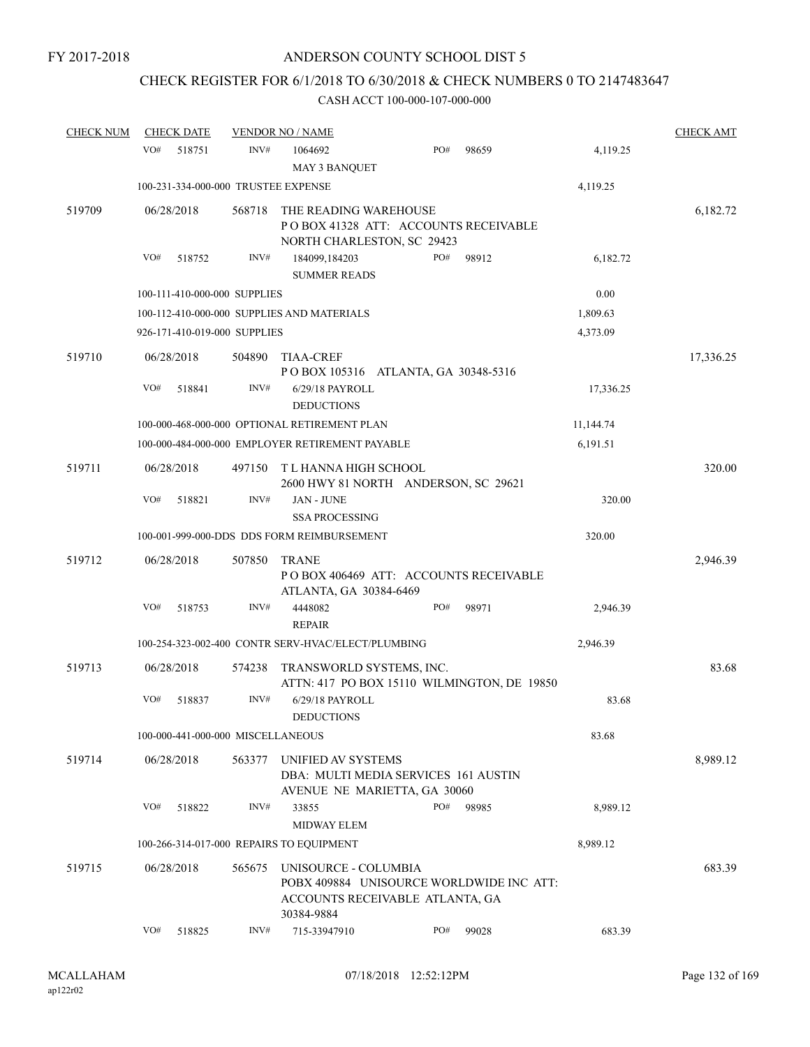FY 2017-2018

# ANDERSON COUNTY SCHOOL DIST 5

## CHECK REGISTER FOR 6/1/2018 TO 6/30/2018 & CHECK NUMBERS 0 TO 2147483647

CASH ACCT 100-000-107-000-000

| CHECK NUM | CHECK DATE | VENDOR NO / NAME | | | | CHECK AMT |
|---|---|---|---|---|---|---|
| | VO# 518751 | INV# 1064692<br>MAY 3 BANQUET | PO# 98659 | | 4,119.25 | |
| | 100-231-334-000-000 TRUSTEE EXPENSE | | | | 4,119.25 | |
| 519709 | 06/28/2018 | 568718 THE READING WAREHOUSE<br>P O BOX 41328 ATT: ACCOUNTS RECEIVABLE<br>NORTH CHARLESTON, SC 29423 | | | | 6,182.72 |
| | VO# 518752 | INV# 184099,184203<br>SUMMER READS | PO# 98912 | | 6,182.72 | |
| | 100-111-410-000-000 SUPPLIES | | | | 0.00 | |
| | 100-112-410-000-000 SUPPLIES AND MATERIALS | | | | 1,809.63 | |
| | 926-171-410-019-000 SUPPLIES | | | | 4,373.09 | |
| 519710 | 06/28/2018 | 504890 TIAA-CREF<br>P O BOX 105316 ATLANTA, GA 30348-5316 | | | | 17,336.25 |
| | VO# 518841 | INV# 6/29/18 PAYROLL<br>DEDUCTIONS | | | 17,336.25 | |
| | 100-000-468-000-000 OPTIONAL RETIREMENT PLAN | | | | 11,144.74 | |
| | 100-000-484-000-000 EMPLOYER RETIREMENT PAYABLE | | | | 6,191.51 | |
| 519711 | 06/28/2018 | 497150 T L HANNA HIGH SCHOOL<br>2600 HWY 81 NORTH ANDERSON, SC 29621 | | | | 320.00 |
| | VO# 518821 | INV# JAN - JUNE<br>SSA PROCESSING | | | 320.00 | |
| | 100-001-999-000-DDS DDS FORM REIMBURSEMENT | | | | 320.00 | |
| 519712 | 06/28/2018 | 507850 TRANE<br>P O BOX 406469 ATT: ACCOUNTS RECEIVABLE<br>ATLANTA, GA 30384-6469 | | | | 2,946.39 |
| | VO# 518753 | INV# 4448082<br>REPAIR | PO# 98971 | | 2,946.39 | |
| | 100-254-323-002-400 CONTR SERV-HVAC/ELECT/PLUMBING | | | | 2,946.39 | |
| 519713 | 06/28/2018 | 574238 TRANSWORLD SYSTEMS, INC.<br>ATTN: 417 PO BOX 15110 WILMINGTON, DE 19850 | | | | 83.68 |
| | VO# 518837 | INV# 6/29/18 PAYROLL<br>DEDUCTIONS | | | 83.68 | |
| | 100-000-441-000-000 MISCELLANEOUS | | | | 83.68 | |
| 519714 | 06/28/2018 | 563377 UNIFIED AV SYSTEMS<br>DBA: MULTI MEDIA SERVICES 161 AUSTIN<br>AVENUE NE MARIETTA, GA 30060 | | | | 8,989.12 |
| | VO# 518822 | INV# 33855<br>MIDWAY ELEM | PO# 98985 | | 8,989.12 | |
| | 100-266-314-017-000 REPAIRS TO EQUIPMENT | | | | 8,989.12 | |
| 519715 | 06/28/2018 | 565675 UNISOURCE - COLUMBIA<br>POBX 409884 UNISOURCE WORLDWIDE INC ATT:<br>ACCOUNTS RECEIVABLE ATLANTA, GA<br>30384-9884 | | | | 683.39 |
| | VO# 518825 | INV# 715-33947910 | PO# 99028 | | 683.39 | |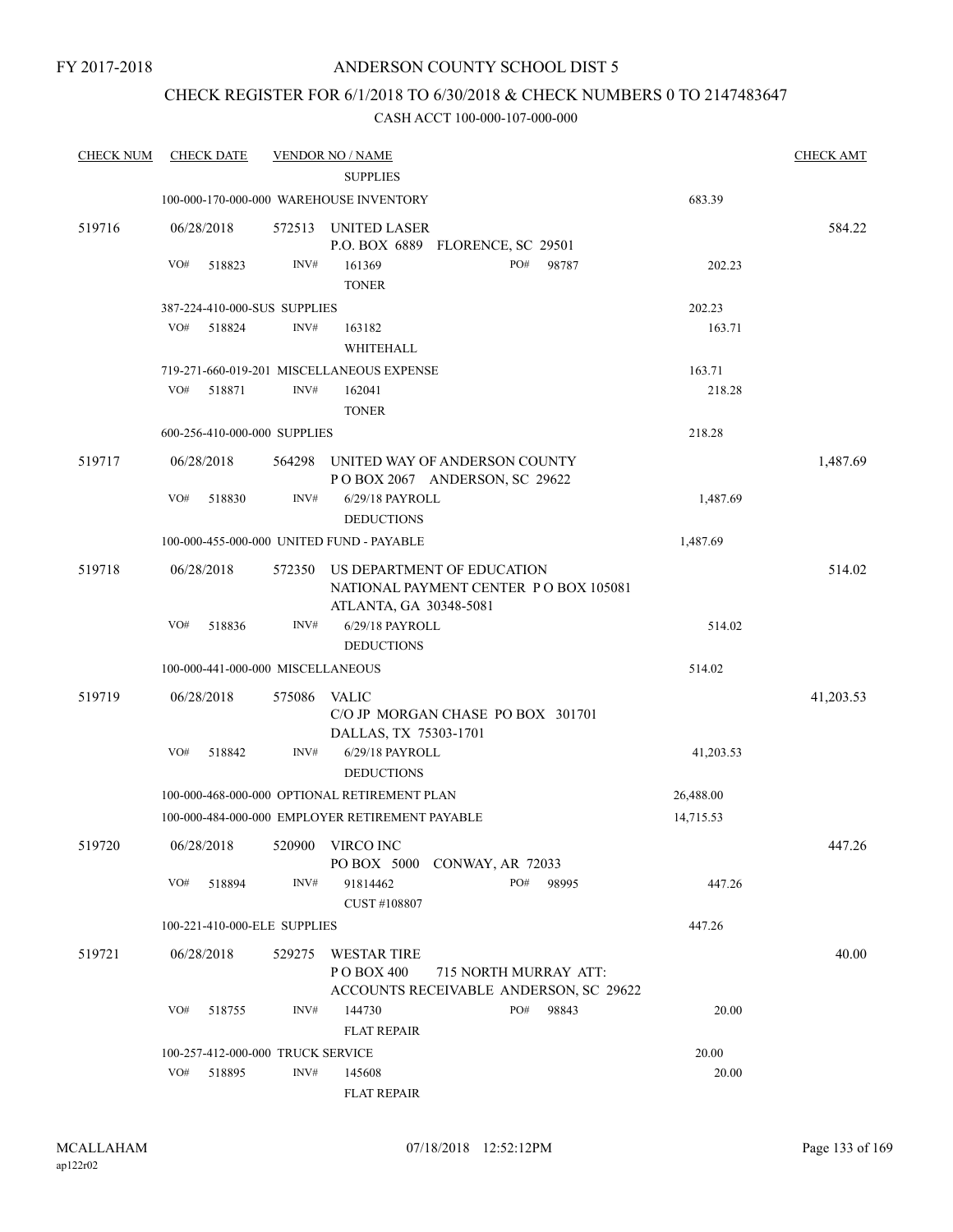FY 2017-2018

# ANDERSON COUNTY SCHOOL DIST 5

## CHECK REGISTER FOR 6/1/2018 TO 6/30/2018 & CHECK NUMBERS 0 TO 2147483647

CASH ACCT 100-000-107-000-000

| CHECK NUM | CHECK DATE | VENDOR NO / NAME | | CHECK AMT |
|---|---|---|---|---|
| | | SUPPLIES | | |
| | 100-000-170-000-000 WAREHOUSE INVENTORY | | 683.39 | |
| 519716 | 06/28/2018 | 572513 UNITED LASER<br>P.O. BOX 6889 FLORENCE, SC 29501 | | 584.22 |
| | VO# 518823 | INV# 161369 PO# 98787<br>TONER | 202.23 | |
| | 387-224-410-000-SUS SUPPLIES | | 202.23 | |
| | VO# 518824 | INV# 163182<br>WHITEHALL | 163.71 | |
| | 719-271-660-019-201 MISCELLANEOUS EXPENSE | | 163.71 | |
| | VO# 518871 | INV# 162041<br>TONER | 218.28 | |
| | 600-256-410-000-000 SUPPLIES | | 218.28 | |
| 519717 | 06/28/2018 | 564298 UNITED WAY OF ANDERSON COUNTY<br>P O BOX 2067 ANDERSON, SC 29622 | | 1,487.69 |
| | VO# 518830 | INV# 6/29/18 PAYROLL<br>DEDUCTIONS | 1,487.69 | |
| | 100-000-455-000-000 UNITED FUND - PAYABLE | | 1,487.69 | |
| 519718 | 06/28/2018 | 572350 US DEPARTMENT OF EDUCATION<br>NATIONAL PAYMENT CENTER P O BOX 105081<br>ATLANTA, GA 30348-5081 | | 514.02 |
| | VO# 518836 | INV# 6/29/18 PAYROLL<br>DEDUCTIONS | 514.02 | |
| | 100-000-441-000-000 MISCELLANEOUS | | 514.02 | |
| 519719 | 06/28/2018 | 575086 VALIC<br>C/O JP MORGAN CHASE PO BOX 301701<br>DALLAS, TX 75303-1701 | | 41,203.53 |
| | VO# 518842 | INV# 6/29/18 PAYROLL<br>DEDUCTIONS | 41,203.53 | |
| | 100-000-468-000-000 OPTIONAL RETIREMENT PLAN | | 26,488.00 | |
| | 100-000-484-000-000 EMPLOYER RETIREMENT PAYABLE | | 14,715.53 | |
| 519720 | 06/28/2018 | 520900 VIRCO INC<br>PO BOX 5000 CONWAY, AR 72033 | | 447.26 |
| | VO# 518894 | INV# 91814462 PO# 98995<br>CUST #108807 | 447.26 | |
| | 100-221-410-000-ELE SUPPLIES | | 447.26 | |
| 519721 | 06/28/2018 | 529275 WESTAR TIRE<br>P O BOX 400 715 NORTH MURRAY ATT:<br>ACCOUNTS RECEIVABLE ANDERSON, SC 29622 | | 40.00 |
| | VO# 518755 | INV# 144730 PO# 98843<br>FLAT REPAIR | 20.00 | |
| | 100-257-412-000-000 TRUCK SERVICE | | 20.00 | |
| | VO# 518895 | INV# 145608<br>FLAT REPAIR | 20.00 | |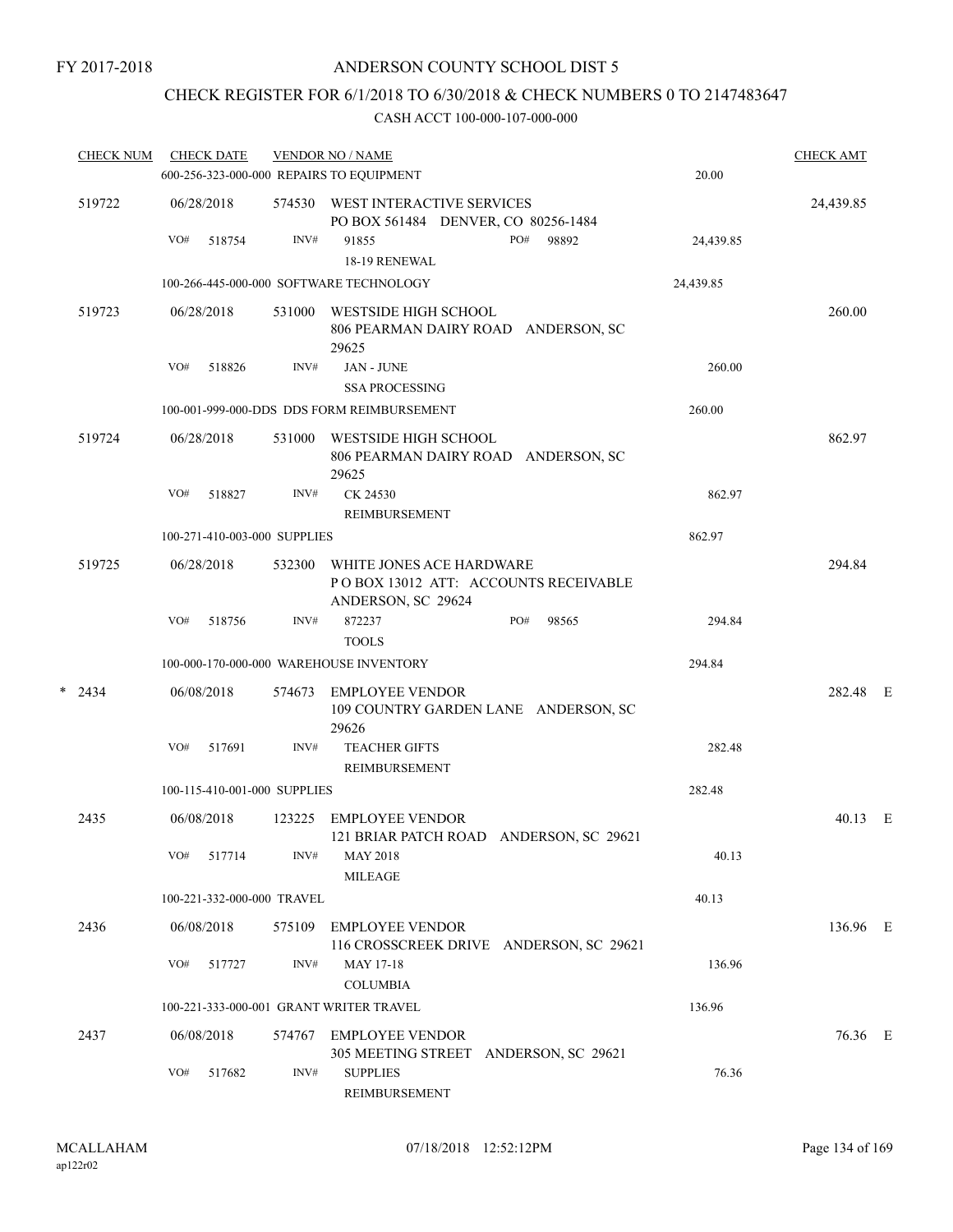FY 2017-2018

# ANDERSON COUNTY SCHOOL DIST 5

## CHECK REGISTER FOR 6/1/2018 TO 6/30/2018 & CHECK NUMBERS 0 TO 2147483647

### CASH ACCT 100-000-107-000-000

| CHECK NUM | CHECK DATE | VENDOR NO / NAME | | CHECK AMT | |
|---|---|---|---|---|---|
| | | 600-256-323-000-000 REPAIRS TO EQUIPMENT | 20.00 | | |
| 519722 | 06/28/2018 | 574530 WEST INTERACTIVE SERVICES<br>PO BOX 561484 DENVER, CO 80256-1484 | | 24,439.85 | |
| | VO# 518754 | INV# 91855 PO# 98892<br>18-19 RENEWAL | 24,439.85 | | |
| | | 100-266-445-000-000 SOFTWARE TECHNOLOGY | 24,439.85 | | |
| 519723 | 06/28/2018 | 531000 WESTSIDE HIGH SCHOOL<br>806 PEARMAN DAIRY ROAD ANDERSON, SC 29625 | | 260.00 | |
| | VO# 518826 | INV# JAN - JUNE<br>SSA PROCESSING | 260.00 | | |
| | | 100-001-999-000-DDS DDS FORM REIMBURSEMENT | 260.00 | | |
| 519724 | 06/28/2018 | 531000 WESTSIDE HIGH SCHOOL<br>806 PEARMAN DAIRY ROAD ANDERSON, SC 29625 | | 862.97 | |
| | VO# 518827 | INV# CK 24530<br>REIMBURSEMENT | 862.97 | | |
| | | 100-271-410-003-000 SUPPLIES | 862.97 | | |
| 519725 | 06/28/2018 | 532300 WHITE JONES ACE HARDWARE<br>P O BOX 13012 ATT: ACCOUNTS RECEIVABLE<br>ANDERSON, SC 29624 | | 294.84 | |
| | VO# 518756 | INV# 872237 PO# 98565<br>TOOLS | 294.84 | | |
| | | 100-000-170-000-000 WAREHOUSE INVENTORY | 294.84 | | |
| * 2434 | 06/08/2018 | 574673 EMPLOYEE VENDOR<br>109 COUNTRY GARDEN LANE ANDERSON, SC 29626 | | 282.48 | E |
| | VO# 517691 | INV# TEACHER GIFTS<br>REIMBURSEMENT | 282.48 | | |
| | | 100-115-410-001-000 SUPPLIES | 282.48 | | |
| 2435 | 06/08/2018 | 123225 EMPLOYEE VENDOR<br>121 BRIAR PATCH ROAD ANDERSON, SC 29621 | | 40.13 | E |
| | VO# 517714 | INV# MAY 2018<br>MILEAGE | 40.13 | | |
| | | 100-221-332-000-000 TRAVEL | 40.13 | | |
| 2436 | 06/08/2018 | 575109 EMPLOYEE VENDOR<br>116 CROSSCREEK DRIVE ANDERSON, SC 29621 | | 136.96 | E |
| | VO# 517727 | INV# MAY 17-18<br>COLUMBIA | 136.96 | | |
| | | 100-221-333-000-001 GRANT WRITER TRAVEL | 136.96 | | |
| 2437 | 06/08/2018 | 574767 EMPLOYEE VENDOR<br>305 MEETING STREET ANDERSON, SC 29621 | | 76.36 | E |
| | VO# 517682 | INV# SUPPLIES<br>REIMBURSEMENT | 76.36 | | |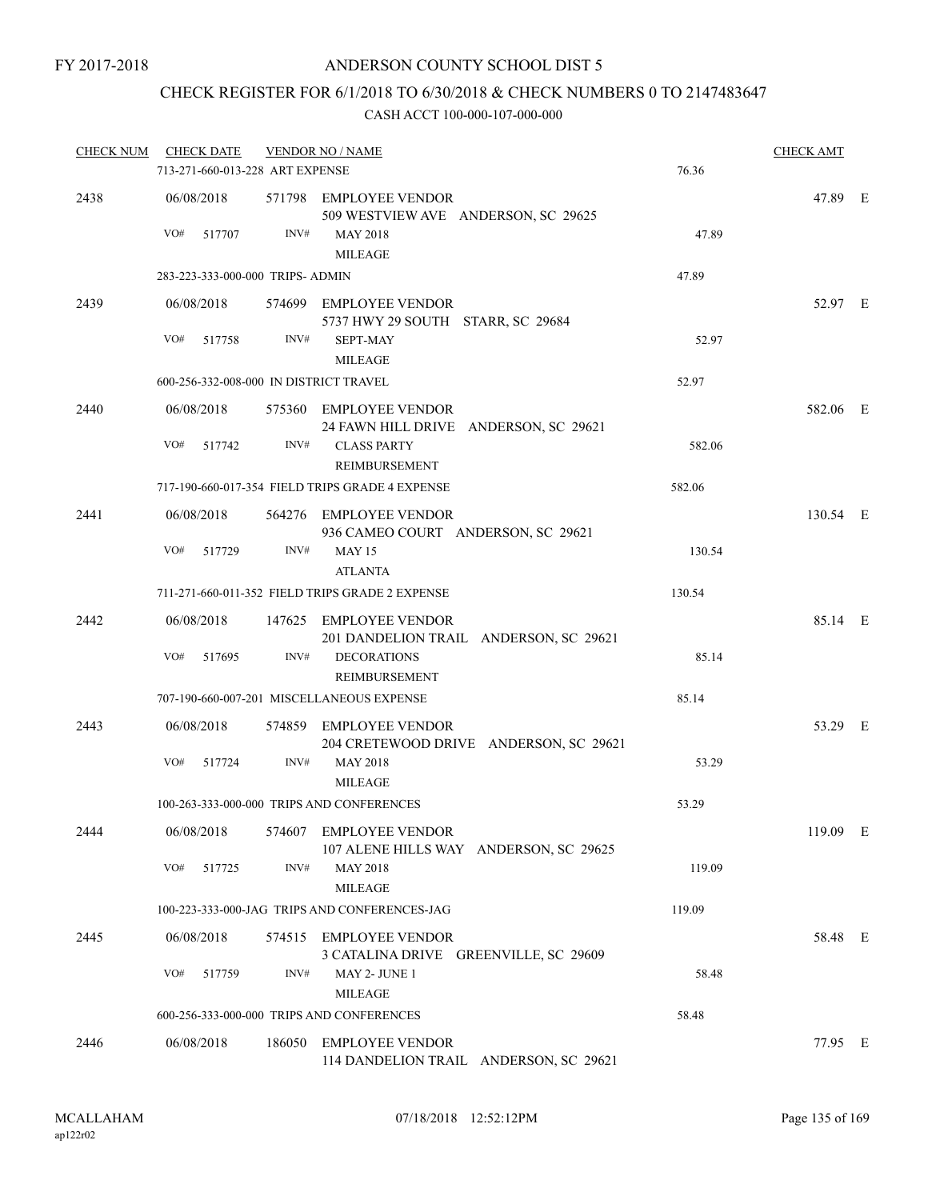FY 2017-2018

ANDERSON COUNTY SCHOOL DIST 5

CHECK REGISTER FOR 6/1/2018 TO 6/30/2018 & CHECK NUMBERS 0 TO 2147483647

CASH ACCT 100-000-107-000-000

| CHECK NUM | CHECK DATE | VENDOR NO / NAME | | CHECK AMT | |
|---|---|---|---|---|---|
| | 713-271-660-013-228 ART EXPENSE | | 76.36 | | |
| 2438 | 06/08/2018 | 571798 EMPLOYEE VENDOR<br>509 WESTVIEW AVE ANDERSON, SC 29625 | | 47.89 | E |
| | VO# 517707 | INV# MAY 2018<br>MILEAGE | 47.89 | | |
| | 283-223-333-000-000 TRIPS- ADMIN | | 47.89 | | |
| 2439 | 06/08/2018 | 574699 EMPLOYEE VENDOR<br>5737 HWY 29 SOUTH STARR, SC 29684 | | 52.97 | E |
| | VO# 517758 | INV# SEPT-MAY<br>MILEAGE | 52.97 | | |
| | 600-256-332-008-000 IN DISTRICT TRAVEL | | 52.97 | | |
| 2440 | 06/08/2018 | 575360 EMPLOYEE VENDOR<br>24 FAWN HILL DRIVE ANDERSON, SC 29621 | | 582.06 | E |
| | VO# 517742 | INV# CLASS PARTY<br>REIMBURSEMENT | 582.06 | | |
| | 717-190-660-017-354 FIELD TRIPS GRADE 4 EXPENSE | | 582.06 | | |
| 2441 | 06/08/2018 | 564276 EMPLOYEE VENDOR<br>936 CAMEO COURT ANDERSON, SC 29621 | | 130.54 | E |
| | VO# 517729 | INV# MAY 15<br>ATLANTA | 130.54 | | |
| | 711-271-660-011-352 FIELD TRIPS GRADE 2 EXPENSE | | 130.54 | | |
| 2442 | 06/08/2018 | 147625 EMPLOYEE VENDOR<br>201 DANDELION TRAIL ANDERSON, SC 29621 | | 85.14 | E |
| | VO# 517695 | INV# DECORATIONS<br>REIMBURSEMENT | 85.14 | | |
| | 707-190-660-007-201 MISCELLANEOUS EXPENSE | | 85.14 | | |
| 2443 | 06/08/2018 | 574859 EMPLOYEE VENDOR<br>204 CRETEWOOD DRIVE ANDERSON, SC 29621 | | 53.29 | E |
| | VO# 517724 | INV# MAY 2018<br>MILEAGE | 53.29 | | |
| | 100-263-333-000-000 TRIPS AND CONFERENCES | | 53.29 | | |
| 2444 | 06/08/2018 | 574607 EMPLOYEE VENDOR<br>107 ALENE HILLS WAY ANDERSON, SC 29625 | | 119.09 | E |
| | VO# 517725 | INV# MAY 2018<br>MILEAGE | 119.09 | | |
| | 100-223-333-000-JAG TRIPS AND CONFERENCES-JAG | | 119.09 | | |
| 2445 | 06/08/2018 | 574515 EMPLOYEE VENDOR<br>3 CATALINA DRIVE GREENVILLE, SC 29609 | | 58.48 | E |
| | VO# 517759 | INV# MAY 2- JUNE 1<br>MILEAGE | 58.48 | | |
| | 600-256-333-000-000 TRIPS AND CONFERENCES | | 58.48 | | |
| 2446 | 06/08/2018 | 186050 EMPLOYEE VENDOR<br>114 DANDELION TRAIL ANDERSON, SC 29621 | | 77.95 | E |

MCALLAHAM
ap122r02

07/18/2018 12:52:12PM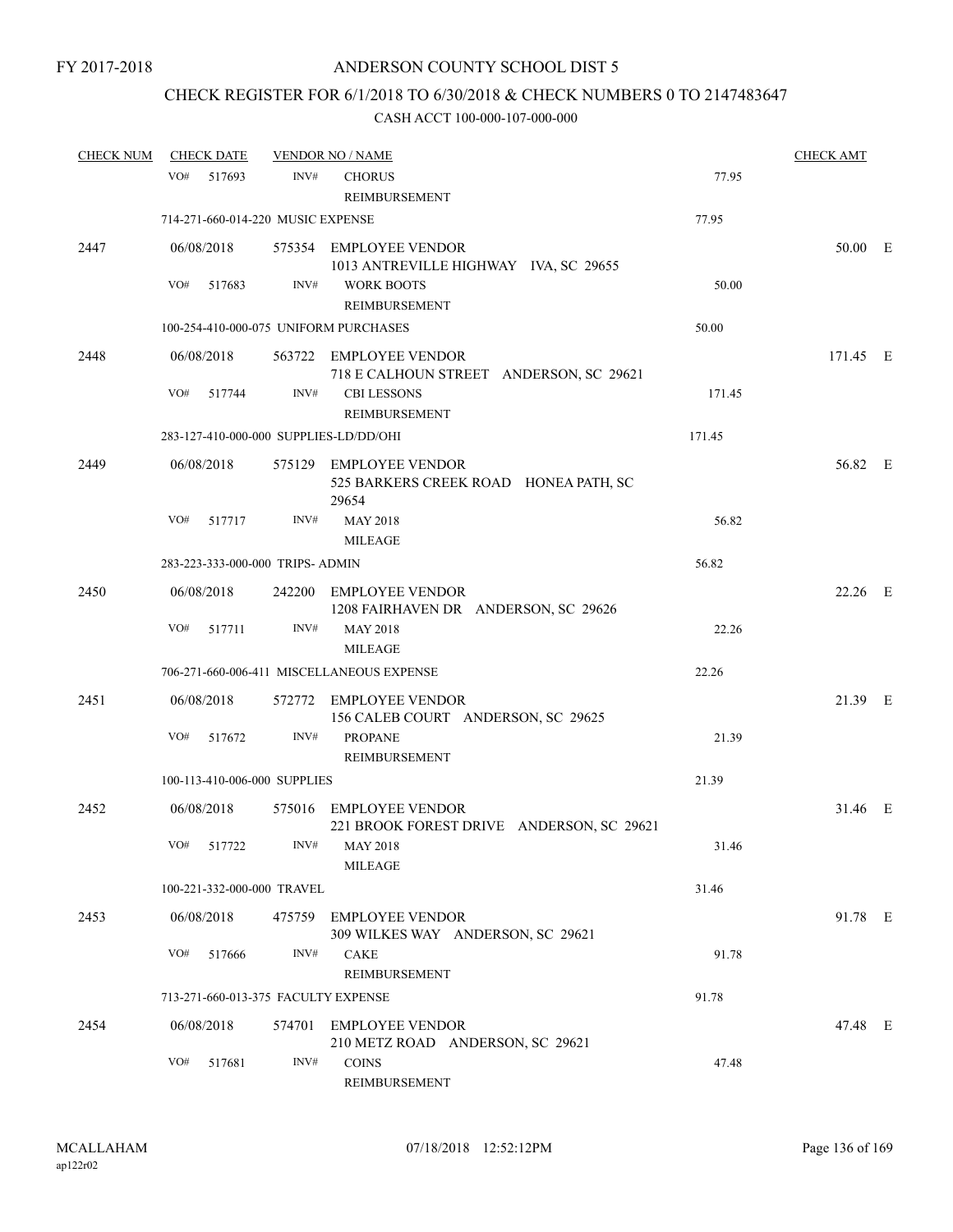FY 2017-2018

# ANDERSON COUNTY SCHOOL DIST 5

## CHECK REGISTER FOR 6/1/2018 TO 6/30/2018 & CHECK NUMBERS 0 TO 2147483647

### CASH ACCT 100-000-107-000-000

| CHECK NUM | CHECK DATE | VENDOR NO / NAME | | CHECK AMT | |
|---|---|---|---|---|---|
| | VO# 517693 | INV# CHORUS REIMBURSEMENT | 77.95 | | |
| | 714-271-660-014-220 MUSIC EXPENSE | | 77.95 | | |
| 2447 | 06/08/2018 | 575354 EMPLOYEE VENDOR 1013 ANTREVILLE HIGHWAY IVA, SC 29655 | | 50.00 | E |
| | VO# 517683 | INV# WORK BOOTS REIMBURSEMENT | 50.00 | | |
| | 100-254-410-000-075 UNIFORM PURCHASES | | 50.00 | | |
| 2448 | 06/08/2018 | 563722 EMPLOYEE VENDOR 718 E CALHOUN STREET ANDERSON, SC 29621 | | 171.45 | E |
| | VO# 517744 | INV# CBI LESSONS REIMBURSEMENT | 171.45 | | |
| | 283-127-410-000-000 SUPPLIES-LD/DD/OHI | | 171.45 | | |
| 2449 | 06/08/2018 | 575129 EMPLOYEE VENDOR 525 BARKERS CREEK ROAD HONEA PATH, SC 29654 | | 56.82 | E |
| | VO# 517717 | INV# MAY 2018 MILEAGE | 56.82 | | |
| | 283-223-333-000-000 TRIPS- ADMIN | | 56.82 | | |
| 2450 | 06/08/2018 | 242200 EMPLOYEE VENDOR 1208 FAIRHAVEN DR ANDERSON, SC 29626 | | 22.26 | E |
| | VO# 517711 | INV# MAY 2018 MILEAGE | 22.26 | | |
| | 706-271-660-006-411 MISCELLANEOUS EXPENSE | | 22.26 | | |
| 2451 | 06/08/2018 | 572772 EMPLOYEE VENDOR 156 CALEB COURT ANDERSON, SC 29625 | | 21.39 | E |
| | VO# 517672 | INV# PROPANE REIMBURSEMENT | 21.39 | | |
| | 100-113-410-006-000 SUPPLIES | | 21.39 | | |
| 2452 | 06/08/2018 | 575016 EMPLOYEE VENDOR 221 BROOK FOREST DRIVE ANDERSON, SC 29621 | | 31.46 | E |
| | VO# 517722 | INV# MAY 2018 MILEAGE | 31.46 | | |
| | 100-221-332-000-000 TRAVEL | | 31.46 | | |
| 2453 | 06/08/2018 | 475759 EMPLOYEE VENDOR 309 WILKES WAY ANDERSON, SC 29621 | | 91.78 | E |
| | VO# 517666 | INV# CAKE REIMBURSEMENT | 91.78 | | |
| | 713-271-660-013-375 FACULTY EXPENSE | | 91.78 | | |
| 2454 | 06/08/2018 | 574701 EMPLOYEE VENDOR 210 METZ ROAD ANDERSON, SC 29621 | | 47.48 | E |
| | VO# 517681 | INV# COINS REIMBURSEMENT | 47.48 | | |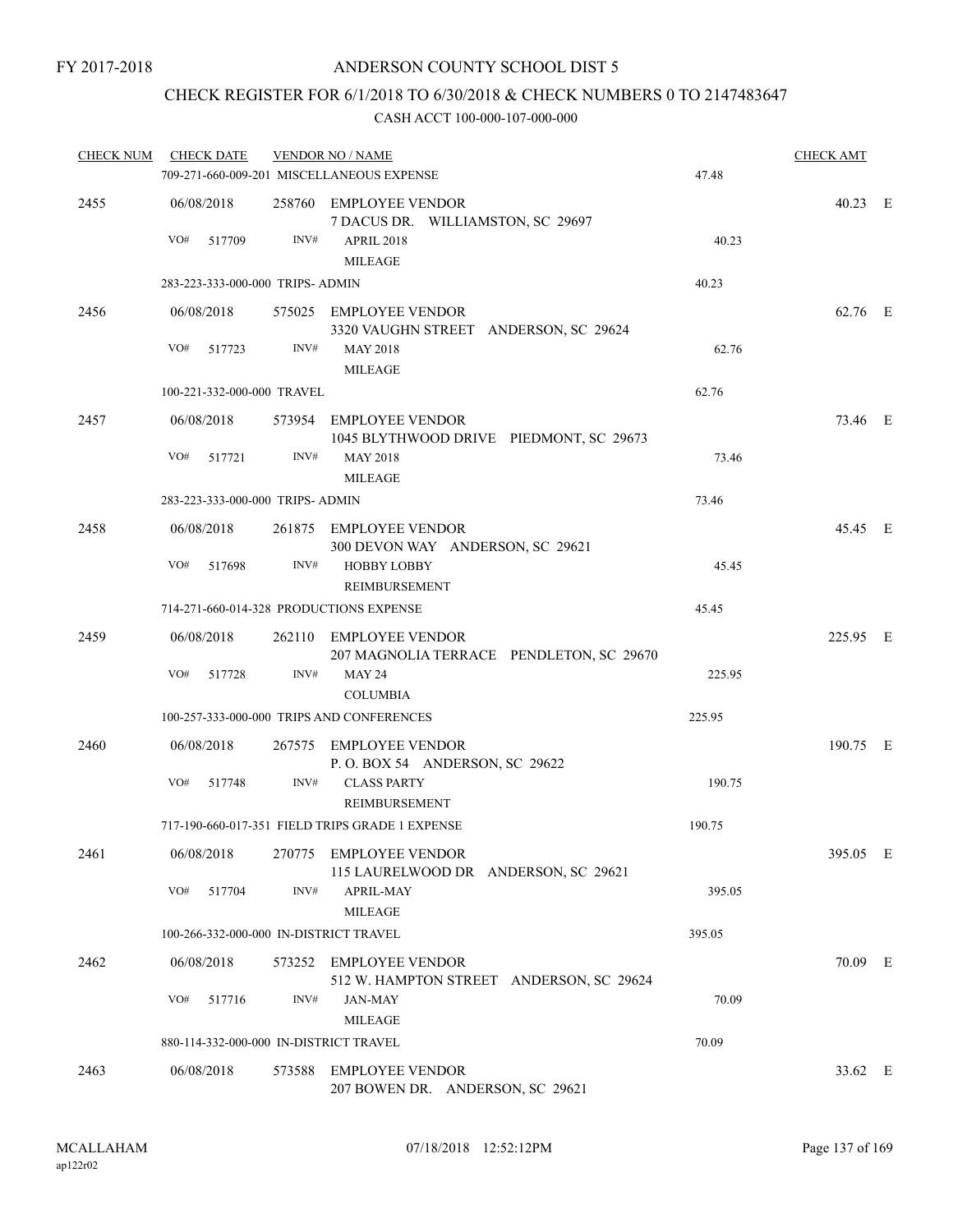FY 2017-2018

ANDERSON COUNTY SCHOOL DIST 5

CHECK REGISTER FOR 6/1/2018 TO 6/30/2018 & CHECK NUMBERS 0 TO 2147483647

CASH ACCT 100-000-107-000-000

| CHECK NUM | CHECK DATE | VENDOR NO / NAME | | CHECK AMT | |
|---|---|---|---|---|---|
| | 709-271-660-009-201 MISCELLANEOUS EXPENSE | | 47.48 | | |
| 2455 | 06/08/2018 | 258760 EMPLOYEE VENDOR<br>7 DACUS DR. WILLIAMSTON, SC 29697 | | 40.23 | E |
| | VO# 517709 | INV# APRIL 2018<br>MILEAGE | 40.23 | | |
| | 283-223-333-000-000 TRIPS- ADMIN | | 40.23 | | |
| 2456 | 06/08/2018 | 575025 EMPLOYEE VENDOR<br>3320 VAUGHN STREET ANDERSON, SC 29624 | | 62.76 | E |
| | VO# 517723 | INV# MAY 2018<br>MILEAGE | 62.76 | | |
| | 100-221-332-000-000 TRAVEL | | 62.76 | | |
| 2457 | 06/08/2018 | 573954 EMPLOYEE VENDOR<br>1045 BLYTHWOOD DRIVE PIEDMONT, SC 29673 | | 73.46 | E |
| | VO# 517721 | INV# MAY 2018<br>MILEAGE | 73.46 | | |
| | 283-223-333-000-000 TRIPS- ADMIN | | 73.46 | | |
| 2458 | 06/08/2018 | 261875 EMPLOYEE VENDOR<br>300 DEVON WAY ANDERSON, SC 29621 | | 45.45 | E |
| | VO# 517698 | INV# HOBBY LOBBY<br>REIMBURSEMENT | 45.45 | | |
| | 714-271-660-014-328 PRODUCTIONS EXPENSE | | 45.45 | | |
| 2459 | 06/08/2018 | 262110 EMPLOYEE VENDOR<br>207 MAGNOLIA TERRACE PENDLETON, SC 29670 | | 225.95 | E |
| | VO# 517728 | INV# MAY 24<br>COLUMBIA | 225.95 | | |
| | 100-257-333-000-000 TRIPS AND CONFERENCES | | 225.95 | | |
| 2460 | 06/08/2018 | 267575 EMPLOYEE VENDOR<br>P. O. BOX 54 ANDERSON, SC 29622 | | 190.75 | E |
| | VO# 517748 | INV# CLASS PARTY<br>REIMBURSEMENT | 190.75 | | |
| | 717-190-660-017-351 FIELD TRIPS GRADE 1 EXPENSE | | 190.75 | | |
| 2461 | 06/08/2018 | 270775 EMPLOYEE VENDOR<br>115 LAURELWOOD DR ANDERSON, SC 29621 | | 395.05 | E |
| | VO# 517704 | INV# APRIL-MAY<br>MILEAGE | 395.05 | | |
| | 100-266-332-000-000 IN-DISTRICT TRAVEL | | 395.05 | | |
| 2462 | 06/08/2018 | 573252 EMPLOYEE VENDOR<br>512 W. HAMPTON STREET ANDERSON, SC 29624 | | 70.09 | E |
| | VO# 517716 | INV# JAN-MAY<br>MILEAGE | 70.09 | | |
| | 880-114-332-000-000 IN-DISTRICT TRAVEL | | 70.09 | | |
| 2463 | 06/08/2018 | 573588 EMPLOYEE VENDOR<br>207 BOWEN DR. ANDERSON, SC 29621 | | 33.62 | E |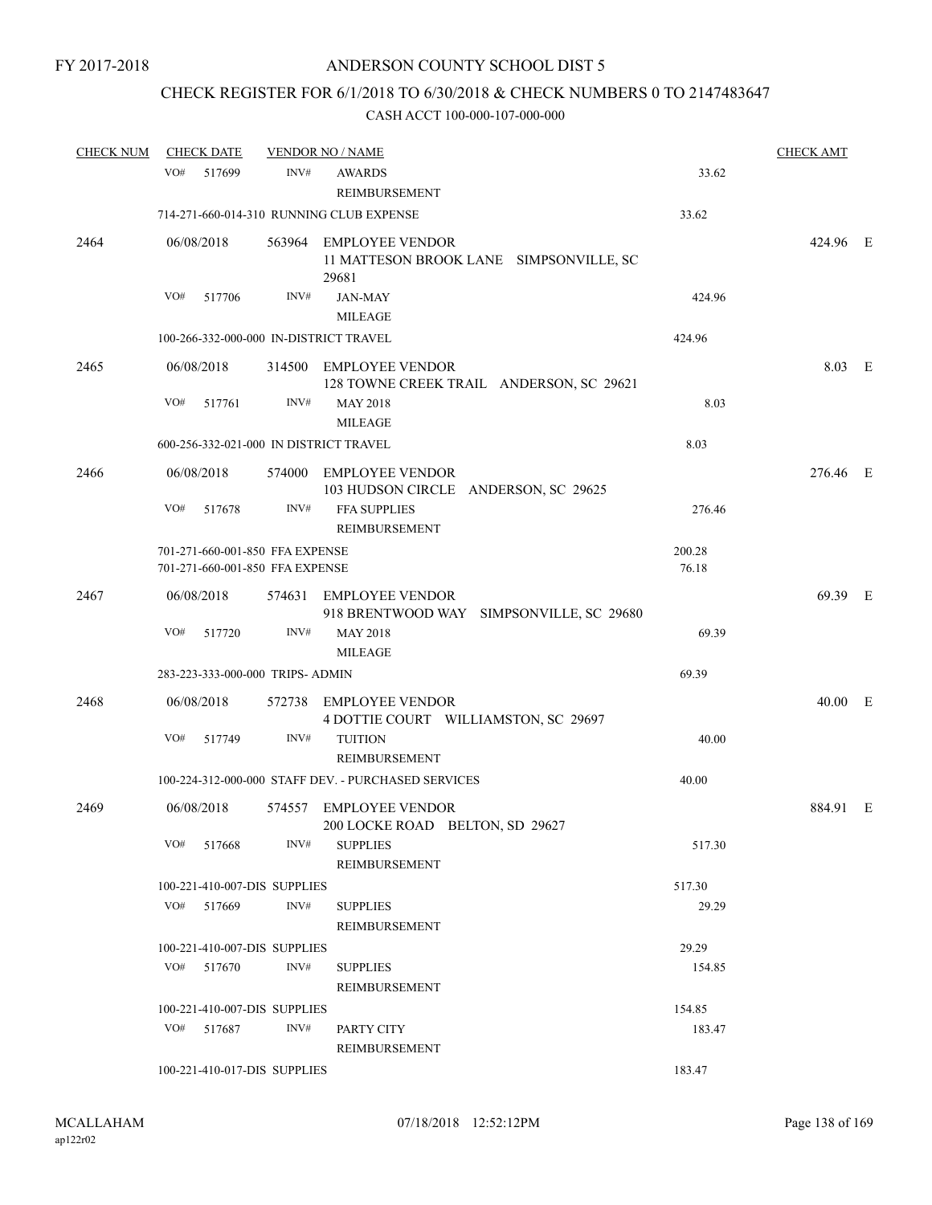FY 2017-2018

# ANDERSON COUNTY SCHOOL DIST 5

## CHECK REGISTER FOR 6/1/2018 TO 6/30/2018 & CHECK NUMBERS 0 TO 2147483647

### CASH ACCT 100-000-107-000-000

| CHECK NUM | CHECK DATE | VENDOR NO / NAME | | CHECK AMT | |
|---|---|---|---|---|---|
| | VO# 517699 | INV# AWARDS REIMBURSEMENT | 33.62 | | |
| | 714-271-660-014-310 RUNNING CLUB EXPENSE | | 33.62 | | |
| 2464 | 06/08/2018 | 563964 EMPLOYEE VENDOR 11 MATTESON BROOK LANE SIMPSONVILLE, SC 29681 | | 424.96 | E |
| | VO# 517706 | INV# JAN-MAY MILEAGE | 424.96 | | |
| | 100-266-332-000-000 IN-DISTRICT TRAVEL | | 424.96 | | |
| 2465 | 06/08/2018 | 314500 EMPLOYEE VENDOR 128 TOWNE CREEK TRAIL ANDERSON, SC 29621 | | 8.03 | E |
| | VO# 517761 | INV# MAY 2018 MILEAGE | 8.03 | | |
| | 600-256-332-021-000 IN DISTRICT TRAVEL | | 8.03 | | |
| 2466 | 06/08/2018 | 574000 EMPLOYEE VENDOR 103 HUDSON CIRCLE ANDERSON, SC 29625 | | 276.46 | E |
| | VO# 517678 | INV# FFA SUPPLIES REIMBURSEMENT | 276.46 | | |
| | 701-271-660-001-850 FFA EXPENSE | | 200.28 | | |
| | 701-271-660-001-850 FFA EXPENSE | | 76.18 | | |
| 2467 | 06/08/2018 | 574631 EMPLOYEE VENDOR 918 BRENTWOOD WAY SIMPSONVILLE, SC 29680 | | 69.39 | E |
| | VO# 517720 | INV# MAY 2018 MILEAGE | 69.39 | | |
| | 283-223-333-000-000 TRIPS- ADMIN | | 69.39 | | |
| 2468 | 06/08/2018 | 572738 EMPLOYEE VENDOR 4 DOTTIE COURT WILLIAMSTON, SC 29697 | | 40.00 | E |
| | VO# 517749 | INV# TUITION REIMBURSEMENT | 40.00 | | |
| | 100-224-312-000-000 STAFF DEV. - PURCHASED SERVICES | | 40.00 | | |
| 2469 | 06/08/2018 | 574557 EMPLOYEE VENDOR 200 LOCKE ROAD BELTON, SD 29627 | | 884.91 | E |
| | VO# 517668 | INV# SUPPLIES REIMBURSEMENT | 517.30 | | |
| | 100-221-410-007-DIS SUPPLIES | | 517.30 | | |
| | VO# 517669 | INV# SUPPLIES REIMBURSEMENT | 29.29 | | |
| | 100-221-410-007-DIS SUPPLIES | | 29.29 | | |
| | VO# 517670 | INV# SUPPLIES REIMBURSEMENT | 154.85 | | |
| | 100-221-410-007-DIS SUPPLIES | | 154.85 | | |
| | VO# 517687 | INV# PARTY CITY REIMBURSEMENT | 183.47 | | |
| | 100-221-410-017-DIS SUPPLIES | | 183.47 | | |

MCALLAHAM
ap122r02

07/18/2018 12:52:12PM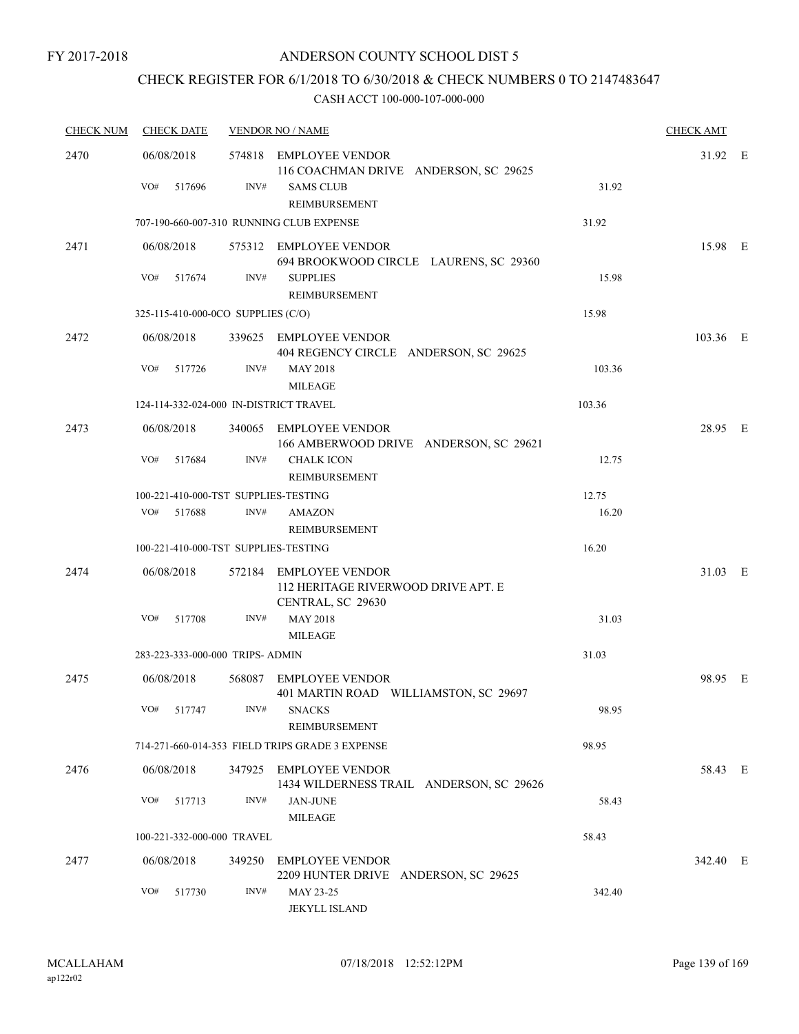FY 2017-2018

# ANDERSON COUNTY SCHOOL DIST 5

## CHECK REGISTER FOR 6/1/2018 TO 6/30/2018 & CHECK NUMBERS 0 TO 2147483647

CASH ACCT 100-000-107-000-000

| CHECK NUM | CHECK DATE | VENDOR NO / NAME | | CHECK AMT | |
|---|---|---|---|---|---|
| 2470 | 06/08/2018 | 574818 EMPLOYEE VENDOR<br>116 COACHMAN DRIVE ANDERSON, SC 29625 | | 31.92 | E |
| | VO# 517696 | INV# SAMS CLUB<br>REIMBURSEMENT | 31.92 | | |
| | 707-190-660-007-310 RUNNING CLUB EXPENSE | | 31.92 | | |
| 2471 | 06/08/2018 | 575312 EMPLOYEE VENDOR<br>694 BROOKWOOD CIRCLE LAURENS, SC 29360 | | 15.98 | E |
| | VO# 517674 | INV# SUPPLIES<br>REIMBURSEMENT | 15.98 | | |
| | 325-115-410-000-0CO SUPPLIES (C/O) | | 15.98 | | |
| 2472 | 06/08/2018 | 339625 EMPLOYEE VENDOR<br>404 REGENCY CIRCLE ANDERSON, SC 29625 | | 103.36 | E |
| | VO# 517726 | INV# MAY 2018<br>MILEAGE | 103.36 | | |
| | 124-114-332-024-000 IN-DISTRICT TRAVEL | | 103.36 | | |
| 2473 | 06/08/2018 | 340065 EMPLOYEE VENDOR<br>166 AMBERWOOD DRIVE ANDERSON, SC 29621 | | 28.95 | E |
| | VO# 517684 | INV# CHALK ICON<br>REIMBURSEMENT | 12.75 | | |
| | 100-221-410-000-TST SUPPLIES-TESTING | | 12.75 | | |
| | VO# 517688 | INV# AMAZON<br>REIMBURSEMENT | 16.20 | | |
| | 100-221-410-000-TST SUPPLIES-TESTING | | 16.20 | | |
| 2474 | 06/08/2018 | 572184 EMPLOYEE VENDOR<br>112 HERITAGE RIVERWOOD DRIVE APT. E<br>CENTRAL, SC 29630 | | 31.03 | E |
| | VO# 517708 | INV# MAY 2018<br>MILEAGE | 31.03 | | |
| | 283-223-333-000-000 TRIPS- ADMIN | | 31.03 | | |
| 2475 | 06/08/2018 | 568087 EMPLOYEE VENDOR<br>401 MARTIN ROAD WILLIAMSTON, SC 29697 | | 98.95 | E |
| | VO# 517747 | INV# SNACKS<br>REIMBURSEMENT | 98.95 | | |
| | 714-271-660-014-353 FIELD TRIPS GRADE 3 EXPENSE | | 98.95 | | |
| 2476 | 06/08/2018 | 347925 EMPLOYEE VENDOR<br>1434 WILDERNESS TRAIL ANDERSON, SC 29626 | | 58.43 | E |
| | VO# 517713 | INV# JAN-JUNE<br>MILEAGE | 58.43 | | |
| | 100-221-332-000-000 TRAVEL | | 58.43 | | |
| 2477 | 06/08/2018 | 349250 EMPLOYEE VENDOR<br>2209 HUNTER DRIVE ANDERSON, SC 29625 | | 342.40 | E |
| | VO# 517730 | INV# MAY 23-25<br>JEKYLL ISLAND | 342.40 | | |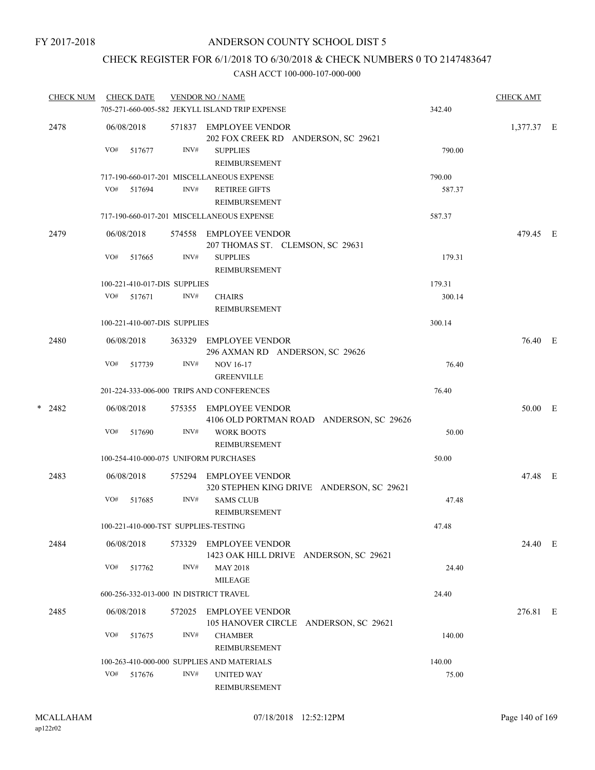FY 2017-2018

# ANDERSON COUNTY SCHOOL DIST 5

## CHECK REGISTER FOR 6/1/2018 TO 6/30/2018 & CHECK NUMBERS 0 TO 2147483647

### CASH ACCT 100-000-107-000-000

| CHECK NUM | CHECK DATE | VENDOR NO / NAME | | CHECK AMT | |
|---|---|---|---|---|---|
| | | 705-271-660-005-582 JEKYLL ISLAND TRIP EXPENSE | 342.40 | | |
| 2478 | 06/08/2018 | 571837 EMPLOYEE VENDOR<br>202 FOX CREEK RD ANDERSON, SC 29621 | | 1,377.37 | E |
| | VO# 517677 | INV# SUPPLIES<br>REIMBURSEMENT | 790.00 | | |
| | | 717-190-660-017-201 MISCELLANEOUS EXPENSE | 790.00 | | |
| | VO# 517694 | INV# RETIREE GIFTS<br>REIMBURSEMENT | 587.37 | | |
| | | 717-190-660-017-201 MISCELLANEOUS EXPENSE | 587.37 | | |
| 2479 | 06/08/2018 | 574558 EMPLOYEE VENDOR<br>207 THOMAS ST. CLEMSON, SC 29631 | | 479.45 | E |
| | VO# 517665 | INV# SUPPLIES<br>REIMBURSEMENT | 179.31 | | |
| | | 100-221-410-017-DIS SUPPLIES | 179.31 | | |
| | VO# 517671 | INV# CHAIRS<br>REIMBURSEMENT | 300.14 | | |
| | | 100-221-410-007-DIS SUPPLIES | 300.14 | | |
| 2480 | 06/08/2018 | 363329 EMPLOYEE VENDOR<br>296 AXMAN RD ANDERSON, SC 29626 | | 76.40 | E |
| | VO# 517739 | INV# NOV 16-17<br>GREENVILLE | 76.40 | | |
| | | 201-224-333-006-000 TRIPS AND CONFERENCES | 76.40 | | |
| * 2482 | 06/08/2018 | 575355 EMPLOYEE VENDOR<br>4106 OLD PORTMAN ROAD ANDERSON, SC 29626 | | 50.00 | E |
| | VO# 517690 | INV# WORK BOOTS<br>REIMBURSEMENT | 50.00 | | |
| | | 100-254-410-000-075 UNIFORM PURCHASES | 50.00 | | |
| 2483 | 06/08/2018 | 575294 EMPLOYEE VENDOR<br>320 STEPHEN KING DRIVE ANDERSON, SC 29621 | | 47.48 | E |
| | VO# 517685 | INV# SAMS CLUB<br>REIMBURSEMENT | 47.48 | | |
| | | 100-221-410-000-TST SUPPLIES-TESTING | 47.48 | | |
| 2484 | 06/08/2018 | 573329 EMPLOYEE VENDOR<br>1423 OAK HILL DRIVE ANDERSON, SC 29621 | | 24.40 | E |
| | VO# 517762 | INV# MAY 2018<br>MILEAGE | 24.40 | | |
| | | 600-256-332-013-000 IN DISTRICT TRAVEL | 24.40 | | |
| 2485 | 06/08/2018 | 572025 EMPLOYEE VENDOR<br>105 HANOVER CIRCLE ANDERSON, SC 29621 | | 276.81 | E |
| | VO# 517675 | INV# CHAMBER<br>REIMBURSEMENT | 140.00 | | |
| | | 100-263-410-000-000 SUPPLIES AND MATERIALS | 140.00 | | |
| | VO# 517676 | INV# UNITED WAY<br>REIMBURSEMENT | 75.00 | | |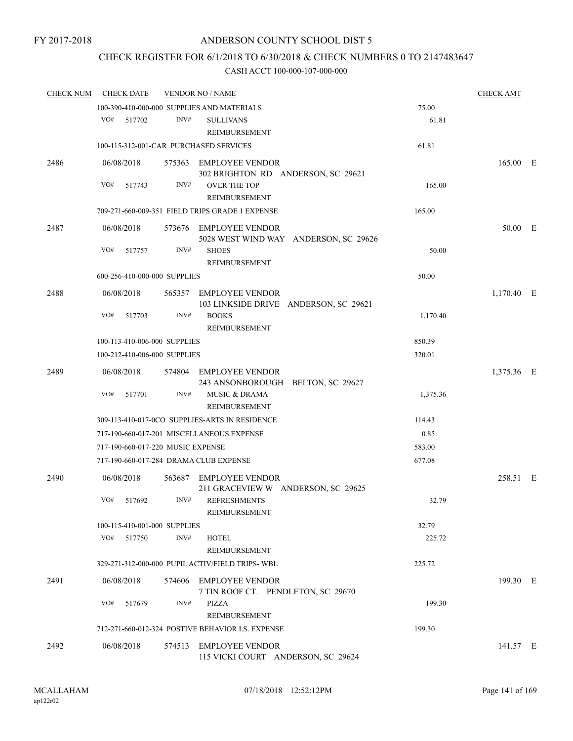FY 2017-2018

# ANDERSON COUNTY SCHOOL DIST 5

## CHECK REGISTER FOR 6/1/2018 TO 6/30/2018 & CHECK NUMBERS 0 TO 2147483647

### CASH ACCT 100-000-107-000-000

| CHECK NUM | CHECK DATE | VENDOR NO / NAME | | CHECK AMT | |
|---|---|---|---|---|---|
| | 100-390-410-000-000 SUPPLIES AND MATERIALS | | 75.00 | | |
| | VO# 517702 INV# | SULLIVANS REIMBURSEMENT | 61.81 | | |
| | 100-115-312-001-CAR PURCHASED SERVICES | | 61.81 | | |
| 2486 | 06/08/2018 | 575363 EMPLOYEE VENDOR 302 BRIGHTON RD ANDERSON, SC 29621 | | 165.00 | E |
| | VO# 517743 INV# | OVER THE TOP REIMBURSEMENT | 165.00 | | |
| | 709-271-660-009-351 FIELD TRIPS GRADE 1 EXPENSE | | 165.00 | | |
| 2487 | 06/08/2018 | 573676 EMPLOYEE VENDOR 5028 WEST WIND WAY ANDERSON, SC 29626 | | 50.00 | E |
| | VO# 517757 INV# | SHOES REIMBURSEMENT | 50.00 | | |
| | 600-256-410-000-000 SUPPLIES | | 50.00 | | |
| 2488 | 06/08/2018 | 565357 EMPLOYEE VENDOR 103 LINKSIDE DRIVE ANDERSON, SC 29621 | | 1,170.40 | E |
| | VO# 517703 INV# | BOOKS REIMBURSEMENT | 1,170.40 | | |
| | 100-113-410-006-000 SUPPLIES | | 850.39 | | |
| | 100-212-410-006-000 SUPPLIES | | 320.01 | | |
| 2489 | 06/08/2018 | 574804 EMPLOYEE VENDOR 243 ANSONBOROUGH BELTON, SC 29627 | | 1,375.36 | E |
| | VO# 517701 INV# | MUSIC & DRAMA REIMBURSEMENT | 1,375.36 | | |
| | 309-113-410-017-0CO SUPPLIES-ARTS IN RESIDENCE | | 114.43 | | |
| | 717-190-660-017-201 MISCELLANEOUS EXPENSE | | 0.85 | | |
| | 717-190-660-017-220 MUSIC EXPENSE | | 583.00 | | |
| | 717-190-660-017-284 DRAMA CLUB EXPENSE | | 677.08 | | |
| 2490 | 06/08/2018 | 563687 EMPLOYEE VENDOR 211 GRACEVIEW W ANDERSON, SC 29625 | | 258.51 | E |
| | VO# 517692 INV# | REFRESHMENTS REIMBURSEMENT | 32.79 | | |
| | 100-115-410-001-000 SUPPLIES | | 32.79 | | |
| | VO# 517750 INV# | HOTEL REIMBURSEMENT | 225.72 | | |
| | 329-271-312-000-000 PUPIL ACTIV/FIELD TRIPS- WBL | | 225.72 | | |
| 2491 | 06/08/2018 | 574606 EMPLOYEE VENDOR 7 TIN ROOF CT. PENDLETON, SC 29670 | | 199.30 | E |
| | VO# 517679 INV# | PIZZA REIMBURSEMENT | 199.30 | | |
| | 712-271-660-012-324 POSTIVE BEHAVIOR I.S. EXPENSE | | 199.30 | | |
| 2492 | 06/08/2018 | 574513 EMPLOYEE VENDOR 115 VICKI COURT ANDERSON, SC 29624 | | 141.57 | E |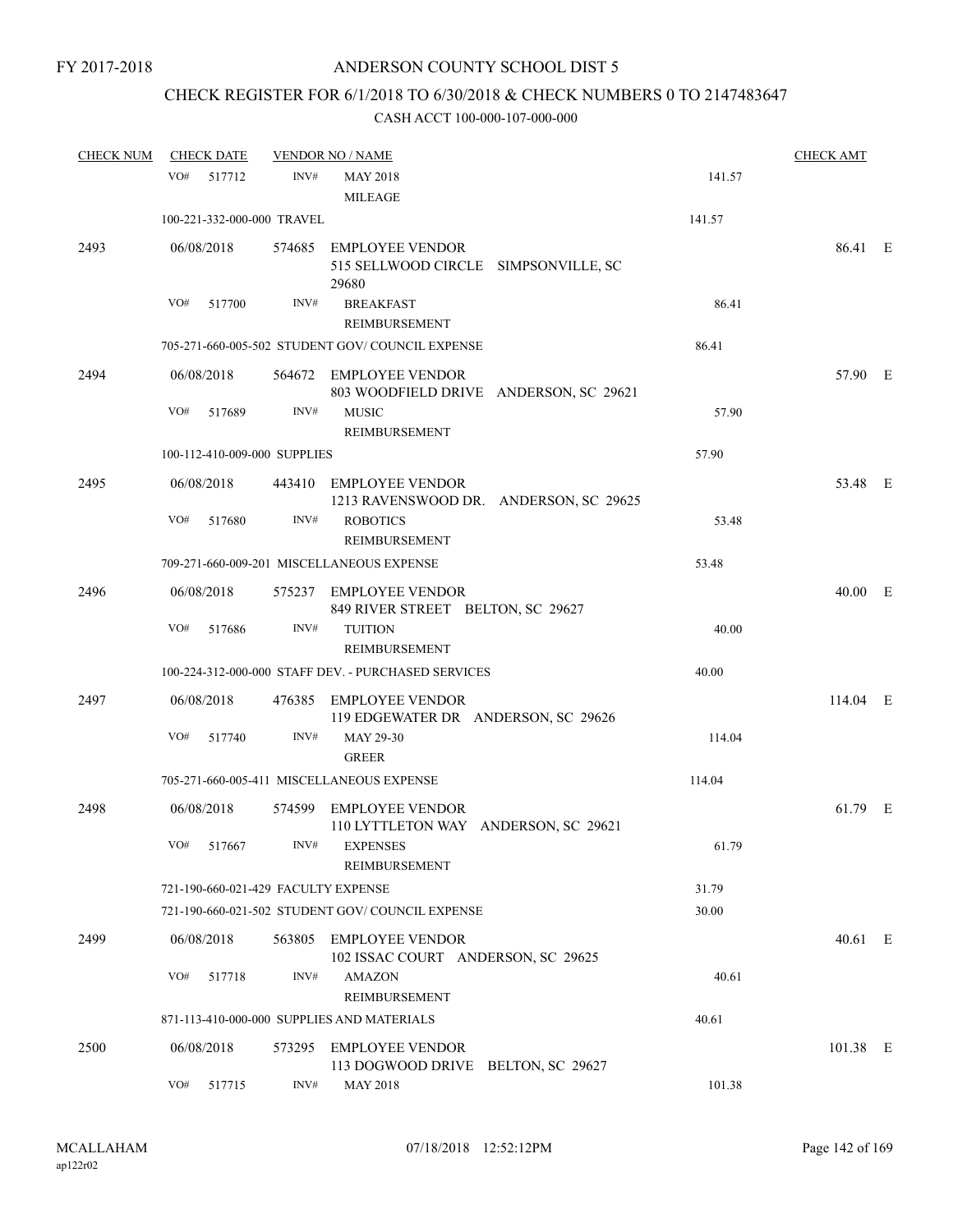FY 2017-2018

# ANDERSON COUNTY SCHOOL DIST 5

## CHECK REGISTER FOR 6/1/2018 TO 6/30/2018 & CHECK NUMBERS 0 TO 2147483647

### CASH ACCT 100-000-107-000-000

| CHECK NUM | CHECK DATE | VENDOR NO / NAME | | CHECK AMT | |
|---|---|---|---|---|---|
| | VO# 517712 | INV# MAY 2018 MILEAGE | 141.57 | | |
| | 100-221-332-000-000 TRAVEL | | 141.57 | | |
| 2493 | 06/08/2018 | 574685 EMPLOYEE VENDOR 515 SELLWOOD CIRCLE SIMPSONVILLE, SC 29680 | | 86.41 | E |
| | VO# 517700 | INV# BREAKFAST REIMBURSEMENT | 86.41 | | |
| | 705-271-660-005-502 STUDENT GOV/ COUNCIL EXPENSE | | 86.41 | | |
| 2494 | 06/08/2018 | 564672 EMPLOYEE VENDOR 803 WOODFIELD DRIVE ANDERSON, SC 29621 | | 57.90 | E |
| | VO# 517689 | INV# MUSIC REIMBURSEMENT | 57.90 | | |
| | 100-112-410-009-000 SUPPLIES | | 57.90 | | |
| 2495 | 06/08/2018 | 443410 EMPLOYEE VENDOR 1213 RAVENSWOOD DR. ANDERSON, SC 29625 | | 53.48 | E |
| | VO# 517680 | INV# ROBOTICS REIMBURSEMENT | 53.48 | | |
| | 709-271-660-009-201 MISCELLANEOUS EXPENSE | | 53.48 | | |
| 2496 | 06/08/2018 | 575237 EMPLOYEE VENDOR 849 RIVER STREET BELTON, SC 29627 | | 40.00 | E |
| | VO# 517686 | INV# TUITION REIMBURSEMENT | 40.00 | | |
| | 100-224-312-000-000 STAFF DEV. - PURCHASED SERVICES | | 40.00 | | |
| 2497 | 06/08/2018 | 476385 EMPLOYEE VENDOR 119 EDGEWATER DR ANDERSON, SC 29626 | | 114.04 | E |
| | VO# 517740 | INV# MAY 29-30 GREER | 114.04 | | |
| | 705-271-660-005-411 MISCELLANEOUS EXPENSE | | 114.04 | | |
| 2498 | 06/08/2018 | 574599 EMPLOYEE VENDOR 110 LYTTLETON WAY ANDERSON, SC 29621 | | 61.79 | E |
| | VO# 517667 | INV# EXPENSES REIMBURSEMENT | 61.79 | | |
| | 721-190-660-021-429 FACULTY EXPENSE | | 31.79 | | |
| | 721-190-660-021-502 STUDENT GOV/ COUNCIL EXPENSE | | 30.00 | | |
| 2499 | 06/08/2018 | 563805 EMPLOYEE VENDOR 102 ISSAC COURT ANDERSON, SC 29625 | | 40.61 | E |
| | VO# 517718 | INV# AMAZON REIMBURSEMENT | 40.61 | | |
| | 871-113-410-000-000 SUPPLIES AND MATERIALS | | 40.61 | | |
| 2500 | 06/08/2018 | 573295 EMPLOYEE VENDOR 113 DOGWOOD DRIVE BELTON, SC 29627 | | 101.38 | E |
| | VO# 517715 | INV# MAY 2018 | 101.38 | | |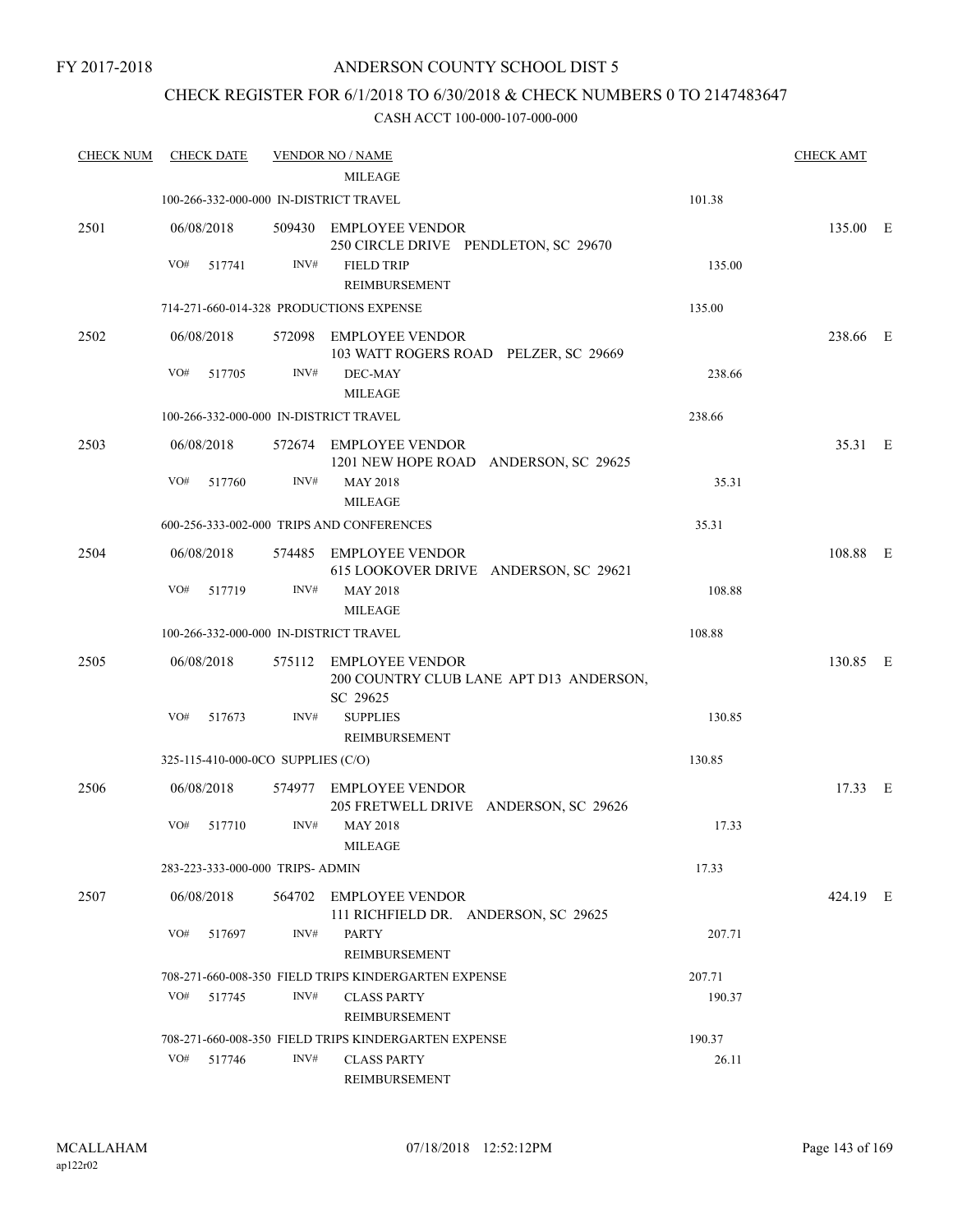FY 2017-2018

# ANDERSON COUNTY SCHOOL DIST 5

## CHECK REGISTER FOR 6/1/2018 TO 6/30/2018 & CHECK NUMBERS 0 TO 2147483647

CASH ACCT 100-000-107-000-000

| CHECK NUM | CHECK DATE | VENDOR NO / NAME | | CHECK AMT | |
|---|---|---|---|---|---|
| | | MILEAGE | | | |
| | 100-266-332-000-000 IN-DISTRICT TRAVEL | | 101.38 | | |
| 2501 | 06/08/2018 | 509430 EMPLOYEE VENDOR<br>250 CIRCLE DRIVE PENDLETON, SC 29670 | | 135.00 | E |
| | VO# 517741 | INV# FIELD TRIP<br>REIMBURSEMENT | 135.00 | | |
| | 714-271-660-014-328 PRODUCTIONS EXPENSE | | 135.00 | | |
| 2502 | 06/08/2018 | 572098 EMPLOYEE VENDOR<br>103 WATT ROGERS ROAD PELZER, SC 29669 | | 238.66 | E |
| | VO# 517705 | INV# DEC-MAY<br>MILEAGE | 238.66 | | |
| | 100-266-332-000-000 IN-DISTRICT TRAVEL | | 238.66 | | |
| 2503 | 06/08/2018 | 572674 EMPLOYEE VENDOR<br>1201 NEW HOPE ROAD ANDERSON, SC 29625 | | 35.31 | E |
| | VO# 517760 | INV# MAY 2018<br>MILEAGE | 35.31 | | |
| | 600-256-333-002-000 TRIPS AND CONFERENCES | | 35.31 | | |
| 2504 | 06/08/2018 | 574485 EMPLOYEE VENDOR<br>615 LOOKOVER DRIVE ANDERSON, SC 29621 | | 108.88 | E |
| | VO# 517719 | INV# MAY 2018<br>MILEAGE | 108.88 | | |
| | 100-266-332-000-000 IN-DISTRICT TRAVEL | | 108.88 | | |
| 2505 | 06/08/2018 | 575112 EMPLOYEE VENDOR<br>200 COUNTRY CLUB LANE APT D13 ANDERSON, SC 29625 | | 130.85 | E |
| | VO# 517673 | INV# SUPPLIES<br>REIMBURSEMENT | 130.85 | | |
| | 325-115-410-000-0CO SUPPLIES (C/O) | | 130.85 | | |
| 2506 | 06/08/2018 | 574977 EMPLOYEE VENDOR<br>205 FRETWELL DRIVE ANDERSON, SC 29626 | | 17.33 | E |
| | VO# 517710 | INV# MAY 2018<br>MILEAGE | 17.33 | | |
| | 283-223-333-000-000 TRIPS- ADMIN | | 17.33 | | |
| 2507 | 06/08/2018 | 564702 EMPLOYEE VENDOR<br>111 RICHFIELD DR. ANDERSON, SC 29625 | | 424.19 | E |
| | VO# 517697 | INV# PARTY<br>REIMBURSEMENT | 207.71 | | |
| | 708-271-660-008-350 FIELD TRIPS KINDERGARTEN EXPENSE | | 207.71 | | |
| | VO# 517745 | INV# CLASS PARTY<br>REIMBURSEMENT | 190.37 | | |
| | 708-271-660-008-350 FIELD TRIPS KINDERGARTEN EXPENSE | | 190.37 | | |
| | VO# 517746 | INV# CLASS PARTY<br>REIMBURSEMENT | 26.11 | | |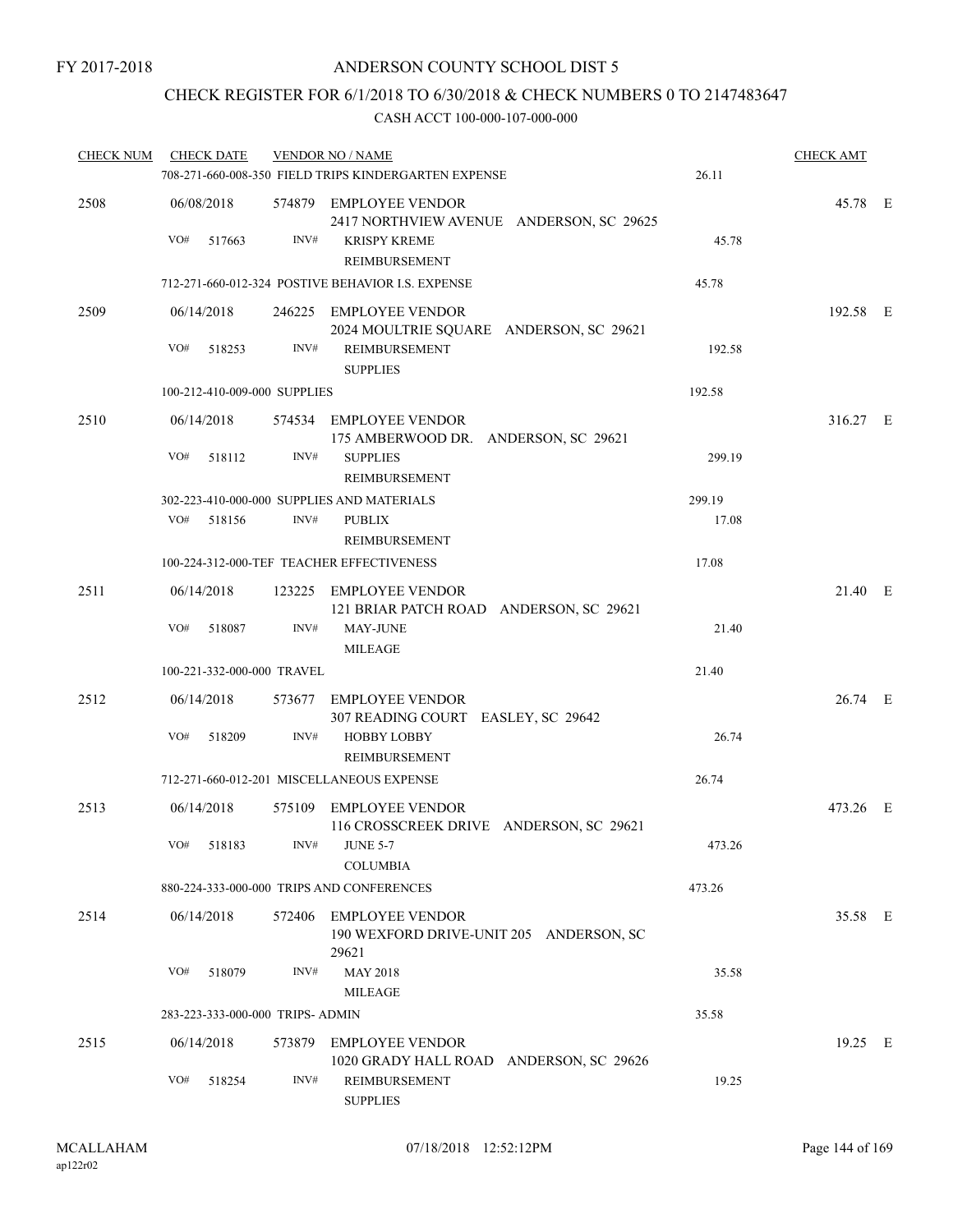FY 2017-2018

# ANDERSON COUNTY SCHOOL DIST 5

## CHECK REGISTER FOR 6/1/2018 TO 6/30/2018 & CHECK NUMBERS 0 TO 2147483647

### CASH ACCT 100-000-107-000-000

| CHECK NUM | CHECK DATE | VENDOR NO / NAME | | CHECK AMT | |
|---|---|---|---|---|---|
| | | 708-271-660-008-350 FIELD TRIPS KINDERGARTEN EXPENSE | 26.11 | | |
| 2508 | 06/08/2018 | 574879 EMPLOYEE VENDOR<br>2417 NORTHVIEW AVENUE ANDERSON, SC 29625 | | 45.78 | E |
| | VO# 517663 | INV# KRISPY KREME<br>REIMBURSEMENT | 45.78 | | |
| | | 712-271-660-012-324 POSTIVE BEHAVIOR I.S. EXPENSE | 45.78 | | |
| 2509 | 06/14/2018 | 246225 EMPLOYEE VENDOR<br>2024 MOULTRIE SQUARE ANDERSON, SC 29621 | | 192.58 | E |
| | VO# 518253 | INV# REIMBURSEMENT<br>SUPPLIES | 192.58 | | |
| | | 100-212-410-009-000 SUPPLIES | 192.58 | | |
| 2510 | 06/14/2018 | 574534 EMPLOYEE VENDOR<br>175 AMBERWOOD DR. ANDERSON, SC 29621 | | 316.27 | E |
| | VO# 518112 | INV# SUPPLIES<br>REIMBURSEMENT | 299.19 | | |
| | | 302-223-410-000-000 SUPPLIES AND MATERIALS | 299.19 | | |
| | VO# 518156 | INV# PUBLIX<br>REIMBURSEMENT | 17.08 | | |
| | | 100-224-312-000-TEF TEACHER EFFECTIVENESS | 17.08 | | |
| 2511 | 06/14/2018 | 123225 EMPLOYEE VENDOR<br>121 BRIAR PATCH ROAD ANDERSON, SC 29621 | | 21.40 | E |
| | VO# 518087 | INV# MAY-JUNE<br>MILEAGE | 21.40 | | |
| | | 100-221-332-000-000 TRAVEL | 21.40 | | |
| 2512 | 06/14/2018 | 573677 EMPLOYEE VENDOR<br>307 READING COURT EASLEY, SC 29642 | | 26.74 | E |
| | VO# 518209 | INV# HOBBY LOBBY<br>REIMBURSEMENT | 26.74 | | |
| | | 712-271-660-012-201 MISCELLANEOUS EXPENSE | 26.74 | | |
| 2513 | 06/14/2018 | 575109 EMPLOYEE VENDOR<br>116 CROSSCREEK DRIVE ANDERSON, SC 29621 | | 473.26 | E |
| | VO# 518183 | INV# JUNE 5-7<br>COLUMBIA | 473.26 | | |
| | | 880-224-333-000-000 TRIPS AND CONFERENCES | 473.26 | | |
| 2514 | 06/14/2018 | 572406 EMPLOYEE VENDOR<br>190 WEXFORD DRIVE-UNIT 205 ANDERSON, SC 29621 | | 35.58 | E |
| | VO# 518079 | INV# MAY 2018<br>MILEAGE | 35.58 | | |
| | | 283-223-333-000-000 TRIPS- ADMIN | 35.58 | | |
| 2515 | 06/14/2018 | 573879 EMPLOYEE VENDOR<br>1020 GRADY HALL ROAD ANDERSON, SC 29626 | | 19.25 | E |
| | VO# 518254 | INV# REIMBURSEMENT<br>SUPPLIES | 19.25 | | |

MCALLAHAM
ap122r02

07/18/2018 12:52:12PM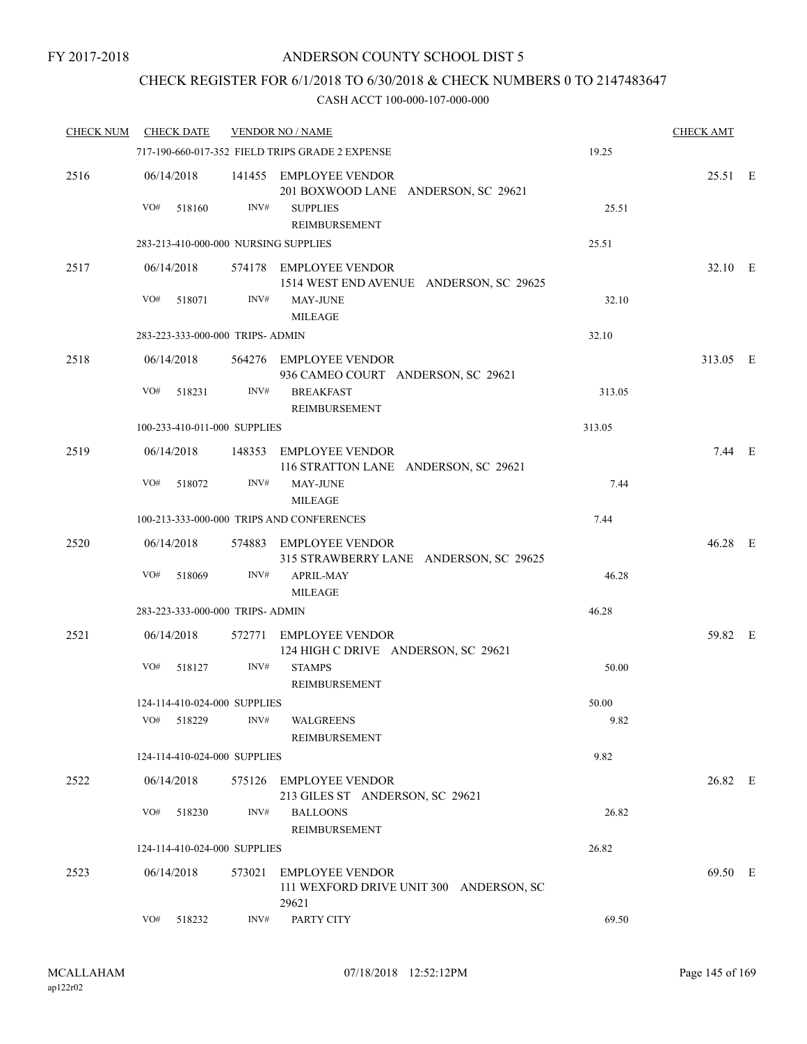FY 2017-2018

# ANDERSON COUNTY SCHOOL DIST 5

## CHECK REGISTER FOR 6/1/2018 TO 6/30/2018 & CHECK NUMBERS 0 TO 2147483647

CASH ACCT 100-000-107-000-000

| CHECK NUM | CHECK DATE | VENDOR NO / NAME | | CHECK AMT | |
|---|---|---|---|---|---|
| | 717-190-660-017-352 FIELD TRIPS GRADE 2 EXPENSE | | 19.25 | | |
| 2516 | 06/14/2018 | 141455 EMPLOYEE VENDOR<br>201 BOXWOOD LANE ANDERSON, SC 29621 | | 25.51 | E |
| | VO# 518160 | INV# SUPPLIES<br>REIMBURSEMENT | 25.51 | | |
| | 283-213-410-000-000 NURSING SUPPLIES | | 25.51 | | |
| 2517 | 06/14/2018 | 574178 EMPLOYEE VENDOR<br>1514 WEST END AVENUE ANDERSON, SC 29625 | | 32.10 | E |
| | VO# 518071 | INV# MAY-JUNE<br>MILEAGE | 32.10 | | |
| | 283-223-333-000-000 TRIPS- ADMIN | | 32.10 | | |
| 2518 | 06/14/2018 | 564276 EMPLOYEE VENDOR<br>936 CAMEO COURT ANDERSON, SC 29621 | | 313.05 | E |
| | VO# 518231 | INV# BREAKFAST<br>REIMBURSEMENT | 313.05 | | |
| | 100-233-410-011-000 SUPPLIES | | 313.05 | | |
| 2519 | 06/14/2018 | 148353 EMPLOYEE VENDOR<br>116 STRATTON LANE ANDERSON, SC 29621 | | 7.44 | E |
| | VO# 518072 | INV# MAY-JUNE<br>MILEAGE | 7.44 | | |
| | 100-213-333-000-000 TRIPS AND CONFERENCES | | 7.44 | | |
| 2520 | 06/14/2018 | 574883 EMPLOYEE VENDOR<br>315 STRAWBERRY LANE ANDERSON, SC 29625 | | 46.28 | E |
| | VO# 518069 | INV# APRIL-MAY<br>MILEAGE | 46.28 | | |
| | 283-223-333-000-000 TRIPS- ADMIN | | 46.28 | | |
| 2521 | 06/14/2018 | 572771 EMPLOYEE VENDOR<br>124 HIGH C DRIVE ANDERSON, SC 29621 | | 59.82 | E |
| | VO# 518127 | INV# STAMPS<br>REIMBURSEMENT | 50.00 | | |
| | 124-114-410-024-000 SUPPLIES | | 50.00 | | |
| | VO# 518229 | INV# WALGREENS<br>REIMBURSEMENT | 9.82 | | |
| | 124-114-410-024-000 SUPPLIES | | 9.82 | | |
| 2522 | 06/14/2018 | 575126 EMPLOYEE VENDOR<br>213 GILES ST ANDERSON, SC 29621 | | 26.82 | E |
| | VO# 518230 | INV# BALLOONS<br>REIMBURSEMENT | 26.82 | | |
| | 124-114-410-024-000 SUPPLIES | | 26.82 | | |
| 2523 | 06/14/2018 | 573021 EMPLOYEE VENDOR<br>111 WEXFORD DRIVE UNIT 300 ANDERSON, SC 29621 | | 69.50 | E |
| | VO# 518232 | INV# PARTY CITY | 69.50 | | |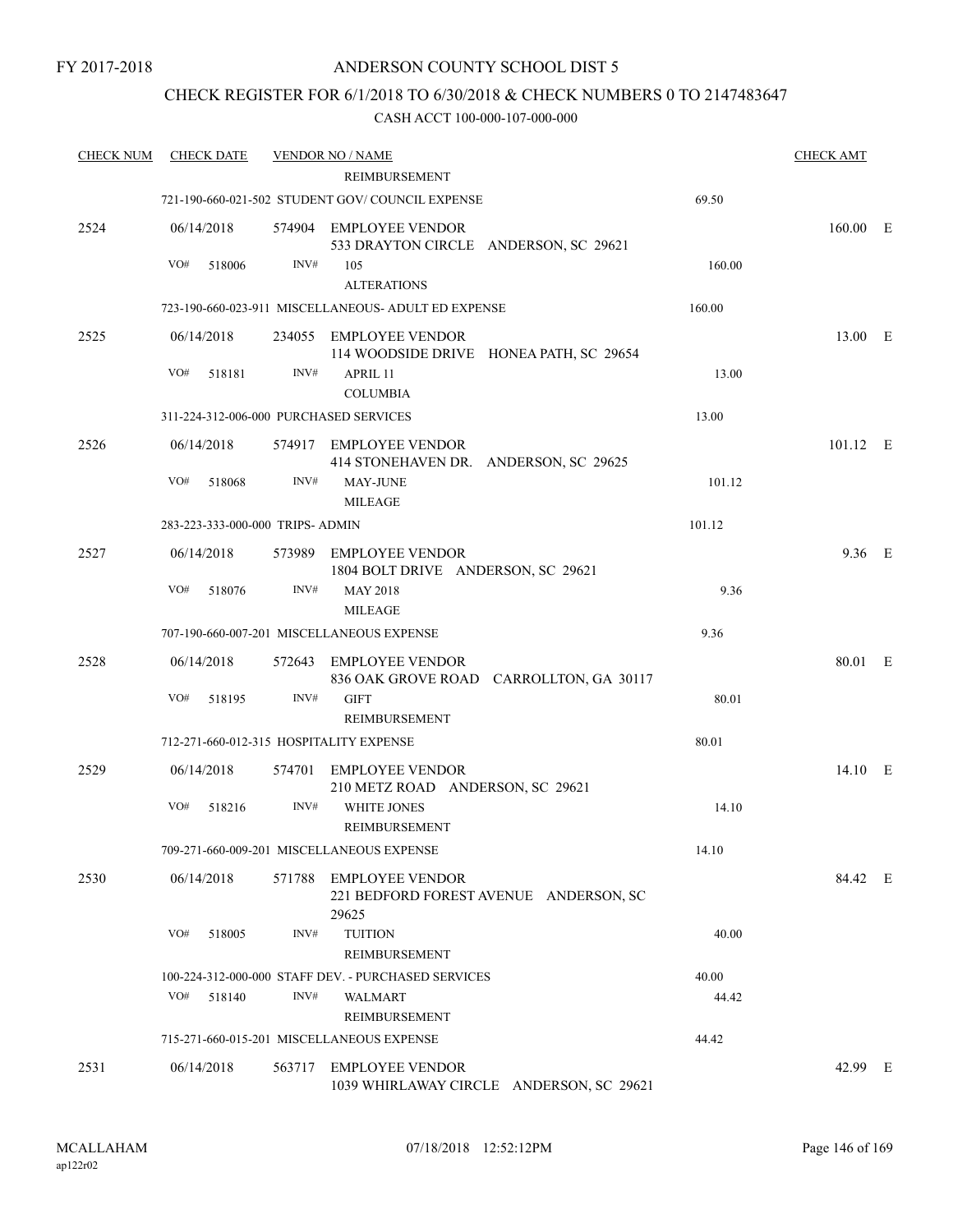FY 2017-2018

# ANDERSON COUNTY SCHOOL DIST 5

## CHECK REGISTER FOR 6/1/2018 TO 6/30/2018 & CHECK NUMBERS 0 TO 2147483647

### CASH ACCT 100-000-107-000-000

| CHECK NUM | CHECK DATE | VENDOR NO / NAME | | CHECK AMT | |
|---|---|---|---|---|---|
| | | REIMBURSEMENT | | | |
| | | 721-190-660-021-502 STUDENT GOV/ COUNCIL EXPENSE | 69.50 | | |
| 2524 | 06/14/2018 | 574904 EMPLOYEE VENDOR<br>533 DRAYTON CIRCLE ANDERSON, SC 29621 | | 160.00 | E |
| | VO# 518006 | INV# 105<br>ALTERATIONS | 160.00 | | |
| | | 723-190-660-023-911 MISCELLANEOUS- ADULT ED EXPENSE | 160.00 | | |
| 2525 | 06/14/2018 | 234055 EMPLOYEE VENDOR<br>114 WOODSIDE DRIVE HONEA PATH, SC 29654 | | 13.00 | E |
| | VO# 518181 | INV# APRIL 11<br>COLUMBIA | 13.00 | | |
| | | 311-224-312-006-000 PURCHASED SERVICES | 13.00 | | |
| 2526 | 06/14/2018 | 574917 EMPLOYEE VENDOR<br>414 STONEHAVEN DR. ANDERSON, SC 29625 | | 101.12 | E |
| | VO# 518068 | INV# MAY-JUNE<br>MILEAGE | 101.12 | | |
| | | 283-223-333-000-000 TRIPS- ADMIN | 101.12 | | |
| 2527 | 06/14/2018 | 573989 EMPLOYEE VENDOR<br>1804 BOLT DRIVE ANDERSON, SC 29621 | | 9.36 | E |
| | VO# 518076 | INV# MAY 2018<br>MILEAGE | 9.36 | | |
| | | 707-190-660-007-201 MISCELLANEOUS EXPENSE | 9.36 | | |
| 2528 | 06/14/2018 | 572643 EMPLOYEE VENDOR<br>836 OAK GROVE ROAD CARROLLTON, GA 30117 | | 80.01 | E |
| | VO# 518195 | INV# GIFT<br>REIMBURSEMENT | 80.01 | | |
| | | 712-271-660-012-315 HOSPITALITY EXPENSE | 80.01 | | |
| 2529 | 06/14/2018 | 574701 EMPLOYEE VENDOR<br>210 METZ ROAD ANDERSON, SC 29621 | | 14.10 | E |
| | VO# 518216 | INV# WHITE JONES<br>REIMBURSEMENT | 14.10 | | |
| | | 709-271-660-009-201 MISCELLANEOUS EXPENSE | 14.10 | | |
| 2530 | 06/14/2018 | 571788 EMPLOYEE VENDOR<br>221 BEDFORD FOREST AVENUE ANDERSON, SC 29625 | | 84.42 | E |
| | VO# 518005 | INV# TUITION<br>REIMBURSEMENT | 40.00 | | |
| | | 100-224-312-000-000 STAFF DEV. - PURCHASED SERVICES | 40.00 | | |
| | VO# 518140 | INV# WALMART<br>REIMBURSEMENT | 44.42 | | |
| | | 715-271-660-015-201 MISCELLANEOUS EXPENSE | 44.42 | | |
| 2531 | 06/14/2018 | 563717 EMPLOYEE VENDOR<br>1039 WHIRLAWAY CIRCLE ANDERSON, SC 29621 | | 42.99 | E |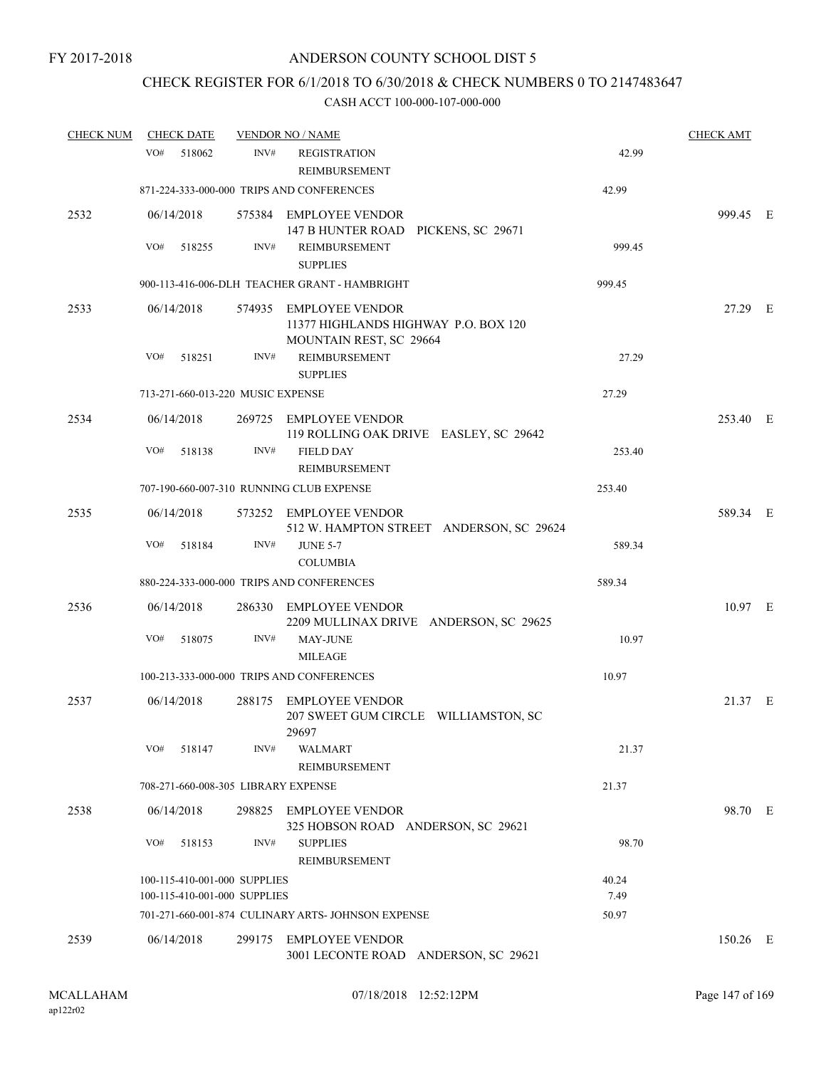FY 2017-2018

# ANDERSON COUNTY SCHOOL DIST 5

## CHECK REGISTER FOR 6/1/2018 TO 6/30/2018 & CHECK NUMBERS 0 TO 2147483647

CASH ACCT 100-000-107-000-000

| CHECK NUM | CHECK DATE | VENDOR NO / NAME | | CHECK AMT | |
|---|---|---|---|---|---|
| | VO# 518062 INV# | REGISTRATION REIMBURSEMENT | 42.99 | | |
| | 871-224-333-000-000 TRIPS AND CONFERENCES | | 42.99 | | |
| 2532 | 06/14/2018 | 575384 EMPLOYEE VENDOR 147 B HUNTER ROAD PICKENS, SC 29671 | | 999.45 | E |
| | VO# 518255 INV# | REIMBURSEMENT SUPPLIES | 999.45 | | |
| | 900-113-416-006-DLH TEACHER GRANT - HAMBRIGHT | | 999.45 | | |
| 2533 | 06/14/2018 | 574935 EMPLOYEE VENDOR 11377 HIGHLANDS HIGHWAY P.O. BOX 120 MOUNTAIN REST, SC 29664 | | 27.29 | E |
| | VO# 518251 INV# | REIMBURSEMENT SUPPLIES | 27.29 | | |
| | 713-271-660-013-220 MUSIC EXPENSE | | 27.29 | | |
| 2534 | 06/14/2018 | 269725 EMPLOYEE VENDOR 119 ROLLING OAK DRIVE EASLEY, SC 29642 | | 253.40 | E |
| | VO# 518138 INV# | FIELD DAY REIMBURSEMENT | 253.40 | | |
| | 707-190-660-007-310 RUNNING CLUB EXPENSE | | 253.40 | | |
| 2535 | 06/14/2018 | 573252 EMPLOYEE VENDOR 512 W. HAMPTON STREET ANDERSON, SC 29624 | | 589.34 | E |
| | VO# 518184 INV# | JUNE 5-7 COLUMBIA | 589.34 | | |
| | 880-224-333-000-000 TRIPS AND CONFERENCES | | 589.34 | | |
| 2536 | 06/14/2018 | 286330 EMPLOYEE VENDOR 2209 MULLINAX DRIVE ANDERSON, SC 29625 | | 10.97 | E |
| | VO# 518075 INV# | MAY-JUNE MILEAGE | 10.97 | | |
| | 100-213-333-000-000 TRIPS AND CONFERENCES | | 10.97 | | |
| 2537 | 06/14/2018 | 288175 EMPLOYEE VENDOR 207 SWEET GUM CIRCLE WILLIAMSTON, SC 29697 | | 21.37 | E |
| | VO# 518147 INV# | WALMART REIMBURSEMENT | 21.37 | | |
| | 708-271-660-008-305 LIBRARY EXPENSE | | 21.37 | | |
| 2538 | 06/14/2018 | 298825 EMPLOYEE VENDOR 325 HOBSON ROAD ANDERSON, SC 29621 | | 98.70 | E |
| | VO# 518153 INV# | SUPPLIES REIMBURSEMENT | 98.70 | | |
| | 100-115-410-001-000 SUPPLIES | | 40.24 | | |
| | 100-115-410-001-000 SUPPLIES | | 7.49 | | |
| | 701-271-660-001-874 CULINARY ARTS- JOHNSON EXPENSE | | 50.97 | | |
| 2539 | 06/14/2018 | 299175 EMPLOYEE VENDOR 3001 LECONTE ROAD ANDERSON, SC 29621 | | 150.26 | E |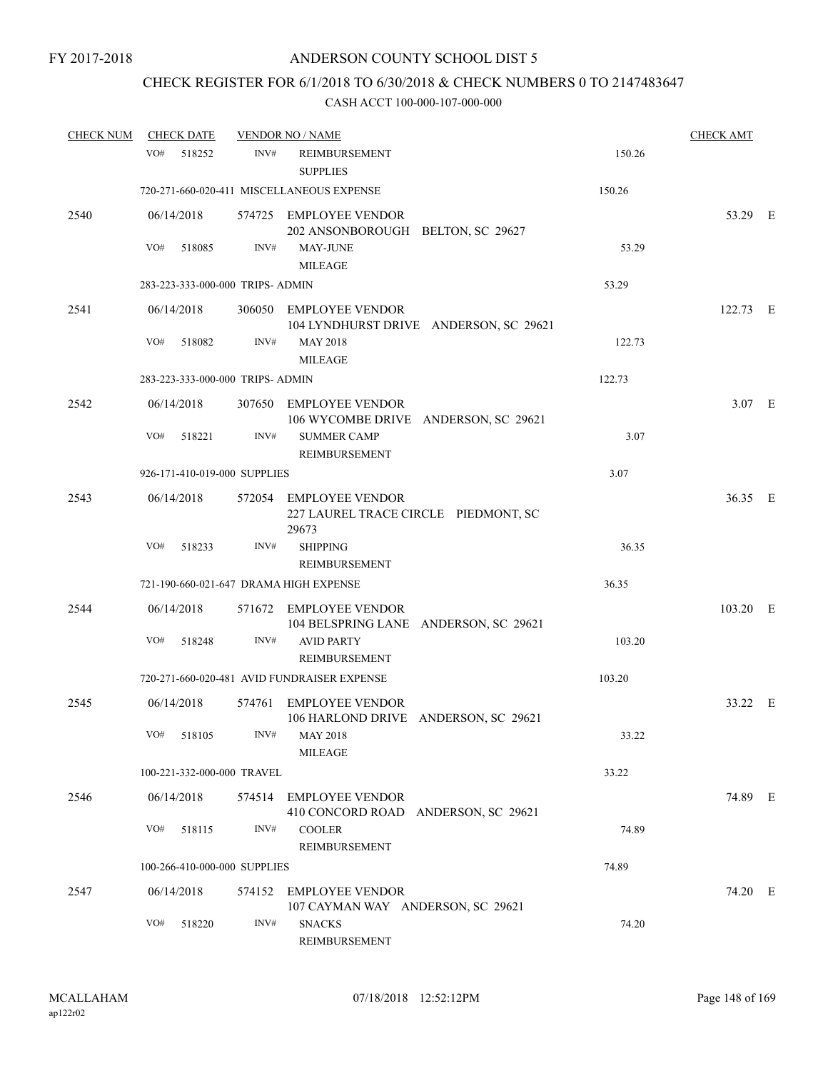FY 2017-2018

# ANDERSON COUNTY SCHOOL DIST 5

## CHECK REGISTER FOR 6/1/2018 TO 6/30/2018 & CHECK NUMBERS 0 TO 2147483647

### CASH ACCT 100-000-107-000-000

| CHECK NUM | CHECK DATE | VENDOR NO / NAME | | CHECK AMT | |
|---|---|---|---|---|---|
| | VO# 518252 | INV# REIMBURSEMENT SUPPLIES | 150.26 | | |
| | 720-271-660-020-411 MISCELLANEOUS EXPENSE | | 150.26 | | |
| 2540 | 06/14/2018 | 574725 EMPLOYEE VENDOR 202 ANSONBOROUGH BELTON, SC 29627 | | 53.29 | E |
| | VO# 518085 | INV# MAY-JUNE MILEAGE | 53.29 | | |
| | 283-223-333-000-000 TRIPS- ADMIN | | 53.29 | | |
| 2541 | 06/14/2018 | 306050 EMPLOYEE VENDOR 104 LYNDHURST DRIVE ANDERSON, SC 29621 | | 122.73 | E |
| | VO# 518082 | INV# MAY 2018 MILEAGE | 122.73 | | |
| | 283-223-333-000-000 TRIPS- ADMIN | | 122.73 | | |
| 2542 | 06/14/2018 | 307650 EMPLOYEE VENDOR 106 WYCOMBE DRIVE ANDERSON, SC 29621 | | 3.07 | E |
| | VO# 518221 | INV# SUMMER CAMP REIMBURSEMENT | 3.07 | | |
| | 926-171-410-019-000 SUPPLIES | | 3.07 | | |
| 2543 | 06/14/2018 | 572054 EMPLOYEE VENDOR 227 LAUREL TRACE CIRCLE PIEDMONT, SC 29673 | | 36.35 | E |
| | VO# 518233 | INV# SHIPPING REIMBURSEMENT | 36.35 | | |
| | 721-190-660-021-647 DRAMA HIGH EXPENSE | | 36.35 | | |
| 2544 | 06/14/2018 | 571672 EMPLOYEE VENDOR 104 BELSPRING LANE ANDERSON, SC 29621 | | 103.20 | E |
| | VO# 518248 | INV# AVID PARTY REIMBURSEMENT | 103.20 | | |
| | 720-271-660-020-481 AVID FUNDRAISER EXPENSE | | 103.20 | | |
| 2545 | 06/14/2018 | 574761 EMPLOYEE VENDOR 106 HARLOND DRIVE ANDERSON, SC 29621 | | 33.22 | E |
| | VO# 518105 | INV# MAY 2018 MILEAGE | 33.22 | | |
| | 100-221-332-000-000 TRAVEL | | 33.22 | | |
| 2546 | 06/14/2018 | 574514 EMPLOYEE VENDOR 410 CONCORD ROAD ANDERSON, SC 29621 | | 74.89 | E |
| | VO# 518115 | INV# COOLER REIMBURSEMENT | 74.89 | | |
| | 100-266-410-000-000 SUPPLIES | | 74.89 | | |
| 2547 | 06/14/2018 | 574152 EMPLOYEE VENDOR 107 CAYMAN WAY ANDERSON, SC 29621 | | 74.20 | E |
| | VO# 518220 | INV# SNACKS REIMBURSEMENT | 74.20 | | |

MCALLAHAM
ap122r02

07/18/2018 12:52:12PM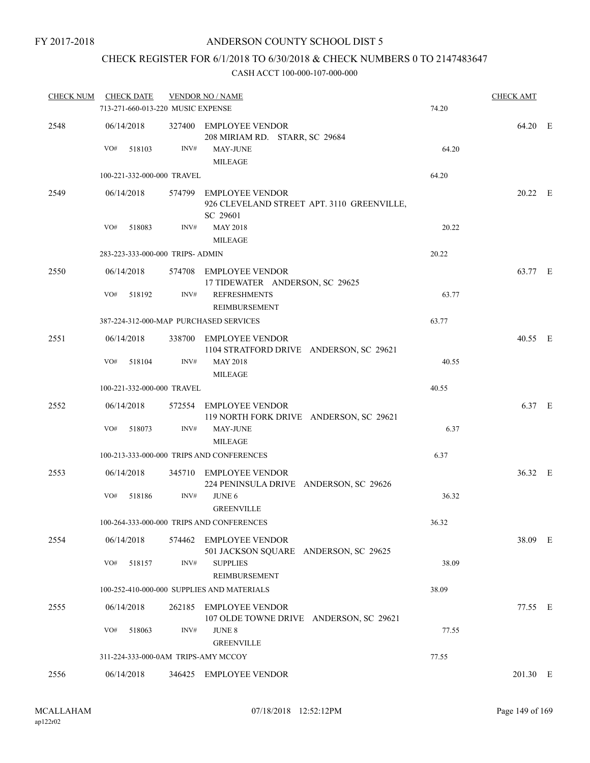FY 2017-2018

# ANDERSON COUNTY SCHOOL DIST 5

## CHECK REGISTER FOR 6/1/2018 TO 6/30/2018 & CHECK NUMBERS 0 TO 2147483647

### CASH ACCT 100-000-107-000-000

| CHECK NUM | CHECK DATE | VENDOR NO / NAME | | CHECK AMT | |
|---|---|---|---|---|---|
| | 713-271-660-013-220 MUSIC EXPENSE | | 74.20 | | |
| 2548 | 06/14/2018 | 327400 EMPLOYEE VENDOR<br>208 MIRIAM RD. STARR, SC 29684 | | 64.20 | E |
| | VO# 518103 | INV# MAY-JUNE<br>MILEAGE | 64.20 | | |
| | 100-221-332-000-000 TRAVEL | | 64.20 | | |
| 2549 | 06/14/2018 | 574799 EMPLOYEE VENDOR<br>926 CLEVELAND STREET APT. 3110 GREENVILLE, SC 29601 | | 20.22 | E |
| | VO# 518083 | INV# MAY 2018<br>MILEAGE | 20.22 | | |
| | 283-223-333-000-000 TRIPS- ADMIN | | 20.22 | | |
| 2550 | 06/14/2018 | 574708 EMPLOYEE VENDOR<br>17 TIDEWATER ANDERSON, SC 29625 | | 63.77 | E |
| | VO# 518192 | INV# REFRESHMENTS<br>REIMBURSEMENT | 63.77 | | |
| | 387-224-312-000-MAP PURCHASED SERVICES | | 63.77 | | |
| 2551 | 06/14/2018 | 338700 EMPLOYEE VENDOR<br>1104 STRATFORD DRIVE ANDERSON, SC 29621 | | 40.55 | E |
| | VO# 518104 | INV# MAY 2018<br>MILEAGE | 40.55 | | |
| | 100-221-332-000-000 TRAVEL | | 40.55 | | |
| 2552 | 06/14/2018 | 572554 EMPLOYEE VENDOR<br>119 NORTH FORK DRIVE ANDERSON, SC 29621 | | 6.37 | E |
| | VO# 518073 | INV# MAY-JUNE<br>MILEAGE | 6.37 | | |
| | 100-213-333-000-000 TRIPS AND CONFERENCES | | 6.37 | | |
| 2553 | 06/14/2018 | 345710 EMPLOYEE VENDOR<br>224 PENINSULA DRIVE ANDERSON, SC 29626 | | 36.32 | E |
| | VO# 518186 | INV# JUNE 6<br>GREENVILLE | 36.32 | | |
| | 100-264-333-000-000 TRIPS AND CONFERENCES | | 36.32 | | |
| 2554 | 06/14/2018 | 574462 EMPLOYEE VENDOR<br>501 JACKSON SQUARE ANDERSON, SC 29625 | | 38.09 | E |
| | VO# 518157 | INV# SUPPLIES<br>REIMBURSEMENT | 38.09 | | |
| | 100-252-410-000-000 SUPPLIES AND MATERIALS | | 38.09 | | |
| 2555 | 06/14/2018 | 262185 EMPLOYEE VENDOR<br>107 OLDE TOWNE DRIVE ANDERSON, SC 29621 | | 77.55 | E |
| | VO# 518063 | INV# JUNE 8<br>GREENVILLE | 77.55 | | |
| | 311-224-333-000-0AM TRIPS-AMY MCCOY | | 77.55 | | |
| 2556 | 06/14/2018 | 346425 EMPLOYEE VENDOR | | 201.30 | E |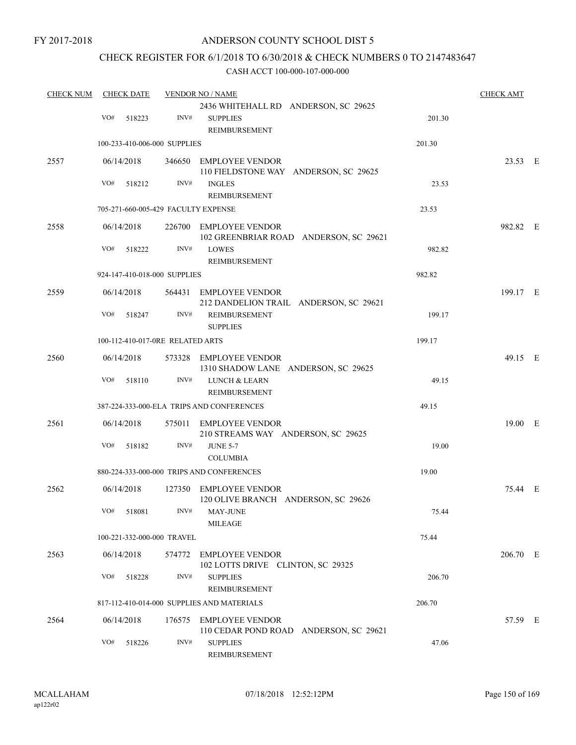FY 2017-2018

# ANDERSON COUNTY SCHOOL DIST 5

## CHECK REGISTER FOR 6/1/2018 TO 6/30/2018 & CHECK NUMBERS 0 TO 2147483647

CASH ACCT 100-000-107-000-000

| CHECK NUM | CHECK DATE | VENDOR NO / NAME | | CHECK AMT |
|---|---|---|---|---|
| | | 2436 WHITEHALL RD ANDERSON, SC 29625 | | |
| | VO# 518223 | INV# SUPPLIES REIMBURSEMENT | 201.30 | |
| | 100-233-410-006-000 SUPPLIES | | 201.30 | |
| 2557 | 06/14/2018 | 346650 EMPLOYEE VENDOR 110 FIELDSTONE WAY ANDERSON, SC 29625 | | 23.53 E |
| | VO# 518212 | INV# INGLES REIMBURSEMENT | 23.53 | |
| | 705-271-660-005-429 FACULTY EXPENSE | | 23.53 | |
| 2558 | 06/14/2018 | 226700 EMPLOYEE VENDOR 102 GREENBRIAR ROAD ANDERSON, SC 29621 | | 982.82 E |
| | VO# 518222 | INV# LOWES REIMBURSEMENT | 982.82 | |
| | 924-147-410-018-000 SUPPLIES | | 982.82 | |
| 2559 | 06/14/2018 | 564431 EMPLOYEE VENDOR 212 DANDELION TRAIL ANDERSON, SC 29621 | | 199.17 E |
| | VO# 518247 | INV# REIMBURSEMENT SUPPLIES | 199.17 | |
| | 100-112-410-017-0RE RELATED ARTS | | 199.17 | |
| 2560 | 06/14/2018 | 573328 EMPLOYEE VENDOR 1310 SHADOW LANE ANDERSON, SC 29625 | | 49.15 E |
| | VO# 518110 | INV# LUNCH & LEARN REIMBURSEMENT | 49.15 | |
| | 387-224-333-000-ELA TRIPS AND CONFERENCES | | 49.15 | |
| 2561 | 06/14/2018 | 575011 EMPLOYEE VENDOR 210 STREAMS WAY ANDERSON, SC 29625 | | 19.00 E |
| | VO# 518182 | INV# JUNE 5-7 COLUMBIA | 19.00 | |
| | 880-224-333-000-000 TRIPS AND CONFERENCES | | 19.00 | |
| 2562 | 06/14/2018 | 127350 EMPLOYEE VENDOR 120 OLIVE BRANCH ANDERSON, SC 29626 | | 75.44 E |
| | VO# 518081 | INV# MAY-JUNE MILEAGE | 75.44 | |
| | 100-221-332-000-000 TRAVEL | | 75.44 | |
| 2563 | 06/14/2018 | 574772 EMPLOYEE VENDOR 102 LOTTS DRIVE CLINTON, SC 29325 | | 206.70 E |
| | VO# 518228 | INV# SUPPLIES REIMBURSEMENT | 206.70 | |
| | 817-112-410-014-000 SUPPLIES AND MATERIALS | | 206.70 | |
| 2564 | 06/14/2018 | 176575 EMPLOYEE VENDOR 110 CEDAR POND ROAD ANDERSON, SC 29621 | | 57.59 E |
| | VO# 518226 | INV# SUPPLIES REIMBURSEMENT | 47.06 | |

MCALLAHAM ap122r02 07/18/2018 12:52:12PM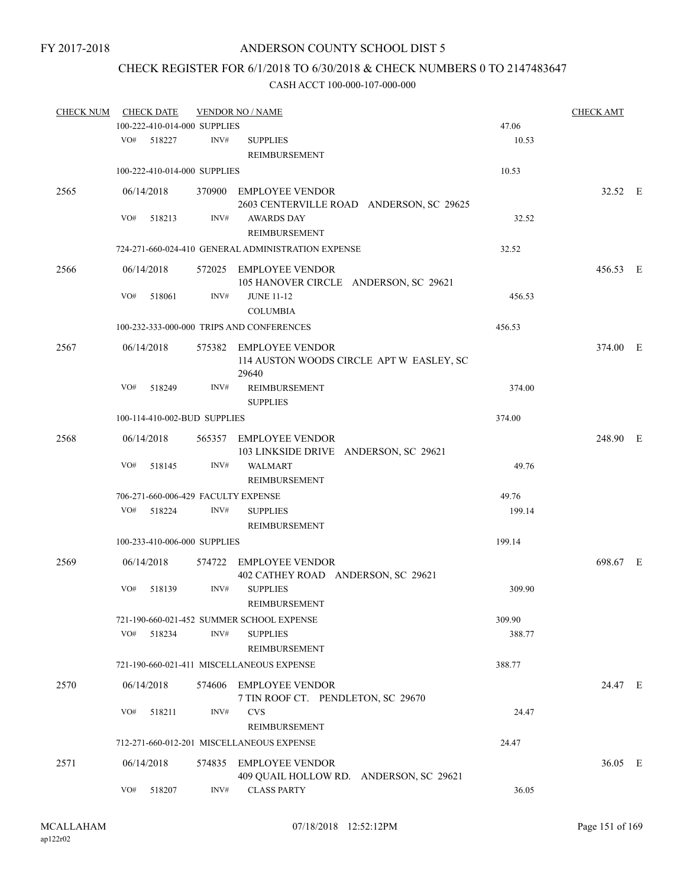FY 2017-2018

ANDERSON COUNTY SCHOOL DIST 5

CHECK REGISTER FOR 6/1/2018 TO 6/30/2018 & CHECK NUMBERS 0 TO 2147483647

CASH ACCT 100-000-107-000-000

| CHECK NUM | CHECK DATE | VENDOR NO / NAME | | CHECK AMT |
|---|---|---|---|---|
| | 100-222-410-014-000 SUPPLIES | | 47.06 | |
| | VO# 518227 | INV# SUPPLIES REIMBURSEMENT | 10.53 | |
| | 100-222-410-014-000 SUPPLIES | | 10.53 | |
| 2565 | 06/14/2018 | 370900 EMPLOYEE VENDOR 2603 CENTERVILLE ROAD ANDERSON, SC 29625 | | 32.52 E |
| | VO# 518213 | INV# AWARDS DAY REIMBURSEMENT | 32.52 | |
| | 724-271-660-024-410 GENERAL ADMINISTRATION EXPENSE | | 32.52 | |
| 2566 | 06/14/2018 | 572025 EMPLOYEE VENDOR 105 HANOVER CIRCLE ANDERSON, SC 29621 | | 456.53 E |
| | VO# 518061 | INV# JUNE 11-12 COLUMBIA | 456.53 | |
| | 100-232-333-000-000 TRIPS AND CONFERENCES | | 456.53 | |
| 2567 | 06/14/2018 | 575382 EMPLOYEE VENDOR 114 AUSTON WOODS CIRCLE APT W EASLEY, SC 29640 | | 374.00 E |
| | VO# 518249 | INV# REIMBURSEMENT SUPPLIES | 374.00 | |
| | 100-114-410-002-BUD SUPPLIES | | 374.00 | |
| 2568 | 06/14/2018 | 565357 EMPLOYEE VENDOR 103 LINKSIDE DRIVE ANDERSON, SC 29621 | | 248.90 E |
| | VO# 518145 | INV# WALMART REIMBURSEMENT | 49.76 | |
| | 706-271-660-006-429 FACULTY EXPENSE | | 49.76 | |
| | VO# 518224 | INV# SUPPLIES REIMBURSEMENT | 199.14 | |
| | 100-233-410-006-000 SUPPLIES | | 199.14 | |
| 2569 | 06/14/2018 | 574722 EMPLOYEE VENDOR 402 CATHEY ROAD ANDERSON, SC 29621 | | 698.67 E |
| | VO# 518139 | INV# SUPPLIES REIMBURSEMENT | 309.90 | |
| | 721-190-660-021-452 SUMMER SCHOOL EXPENSE | | 309.90 | |
| | VO# 518234 | INV# SUPPLIES REIMBURSEMENT | 388.77 | |
| | 721-190-660-021-411 MISCELLANEOUS EXPENSE | | 388.77 | |
| 2570 | 06/14/2018 | 574606 EMPLOYEE VENDOR 7 TIN ROOF CT. PENDLETON, SC 29670 | | 24.47 E |
| | VO# 518211 | INV# CVS REIMBURSEMENT | 24.47 | |
| | 712-271-660-012-201 MISCELLANEOUS EXPENSE | | 24.47 | |
| 2571 | 06/14/2018 | 574835 EMPLOYEE VENDOR 409 QUAIL HOLLOW RD. ANDERSON, SC 29621 | | 36.05 E |
| | VO# 518207 | INV# CLASS PARTY | 36.05 | |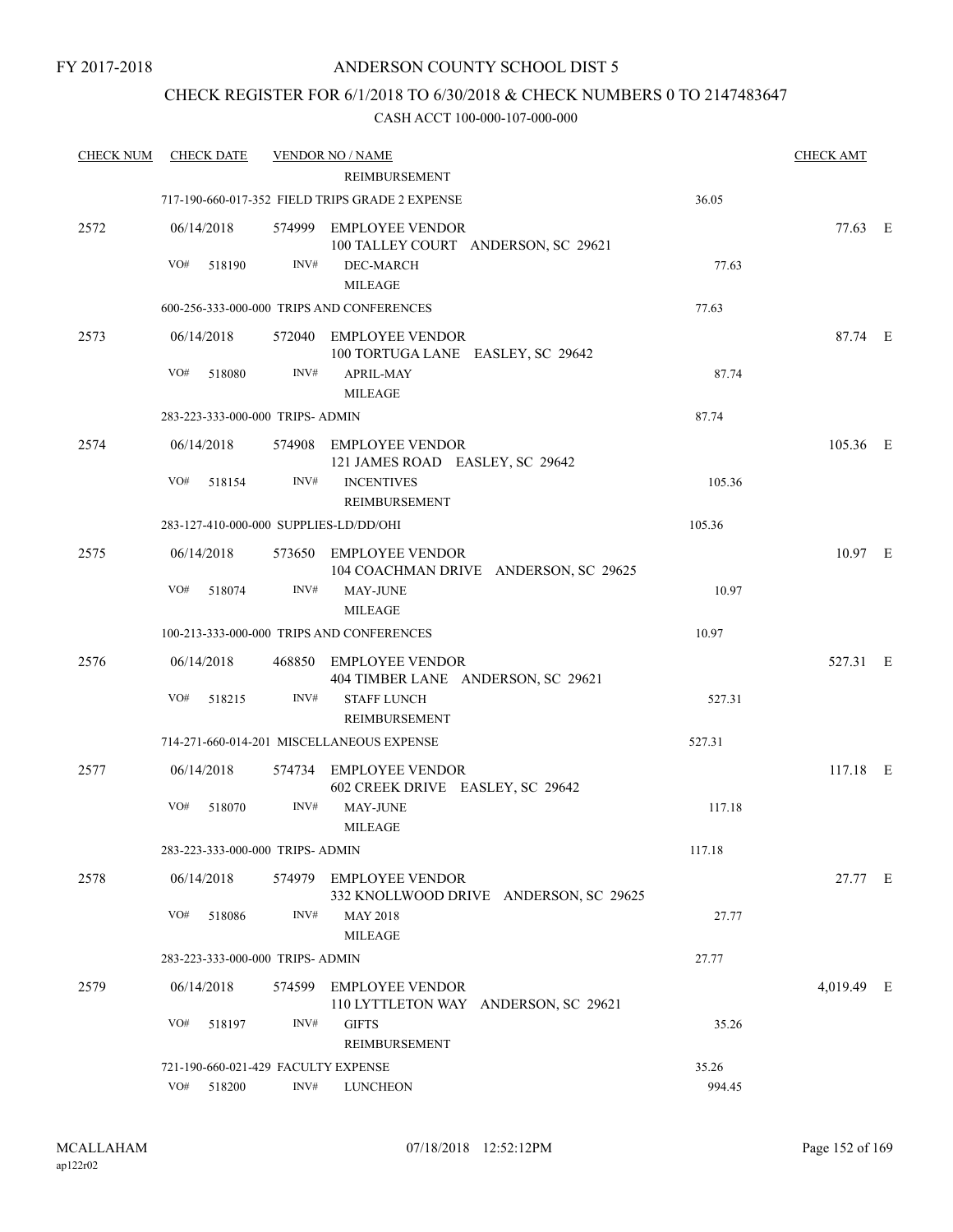FY 2017-2018

ANDERSON COUNTY SCHOOL DIST 5

CHECK REGISTER FOR 6/1/2018 TO 6/30/2018 & CHECK NUMBERS 0 TO 2147483647

CASH ACCT 100-000-107-000-000

| CHECK NUM | CHECK DATE | VENDOR NO / NAME | | CHECK AMT | |
|---|---|---|---|---|---|
| | | REIMBURSEMENT | | | |
| | | 717-190-660-017-352 FIELD TRIPS GRADE 2 EXPENSE | 36.05 | | |
| 2572 | 06/14/2018 | 574999 EMPLOYEE VENDOR<br>100 TALLEY COURT ANDERSON, SC 29621 | | 77.63 | E |
| | VO# 518190 | INV# DEC-MARCH<br>MILEAGE | 77.63 | | |
| | | 600-256-333-000-000 TRIPS AND CONFERENCES | 77.63 | | |
| 2573 | 06/14/2018 | 572040 EMPLOYEE VENDOR<br>100 TORTUGA LANE EASLEY, SC 29642 | | 87.74 | E |
| | VO# 518080 | INV# APRIL-MAY<br>MILEAGE | 87.74 | | |
| | | 283-223-333-000-000 TRIPS- ADMIN | 87.74 | | |
| 2574 | 06/14/2018 | 574908 EMPLOYEE VENDOR<br>121 JAMES ROAD EASLEY, SC 29642 | | 105.36 | E |
| | VO# 518154 | INV# INCENTIVES<br>REIMBURSEMENT | 105.36 | | |
| | | 283-127-410-000-000 SUPPLIES-LD/DD/OHI | 105.36 | | |
| 2575 | 06/14/2018 | 573650 EMPLOYEE VENDOR<br>104 COACHMAN DRIVE ANDERSON, SC 29625 | | 10.97 | E |
| | VO# 518074 | INV# MAY-JUNE<br>MILEAGE | 10.97 | | |
| | | 100-213-333-000-000 TRIPS AND CONFERENCES | 10.97 | | |
| 2576 | 06/14/2018 | 468850 EMPLOYEE VENDOR<br>404 TIMBER LANE ANDERSON, SC 29621 | | 527.31 | E |
| | VO# 518215 | INV# STAFF LUNCH<br>REIMBURSEMENT | 527.31 | | |
| | | 714-271-660-014-201 MISCELLANEOUS EXPENSE | 527.31 | | |
| 2577 | 06/14/2018 | 574734 EMPLOYEE VENDOR<br>602 CREEK DRIVE EASLEY, SC 29642 | | 117.18 | E |
| | VO# 518070 | INV# MAY-JUNE<br>MILEAGE | 117.18 | | |
| | | 283-223-333-000-000 TRIPS- ADMIN | 117.18 | | |
| 2578 | 06/14/2018 | 574979 EMPLOYEE VENDOR<br>332 KNOLLWOOD DRIVE ANDERSON, SC 29625 | | 27.77 | E |
| | VO# 518086 | INV# MAY 2018<br>MILEAGE | 27.77 | | |
| | | 283-223-333-000-000 TRIPS- ADMIN | 27.77 | | |
| 2579 | 06/14/2018 | 574599 EMPLOYEE VENDOR<br>110 LYTTLETON WAY ANDERSON, SC 29621 | | 4,019.49 | E |
| | VO# 518197 | INV# GIFTS<br>REIMBURSEMENT | 35.26 | | |
| | | 721-190-660-021-429 FACULTY EXPENSE | 35.26 | | |
| | VO# 518200 | INV# LUNCHEON | 994.45 | | |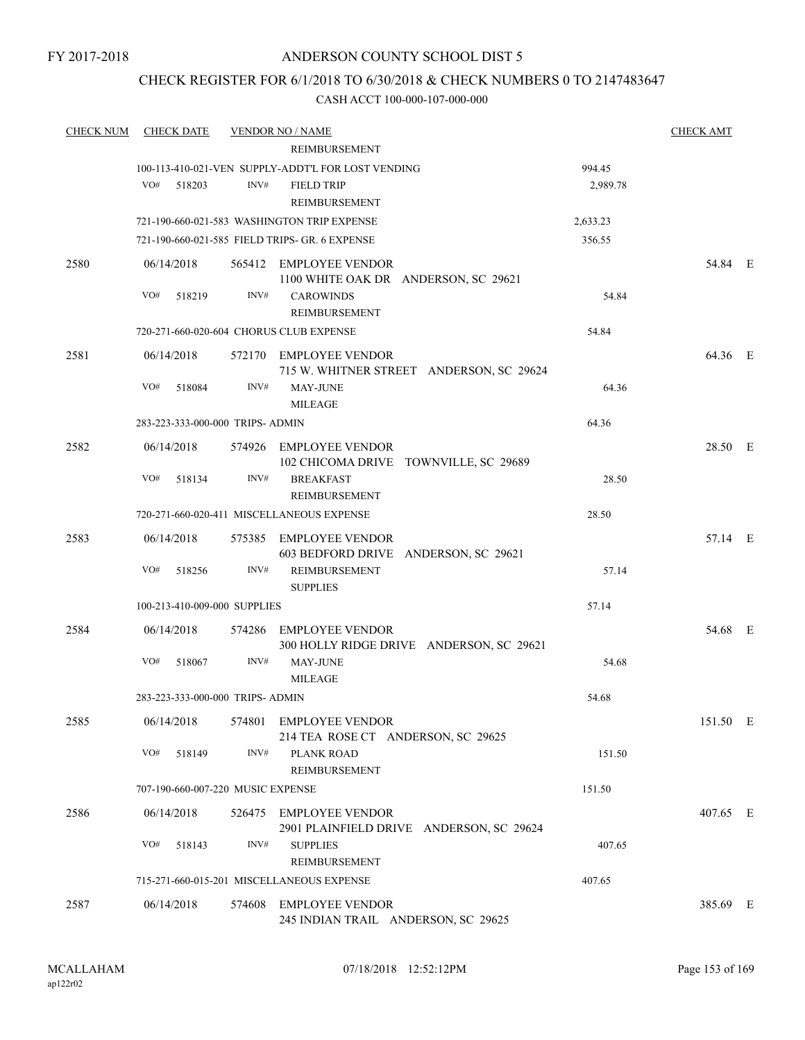FY 2017-2018

# ANDERSON COUNTY SCHOOL DIST 5

## CHECK REGISTER FOR 6/1/2018 TO 6/30/2018 & CHECK NUMBERS 0 TO 2147483647

### CASH ACCT 100-000-107-000-000

| CHECK NUM | CHECK DATE | VENDOR NO / NAME | | CHECK AMT | |
|---|---|---|---|---|---|
| | | REIMBURSEMENT | | | |
| | | 100-113-410-021-VEN SUPPLY-ADDT'L FOR LOST VENDING | 994.45 | | |
| | VO# 518203 | INV# FIELD TRIP REIMBURSEMENT | 2,989.78 | | |
| | | 721-190-660-021-583 WASHINGTON TRIP EXPENSE | 2,633.23 | | |
| | | 721-190-660-021-585 FIELD TRIPS- GR. 6 EXPENSE | 356.55 | | |
| 2580 | 06/14/2018 | 565412 EMPLOYEE VENDOR 1100 WHITE OAK DR ANDERSON, SC 29621 | | 54.84 | E |
| | VO# 518219 | INV# CAROWINDS REIMBURSEMENT | 54.84 | | |
| | | 720-271-660-020-604 CHORUS CLUB EXPENSE | 54.84 | | |
| 2581 | 06/14/2018 | 572170 EMPLOYEE VENDOR 715 W. WHITNER STREET ANDERSON, SC 29624 | | 64.36 | E |
| | VO# 518084 | INV# MAY-JUNE MILEAGE | 64.36 | | |
| | | 283-223-333-000-000 TRIPS- ADMIN | 64.36 | | |
| 2582 | 06/14/2018 | 574926 EMPLOYEE VENDOR 102 CHICOMA DRIVE TOWNVILLE, SC 29689 | | 28.50 | E |
| | VO# 518134 | INV# BREAKFAST REIMBURSEMENT | 28.50 | | |
| | | 720-271-660-020-411 MISCELLANEOUS EXPENSE | 28.50 | | |
| 2583 | 06/14/2018 | 575385 EMPLOYEE VENDOR 603 BEDFORD DRIVE ANDERSON, SC 29621 | | 57.14 | E |
| | VO# 518256 | INV# REIMBURSEMENT SUPPLIES | 57.14 | | |
| | | 100-213-410-009-000 SUPPLIES | 57.14 | | |
| 2584 | 06/14/2018 | 574286 EMPLOYEE VENDOR 300 HOLLY RIDGE DRIVE ANDERSON, SC 29621 | | 54.68 | E |
| | VO# 518067 | INV# MAY-JUNE MILEAGE | 54.68 | | |
| | | 283-223-333-000-000 TRIPS- ADMIN | 54.68 | | |
| 2585 | 06/14/2018 | 574801 EMPLOYEE VENDOR 214 TEA ROSE CT ANDERSON, SC 29625 | | 151.50 | E |
| | VO# 518149 | INV# PLANK ROAD REIMBURSEMENT | 151.50 | | |
| | | 707-190-660-007-220 MUSIC EXPENSE | 151.50 | | |
| 2586 | 06/14/2018 | 526475 EMPLOYEE VENDOR 2901 PLAINFIELD DRIVE ANDERSON, SC 29624 | | 407.65 | E |
| | VO# 518143 | INV# SUPPLIES REIMBURSEMENT | 407.65 | | |
| | | 715-271-660-015-201 MISCELLANEOUS EXPENSE | 407.65 | | |
| 2587 | 06/14/2018 | 574608 EMPLOYEE VENDOR 245 INDIAN TRAIL ANDERSON, SC 29625 | | 385.69 | E |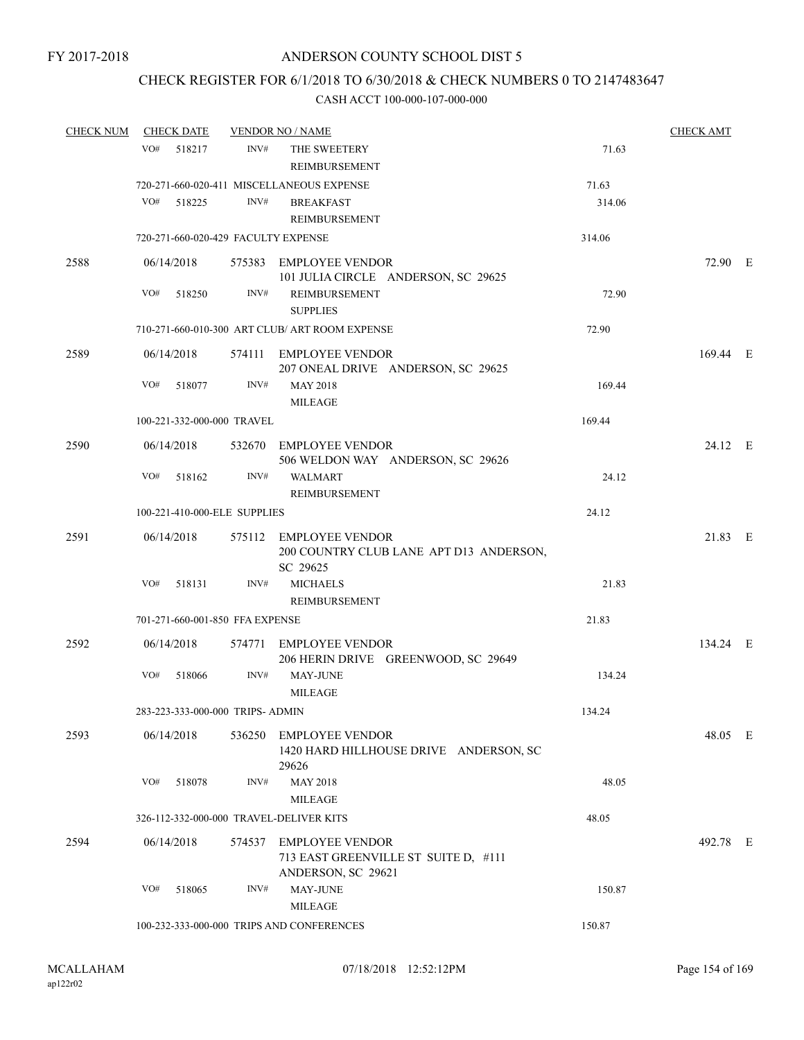FY 2017-2018

# ANDERSON COUNTY SCHOOL DIST 5

## CHECK REGISTER FOR 6/1/2018 TO 6/30/2018 & CHECK NUMBERS 0 TO 2147483647

### CASH ACCT 100-000-107-000-000

| CHECK NUM | CHECK DATE | VENDOR NO / NAME | | CHECK AMT | |
|---|---|---|---|---|---|
| | VO# 518217 | INV# THE SWEETERY REIMBURSEMENT | 71.63 | | |
| | 720-271-660-020-411 MISCELLANEOUS EXPENSE | | 71.63 | | |
| | VO# 518225 | INV# BREAKFAST REIMBURSEMENT | 314.06 | | |
| | 720-271-660-020-429 FACULTY EXPENSE | | 314.06 | | |
| 2588 | 06/14/2018 | 575383 EMPLOYEE VENDOR 101 JULIA CIRCLE ANDERSON, SC 29625 | | 72.90 | E |
| | VO# 518250 | INV# REIMBURSEMENT SUPPLIES | 72.90 | | |
| | 710-271-660-010-300 ART CLUB/ ART ROOM EXPENSE | | 72.90 | | |
| 2589 | 06/14/2018 | 574111 EMPLOYEE VENDOR 207 ONEAL DRIVE ANDERSON, SC 29625 | | 169.44 | E |
| | VO# 518077 | INV# MAY 2018 MILEAGE | 169.44 | | |
| | 100-221-332-000-000 TRAVEL | | 169.44 | | |
| 2590 | 06/14/2018 | 532670 EMPLOYEE VENDOR 506 WELDON WAY ANDERSON, SC 29626 | | 24.12 | E |
| | VO# 518162 | INV# WALMART REIMBURSEMENT | 24.12 | | |
| | 100-221-410-000-ELE SUPPLIES | | 24.12 | | |
| 2591 | 06/14/2018 | 575112 EMPLOYEE VENDOR 200 COUNTRY CLUB LANE APT D13 ANDERSON, SC 29625 | | 21.83 | E |
| | VO# 518131 | INV# MICHAELS REIMBURSEMENT | 21.83 | | |
| | 701-271-660-001-850 FFA EXPENSE | | 21.83 | | |
| 2592 | 06/14/2018 | 574771 EMPLOYEE VENDOR 206 HERIN DRIVE GREENWOOD, SC 29649 | | 134.24 | E |
| | VO# 518066 | INV# MAY-JUNE MILEAGE | 134.24 | | |
| | 283-223-333-000-000 TRIPS- ADMIN | | 134.24 | | |
| 2593 | 06/14/2018 | 536250 EMPLOYEE VENDOR 1420 HARD HILLHOUSE DRIVE ANDERSON, SC 29626 | | 48.05 | E |
| | VO# 518078 | INV# MAY 2018 MILEAGE | 48.05 | | |
| | 326-112-332-000-000 TRAVEL-DELIVER KITS | | 48.05 | | |
| 2594 | 06/14/2018 | 574537 EMPLOYEE VENDOR 713 EAST GREENVILLE ST SUITE D, #111 ANDERSON, SC 29621 | | 492.78 | E |
| | VO# 518065 | INV# MAY-JUNE MILEAGE | 150.87 | | |
| | 100-232-333-000-000 TRIPS AND CONFERENCES | | 150.87 | | |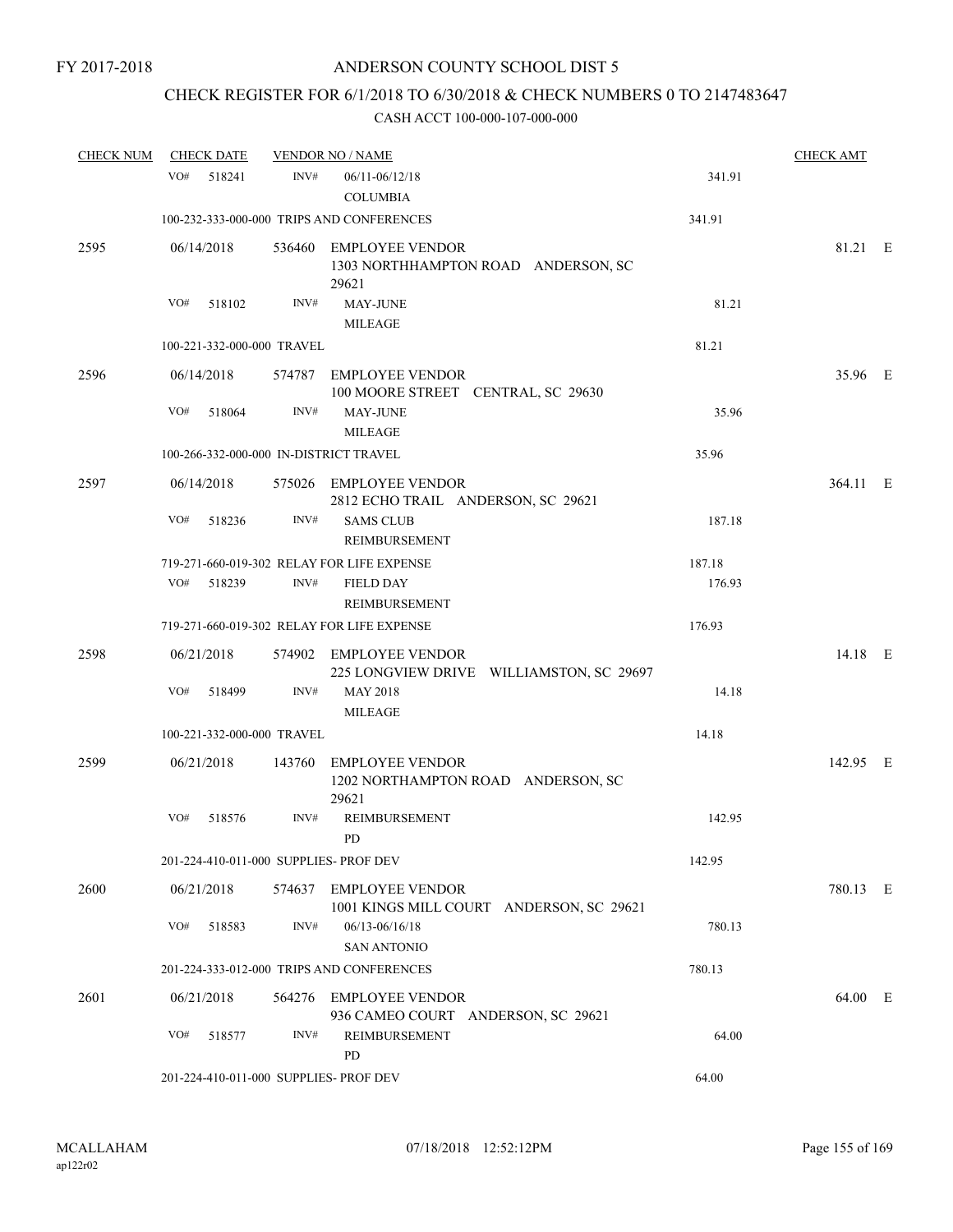FY 2017-2018

# ANDERSON COUNTY SCHOOL DIST 5

## CHECK REGISTER FOR 6/1/2018 TO 6/30/2018 & CHECK NUMBERS 0 TO 2147483647

### CASH ACCT 100-000-107-000-000

| CHECK NUM | CHECK DATE | VENDOR NO / NAME | | | CHECK AMT |
|---|---|---|---|---|---|
| | VO# 518241 | INV# | 06/11-06/12/18 COLUMBIA | 341.91 | |
| | 100-232-333-000-000 TRIPS AND CONFERENCES | | | 341.91 | |
| 2595 | 06/14/2018 | 536460 | EMPLOYEE VENDOR 1303 NORTHHAMPTON ROAD ANDERSON, SC 29621 | | 81.21 E |
| | VO# 518102 | INV# | MAY-JUNE MILEAGE | 81.21 | |
| | 100-221-332-000-000 TRAVEL | | | 81.21 | |
| 2596 | 06/14/2018 | 574787 | EMPLOYEE VENDOR 100 MOORE STREET CENTRAL, SC 29630 | | 35.96 E |
| | VO# 518064 | INV# | MAY-JUNE MILEAGE | 35.96 | |
| | 100-266-332-000-000 IN-DISTRICT TRAVEL | | | 35.96 | |
| 2597 | 06/14/2018 | 575026 | EMPLOYEE VENDOR 2812 ECHO TRAIL ANDERSON, SC 29621 | | 364.11 E |
| | VO# 518236 | INV# | SAMS CLUB REIMBURSEMENT | 187.18 | |
| | 719-271-660-019-302 RELAY FOR LIFE EXPENSE | | | 187.18 | |
| | VO# 518239 | INV# | FIELD DAY REIMBURSEMENT | 176.93 | |
| | 719-271-660-019-302 RELAY FOR LIFE EXPENSE | | | 176.93 | |
| 2598 | 06/21/2018 | 574902 | EMPLOYEE VENDOR 225 LONGVIEW DRIVE WILLIAMSTON, SC 29697 | | 14.18 E |
| | VO# 518499 | INV# | MAY 2018 MILEAGE | 14.18 | |
| | 100-221-332-000-000 TRAVEL | | | 14.18 | |
| 2599 | 06/21/2018 | 143760 | EMPLOYEE VENDOR 1202 NORTHAMPTON ROAD ANDERSON, SC 29621 | | 142.95 E |
| | VO# 518576 | INV# | REIMBURSEMENT PD | 142.95 | |
| | 201-224-410-011-000 SUPPLIES- PROF DEV | | | 142.95 | |
| 2600 | 06/21/2018 | 574637 | EMPLOYEE VENDOR 1001 KINGS MILL COURT ANDERSON, SC 29621 | | 780.13 E |
| | VO# 518583 | INV# | 06/13-06/16/18 SAN ANTONIO | 780.13 | |
| | 201-224-333-012-000 TRIPS AND CONFERENCES | | | 780.13 | |
| 2601 | 06/21/2018 | 564276 | EMPLOYEE VENDOR 936 CAMEO COURT ANDERSON, SC 29621 | | 64.00 E |
| | VO# 518577 | INV# | REIMBURSEMENT PD | 64.00 | |
| | 201-224-410-011-000 SUPPLIES- PROF DEV | | | 64.00 | |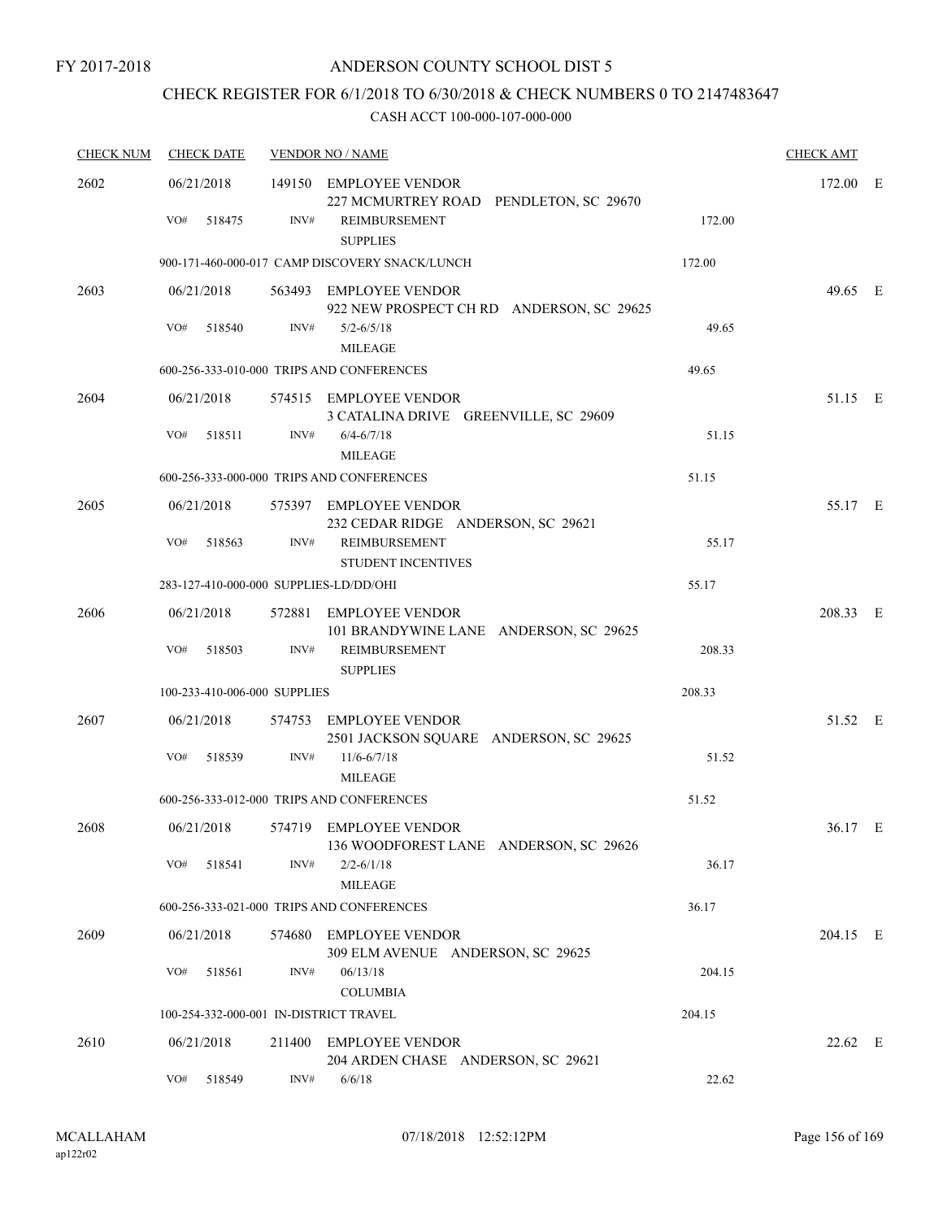FY 2017-2018

# ANDERSON COUNTY SCHOOL DIST 5

## CHECK REGISTER FOR 6/1/2018 TO 6/30/2018 & CHECK NUMBERS 0 TO 2147483647

### CASH ACCT 100-000-107-000-000

| CHECK NUM | CHECK DATE | VENDOR NO / NAME | | CHECK AMT |
|---|---|---|---|---|
| 2602 | 06/21/2018 | 149150 EMPLOYEE VENDOR<br>227 MCMURTREY ROAD PENDLETON, SC 29670 | | 172.00 E |
| | VO# 518475 | INV# REIMBURSEMENT<br>SUPPLIES | 172.00 | |
| | 900-171-460-000-017 CAMP DISCOVERY SNACK/LUNCH | | 172.00 | |
| 2603 | 06/21/2018 | 563493 EMPLOYEE VENDOR<br>922 NEW PROSPECT CH RD ANDERSON, SC 29625 | | 49.65 E |
| | VO# 518540 | INV# 5/2-6/5/18<br>MILEAGE | 49.65 | |
| | 600-256-333-010-000 TRIPS AND CONFERENCES | | 49.65 | |
| 2604 | 06/21/2018 | 574515 EMPLOYEE VENDOR<br>3 CATALINA DRIVE GREENVILLE, SC 29609 | | 51.15 E |
| | VO# 518511 | INV# 6/4-6/7/18<br>MILEAGE | 51.15 | |
| | 600-256-333-000-000 TRIPS AND CONFERENCES | | 51.15 | |
| 2605 | 06/21/2018 | 575397 EMPLOYEE VENDOR<br>232 CEDAR RIDGE ANDERSON, SC 29621 | | 55.17 E |
| | VO# 518563 | INV# REIMBURSEMENT<br>STUDENT INCENTIVES | 55.17 | |
| | 283-127-410-000-000 SUPPLIES-LD/DD/OHI | | 55.17 | |
| 2606 | 06/21/2018 | 572881 EMPLOYEE VENDOR<br>101 BRANDYWINE LANE ANDERSON, SC 29625 | | 208.33 E |
| | VO# 518503 | INV# REIMBURSEMENT<br>SUPPLIES | 208.33 | |
| | 100-233-410-006-000 SUPPLIES | | 208.33 | |
| 2607 | 06/21/2018 | 574753 EMPLOYEE VENDOR<br>2501 JACKSON SQUARE ANDERSON, SC 29625 | | 51.52 E |
| | VO# 518539 | INV# 11/6-6/7/18<br>MILEAGE | 51.52 | |
| | 600-256-333-012-000 TRIPS AND CONFERENCES | | 51.52 | |
| 2608 | 06/21/2018 | 574719 EMPLOYEE VENDOR<br>136 WOODFOREST LANE ANDERSON, SC 29626 | | 36.17 E |
| | VO# 518541 | INV# 2/2-6/1/18<br>MILEAGE | 36.17 | |
| | 600-256-333-021-000 TRIPS AND CONFERENCES | | 36.17 | |
| 2609 | 06/21/2018 | 574680 EMPLOYEE VENDOR<br>309 ELM AVENUE ANDERSON, SC 29625 | | 204.15 E |
| | VO# 518561 | INV# 06/13/18<br>COLUMBIA | 204.15 | |
| | 100-254-332-000-001 IN-DISTRICT TRAVEL | | 204.15 | |
| 2610 | 06/21/2018 | 211400 EMPLOYEE VENDOR<br>204 ARDEN CHASE ANDERSON, SC 29621 | | 22.62 E |
| | VO# 518549 | INV# 6/6/18 | 22.62 | |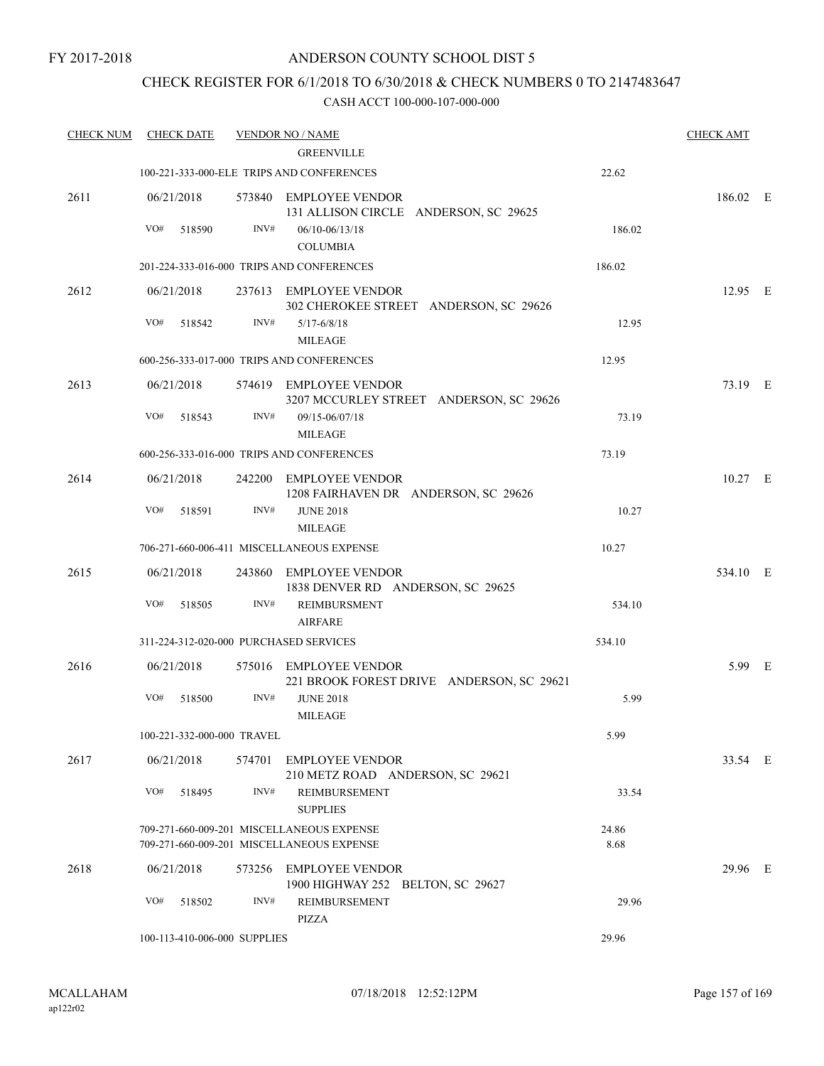FY 2017-2018

# ANDERSON COUNTY SCHOOL DIST 5

## CHECK REGISTER FOR 6/1/2018 TO 6/30/2018 & CHECK NUMBERS 0 TO 2147483647

CASH ACCT 100-000-107-000-000

| CHECK NUM | CHECK DATE | VENDOR NO / NAME | | CHECK AMT | |
|---|---|---|---|---|---|
| | | GREENVILLE | | | |
| | 100-221-333-000-ELE TRIPS AND CONFERENCES | | 22.62 | | |
| 2611 | 06/21/2018 | 573840 EMPLOYEE VENDOR<br>131 ALLISON CIRCLE ANDERSON, SC 29625 | | 186.02 | E |
| | VO# 518590 | INV# 06/10-06/13/18<br>COLUMBIA | 186.02 | | |
| | 201-224-333-016-000 TRIPS AND CONFERENCES | | 186.02 | | |
| 2612 | 06/21/2018 | 237613 EMPLOYEE VENDOR<br>302 CHEROKEE STREET ANDERSON, SC 29626 | | 12.95 | E |
| | VO# 518542 | INV# 5/17-6/8/18<br>MILEAGE | 12.95 | | |
| | 600-256-333-017-000 TRIPS AND CONFERENCES | | 12.95 | | |
| 2613 | 06/21/2018 | 574619 EMPLOYEE VENDOR<br>3207 MCCURLEY STREET ANDERSON, SC 29626 | | 73.19 | E |
| | VO# 518543 | INV# 09/15-06/07/18<br>MILEAGE | 73.19 | | |
| | 600-256-333-016-000 TRIPS AND CONFERENCES | | 73.19 | | |
| 2614 | 06/21/2018 | 242200 EMPLOYEE VENDOR<br>1208 FAIRHAVEN DR ANDERSON, SC 29626 | | 10.27 | E |
| | VO# 518591 | INV# JUNE 2018<br>MILEAGE | 10.27 | | |
| | 706-271-660-006-411 MISCELLANEOUS EXPENSE | | 10.27 | | |
| 2615 | 06/21/2018 | 243860 EMPLOYEE VENDOR<br>1838 DENVER RD ANDERSON, SC 29625 | | 534.10 | E |
| | VO# 518505 | INV# REIMBURSMENT<br>AIRFARE | 534.10 | | |
| | 311-224-312-020-000 PURCHASED SERVICES | | 534.10 | | |
| 2616 | 06/21/2018 | 575016 EMPLOYEE VENDOR<br>221 BROOK FOREST DRIVE ANDERSON, SC 29621 | | 5.99 | E |
| | VO# 518500 | INV# JUNE 2018<br>MILEAGE | 5.99 | | |
| | 100-221-332-000-000 TRAVEL | | 5.99 | | |
| 2617 | 06/21/2018 | 574701 EMPLOYEE VENDOR<br>210 METZ ROAD ANDERSON, SC 29621 | | 33.54 | E |
| | VO# 518495 | INV# REIMBURSEMENT<br>SUPPLIES | 33.54 | | |
| | 709-271-660-009-201 MISCELLANEOUS EXPENSE | | 24.86 | | |
| | 709-271-660-009-201 MISCELLANEOUS EXPENSE | | 8.68 | | |
| 2618 | 06/21/2018 | 573256 EMPLOYEE VENDOR<br>1900 HIGHWAY 252 BELTON, SC 29627 | | 29.96 | E |
| | VO# 518502 | INV# REIMBURSEMENT<br>PIZZA | 29.96 | | |
| | 100-113-410-006-000 SUPPLIES | | 29.96 | | |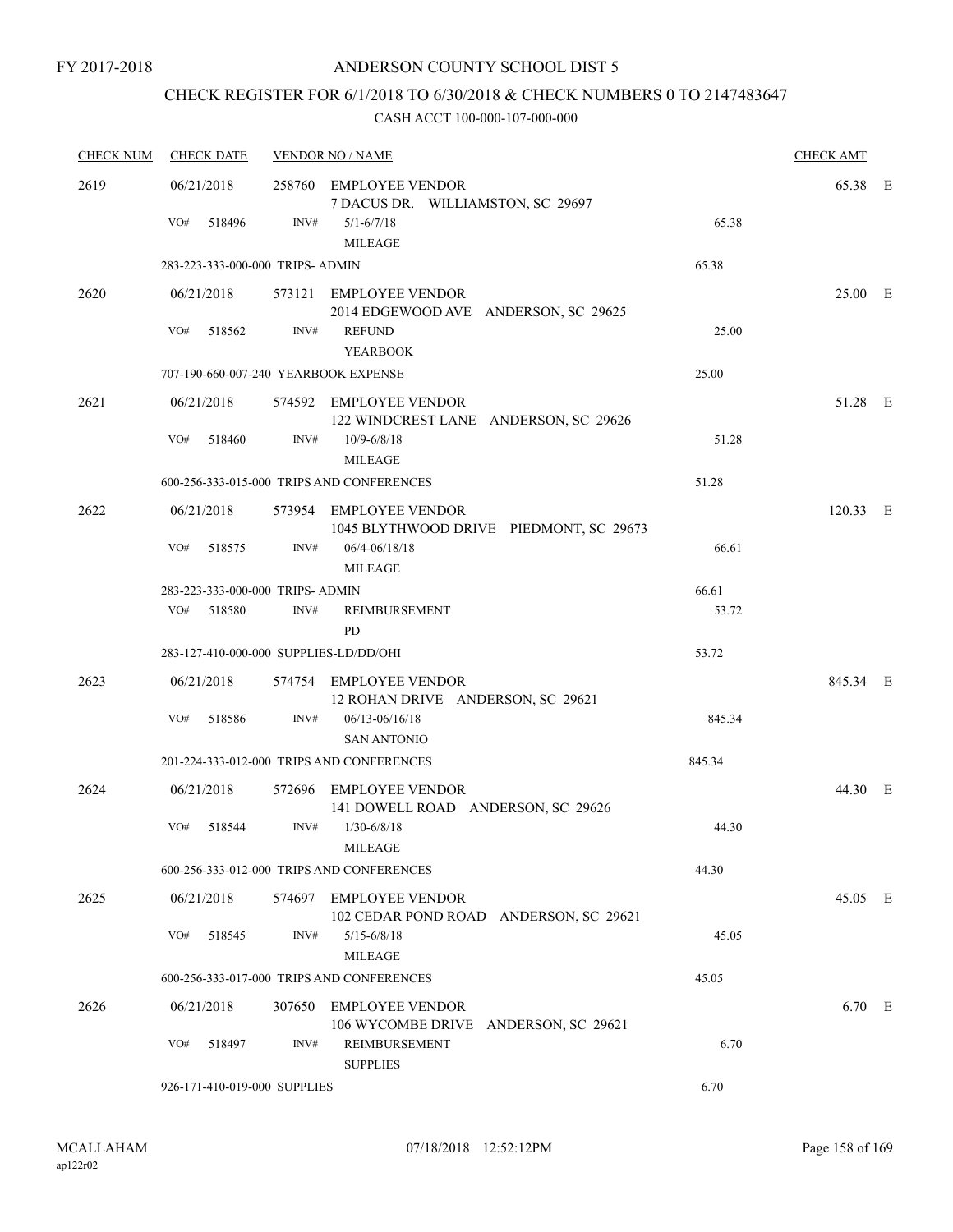FY 2017-2018

# ANDERSON COUNTY SCHOOL DIST 5

## CHECK REGISTER FOR 6/1/2018 TO 6/30/2018 & CHECK NUMBERS 0 TO 2147483647

### CASH ACCT 100-000-107-000-000

| CHECK NUM | CHECK DATE | VENDOR NO / NAME | | CHECK AMT | |
|---|---|---|---|---|---|
| 2619 | 06/21/2018 | 258760 EMPLOYEE VENDOR<br>7 DACUS DR. WILLIAMSTON, SC 29697 | | 65.38 | E |
| | VO# 518496 | INV# 5/1-6/7/18<br>MILEAGE | 65.38 | | |
| | 283-223-333-000-000 TRIPS- ADMIN | | 65.38 | | |
| 2620 | 06/21/2018 | 573121 EMPLOYEE VENDOR<br>2014 EDGEWOOD AVE ANDERSON, SC 29625 | | 25.00 | E |
| | VO# 518562 | INV# REFUND<br>YEARBOOK | 25.00 | | |
| | 707-190-660-007-240 YEARBOOK EXPENSE | | 25.00 | | |
| 2621 | 06/21/2018 | 574592 EMPLOYEE VENDOR<br>122 WINDCREST LANE ANDERSON, SC 29626 | | 51.28 | E |
| | VO# 518460 | INV# 10/9-6/8/18<br>MILEAGE | 51.28 | | |
| | 600-256-333-015-000 TRIPS AND CONFERENCES | | 51.28 | | |
| 2622 | 06/21/2018 | 573954 EMPLOYEE VENDOR<br>1045 BLYTHWOOD DRIVE PIEDMONT, SC 29673 | | 120.33 | E |
| | VO# 518575 | INV# 06/4-06/18/18<br>MILEAGE | 66.61 | | |
| | 283-223-333-000-000 TRIPS- ADMIN | | 66.61 | | |
| | VO# 518580 | INV# REIMBURSEMENT<br>PD | 53.72 | | |
| | 283-127-410-000-000 SUPPLIES-LD/DD/OHI | | 53.72 | | |
| 2623 | 06/21/2018 | 574754 EMPLOYEE VENDOR<br>12 ROHAN DRIVE ANDERSON, SC 29621 | | 845.34 | E |
| | VO# 518586 | INV# 06/13-06/16/18<br>SAN ANTONIO | 845.34 | | |
| | 201-224-333-012-000 TRIPS AND CONFERENCES | | 845.34 | | |
| 2624 | 06/21/2018 | 572696 EMPLOYEE VENDOR<br>141 DOWELL ROAD ANDERSON, SC 29626 | | 44.30 | E |
| | VO# 518544 | INV# 1/30-6/8/18<br>MILEAGE | 44.30 | | |
| | 600-256-333-012-000 TRIPS AND CONFERENCES | | 44.30 | | |
| 2625 | 06/21/2018 | 574697 EMPLOYEE VENDOR<br>102 CEDAR POND ROAD ANDERSON, SC 29621 | | 45.05 | E |
| | VO# 518545 | INV# 5/15-6/8/18<br>MILEAGE | 45.05 | | |
| | 600-256-333-017-000 TRIPS AND CONFERENCES | | 45.05 | | |
| 2626 | 06/21/2018 | 307650 EMPLOYEE VENDOR<br>106 WYCOMBE DRIVE ANDERSON, SC 29621 | | 6.70 | E |
| | VO# 518497 | INV# REIMBURSEMENT<br>SUPPLIES | 6.70 | | |
| | 926-171-410-019-000 SUPPLIES | | 6.70 | | |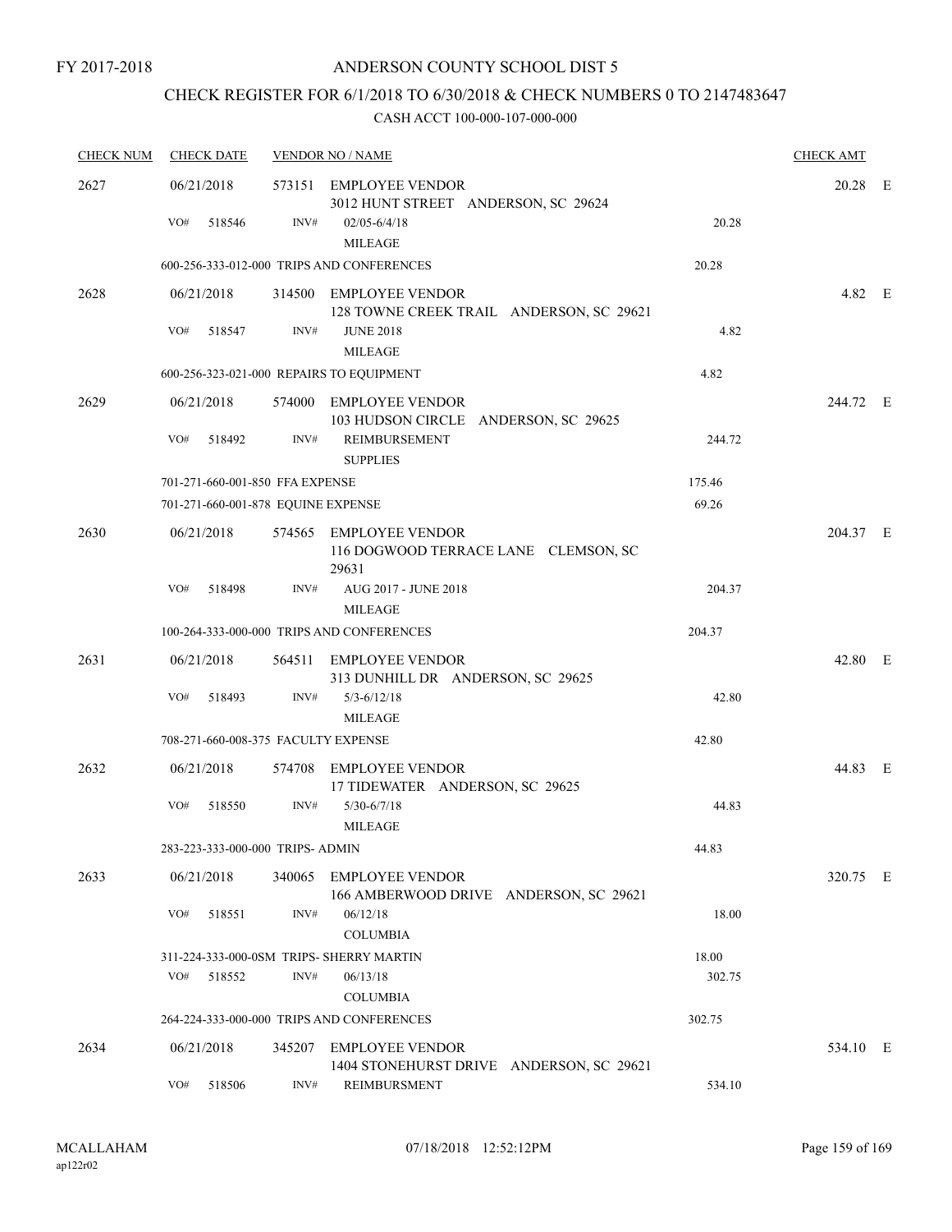FY 2017-2018

# ANDERSON COUNTY SCHOOL DIST 5

## CHECK REGISTER FOR 6/1/2018 TO 6/30/2018 & CHECK NUMBERS 0 TO 2147483647

### CASH ACCT 100-000-107-000-000

| CHECK NUM | CHECK DATE | VENDOR NO / NAME | | CHECK AMT | |
|---|---|---|---|---|---|
| 2627 | 06/21/2018 | 573151 EMPLOYEE VENDOR<br>3012 HUNT STREET ANDERSON, SC 29624 | | 20.28 | E |
| | VO# 518546 | INV# 02/05-6/4/18<br>MILEAGE | 20.28 | | |
| | 600-256-333-012-000 TRIPS AND CONFERENCES | | 20.28 | | |
| 2628 | 06/21/2018 | 314500 EMPLOYEE VENDOR<br>128 TOWNE CREEK TRAIL ANDERSON, SC 29621 | | 4.82 | E |
| | VO# 518547 | INV# JUNE 2018<br>MILEAGE | 4.82 | | |
| | 600-256-323-021-000 REPAIRS TO EQUIPMENT | | 4.82 | | |
| 2629 | 06/21/2018 | 574000 EMPLOYEE VENDOR<br>103 HUDSON CIRCLE ANDERSON, SC 29625 | | 244.72 | E |
| | VO# 518492 | INV# REIMBURSEMENT<br>SUPPLIES | 244.72 | | |
| | 701-271-660-001-850 FFA EXPENSE | | 175.46 | | |
| | 701-271-660-001-878 EQUINE EXPENSE | | 69.26 | | |
| 2630 | 06/21/2018 | 574565 EMPLOYEE VENDOR<br>116 DOGWOOD TERRACE LANE CLEMSON, SC 29631 | | 204.37 | E |
| | VO# 518498 | INV# AUG 2017 - JUNE 2018<br>MILEAGE | 204.37 | | |
| | 100-264-333-000-000 TRIPS AND CONFERENCES | | 204.37 | | |
| 2631 | 06/21/2018 | 564511 EMPLOYEE VENDOR<br>313 DUNHILL DR ANDERSON, SC 29625 | | 42.80 | E |
| | VO# 518493 | INV# 5/3-6/12/18<br>MILEAGE | 42.80 | | |
| | 708-271-660-008-375 FACULTY EXPENSE | | 42.80 | | |
| 2632 | 06/21/2018 | 574708 EMPLOYEE VENDOR<br>17 TIDEWATER ANDERSON, SC 29625 | | 44.83 | E |
| | VO# 518550 | INV# 5/30-6/7/18<br>MILEAGE | 44.83 | | |
| | 283-223-333-000-000 TRIPS- ADMIN | | 44.83 | | |
| 2633 | 06/21/2018 | 340065 EMPLOYEE VENDOR<br>166 AMBERWOOD DRIVE ANDERSON, SC 29621 | | 320.75 | E |
| | VO# 518551 | INV# 06/12/18<br>COLUMBIA | 18.00 | | |
| | 311-224-333-000-0SM TRIPS- SHERRY MARTIN | | 18.00 | | |
| | VO# 518552 | INV# 06/13/18<br>COLUMBIA | 302.75 | | |
| | 264-224-333-000-000 TRIPS AND CONFERENCES | | 302.75 | | |
| 2634 | 06/21/2018 | 345207 EMPLOYEE VENDOR<br>1404 STONEHURST DRIVE ANDERSON, SC 29621 | | 534.10 | E |
| | VO# 518506 | INV# REIMBURSMENT | 534.10 | | |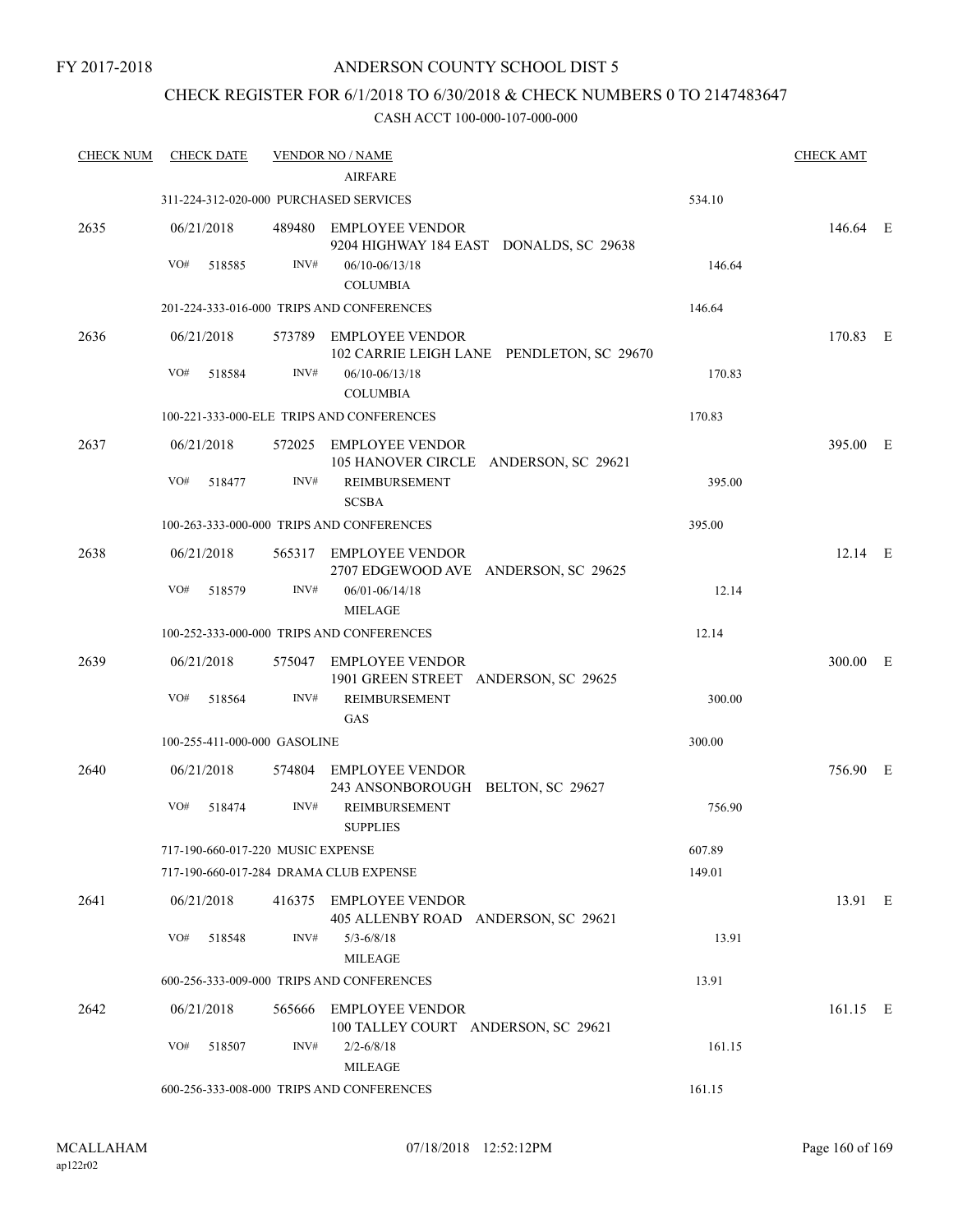FY 2017-2018

ANDERSON COUNTY SCHOOL DIST 5

CHECK REGISTER FOR 6/1/2018 TO 6/30/2018 & CHECK NUMBERS 0 TO 2147483647

CASH ACCT 100-000-107-000-000

| CHECK NUM | CHECK DATE | VENDOR NO / NAME | | CHECK AMT |
|---|---|---|---|---|
| | | AIRFARE | | |
| | 311-224-312-020-000 PURCHASED SERVICES | | 534.10 | |
| 2635 | 06/21/2018 | 489480 EMPLOYEE VENDOR<br>9204 HIGHWAY 184 EAST DONALDS, SC 29638 | | 146.64 E |
| | VO# 518585 | INV# 06/10-06/13/18<br>COLUMBIA | 146.64 | |
| | 201-224-333-016-000 TRIPS AND CONFERENCES | | 146.64 | |
| 2636 | 06/21/2018 | 573789 EMPLOYEE VENDOR<br>102 CARRIE LEIGH LANE PENDLETON, SC 29670 | | 170.83 E |
| | VO# 518584 | INV# 06/10-06/13/18<br>COLUMBIA | 170.83 | |
| | 100-221-333-000-ELE TRIPS AND CONFERENCES | | 170.83 | |
| 2637 | 06/21/2018 | 572025 EMPLOYEE VENDOR<br>105 HANOVER CIRCLE ANDERSON, SC 29621 | | 395.00 E |
| | VO# 518477 | INV# REIMBURSEMENT<br>SCSBA | 395.00 | |
| | 100-263-333-000-000 TRIPS AND CONFERENCES | | 395.00 | |
| 2638 | 06/21/2018 | 565317 EMPLOYEE VENDOR<br>2707 EDGEWOOD AVE ANDERSON, SC 29625 | | 12.14 E |
| | VO# 518579 | INV# 06/01-06/14/18<br>MIELAGE | 12.14 | |
| | 100-252-333-000-000 TRIPS AND CONFERENCES | | 12.14 | |
| 2639 | 06/21/2018 | 575047 EMPLOYEE VENDOR<br>1901 GREEN STREET ANDERSON, SC 29625 | | 300.00 E |
| | VO# 518564 | INV# REIMBURSEMENT<br>GAS | 300.00 | |
| | 100-255-411-000-000 GASOLINE | | 300.00 | |
| 2640 | 06/21/2018 | 574804 EMPLOYEE VENDOR<br>243 ANSONBOROUGH BELTON, SC 29627 | | 756.90 E |
| | VO# 518474 | INV# REIMBURSEMENT<br>SUPPLIES | 756.90 | |
| | 717-190-660-017-220 MUSIC EXPENSE | | 607.89 | |
| | 717-190-660-017-284 DRAMA CLUB EXPENSE | | 149.01 | |
| 2641 | 06/21/2018 | 416375 EMPLOYEE VENDOR<br>405 ALLENBY ROAD ANDERSON, SC 29621 | | 13.91 E |
| | VO# 518548 | INV# 5/3-6/8/18<br>MILEAGE | 13.91 | |
| | 600-256-333-009-000 TRIPS AND CONFERENCES | | 13.91 | |
| 2642 | 06/21/2018 | 565666 EMPLOYEE VENDOR<br>100 TALLEY COURT ANDERSON, SC 29621 | | 161.15 E |
| | VO# 518507 | INV# 2/2-6/8/18<br>MILEAGE | 161.15 | |
| | 600-256-333-008-000 TRIPS AND CONFERENCES | | 161.15 | |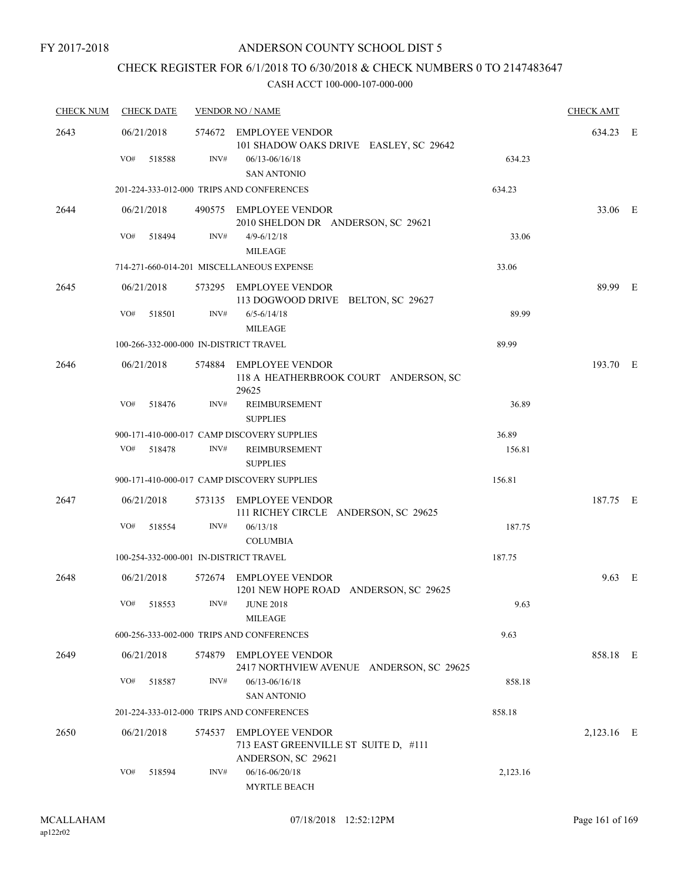FY 2017-2018

# ANDERSON COUNTY SCHOOL DIST 5

## CHECK REGISTER FOR 6/1/2018 TO 6/30/2018 & CHECK NUMBERS 0 TO 2147483647

### CASH ACCT 100-000-107-000-000

| CHECK NUM | CHECK DATE | VENDOR NO / NAME | | CHECK AMT | |
|---|---|---|---|---|---|
| 2643 | 06/21/2018 | 574672 EMPLOYEE VENDOR<br>101 SHADOW OAKS DRIVE EASLEY, SC 29642 | | 634.23 | E |
| | VO# 518588 | INV# 06/13-06/16/18<br>SAN ANTONIO | 634.23 | | |
| | 201-224-333-012-000 TRIPS AND CONFERENCES | | 634.23 | | |
| 2644 | 06/21/2018 | 490575 EMPLOYEE VENDOR<br>2010 SHELDON DR ANDERSON, SC 29621 | | 33.06 | E |
| | VO# 518494 | INV# 4/9-6/12/18<br>MILEAGE | 33.06 | | |
| | 714-271-660-014-201 MISCELLANEOUS EXPENSE | | 33.06 | | |
| 2645 | 06/21/2018 | 573295 EMPLOYEE VENDOR<br>113 DOGWOOD DRIVE BELTON, SC 29627 | | 89.99 | E |
| | VO# 518501 | INV# 6/5-6/14/18<br>MILEAGE | 89.99 | | |
| | 100-266-332-000-000 IN-DISTRICT TRAVEL | | 89.99 | | |
| 2646 | 06/21/2018 | 574884 EMPLOYEE VENDOR<br>118 A HEATHERBROOK COURT ANDERSON, SC 29625 | | 193.70 | E |
| | VO# 518476 | INV# REIMBURSEMENT<br>SUPPLIES | 36.89 | | |
| | 900-171-410-000-017 CAMP DISCOVERY SUPPLIES | | 36.89 | | |
| | VO# 518478 | INV# REIMBURSEMENT<br>SUPPLIES | 156.81 | | |
| | 900-171-410-000-017 CAMP DISCOVERY SUPPLIES | | 156.81 | | |
| 2647 | 06/21/2018 | 573135 EMPLOYEE VENDOR<br>111 RICHEY CIRCLE ANDERSON, SC 29625 | | 187.75 | E |
| | VO# 518554 | INV# 06/13/18<br>COLUMBIA | 187.75 | | |
| | 100-254-332-000-001 IN-DISTRICT TRAVEL | | 187.75 | | |
| 2648 | 06/21/2018 | 572674 EMPLOYEE VENDOR<br>1201 NEW HOPE ROAD ANDERSON, SC 29625 | | 9.63 | E |
| | VO# 518553 | INV# JUNE 2018<br>MILEAGE | 9.63 | | |
| | 600-256-333-002-000 TRIPS AND CONFERENCES | | 9.63 | | |
| 2649 | 06/21/2018 | 574879 EMPLOYEE VENDOR<br>2417 NORTHVIEW AVENUE ANDERSON, SC 29625 | | 858.18 | E |
| | VO# 518587 | INV# 06/13-06/16/18<br>SAN ANTONIO | 858.18 | | |
| | 201-224-333-012-000 TRIPS AND CONFERENCES | | 858.18 | | |
| 2650 | 06/21/2018 | 574537 EMPLOYEE VENDOR<br>713 EAST GREENVILLE ST SUITE D, #111<br>ANDERSON, SC 29621 | | 2,123.16 | E |
| | VO# 518594 | INV# 06/16-06/20/18<br>MYRTLE BEACH | 2,123.16 | | |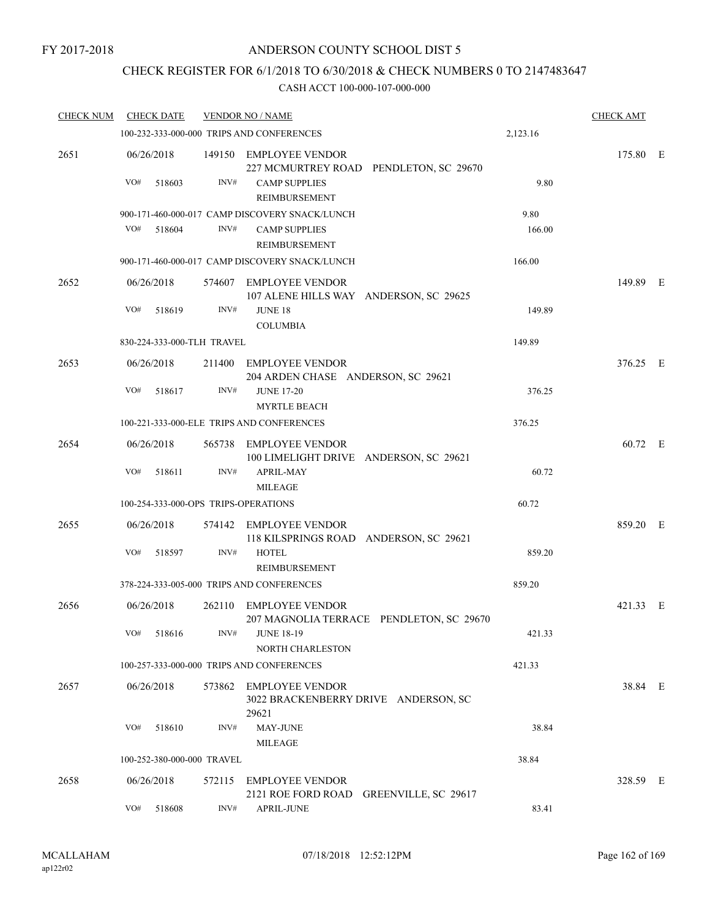FY 2017-2018

# ANDERSON COUNTY SCHOOL DIST 5

## CHECK REGISTER FOR 6/1/2018 TO 6/30/2018 & CHECK NUMBERS 0 TO 2147483647

### CASH ACCT 100-000-107-000-000

| CHECK NUM | CHECK DATE | VENDOR NO / NAME | | CHECK AMT | |
|---|---|---|---|---|---|
| | 100-232-333-000-000 TRIPS AND CONFERENCES | | 2,123.16 | | |
| 2651 | 06/26/2018 | 149150 EMPLOYEE VENDOR<br>227 MCMURTREY ROAD PENDLETON, SC 29670 | | 175.80 | E |
| | VO# 518603 | INV# CAMP SUPPLIES<br>REIMBURSEMENT | 9.80 | | |
| | 900-171-460-000-017 CAMP DISCOVERY SNACK/LUNCH | | 9.80 | | |
| | VO# 518604 | INV# CAMP SUPPLIES<br>REIMBURSEMENT | 166.00 | | |
| | 900-171-460-000-017 CAMP DISCOVERY SNACK/LUNCH | | 166.00 | | |
| 2652 | 06/26/2018 | 574607 EMPLOYEE VENDOR<br>107 ALENE HILLS WAY ANDERSON, SC 29625 | | 149.89 | E |
| | VO# 518619 | INV# JUNE 18<br>COLUMBIA | 149.89 | | |
| | 830-224-333-000-TLH TRAVEL | | 149.89 | | |
| 2653 | 06/26/2018 | 211400 EMPLOYEE VENDOR<br>204 ARDEN CHASE ANDERSON, SC 29621 | | 376.25 | E |
| | VO# 518617 | INV# JUNE 17-20<br>MYRTLE BEACH | 376.25 | | |
| | 100-221-333-000-ELE TRIPS AND CONFERENCES | | 376.25 | | |
| 2654 | 06/26/2018 | 565738 EMPLOYEE VENDOR<br>100 LIMELIGHT DRIVE ANDERSON, SC 29621 | | 60.72 | E |
| | VO# 518611 | INV# APRIL-MAY<br>MILEAGE | 60.72 | | |
| | 100-254-333-000-OPS TRIPS-OPERATIONS | | 60.72 | | |
| 2655 | 06/26/2018 | 574142 EMPLOYEE VENDOR<br>118 KILSPRINGS ROAD ANDERSON, SC 29621 | | 859.20 | E |
| | VO# 518597 | INV# HOTEL<br>REIMBURSEMENT | 859.20 | | |
| | 378-224-333-005-000 TRIPS AND CONFERENCES | | 859.20 | | |
| 2656 | 06/26/2018 | 262110 EMPLOYEE VENDOR<br>207 MAGNOLIA TERRACE PENDLETON, SC 29670 | | 421.33 | E |
| | VO# 518616 | INV# JUNE 18-19<br>NORTH CHARLESTON | 421.33 | | |
| | 100-257-333-000-000 TRIPS AND CONFERENCES | | 421.33 | | |
| 2657 | 06/26/2018 | 573862 EMPLOYEE VENDOR<br>3022 BRACKENBERRY DRIVE ANDERSON, SC 29621 | | 38.84 | E |
| | VO# 518610 | INV# MAY-JUNE<br>MILEAGE | 38.84 | | |
| | 100-252-380-000-000 TRAVEL | | 38.84 | | |
| 2658 | 06/26/2018 | 572115 EMPLOYEE VENDOR<br>2121 ROE FORD ROAD GREENVILLE, SC 29617 | | 328.59 | E |
| | VO# 518608 | INV# APRIL-JUNE | 83.41 | | |

MCALLAHAM
ap122r02

07/18/2018 12:52:12PM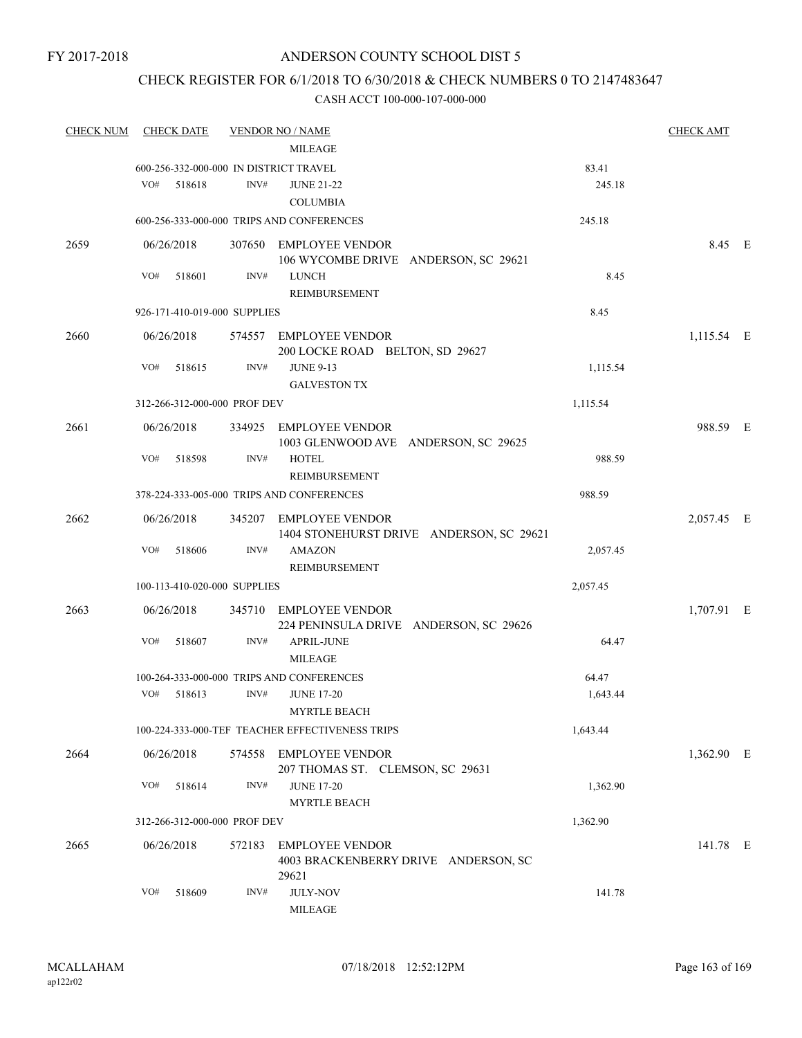FY 2017-2018

# ANDERSON COUNTY SCHOOL DIST 5

## CHECK REGISTER FOR 6/1/2018 TO 6/30/2018 & CHECK NUMBERS 0 TO 2147483647

### CASH ACCT 100-000-107-000-000

| CHECK NUM | CHECK DATE | VENDOR NO / NAME | | CHECK AMT | |
|---|---|---|---|---|---|
| | | MILEAGE | | | |
| | 600-256-332-000-000 IN DISTRICT TRAVEL | | 83.41 | | |
| | VO# 518618 | INV# JUNE 21-22 COLUMBIA | 245.18 | | |
| | 600-256-333-000-000 TRIPS AND CONFERENCES | | 245.18 | | |
| 2659 | 06/26/2018 | 307650 EMPLOYEE VENDOR 106 WYCOMBE DRIVE ANDERSON, SC 29621 | | 8.45 | E |
| | VO# 518601 | INV# LUNCH REIMBURSEMENT | 8.45 | | |
| | 926-171-410-019-000 SUPPLIES | | 8.45 | | |
| 2660 | 06/26/2018 | 574557 EMPLOYEE VENDOR 200 LOCKE ROAD BELTON, SD 29627 | | 1,115.54 | E |
| | VO# 518615 | INV# JUNE 9-13 GALVESTON TX | 1,115.54 | | |
| | 312-266-312-000-000 PROF DEV | | 1,115.54 | | |
| 2661 | 06/26/2018 | 334925 EMPLOYEE VENDOR 1003 GLENWOOD AVE ANDERSON, SC 29625 | | 988.59 | E |
| | VO# 518598 | INV# HOTEL REIMBURSEMENT | 988.59 | | |
| | 378-224-333-005-000 TRIPS AND CONFERENCES | | 988.59 | | |
| 2662 | 06/26/2018 | 345207 EMPLOYEE VENDOR 1404 STONEHURST DRIVE ANDERSON, SC 29621 | | 2,057.45 | E |
| | VO# 518606 | INV# AMAZON REIMBURSEMENT | 2,057.45 | | |
| | 100-113-410-020-000 SUPPLIES | | 2,057.45 | | |
| 2663 | 06/26/2018 | 345710 EMPLOYEE VENDOR 224 PENINSULA DRIVE ANDERSON, SC 29626 | | 1,707.91 | E |
| | VO# 518607 | INV# APRIL-JUNE MILEAGE | 64.47 | | |
| | 100-264-333-000-000 TRIPS AND CONFERENCES | | 64.47 | | |
| | VO# 518613 | INV# JUNE 17-20 MYRTLE BEACH | 1,643.44 | | |
| | 100-224-333-000-TEF TEACHER EFFECTIVENESS TRIPS | | 1,643.44 | | |
| 2664 | 06/26/2018 | 574558 EMPLOYEE VENDOR 207 THOMAS ST. CLEMSON, SC 29631 | | 1,362.90 | E |
| | VO# 518614 | INV# JUNE 17-20 MYRTLE BEACH | 1,362.90 | | |
| | 312-266-312-000-000 PROF DEV | | 1,362.90 | | |
| 2665 | 06/26/2018 | 572183 EMPLOYEE VENDOR 4003 BRACKENBERRY DRIVE ANDERSON, SC 29621 | | 141.78 | E |
| | VO# 518609 | INV# JULY-NOV MILEAGE | 141.78 | | |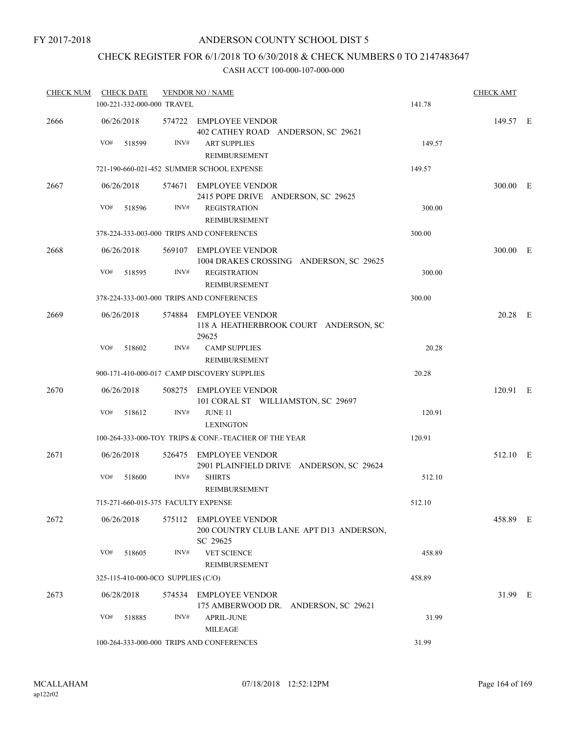FY 2017-2018

# ANDERSON COUNTY SCHOOL DIST 5

## CHECK REGISTER FOR 6/1/2018 TO 6/30/2018 & CHECK NUMBERS 0 TO 2147483647

### CASH ACCT 100-000-107-000-000

| CHECK NUM | CHECK DATE | VENDOR NO / NAME | | CHECK AMT | |
|---|---|---|---|---|---|
| | 100-221-332-000-000 TRAVEL | | 141.78 | | |
| 2666 | 06/26/2018 | 574722 EMPLOYEE VENDOR<br>402 CATHEY ROAD ANDERSON, SC 29621 | | 149.57 | E |
| | VO# 518599 | INV# ART SUPPLIES<br>REIMBURSEMENT | 149.57 | | |
| | 721-190-660-021-452 SUMMER SCHOOL EXPENSE | | 149.57 | | |
| 2667 | 06/26/2018 | 574671 EMPLOYEE VENDOR<br>2415 POPE DRIVE ANDERSON, SC 29625 | | 300.00 | E |
| | VO# 518596 | INV# REGISTRATION<br>REIMBURSEMENT | 300.00 | | |
| | 378-224-333-003-000 TRIPS AND CONFERENCES | | 300.00 | | |
| 2668 | 06/26/2018 | 569107 EMPLOYEE VENDOR<br>1004 DRAKES CROSSING ANDERSON, SC 29625 | | 300.00 | E |
| | VO# 518595 | INV# REGISTRATION<br>REIMBURSEMENT | 300.00 | | |
| | 378-224-333-003-000 TRIPS AND CONFERENCES | | 300.00 | | |
| 2669 | 06/26/2018 | 574884 EMPLOYEE VENDOR<br>118 A HEATHERBROOK COURT ANDERSON, SC 29625 | | 20.28 | E |
| | VO# 518602 | INV# CAMP SUPPLIES<br>REIMBURSEMENT | 20.28 | | |
| | 900-171-410-000-017 CAMP DISCOVERY SUPPLIES | | 20.28 | | |
| 2670 | 06/26/2018 | 508275 EMPLOYEE VENDOR<br>101 CORAL ST WILLIAMSTON, SC 29697 | | 120.91 | E |
| | VO# 518612 | INV# JUNE 11<br>LEXINGTON | 120.91 | | |
| | 100-264-333-000-TOY TRIPS & CONF.-TEACHER OF THE YEAR | | 120.91 | | |
| 2671 | 06/26/2018 | 526475 EMPLOYEE VENDOR<br>2901 PLAINFIELD DRIVE ANDERSON, SC 29624 | | 512.10 | E |
| | VO# 518600 | INV# SHIRTS<br>REIMBURSEMENT | 512.10 | | |
| | 715-271-660-015-375 FACULTY EXPENSE | | 512.10 | | |
| 2672 | 06/26/2018 | 575112 EMPLOYEE VENDOR<br>200 COUNTRY CLUB LANE APT D13 ANDERSON, SC 29625 | | 458.89 | E |
| | VO# 518605 | INV# VET SCIENCE<br>REIMBURSEMENT | 458.89 | | |
| | 325-115-410-000-0CO SUPPLIES (C/O) | | 458.89 | | |
| 2673 | 06/28/2018 | 574534 EMPLOYEE VENDOR<br>175 AMBERWOOD DR. ANDERSON, SC 29621 | | 31.99 | E |
| | VO# 518885 | INV# APRIL-JUNE<br>MILEAGE | 31.99 | | |
| | 100-264-333-000-000 TRIPS AND CONFERENCES | | 31.99 | | |

MCALLAHAM
ap122r02

07/18/2018 12:52:12PM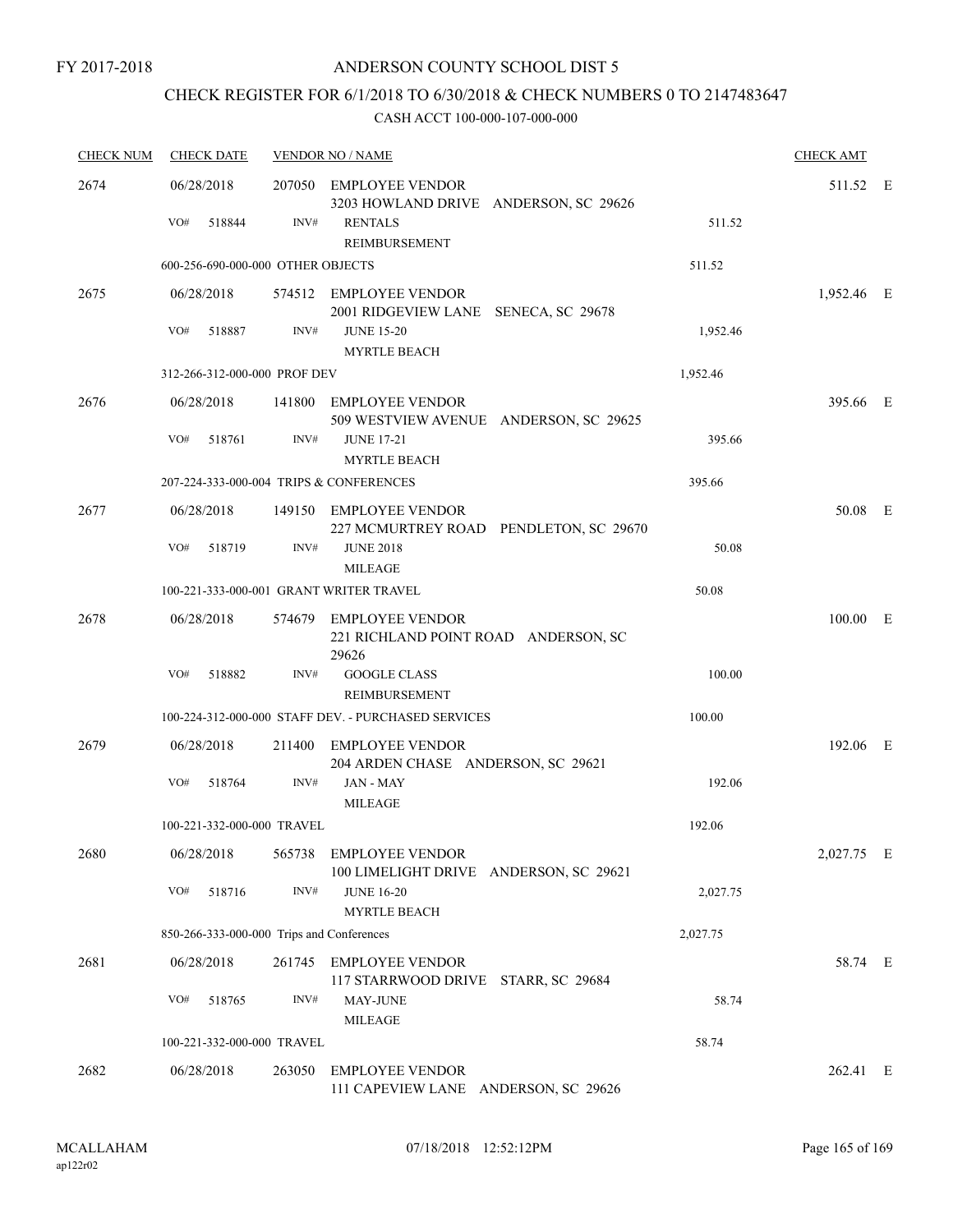FY 2017-2018

# ANDERSON COUNTY SCHOOL DIST 5

## CHECK REGISTER FOR 6/1/2018 TO 6/30/2018 & CHECK NUMBERS 0 TO 2147483647

CASH ACCT 100-000-107-000-000

| CHECK NUM | CHECK DATE | VENDOR NO / NAME | | CHECK AMT | |
|---|---|---|---|---|---|
| 2674 | 06/28/2018 | 207050 EMPLOYEE VENDOR<br>3203 HOWLAND DRIVE ANDERSON, SC 29626 | | 511.52 | E |
| | VO# 518844 | INV# RENTALS<br>REIMBURSEMENT | 511.52 | | |
| | 600-256-690-000-000 OTHER OBJECTS | | 511.52 | | |
| 2675 | 06/28/2018 | 574512 EMPLOYEE VENDOR<br>2001 RIDGEVIEW LANE SENECA, SC 29678 | | 1,952.46 | E |
| | VO# 518887 | INV# JUNE 15-20<br>MYRTLE BEACH | 1,952.46 | | |
| | 312-266-312-000-000 PROF DEV | | 1,952.46 | | |
| 2676 | 06/28/2018 | 141800 EMPLOYEE VENDOR<br>509 WESTVIEW AVENUE ANDERSON, SC 29625 | | 395.66 | E |
| | VO# 518761 | INV# JUNE 17-21<br>MYRTLE BEACH | 395.66 | | |
| | 207-224-333-000-004 TRIPS & CONFERENCES | | 395.66 | | |
| 2677 | 06/28/2018 | 149150 EMPLOYEE VENDOR<br>227 MCMURTREY ROAD PENDLETON, SC 29670 | | 50.08 | E |
| | VO# 518719 | INV# JUNE 2018<br>MILEAGE | 50.08 | | |
| | 100-221-333-000-001 GRANT WRITER TRAVEL | | 50.08 | | |
| 2678 | 06/28/2018 | 574679 EMPLOYEE VENDOR<br>221 RICHLAND POINT ROAD ANDERSON, SC 29626 | | 100.00 | E |
| | VO# 518882 | INV# GOOGLE CLASS<br>REIMBURSEMENT | 100.00 | | |
| | 100-224-312-000-000 STAFF DEV. - PURCHASED SERVICES | | 100.00 | | |
| 2679 | 06/28/2018 | 211400 EMPLOYEE VENDOR<br>204 ARDEN CHASE ANDERSON, SC 29621 | | 192.06 | E |
| | VO# 518764 | INV# JAN - MAY<br>MILEAGE | 192.06 | | |
| | 100-221-332-000-000 TRAVEL | | 192.06 | | |
| 2680 | 06/28/2018 | 565738 EMPLOYEE VENDOR<br>100 LIMELIGHT DRIVE ANDERSON, SC 29621 | | 2,027.75 | E |
| | VO# 518716 | INV# JUNE 16-20<br>MYRTLE BEACH | 2,027.75 | | |
| | 850-266-333-000-000 Trips and Conferences | | 2,027.75 | | |
| 2681 | 06/28/2018 | 261745 EMPLOYEE VENDOR<br>117 STARRWOOD DRIVE STARR, SC 29684 | | 58.74 | E |
| | VO# 518765 | INV# MAY-JUNE<br>MILEAGE | 58.74 | | |
| | 100-221-332-000-000 TRAVEL | | 58.74 | | |
| 2682 | 06/28/2018 | 263050 EMPLOYEE VENDOR<br>111 CAPEVIEW LANE ANDERSON, SC 29626 | | 262.41 | E |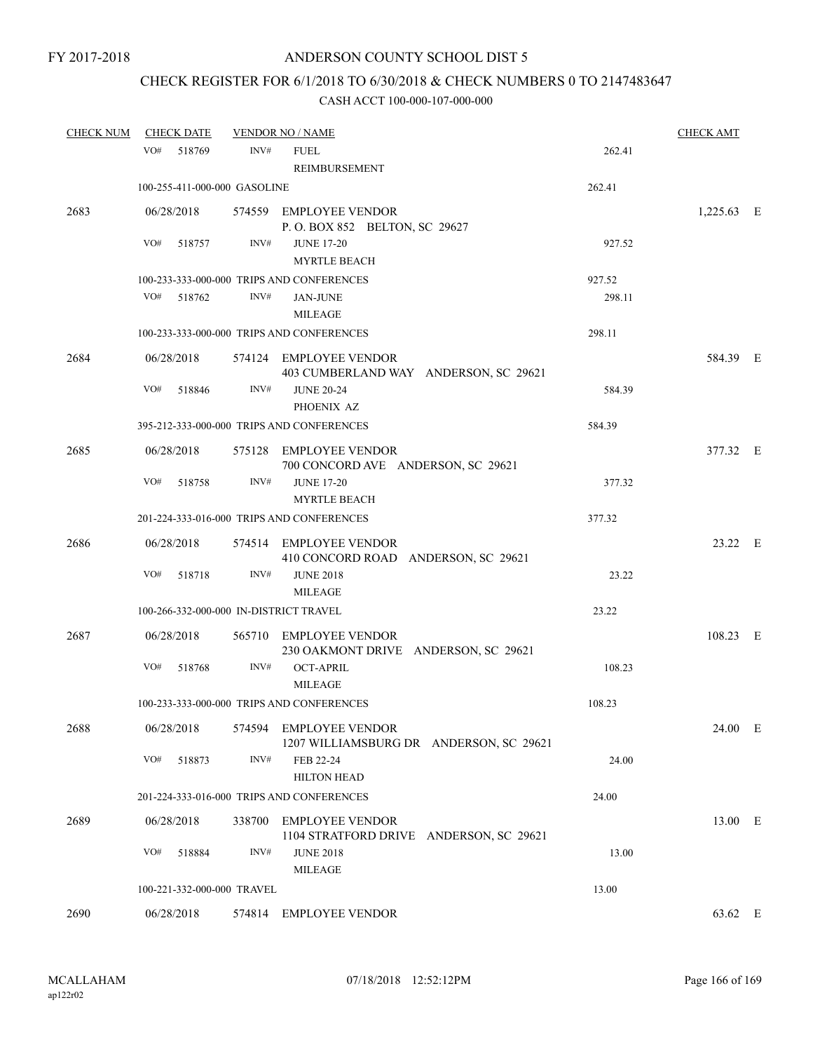FY 2017-2018

# ANDERSON COUNTY SCHOOL DIST 5

## CHECK REGISTER FOR 6/1/2018 TO 6/30/2018 & CHECK NUMBERS 0 TO 2147483647

### CASH ACCT 100-000-107-000-000

| CHECK NUM | CHECK DATE | VENDOR NO / NAME | | CHECK AMT |
|---|---|---|---|---|
| | VO# 518769 | INV# FUEL REIMBURSEMENT | 262.41 | |
| | 100-255-411-000-000 GASOLINE | | 262.41 | |
| 2683 | 06/28/2018 | 574559 EMPLOYEE VENDOR P. O. BOX 852 BELTON, SC 29627 | | 1,225.63 E |
| | VO# 518757 | INV# JUNE 17-20 MYRTLE BEACH | 927.52 | |
| | 100-233-333-000-000 TRIPS AND CONFERENCES | | 927.52 | |
| | VO# 518762 | INV# JAN-JUNE MILEAGE | 298.11 | |
| | 100-233-333-000-000 TRIPS AND CONFERENCES | | 298.11 | |
| 2684 | 06/28/2018 | 574124 EMPLOYEE VENDOR 403 CUMBERLAND WAY ANDERSON, SC 29621 | | 584.39 E |
| | VO# 518846 | INV# JUNE 20-24 PHOENIX AZ | 584.39 | |
| | 395-212-333-000-000 TRIPS AND CONFERENCES | | 584.39 | |
| 2685 | 06/28/2018 | 575128 EMPLOYEE VENDOR 700 CONCORD AVE ANDERSON, SC 29621 | | 377.32 E |
| | VO# 518758 | INV# JUNE 17-20 MYRTLE BEACH | 377.32 | |
| | 201-224-333-016-000 TRIPS AND CONFERENCES | | 377.32 | |
| 2686 | 06/28/2018 | 574514 EMPLOYEE VENDOR 410 CONCORD ROAD ANDERSON, SC 29621 | | 23.22 E |
| | VO# 518718 | INV# JUNE 2018 MILEAGE | 23.22 | |
| | 100-266-332-000-000 IN-DISTRICT TRAVEL | | 23.22 | |
| 2687 | 06/28/2018 | 565710 EMPLOYEE VENDOR 230 OAKMONT DRIVE ANDERSON, SC 29621 | | 108.23 E |
| | VO# 518768 | INV# OCT-APRIL MILEAGE | 108.23 | |
| | 100-233-333-000-000 TRIPS AND CONFERENCES | | 108.23 | |
| 2688 | 06/28/2018 | 574594 EMPLOYEE VENDOR 1207 WILLIAMSBURG DR ANDERSON, SC 29621 | | 24.00 E |
| | VO# 518873 | INV# FEB 22-24 HILTON HEAD | 24.00 | |
| | 201-224-333-016-000 TRIPS AND CONFERENCES | | 24.00 | |
| 2689 | 06/28/2018 | 338700 EMPLOYEE VENDOR 1104 STRATFORD DRIVE ANDERSON, SC 29621 | | 13.00 E |
| | VO# 518884 | INV# JUNE 2018 MILEAGE | 13.00 | |
| | 100-221-332-000-000 TRAVEL | | 13.00 | |
| 2690 | 06/28/2018 | 574814 EMPLOYEE VENDOR | | 63.62 E |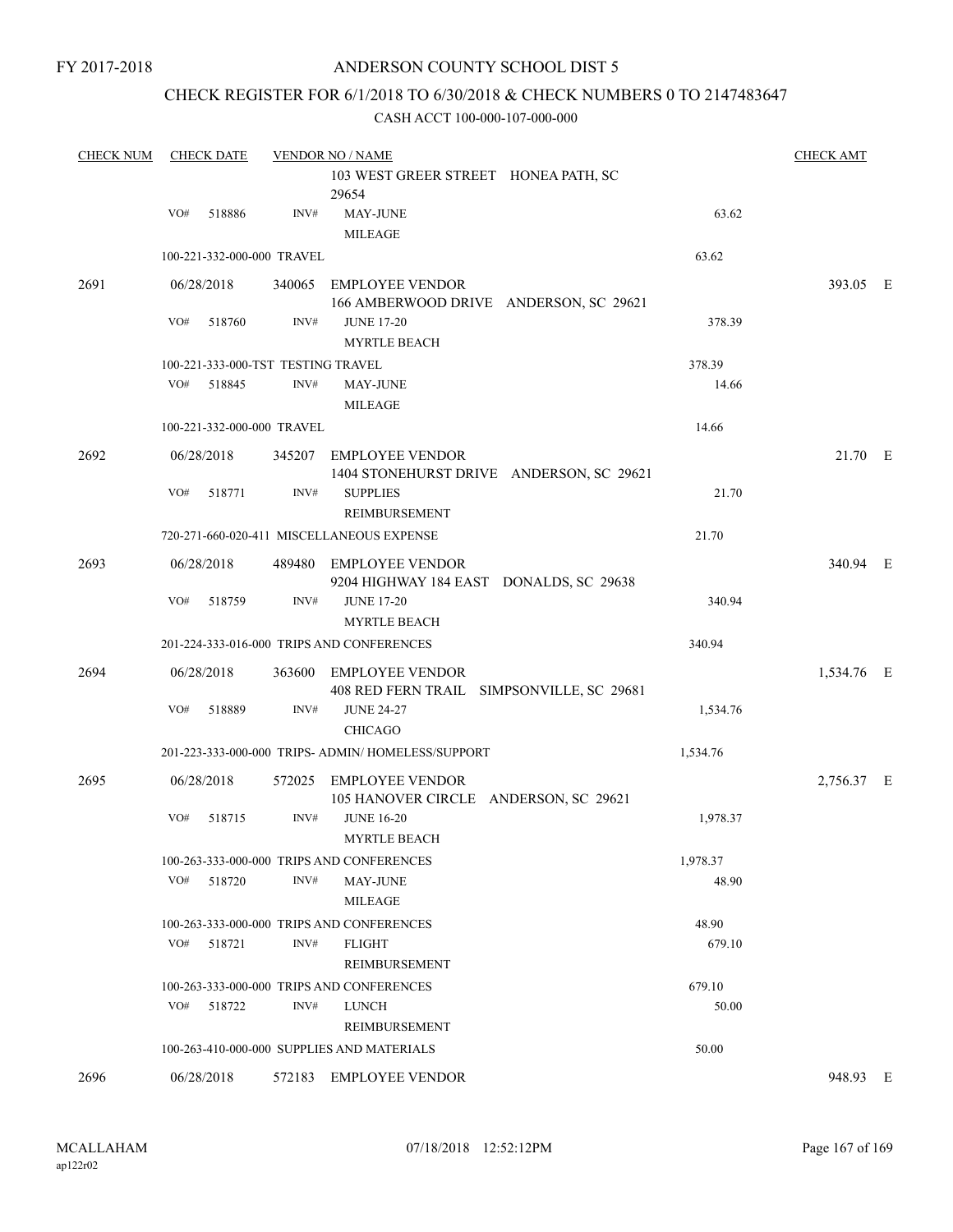FY 2017-2018

# ANDERSON COUNTY SCHOOL DIST 5

## CHECK REGISTER FOR 6/1/2018 TO 6/30/2018 & CHECK NUMBERS 0 TO 2147483647

CASH ACCT 100-000-107-000-000

| CHECK NUM | CHECK DATE | VENDOR NO / NAME | | CHECK AMT | |
|---|---|---|---|---|---|
| | | 103 WEST GREER STREET HONEA PATH, SC 29654 | | | |
| | VO# 518886 | INV# MAY-JUNE MILEAGE | 63.62 | | |
| | 100-221-332-000-000 TRAVEL | | 63.62 | | |
| 2691 | 06/28/2018 | 340065 EMPLOYEE VENDOR 166 AMBERWOOD DRIVE ANDERSON, SC 29621 | | 393.05 | E |
| | VO# 518760 | INV# JUNE 17-20 MYRTLE BEACH | 378.39 | | |
| | 100-221-333-000-TST TESTING TRAVEL | | 378.39 | | |
| | VO# 518845 | INV# MAY-JUNE MILEAGE | 14.66 | | |
| | 100-221-332-000-000 TRAVEL | | 14.66 | | |
| 2692 | 06/28/2018 | 345207 EMPLOYEE VENDOR 1404 STONEHURST DRIVE ANDERSON, SC 29621 | | 21.70 | E |
| | VO# 518771 | INV# SUPPLIES REIMBURSEMENT | 21.70 | | |
| | 720-271-660-020-411 MISCELLANEOUS EXPENSE | | 21.70 | | |
| 2693 | 06/28/2018 | 489480 EMPLOYEE VENDOR 9204 HIGHWAY 184 EAST DONALDS, SC 29638 | | 340.94 | E |
| | VO# 518759 | INV# JUNE 17-20 MYRTLE BEACH | 340.94 | | |
| | 201-224-333-016-000 TRIPS AND CONFERENCES | | 340.94 | | |
| 2694 | 06/28/2018 | 363600 EMPLOYEE VENDOR 408 RED FERN TRAIL SIMPSONVILLE, SC 29681 | | 1,534.76 | E |
| | VO# 518889 | INV# JUNE 24-27 CHICAGO | 1,534.76 | | |
| | 201-223-333-000-000 TRIPS- ADMIN/ HOMELESS/SUPPORT | | 1,534.76 | | |
| 2695 | 06/28/2018 | 572025 EMPLOYEE VENDOR 105 HANOVER CIRCLE ANDERSON, SC 29621 | | 2,756.37 | E |
| | VO# 518715 | INV# JUNE 16-20 MYRTLE BEACH | 1,978.37 | | |
| | 100-263-333-000-000 TRIPS AND CONFERENCES | | 1,978.37 | | |
| | VO# 518720 | INV# MAY-JUNE MILEAGE | 48.90 | | |
| | 100-263-333-000-000 TRIPS AND CONFERENCES | | 48.90 | | |
| | VO# 518721 | INV# FLIGHT REIMBURSEMENT | 679.10 | | |
| | 100-263-333-000-000 TRIPS AND CONFERENCES | | 679.10 | | |
| | VO# 518722 | INV# LUNCH REIMBURSEMENT | 50.00 | | |
| | 100-263-410-000-000 SUPPLIES AND MATERIALS | | 50.00 | | |
| 2696 | 06/28/2018 | 572183 EMPLOYEE VENDOR | | 948.93 | E |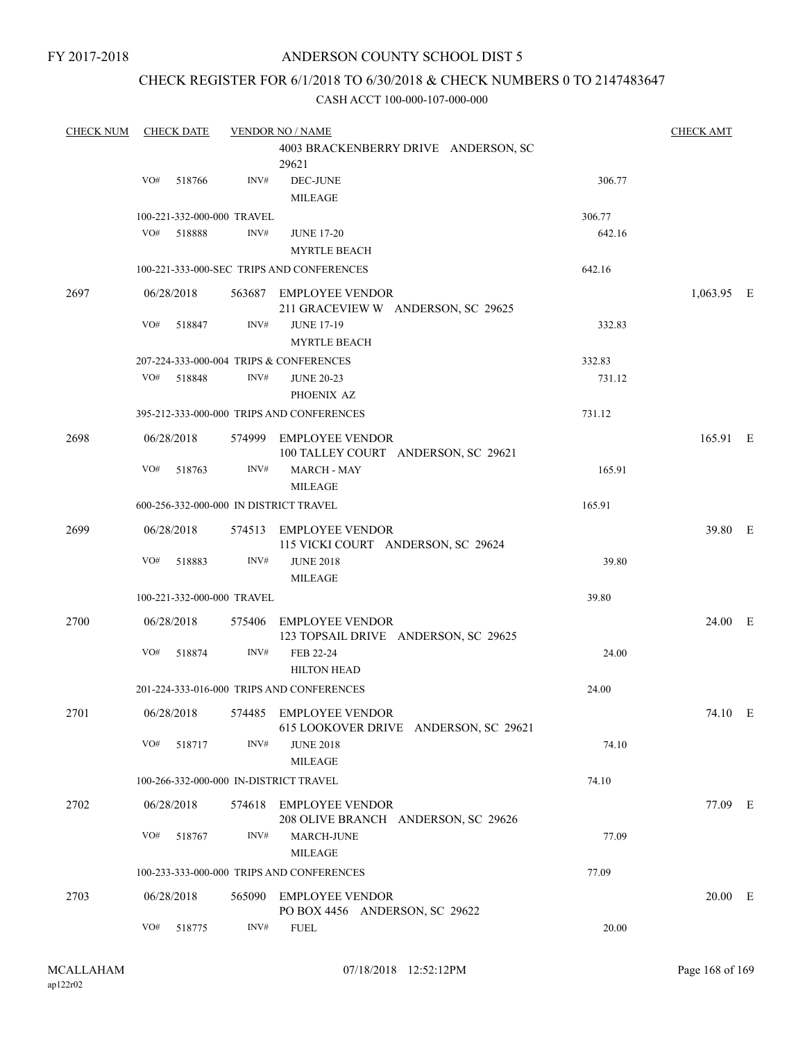FY 2017-2018

# ANDERSON COUNTY SCHOOL DIST 5

## CHECK REGISTER FOR 6/1/2018 TO 6/30/2018 & CHECK NUMBERS 0 TO 2147483647

### CASH ACCT 100-000-107-000-000

| CHECK NUM | CHECK DATE | VENDOR NO / NAME | | CHECK AMT |
|---|---|---|---|---|
| | | 4003 BRACKENBERRY DRIVE ANDERSON, SC 29621 | | |
| | VO# 518766 | INV# DEC-JUNE MILEAGE | 306.77 | |
| | 100-221-332-000-000 TRAVEL | | 306.77 | |
| | VO# 518888 | INV# JUNE 17-20 MYRTLE BEACH | 642.16 | |
| | 100-221-333-000-SEC TRIPS AND CONFERENCES | | 642.16 | |
| 2697 | 06/28/2018 | 563687 EMPLOYEE VENDOR 211 GRACEVIEW W ANDERSON, SC 29625 | | 1,063.95 E |
| | VO# 518847 | INV# JUNE 17-19 MYRTLE BEACH | 332.83 | |
| | 207-224-333-000-004 TRIPS & CONFERENCES | | 332.83 | |
| | VO# 518848 | INV# JUNE 20-23 PHOENIX AZ | 731.12 | |
| | 395-212-333-000-000 TRIPS AND CONFERENCES | | 731.12 | |
| 2698 | 06/28/2018 | 574999 EMPLOYEE VENDOR 100 TALLEY COURT ANDERSON, SC 29621 | | 165.91 E |
| | VO# 518763 | INV# MARCH - MAY MILEAGE | 165.91 | |
| | 600-256-332-000-000 IN DISTRICT TRAVEL | | 165.91 | |
| 2699 | 06/28/2018 | 574513 EMPLOYEE VENDOR 115 VICKI COURT ANDERSON, SC 29624 | | 39.80 E |
| | VO# 518883 | INV# JUNE 2018 MILEAGE | 39.80 | |
| | 100-221-332-000-000 TRAVEL | | 39.80 | |
| 2700 | 06/28/2018 | 575406 EMPLOYEE VENDOR 123 TOPSAIL DRIVE ANDERSON, SC 29625 | | 24.00 E |
| | VO# 518874 | INV# FEB 22-24 HILTON HEAD | 24.00 | |
| | 201-224-333-016-000 TRIPS AND CONFERENCES | | 24.00 | |
| 2701 | 06/28/2018 | 574485 EMPLOYEE VENDOR 615 LOOKOVER DRIVE ANDERSON, SC 29621 | | 74.10 E |
| | VO# 518717 | INV# JUNE 2018 MILEAGE | 74.10 | |
| | 100-266-332-000-000 IN-DISTRICT TRAVEL | | 74.10 | |
| 2702 | 06/28/2018 | 574618 EMPLOYEE VENDOR 208 OLIVE BRANCH ANDERSON, SC 29626 | | 77.09 E |
| | VO# 518767 | INV# MARCH-JUNE MILEAGE | 77.09 | |
| | 100-233-333-000-000 TRIPS AND CONFERENCES | | 77.09 | |
| 2703 | 06/28/2018 | 565090 EMPLOYEE VENDOR PO BOX 4456 ANDERSON, SC 29622 | | 20.00 E |
| | VO# 518775 | INV# FUEL | 20.00 | |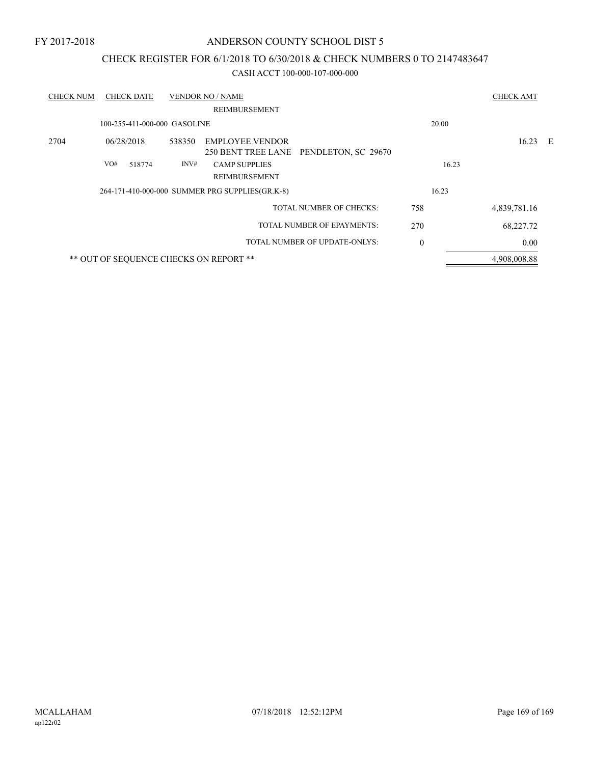FY 2017-2018

# ANDERSON COUNTY SCHOOL DIST 5

## CHECK REGISTER FOR 6/1/2018 TO 6/30/2018 & CHECK NUMBERS 0 TO 2147483647

### CASH ACCT 100-000-107-000-000

| CHECK NUM | CHECK DATE | | VENDOR NO / NAME | | | CHECK AMT | |
|---|---|---|---|---|---|---|---|
| | | | REIMBURSEMENT | | | | |
| | 100-255-411-000-000 GASOLINE | | | | 20.00 | | |
| 2704 | 06/28/2018 | 538350 | EMPLOYEE VENDOR<br>250 BENT TREE LANE PENDLETON, SC 29670 | | | 16.23 | E |
| | VO# 518774 | INV# | CAMP SUPPLIES<br>REIMBURSEMENT | | 16.23 | | |
| | 264-171-410-000-000 SUMMER PRG SUPPLIES(GR.K-8) | | | | 16.23 | | |
| | | | TOTAL NUMBER OF CHECKS: | 758 | | 4,839,781.16 | |
| | | | TOTAL NUMBER OF EPAYMENTS: | 270 | | 68,227.72 | |
| | | | TOTAL NUMBER OF UPDATE-ONLYS: | 0 | | 0.00 | |
| ** OUT OF SEQUENCE CHECKS ON REPORT ** | | | | | | 4,908,008.88 | |

MCALLAHAM
ap122r02

07/18/2018 12:52:12PM